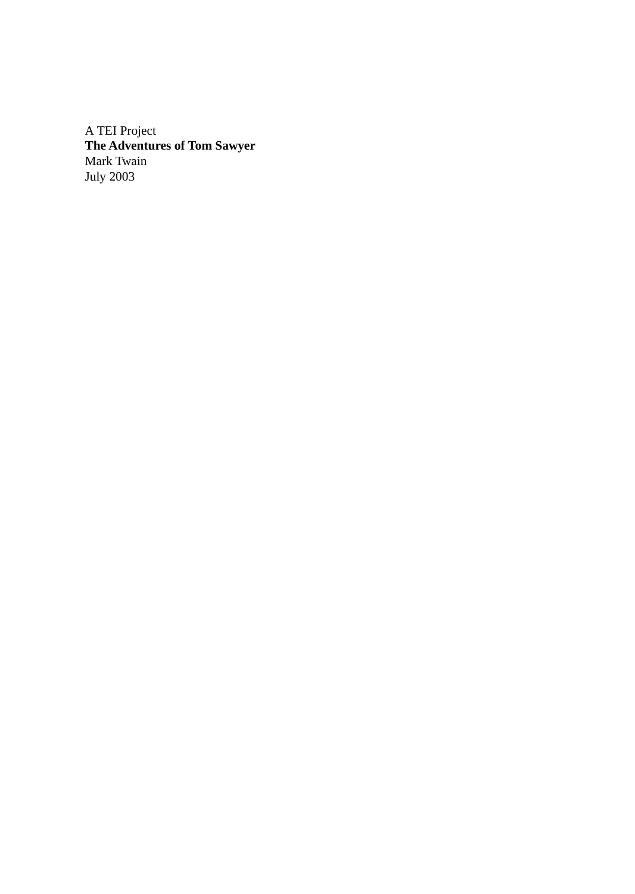A TEI Project

**The Adventures of Tom Sawyer**

Mark Twain

July 2003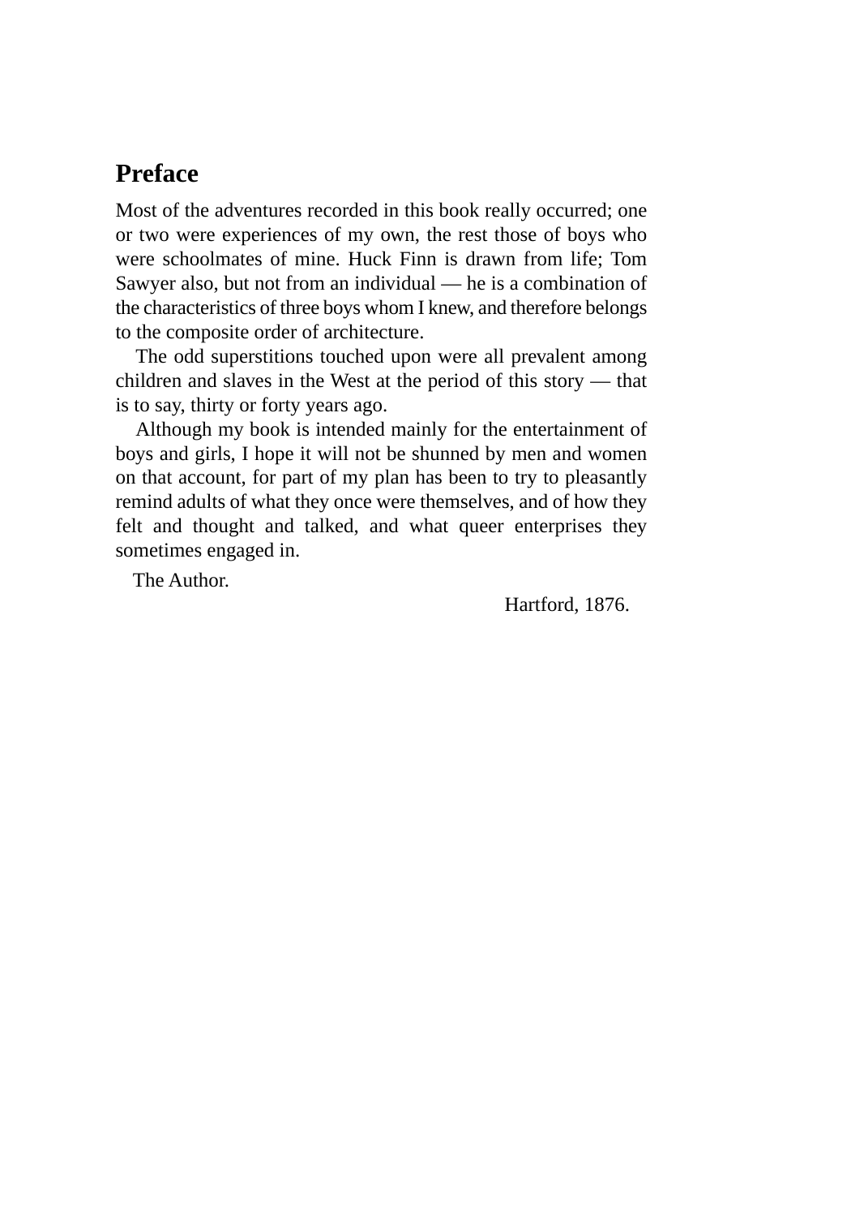# Preface

Most of the adventures recorded in this book really occurred; one or two were experiences of my own, the rest those of boys who were schoolmates of mine. Huck Finn is drawn from life; Tom Sawyer also, but not from an individual — he is a combination of the characteristics of three boys whom I knew, and therefore belongs to the composite order of architecture.

The odd superstitions touched upon were all prevalent among children and slaves in the West at the period of this story — that is to say, thirty or forty years ago.

Although my book is intended mainly for the entertainment of boys and girls, I hope it will not be shunned by men and women on that account, for part of my plan has been to try to pleasantly remind adults of what they once were themselves, and of how they felt and thought and talked, and what queer enterprises they sometimes engaged in.

The Author.

Hartford, 1876.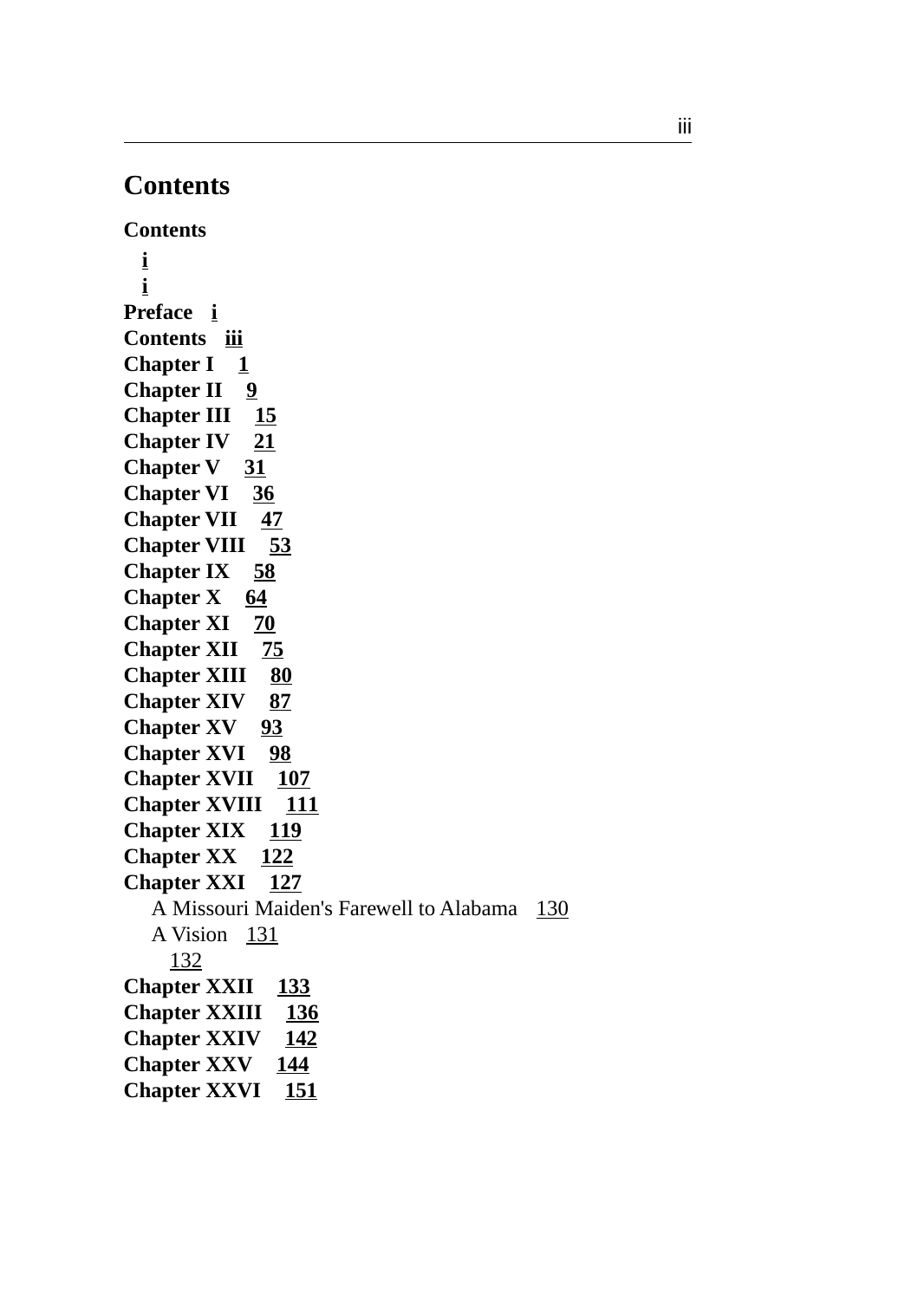# Contents

**Contents**

**i**

**i**

**Preface i**
**Contents iii**
**Chapter I 1**
**Chapter II 9**
**Chapter III 15**
**Chapter IV 21**
**Chapter V 31**
**Chapter VI 36**
**Chapter VII 47**
**Chapter VIII 53**
**Chapter IX 58**
**Chapter X 64**
**Chapter XI 70**
**Chapter XII 75**
**Chapter XIII 80**
**Chapter XIV 87**
**Chapter XV 93**
**Chapter XVI 98**
**Chapter XVII 107**
**Chapter XVIII 111**
**Chapter XIX 119**
**Chapter XX 122**
**Chapter XXI 127**
A Missouri Maiden's Farewell to Alabama 130
A Vision 131
132
**Chapter XXII 133**
**Chapter XXIII 136**
**Chapter XXIV 142**
**Chapter XXV 144**
**Chapter XXVI 151**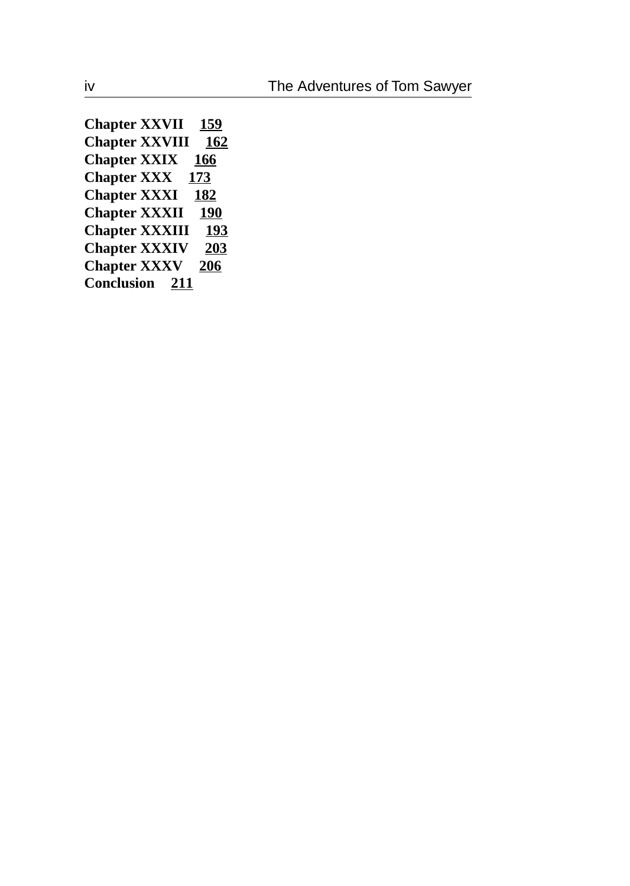**Chapter XXVII** **159**
**Chapter XXVIII** **162**
**Chapter XXIX** **166**
**Chapter XXX** **173**
**Chapter XXXI** **182**
**Chapter XXXII** **190**
**Chapter XXXIII** **193**
**Chapter XXXIV** **203**
**Chapter XXXV** **206**
**Conclusion** **211**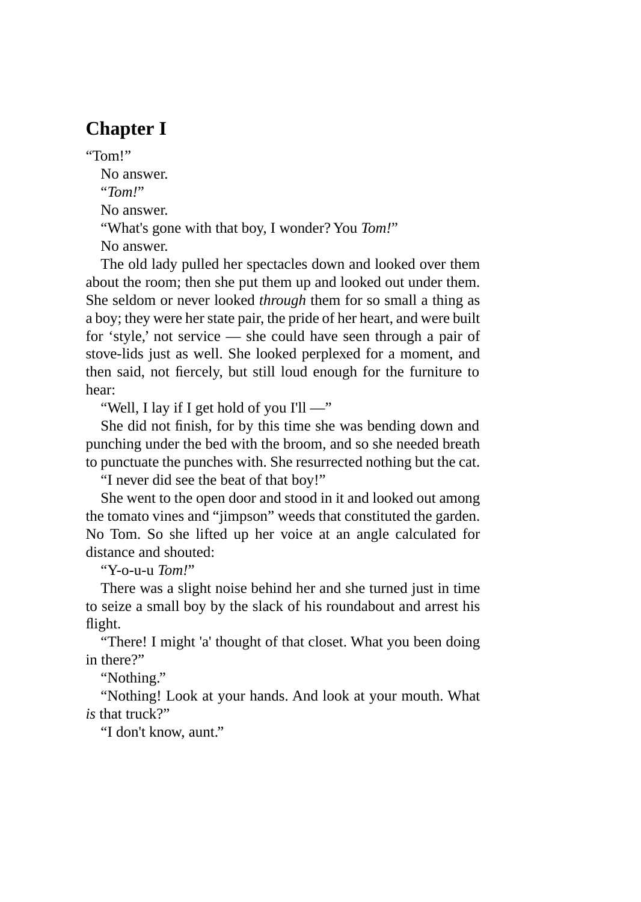## Chapter I

“Tom!”

No answer.

“*Tom!*”

No answer.

“What's gone with that boy, I wonder? You *Tom!*”

No answer.

The old lady pulled her spectacles down and looked over them about the room; then she put them up and looked out under them. She seldom or never looked *through* them for so small a thing as a boy; they were her state pair, the pride of her heart, and were built for ‘style,’ not service — she could have seen through a pair of stove-lids just as well. She looked perplexed for a moment, and then said, not fiercely, but still loud enough for the furniture to hear:

“Well, I lay if I get hold of you I'll —”

She did not finish, for by this time she was bending down and punching under the bed with the broom, and so she needed breath to punctuate the punches with. She resurrected nothing but the cat.

“I never did see the beat of that boy!”

She went to the open door and stood in it and looked out among the tomato vines and “jimpson” weeds that constituted the garden. No Tom. So she lifted up her voice at an angle calculated for distance and shouted:

“Y-o-u-u *Tom!*”

There was a slight noise behind her and she turned just in time to seize a small boy by the slack of his roundabout and arrest his flight.

“There! I might 'a' thought of that closet. What you been doing in there?”

“Nothing.”

“Nothing! Look at your hands. And look at your mouth. What *is* that truck?”

“I don't know, aunt.”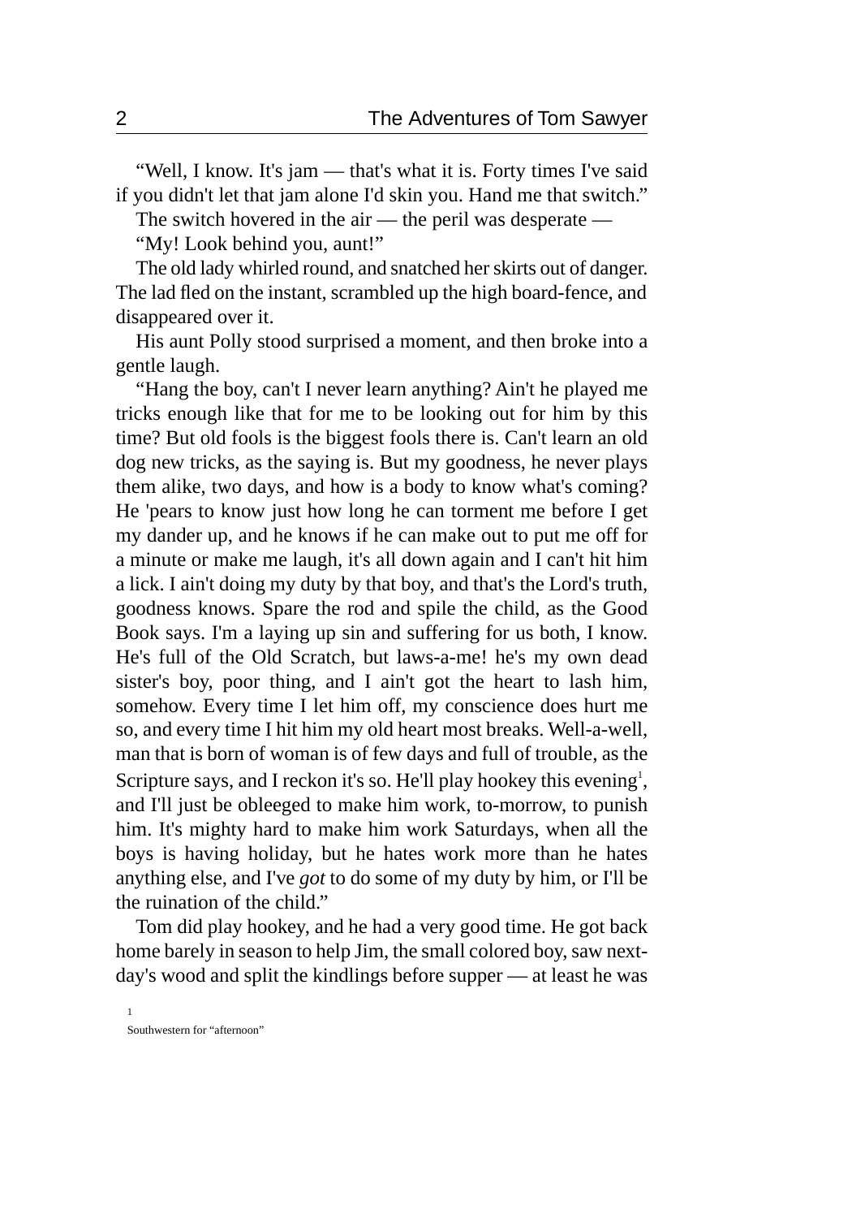"Well, I know. It's jam — that's what it is. Forty times I've said if you didn't let that jam alone I'd skin you. Hand me that switch."

The switch hovered in the air — the peril was desperate —

"My! Look behind you, aunt!"

The old lady whirled round, and snatched her skirts out of danger. The lad fled on the instant, scrambled up the high board-fence, and disappeared over it.

His aunt Polly stood surprised a moment, and then broke into a gentle laugh.

"Hang the boy, can't I never learn anything? Ain't he played me tricks enough like that for me to be looking out for him by this time? But old fools is the biggest fools there is. Can't learn an old dog new tricks, as the saying is. But my goodness, he never plays them alike, two days, and how is a body to know what's coming? He 'pears to know just how long he can torment me before I get my dander up, and he knows if he can make out to put me off for a minute or make me laugh, it's all down again and I can't hit him a lick. I ain't doing my duty by that boy, and that's the Lord's truth, goodness knows. Spare the rod and spile the child, as the Good Book says. I'm a laying up sin and suffering for us both, I know. He's full of the Old Scratch, but laws-a-me! he's my own dead sister's boy, poor thing, and I ain't got the heart to lash him, somehow. Every time I let him off, my conscience does hurt me so, and every time I hit him my old heart most breaks. Well-a-well, man that is born of woman is of few days and full of trouble, as the Scripture says, and I reckon it's so. He'll play hookey this evening[1], and I'll just be obleeged to make him work, to-morrow, to punish him. It's mighty hard to make him work Saturdays, when all the boys is having holiday, but he hates work more than he hates anything else, and I've *got* to do some of my duty by him, or I'll be the ruination of the child."

Tom did play hookey, and he had a very good time. He got back home barely in season to help Jim, the small colored boy, saw next-day's wood and split the kindlings before supper — at least he was

[1] Southwestern for "afternoon"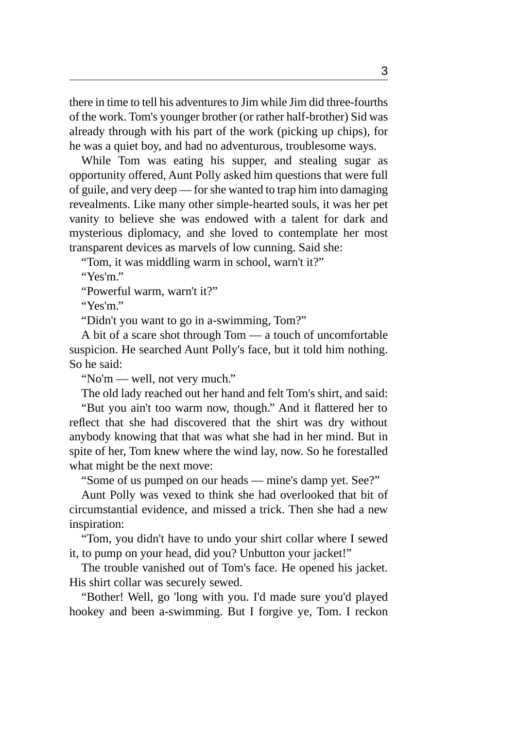there in time to tell his adventures to Jim while Jim did three-fourths of the work. Tom's younger brother (or rather half-brother) Sid was already through with his part of the work (picking up chips), for he was a quiet boy, and had no adventurous, troublesome ways.

While Tom was eating his supper, and stealing sugar as opportunity offered, Aunt Polly asked him questions that were full of guile, and very deep — for she wanted to trap him into damaging revealments. Like many other simple-hearted souls, it was her pet vanity to believe she was endowed with a talent for dark and mysterious diplomacy, and she loved to contemplate her most transparent devices as marvels of low cunning. Said she:

"Tom, it was middling warm in school, warn't it?"

"Yes'm."

"Powerful warm, warn't it?"

"Yes'm."

"Didn't you want to go in a-swimming, Tom?"

A bit of a scare shot through Tom — a touch of uncomfortable suspicion. He searched Aunt Polly's face, but it told him nothing. So he said:

"No'm — well, not very much."

The old lady reached out her hand and felt Tom's shirt, and said:

"But you ain't too warm now, though." And it flattered her to reflect that she had discovered that the shirt was dry without anybody knowing that that was what she had in her mind. But in spite of her, Tom knew where the wind lay, now. So he forestalled what might be the next move:

"Some of us pumped on our heads — mine's damp yet. See?"

Aunt Polly was vexed to think she had overlooked that bit of circumstantial evidence, and missed a trick. Then she had a new inspiration:

"Tom, you didn't have to undo your shirt collar where I sewed it, to pump on your head, did you? Unbutton your jacket!"

The trouble vanished out of Tom's face. He opened his jacket. His shirt collar was securely sewed.

"Bother! Well, go 'long with you. I'd made sure you'd played hookey and been a-swimming. But I forgive ye, Tom. I reckon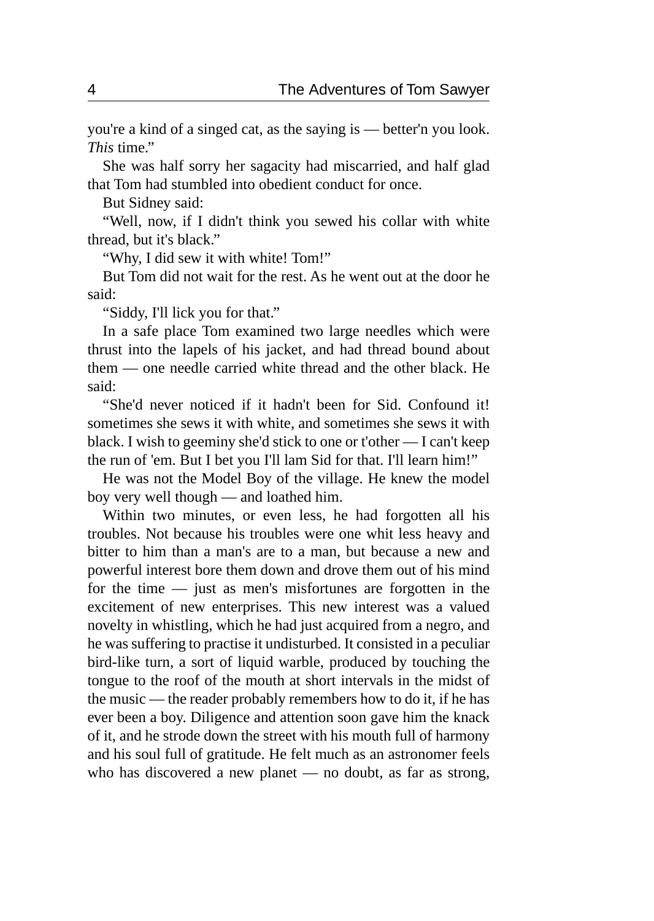you're a kind of a singed cat, as the saying is — better'n you look. *This* time."

She was half sorry her sagacity had miscarried, and half glad that Tom had stumbled into obedient conduct for once.

But Sidney said:

"Well, now, if I didn't think you sewed his collar with white thread, but it's black."

"Why, I did sew it with white! Tom!"

But Tom did not wait for the rest. As he went out at the door he said:

"Siddy, I'll lick you for that."

In a safe place Tom examined two large needles which were thrust into the lapels of his jacket, and had thread bound about them — one needle carried white thread and the other black. He said:

"She'd never noticed if it hadn't been for Sid. Confound it! sometimes she sews it with white, and sometimes she sews it with black. I wish to geeminy she'd stick to one or t'other — I can't keep the run of 'em. But I bet you I'll lam Sid for that. I'll learn him!"

He was not the Model Boy of the village. He knew the model boy very well though — and loathed him.

Within two minutes, or even less, he had forgotten all his troubles. Not because his troubles were one whit less heavy and bitter to him than a man's are to a man, but because a new and powerful interest bore them down and drove them out of his mind for the time — just as men's misfortunes are forgotten in the excitement of new enterprises. This new interest was a valued novelty in whistling, which he had just acquired from a negro, and he was suffering to practise it undisturbed. It consisted in a peculiar bird-like turn, a sort of liquid warble, produced by touching the tongue to the roof of the mouth at short intervals in the midst of the music — the reader probably remembers how to do it, if he has ever been a boy. Diligence and attention soon gave him the knack of it, and he strode down the street with his mouth full of harmony and his soul full of gratitude. He felt much as an astronomer feels who has discovered a new planet — no doubt, as far as strong,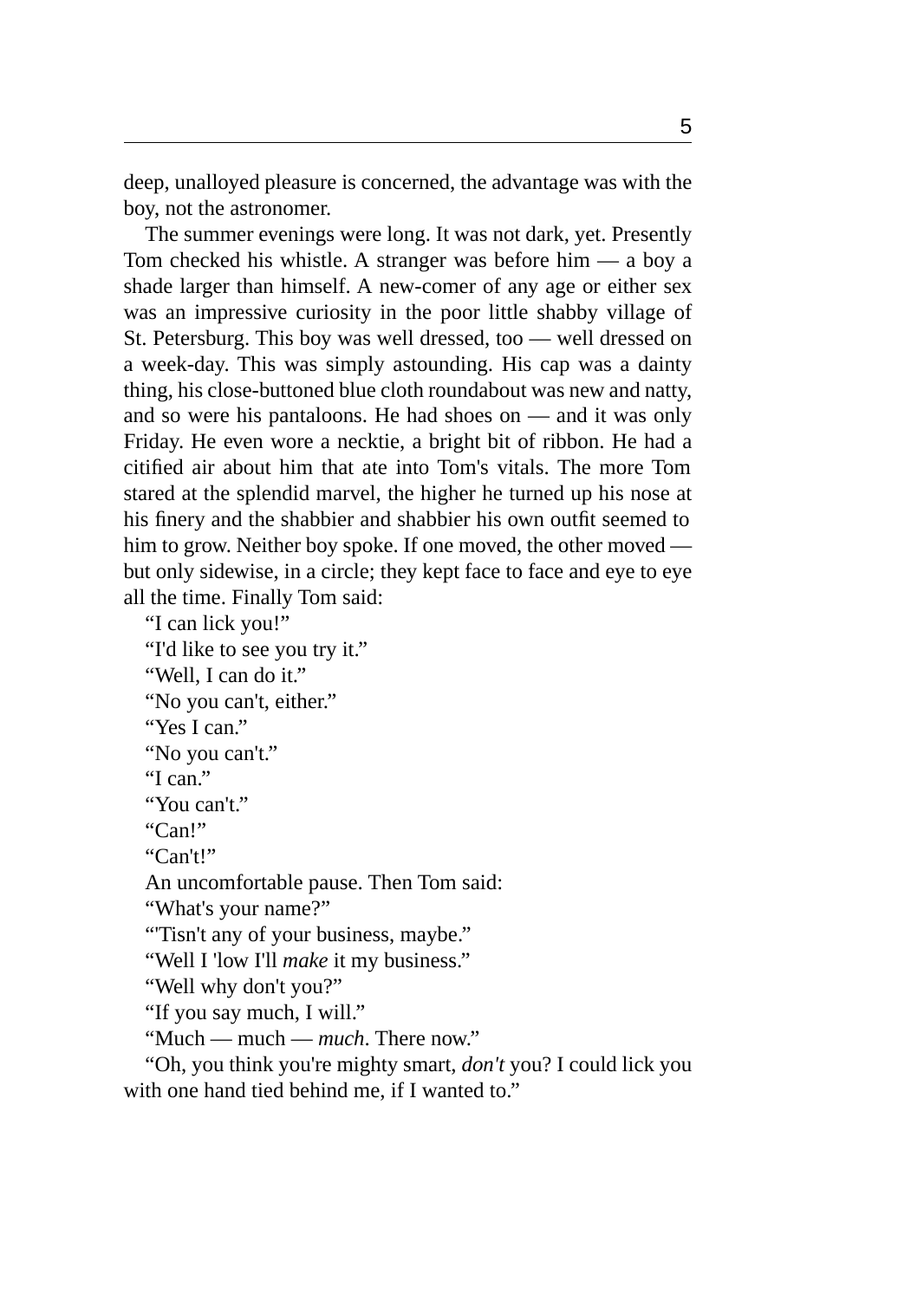deep, unalloyed pleasure is concerned, the advantage was with the boy, not the astronomer.

The summer evenings were long. It was not dark, yet. Presently Tom checked his whistle. A stranger was before him — a boy a shade larger than himself. A new-comer of any age or either sex was an impressive curiosity in the poor little shabby village of St. Petersburg. This boy was well dressed, too — well dressed on a week-day. This was simply astounding. His cap was a dainty thing, his close-buttoned blue cloth roundabout was new and natty, and so were his pantaloons. He had shoes on — and it was only Friday. He even wore a necktie, a bright bit of ribbon. He had a citified air about him that ate into Tom's vitals. The more Tom stared at the splendid marvel, the higher he turned up his nose at his finery and the shabbier and shabbier his own outfit seemed to him to grow. Neither boy spoke. If one moved, the other moved — but only sidewise, in a circle; they kept face to face and eye to eye all the time. Finally Tom said:

"I can lick you!"

"I'd like to see you try it."

"Well, I can do it."

"No you can't, either."

"Yes I can."

"No you can't."

"I can."

"You can't."

"Can!"

"Can't!"

An uncomfortable pause. Then Tom said:

"What's your name?"

"'Tisn't any of your business, maybe."

"Well I 'low I'll *make* it my business."

"Well why don't you?"

"If you say much, I will."

"Much — much — *much*. There now."

"Oh, you think you're mighty smart, *don't* you? I could lick you with one hand tied behind me, if I wanted to."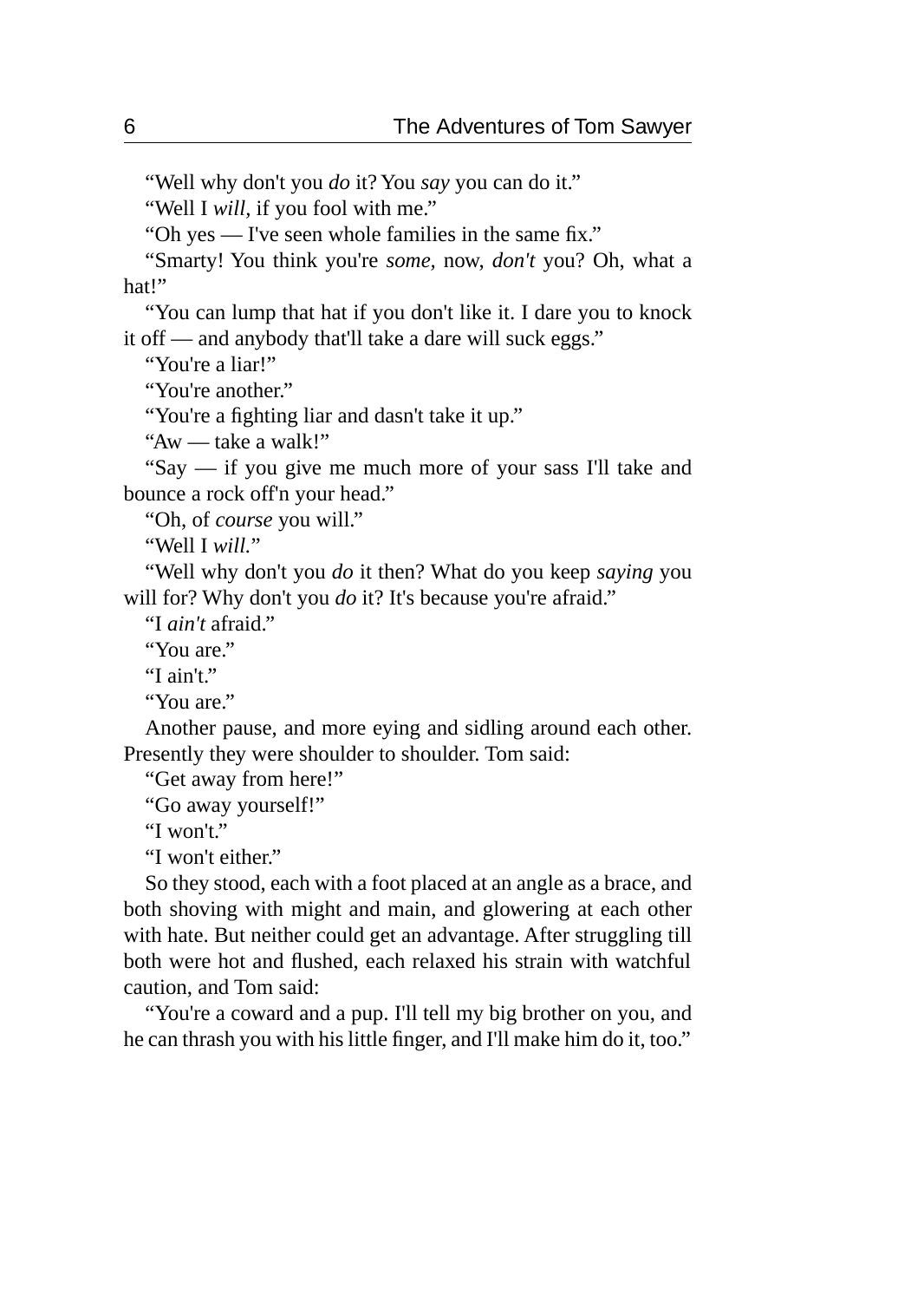"Well why don't you *do* it? You *say* you can do it."

"Well I *will,* if you fool with me."

"Oh yes — I've seen whole families in the same fix."

"Smarty! You think you're *some,* now, *don't* you? Oh, what a hat!"

"You can lump that hat if you don't like it. I dare you to knock it off — and anybody that'll take a dare will suck eggs."

"You're a liar!"

"You're another."

"You're a fighting liar and dasn't take it up."

"Aw — take a walk!"

"Say — if you give me much more of your sass I'll take and bounce a rock off'n your head."

"Oh, of *course* you will."

"Well I *will.*"

"Well why don't you *do* it then? What do you keep *saying* you will for? Why don't you *do* it? It's because you're afraid."

"I *ain't* afraid."

"You are."

"I ain't."

"You are."

Another pause, and more eying and sidling around each other. Presently they were shoulder to shoulder. Tom said:

"Get away from here!"

"Go away yourself!"

"I won't."

"I won't either."

So they stood, each with a foot placed at an angle as a brace, and both shoving with might and main, and glowering at each other with hate. But neither could get an advantage. After struggling till both were hot and flushed, each relaxed his strain with watchful caution, and Tom said:

"You're a coward and a pup. I'll tell my big brother on you, and he can thrash you with his little finger, and I'll make him do it, too."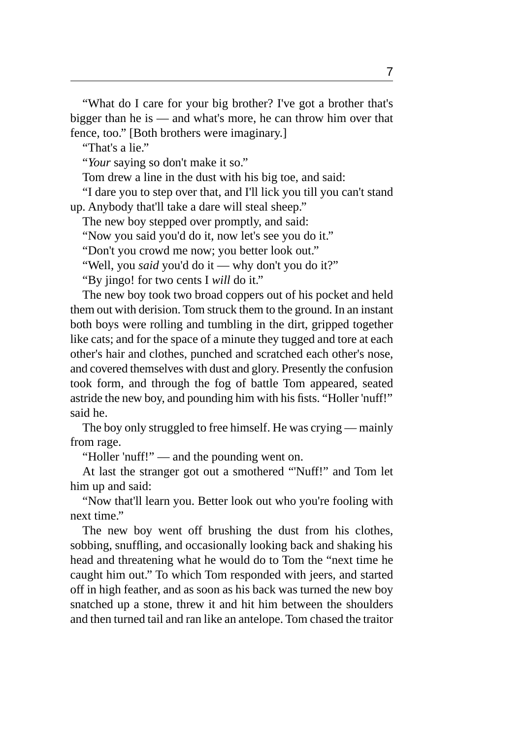"What do I care for your big brother? I've got a brother that's bigger than he is — and what's more, he can throw him over that fence, too." [Both brothers were imaginary.]

"That's a lie."

"*Your* saying so don't make it so."

Tom drew a line in the dust with his big toe, and said:

"I dare you to step over that, and I'll lick you till you can't stand up. Anybody that'll take a dare will steal sheep."

The new boy stepped over promptly, and said:

"Now you said you'd do it, now let's see you do it."

"Don't you crowd me now; you better look out."

"Well, you *said* you'd do it — why don't you do it?"

"By jingo! for two cents I *will* do it."

The new boy took two broad coppers out of his pocket and held them out with derision. Tom struck them to the ground. In an instant both boys were rolling and tumbling in the dirt, gripped together like cats; and for the space of a minute they tugged and tore at each other's hair and clothes, punched and scratched each other's nose, and covered themselves with dust and glory. Presently the confusion took form, and through the fog of battle Tom appeared, seated astride the new boy, and pounding him with his fists. "Holler 'nuff!" said he.

The boy only struggled to free himself. He was crying — mainly from rage.

"Holler 'nuff!" — and the pounding went on.

At last the stranger got out a smothered "'Nuff!" and Tom let him up and said:

"Now that'll learn you. Better look out who you're fooling with next time."

The new boy went off brushing the dust from his clothes, sobbing, snuffling, and occasionally looking back and shaking his head and threatening what he would do to Tom the "next time he caught him out." To which Tom responded with jeers, and started off in high feather, and as soon as his back was turned the new boy snatched up a stone, threw it and hit him between the shoulders and then turned tail and ran like an antelope. Tom chased the traitor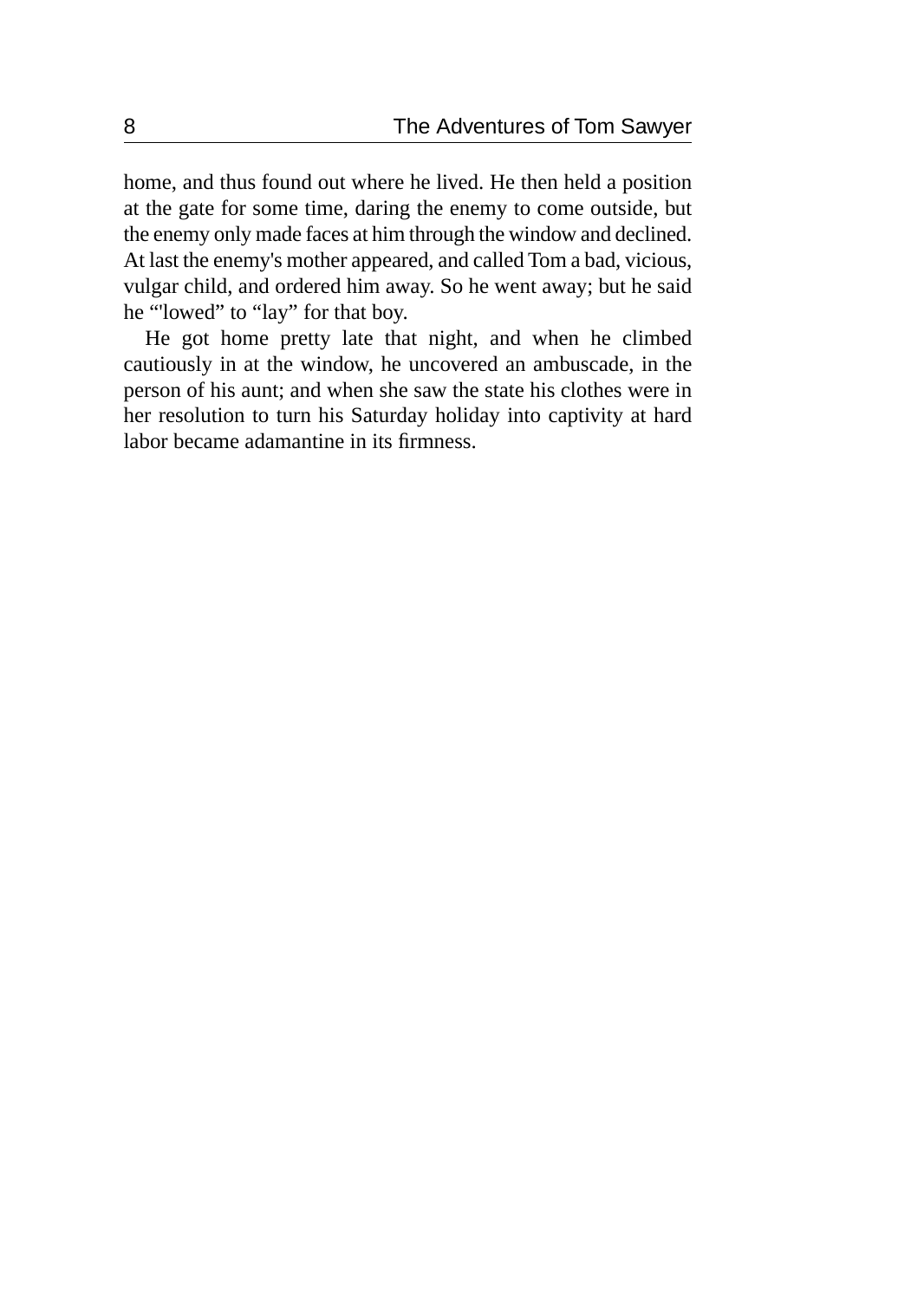home, and thus found out where he lived. He then held a position at the gate for some time, daring the enemy to come outside, but the enemy only made faces at him through the window and declined. At last the enemy's mother appeared, and called Tom a bad, vicious, vulgar child, and ordered him away. So he went away; but he said he “'lowed” to “lay” for that boy.

He got home pretty late that night, and when he climbed cautiously in at the window, he uncovered an ambuscade, in the person of his aunt; and when she saw the state his clothes were in her resolution to turn his Saturday holiday into captivity at hard labor became adamantine in its firmness.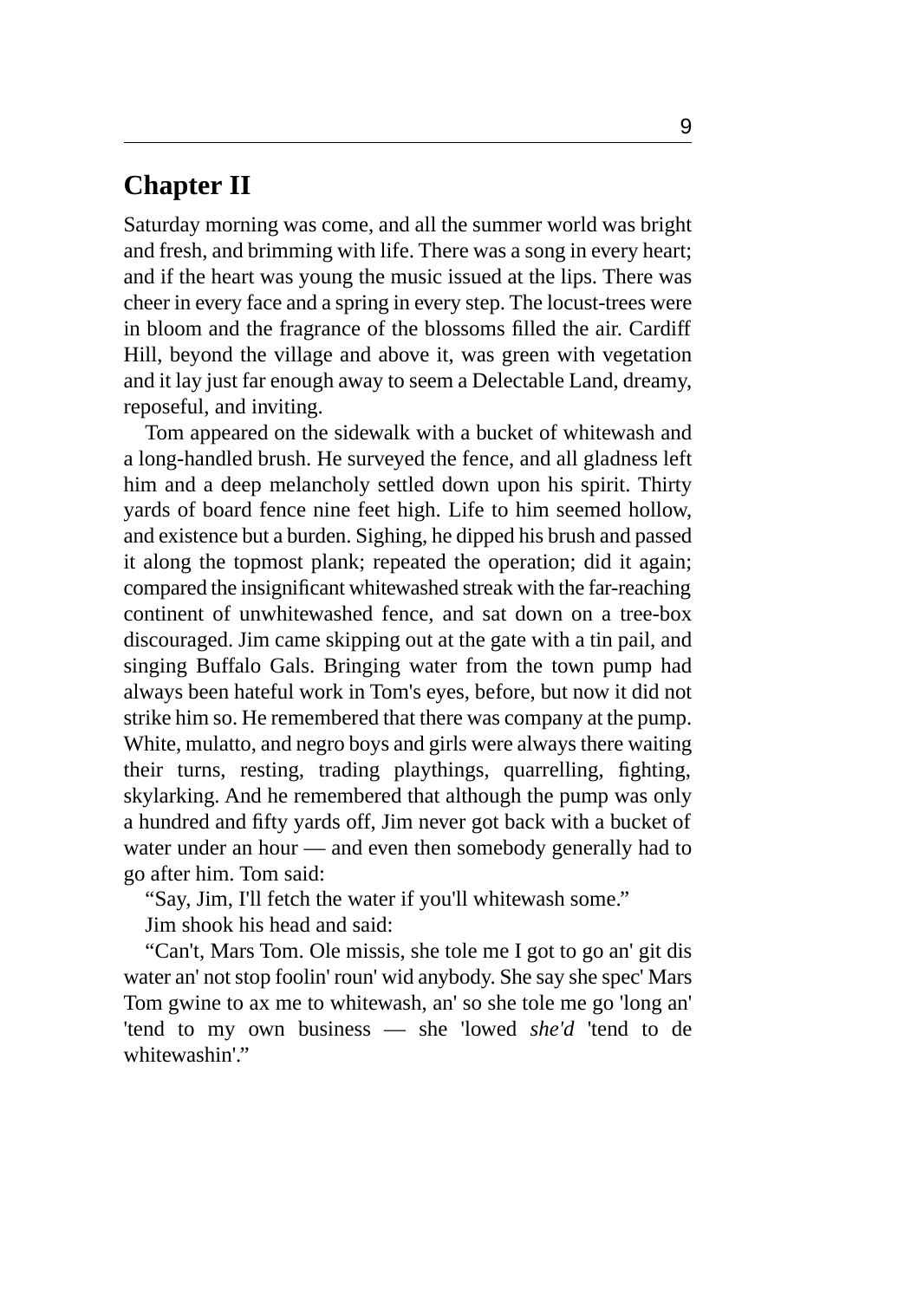## Chapter II

Saturday morning was come, and all the summer world was bright and fresh, and brimming with life. There was a song in every heart; and if the heart was young the music issued at the lips. There was cheer in every face and a spring in every step. The locust-trees were in bloom and the fragrance of the blossoms filled the air. Cardiff Hill, beyond the village and above it, was green with vegetation and it lay just far enough away to seem a Delectable Land, dreamy, reposeful, and inviting.

Tom appeared on the sidewalk with a bucket of whitewash and a long-handled brush. He surveyed the fence, and all gladness left him and a deep melancholy settled down upon his spirit. Thirty yards of board fence nine feet high. Life to him seemed hollow, and existence but a burden. Sighing, he dipped his brush and passed it along the topmost plank; repeated the operation; did it again; compared the insignificant whitewashed streak with the far-reaching continent of unwhitewashed fence, and sat down on a tree-box discouraged. Jim came skipping out at the gate with a tin pail, and singing Buffalo Gals. Bringing water from the town pump had always been hateful work in Tom's eyes, before, but now it did not strike him so. He remembered that there was company at the pump. White, mulatto, and negro boys and girls were always there waiting their turns, resting, trading playthings, quarrelling, fighting, skylarking. And he remembered that although the pump was only a hundred and fifty yards off, Jim never got back with a bucket of water under an hour — and even then somebody generally had to go after him. Tom said:

"Say, Jim, I'll fetch the water if you'll whitewash some."

Jim shook his head and said:

"Can't, Mars Tom. Ole missis, she tole me I got to go an' git dis water an' not stop foolin' roun' wid anybody. She say she spec' Mars Tom gwine to ax me to whitewash, an' so she tole me go 'long an' 'tend to my own business — she 'lowed *she'd* 'tend to de whitewashin'."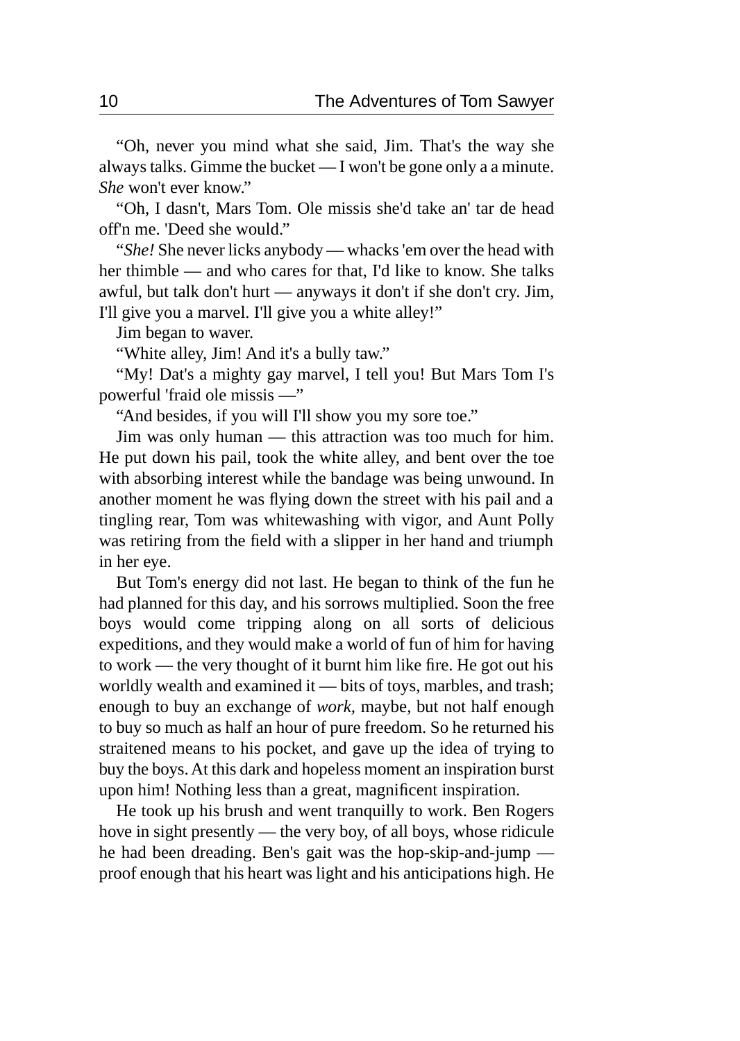"Oh, never you mind what she said, Jim. That's the way she always talks. Gimme the bucket — I won't be gone only a a minute. *She* won't ever know."

"Oh, I dasn't, Mars Tom. Ole missis she'd take an' tar de head off'n me. 'Deed she would."

"*She!* She never licks anybody — whacks 'em over the head with her thimble — and who cares for that, I'd like to know. She talks awful, but talk don't hurt — anyways it don't if she don't cry. Jim, I'll give you a marvel. I'll give you a white alley!"

Jim began to waver.

"White alley, Jim! And it's a bully taw."

"My! Dat's a mighty gay marvel, I tell you! But Mars Tom I's powerful 'fraid ole missis —"

"And besides, if you will I'll show you my sore toe."

Jim was only human — this attraction was too much for him. He put down his pail, took the white alley, and bent over the toe with absorbing interest while the bandage was being unwound. In another moment he was flying down the street with his pail and a tingling rear, Tom was whitewashing with vigor, and Aunt Polly was retiring from the field with a slipper in her hand and triumph in her eye.

But Tom's energy did not last. He began to think of the fun he had planned for this day, and his sorrows multiplied. Soon the free boys would come tripping along on all sorts of delicious expeditions, and they would make a world of fun of him for having to work — the very thought of it burnt him like fire. He got out his worldly wealth and examined it — bits of toys, marbles, and trash; enough to buy an exchange of *work*, maybe, but not half enough to buy so much as half an hour of pure freedom. So he returned his straitened means to his pocket, and gave up the idea of trying to buy the boys. At this dark and hopeless moment an inspiration burst upon him! Nothing less than a great, magnificent inspiration.

He took up his brush and went tranquilly to work. Ben Rogers hove in sight presently — the very boy, of all boys, whose ridicule he had been dreading. Ben's gait was the hop-skip-and-jump — proof enough that his heart was light and his anticipations high. He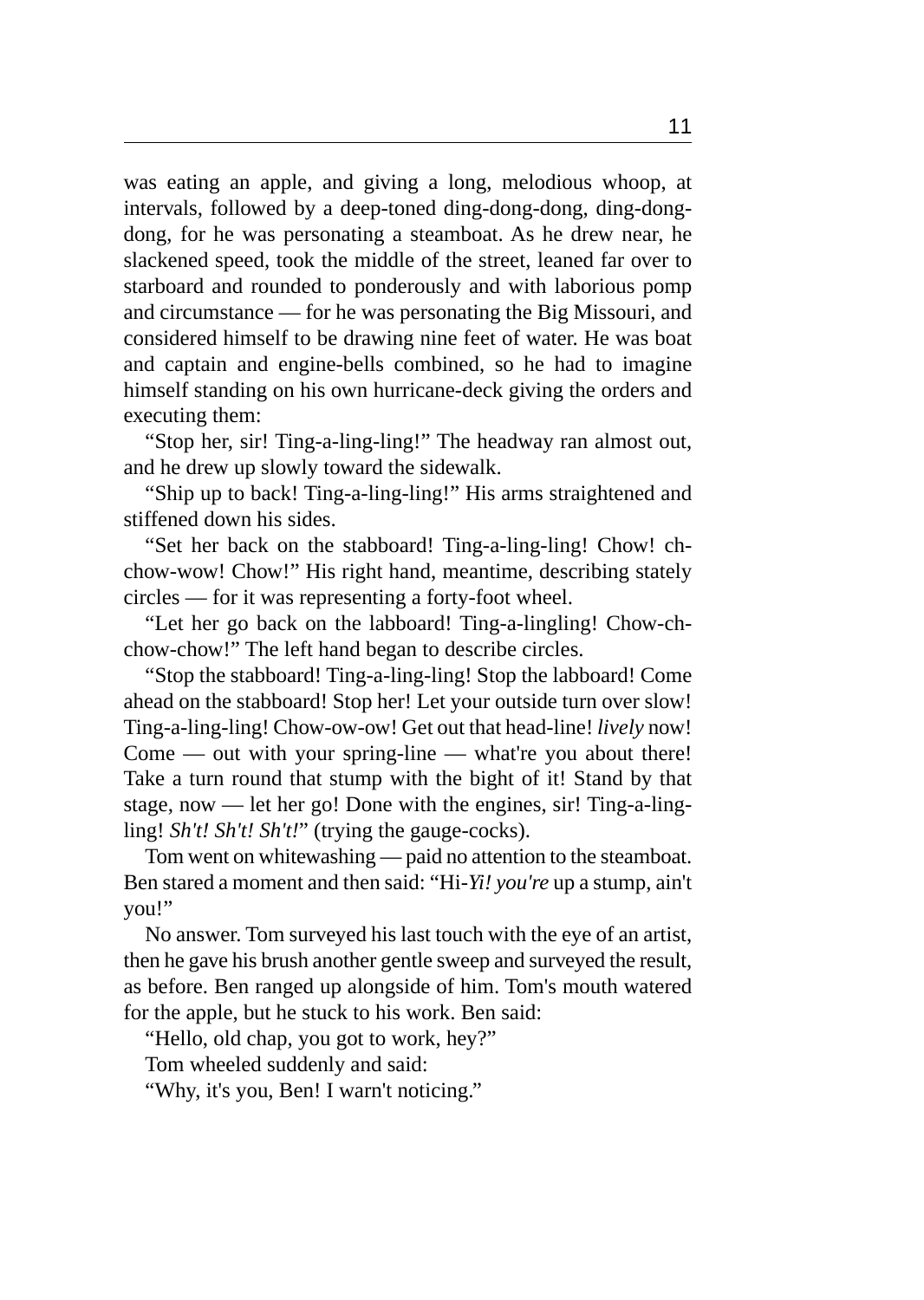was eating an apple, and giving a long, melodious whoop, at intervals, followed by a deep-toned ding-dong-dong, ding-dong-dong, for he was personating a steamboat. As he drew near, he slackened speed, took the middle of the street, leaned far over to starboard and rounded to ponderously and with laborious pomp and circumstance — for he was personating the Big Missouri, and considered himself to be drawing nine feet of water. He was boat and captain and engine-bells combined, so he had to imagine himself standing on his own hurricane-deck giving the orders and executing them:

"Stop her, sir! Ting-a-ling-ling!" The headway ran almost out, and he drew up slowly toward the sidewalk.

"Ship up to back! Ting-a-ling-ling!" His arms straightened and stiffened down his sides.

"Set her back on the stabboard! Ting-a-ling-ling! Chow! ch-chow-wow! Chow!" His right hand, meantime, describing stately circles — for it was representing a forty-foot wheel.

"Let her go back on the labboard! Ting-a-lingling! Chow-ch-chow-chow!" The left hand began to describe circles.

"Stop the stabboard! Ting-a-ling-ling! Stop the labboard! Come ahead on the stabboard! Stop her! Let your outside turn over slow! Ting-a-ling-ling! Chow-ow-ow! Get out that head-line! *lively* now! Come — out with your spring-line — what're you about there! Take a turn round that stump with the bight of it! Stand by that stage, now — let her go! Done with the engines, sir! Ting-a-ling-ling! *Sh't! Sh't! Sh't!*" (trying the gauge-cocks).

Tom went on whitewashing — paid no attention to the steamboat. Ben stared a moment and then said: "Hi-*Yi! you're* up a stump, ain't you!"

No answer. Tom surveyed his last touch with the eye of an artist, then he gave his brush another gentle sweep and surveyed the result, as before. Ben ranged up alongside of him. Tom's mouth watered for the apple, but he stuck to his work. Ben said:

"Hello, old chap, you got to work, hey?"

Tom wheeled suddenly and said:

"Why, it's you, Ben! I warn't noticing."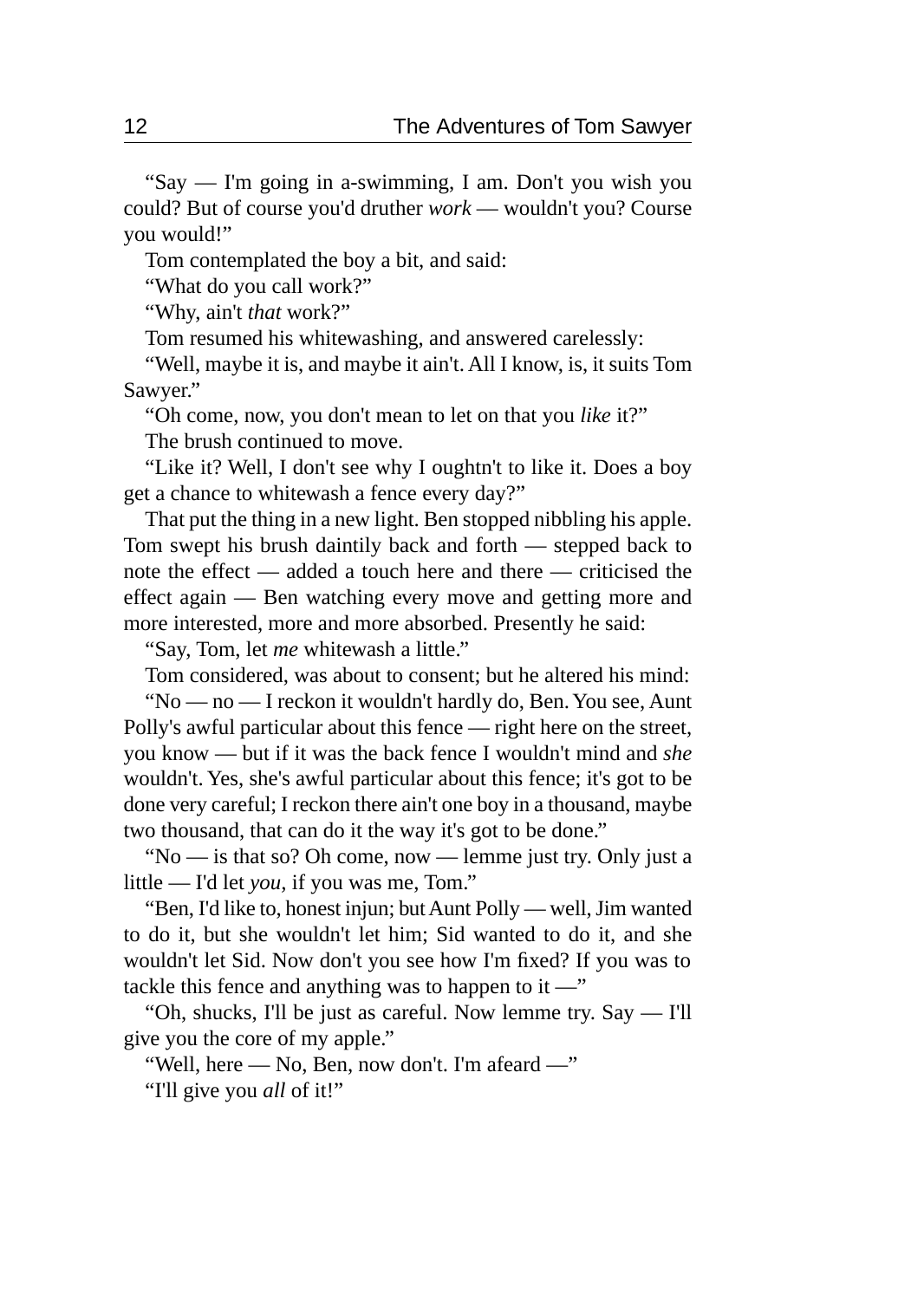"Say — I'm going in a-swimming, I am. Don't you wish you could? But of course you'd druther *work* — wouldn't you? Course you would!"

Tom contemplated the boy a bit, and said:

"What do you call work?"

"Why, ain't *that* work?"

Tom resumed his whitewashing, and answered carelessly:

"Well, maybe it is, and maybe it ain't. All I know, is, it suits Tom Sawyer."

"Oh come, now, you don't mean to let on that you *like* it?"

The brush continued to move.

"Like it? Well, I don't see why I oughtn't to like it. Does a boy get a chance to whitewash a fence every day?"

That put the thing in a new light. Ben stopped nibbling his apple. Tom swept his brush daintily back and forth — stepped back to note the effect — added a touch here and there — criticised the effect again — Ben watching every move and getting more and more interested, more and more absorbed. Presently he said:

"Say, Tom, let *me* whitewash a little."

Tom considered, was about to consent; but he altered his mind:

"No — no — I reckon it wouldn't hardly do, Ben. You see, Aunt Polly's awful particular about this fence — right here on the street, you know — but if it was the back fence I wouldn't mind and *she* wouldn't. Yes, she's awful particular about this fence; it's got to be done very careful; I reckon there ain't one boy in a thousand, maybe two thousand, that can do it the way it's got to be done."

"No — is that so? Oh come, now — lemme just try. Only just a little — I'd let *you*, if you was me, Tom."

"Ben, I'd like to, honest injun; but Aunt Polly — well, Jim wanted to do it, but she wouldn't let him; Sid wanted to do it, and she wouldn't let Sid. Now don't you see how I'm fixed? If you was to tackle this fence and anything was to happen to it —"

"Oh, shucks, I'll be just as careful. Now lemme try. Say — I'll give you the core of my apple."

"Well, here — No, Ben, now don't. I'm afeard —"

"I'll give you *all* of it!"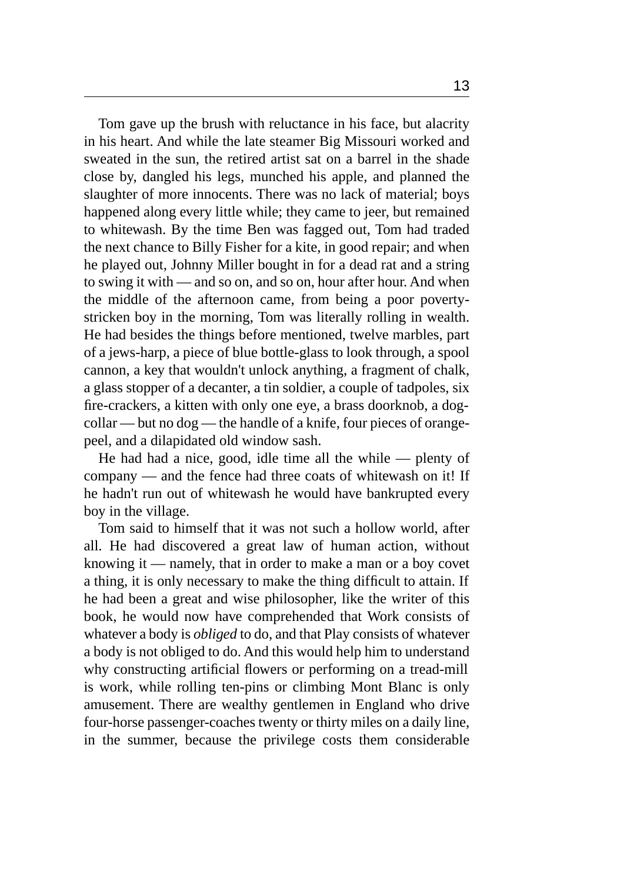Tom gave up the brush with reluctance in his face, but alacrity in his heart. And while the late steamer Big Missouri worked and sweated in the sun, the retired artist sat on a barrel in the shade close by, dangled his legs, munched his apple, and planned the slaughter of more innocents. There was no lack of material; boys happened along every little while; they came to jeer, but remained to whitewash. By the time Ben was fagged out, Tom had traded the next chance to Billy Fisher for a kite, in good repair; and when he played out, Johnny Miller bought in for a dead rat and a string to swing it with — and so on, and so on, hour after hour. And when the middle of the afternoon came, from being a poor poverty-stricken boy in the morning, Tom was literally rolling in wealth. He had besides the things before mentioned, twelve marbles, part of a jews-harp, a piece of blue bottle-glass to look through, a spool cannon, a key that wouldn't unlock anything, a fragment of chalk, a glass stopper of a decanter, a tin soldier, a couple of tadpoles, six fire-crackers, a kitten with only one eye, a brass doorknob, a dog-collar — but no dog — the handle of a knife, four pieces of orange-peel, and a dilapidated old window sash.

He had had a nice, good, idle time all the while — plenty of company — and the fence had three coats of whitewash on it! If he hadn't run out of whitewash he would have bankrupted every boy in the village.

Tom said to himself that it was not such a hollow world, after all. He had discovered a great law of human action, without knowing it — namely, that in order to make a man or a boy covet a thing, it is only necessary to make the thing difficult to attain. If he had been a great and wise philosopher, like the writer of this book, he would now have comprehended that Work consists of whatever a body is *obliged* to do, and that Play consists of whatever a body is not obliged to do. And this would help him to understand why constructing artificial flowers or performing on a tread-mill is work, while rolling ten-pins or climbing Mont Blanc is only amusement. There are wealthy gentlemen in England who drive four-horse passenger-coaches twenty or thirty miles on a daily line, in the summer, because the privilege costs them considerable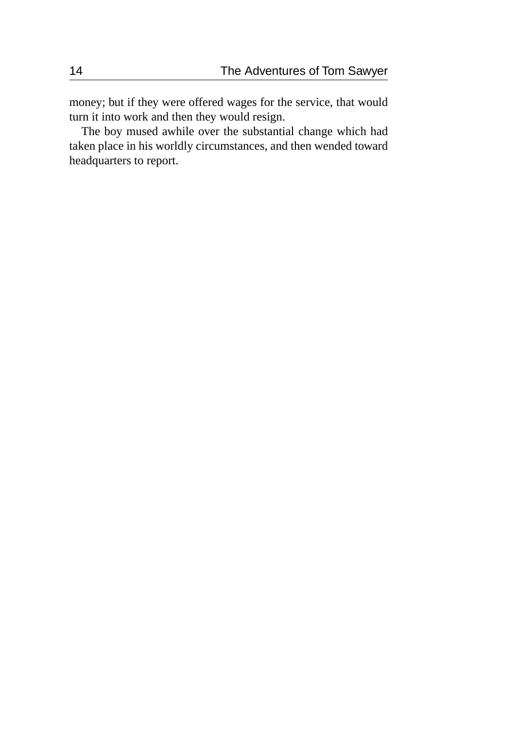money; but if they were offered wages for the service, that would turn it into work and then they would resign.

The boy mused awhile over the substantial change which had taken place in his worldly circumstances, and then wended toward headquarters to report.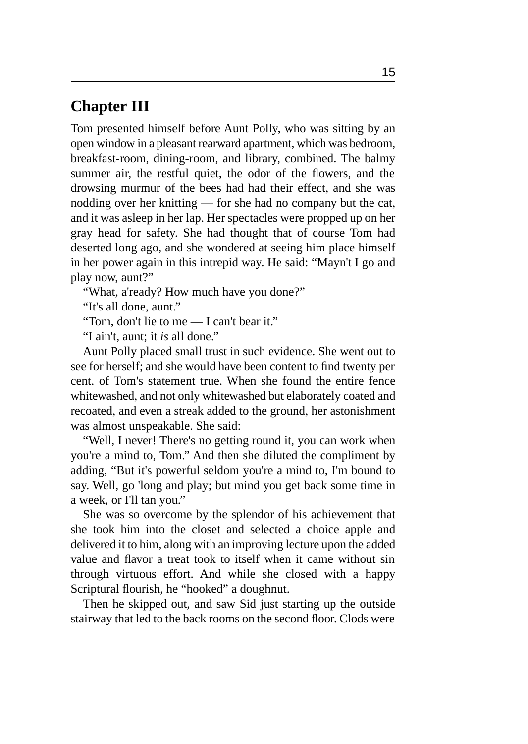## Chapter III

Tom presented himself before Aunt Polly, who was sitting by an open window in a pleasant rearward apartment, which was bedroom, breakfast-room, dining-room, and library, combined. The balmy summer air, the restful quiet, the odor of the flowers, and the drowsing murmur of the bees had had their effect, and she was nodding over her knitting — for she had no company but the cat, and it was asleep in her lap. Her spectacles were propped up on her gray head for safety. She had thought that of course Tom had deserted long ago, and she wondered at seeing him place himself in her power again in this intrepid way. He said: “Mayn't I go and play now, aunt?”

“What, a'ready? How much have you done?”

“It's all done, aunt.”

“Tom, don't lie to me — I can't bear it.”

“I ain't, aunt; it *is* all done.”

Aunt Polly placed small trust in such evidence. She went out to see for herself; and she would have been content to find twenty per cent. of Tom's statement true. When she found the entire fence whitewashed, and not only whitewashed but elaborately coated and recoated, and even a streak added to the ground, her astonishment was almost unspeakable. She said:

“Well, I never! There's no getting round it, you can work when you're a mind to, Tom.” And then she diluted the compliment by adding, “But it's powerful seldom you're a mind to, I'm bound to say. Well, go 'long and play; but mind you get back some time in a week, or I'll tan you.”

She was so overcome by the splendor of his achievement that she took him into the closet and selected a choice apple and delivered it to him, along with an improving lecture upon the added value and flavor a treat took to itself when it came without sin through virtuous effort. And while she closed with a happy Scriptural flourish, he “hooked” a doughnut.

Then he skipped out, and saw Sid just starting up the outside stairway that led to the back rooms on the second floor. Clods were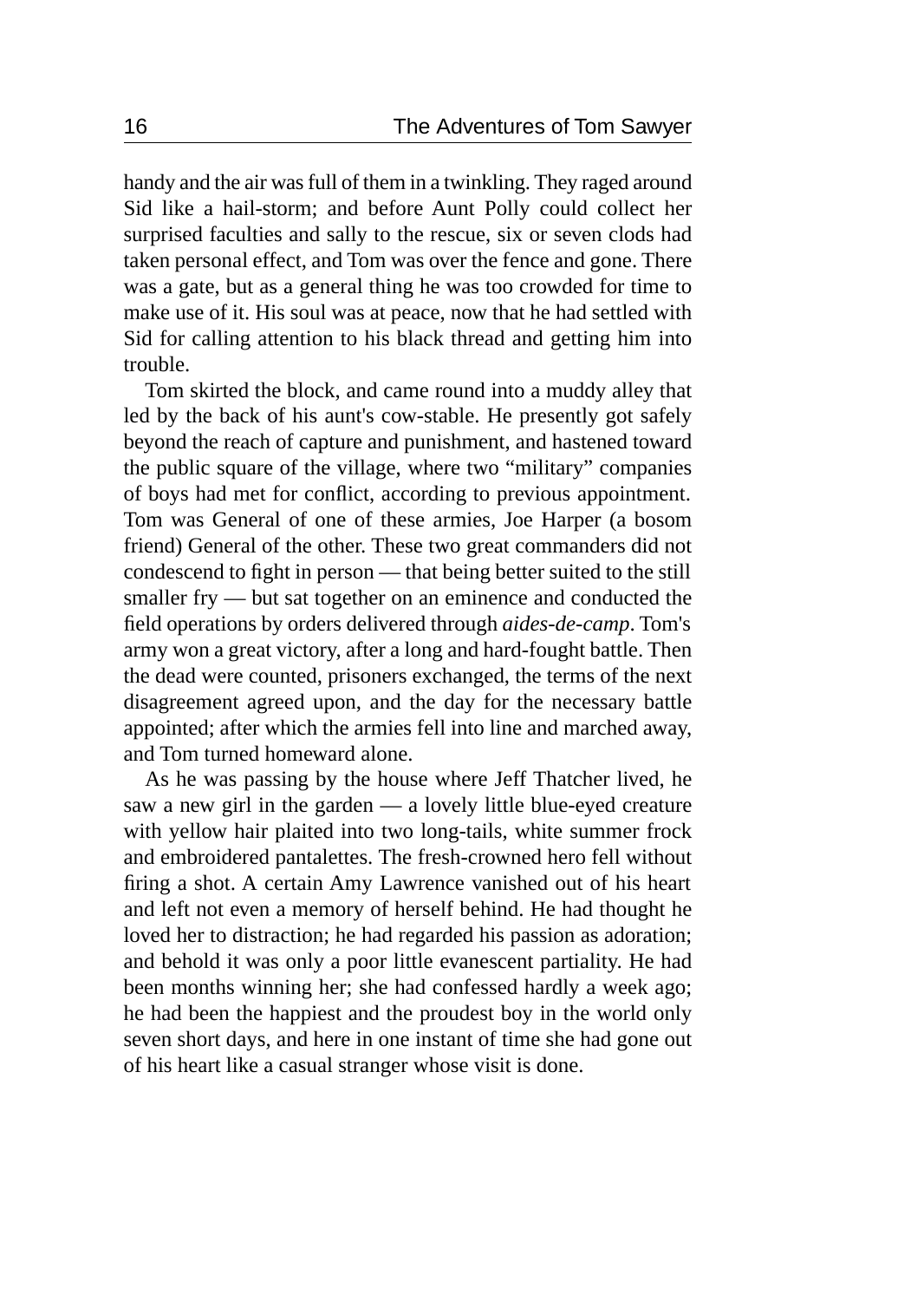handy and the air was full of them in a twinkling. They raged around Sid like a hail-storm; and before Aunt Polly could collect her surprised faculties and sally to the rescue, six or seven clods had taken personal effect, and Tom was over the fence and gone. There was a gate, but as a general thing he was too crowded for time to make use of it. His soul was at peace, now that he had settled with Sid for calling attention to his black thread and getting him into trouble.

Tom skirted the block, and came round into a muddy alley that led by the back of his aunt's cow-stable. He presently got safely beyond the reach of capture and punishment, and hastened toward the public square of the village, where two "military" companies of boys had met for conflict, according to previous appointment. Tom was General of one of these armies, Joe Harper (a bosom friend) General of the other. These two great commanders did not condescend to fight in person — that being better suited to the still smaller fry — but sat together on an eminence and conducted the field operations by orders delivered through *aides-de-camp*. Tom's army won a great victory, after a long and hard-fought battle. Then the dead were counted, prisoners exchanged, the terms of the next disagreement agreed upon, and the day for the necessary battle appointed; after which the armies fell into line and marched away, and Tom turned homeward alone.

As he was passing by the house where Jeff Thatcher lived, he saw a new girl in the garden — a lovely little blue-eyed creature with yellow hair plaited into two long-tails, white summer frock and embroidered pantalettes. The fresh-crowned hero fell without firing a shot. A certain Amy Lawrence vanished out of his heart and left not even a memory of herself behind. He had thought he loved her to distraction; he had regarded his passion as adoration; and behold it was only a poor little evanescent partiality. He had been months winning her; she had confessed hardly a week ago; he had been the happiest and the proudest boy in the world only seven short days, and here in one instant of time she had gone out of his heart like a casual stranger whose visit is done.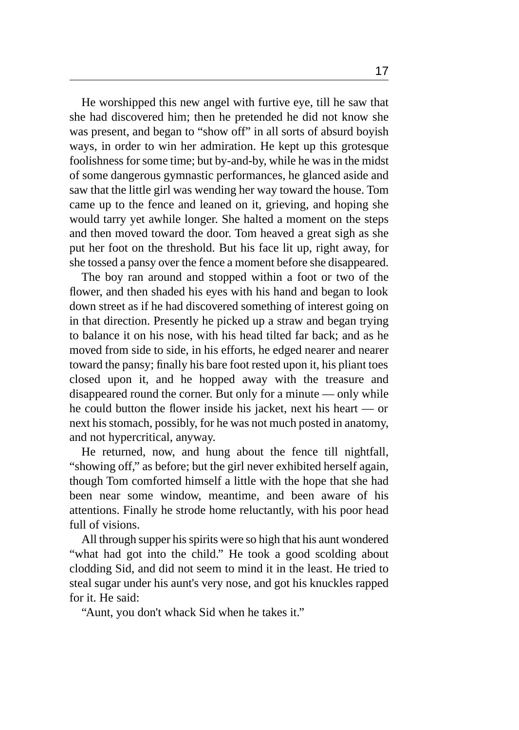He worshipped this new angel with furtive eye, till he saw that she had discovered him; then he pretended he did not know she was present, and began to "show off" in all sorts of absurd boyish ways, in order to win her admiration. He kept up this grotesque foolishness for some time; but by-and-by, while he was in the midst of some dangerous gymnastic performances, he glanced aside and saw that the little girl was wending her way toward the house. Tom came up to the fence and leaned on it, grieving, and hoping she would tarry yet awhile longer. She halted a moment on the steps and then moved toward the door. Tom heaved a great sigh as she put her foot on the threshold. But his face lit up, right away, for she tossed a pansy over the fence a moment before she disappeared.

The boy ran around and stopped within a foot or two of the flower, and then shaded his eyes with his hand and began to look down street as if he had discovered something of interest going on in that direction. Presently he picked up a straw and began trying to balance it on his nose, with his head tilted far back; and as he moved from side to side, in his efforts, he edged nearer and nearer toward the pansy; finally his bare foot rested upon it, his pliant toes closed upon it, and he hopped away with the treasure and disappeared round the corner. But only for a minute — only while he could button the flower inside his jacket, next his heart — or next his stomach, possibly, for he was not much posted in anatomy, and not hypercritical, anyway.

He returned, now, and hung about the fence till nightfall, "showing off," as before; but the girl never exhibited herself again, though Tom comforted himself a little with the hope that she had been near some window, meantime, and been aware of his attentions. Finally he strode home reluctantly, with his poor head full of visions.

All through supper his spirits were so high that his aunt wondered "what had got into the child." He took a good scolding about clodding Sid, and did not seem to mind it in the least. He tried to steal sugar under his aunt's very nose, and got his knuckles rapped for it. He said:

"Aunt, you don't whack Sid when he takes it."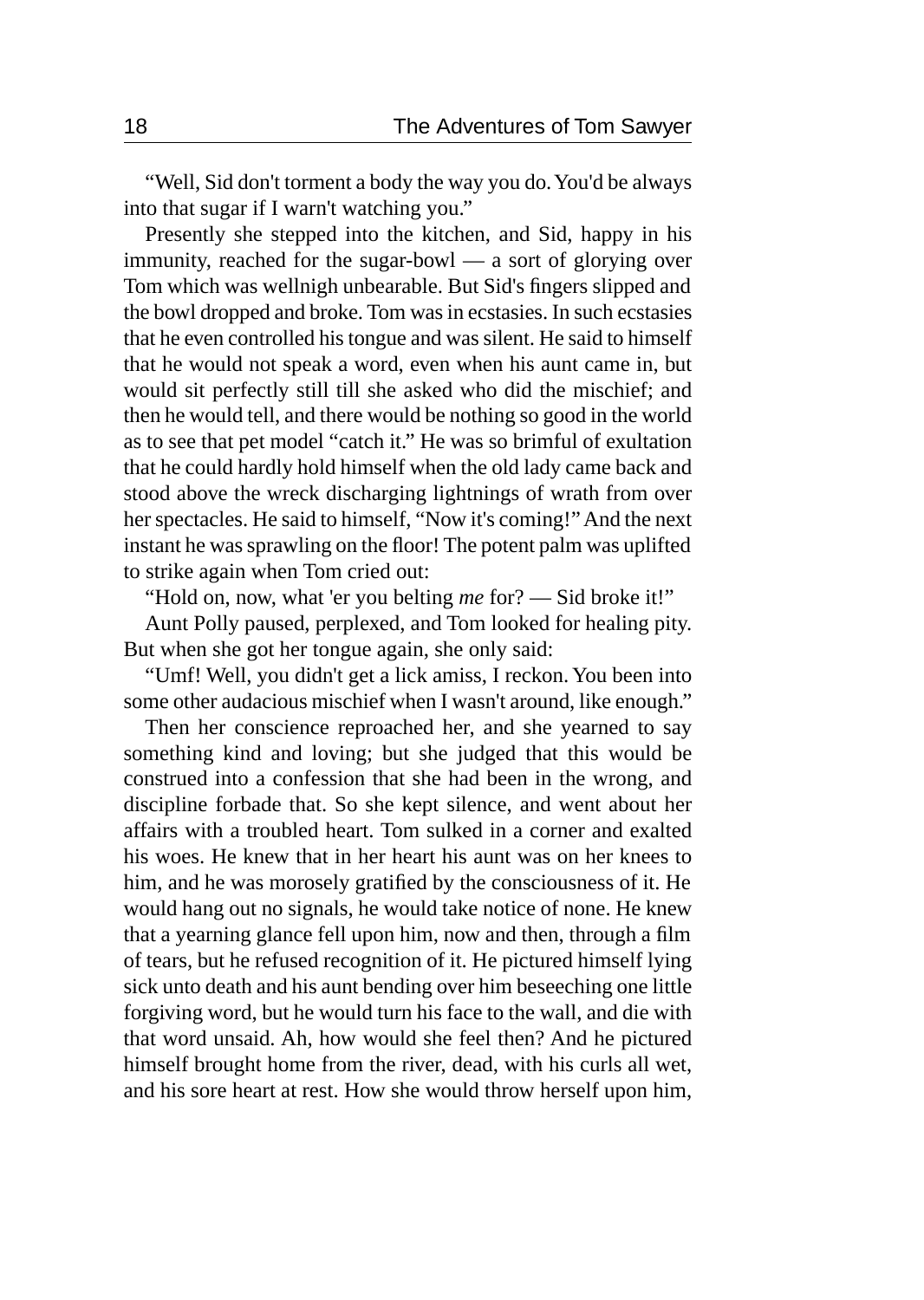"Well, Sid don't torment a body the way you do. You'd be always into that sugar if I warn't watching you."

Presently she stepped into the kitchen, and Sid, happy in his immunity, reached for the sugar-bowl — a sort of glorying over Tom which was wellnigh unbearable. But Sid's fingers slipped and the bowl dropped and broke. Tom was in ecstasies. In such ecstasies that he even controlled his tongue and was silent. He said to himself that he would not speak a word, even when his aunt came in, but would sit perfectly still till she asked who did the mischief; and then he would tell, and there would be nothing so good in the world as to see that pet model "catch it." He was so brimful of exultation that he could hardly hold himself when the old lady came back and stood above the wreck discharging lightnings of wrath from over her spectacles. He said to himself, "Now it's coming!" And the next instant he was sprawling on the floor! The potent palm was uplifted to strike again when Tom cried out:

"Hold on, now, what 'er you belting *me* for? — Sid broke it!"

Aunt Polly paused, perplexed, and Tom looked for healing pity. But when she got her tongue again, she only said:

"Umf! Well, you didn't get a lick amiss, I reckon. You been into some other audacious mischief when I wasn't around, like enough."

Then her conscience reproached her, and she yearned to say something kind and loving; but she judged that this would be construed into a confession that she had been in the wrong, and discipline forbade that. So she kept silence, and went about her affairs with a troubled heart. Tom sulked in a corner and exalted his woes. He knew that in her heart his aunt was on her knees to him, and he was morosely gratified by the consciousness of it. He would hang out no signals, he would take notice of none. He knew that a yearning glance fell upon him, now and then, through a film of tears, but he refused recognition of it. He pictured himself lying sick unto death and his aunt bending over him beseeching one little forgiving word, but he would turn his face to the wall, and die with that word unsaid. Ah, how would she feel then? And he pictured himself brought home from the river, dead, with his curls all wet, and his sore heart at rest. How she would throw herself upon him,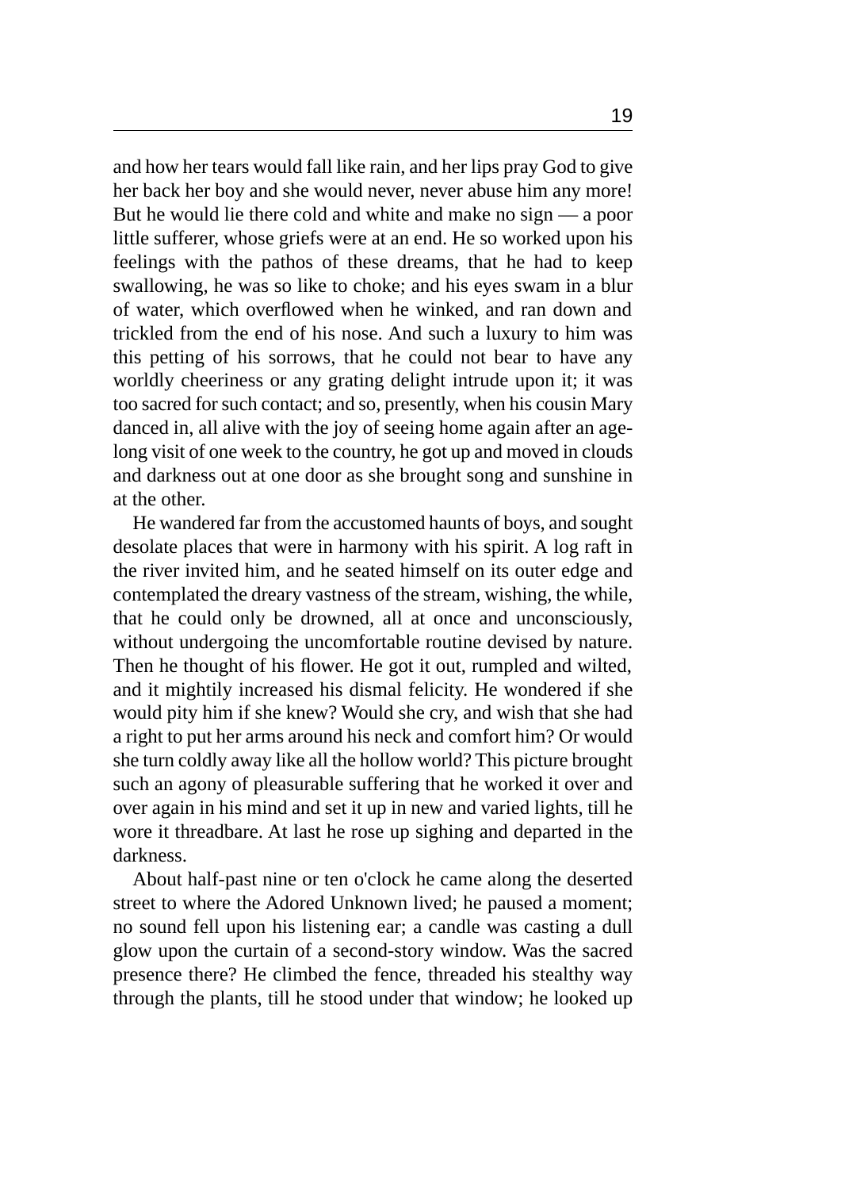and how her tears would fall like rain, and her lips pray God to give her back her boy and she would never, never abuse him any more! But he would lie there cold and white and make no sign — a poor little sufferer, whose griefs were at an end. He so worked upon his feelings with the pathos of these dreams, that he had to keep swallowing, he was so like to choke; and his eyes swam in a blur of water, which overflowed when he winked, and ran down and trickled from the end of his nose. And such a luxury to him was this petting of his sorrows, that he could not bear to have any worldly cheeriness or any grating delight intrude upon it; it was too sacred for such contact; and so, presently, when his cousin Mary danced in, all alive with the joy of seeing home again after an age-long visit of one week to the country, he got up and moved in clouds and darkness out at one door as she brought song and sunshine in at the other.

He wandered far from the accustomed haunts of boys, and sought desolate places that were in harmony with his spirit. A log raft in the river invited him, and he seated himself on its outer edge and contemplated the dreary vastness of the stream, wishing, the while, that he could only be drowned, all at once and unconsciously, without undergoing the uncomfortable routine devised by nature. Then he thought of his flower. He got it out, rumpled and wilted, and it mightily increased his dismal felicity. He wondered if she would pity him if she knew? Would she cry, and wish that she had a right to put her arms around his neck and comfort him? Or would she turn coldly away like all the hollow world? This picture brought such an agony of pleasurable suffering that he worked it over and over again in his mind and set it up in new and varied lights, till he wore it threadbare. At last he rose up sighing and departed in the darkness.

About half-past nine or ten o'clock he came along the deserted street to where the Adored Unknown lived; he paused a moment; no sound fell upon his listening ear; a candle was casting a dull glow upon the curtain of a second-story window. Was the sacred presence there? He climbed the fence, threaded his stealthy way through the plants, till he stood under that window; he looked up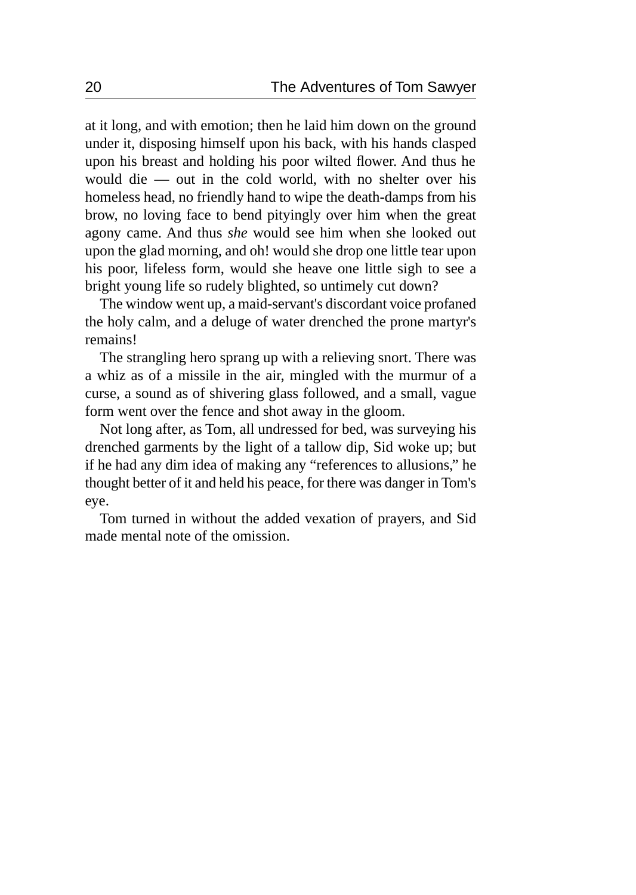at it long, and with emotion; then he laid him down on the ground under it, disposing himself upon his back, with his hands clasped upon his breast and holding his poor wilted flower. And thus he would die — out in the cold world, with no shelter over his homeless head, no friendly hand to wipe the death-damps from his brow, no loving face to bend pityingly over him when the great agony came. And thus *she* would see him when she looked out upon the glad morning, and oh! would she drop one little tear upon his poor, lifeless form, would she heave one little sigh to see a bright young life so rudely blighted, so untimely cut down?

The window went up, a maid-servant's discordant voice profaned the holy calm, and a deluge of water drenched the prone martyr's remains!

The strangling hero sprang up with a relieving snort. There was a whiz as of a missile in the air, mingled with the murmur of a curse, a sound as of shivering glass followed, and a small, vague form went over the fence and shot away in the gloom.

Not long after, as Tom, all undressed for bed, was surveying his drenched garments by the light of a tallow dip, Sid woke up; but if he had any dim idea of making any "references to allusions," he thought better of it and held his peace, for there was danger in Tom's eye.

Tom turned in without the added vexation of prayers, and Sid made mental note of the omission.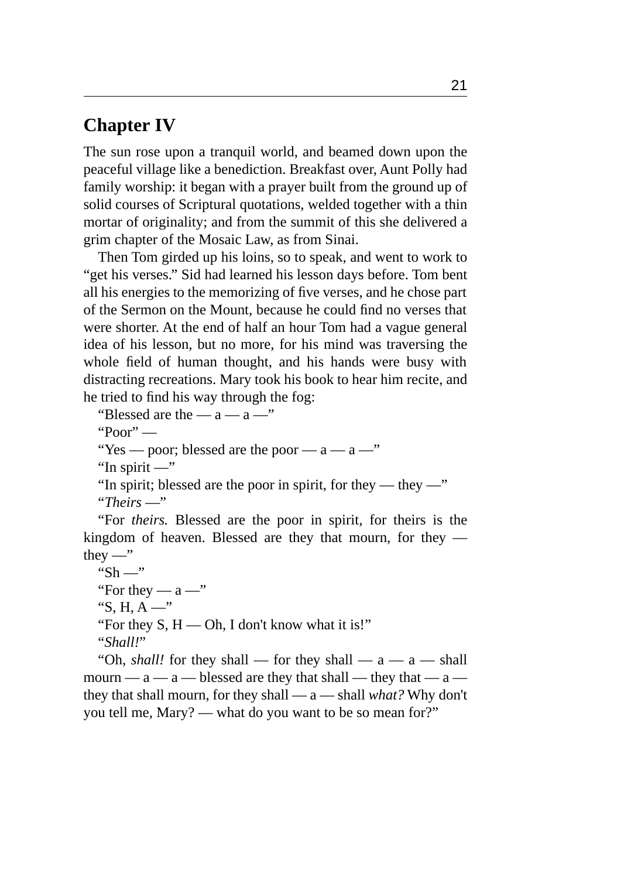## Chapter IV

The sun rose upon a tranquil world, and beamed down upon the peaceful village like a benediction. Breakfast over, Aunt Polly had family worship: it began with a prayer built from the ground up of solid courses of Scriptural quotations, welded together with a thin mortar of originality; and from the summit of this she delivered a grim chapter of the Mosaic Law, as from Sinai.

Then Tom girded up his loins, so to speak, and went to work to "get his verses." Sid had learned his lesson days before. Tom bent all his energies to the memorizing of five verses, and he chose part of the Sermon on the Mount, because he could find no verses that were shorter. At the end of half an hour Tom had a vague general idea of his lesson, but no more, for his mind was traversing the whole field of human thought, and his hands were busy with distracting recreations. Mary took his book to hear him recite, and he tried to find his way through the fog:

"Blessed are the — a — a —"

"Poor" —

"Yes — poor; blessed are the poor — a — a —"

"In spirit —"

"In spirit; blessed are the poor in spirit, for they — they —"

"*Theirs* —"

"For *theirs.* Blessed are the poor in spirit, for theirs is the kingdom of heaven. Blessed are they that mourn, for they — they —"

"Sh —"

"For they — a —"

"S, H, A —"

"For they S, H — Oh, I don't know what it is!"

"*Shall!*"

"Oh, *shall!* for they shall — for they shall — a — a — shall mourn — a — a — blessed are they that shall — they that — a — they that shall mourn, for they shall — a — shall *what?* Why don't you tell me, Mary? — what do you want to be so mean for?"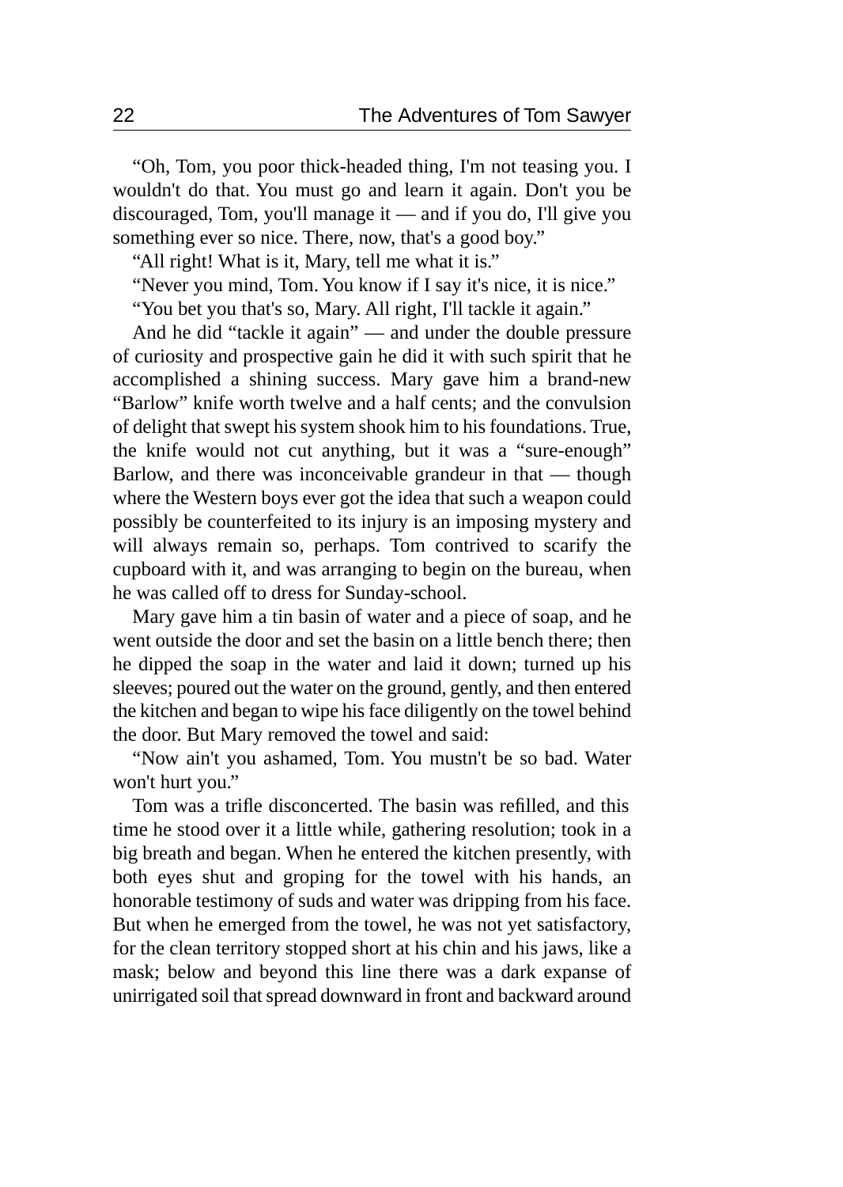"Oh, Tom, you poor thick-headed thing, I'm not teasing you. I wouldn't do that. You must go and learn it again. Don't you be discouraged, Tom, you'll manage it — and if you do, I'll give you something ever so nice. There, now, that's a good boy."

"All right! What is it, Mary, tell me what it is."

"Never you mind, Tom. You know if I say it's nice, it is nice."

"You bet you that's so, Mary. All right, I'll tackle it again."

And he did "tackle it again" — and under the double pressure of curiosity and prospective gain he did it with such spirit that he accomplished a shining success. Mary gave him a brand-new "Barlow" knife worth twelve and a half cents; and the convulsion of delight that swept his system shook him to his foundations. True, the knife would not cut anything, but it was a "sure-enough" Barlow, and there was inconceivable grandeur in that — though where the Western boys ever got the idea that such a weapon could possibly be counterfeited to its injury is an imposing mystery and will always remain so, perhaps. Tom contrived to scarify the cupboard with it, and was arranging to begin on the bureau, when he was called off to dress for Sunday-school.

Mary gave him a tin basin of water and a piece of soap, and he went outside the door and set the basin on a little bench there; then he dipped the soap in the water and laid it down; turned up his sleeves; poured out the water on the ground, gently, and then entered the kitchen and began to wipe his face diligently on the towel behind the door. But Mary removed the towel and said:

"Now ain't you ashamed, Tom. You mustn't be so bad. Water won't hurt you."

Tom was a trifle disconcerted. The basin was refilled, and this time he stood over it a little while, gathering resolution; took in a big breath and began. When he entered the kitchen presently, with both eyes shut and groping for the towel with his hands, an honorable testimony of suds and water was dripping from his face. But when he emerged from the towel, he was not yet satisfactory, for the clean territory stopped short at his chin and his jaws, like a mask; below and beyond this line there was a dark expanse of unirrigated soil that spread downward in front and backward around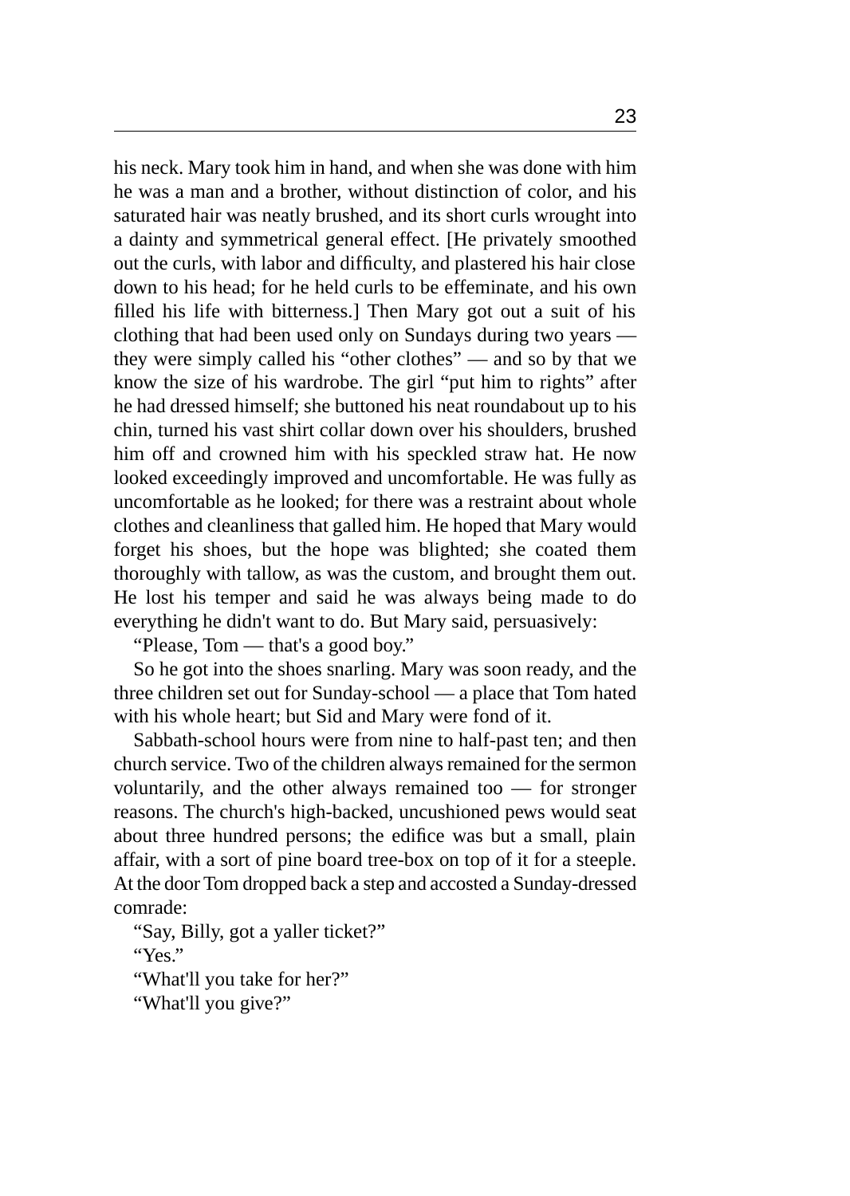his neck. Mary took him in hand, and when she was done with him he was a man and a brother, without distinction of color, and his saturated hair was neatly brushed, and its short curls wrought into a dainty and symmetrical general effect. [He privately smoothed out the curls, with labor and difficulty, and plastered his hair close down to his head; for he held curls to be effeminate, and his own filled his life with bitterness.] Then Mary got out a suit of his clothing that had been used only on Sundays during two years — they were simply called his "other clothes" — and so by that we know the size of his wardrobe. The girl "put him to rights" after he had dressed himself; she buttoned his neat roundabout up to his chin, turned his vast shirt collar down over his shoulders, brushed him off and crowned him with his speckled straw hat. He now looked exceedingly improved and uncomfortable. He was fully as uncomfortable as he looked; for there was a restraint about whole clothes and cleanliness that galled him. He hoped that Mary would forget his shoes, but the hope was blighted; she coated them thoroughly with tallow, as was the custom, and brought them out. He lost his temper and said he was always being made to do everything he didn't want to do. But Mary said, persuasively:

"Please, Tom — that's a good boy."

So he got into the shoes snarling. Mary was soon ready, and the three children set out for Sunday-school — a place that Tom hated with his whole heart; but Sid and Mary were fond of it.

Sabbath-school hours were from nine to half-past ten; and then church service. Two of the children always remained for the sermon voluntarily, and the other always remained too — for stronger reasons. The church's high-backed, uncushioned pews would seat about three hundred persons; the edifice was but a small, plain affair, with a sort of pine board tree-box on top of it for a steeple. At the door Tom dropped back a step and accosted a Sunday-dressed comrade:

"Say, Billy, got a yaller ticket?"

"Yes."

"What'll you take for her?"

"What'll you give?"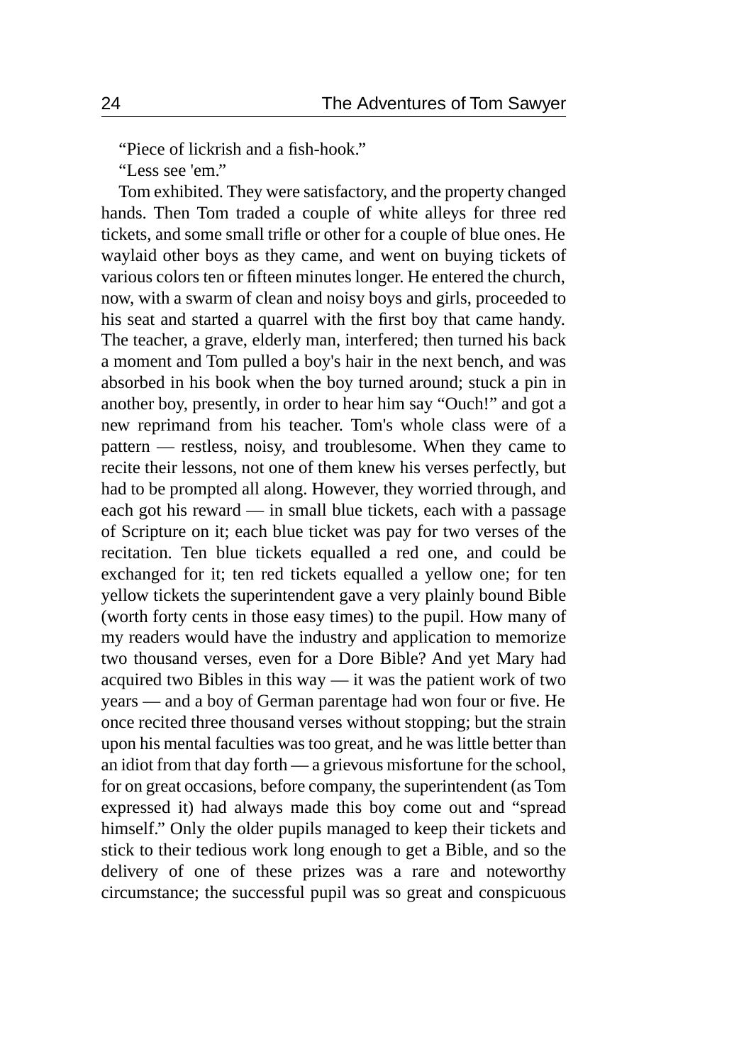“Piece of lickrish and a fish-hook.”

“Less see 'em.”

Tom exhibited. They were satisfactory, and the property changed hands. Then Tom traded a couple of white alleys for three red tickets, and some small trifle or other for a couple of blue ones. He waylaid other boys as they came, and went on buying tickets of various colors ten or fifteen minutes longer. He entered the church, now, with a swarm of clean and noisy boys and girls, proceeded to his seat and started a quarrel with the first boy that came handy. The teacher, a grave, elderly man, interfered; then turned his back a moment and Tom pulled a boy's hair in the next bench, and was absorbed in his book when the boy turned around; stuck a pin in another boy, presently, in order to hear him say “Ouch!” and got a new reprimand from his teacher. Tom's whole class were of a pattern — restless, noisy, and troublesome. When they came to recite their lessons, not one of them knew his verses perfectly, but had to be prompted all along. However, they worried through, and each got his reward — in small blue tickets, each with a passage of Scripture on it; each blue ticket was pay for two verses of the recitation. Ten blue tickets equalled a red one, and could be exchanged for it; ten red tickets equalled a yellow one; for ten yellow tickets the superintendent gave a very plainly bound Bible (worth forty cents in those easy times) to the pupil. How many of my readers would have the industry and application to memorize two thousand verses, even for a Dore Bible? And yet Mary had acquired two Bibles in this way — it was the patient work of two years — and a boy of German parentage had won four or five. He once recited three thousand verses without stopping; but the strain upon his mental faculties was too great, and he was little better than an idiot from that day forth — a grievous misfortune for the school, for on great occasions, before company, the superintendent (as Tom expressed it) had always made this boy come out and “spread himself.” Only the older pupils managed to keep their tickets and stick to their tedious work long enough to get a Bible, and so the delivery of one of these prizes was a rare and noteworthy circumstance; the successful pupil was so great and conspicuous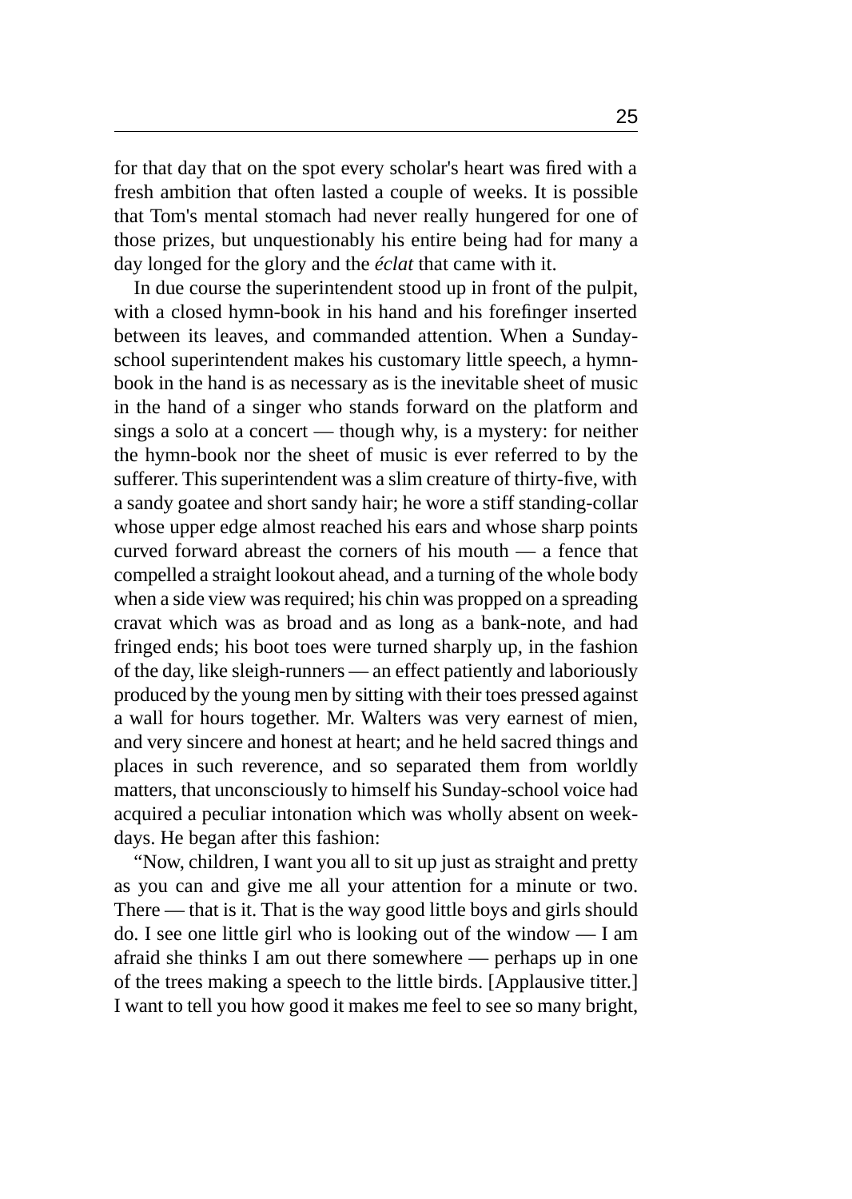for that day that on the spot every scholar's heart was fired with a fresh ambition that often lasted a couple of weeks. It is possible that Tom's mental stomach had never really hungered for one of those prizes, but unquestionably his entire being had for many a day longed for the glory and the *éclat* that came with it.

In due course the superintendent stood up in front of the pulpit, with a closed hymn-book in his hand and his forefinger inserted between its leaves, and commanded attention. When a Sunday-school superintendent makes his customary little speech, a hymn-book in the hand is as necessary as is the inevitable sheet of music in the hand of a singer who stands forward on the platform and sings a solo at a concert — though why, is a mystery: for neither the hymn-book nor the sheet of music is ever referred to by the sufferer. This superintendent was a slim creature of thirty-five, with a sandy goatee and short sandy hair; he wore a stiff standing-collar whose upper edge almost reached his ears and whose sharp points curved forward abreast the corners of his mouth — a fence that compelled a straight lookout ahead, and a turning of the whole body when a side view was required; his chin was propped on a spreading cravat which was as broad and as long as a bank-note, and had fringed ends; his boot toes were turned sharply up, in the fashion of the day, like sleigh-runners — an effect patiently and laboriously produced by the young men by sitting with their toes pressed against a wall for hours together. Mr. Walters was very earnest of mien, and very sincere and honest at heart; and he held sacred things and places in such reverence, and so separated them from worldly matters, that unconsciously to himself his Sunday-school voice had acquired a peculiar intonation which was wholly absent on week-days. He began after this fashion:

"Now, children, I want you all to sit up just as straight and pretty as you can and give me all your attention for a minute or two. There — that is it. That is the way good little boys and girls should do. I see one little girl who is looking out of the window — I am afraid she thinks I am out there somewhere — perhaps up in one of the trees making a speech to the little birds. [Applausive titter.] I want to tell you how good it makes me feel to see so many bright,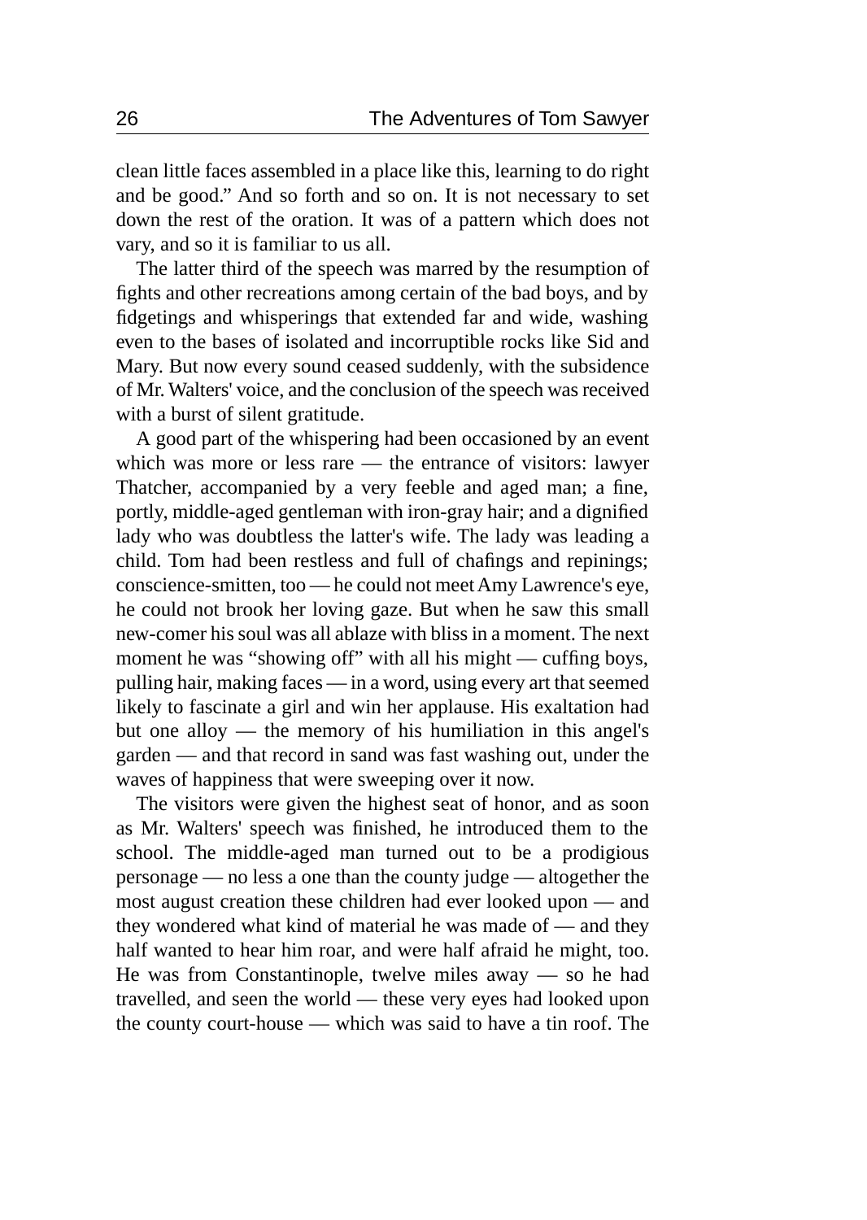clean little faces assembled in a place like this, learning to do right and be good." And so forth and so on. It is not necessary to set down the rest of the oration. It was of a pattern which does not vary, and so it is familiar to us all.

The latter third of the speech was marred by the resumption of fights and other recreations among certain of the bad boys, and by fidgetings and whisperings that extended far and wide, washing even to the bases of isolated and incorruptible rocks like Sid and Mary. But now every sound ceased suddenly, with the subsidence of Mr. Walters' voice, and the conclusion of the speech was received with a burst of silent gratitude.

A good part of the whispering had been occasioned by an event which was more or less rare — the entrance of visitors: lawyer Thatcher, accompanied by a very feeble and aged man; a fine, portly, middle-aged gentleman with iron-gray hair; and a dignified lady who was doubtless the latter's wife. The lady was leading a child. Tom had been restless and full of chafings and repinings; conscience-smitten, too — he could not meet Amy Lawrence's eye, he could not brook her loving gaze. But when he saw this small new-comer his soul was all ablaze with bliss in a moment. The next moment he was "showing off" with all his might — cuffing boys, pulling hair, making faces — in a word, using every art that seemed likely to fascinate a girl and win her applause. His exaltation had but one alloy — the memory of his humiliation in this angel's garden — and that record in sand was fast washing out, under the waves of happiness that were sweeping over it now.

The visitors were given the highest seat of honor, and as soon as Mr. Walters' speech was finished, he introduced them to the school. The middle-aged man turned out to be a prodigious personage — no less a one than the county judge — altogether the most august creation these children had ever looked upon — and they wondered what kind of material he was made of — and they half wanted to hear him roar, and were half afraid he might, too. He was from Constantinople, twelve miles away — so he had travelled, and seen the world — these very eyes had looked upon the county court-house — which was said to have a tin roof. The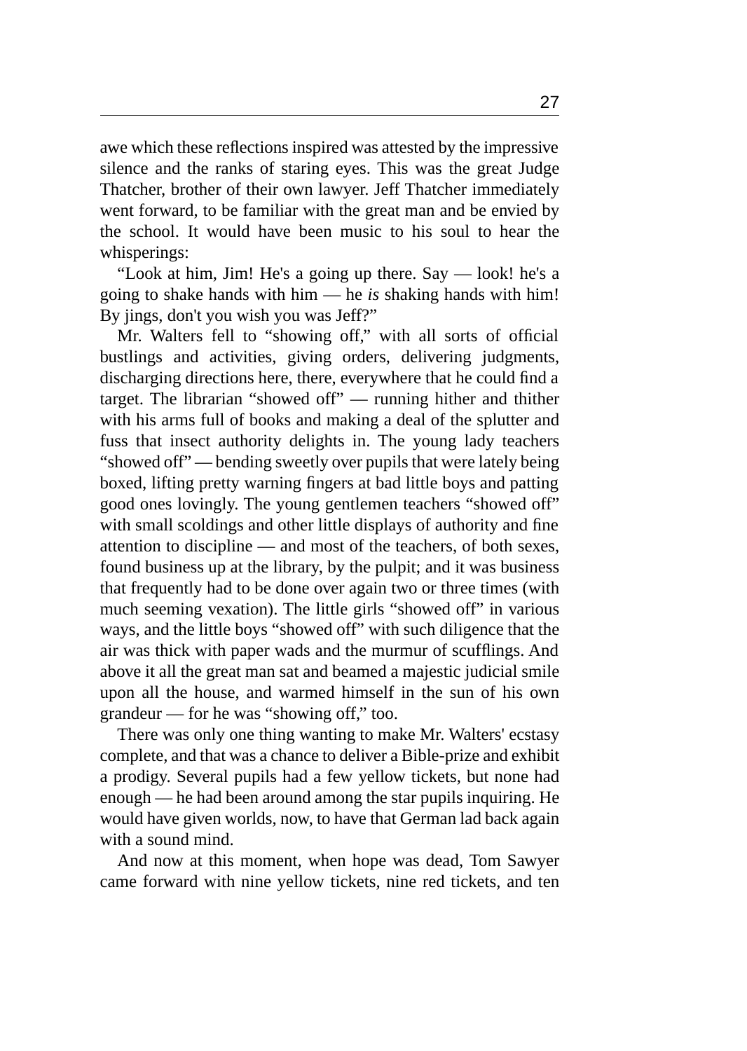awe which these reflections inspired was attested by the impressive silence and the ranks of staring eyes. This was the great Judge Thatcher, brother of their own lawyer. Jeff Thatcher immediately went forward, to be familiar with the great man and be envied by the school. It would have been music to his soul to hear the whisperings:

"Look at him, Jim! He's a going up there. Say — look! he's a going to shake hands with him — he *is* shaking hands with him! By jings, don't you wish you was Jeff?"

Mr. Walters fell to "showing off," with all sorts of official bustlings and activities, giving orders, delivering judgments, discharging directions here, there, everywhere that he could find a target. The librarian "showed off" — running hither and thither with his arms full of books and making a deal of the splutter and fuss that insect authority delights in. The young lady teachers "showed off" — bending sweetly over pupils that were lately being boxed, lifting pretty warning fingers at bad little boys and patting good ones lovingly. The young gentlemen teachers "showed off" with small scoldings and other little displays of authority and fine attention to discipline — and most of the teachers, of both sexes, found business up at the library, by the pulpit; and it was business that frequently had to be done over again two or three times (with much seeming vexation). The little girls "showed off" in various ways, and the little boys "showed off" with such diligence that the air was thick with paper wads and the murmur of scufflings. And above it all the great man sat and beamed a majestic judicial smile upon all the house, and warmed himself in the sun of his own grandeur — for he was "showing off," too.

There was only one thing wanting to make Mr. Walters' ecstasy complete, and that was a chance to deliver a Bible-prize and exhibit a prodigy. Several pupils had a few yellow tickets, but none had enough — he had been around among the star pupils inquiring. He would have given worlds, now, to have that German lad back again with a sound mind.

And now at this moment, when hope was dead, Tom Sawyer came forward with nine yellow tickets, nine red tickets, and ten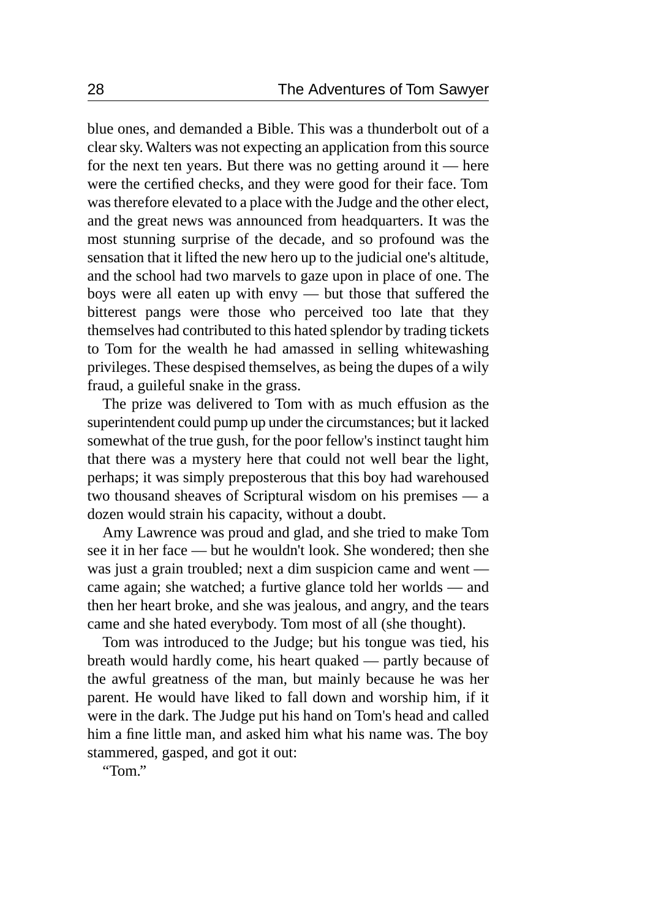blue ones, and demanded a Bible. This was a thunderbolt out of a clear sky. Walters was not expecting an application from this source for the next ten years. But there was no getting around it — here were the certified checks, and they were good for their face. Tom was therefore elevated to a place with the Judge and the other elect, and the great news was announced from headquarters. It was the most stunning surprise of the decade, and so profound was the sensation that it lifted the new hero up to the judicial one's altitude, and the school had two marvels to gaze upon in place of one. The boys were all eaten up with envy — but those that suffered the bitterest pangs were those who perceived too late that they themselves had contributed to this hated splendor by trading tickets to Tom for the wealth he had amassed in selling whitewashing privileges. These despised themselves, as being the dupes of a wily fraud, a guileful snake in the grass.

The prize was delivered to Tom with as much effusion as the superintendent could pump up under the circumstances; but it lacked somewhat of the true gush, for the poor fellow's instinct taught him that there was a mystery here that could not well bear the light, perhaps; it was simply preposterous that this boy had warehoused two thousand sheaves of Scriptural wisdom on his premises — a dozen would strain his capacity, without a doubt.

Amy Lawrence was proud and glad, and she tried to make Tom see it in her face — but he wouldn't look. She wondered; then she was just a grain troubled; next a dim suspicion came and went — came again; she watched; a furtive glance told her worlds — and then her heart broke, and she was jealous, and angry, and the tears came and she hated everybody. Tom most of all (she thought).

Tom was introduced to the Judge; but his tongue was tied, his breath would hardly come, his heart quaked — partly because of the awful greatness of the man, but mainly because he was her parent. He would have liked to fall down and worship him, if it were in the dark. The Judge put his hand on Tom's head and called him a fine little man, and asked him what his name was. The boy stammered, gasped, and got it out:

"Tom."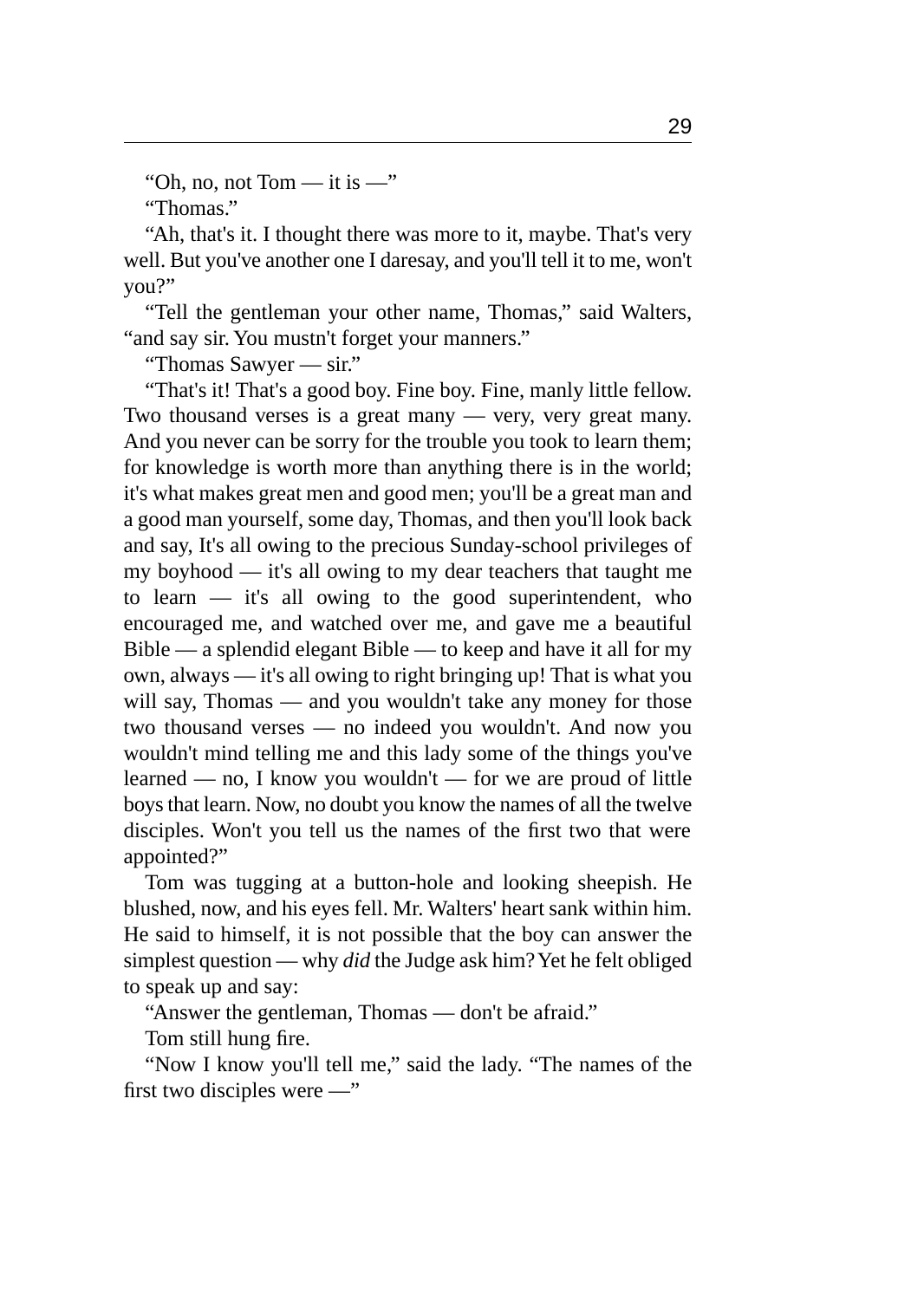“Oh, no, not Tom — it is —”

“Thomas.”

“Ah, that's it. I thought there was more to it, maybe. That's very well. But you've another one I daresay, and you'll tell it to me, won't you?”

“Tell the gentleman your other name, Thomas,” said Walters, “and say sir. You mustn't forget your manners.”

“Thomas Sawyer — sir.”

“That's it! That's a good boy. Fine boy. Fine, manly little fellow. Two thousand verses is a great many — very, very great many. And you never can be sorry for the trouble you took to learn them; for knowledge is worth more than anything there is in the world; it's what makes great men and good men; you'll be a great man and a good man yourself, some day, Thomas, and then you'll look back and say, It's all owing to the precious Sunday-school privileges of my boyhood — it's all owing to my dear teachers that taught me to learn — it's all owing to the good superintendent, who encouraged me, and watched over me, and gave me a beautiful Bible — a splendid elegant Bible — to keep and have it all for my own, always — it's all owing to right bringing up! That is what you will say, Thomas — and you wouldn't take any money for those two thousand verses — no indeed you wouldn't. And now you wouldn't mind telling me and this lady some of the things you've learned — no, I know you wouldn't — for we are proud of little boys that learn. Now, no doubt you know the names of all the twelve disciples. Won't you tell us the names of the first two that were appointed?”

Tom was tugging at a button-hole and looking sheepish. He blushed, now, and his eyes fell. Mr. Walters' heart sank within him. He said to himself, it is not possible that the boy can answer the simplest question — why *did* the Judge ask him? Yet he felt obliged to speak up and say:

“Answer the gentleman, Thomas — don't be afraid.”

Tom still hung fire.

“Now I know you'll tell me,” said the lady. “The names of the first two disciples were —”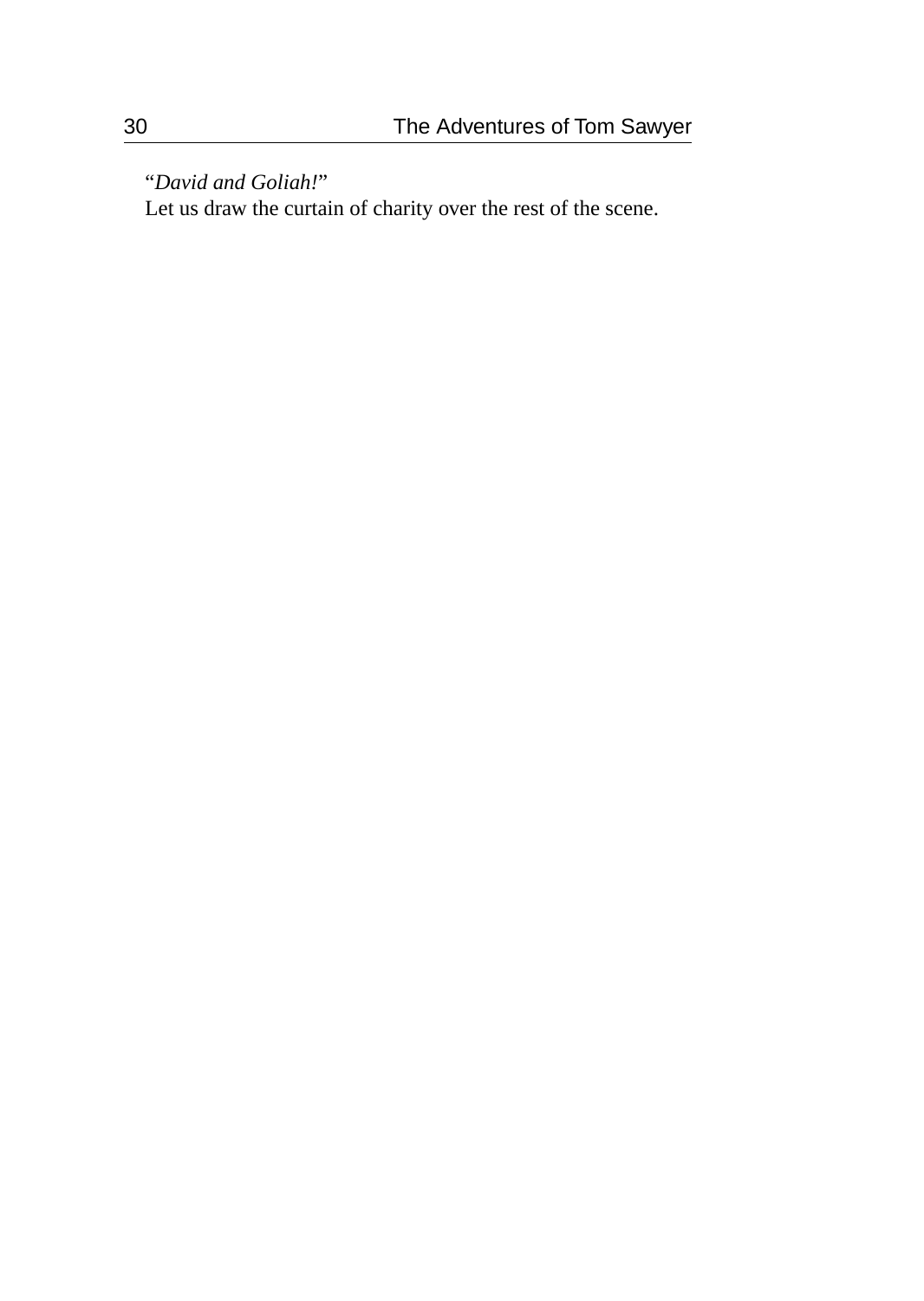"*David and Goliah!*"

Let us draw the curtain of charity over the rest of the scene.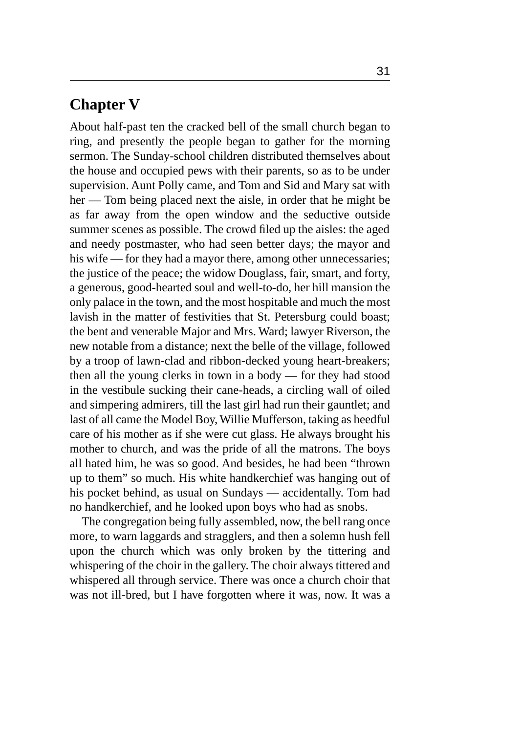## Chapter V

About half-past ten the cracked bell of the small church began to ring, and presently the people began to gather for the morning sermon. The Sunday-school children distributed themselves about the house and occupied pews with their parents, so as to be under supervision. Aunt Polly came, and Tom and Sid and Mary sat with her — Tom being placed next the aisle, in order that he might be as far away from the open window and the seductive outside summer scenes as possible. The crowd filed up the aisles: the aged and needy postmaster, who had seen better days; the mayor and his wife — for they had a mayor there, among other unnecessaries; the justice of the peace; the widow Douglass, fair, smart, and forty, a generous, good-hearted soul and well-to-do, her hill mansion the only palace in the town, and the most hospitable and much the most lavish in the matter of festivities that St. Petersburg could boast; the bent and venerable Major and Mrs. Ward; lawyer Riverson, the new notable from a distance; next the belle of the village, followed by a troop of lawn-clad and ribbon-decked young heart-breakers; then all the young clerks in town in a body — for they had stood in the vestibule sucking their cane-heads, a circling wall of oiled and simpering admirers, till the last girl had run their gauntlet; and last of all came the Model Boy, Willie Mufferson, taking as heedful care of his mother as if she were cut glass. He always brought his mother to church, and was the pride of all the matrons. The boys all hated him, he was so good. And besides, he had been "thrown up to them" so much. His white handkerchief was hanging out of his pocket behind, as usual on Sundays — accidentally. Tom had no handkerchief, and he looked upon boys who had as snobs.

The congregation being fully assembled, now, the bell rang once more, to warn laggards and stragglers, and then a solemn hush fell upon the church which was only broken by the tittering and whispering of the choir in the gallery. The choir always tittered and whispered all through service. There was once a church choir that was not ill-bred, but I have forgotten where it was, now. It was a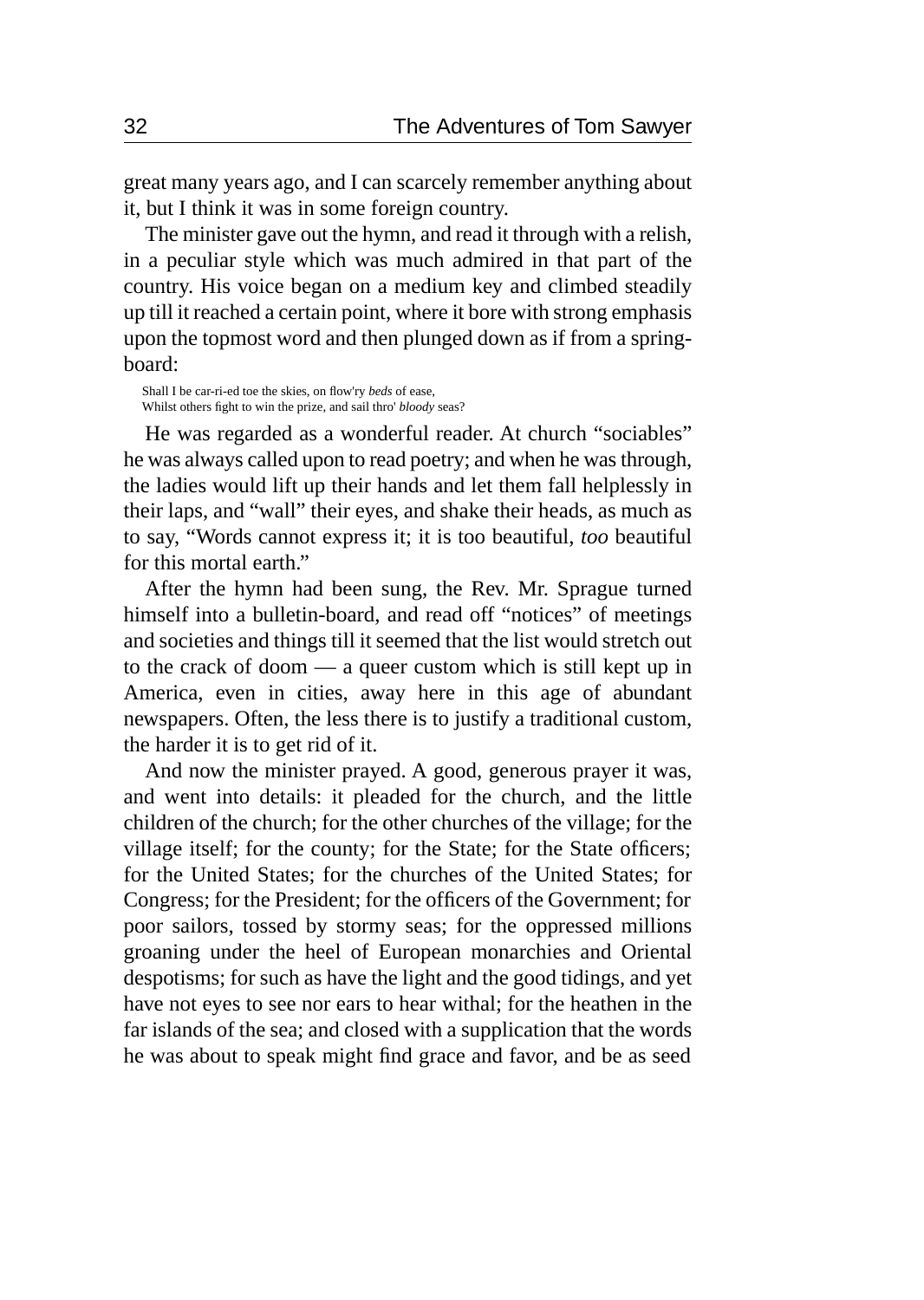great many years ago, and I can scarcely remember anything about it, but I think it was in some foreign country.

The minister gave out the hymn, and read it through with a relish, in a peculiar style which was much admired in that part of the country. His voice began on a medium key and climbed steadily up till it reached a certain point, where it bore with strong emphasis upon the topmost word and then plunged down as if from a spring-board:

> Shall I be car-ri-ed toe the skies, on flow'ry *beds* of ease,
> Whilst others fight to win the prize, and sail thro' *bloody* seas?

He was regarded as a wonderful reader. At church "sociables" he was always called upon to read poetry; and when he was through, the ladies would lift up their hands and let them fall helplessly in their laps, and "wall" their eyes, and shake their heads, as much as to say, "Words cannot express it; it is too beautiful, *too* beautiful for this mortal earth."

After the hymn had been sung, the Rev. Mr. Sprague turned himself into a bulletin-board, and read off "notices" of meetings and societies and things till it seemed that the list would stretch out to the crack of doom — a queer custom which is still kept up in America, even in cities, away here in this age of abundant newspapers. Often, the less there is to justify a traditional custom, the harder it is to get rid of it.

And now the minister prayed. A good, generous prayer it was, and went into details: it pleaded for the church, and the little children of the church; for the other churches of the village; for the village itself; for the county; for the State; for the State officers; for the United States; for the churches of the United States; for Congress; for the President; for the officers of the Government; for poor sailors, tossed by stormy seas; for the oppressed millions groaning under the heel of European monarchies and Oriental despotisms; for such as have the light and the good tidings, and yet have not eyes to see nor ears to hear withal; for the heathen in the far islands of the sea; and closed with a supplication that the words he was about to speak might find grace and favor, and be as seed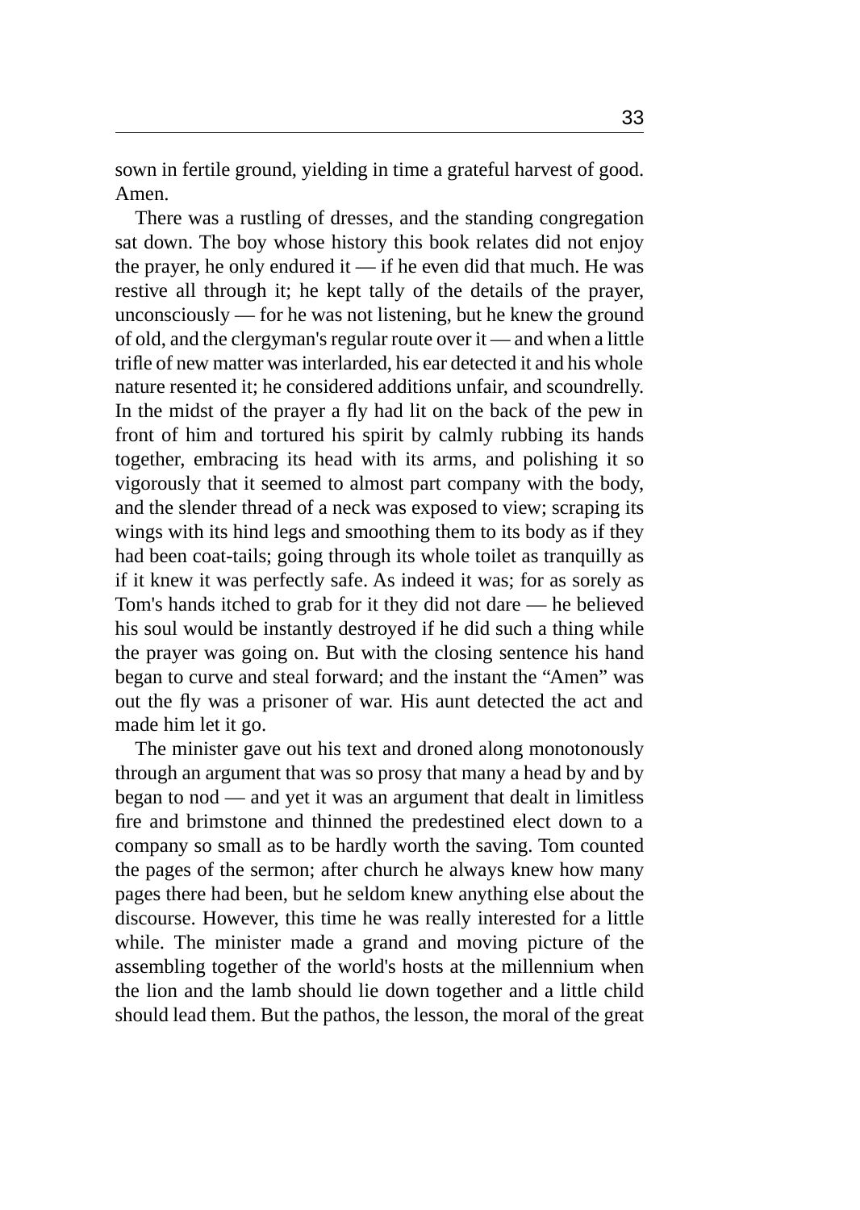sown in fertile ground, yielding in time a grateful harvest of good. Amen.

There was a rustling of dresses, and the standing congregation sat down. The boy whose history this book relates did not enjoy the prayer, he only endured it — if he even did that much. He was restive all through it; he kept tally of the details of the prayer, unconsciously — for he was not listening, but he knew the ground of old, and the clergyman's regular route over it — and when a little trifle of new matter was interlarded, his ear detected it and his whole nature resented it; he considered additions unfair, and scoundrelly. In the midst of the prayer a fly had lit on the back of the pew in front of him and tortured his spirit by calmly rubbing its hands together, embracing its head with its arms, and polishing it so vigorously that it seemed to almost part company with the body, and the slender thread of a neck was exposed to view; scraping its wings with its hind legs and smoothing them to its body as if they had been coat-tails; going through its whole toilet as tranquilly as if it knew it was perfectly safe. As indeed it was; for as sorely as Tom's hands itched to grab for it they did not dare — he believed his soul would be instantly destroyed if he did such a thing while the prayer was going on. But with the closing sentence his hand began to curve and steal forward; and the instant the "Amen" was out the fly was a prisoner of war. His aunt detected the act and made him let it go.

The minister gave out his text and droned along monotonously through an argument that was so prosy that many a head by and by began to nod — and yet it was an argument that dealt in limitless fire and brimstone and thinned the predestined elect down to a company so small as to be hardly worth the saving. Tom counted the pages of the sermon; after church he always knew how many pages there had been, but he seldom knew anything else about the discourse. However, this time he was really interested for a little while. The minister made a grand and moving picture of the assembling together of the world's hosts at the millennium when the lion and the lamb should lie down together and a little child should lead them. But the pathos, the lesson, the moral of the great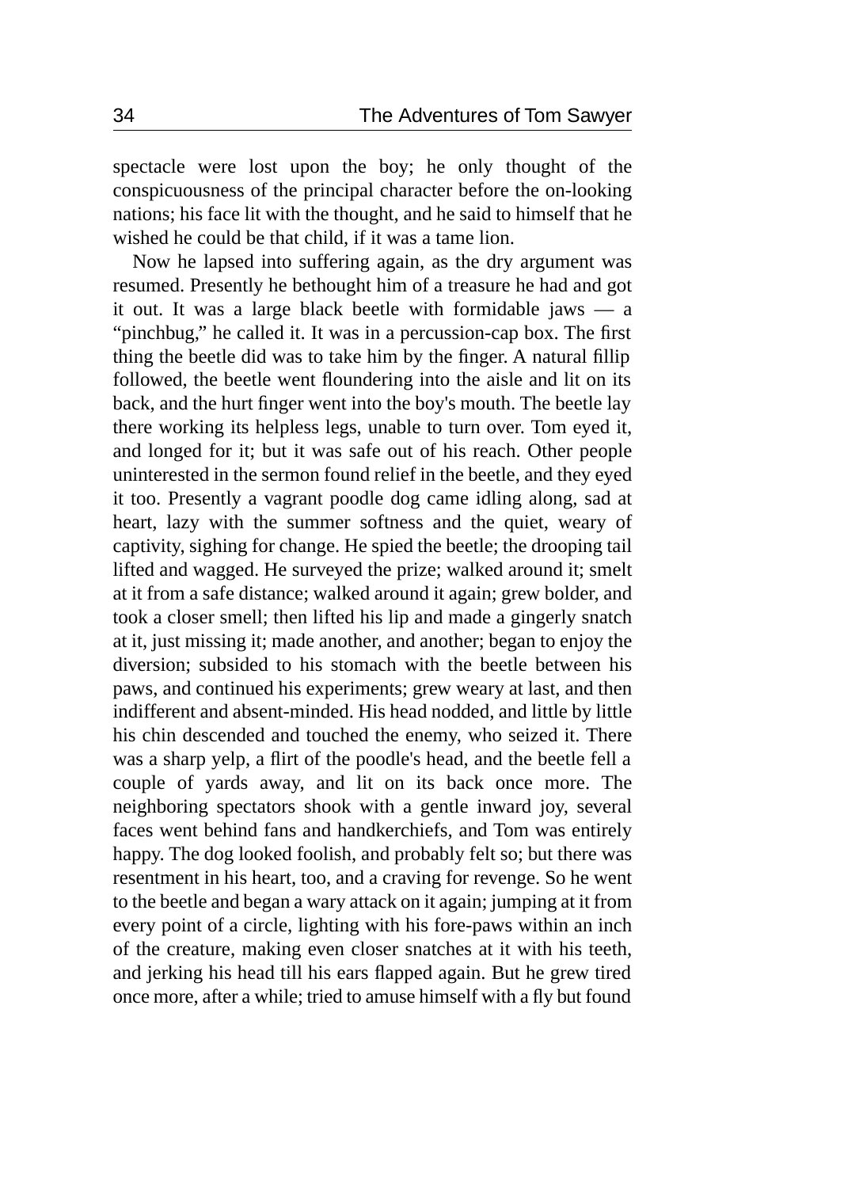spectacle were lost upon the boy; he only thought of the conspicuousness of the principal character before the on-looking nations; his face lit with the thought, and he said to himself that he wished he could be that child, if it was a tame lion.

Now he lapsed into suffering again, as the dry argument was resumed. Presently he bethought him of a treasure he had and got it out. It was a large black beetle with formidable jaws — a "pinchbug," he called it. It was in a percussion-cap box. The first thing the beetle did was to take him by the finger. A natural fillip followed, the beetle went floundering into the aisle and lit on its back, and the hurt finger went into the boy's mouth. The beetle lay there working its helpless legs, unable to turn over. Tom eyed it, and longed for it; but it was safe out of his reach. Other people uninterested in the sermon found relief in the beetle, and they eyed it too. Presently a vagrant poodle dog came idling along, sad at heart, lazy with the summer softness and the quiet, weary of captivity, sighing for change. He spied the beetle; the drooping tail lifted and wagged. He surveyed the prize; walked around it; smelt at it from a safe distance; walked around it again; grew bolder, and took a closer smell; then lifted his lip and made a gingerly snatch at it, just missing it; made another, and another; began to enjoy the diversion; subsided to his stomach with the beetle between his paws, and continued his experiments; grew weary at last, and then indifferent and absent-minded. His head nodded, and little by little his chin descended and touched the enemy, who seized it. There was a sharp yelp, a flirt of the poodle's head, and the beetle fell a couple of yards away, and lit on its back once more. The neighboring spectators shook with a gentle inward joy, several faces went behind fans and handkerchiefs, and Tom was entirely happy. The dog looked foolish, and probably felt so; but there was resentment in his heart, too, and a craving for revenge. So he went to the beetle and began a wary attack on it again; jumping at it from every point of a circle, lighting with his fore-paws within an inch of the creature, making even closer snatches at it with his teeth, and jerking his head till his ears flapped again. But he grew tired once more, after a while; tried to amuse himself with a fly but found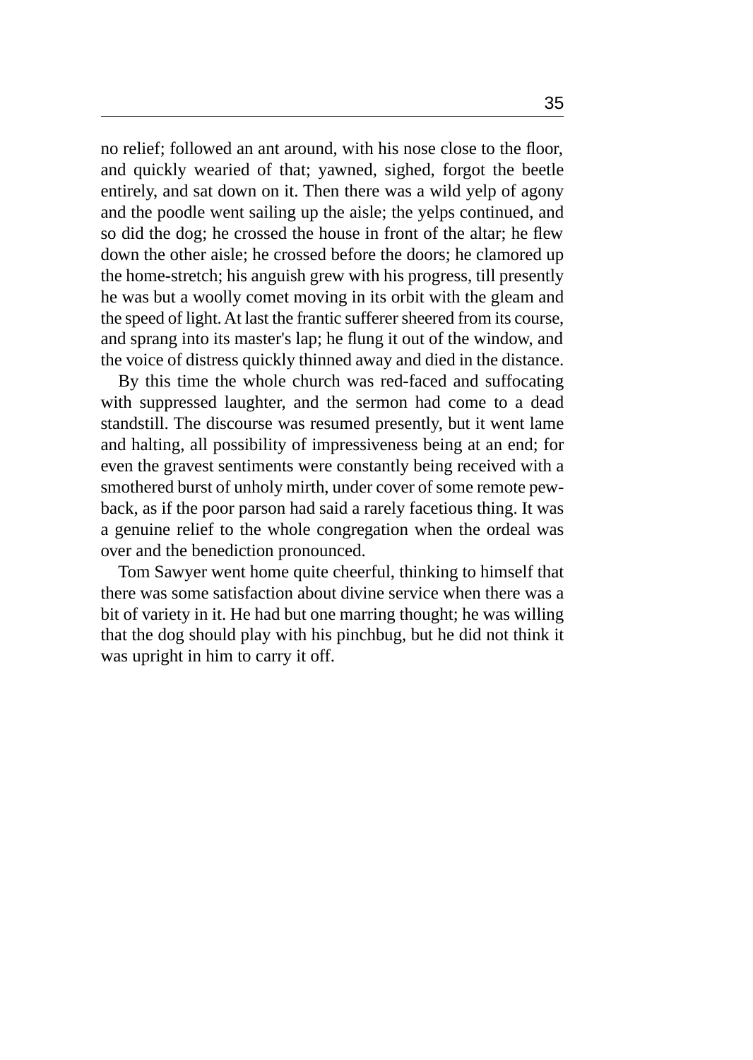no relief; followed an ant around, with his nose close to the floor, and quickly wearied of that; yawned, sighed, forgot the beetle entirely, and sat down on it. Then there was a wild yelp of agony and the poodle went sailing up the aisle; the yelps continued, and so did the dog; he crossed the house in front of the altar; he flew down the other aisle; he crossed before the doors; he clamored up the home-stretch; his anguish grew with his progress, till presently he was but a woolly comet moving in its orbit with the gleam and the speed of light. At last the frantic sufferer sheered from its course, and sprang into its master's lap; he flung it out of the window, and the voice of distress quickly thinned away and died in the distance.

By this time the whole church was red-faced and suffocating with suppressed laughter, and the sermon had come to a dead standstill. The discourse was resumed presently, but it went lame and halting, all possibility of impressiveness being at an end; for even the gravest sentiments were constantly being received with a smothered burst of unholy mirth, under cover of some remote pew-back, as if the poor parson had said a rarely facetious thing. It was a genuine relief to the whole congregation when the ordeal was over and the benediction pronounced.

Tom Sawyer went home quite cheerful, thinking to himself that there was some satisfaction about divine service when there was a bit of variety in it. He had but one marring thought; he was willing that the dog should play with his pinchbug, but he did not think it was upright in him to carry it off.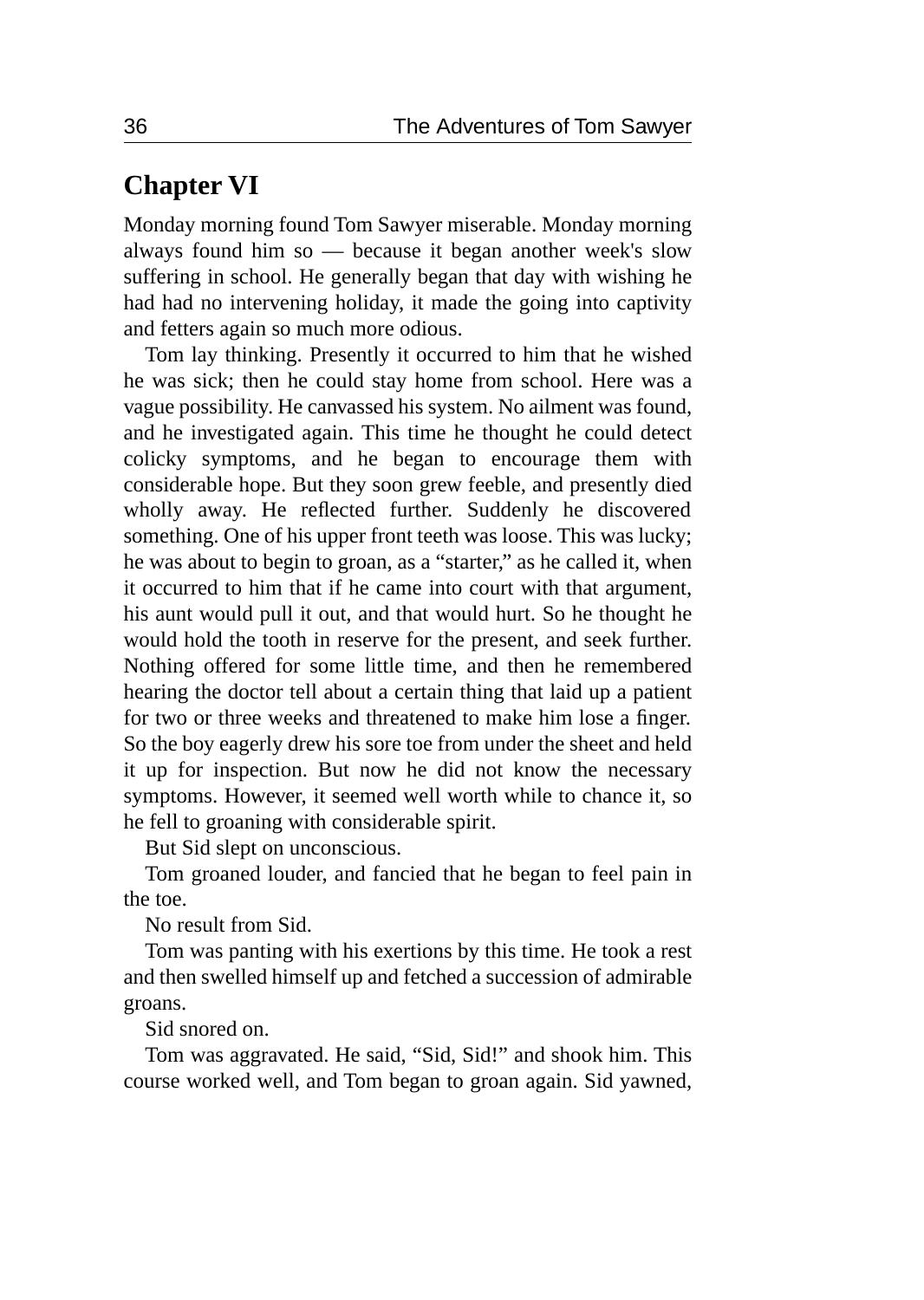## Chapter VI

Monday morning found Tom Sawyer miserable. Monday morning always found him so — because it began another week's slow suffering in school. He generally began that day with wishing he had had no intervening holiday, it made the going into captivity and fetters again so much more odious.

Tom lay thinking. Presently it occurred to him that he wished he was sick; then he could stay home from school. Here was a vague possibility. He canvassed his system. No ailment was found, and he investigated again. This time he thought he could detect colicky symptoms, and he began to encourage them with considerable hope. But they soon grew feeble, and presently died wholly away. He reflected further. Suddenly he discovered something. One of his upper front teeth was loose. This was lucky; he was about to begin to groan, as a "starter," as he called it, when it occurred to him that if he came into court with that argument, his aunt would pull it out, and that would hurt. So he thought he would hold the tooth in reserve for the present, and seek further. Nothing offered for some little time, and then he remembered hearing the doctor tell about a certain thing that laid up a patient for two or three weeks and threatened to make him lose a finger. So the boy eagerly drew his sore toe from under the sheet and held it up for inspection. But now he did not know the necessary symptoms. However, it seemed well worth while to chance it, so he fell to groaning with considerable spirit.

But Sid slept on unconscious.

Tom groaned louder, and fancied that he began to feel pain in the toe.

No result from Sid.

Tom was panting with his exertions by this time. He took a rest and then swelled himself up and fetched a succession of admirable groans.

Sid snored on.

Tom was aggravated. He said, "Sid, Sid!" and shook him. This course worked well, and Tom began to groan again. Sid yawned,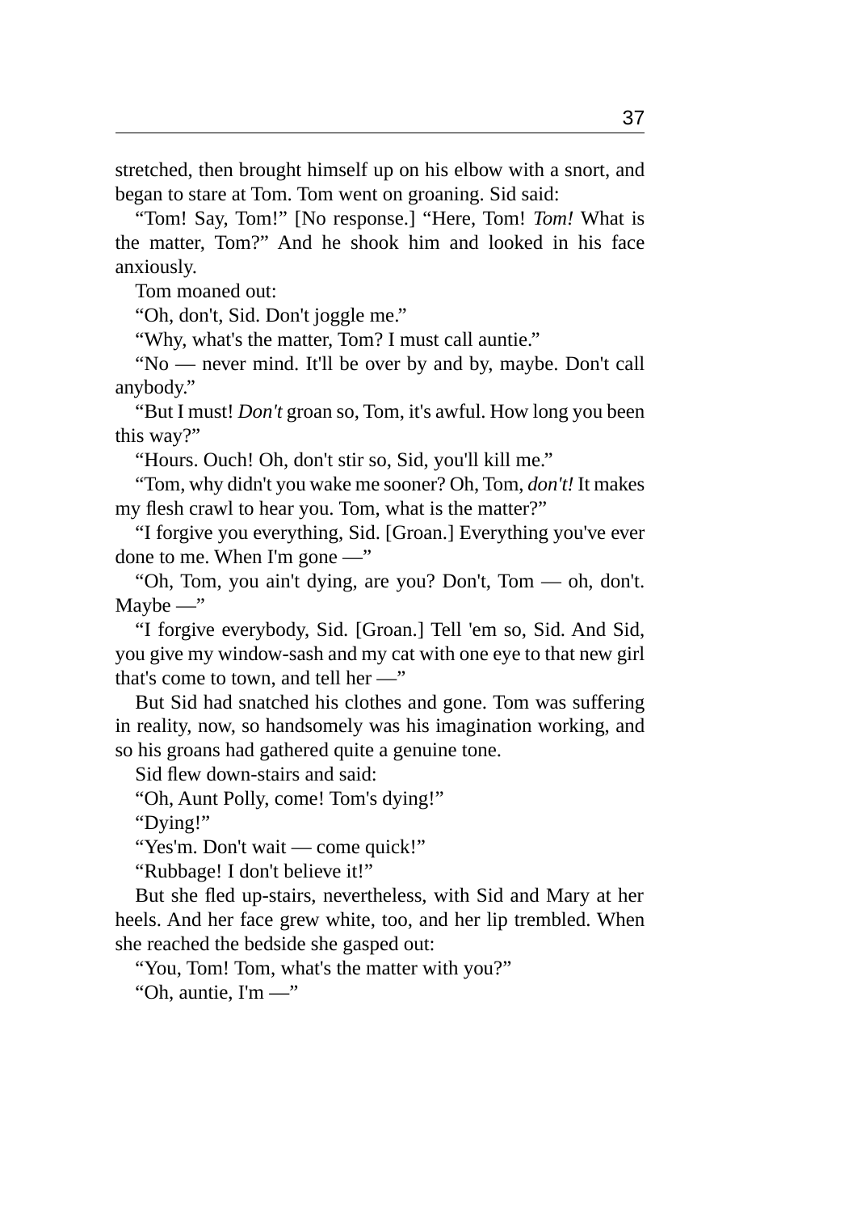stretched, then brought himself up on his elbow with a snort, and began to stare at Tom. Tom went on groaning. Sid said:

"Tom! Say, Tom!" [No response.] "Here, Tom! *Tom!* What is the matter, Tom?" And he shook him and looked in his face anxiously.

Tom moaned out:

"Oh, don't, Sid. Don't joggle me."

"Why, what's the matter, Tom? I must call auntie."

"No — never mind. It'll be over by and by, maybe. Don't call anybody."

"But I must! *Don't* groan so, Tom, it's awful. How long you been this way?"

"Hours. Ouch! Oh, don't stir so, Sid, you'll kill me."

"Tom, why didn't you wake me sooner? Oh, Tom, *don't!* It makes my flesh crawl to hear you. Tom, what is the matter?"

"I forgive you everything, Sid. [Groan.] Everything you've ever done to me. When I'm gone —"

"Oh, Tom, you ain't dying, are you? Don't, Tom — oh, don't. Maybe —"

"I forgive everybody, Sid. [Groan.] Tell 'em so, Sid. And Sid, you give my window-sash and my cat with one eye to that new girl that's come to town, and tell her —"

But Sid had snatched his clothes and gone. Tom was suffering in reality, now, so handsomely was his imagination working, and so his groans had gathered quite a genuine tone.

Sid flew down-stairs and said:

"Oh, Aunt Polly, come! Tom's dying!"

"Dying!"

"Yes'm. Don't wait — come quick!"

"Rubbage! I don't believe it!"

But she fled up-stairs, nevertheless, with Sid and Mary at her heels. And her face grew white, too, and her lip trembled. When she reached the bedside she gasped out:

"You, Tom! Tom, what's the matter with you?"

"Oh, auntie, I'm —"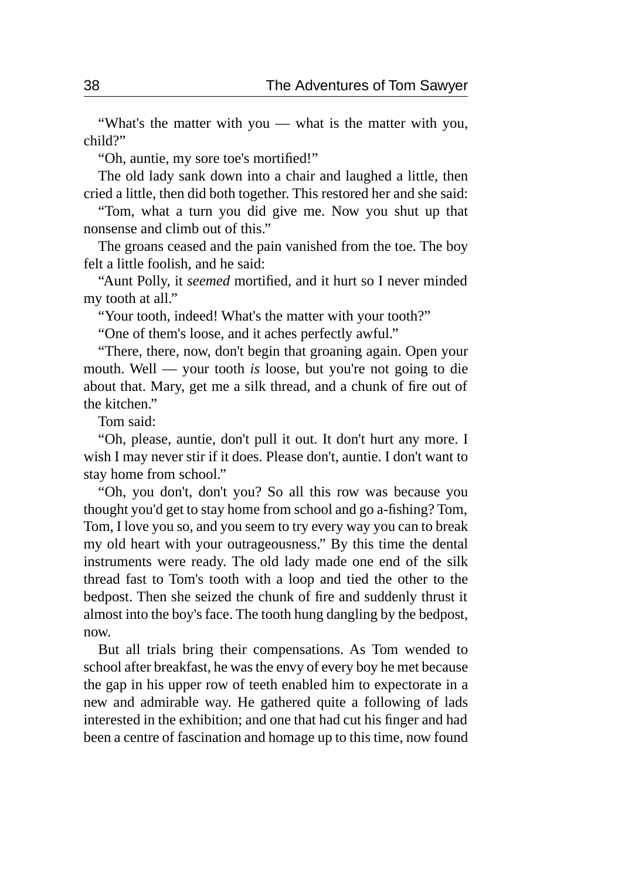"What's the matter with you — what is the matter with you, child?"

"Oh, auntie, my sore toe's mortified!"

The old lady sank down into a chair and laughed a little, then cried a little, then did both together. This restored her and she said:

"Tom, what a turn you did give me. Now you shut up that nonsense and climb out of this."

The groans ceased and the pain vanished from the toe. The boy felt a little foolish, and he said:

"Aunt Polly, it *seemed* mortified, and it hurt so I never minded my tooth at all."

"Your tooth, indeed! What's the matter with your tooth?"

"One of them's loose, and it aches perfectly awful."

"There, there, now, don't begin that groaning again. Open your mouth. Well — your tooth *is* loose, but you're not going to die about that. Mary, get me a silk thread, and a chunk of fire out of the kitchen."

Tom said:

"Oh, please, auntie, don't pull it out. It don't hurt any more. I wish I may never stir if it does. Please don't, auntie. I don't want to stay home from school."

"Oh, you don't, don't you? So all this row was because you thought you'd get to stay home from school and go a-fishing? Tom, Tom, I love you so, and you seem to try every way you can to break my old heart with your outrageousness." By this time the dental instruments were ready. The old lady made one end of the silk thread fast to Tom's tooth with a loop and tied the other to the bedpost. Then she seized the chunk of fire and suddenly thrust it almost into the boy's face. The tooth hung dangling by the bedpost, now.

But all trials bring their compensations. As Tom wended to school after breakfast, he was the envy of every boy he met because the gap in his upper row of teeth enabled him to expectorate in a new and admirable way. He gathered quite a following of lads interested in the exhibition; and one that had cut his finger and had been a centre of fascination and homage up to this time, now found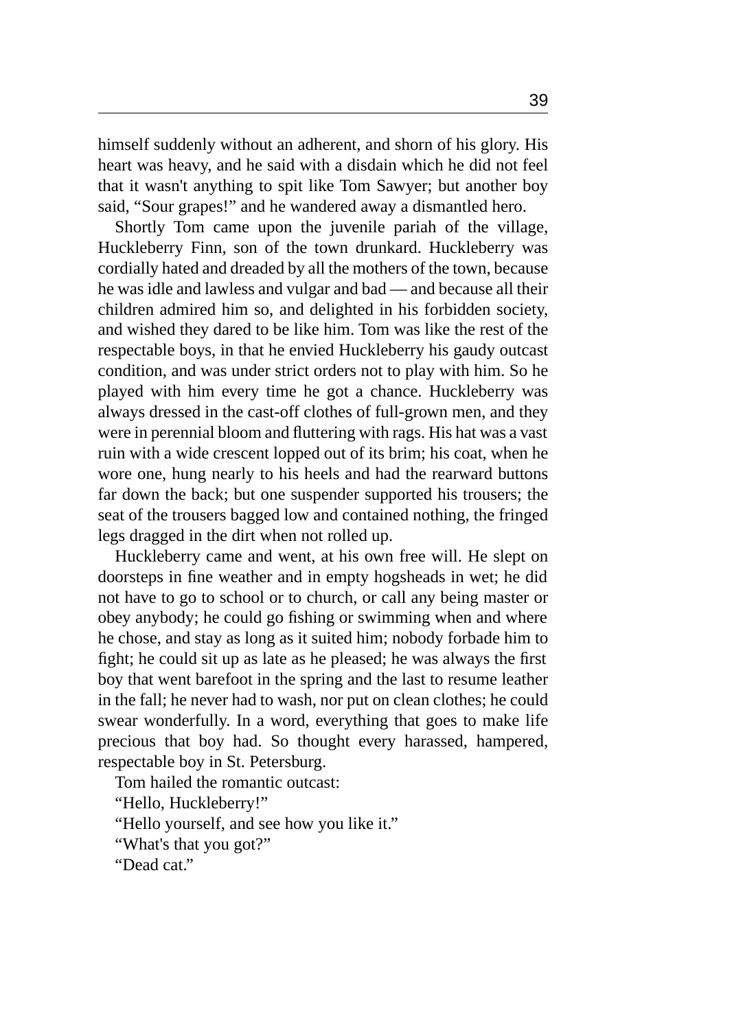himself suddenly without an adherent, and shorn of his glory. His heart was heavy, and he said with a disdain which he did not feel that it wasn't anything to spit like Tom Sawyer; but another boy said, “Sour grapes!” and he wandered away a dismantled hero.

Shortly Tom came upon the juvenile pariah of the village, Huckleberry Finn, son of the town drunkard. Huckleberry was cordially hated and dreaded by all the mothers of the town, because he was idle and lawless and vulgar and bad — and because all their children admired him so, and delighted in his forbidden society, and wished they dared to be like him. Tom was like the rest of the respectable boys, in that he envied Huckleberry his gaudy outcast condition, and was under strict orders not to play with him. So he played with him every time he got a chance. Huckleberry was always dressed in the cast-off clothes of full-grown men, and they were in perennial bloom and fluttering with rags. His hat was a vast ruin with a wide crescent lopped out of its brim; his coat, when he wore one, hung nearly to his heels and had the rearward buttons far down the back; but one suspender supported his trousers; the seat of the trousers bagged low and contained nothing, the fringed legs dragged in the dirt when not rolled up.

Huckleberry came and went, at his own free will. He slept on doorsteps in fine weather and in empty hogsheads in wet; he did not have to go to school or to church, or call any being master or obey anybody; he could go fishing or swimming when and where he chose, and stay as long as it suited him; nobody forbade him to fight; he could sit up as late as he pleased; he was always the first boy that went barefoot in the spring and the last to resume leather in the fall; he never had to wash, nor put on clean clothes; he could swear wonderfully. In a word, everything that goes to make life precious that boy had. So thought every harassed, hampered, respectable boy in St. Petersburg.

Tom hailed the romantic outcast:

“Hello, Huckleberry!”

“Hello yourself, and see how you like it.”

“What's that you got?”

“Dead cat.”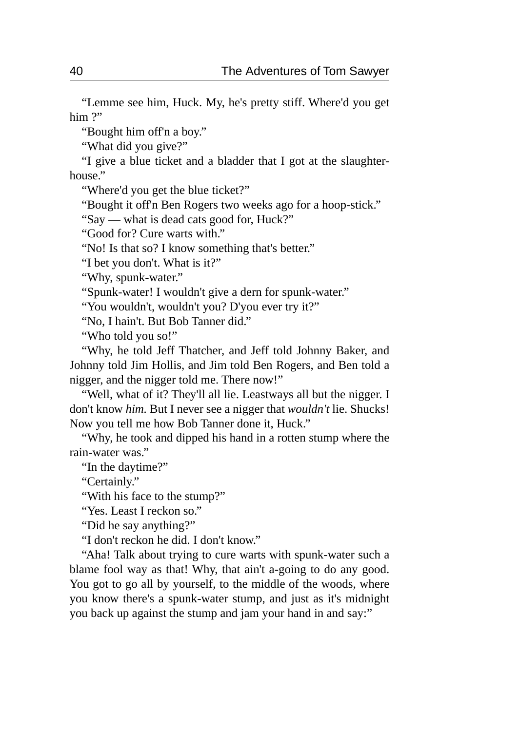"Lemme see him, Huck. My, he's pretty stiff. Where'd you get him ?"

"Bought him off'n a boy."

"What did you give?"

"I give a blue ticket and a bladder that I got at the slaughter-house."

"Where'd you get the blue ticket?"

"Bought it off'n Ben Rogers two weeks ago for a hoop-stick."

"Say — what is dead cats good for, Huck?"

"Good for? Cure warts with."

"No! Is that so? I know something that's better."

"I bet you don't. What is it?"

"Why, spunk-water."

"Spunk-water! I wouldn't give a dern for spunk-water."

"You wouldn't, wouldn't you? D'you ever try it?"

"No, I hain't. But Bob Tanner did."

"Who told you so!"

"Why, he told Jeff Thatcher, and Jeff told Johnny Baker, and Johnny told Jim Hollis, and Jim told Ben Rogers, and Ben told a nigger, and the nigger told me. There now!"

"Well, what of it? They'll all lie. Leastways all but the nigger. I don't know *him*. But I never see a nigger that *wouldn't* lie. Shucks! Now you tell me how Bob Tanner done it, Huck."

"Why, he took and dipped his hand in a rotten stump where the rain-water was."

"In the daytime?"

"Certainly."

"With his face to the stump?"

"Yes. Least I reckon so."

"Did he say anything?"

"I don't reckon he did. I don't know."

"Aha! Talk about trying to cure warts with spunk-water such a blame fool way as that! Why, that ain't a-going to do any good. You got to go all by yourself, to the middle of the woods, where you know there's a spunk-water stump, and just as it's midnight you back up against the stump and jam your hand in and say:"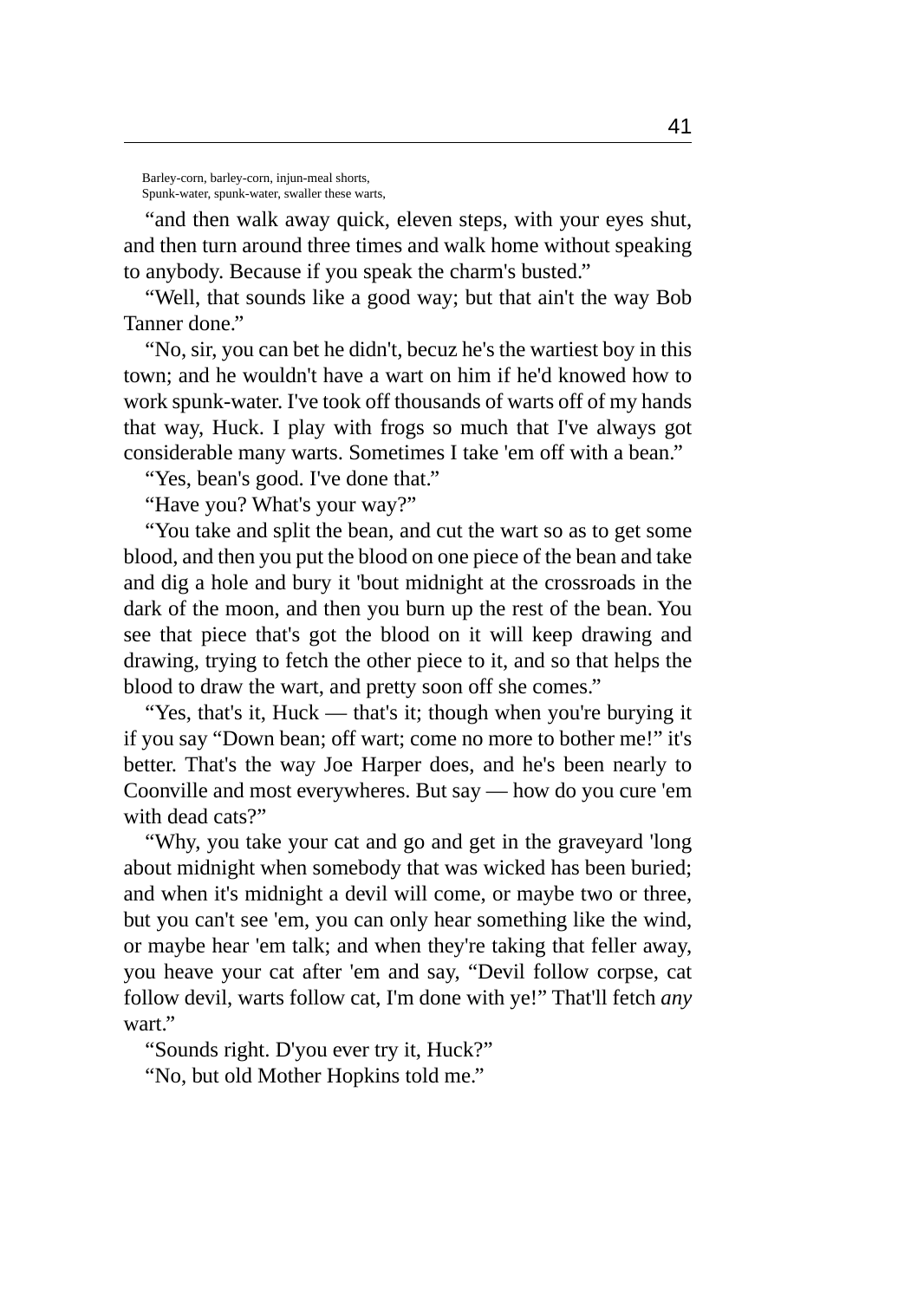Barley-corn, barley-corn, injun-meal shorts,  
Spunk-water, spunk-water, swaller these warts,

"and then walk away quick, eleven steps, with your eyes shut, and then turn around three times and walk home without speaking to anybody. Because if you speak the charm's busted."

"Well, that sounds like a good way; but that ain't the way Bob Tanner done."

"No, sir, you can bet he didn't, becuz he's the wartiest boy in this town; and he wouldn't have a wart on him if he'd knowed how to work spunk-water. I've took off thousands of warts off of my hands that way, Huck. I play with frogs so much that I've always got considerable many warts. Sometimes I take 'em off with a bean."

"Yes, bean's good. I've done that."

"Have you? What's your way?"

"You take and split the bean, and cut the wart so as to get some blood, and then you put the blood on one piece of the bean and take and dig a hole and bury it 'bout midnight at the crossroads in the dark of the moon, and then you burn up the rest of the bean. You see that piece that's got the blood on it will keep drawing and drawing, trying to fetch the other piece to it, and so that helps the blood to draw the wart, and pretty soon off she comes."

"Yes, that's it, Huck — that's it; though when you're burying it if you say "Down bean; off wart; come no more to bother me!" it's better. That's the way Joe Harper does, and he's been nearly to Coonville and most everywheres. But say — how do you cure 'em with dead cats?"

"Why, you take your cat and go and get in the graveyard 'long about midnight when somebody that was wicked has been buried; and when it's midnight a devil will come, or maybe two or three, but you can't see 'em, you can only hear something like the wind, or maybe hear 'em talk; and when they're taking that feller away, you heave your cat after 'em and say, "Devil follow corpse, cat follow devil, warts follow cat, I'm done with ye!" That'll fetch *any* wart."

"Sounds right. D'you ever try it, Huck?"

"No, but old Mother Hopkins told me."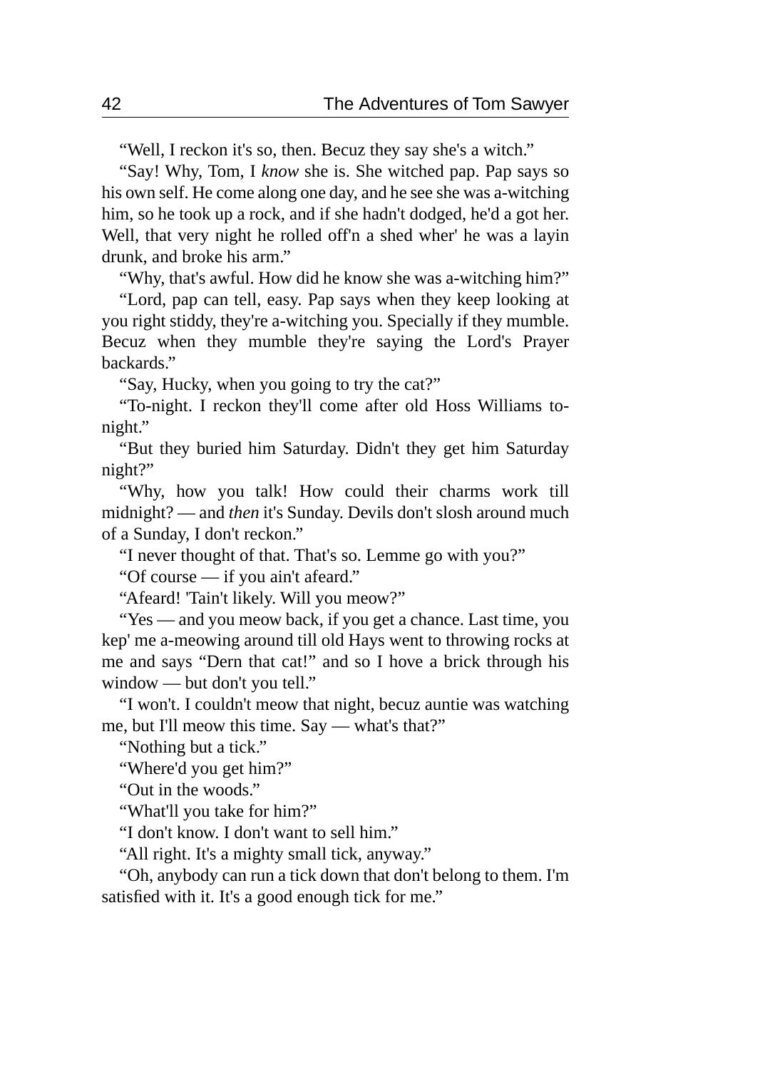"Well, I reckon it's so, then. Becuz they say she's a witch."

"Say! Why, Tom, I *know* she is. She witched pap. Pap says so his own self. He come along one day, and he see she was a-witching him, so he took up a rock, and if she hadn't dodged, he'd a got her. Well, that very night he rolled off'n a shed wher' he was a layin drunk, and broke his arm."

"Why, that's awful. How did he know she was a-witching him?"

"Lord, pap can tell, easy. Pap says when they keep looking at you right stiddy, they're a-witching you. Specially if they mumble. Becuz when they mumble they're saying the Lord's Prayer backards."

"Say, Hucky, when you going to try the cat?"

"To-night. I reckon they'll come after old Hoss Williams to-night."

"But they buried him Saturday. Didn't they get him Saturday night?"

"Why, how you talk! How could their charms work till midnight? — and *then* it's Sunday. Devils don't slosh around much of a Sunday, I don't reckon."

"I never thought of that. That's so. Lemme go with you?"

"Of course — if you ain't afeard."

"Afeard! 'Tain't likely. Will you meow?"

"Yes — and you meow back, if you get a chance. Last time, you kep' me a-meowing around till old Hays went to throwing rocks at me and says "Dern that cat!" and so I hove a brick through his window — but don't you tell."

"I won't. I couldn't meow that night, becuz auntie was watching me, but I'll meow this time. Say — what's that?"

"Nothing but a tick."

"Where'd you get him?"

"Out in the woods."

"What'll you take for him?"

"I don't know. I don't want to sell him."

"All right. It's a mighty small tick, anyway."

"Oh, anybody can run a tick down that don't belong to them. I'm satisfied with it. It's a good enough tick for me."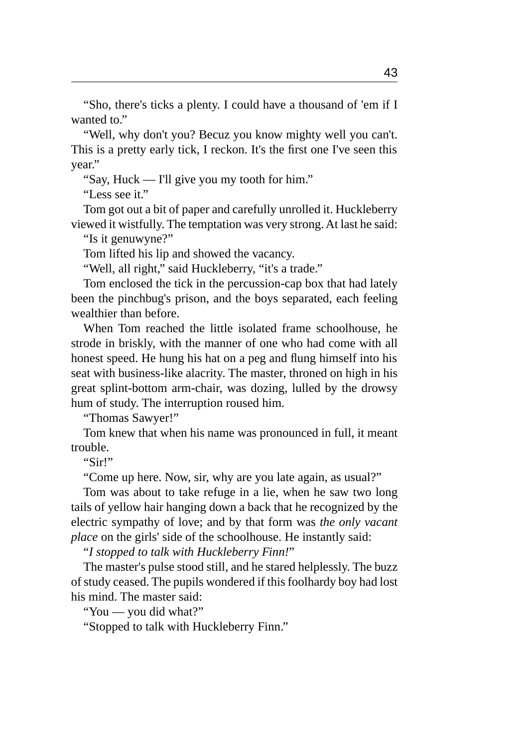“Sho, there's ticks a plenty. I could have a thousand of 'em if I wanted to.”

“Well, why don't you? Becuz you know mighty well you can't. This is a pretty early tick, I reckon. It's the first one I've seen this year.”

“Say, Huck — I'll give you my tooth for him.”

“Less see it.”

Tom got out a bit of paper and carefully unrolled it. Huckleberry viewed it wistfully. The temptation was very strong. At last he said:

“Is it genuwyne?”

Tom lifted his lip and showed the vacancy.

“Well, all right,” said Huckleberry, “it's a trade.”

Tom enclosed the tick in the percussion-cap box that had lately been the pinchbug's prison, and the boys separated, each feeling wealthier than before.

When Tom reached the little isolated frame schoolhouse, he strode in briskly, with the manner of one who had come with all honest speed. He hung his hat on a peg and flung himself into his seat with business-like alacrity. The master, throned on high in his great splint-bottom arm-chair, was dozing, lulled by the drowsy hum of study. The interruption roused him.

“Thomas Sawyer!”

Tom knew that when his name was pronounced in full, it meant trouble.

“Sir!”

“Come up here. Now, sir, why are you late again, as usual?”

Tom was about to take refuge in a lie, when he saw two long tails of yellow hair hanging down a back that he recognized by the electric sympathy of love; and by that form was *the only vacant place* on the girls' side of the schoolhouse. He instantly said:

“*I stopped to talk with Huckleberry Finn!*”

The master's pulse stood still, and he stared helplessly. The buzz of study ceased. The pupils wondered if this foolhardy boy had lost his mind. The master said:

“You — you did what?”

“Stopped to talk with Huckleberry Finn.”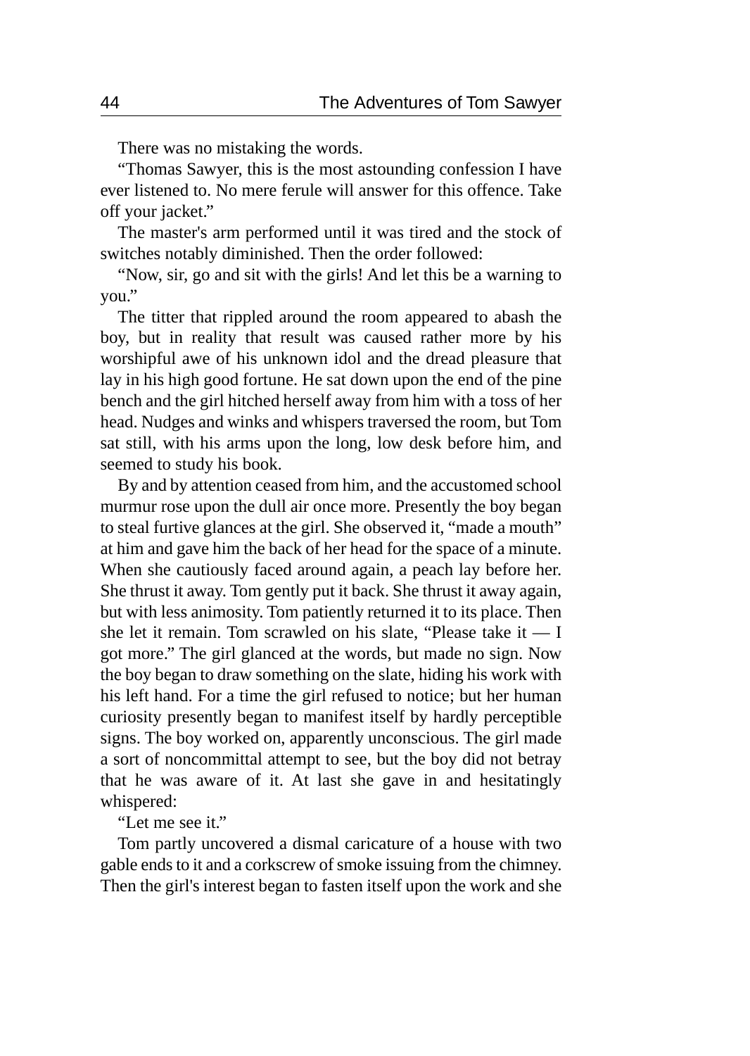There was no mistaking the words.

“Thomas Sawyer, this is the most astounding confession I have ever listened to. No mere ferule will answer for this offence. Take off your jacket.”

The master's arm performed until it was tired and the stock of switches notably diminished. Then the order followed:

“Now, sir, go and sit with the girls! And let this be a warning to you.”

The titter that rippled around the room appeared to abash the boy, but in reality that result was caused rather more by his worshipful awe of his unknown idol and the dread pleasure that lay in his high good fortune. He sat down upon the end of the pine bench and the girl hitched herself away from him with a toss of her head. Nudges and winks and whispers traversed the room, but Tom sat still, with his arms upon the long, low desk before him, and seemed to study his book.

By and by attention ceased from him, and the accustomed school murmur rose upon the dull air once more. Presently the boy began to steal furtive glances at the girl. She observed it, “made a mouth” at him and gave him the back of her head for the space of a minute. When she cautiously faced around again, a peach lay before her. She thrust it away. Tom gently put it back. She thrust it away again, but with less animosity. Tom patiently returned it to its place. Then she let it remain. Tom scrawled on his slate, “Please take it — I got more.” The girl glanced at the words, but made no sign. Now the boy began to draw something on the slate, hiding his work with his left hand. For a time the girl refused to notice; but her human curiosity presently began to manifest itself by hardly perceptible signs. The boy worked on, apparently unconscious. The girl made a sort of noncommittal attempt to see, but the boy did not betray that he was aware of it. At last she gave in and hesitatingly whispered:

“Let me see it.”

Tom partly uncovered a dismal caricature of a house with two gable ends to it and a corkscrew of smoke issuing from the chimney. Then the girl's interest began to fasten itself upon the work and she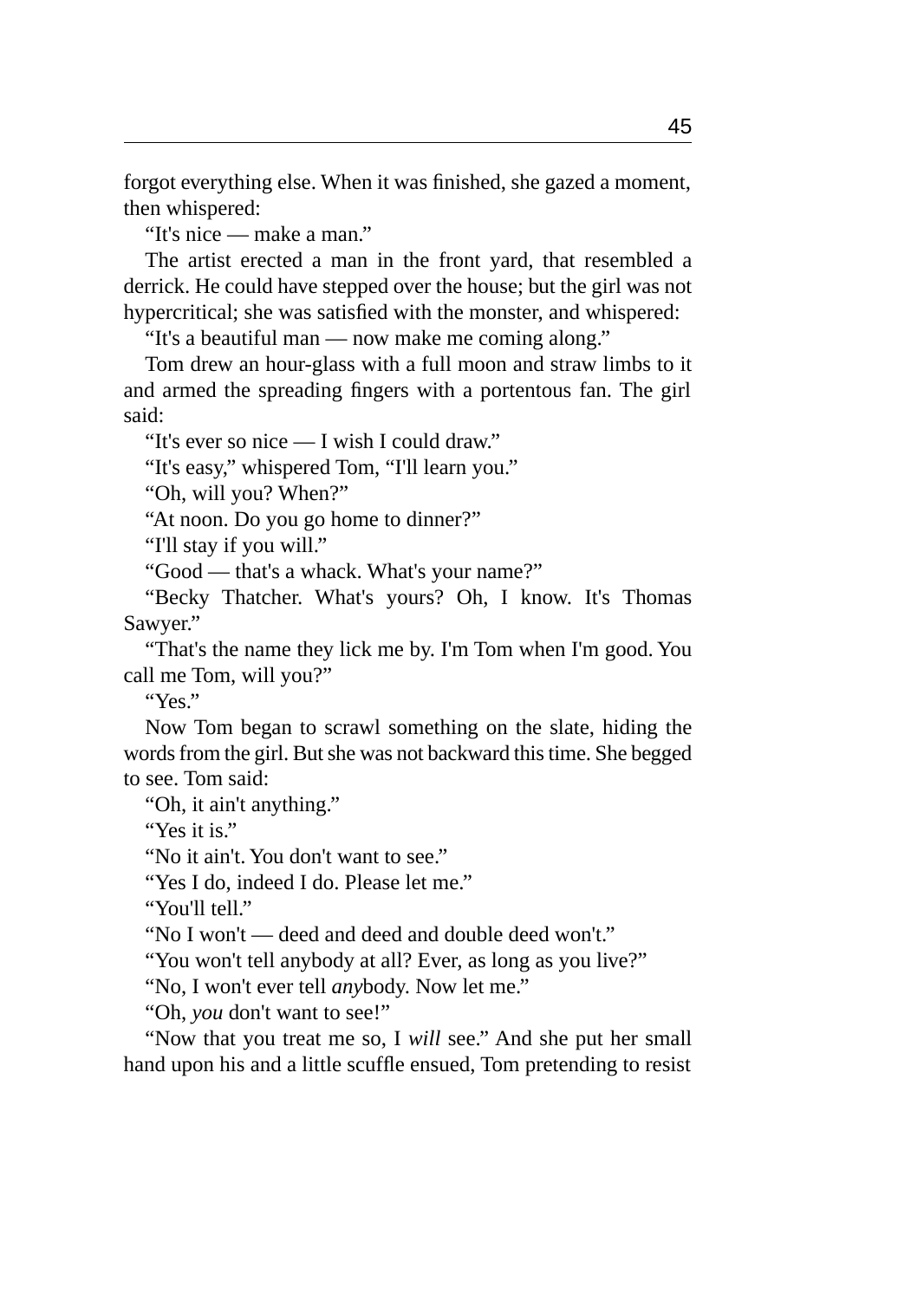forgot everything else. When it was finished, she gazed a moment, then whispered:

"It's nice — make a man."

The artist erected a man in the front yard, that resembled a derrick. He could have stepped over the house; but the girl was not hypercritical; she was satisfied with the monster, and whispered:

"It's a beautiful man — now make me coming along."

Tom drew an hour-glass with a full moon and straw limbs to it and armed the spreading fingers with a portentous fan. The girl said:

"It's ever so nice — I wish I could draw."

"It's easy," whispered Tom, "I'll learn you."

"Oh, will you? When?"

"At noon. Do you go home to dinner?"

"I'll stay if you will."

"Good — that's a whack. What's your name?"

"Becky Thatcher. What's yours? Oh, I know. It's Thomas Sawyer."

"That's the name they lick me by. I'm Tom when I'm good. You call me Tom, will you?"

"Yes."

Now Tom began to scrawl something on the slate, hiding the words from the girl. But she was not backward this time. She begged to see. Tom said:

"Oh, it ain't anything."

"Yes it is."

"No it ain't. You don't want to see."

"Yes I do, indeed I do. Please let me."

"You'll tell."

"No I won't — deed and deed and double deed won't."

"You won't tell anybody at all? Ever, as long as you live?"

"No, I won't ever tell *any*body. Now let me."

"Oh, *you* don't want to see!"

"Now that you treat me so, I *will* see." And she put her small hand upon his and a little scuffle ensued, Tom pretending to resist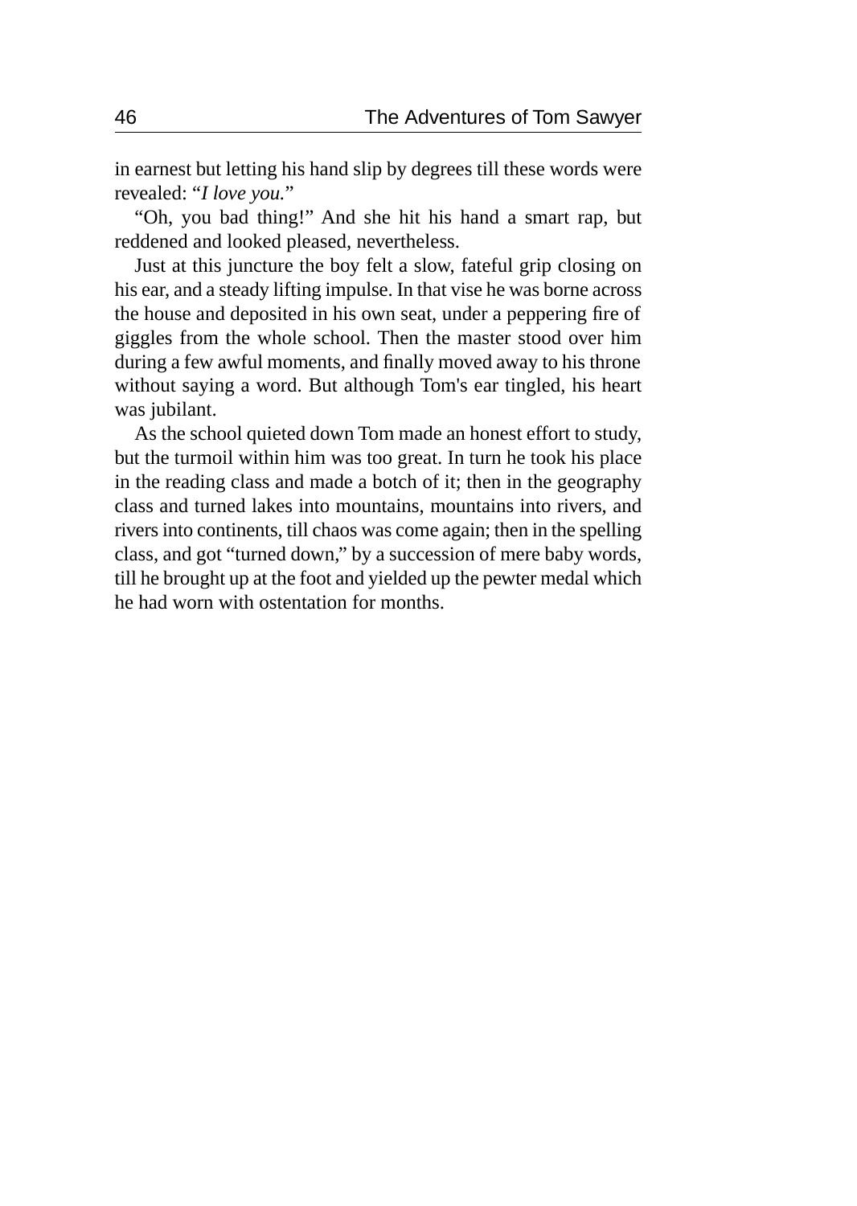in earnest but letting his hand slip by degrees till these words were revealed: "*I love you.*"

"Oh, you bad thing!" And she hit his hand a smart rap, but reddened and looked pleased, nevertheless.

Just at this juncture the boy felt a slow, fateful grip closing on his ear, and a steady lifting impulse. In that vise he was borne across the house and deposited in his own seat, under a peppering fire of giggles from the whole school. Then the master stood over him during a few awful moments, and finally moved away to his throne without saying a word. But although Tom's ear tingled, his heart was jubilant.

As the school quieted down Tom made an honest effort to study, but the turmoil within him was too great. In turn he took his place in the reading class and made a botch of it; then in the geography class and turned lakes into mountains, mountains into rivers, and rivers into continents, till chaos was come again; then in the spelling class, and got "turned down," by a succession of mere baby words, till he brought up at the foot and yielded up the pewter medal which he had worn with ostentation for months.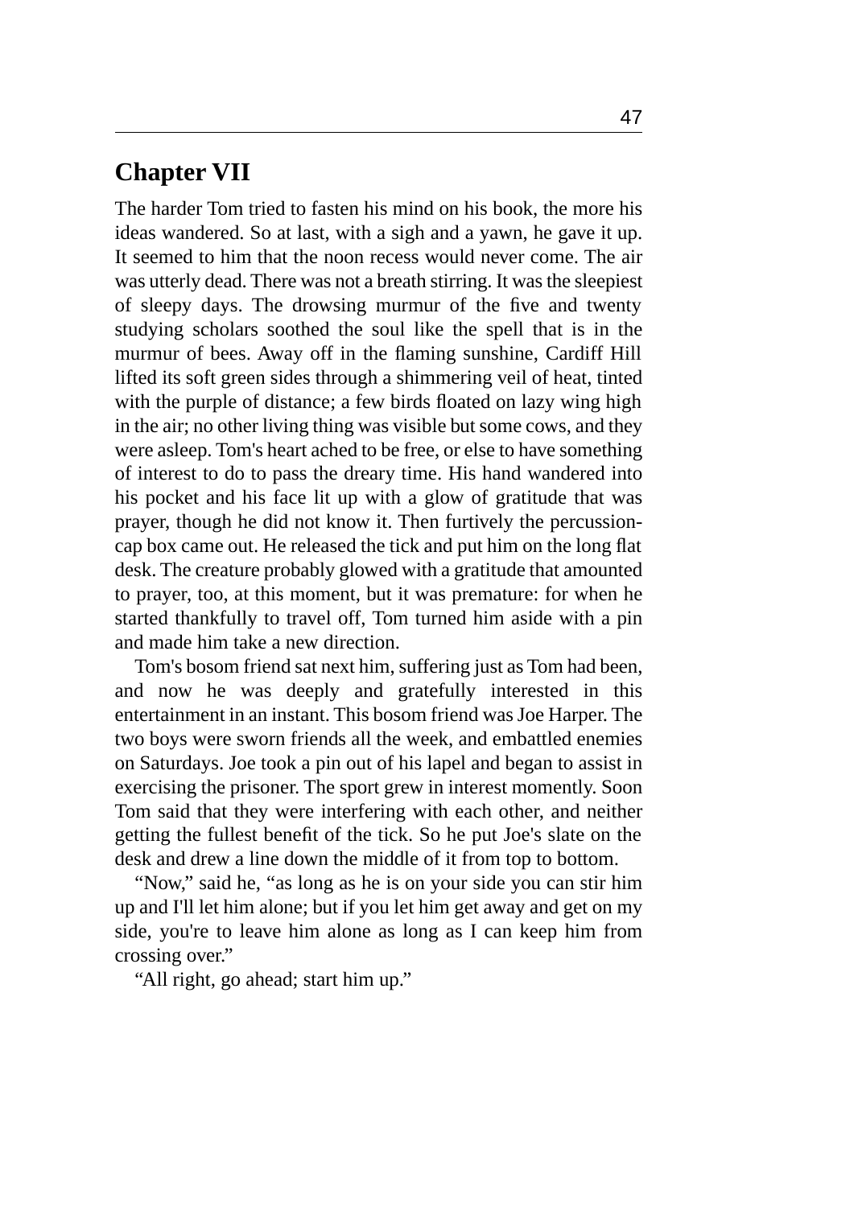## Chapter VII

The harder Tom tried to fasten his mind on his book, the more his ideas wandered. So at last, with a sigh and a yawn, he gave it up. It seemed to him that the noon recess would never come. The air was utterly dead. There was not a breath stirring. It was the sleepiest of sleepy days. The drowsing murmur of the five and twenty studying scholars soothed the soul like the spell that is in the murmur of bees. Away off in the flaming sunshine, Cardiff Hill lifted its soft green sides through a shimmering veil of heat, tinted with the purple of distance; a few birds floated on lazy wing high in the air; no other living thing was visible but some cows, and they were asleep. Tom's heart ached to be free, or else to have something of interest to do to pass the dreary time. His hand wandered into his pocket and his face lit up with a glow of gratitude that was prayer, though he did not know it. Then furtively the percussion-cap box came out. He released the tick and put him on the long flat desk. The creature probably glowed with a gratitude that amounted to prayer, too, at this moment, but it was premature: for when he started thankfully to travel off, Tom turned him aside with a pin and made him take a new direction.

Tom's bosom friend sat next him, suffering just as Tom had been, and now he was deeply and gratefully interested in this entertainment in an instant. This bosom friend was Joe Harper. The two boys were sworn friends all the week, and embattled enemies on Saturdays. Joe took a pin out of his lapel and began to assist in exercising the prisoner. The sport grew in interest momently. Soon Tom said that they were interfering with each other, and neither getting the fullest benefit of the tick. So he put Joe's slate on the desk and drew a line down the middle of it from top to bottom.

“Now,” said he, “as long as he is on your side you can stir him up and I'll let him alone; but if you let him get away and get on my side, you're to leave him alone as long as I can keep him from crossing over.”

“All right, go ahead; start him up.”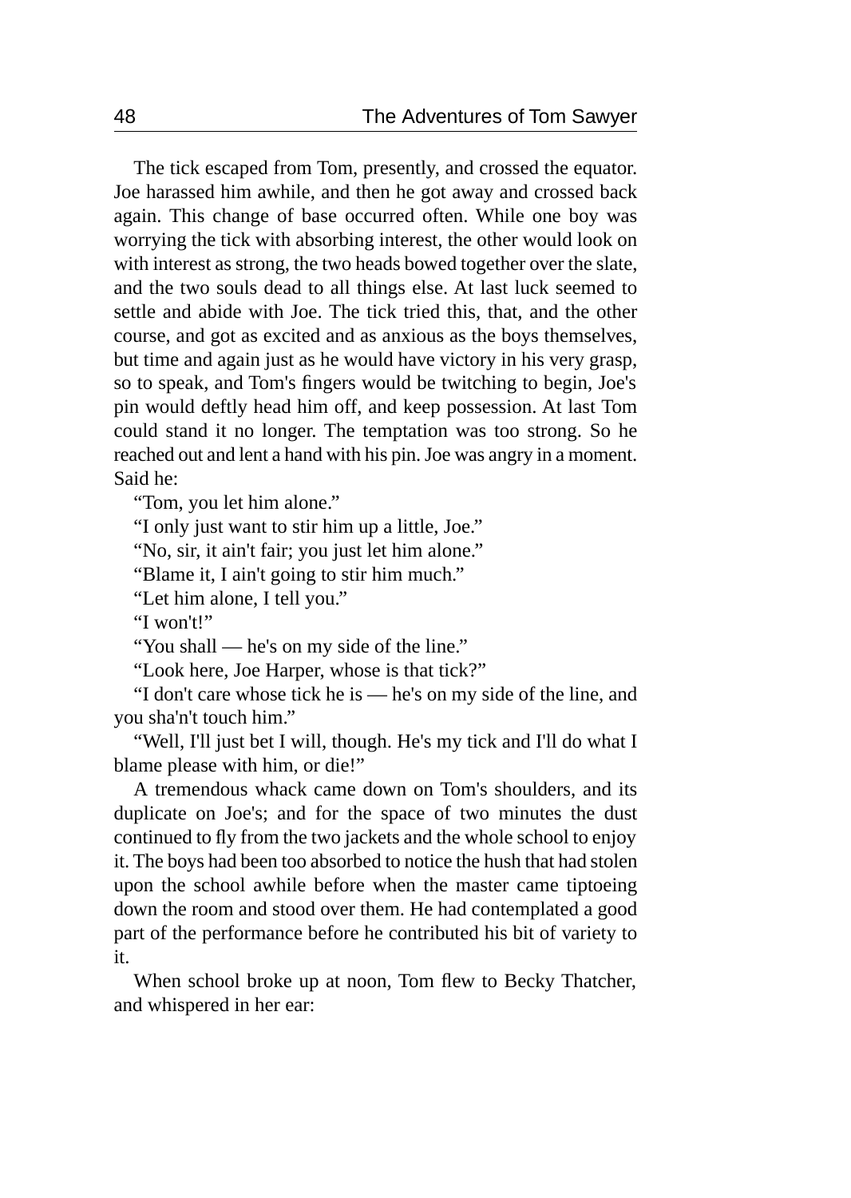The tick escaped from Tom, presently, and crossed the equator. Joe harassed him awhile, and then he got away and crossed back again. This change of base occurred often. While one boy was worrying the tick with absorbing interest, the other would look on with interest as strong, the two heads bowed together over the slate, and the two souls dead to all things else. At last luck seemed to settle and abide with Joe. The tick tried this, that, and the other course, and got as excited and as anxious as the boys themselves, but time and again just as he would have victory in his very grasp, so to speak, and Tom's fingers would be twitching to begin, Joe's pin would deftly head him off, and keep possession. At last Tom could stand it no longer. The temptation was too strong. So he reached out and lent a hand with his pin. Joe was angry in a moment. Said he:

"Tom, you let him alone."

"I only just want to stir him up a little, Joe."

"No, sir, it ain't fair; you just let him alone."

"Blame it, I ain't going to stir him much."

"Let him alone, I tell you."

"I won't!"

"You shall — he's on my side of the line."

"Look here, Joe Harper, whose is that tick?"

"I don't care whose tick he is — he's on my side of the line, and you sha'n't touch him."

"Well, I'll just bet I will, though. He's my tick and I'll do what I blame please with him, or die!"

A tremendous whack came down on Tom's shoulders, and its duplicate on Joe's; and for the space of two minutes the dust continued to fly from the two jackets and the whole school to enjoy it. The boys had been too absorbed to notice the hush that had stolen upon the school awhile before when the master came tiptoeing down the room and stood over them. He had contemplated a good part of the performance before he contributed his bit of variety to it.

When school broke up at noon, Tom flew to Becky Thatcher, and whispered in her ear: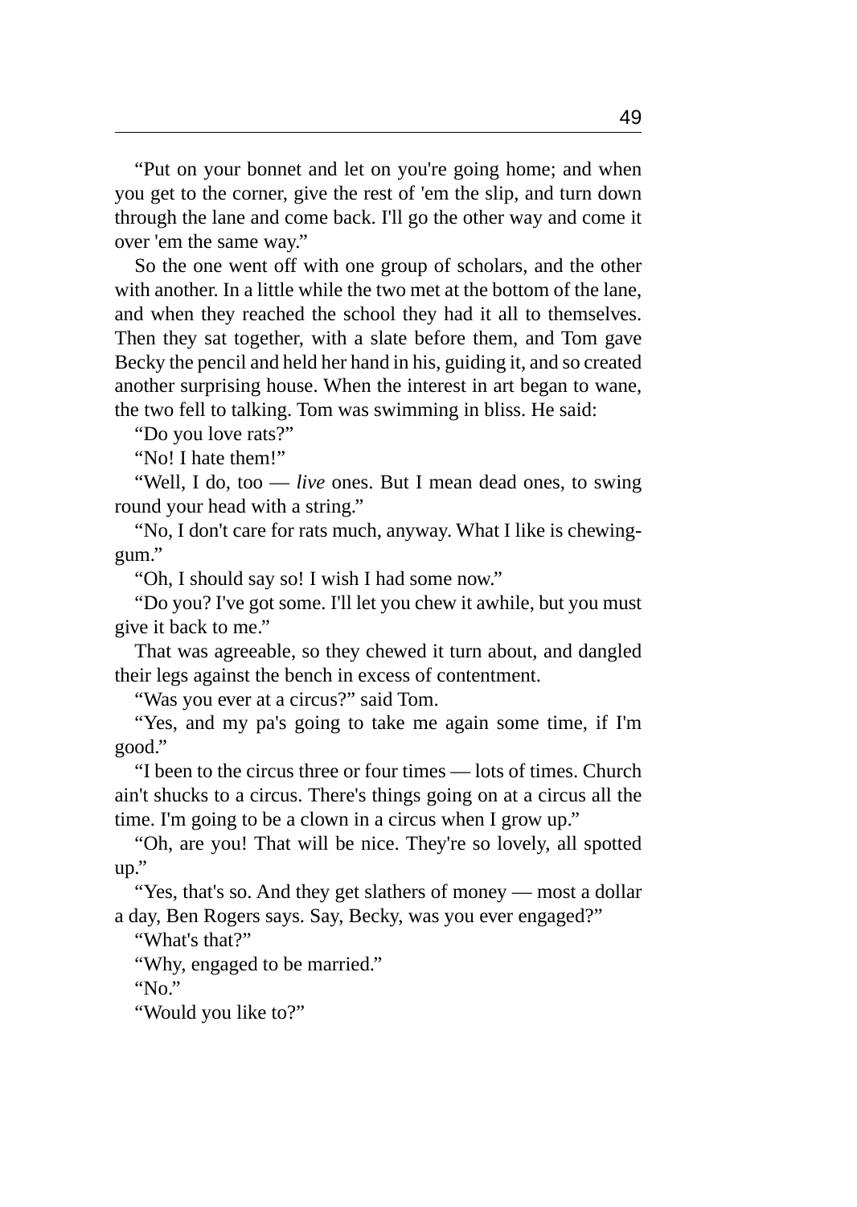"Put on your bonnet and let on you're going home; and when you get to the corner, give the rest of 'em the slip, and turn down through the lane and come back. I'll go the other way and come it over 'em the same way."

So the one went off with one group of scholars, and the other with another. In a little while the two met at the bottom of the lane, and when they reached the school they had it all to themselves. Then they sat together, with a slate before them, and Tom gave Becky the pencil and held her hand in his, guiding it, and so created another surprising house. When the interest in art began to wane, the two fell to talking. Tom was swimming in bliss. He said:

"Do you love rats?"

"No! I hate them!"

"Well, I do, too — *live* ones. But I mean dead ones, to swing round your head with a string."

"No, I don't care for rats much, anyway. What I like is chewing-gum."

"Oh, I should say so! I wish I had some now."

"Do you? I've got some. I'll let you chew it awhile, but you must give it back to me."

That was agreeable, so they chewed it turn about, and dangled their legs against the bench in excess of contentment.

"Was you ever at a circus?" said Tom.

"Yes, and my pa's going to take me again some time, if I'm good."

"I been to the circus three or four times — lots of times. Church ain't shucks to a circus. There's things going on at a circus all the time. I'm going to be a clown in a circus when I grow up."

"Oh, are you! That will be nice. They're so lovely, all spotted up."

"Yes, that's so. And they get slathers of money — most a dollar a day, Ben Rogers says. Say, Becky, was you ever engaged?"

"What's that?"

"Why, engaged to be married."

"No."

"Would you like to?"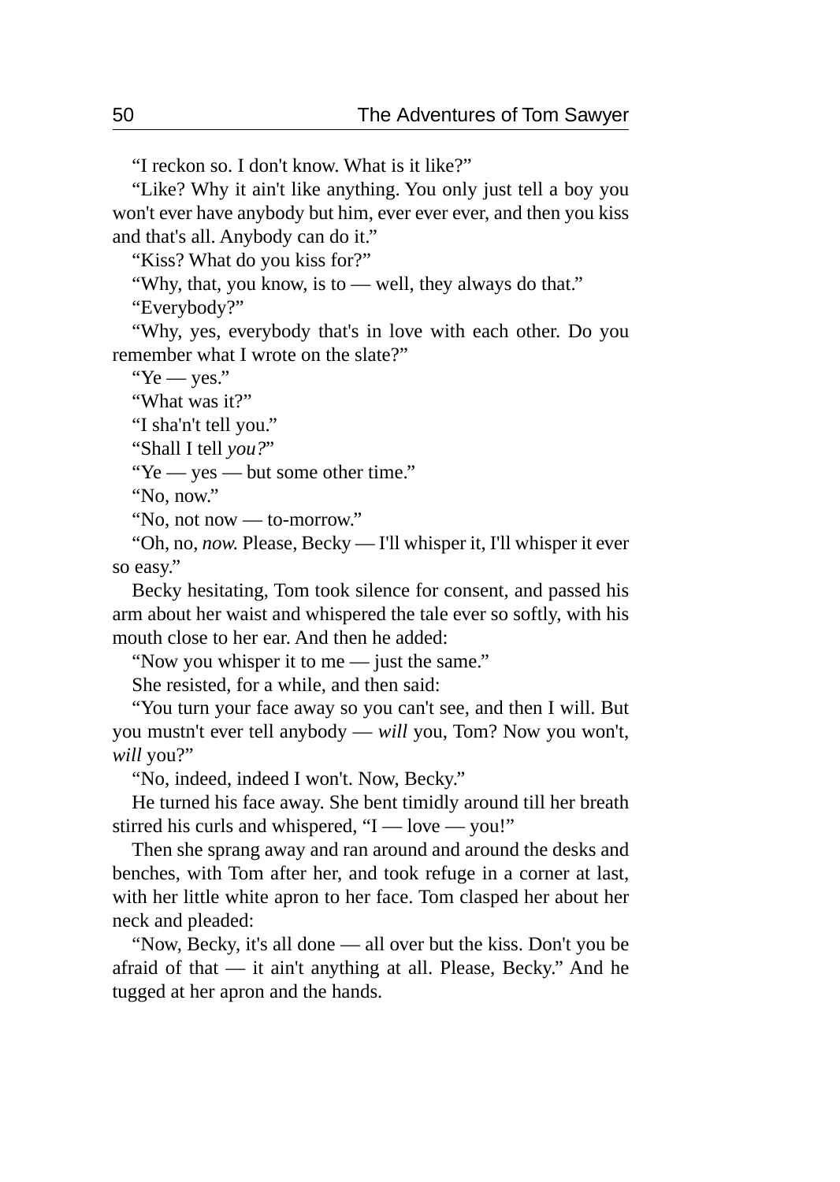“I reckon so. I don't know. What is it like?”

“Like? Why it ain't like anything. You only just tell a boy you won't ever have anybody but him, ever ever ever, and then you kiss and that's all. Anybody can do it.”

“Kiss? What do you kiss for?”

“Why, that, you know, is to — well, they always do that.”

“Everybody?”

“Why, yes, everybody that's in love with each other. Do you remember what I wrote on the slate?”

“Ye — yes.”

“What was it?”

“I sha'n't tell you.”

“Shall I tell *you?*”

“Ye — yes — but some other time.”

“No, now.”

“No, not now — to-morrow.”

“Oh, no, *now.* Please, Becky — I'll whisper it, I'll whisper it ever so easy.”

Becky hesitating, Tom took silence for consent, and passed his arm about her waist and whispered the tale ever so softly, with his mouth close to her ear. And then he added:

“Now you whisper it to me — just the same.”

She resisted, for a while, and then said:

“You turn your face away so you can't see, and then I will. But you mustn't ever tell anybody — *will* you, Tom? Now you won't, *will* you?”

“No, indeed, indeed I won't. Now, Becky.”

He turned his face away. She bent timidly around till her breath stirred his curls and whispered, “I — love — you!”

Then she sprang away and ran around and around the desks and benches, with Tom after her, and took refuge in a corner at last, with her little white apron to her face. Tom clasped her about her neck and pleaded:

“Now, Becky, it's all done — all over but the kiss. Don't you be afraid of that — it ain't anything at all. Please, Becky.” And he tugged at her apron and the hands.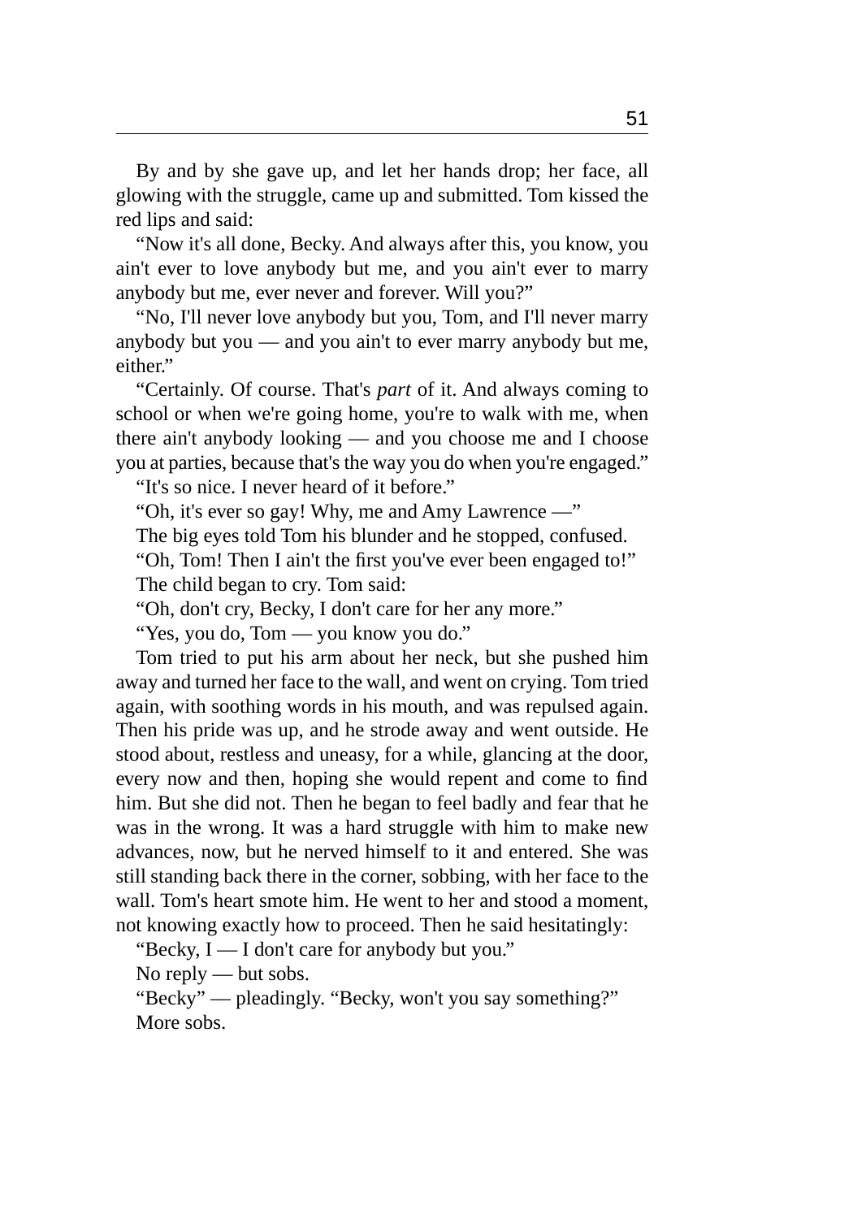By and by she gave up, and let her hands drop; her face, all glowing with the struggle, came up and submitted. Tom kissed the red lips and said:

"Now it's all done, Becky. And always after this, you know, you ain't ever to love anybody but me, and you ain't ever to marry anybody but me, ever never and forever. Will you?"

"No, I'll never love anybody but you, Tom, and I'll never marry anybody but you — and you ain't to ever marry anybody but me, either."

"Certainly. Of course. That's *part* of it. And always coming to school or when we're going home, you're to walk with me, when there ain't anybody looking — and you choose me and I choose you at parties, because that's the way you do when you're engaged."

"It's so nice. I never heard of it before."

"Oh, it's ever so gay! Why, me and Amy Lawrence —"

The big eyes told Tom his blunder and he stopped, confused.

"Oh, Tom! Then I ain't the first you've ever been engaged to!"

The child began to cry. Tom said:

"Oh, don't cry, Becky, I don't care for her any more."

"Yes, you do, Tom — you know you do."

Tom tried to put his arm about her neck, but she pushed him away and turned her face to the wall, and went on crying. Tom tried again, with soothing words in his mouth, and was repulsed again. Then his pride was up, and he strode away and went outside. He stood about, restless and uneasy, for a while, glancing at the door, every now and then, hoping she would repent and come to find him. But she did not. Then he began to feel badly and fear that he was in the wrong. It was a hard struggle with him to make new advances, now, but he nerved himself to it and entered. She was still standing back there in the corner, sobbing, with her face to the wall. Tom's heart smote him. He went to her and stood a moment, not knowing exactly how to proceed. Then he said hesitatingly:

"Becky, I — I don't care for anybody but you."

No reply — but sobs.

"Becky" — pleadingly. "Becky, won't you say something?"

More sobs.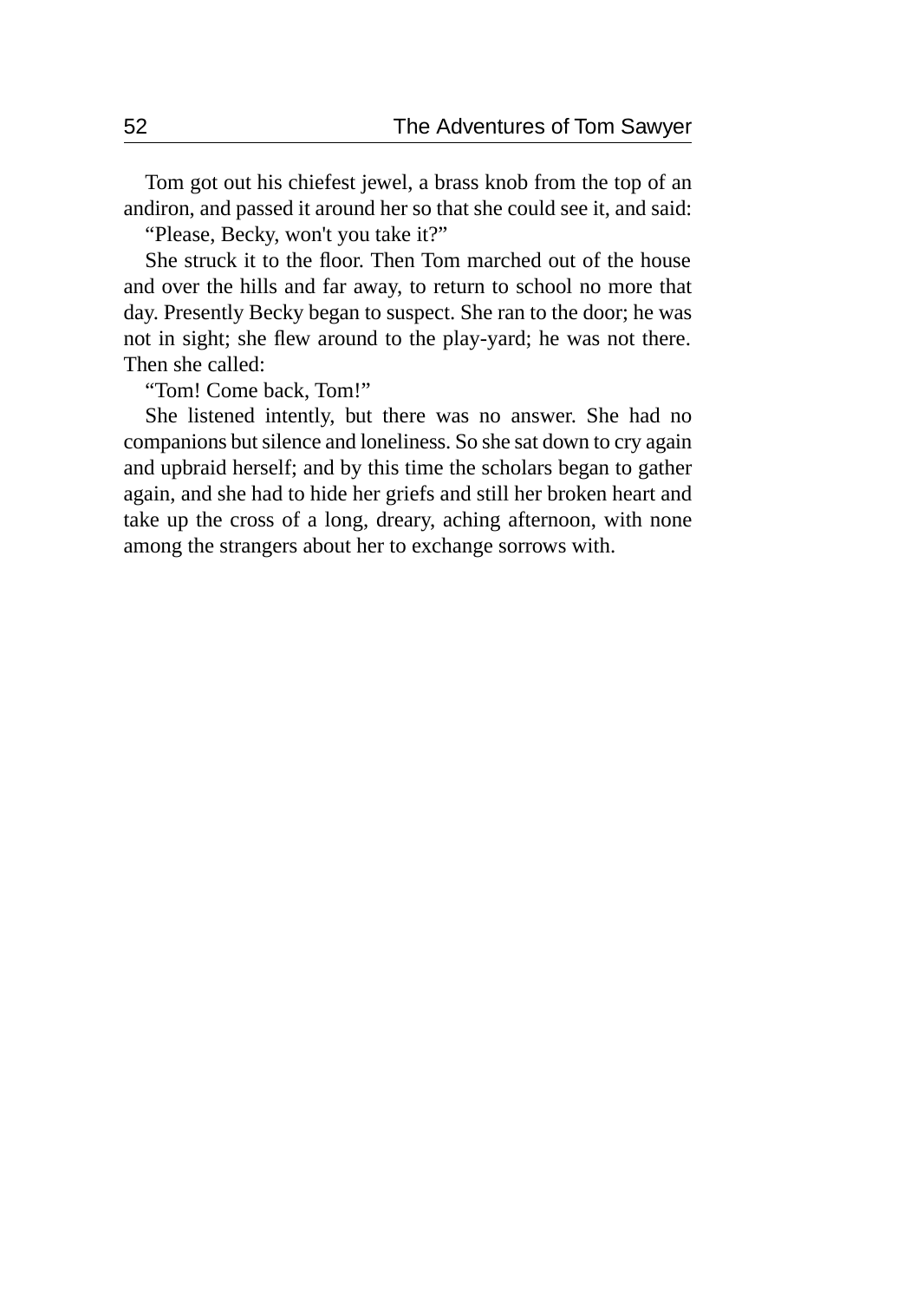Tom got out his chiefest jewel, a brass knob from the top of an andiron, and passed it around her so that she could see it, and said:

“Please, Becky, won't you take it?”

She struck it to the floor. Then Tom marched out of the house and over the hills and far away, to return to school no more that day. Presently Becky began to suspect. She ran to the door; he was not in sight; she flew around to the play-yard; he was not there. Then she called:

“Tom! Come back, Tom!”

She listened intently, but there was no answer. She had no companions but silence and loneliness. So she sat down to cry again and upbraid herself; and by this time the scholars began to gather again, and she had to hide her griefs and still her broken heart and take up the cross of a long, dreary, aching afternoon, with none among the strangers about her to exchange sorrows with.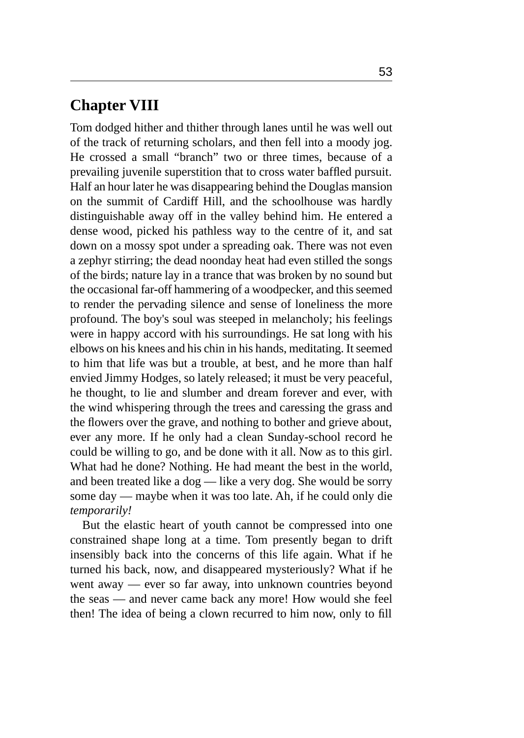## Chapter VIII

Tom dodged hither and thither through lanes until he was well out of the track of returning scholars, and then fell into a moody jog. He crossed a small "branch" two or three times, because of a prevailing juvenile superstition that to cross water baffled pursuit. Half an hour later he was disappearing behind the Douglas mansion on the summit of Cardiff Hill, and the schoolhouse was hardly distinguishable away off in the valley behind him. He entered a dense wood, picked his pathless way to the centre of it, and sat down on a mossy spot under a spreading oak. There was not even a zephyr stirring; the dead noonday heat had even stilled the songs of the birds; nature lay in a trance that was broken by no sound but the occasional far-off hammering of a woodpecker, and this seemed to render the pervading silence and sense of loneliness the more profound. The boy's soul was steeped in melancholy; his feelings were in happy accord with his surroundings. He sat long with his elbows on his knees and his chin in his hands, meditating. It seemed to him that life was but a trouble, at best, and he more than half envied Jimmy Hodges, so lately released; it must be very peaceful, he thought, to lie and slumber and dream forever and ever, with the wind whispering through the trees and caressing the grass and the flowers over the grave, and nothing to bother and grieve about, ever any more. If he only had a clean Sunday-school record he could be willing to go, and be done with it all. Now as to this girl. What had he done? Nothing. He had meant the best in the world, and been treated like a dog — like a very dog. She would be sorry some day — maybe when it was too late. Ah, if he could only die *temporarily!*

But the elastic heart of youth cannot be compressed into one constrained shape long at a time. Tom presently began to drift insensibly back into the concerns of this life again. What if he turned his back, now, and disappeared mysteriously? What if he went away — ever so far away, into unknown countries beyond the seas — and never came back any more! How would she feel then! The idea of being a clown recurred to him now, only to fill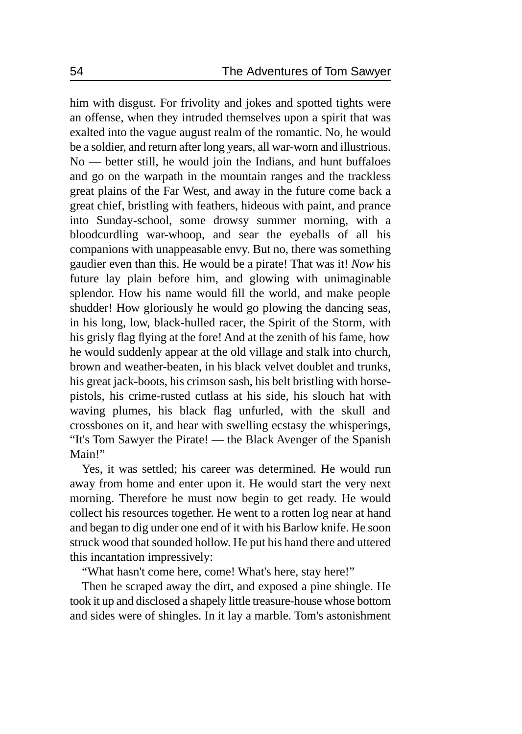him with disgust. For frivolity and jokes and spotted tights were an offense, when they intruded themselves upon a spirit that was exalted into the vague august realm of the romantic. No, he would be a soldier, and return after long years, all war-worn and illustrious. No — better still, he would join the Indians, and hunt buffaloes and go on the warpath in the mountain ranges and the trackless great plains of the Far West, and away in the future come back a great chief, bristling with feathers, hideous with paint, and prance into Sunday-school, some drowsy summer morning, with a bloodcurdling war-whoop, and sear the eyeballs of all his companions with unappeasable envy. But no, there was something gaudier even than this. He would be a pirate! That was it! *Now* his future lay plain before him, and glowing with unimaginable splendor. How his name would fill the world, and make people shudder! How gloriously he would go plowing the dancing seas, in his long, low, black-hulled racer, the Spirit of the Storm, with his grisly flag flying at the fore! And at the zenith of his fame, how he would suddenly appear at the old village and stalk into church, brown and weather-beaten, in his black velvet doublet and trunks, his great jack-boots, his crimson sash, his belt bristling with horse-pistols, his crime-rusted cutlass at his side, his slouch hat with waving plumes, his black flag unfurled, with the skull and crossbones on it, and hear with swelling ecstasy the whisperings, "It's Tom Sawyer the Pirate! — the Black Avenger of the Spanish Main!"

Yes, it was settled; his career was determined. He would run away from home and enter upon it. He would start the very next morning. Therefore he must now begin to get ready. He would collect his resources together. He went to a rotten log near at hand and began to dig under one end of it with his Barlow knife. He soon struck wood that sounded hollow. He put his hand there and uttered this incantation impressively:

"What hasn't come here, come! What's here, stay here!"

Then he scraped away the dirt, and exposed a pine shingle. He took it up and disclosed a shapely little treasure-house whose bottom and sides were of shingles. In it lay a marble. Tom's astonishment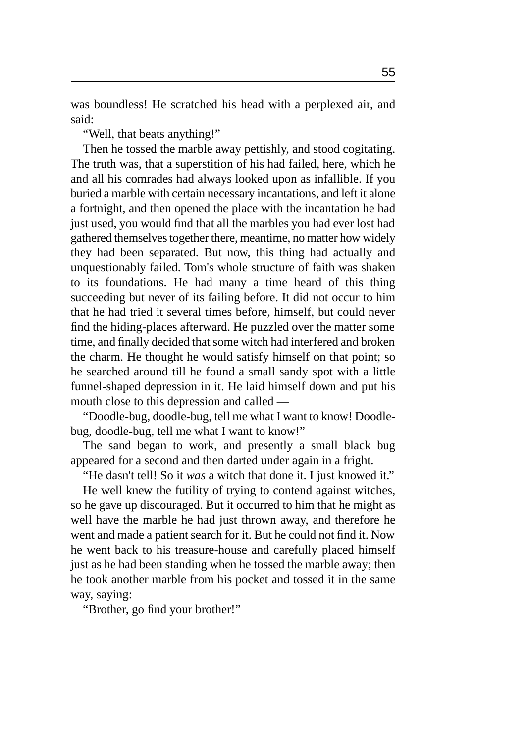was boundless! He scratched his head with a perplexed air, and said:

"Well, that beats anything!"

Then he tossed the marble away pettishly, and stood cogitating. The truth was, that a superstition of his had failed, here, which he and all his comrades had always looked upon as infallible. If you buried a marble with certain necessary incantations, and left it alone a fortnight, and then opened the place with the incantation he had just used, you would find that all the marbles you had ever lost had gathered themselves together there, meantime, no matter how widely they had been separated. But now, this thing had actually and unquestionably failed. Tom's whole structure of faith was shaken to its foundations. He had many a time heard of this thing succeeding but never of its failing before. It did not occur to him that he had tried it several times before, himself, but could never find the hiding-places afterward. He puzzled over the matter some time, and finally decided that some witch had interfered and broken the charm. He thought he would satisfy himself on that point; so he searched around till he found a small sandy spot with a little funnel-shaped depression in it. He laid himself down and put his mouth close to this depression and called —

"Doodle-bug, doodle-bug, tell me what I want to know! Doodle-bug, doodle-bug, tell me what I want to know!"

The sand began to work, and presently a small black bug appeared for a second and then darted under again in a fright.

"He dasn't tell! So it *was* a witch that done it. I just knowed it."

He well knew the futility of trying to contend against witches, so he gave up discouraged. But it occurred to him that he might as well have the marble he had just thrown away, and therefore he went and made a patient search for it. But he could not find it. Now he went back to his treasure-house and carefully placed himself just as he had been standing when he tossed the marble away; then he took another marble from his pocket and tossed it in the same way, saying:

"Brother, go find your brother!"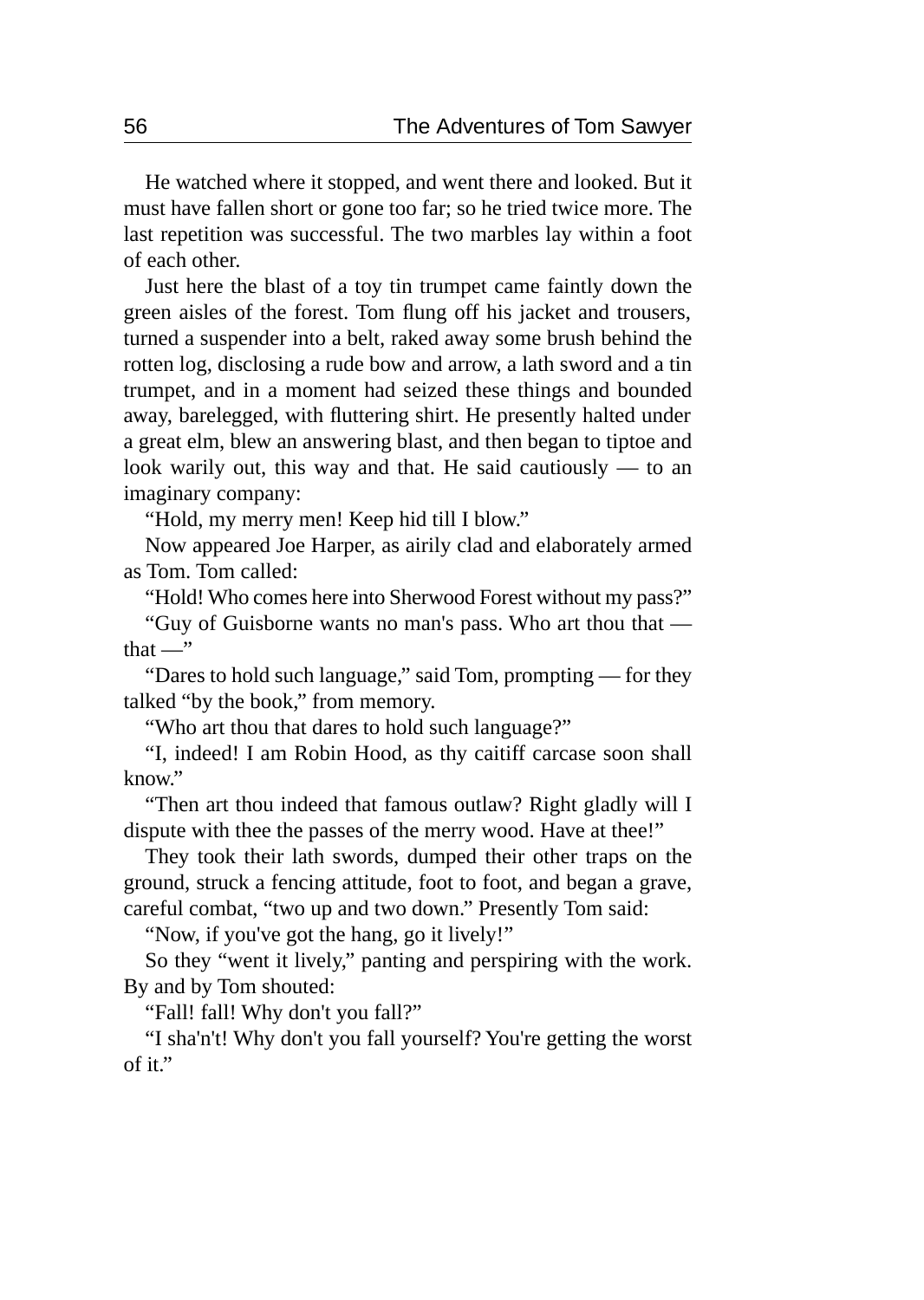He watched where it stopped, and went there and looked. But it must have fallen short or gone too far; so he tried twice more. The last repetition was successful. The two marbles lay within a foot of each other.

Just here the blast of a toy tin trumpet came faintly down the green aisles of the forest. Tom flung off his jacket and trousers, turned a suspender into a belt, raked away some brush behind the rotten log, disclosing a rude bow and arrow, a lath sword and a tin trumpet, and in a moment had seized these things and bounded away, barelegged, with fluttering shirt. He presently halted under a great elm, blew an answering blast, and then began to tiptoe and look warily out, this way and that. He said cautiously — to an imaginary company:

"Hold, my merry men! Keep hid till I blow."

Now appeared Joe Harper, as airily clad and elaborately armed as Tom. Tom called:

"Hold! Who comes here into Sherwood Forest without my pass?"

"Guy of Guisborne wants no man's pass. Who art thou that — that —"

"Dares to hold such language," said Tom, prompting — for they talked "by the book," from memory.

"Who art thou that dares to hold such language?"

"I, indeed! I am Robin Hood, as thy caitiff carcase soon shall know."

"Then art thou indeed that famous outlaw? Right gladly will I dispute with thee the passes of the merry wood. Have at thee!"

They took their lath swords, dumped their other traps on the ground, struck a fencing attitude, foot to foot, and began a grave, careful combat, "two up and two down." Presently Tom said:

"Now, if you've got the hang, go it lively!"

So they "went it lively," panting and perspiring with the work. By and by Tom shouted:

"Fall! fall! Why don't you fall?"

"I sha'n't! Why don't you fall yourself? You're getting the worst of it."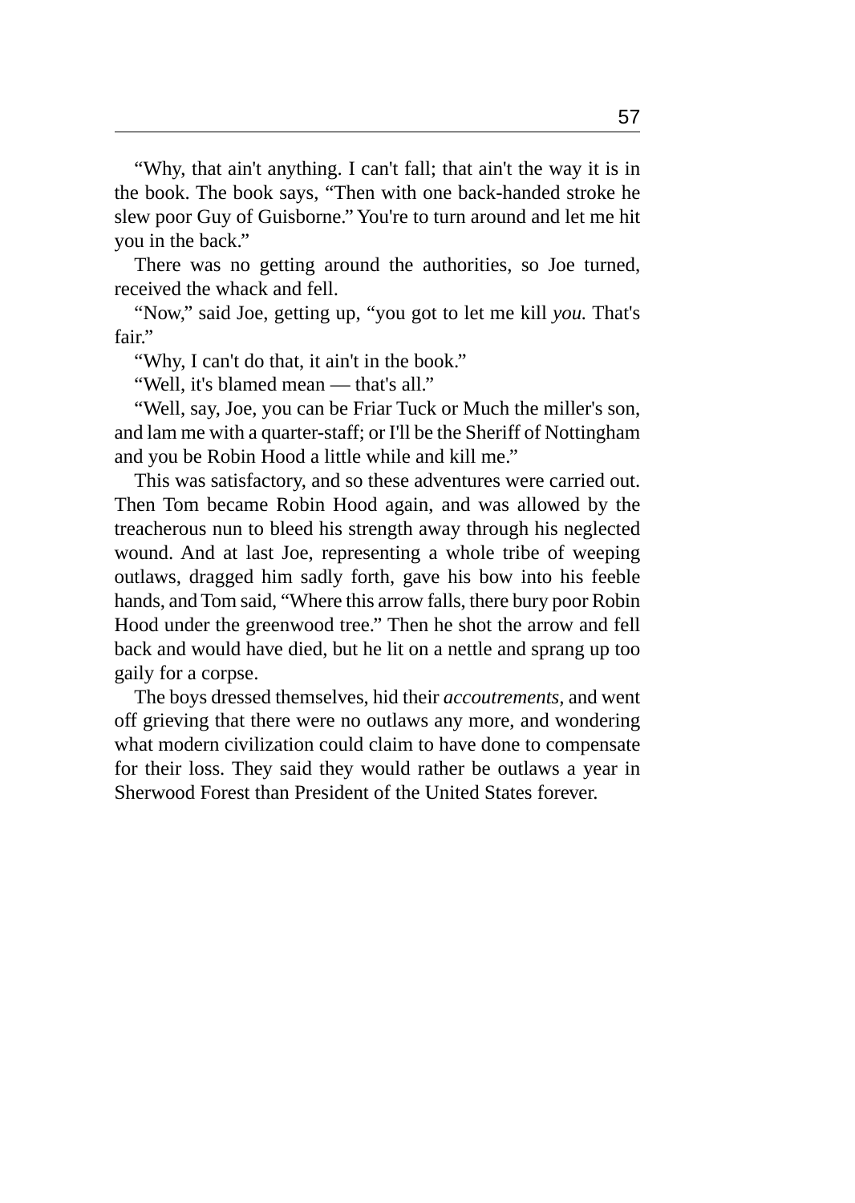“Why, that ain't anything. I can't fall; that ain't the way it is in the book. The book says, “Then with one back-handed stroke he slew poor Guy of Guisborne.” You're to turn around and let me hit you in the back.”

There was no getting around the authorities, so Joe turned, received the whack and fell.

“Now,” said Joe, getting up, “you got to let me kill *you.* That's fair.”

“Why, I can't do that, it ain't in the book.”

“Well, it's blamed mean — that's all.”

“Well, say, Joe, you can be Friar Tuck or Much the miller's son, and lam me with a quarter-staff; or I'll be the Sheriff of Nottingham and you be Robin Hood a little while and kill me.”

This was satisfactory, and so these adventures were carried out. Then Tom became Robin Hood again, and was allowed by the treacherous nun to bleed his strength away through his neglected wound. And at last Joe, representing a whole tribe of weeping outlaws, dragged him sadly forth, gave his bow into his feeble hands, and Tom said, “Where this arrow falls, there bury poor Robin Hood under the greenwood tree.” Then he shot the arrow and fell back and would have died, but he lit on a nettle and sprang up too gaily for a corpse.

The boys dressed themselves, hid their *accoutrements,* and went off grieving that there were no outlaws any more, and wondering what modern civilization could claim to have done to compensate for their loss. They said they would rather be outlaws a year in Sherwood Forest than President of the United States forever.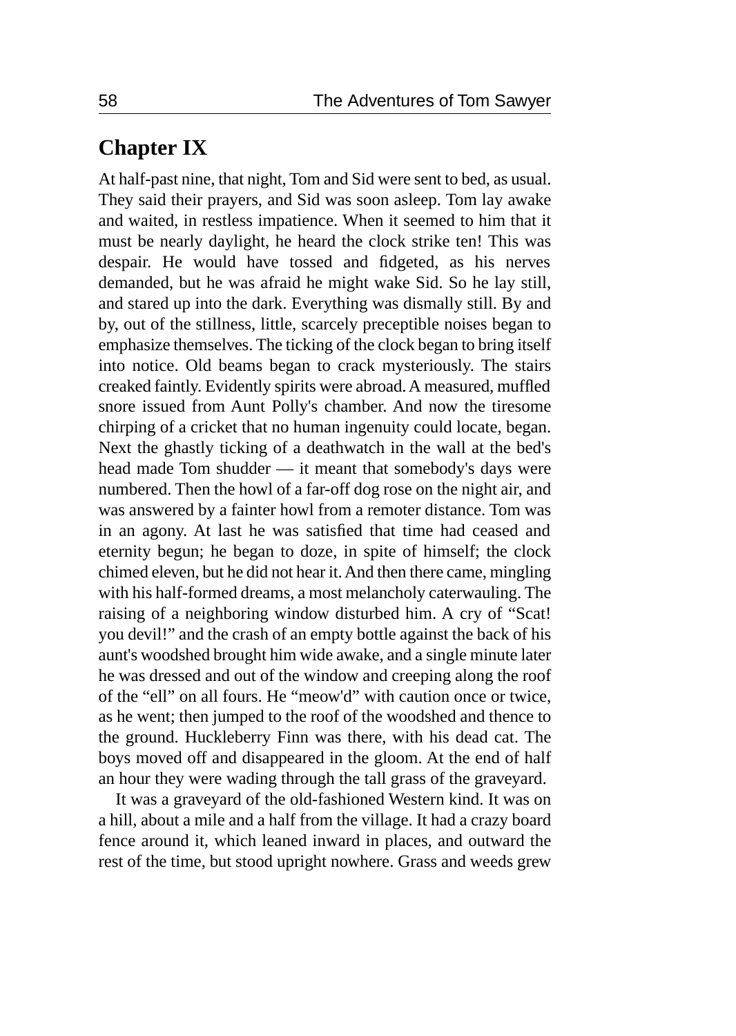## Chapter IX

At half-past nine, that night, Tom and Sid were sent to bed, as usual. They said their prayers, and Sid was soon asleep. Tom lay awake and waited, in restless impatience. When it seemed to him that it must be nearly daylight, he heard the clock strike ten! This was despair. He would have tossed and fidgeted, as his nerves demanded, but he was afraid he might wake Sid. So he lay still, and stared up into the dark. Everything was dismally still. By and by, out of the stillness, little, scarcely preceptible noises began to emphasize themselves. The ticking of the clock began to bring itself into notice. Old beams began to crack mysteriously. The stairs creaked faintly. Evidently spirits were abroad. A measured, muffled snore issued from Aunt Polly's chamber. And now the tiresome chirping of a cricket that no human ingenuity could locate, began. Next the ghastly ticking of a deathwatch in the wall at the bed's head made Tom shudder — it meant that somebody's days were numbered. Then the howl of a far-off dog rose on the night air, and was answered by a fainter howl from a remoter distance. Tom was in an agony. At last he was satisfied that time had ceased and eternity begun; he began to doze, in spite of himself; the clock chimed eleven, but he did not hear it. And then there came, mingling with his half-formed dreams, a most melancholy caterwauling. The raising of a neighboring window disturbed him. A cry of "Scat! you devil!" and the crash of an empty bottle against the back of his aunt's woodshed brought him wide awake, and a single minute later he was dressed and out of the window and creeping along the roof of the "ell" on all fours. He "meow'd" with caution once or twice, as he went; then jumped to the roof of the woodshed and thence to the ground. Huckleberry Finn was there, with his dead cat. The boys moved off and disappeared in the gloom. At the end of half an hour they were wading through the tall grass of the graveyard.

It was a graveyard of the old-fashioned Western kind. It was on a hill, about a mile and a half from the village. It had a crazy board fence around it, which leaned inward in places, and outward the rest of the time, but stood upright nowhere. Grass and weeds grew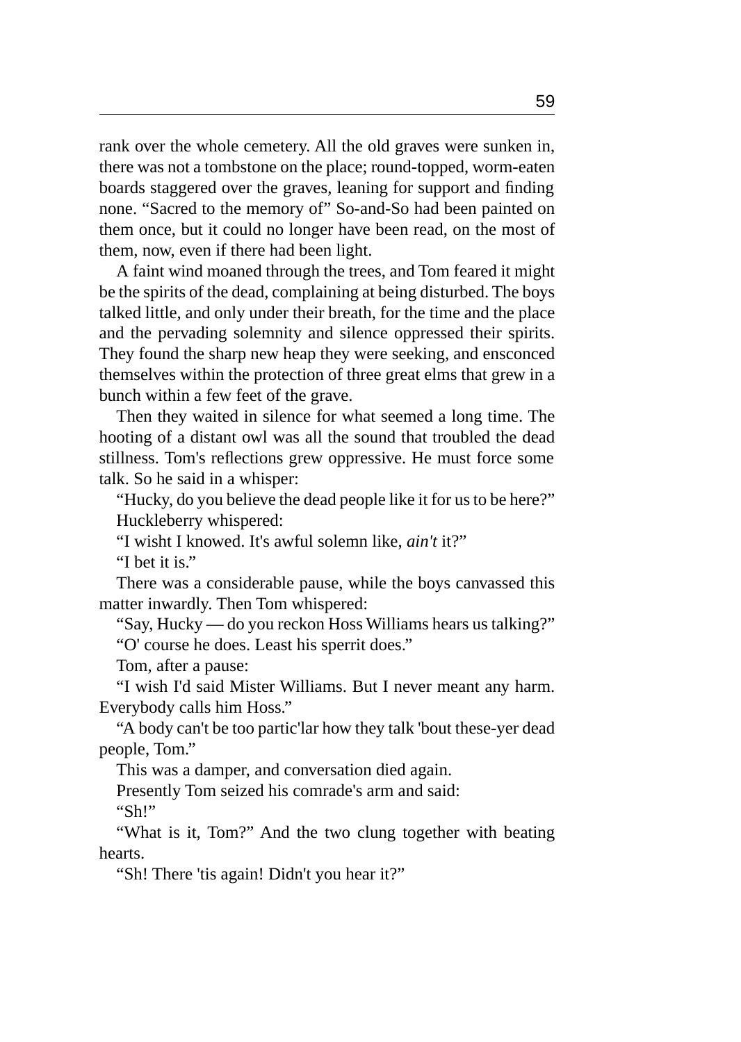rank over the whole cemetery. All the old graves were sunken in, there was not a tombstone on the place; round-topped, worm-eaten boards staggered over the graves, leaning for support and finding none. "Sacred to the memory of" So-and-So had been painted on them once, but it could no longer have been read, on the most of them, now, even if there had been light.

A faint wind moaned through the trees, and Tom feared it might be the spirits of the dead, complaining at being disturbed. The boys talked little, and only under their breath, for the time and the place and the pervading solemnity and silence oppressed their spirits. They found the sharp new heap they were seeking, and ensconced themselves within the protection of three great elms that grew in a bunch within a few feet of the grave.

Then they waited in silence for what seemed a long time. The hooting of a distant owl was all the sound that troubled the dead stillness. Tom's reflections grew oppressive. He must force some talk. So he said in a whisper:

"Hucky, do you believe the dead people like it for us to be here?"

Huckleberry whispered:

"I wisht I knowed. It's awful solemn like, *ain't* it?"

"I bet it is."

There was a considerable pause, while the boys canvassed this matter inwardly. Then Tom whispered:

"Say, Hucky — do you reckon Hoss Williams hears us talking?"

"O' course he does. Least his sperrit does."

Tom, after a pause:

"I wish I'd said Mister Williams. But I never meant any harm. Everybody calls him Hoss."

"A body can't be too partic'lar how they talk 'bout these-yer dead people, Tom."

This was a damper, and conversation died again.

Presently Tom seized his comrade's arm and said:

"Sh!"

"What is it, Tom?" And the two clung together with beating hearts.

"Sh! There 'tis again! Didn't you hear it?"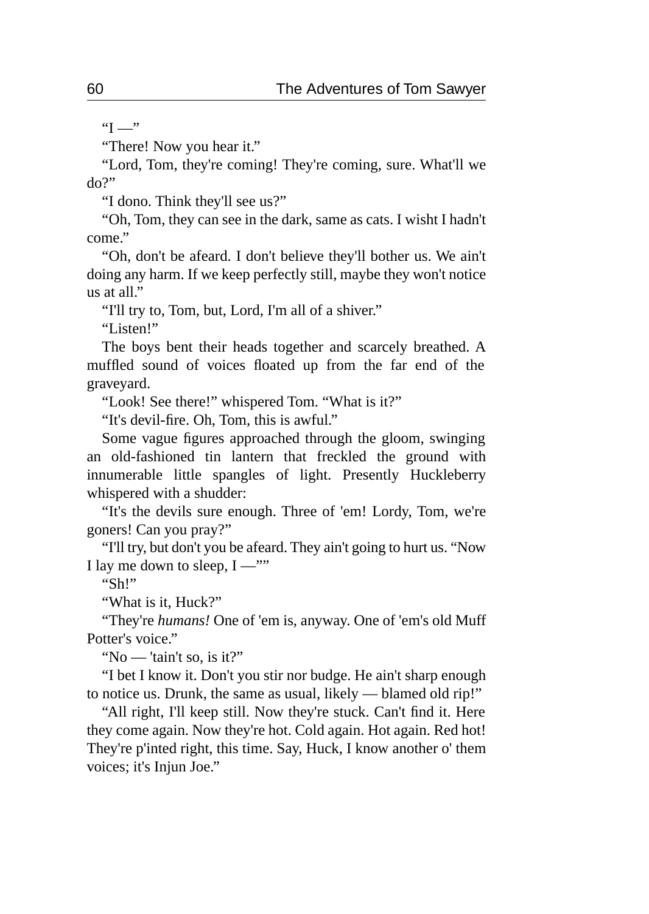"I —"

"There! Now you hear it."

"Lord, Tom, they're coming! They're coming, sure. What'll we do?"

"I dono. Think they'll see us?"

"Oh, Tom, they can see in the dark, same as cats. I wisht I hadn't come."

"Oh, don't be afeard. I don't believe they'll bother us. We ain't doing any harm. If we keep perfectly still, maybe they won't notice us at all."

"I'll try to, Tom, but, Lord, I'm all of a shiver."

"Listen!"

The boys bent their heads together and scarcely breathed. A muffled sound of voices floated up from the far end of the graveyard.

"Look! See there!" whispered Tom. "What is it?"

"It's devil-fire. Oh, Tom, this is awful."

Some vague figures approached through the gloom, swinging an old-fashioned tin lantern that freckled the ground with innumerable little spangles of light. Presently Huckleberry whispered with a shudder:

"It's the devils sure enough. Three of 'em! Lordy, Tom, we're goners! Can you pray?"

"I'll try, but don't you be afeard. They ain't going to hurt us. "Now I lay me down to sleep, I —""

"Sh!"

"What is it, Huck?"

"They're *humans!* One of 'em is, anyway. One of 'em's old Muff Potter's voice."

"No — 'tain't so, is it?"

"I bet I know it. Don't you stir nor budge. He ain't sharp enough to notice us. Drunk, the same as usual, likely — blamed old rip!"

"All right, I'll keep still. Now they're stuck. Can't find it. Here they come again. Now they're hot. Cold again. Hot again. Red hot! They're p'inted right, this time. Say, Huck, I know another o' them voices; it's Injun Joe."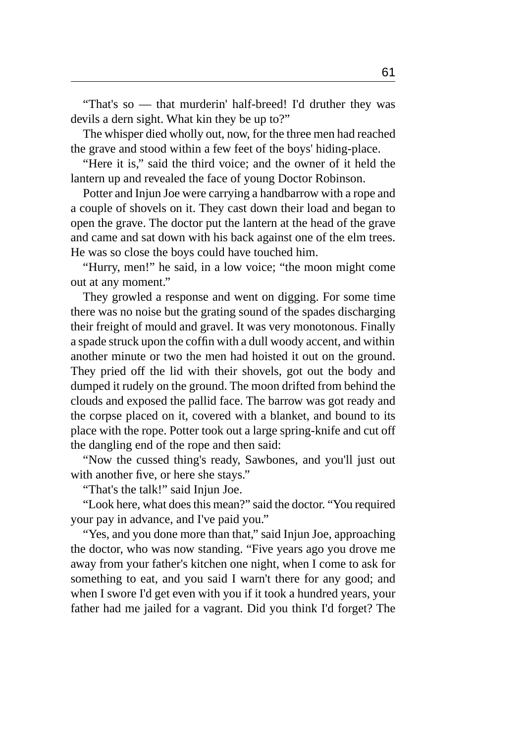“That's so — that murderin' half-breed! I'd druther they was devils a dern sight. What kin they be up to?”

The whisper died wholly out, now, for the three men had reached the grave and stood within a few feet of the boys' hiding-place.

“Here it is,” said the third voice; and the owner of it held the lantern up and revealed the face of young Doctor Robinson.

Potter and Injun Joe were carrying a handbarrow with a rope and a couple of shovels on it. They cast down their load and began to open the grave. The doctor put the lantern at the head of the grave and came and sat down with his back against one of the elm trees. He was so close the boys could have touched him.

“Hurry, men!” he said, in a low voice; “the moon might come out at any moment.”

They growled a response and went on digging. For some time there was no noise but the grating sound of the spades discharging their freight of mould and gravel. It was very monotonous. Finally a spade struck upon the coffin with a dull woody accent, and within another minute or two the men had hoisted it out on the ground. They pried off the lid with their shovels, got out the body and dumped it rudely on the ground. The moon drifted from behind the clouds and exposed the pallid face. The barrow was got ready and the corpse placed on it, covered with a blanket, and bound to its place with the rope. Potter took out a large spring-knife and cut off the dangling end of the rope and then said:

“Now the cussed thing's ready, Sawbones, and you'll just out with another five, or here she stays.”

“That's the talk!” said Injun Joe.

“Look here, what does this mean?” said the doctor. “You required your pay in advance, and I've paid you.”

“Yes, and you done more than that,” said Injun Joe, approaching the doctor, who was now standing. “Five years ago you drove me away from your father's kitchen one night, when I come to ask for something to eat, and you said I warn't there for any good; and when I swore I'd get even with you if it took a hundred years, your father had me jailed for a vagrant. Did you think I'd forget? The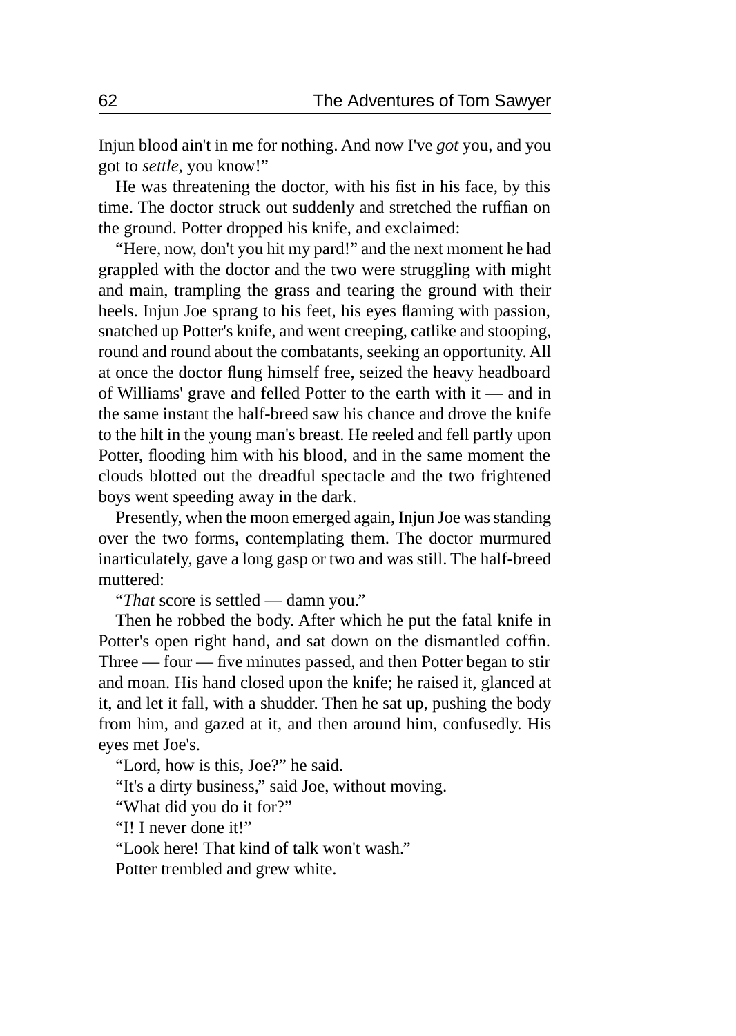Injun blood ain't in me for nothing. And now I've *got* you, and you got to *settle*, you know!"

He was threatening the doctor, with his fist in his face, by this time. The doctor struck out suddenly and stretched the ruffian on the ground. Potter dropped his knife, and exclaimed:

"Here, now, don't you hit my pard!" and the next moment he had grappled with the doctor and the two were struggling with might and main, trampling the grass and tearing the ground with their heels. Injun Joe sprang to his feet, his eyes flaming with passion, snatched up Potter's knife, and went creeping, catlike and stooping, round and round about the combatants, seeking an opportunity. All at once the doctor flung himself free, seized the heavy headboard of Williams' grave and felled Potter to the earth with it — and in the same instant the half-breed saw his chance and drove the knife to the hilt in the young man's breast. He reeled and fell partly upon Potter, flooding him with his blood, and in the same moment the clouds blotted out the dreadful spectacle and the two frightened boys went speeding away in the dark.

Presently, when the moon emerged again, Injun Joe was standing over the two forms, contemplating them. The doctor murmured inarticulately, gave a long gasp or two and was still. The half-breed muttered:

"*That* score is settled — damn you."

Then he robbed the body. After which he put the fatal knife in Potter's open right hand, and sat down on the dismantled coffin. Three — four — five minutes passed, and then Potter began to stir and moan. His hand closed upon the knife; he raised it, glanced at it, and let it fall, with a shudder. Then he sat up, pushing the body from him, and gazed at it, and then around him, confusedly. His eyes met Joe's.

"Lord, how is this, Joe?" he said.

"It's a dirty business," said Joe, without moving.

"What did you do it for?"

"I! I never done it!"

"Look here! That kind of talk won't wash."

Potter trembled and grew white.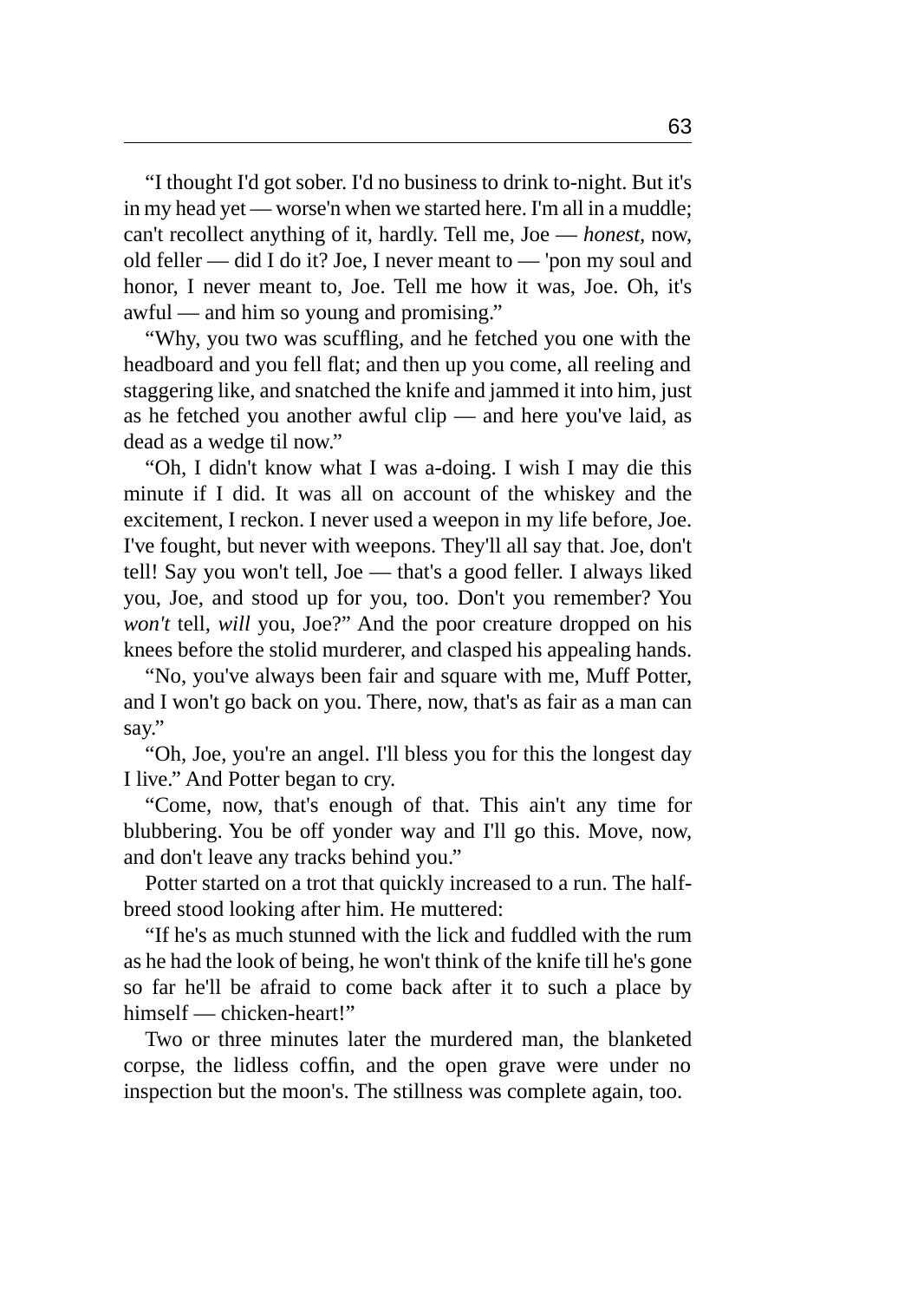“I thought I'd got sober. I'd no business to drink to-night. But it's in my head yet — worse'n when we started here. I'm all in a muddle; can't recollect anything of it, hardly. Tell me, Joe — *honest*, now, old feller — did I do it? Joe, I never meant to — 'pon my soul and honor, I never meant to, Joe. Tell me how it was, Joe. Oh, it's awful — and him so young and promising.”

“Why, you two was scuffling, and he fetched you one with the headboard and you fell flat; and then up you come, all reeling and staggering like, and snatched the knife and jammed it into him, just as he fetched you another awful clip — and here you've laid, as dead as a wedge til now.”

“Oh, I didn't know what I was a-doing. I wish I may die this minute if I did. It was all on account of the whiskey and the excitement, I reckon. I never used a weepon in my life before, Joe. I've fought, but never with weepons. They'll all say that. Joe, don't tell! Say you won't tell, Joe — that's a good feller. I always liked you, Joe, and stood up for you, too. Don't you remember? You *won't* tell, *will* you, Joe?” And the poor creature dropped on his knees before the stolid murderer, and clasped his appealing hands.

“No, you've always been fair and square with me, Muff Potter, and I won't go back on you. There, now, that's as fair as a man can say.”

“Oh, Joe, you're an angel. I'll bless you for this the longest day I live.” And Potter began to cry.

“Come, now, that's enough of that. This ain't any time for blubbering. You be off yonder way and I'll go this. Move, now, and don't leave any tracks behind you.”

Potter started on a trot that quickly increased to a run. The half-breed stood looking after him. He muttered:

“If he's as much stunned with the lick and fuddled with the rum as he had the look of being, he won't think of the knife till he's gone so far he'll be afraid to come back after it to such a place by himself — chicken-heart!”

Two or three minutes later the murdered man, the blanketed corpse, the lidless coffin, and the open grave were under no inspection but the moon's. The stillness was complete again, too.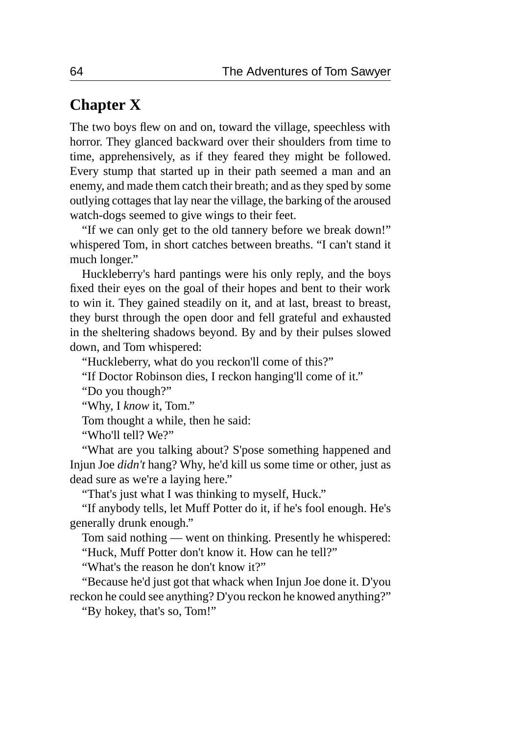## Chapter X

The two boys flew on and on, toward the village, speechless with horror. They glanced backward over their shoulders from time to time, apprehensively, as if they feared they might be followed. Every stump that started up in their path seemed a man and an enemy, and made them catch their breath; and as they sped by some outlying cottages that lay near the village, the barking of the aroused watch-dogs seemed to give wings to their feet.

"If we can only get to the old tannery before we break down!" whispered Tom, in short catches between breaths. "I can't stand it much longer."

Huckleberry's hard pantings were his only reply, and the boys fixed their eyes on the goal of their hopes and bent to their work to win it. They gained steadily on it, and at last, breast to breast, they burst through the open door and fell grateful and exhausted in the sheltering shadows beyond. By and by their pulses slowed down, and Tom whispered:

"Huckleberry, what do you reckon'll come of this?"

"If Doctor Robinson dies, I reckon hanging'll come of it."

"Do you though?"

"Why, I *know* it, Tom."

Tom thought a while, then he said:

"Who'll tell? We?"

"What are you talking about? S'pose something happened and Injun Joe *didn't* hang? Why, he'd kill us some time or other, just as dead sure as we're a laying here."

"That's just what I was thinking to myself, Huck."

"If anybody tells, let Muff Potter do it, if he's fool enough. He's generally drunk enough."

Tom said nothing — went on thinking. Presently he whispered:

"Huck, Muff Potter don't know it. How can he tell?"

"What's the reason he don't know it?"

"Because he'd just got that whack when Injun Joe done it. D'you reckon he could see anything? D'you reckon he knowed anything?"

"By hokey, that's so, Tom!"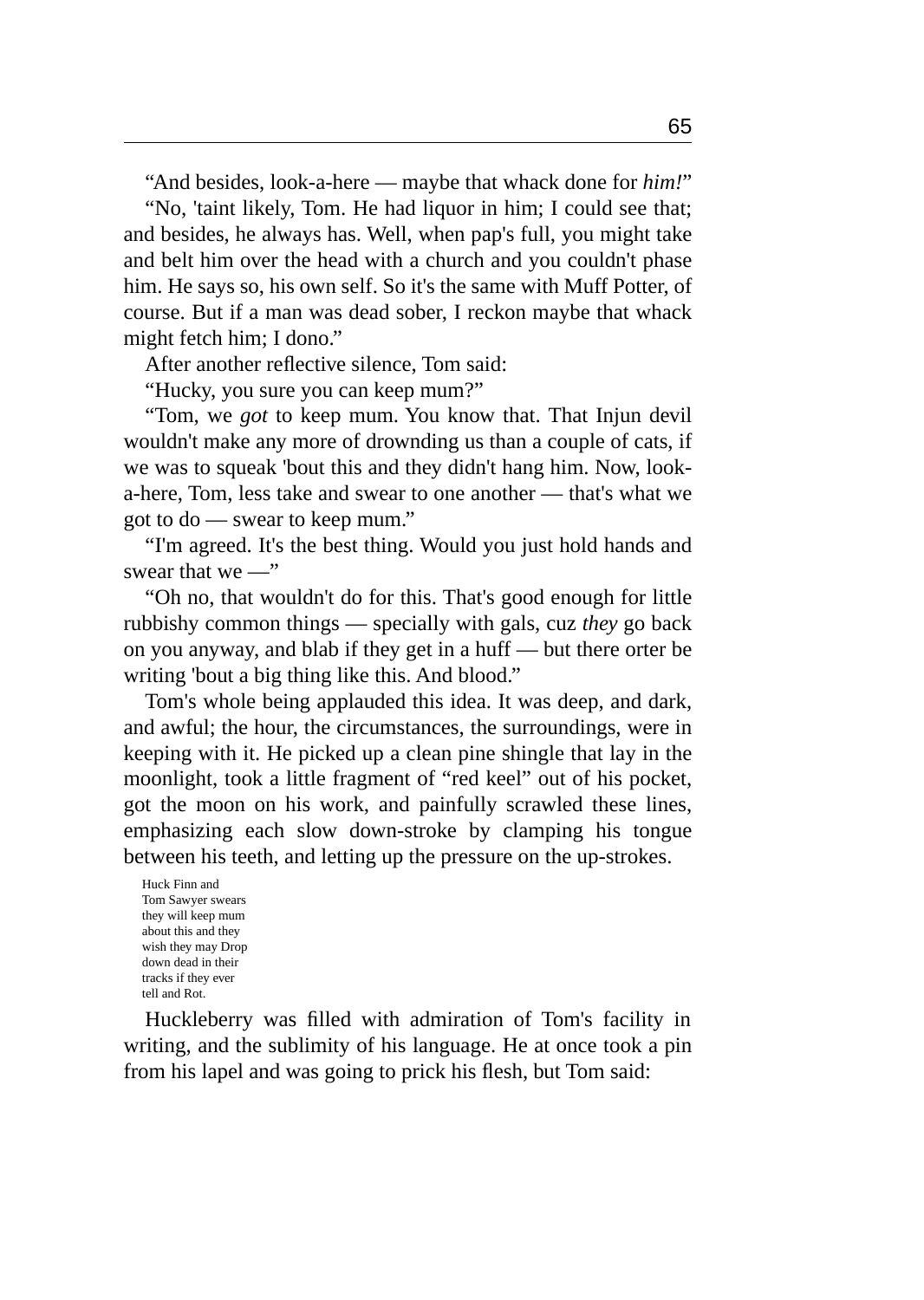"And besides, look-a-here — maybe that whack done for *him!*"

"No, 'taint likely, Tom. He had liquor in him; I could see that; and besides, he always has. Well, when pap's full, you might take and belt him over the head with a church and you couldn't phase him. He says so, his own self. So it's the same with Muff Potter, of course. But if a man was dead sober, I reckon maybe that whack might fetch him; I dono."

After another reflective silence, Tom said:

"Hucky, you sure you can keep mum?"

"Tom, we *got* to keep mum. You know that. That Injun devil wouldn't make any more of drownding us than a couple of cats, if we was to squeak 'bout this and they didn't hang him. Now, look-a-here, Tom, less take and swear to one another — that's what we got to do — swear to keep mum."

"I'm agreed. It's the best thing. Would you just hold hands and swear that we —"

"Oh no, that wouldn't do for this. That's good enough for little rubbishy common things — specially with gals, cuz *they* go back on you anyway, and blab if they get in a huff — but there orter be writing 'bout a big thing like this. And blood."

Tom's whole being applauded this idea. It was deep, and dark, and awful; the hour, the circumstances, the surroundings, were in keeping with it. He picked up a clean pine shingle that lay in the moonlight, took a little fragment of "red keel" out of his pocket, got the moon on his work, and painfully scrawled these lines, emphasizing each slow down-stroke by clamping his tongue between his teeth, and letting up the pressure on the up-strokes.

> Huck Finn and
> Tom Sawyer swears
> they will keep mum
> about this and they
> wish they may Drop
> down dead in their
> tracks if they ever
> tell and Rot.

Huckleberry was filled with admiration of Tom's facility in writing, and the sublimity of his language. He at once took a pin from his lapel and was going to prick his flesh, but Tom said: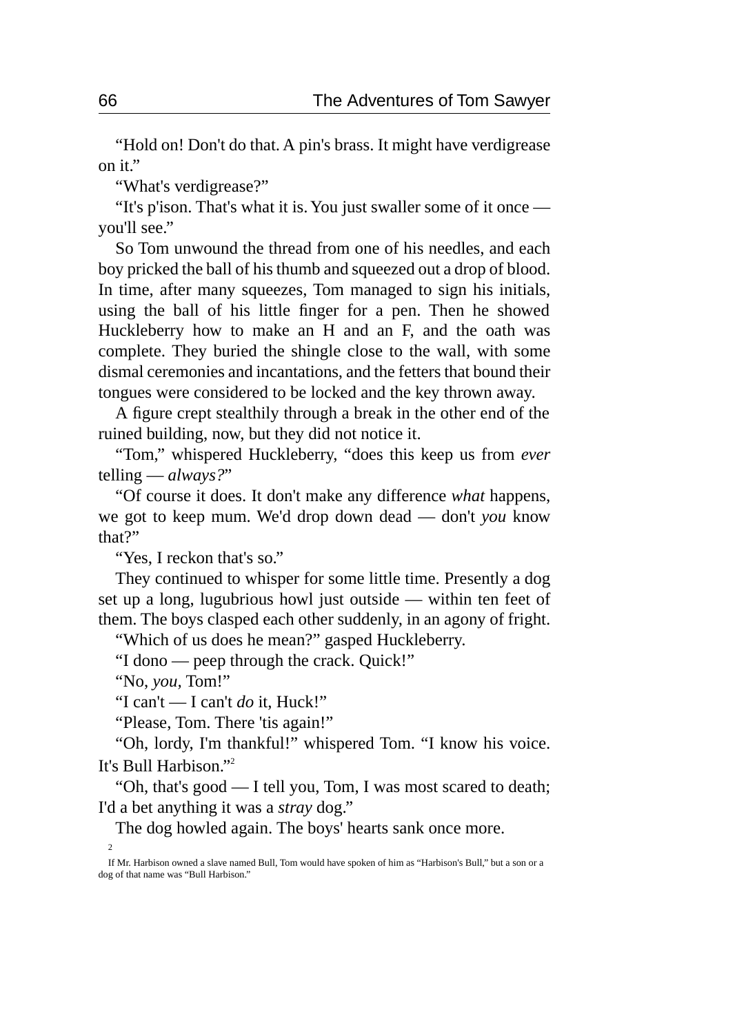"Hold on! Don't do that. A pin's brass. It might have verdigrease on it."

"What's verdigrease?"

"It's p'ison. That's what it is. You just swaller some of it once — you'll see."

So Tom unwound the thread from one of his needles, and each boy pricked the ball of his thumb and squeezed out a drop of blood. In time, after many squeezes, Tom managed to sign his initials, using the ball of his little finger for a pen. Then he showed Huckleberry how to make an H and an F, and the oath was complete. They buried the shingle close to the wall, with some dismal ceremonies and incantations, and the fetters that bound their tongues were considered to be locked and the key thrown away.

A figure crept stealthily through a break in the other end of the ruined building, now, but they did not notice it.

"Tom," whispered Huckleberry, "does this keep us from *ever* telling — *always?*"

"Of course it does. It don't make any difference *what* happens, we got to keep mum. We'd drop down dead — don't *you* know that?"

"Yes, I reckon that's so."

They continued to whisper for some little time. Presently a dog set up a long, lugubrious howl just outside — within ten feet of them. The boys clasped each other suddenly, in an agony of fright.

"Which of us does he mean?" gasped Huckleberry.

"I dono — peep through the crack. Quick!"

"No, *you*, Tom!"

"I can't — I can't *do* it, Huck!"

"Please, Tom. There 'tis again!"

"Oh, lordy, I'm thankful!" whispered Tom. "I know his voice. It's Bull Harbison."[2]

"Oh, that's good — I tell you, Tom, I was most scared to death; I'd a bet anything it was a *stray* dog."

The dog howled again. The boys' hearts sank once more.

[2] If Mr. Harbison owned a slave named Bull, Tom would have spoken of him as "Harbison's Bull," but a son or a dog of that name was "Bull Harbison."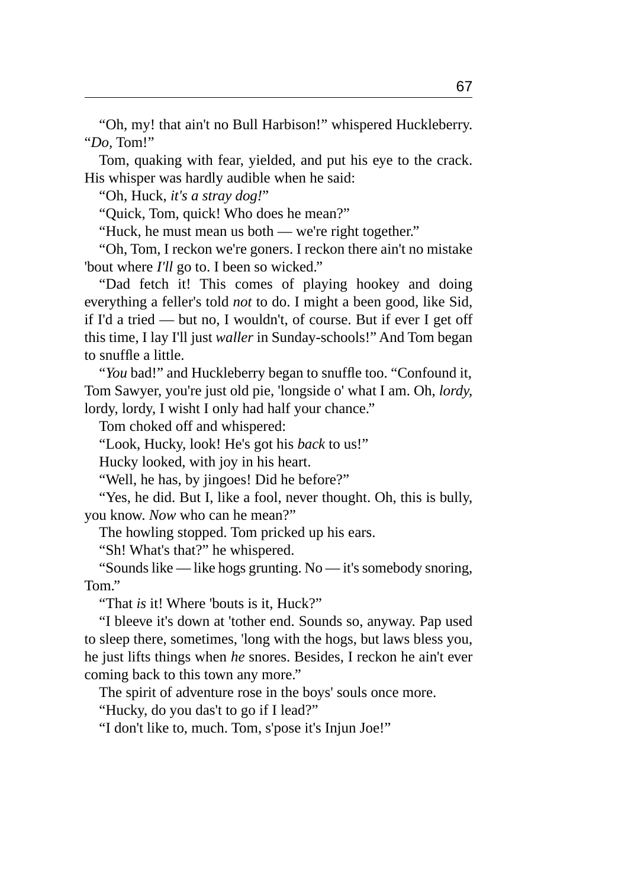"Oh, my! that ain't no Bull Harbison!" whispered Huckleberry. "*Do*, Tom!"

Tom, quaking with fear, yielded, and put his eye to the crack. His whisper was hardly audible when he said:

"Oh, Huck, *it's a stray dog!*"

"Quick, Tom, quick! Who does he mean?"

"Huck, he must mean us both — we're right together."

"Oh, Tom, I reckon we're goners. I reckon there ain't no mistake 'bout where *I'll* go to. I been so wicked."

"Dad fetch it! This comes of playing hookey and doing everything a feller's told *not* to do. I might a been good, like Sid, if I'd a tried — but no, I wouldn't, of course. But if ever I get off this time, I lay I'll just *waller* in Sunday-schools!" And Tom began to snuffle a little.

"*You* bad!" and Huckleberry began to snuffle too. "Confound it, Tom Sawyer, you're just old pie, 'longside o' what I am. Oh, *lordy*, lordy, lordy, I wisht I only had half your chance."

Tom choked off and whispered:

"Look, Hucky, look! He's got his *back* to us!"

Hucky looked, with joy in his heart.

"Well, he has, by jingoes! Did he before?"

"Yes, he did. But I, like a fool, never thought. Oh, this is bully, you know. *Now* who can he mean?"

The howling stopped. Tom pricked up his ears.

"Sh! What's that?" he whispered.

"Sounds like — like hogs grunting. No — it's somebody snoring, Tom."

"That *is* it! Where 'bouts is it, Huck?"

"I bleeve it's down at 'tother end. Sounds so, anyway. Pap used to sleep there, sometimes, 'long with the hogs, but laws bless you, he just lifts things when *he* snores. Besides, I reckon he ain't ever coming back to this town any more."

The spirit of adventure rose in the boys' souls once more.

"Hucky, do you das't to go if I lead?"

"I don't like to, much. Tom, s'pose it's Injun Joe!"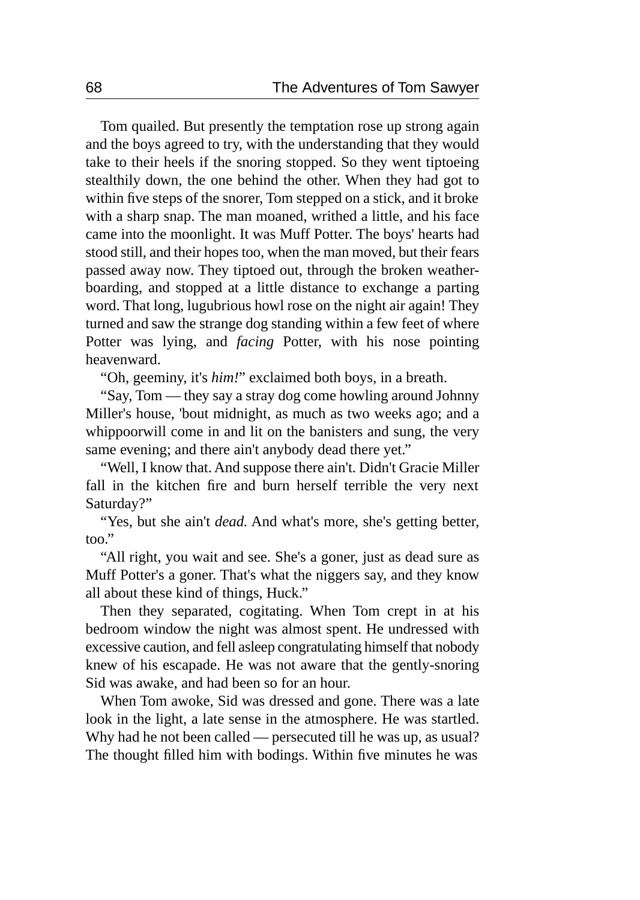Tom quailed. But presently the temptation rose up strong again and the boys agreed to try, with the understanding that they would take to their heels if the snoring stopped. So they went tiptoeing stealthily down, the one behind the other. When they had got to within five steps of the snorer, Tom stepped on a stick, and it broke with a sharp snap. The man moaned, writhed a little, and his face came into the moonlight. It was Muff Potter. The boys' hearts had stood still, and their hopes too, when the man moved, but their fears passed away now. They tiptoed out, through the broken weather-boarding, and stopped at a little distance to exchange a parting word. That long, lugubrious howl rose on the night air again! They turned and saw the strange dog standing within a few feet of where Potter was lying, and *facing* Potter, with his nose pointing heavenward.

"Oh, geeminy, it's *him!*" exclaimed both boys, in a breath.

"Say, Tom — they say a stray dog come howling around Johnny Miller's house, 'bout midnight, as much as two weeks ago; and a whippoorwill come in and lit on the banisters and sung, the very same evening; and there ain't anybody dead there yet."

"Well, I know that. And suppose there ain't. Didn't Gracie Miller fall in the kitchen fire and burn herself terrible the very next Saturday?"

"Yes, but she ain't *dead.* And what's more, she's getting better, too."

"All right, you wait and see. She's a goner, just as dead sure as Muff Potter's a goner. That's what the niggers say, and they know all about these kind of things, Huck."

Then they separated, cogitating. When Tom crept in at his bedroom window the night was almost spent. He undressed with excessive caution, and fell asleep congratulating himself that nobody knew of his escapade. He was not aware that the gently-snoring Sid was awake, and had been so for an hour.

When Tom awoke, Sid was dressed and gone. There was a late look in the light, a late sense in the atmosphere. He was startled. Why had he not been called — persecuted till he was up, as usual? The thought filled him with bodings. Within five minutes he was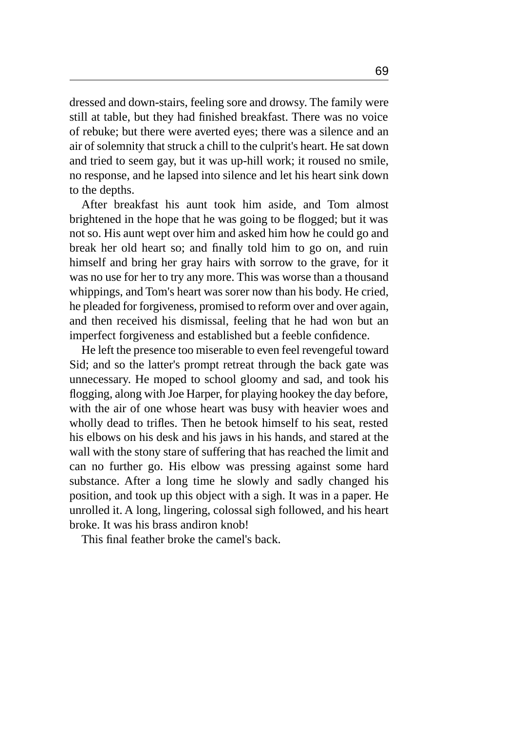dressed and down-stairs, feeling sore and drowsy. The family were still at table, but they had finished breakfast. There was no voice of rebuke; but there were averted eyes; there was a silence and an air of solemnity that struck a chill to the culprit's heart. He sat down and tried to seem gay, but it was up-hill work; it roused no smile, no response, and he lapsed into silence and let his heart sink down to the depths.

After breakfast his aunt took him aside, and Tom almost brightened in the hope that he was going to be flogged; but it was not so. His aunt wept over him and asked him how he could go and break her old heart so; and finally told him to go on, and ruin himself and bring her gray hairs with sorrow to the grave, for it was no use for her to try any more. This was worse than a thousand whippings, and Tom's heart was sorer now than his body. He cried, he pleaded for forgiveness, promised to reform over and over again, and then received his dismissal, feeling that he had won but an imperfect forgiveness and established but a feeble confidence.

He left the presence too miserable to even feel revengeful toward Sid; and so the latter's prompt retreat through the back gate was unnecessary. He moped to school gloomy and sad, and took his flogging, along with Joe Harper, for playing hookey the day before, with the air of one whose heart was busy with heavier woes and wholly dead to trifles. Then he betook himself to his seat, rested his elbows on his desk and his jaws in his hands, and stared at the wall with the stony stare of suffering that has reached the limit and can no further go. His elbow was pressing against some hard substance. After a long time he slowly and sadly changed his position, and took up this object with a sigh. It was in a paper. He unrolled it. A long, lingering, colossal sigh followed, and his heart broke. It was his brass andiron knob!

This final feather broke the camel's back.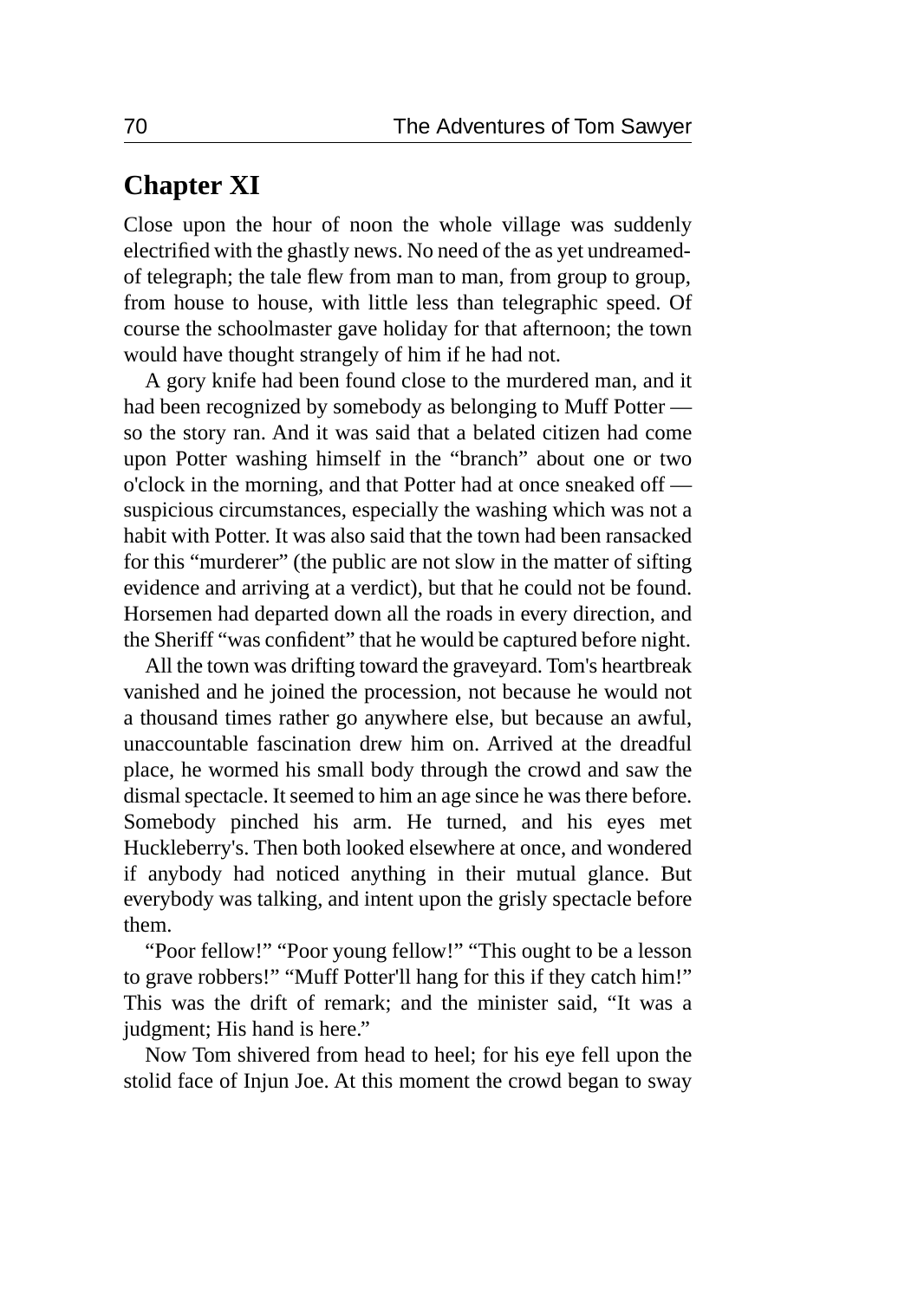# Chapter XI

Close upon the hour of noon the whole village was suddenly electrified with the ghastly news. No need of the as yet undreamed-of telegraph; the tale flew from man to man, from group to group, from house to house, with little less than telegraphic speed. Of course the schoolmaster gave holiday for that afternoon; the town would have thought strangely of him if he had not.

A gory knife had been found close to the murdered man, and it had been recognized by somebody as belonging to Muff Potter — so the story ran. And it was said that a belated citizen had come upon Potter washing himself in the "branch" about one or two o'clock in the morning, and that Potter had at once sneaked off — suspicious circumstances, especially the washing which was not a habit with Potter. It was also said that the town had been ransacked for this "murderer" (the public are not slow in the matter of sifting evidence and arriving at a verdict), but that he could not be found. Horsemen had departed down all the roads in every direction, and the Sheriff "was confident" that he would be captured before night.

All the town was drifting toward the graveyard. Tom's heartbreak vanished and he joined the procession, not because he would not a thousand times rather go anywhere else, but because an awful, unaccountable fascination drew him on. Arrived at the dreadful place, he wormed his small body through the crowd and saw the dismal spectacle. It seemed to him an age since he was there before. Somebody pinched his arm. He turned, and his eyes met Huckleberry's. Then both looked elsewhere at once, and wondered if anybody had noticed anything in their mutual glance. But everybody was talking, and intent upon the grisly spectacle before them.

"Poor fellow!" "Poor young fellow!" "This ought to be a lesson to grave robbers!" "Muff Potter'll hang for this if they catch him!" This was the drift of remark; and the minister said, "It was a judgment; His hand is here."

Now Tom shivered from head to heel; for his eye fell upon the stolid face of Injun Joe. At this moment the crowd began to sway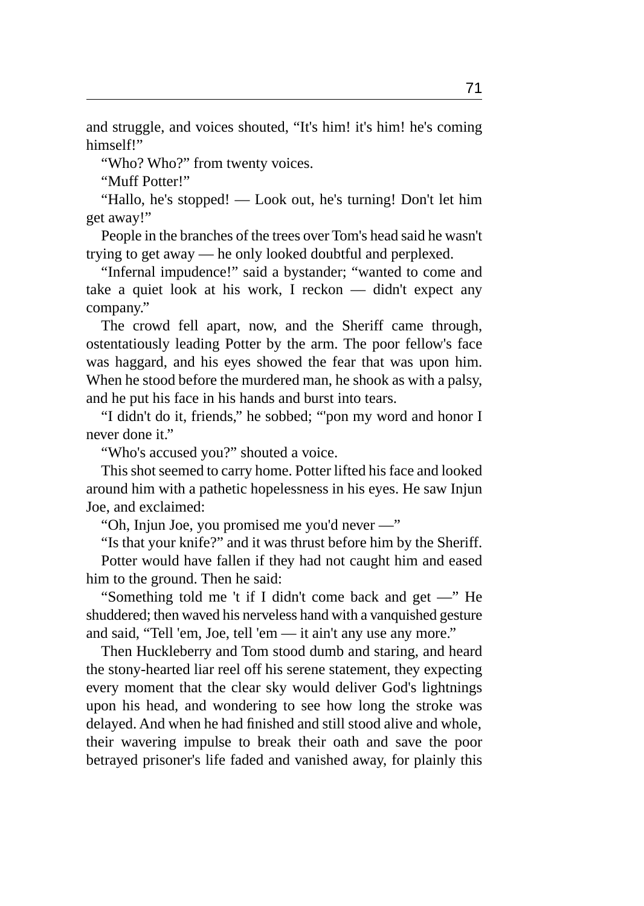and struggle, and voices shouted, “It's him! it's him! he's coming himself!”

“Who? Who?” from twenty voices.

“Muff Potter!”

“Hallo, he's stopped! — Look out, he's turning! Don't let him get away!”

People in the branches of the trees over Tom's head said he wasn't trying to get away — he only looked doubtful and perplexed.

“Infernal impudence!” said a bystander; “wanted to come and take a quiet look at his work, I reckon — didn't expect any company.”

The crowd fell apart, now, and the Sheriff came through, ostentatiously leading Potter by the arm. The poor fellow's face was haggard, and his eyes showed the fear that was upon him. When he stood before the murdered man, he shook as with a palsy, and he put his face in his hands and burst into tears.

“I didn't do it, friends,” he sobbed; “'pon my word and honor I never done it.”

“Who's accused you?” shouted a voice.

This shot seemed to carry home. Potter lifted his face and looked around him with a pathetic hopelessness in his eyes. He saw Injun Joe, and exclaimed:

“Oh, Injun Joe, you promised me you'd never —”

“Is that your knife?” and it was thrust before him by the Sheriff.

Potter would have fallen if they had not caught him and eased him to the ground. Then he said:

“Something told me 't if I didn't come back and get —” He shuddered; then waved his nerveless hand with a vanquished gesture and said, “Tell 'em, Joe, tell 'em — it ain't any use any more.”

Then Huckleberry and Tom stood dumb and staring, and heard the stony-hearted liar reel off his serene statement, they expecting every moment that the clear sky would deliver God's lightnings upon his head, and wondering to see how long the stroke was delayed. And when he had finished and still stood alive and whole, their wavering impulse to break their oath and save the poor betrayed prisoner's life faded and vanished away, for plainly this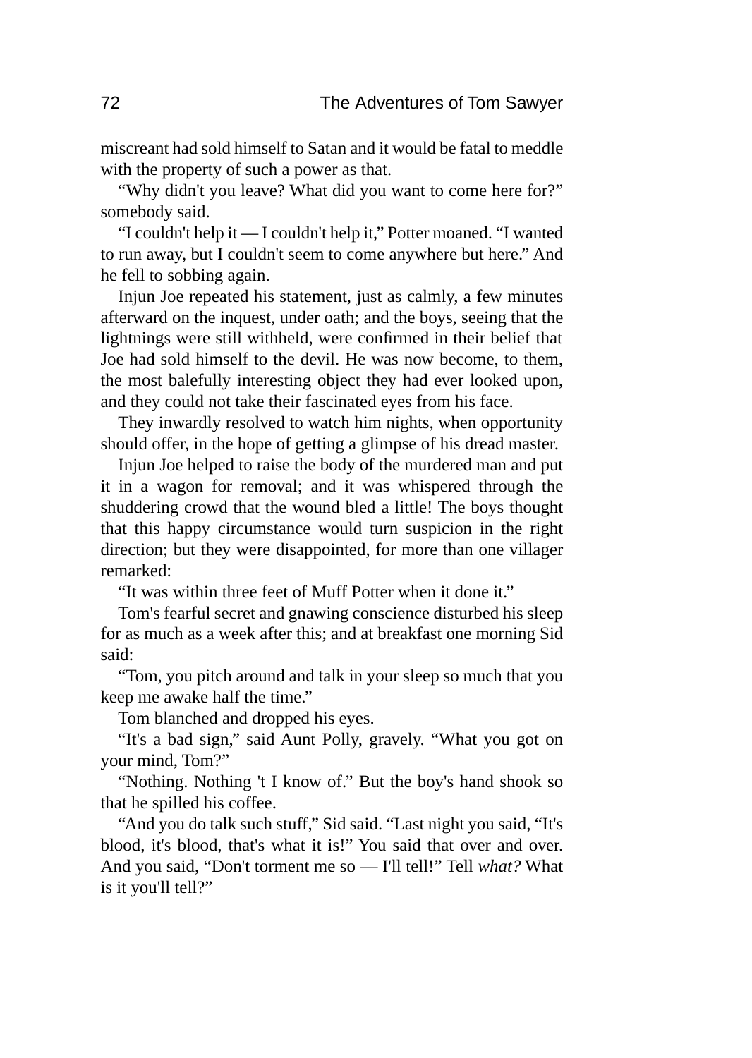miscreant had sold himself to Satan and it would be fatal to meddle with the property of such a power as that.

“Why didn't you leave? What did you want to come here for?” somebody said.

“I couldn't help it — I couldn't help it,” Potter moaned. “I wanted to run away, but I couldn't seem to come anywhere but here.” And he fell to sobbing again.

Injun Joe repeated his statement, just as calmly, a few minutes afterward on the inquest, under oath; and the boys, seeing that the lightnings were still withheld, were confirmed in their belief that Joe had sold himself to the devil. He was now become, to them, the most balefully interesting object they had ever looked upon, and they could not take their fascinated eyes from his face.

They inwardly resolved to watch him nights, when opportunity should offer, in the hope of getting a glimpse of his dread master.

Injun Joe helped to raise the body of the murdered man and put it in a wagon for removal; and it was whispered through the shuddering crowd that the wound bled a little! The boys thought that this happy circumstance would turn suspicion in the right direction; but they were disappointed, for more than one villager remarked:

“It was within three feet of Muff Potter when it done it.”

Tom's fearful secret and gnawing conscience disturbed his sleep for as much as a week after this; and at breakfast one morning Sid said:

“Tom, you pitch around and talk in your sleep so much that you keep me awake half the time.”

Tom blanched and dropped his eyes.

“It's a bad sign,” said Aunt Polly, gravely. “What you got on your mind, Tom?”

“Nothing. Nothing 't I know of.” But the boy's hand shook so that he spilled his coffee.

“And you do talk such stuff,” Sid said. “Last night you said, “It's blood, it's blood, that's what it is!” You said that over and over. And you said, “Don't torment me so — I'll tell!” Tell *what?* What is it you'll tell?”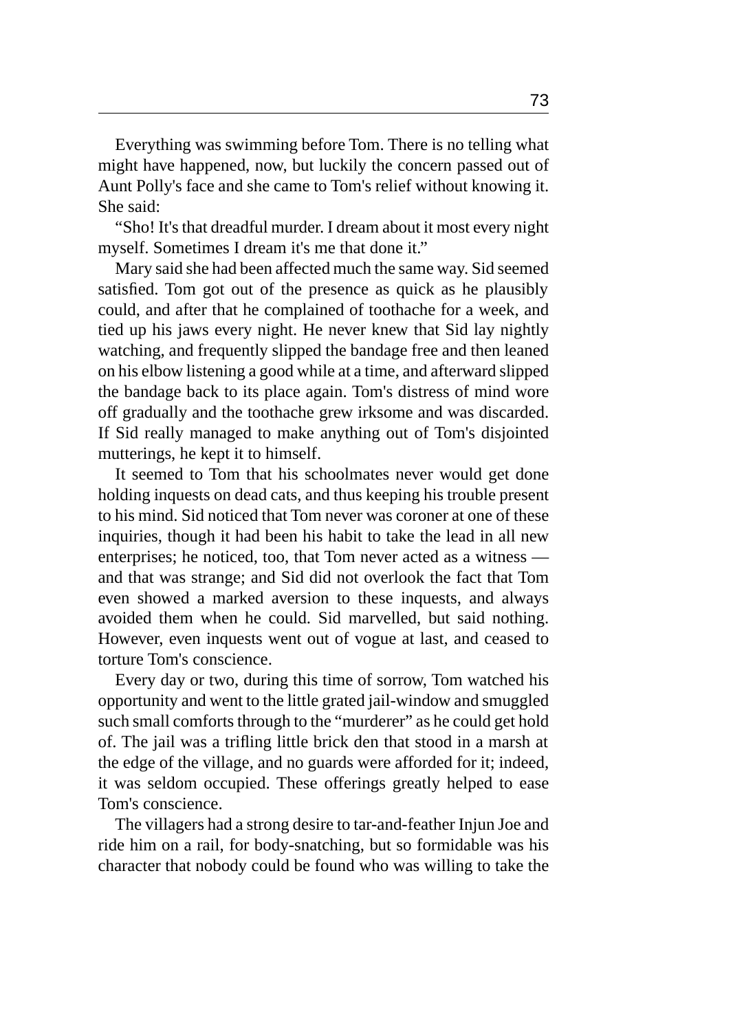Everything was swimming before Tom. There is no telling what might have happened, now, but luckily the concern passed out of Aunt Polly's face and she came to Tom's relief without knowing it. She said:

"Sho! It's that dreadful murder. I dream about it most every night myself. Sometimes I dream it's me that done it."

Mary said she had been affected much the same way. Sid seemed satisfied. Tom got out of the presence as quick as he plausibly could, and after that he complained of toothache for a week, and tied up his jaws every night. He never knew that Sid lay nightly watching, and frequently slipped the bandage free and then leaned on his elbow listening a good while at a time, and afterward slipped the bandage back to its place again. Tom's distress of mind wore off gradually and the toothache grew irksome and was discarded. If Sid really managed to make anything out of Tom's disjointed mutterings, he kept it to himself.

It seemed to Tom that his schoolmates never would get done holding inquests on dead cats, and thus keeping his trouble present to his mind. Sid noticed that Tom never was coroner at one of these inquiries, though it had been his habit to take the lead in all new enterprises; he noticed, too, that Tom never acted as a witness — and that was strange; and Sid did not overlook the fact that Tom even showed a marked aversion to these inquests, and always avoided them when he could. Sid marvelled, but said nothing. However, even inquests went out of vogue at last, and ceased to torture Tom's conscience.

Every day or two, during this time of sorrow, Tom watched his opportunity and went to the little grated jail-window and smuggled such small comforts through to the "murderer" as he could get hold of. The jail was a trifling little brick den that stood in a marsh at the edge of the village, and no guards were afforded for it; indeed, it was seldom occupied. These offerings greatly helped to ease Tom's conscience.

The villagers had a strong desire to tar-and-feather Injun Joe and ride him on a rail, for body-snatching, but so formidable was his character that nobody could be found who was willing to take the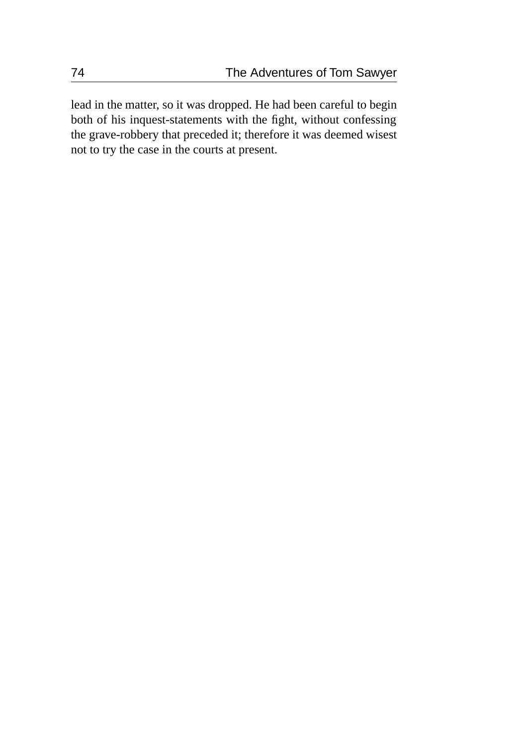lead in the matter, so it was dropped. He had been careful to begin both of his inquest-statements with the fight, without confessing the grave-robbery that preceded it; therefore it was deemed wisest not to try the case in the courts at present.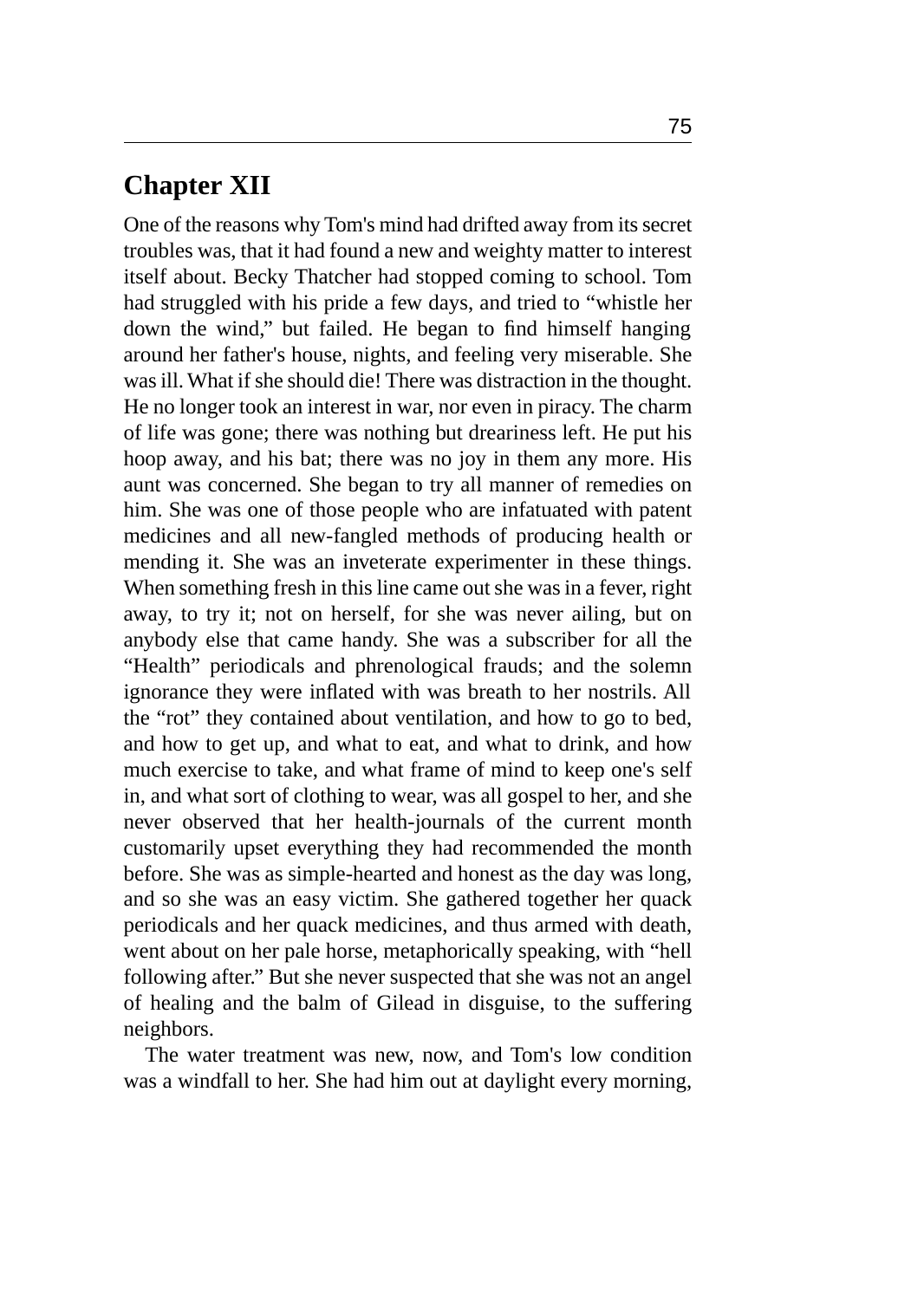# Chapter XII

One of the reasons why Tom's mind had drifted away from its secret troubles was, that it had found a new and weighty matter to interest itself about. Becky Thatcher had stopped coming to school. Tom had struggled with his pride a few days, and tried to "whistle her down the wind," but failed. He began to find himself hanging around her father's house, nights, and feeling very miserable. She was ill. What if she should die! There was distraction in the thought. He no longer took an interest in war, nor even in piracy. The charm of life was gone; there was nothing but dreariness left. He put his hoop away, and his bat; there was no joy in them any more. His aunt was concerned. She began to try all manner of remedies on him. She was one of those people who are infatuated with patent medicines and all new-fangled methods of producing health or mending it. She was an inveterate experimenter in these things. When something fresh in this line came out she was in a fever, right away, to try it; not on herself, for she was never ailing, but on anybody else that came handy. She was a subscriber for all the "Health" periodicals and phrenological frauds; and the solemn ignorance they were inflated with was breath to her nostrils. All the "rot" they contained about ventilation, and how to go to bed, and how to get up, and what to eat, and what to drink, and how much exercise to take, and what frame of mind to keep one's self in, and what sort of clothing to wear, was all gospel to her, and she never observed that her health-journals of the current month customarily upset everything they had recommended the month before. She was as simple-hearted and honest as the day was long, and so she was an easy victim. She gathered together her quack periodicals and her quack medicines, and thus armed with death, went about on her pale horse, metaphorically speaking, with "hell following after." But she never suspected that she was not an angel of healing and the balm of Gilead in disguise, to the suffering neighbors.

The water treatment was new, now, and Tom's low condition was a windfall to her. She had him out at daylight every morning,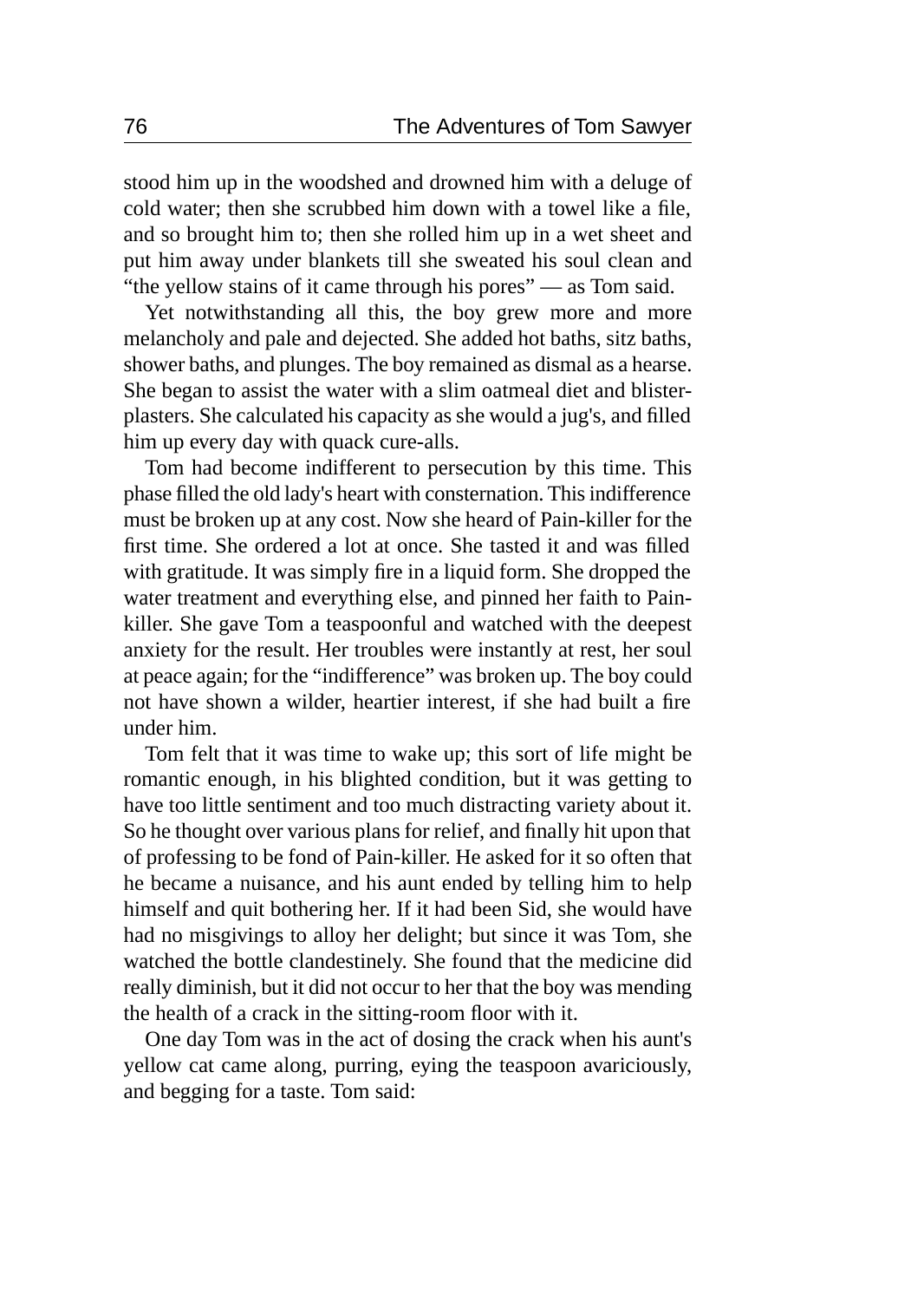stood him up in the woodshed and drowned him with a deluge of cold water; then she scrubbed him down with a towel like a file, and so brought him to; then she rolled him up in a wet sheet and put him away under blankets till she sweated his soul clean and "the yellow stains of it came through his pores" — as Tom said.

Yet notwithstanding all this, the boy grew more and more melancholy and pale and dejected. She added hot baths, sitz baths, shower baths, and plunges. The boy remained as dismal as a hearse. She began to assist the water with a slim oatmeal diet and blister-plasters. She calculated his capacity as she would a jug's, and filled him up every day with quack cure-alls.

Tom had become indifferent to persecution by this time. This phase filled the old lady's heart with consternation. This indifference must be broken up at any cost. Now she heard of Pain-killer for the first time. She ordered a lot at once. She tasted it and was filled with gratitude. It was simply fire in a liquid form. She dropped the water treatment and everything else, and pinned her faith to Pain-killer. She gave Tom a teaspoonful and watched with the deepest anxiety for the result. Her troubles were instantly at rest, her soul at peace again; for the "indifference" was broken up. The boy could not have shown a wilder, heartier interest, if she had built a fire under him.

Tom felt that it was time to wake up; this sort of life might be romantic enough, in his blighted condition, but it was getting to have too little sentiment and too much distracting variety about it. So he thought over various plans for relief, and finally hit upon that of professing to be fond of Pain-killer. He asked for it so often that he became a nuisance, and his aunt ended by telling him to help himself and quit bothering her. If it had been Sid, she would have had no misgivings to alloy her delight; but since it was Tom, she watched the bottle clandestinely. She found that the medicine did really diminish, but it did not occur to her that the boy was mending the health of a crack in the sitting-room floor with it.

One day Tom was in the act of dosing the crack when his aunt's yellow cat came along, purring, eying the teaspoon avariciously, and begging for a taste. Tom said: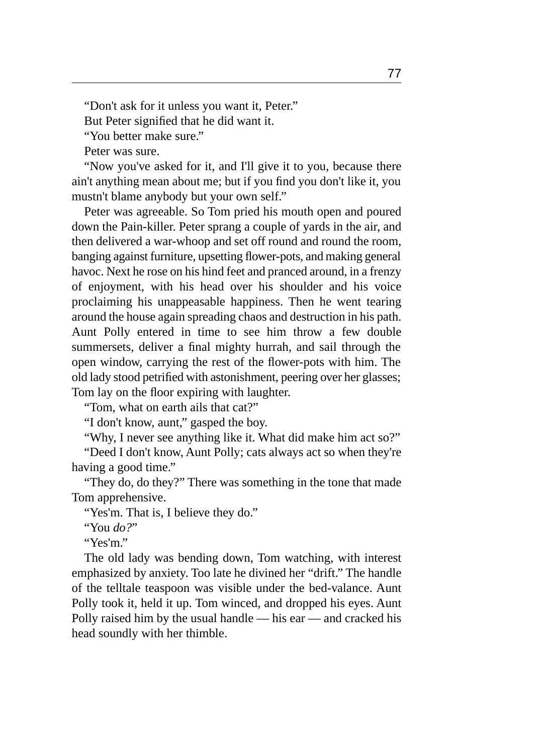"Don't ask for it unless you want it, Peter."

But Peter signified that he did want it.

"You better make sure."

Peter was sure.

"Now you've asked for it, and I'll give it to you, because there ain't anything mean about me; but if you find you don't like it, you mustn't blame anybody but your own self."

Peter was agreeable. So Tom pried his mouth open and poured down the Pain-killer. Peter sprang a couple of yards in the air, and then delivered a war-whoop and set off round and round the room, banging against furniture, upsetting flower-pots, and making general havoc. Next he rose on his hind feet and pranced around, in a frenzy of enjoyment, with his head over his shoulder and his voice proclaiming his unappeasable happiness. Then he went tearing around the house again spreading chaos and destruction in his path. Aunt Polly entered in time to see him throw a few double summersets, deliver a final mighty hurrah, and sail through the open window, carrying the rest of the flower-pots with him. The old lady stood petrified with astonishment, peering over her glasses; Tom lay on the floor expiring with laughter.

"Tom, what on earth ails that cat?"

"I don't know, aunt," gasped the boy.

"Why, I never see anything like it. What did make him act so?"

"Deed I don't know, Aunt Polly; cats always act so when they're having a good time."

"They do, do they?" There was something in the tone that made Tom apprehensive.

"Yes'm. That is, I believe they do."

"You *do?*"

"Yes'm."

The old lady was bending down, Tom watching, with interest emphasized by anxiety. Too late he divined her "drift." The handle of the telltale teaspoon was visible under the bed-valance. Aunt Polly took it, held it up. Tom winced, and dropped his eyes. Aunt Polly raised him by the usual handle — his ear — and cracked his head soundly with her thimble.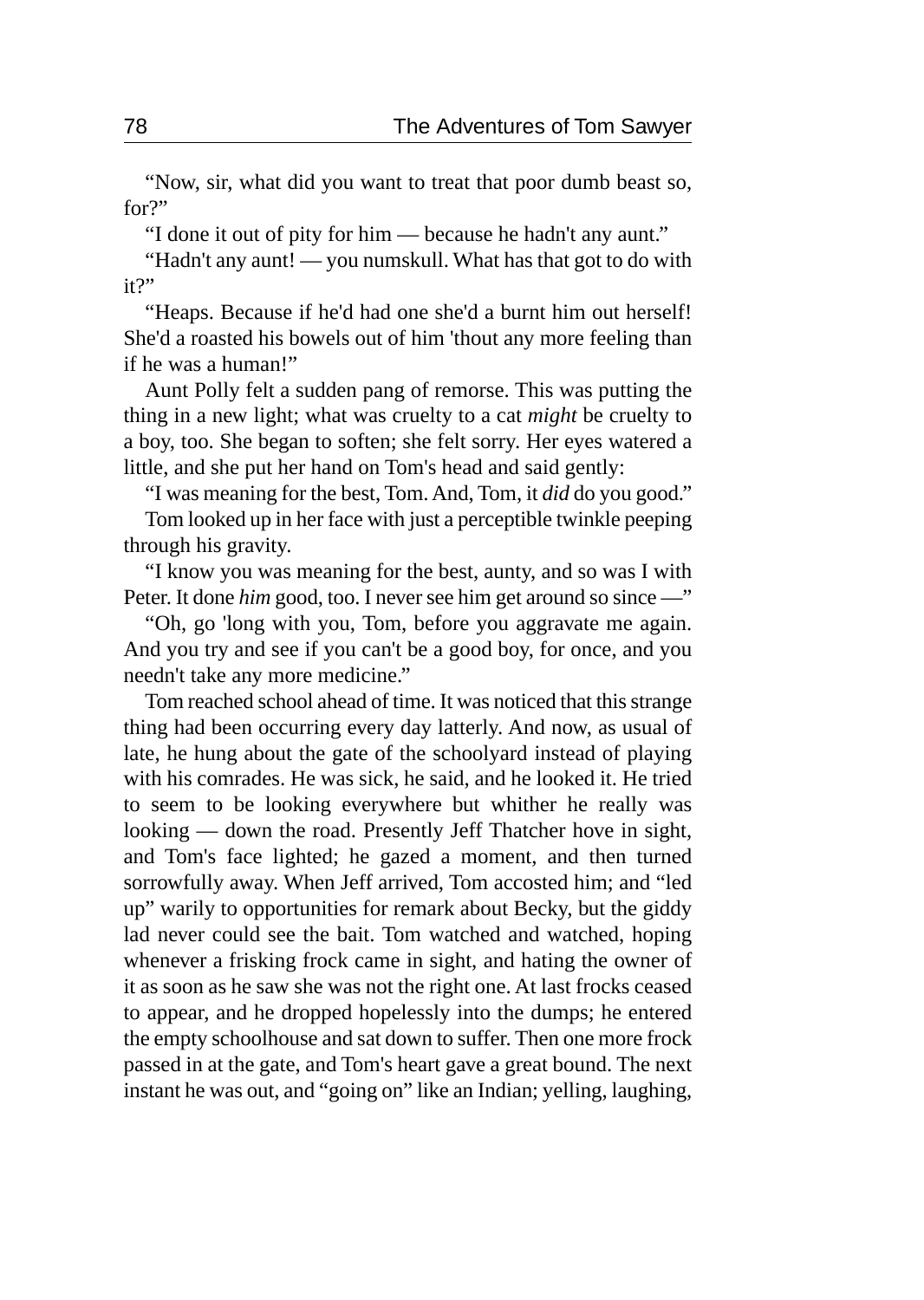"Now, sir, what did you want to treat that poor dumb beast so, for?"

"I done it out of pity for him — because he hadn't any aunt."

"Hadn't any aunt! — you numskull. What has that got to do with it?"

"Heaps. Because if he'd had one she'd a burnt him out herself! She'd a roasted his bowels out of him 'thout any more feeling than if he was a human!"

Aunt Polly felt a sudden pang of remorse. This was putting the thing in a new light; what was cruelty to a cat *might* be cruelty to a boy, too. She began to soften; she felt sorry. Her eyes watered a little, and she put her hand on Tom's head and said gently:

"I was meaning for the best, Tom. And, Tom, it *did* do you good."

Tom looked up in her face with just a perceptible twinkle peeping through his gravity.

"I know you was meaning for the best, aunty, and so was I with Peter. It done *him* good, too. I never see him get around so since —"

"Oh, go 'long with you, Tom, before you aggravate me again. And you try and see if you can't be a good boy, for once, and you needn't take any more medicine."

Tom reached school ahead of time. It was noticed that this strange thing had been occurring every day latterly. And now, as usual of late, he hung about the gate of the schoolyard instead of playing with his comrades. He was sick, he said, and he looked it. He tried to seem to be looking everywhere but whither he really was looking — down the road. Presently Jeff Thatcher hove in sight, and Tom's face lighted; he gazed a moment, and then turned sorrowfully away. When Jeff arrived, Tom accosted him; and "led up" warily to opportunities for remark about Becky, but the giddy lad never could see the bait. Tom watched and watched, hoping whenever a frisking frock came in sight, and hating the owner of it as soon as he saw she was not the right one. At last frocks ceased to appear, and he dropped hopelessly into the dumps; he entered the empty schoolhouse and sat down to suffer. Then one more frock passed in at the gate, and Tom's heart gave a great bound. The next instant he was out, and "going on" like an Indian; yelling, laughing,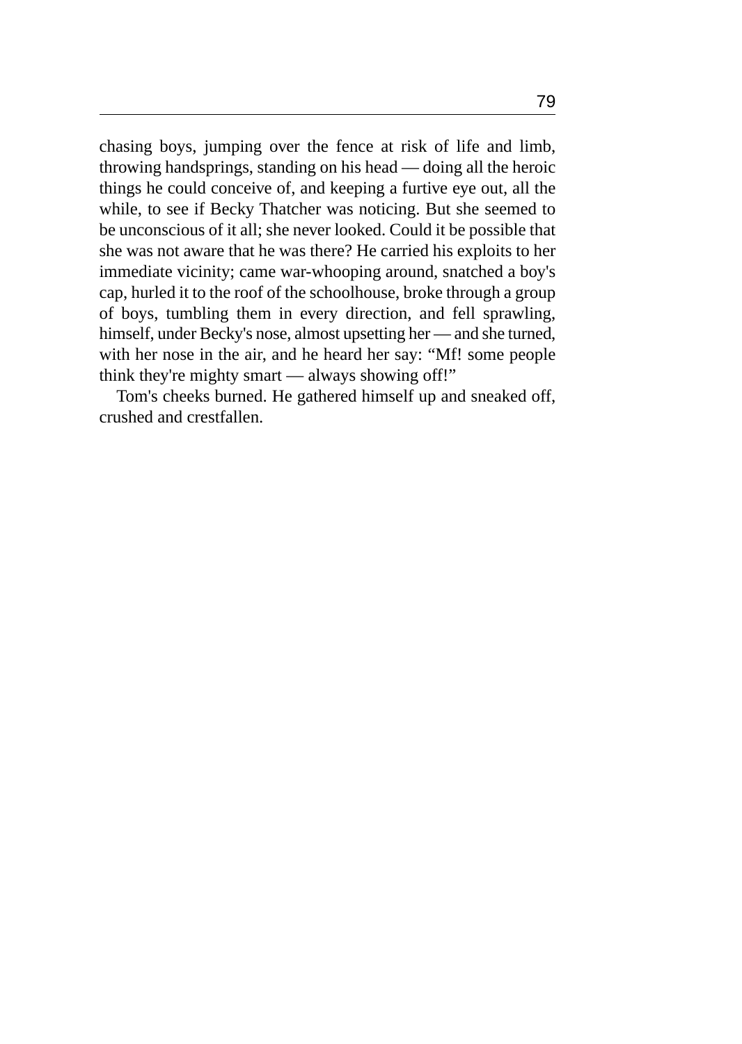chasing boys, jumping over the fence at risk of life and limb, throwing handsprings, standing on his head — doing all the heroic things he could conceive of, and keeping a furtive eye out, all the while, to see if Becky Thatcher was noticing. But she seemed to be unconscious of it all; she never looked. Could it be possible that she was not aware that he was there? He carried his exploits to her immediate vicinity; came war-whooping around, snatched a boy's cap, hurled it to the roof of the schoolhouse, broke through a group of boys, tumbling them in every direction, and fell sprawling, himself, under Becky's nose, almost upsetting her — and she turned, with her nose in the air, and he heard her say: “Mf! some people think they're mighty smart — always showing off!”

Tom's cheeks burned. He gathered himself up and sneaked off, crushed and crestfallen.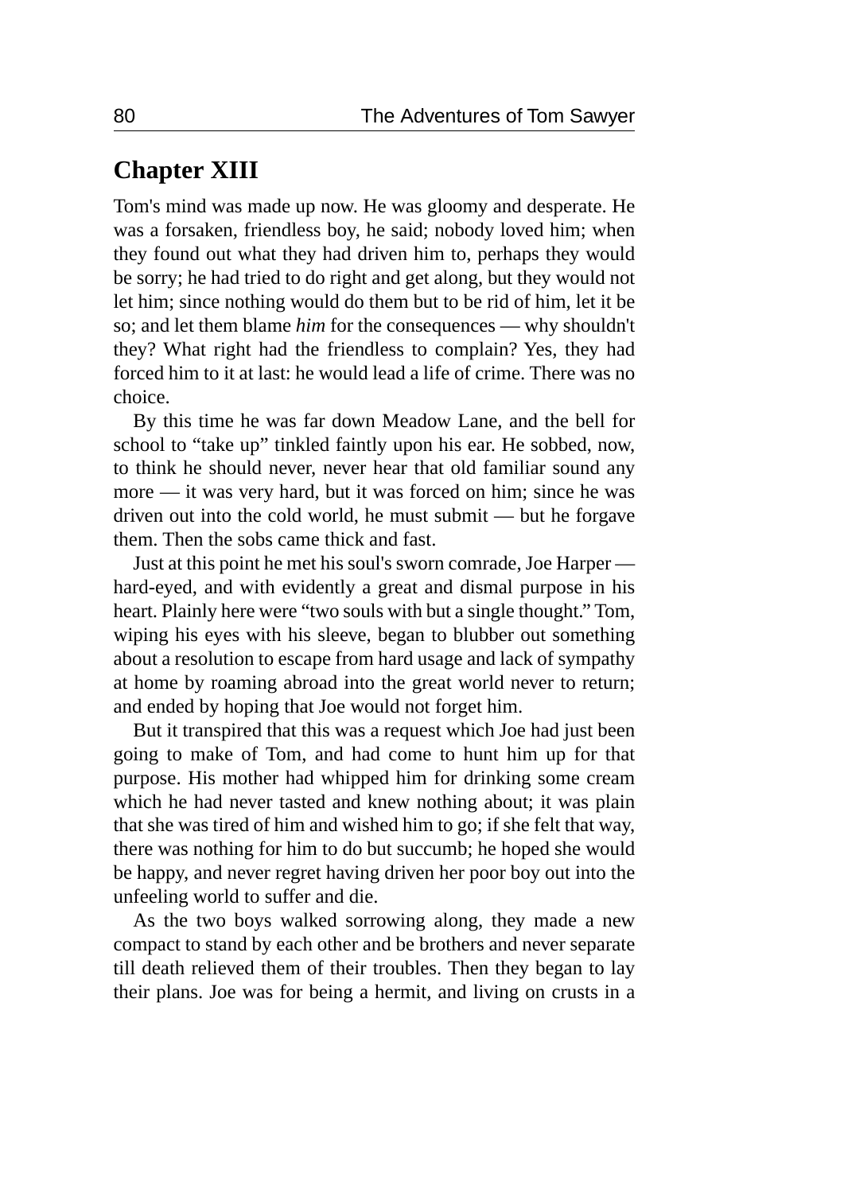## Chapter XIII

Tom's mind was made up now. He was gloomy and desperate. He was a forsaken, friendless boy, he said; nobody loved him; when they found out what they had driven him to, perhaps they would be sorry; he had tried to do right and get along, but they would not let him; since nothing would do them but to be rid of him, let it be so; and let them blame *him* for the consequences — why shouldn't they? What right had the friendless to complain? Yes, they had forced him to it at last: he would lead a life of crime. There was no choice.

By this time he was far down Meadow Lane, and the bell for school to "take up" tinkled faintly upon his ear. He sobbed, now, to think he should never, never hear that old familiar sound any more — it was very hard, but it was forced on him; since he was driven out into the cold world, he must submit — but he forgave them. Then the sobs came thick and fast.

Just at this point he met his soul's sworn comrade, Joe Harper — hard-eyed, and with evidently a great and dismal purpose in his heart. Plainly here were "two souls with but a single thought." Tom, wiping his eyes with his sleeve, began to blubber out something about a resolution to escape from hard usage and lack of sympathy at home by roaming abroad into the great world never to return; and ended by hoping that Joe would not forget him.

But it transpired that this was a request which Joe had just been going to make of Tom, and had come to hunt him up for that purpose. His mother had whipped him for drinking some cream which he had never tasted and knew nothing about; it was plain that she was tired of him and wished him to go; if she felt that way, there was nothing for him to do but succumb; he hoped she would be happy, and never regret having driven her poor boy out into the unfeeling world to suffer and die.

As the two boys walked sorrowing along, they made a new compact to stand by each other and be brothers and never separate till death relieved them of their troubles. Then they began to lay their plans. Joe was for being a hermit, and living on crusts in a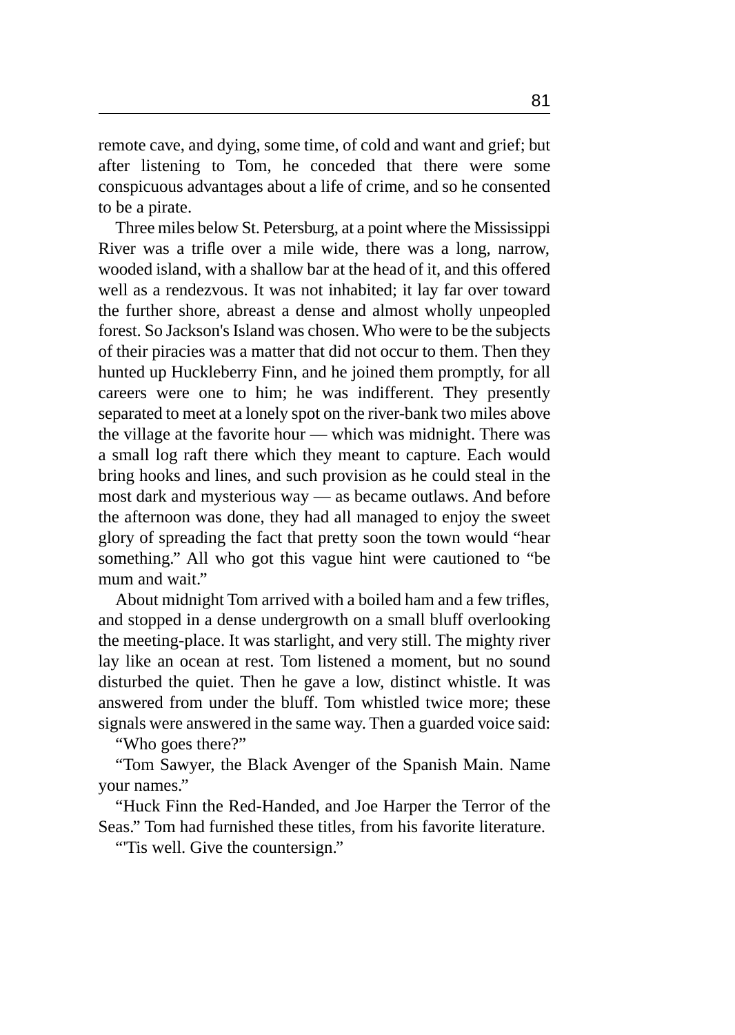remote cave, and dying, some time, of cold and want and grief; but after listening to Tom, he conceded that there were some conspicuous advantages about a life of crime, and so he consented to be a pirate.

Three miles below St. Petersburg, at a point where the Mississippi River was a trifle over a mile wide, there was a long, narrow, wooded island, with a shallow bar at the head of it, and this offered well as a rendezvous. It was not inhabited; it lay far over toward the further shore, abreast a dense and almost wholly unpeopled forest. So Jackson's Island was chosen. Who were to be the subjects of their piracies was a matter that did not occur to them. Then they hunted up Huckleberry Finn, and he joined them promptly, for all careers were one to him; he was indifferent. They presently separated to meet at a lonely spot on the river-bank two miles above the village at the favorite hour — which was midnight. There was a small log raft there which they meant to capture. Each would bring hooks and lines, and such provision as he could steal in the most dark and mysterious way — as became outlaws. And before the afternoon was done, they had all managed to enjoy the sweet glory of spreading the fact that pretty soon the town would "hear something." All who got this vague hint were cautioned to "be mum and wait."

About midnight Tom arrived with a boiled ham and a few trifles, and stopped in a dense undergrowth on a small bluff overlooking the meeting-place. It was starlight, and very still. The mighty river lay like an ocean at rest. Tom listened a moment, but no sound disturbed the quiet. Then he gave a low, distinct whistle. It was answered from under the bluff. Tom whistled twice more; these signals were answered in the same way. Then a guarded voice said:

"Who goes there?"

"Tom Sawyer, the Black Avenger of the Spanish Main. Name your names."

"Huck Finn the Red-Handed, and Joe Harper the Terror of the Seas." Tom had furnished these titles, from his favorite literature.

"'Tis well. Give the countersign."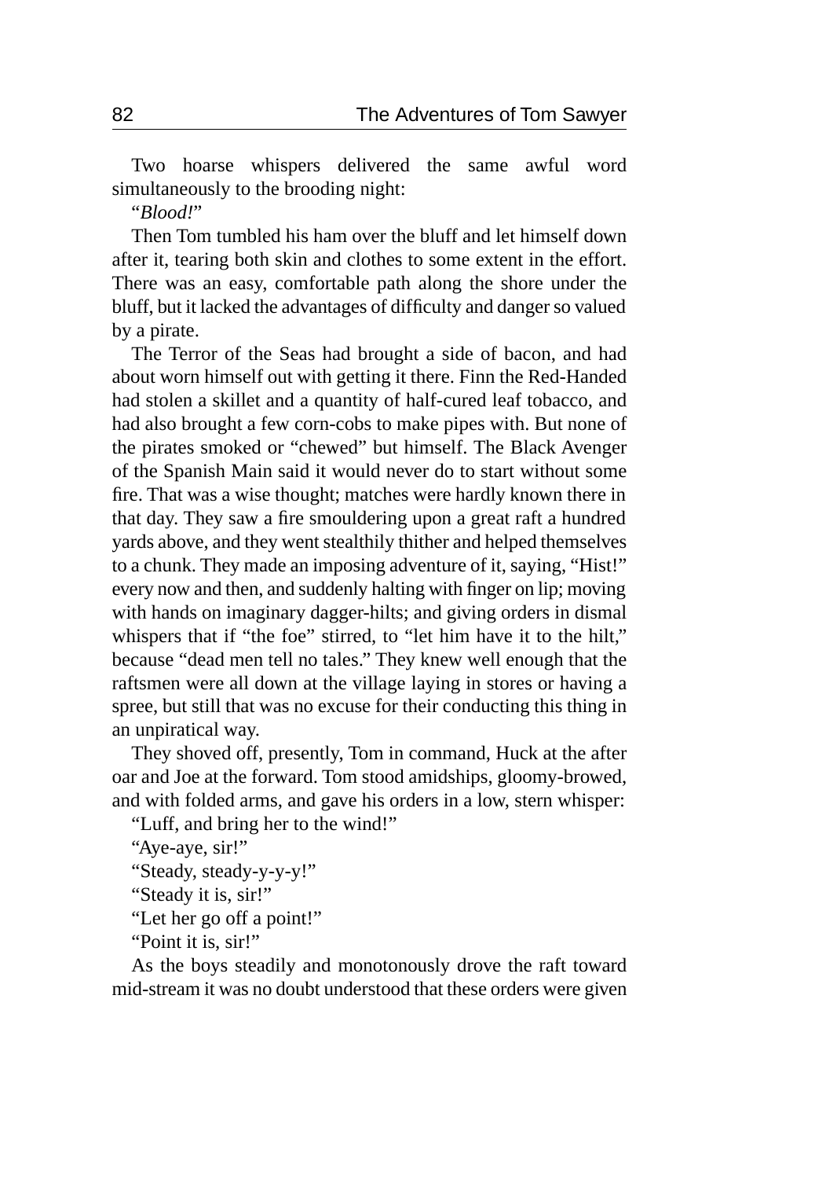Two hoarse whispers delivered the same awful word simultaneously to the brooding night:

"*Blood!*"

Then Tom tumbled his ham over the bluff and let himself down after it, tearing both skin and clothes to some extent in the effort. There was an easy, comfortable path along the shore under the bluff, but it lacked the advantages of difficulty and danger so valued by a pirate.

The Terror of the Seas had brought a side of bacon, and had about worn himself out with getting it there. Finn the Red-Handed had stolen a skillet and a quantity of half-cured leaf tobacco, and had also brought a few corn-cobs to make pipes with. But none of the pirates smoked or "chewed" but himself. The Black Avenger of the Spanish Main said it would never do to start without some fire. That was a wise thought; matches were hardly known there in that day. They saw a fire smouldering upon a great raft a hundred yards above, and they went stealthily thither and helped themselves to a chunk. They made an imposing adventure of it, saying, "Hist!" every now and then, and suddenly halting with finger on lip; moving with hands on imaginary dagger-hilts; and giving orders in dismal whispers that if "the foe" stirred, to "let him have it to the hilt," because "dead men tell no tales." They knew well enough that the raftsmen were all down at the village laying in stores or having a spree, but still that was no excuse for their conducting this thing in an unpiratical way.

They shoved off, presently, Tom in command, Huck at the after oar and Joe at the forward. Tom stood amidships, gloomy-browed, and with folded arms, and gave his orders in a low, stern whisper:

"Luff, and bring her to the wind!"

"Aye-aye, sir!"

"Steady, steady-y-y-y!"

"Steady it is, sir!"

"Let her go off a point!"

"Point it is, sir!"

As the boys steadily and monotonously drove the raft toward mid-stream it was no doubt understood that these orders were given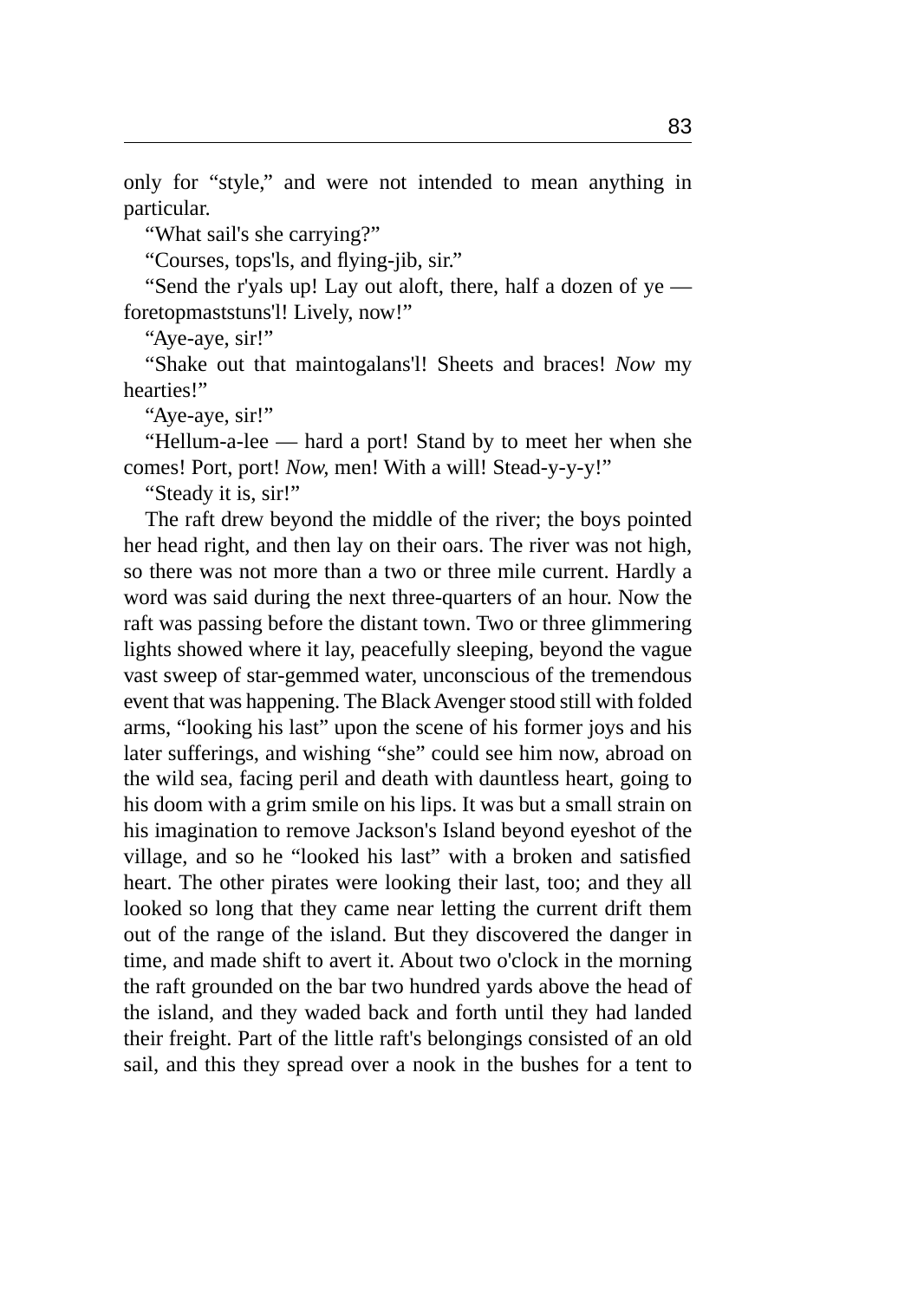only for "style," and were not intended to mean anything in particular.

"What sail's she carrying?"

"Courses, tops'ls, and flying-jib, sir."

"Send the r'yals up! Lay out aloft, there, half a dozen of ye — foretopmaststuns'l! Lively, now!"

"Aye-aye, sir!"

"Shake out that maintogalans'l! Sheets and braces! *Now* my hearties!"

"Aye-aye, sir!"

"Hellum-a-lee — hard a port! Stand by to meet her when she comes! Port, port! *Now*, men! With a will! Stead-y-y-y!"

"Steady it is, sir!"

The raft drew beyond the middle of the river; the boys pointed her head right, and then lay on their oars. The river was not high, so there was not more than a two or three mile current. Hardly a word was said during the next three-quarters of an hour. Now the raft was passing before the distant town. Two or three glimmering lights showed where it lay, peacefully sleeping, beyond the vague vast sweep of star-gemmed water, unconscious of the tremendous event that was happening. The Black Avenger stood still with folded arms, "looking his last" upon the scene of his former joys and his later sufferings, and wishing "she" could see him now, abroad on the wild sea, facing peril and death with dauntless heart, going to his doom with a grim smile on his lips. It was but a small strain on his imagination to remove Jackson's Island beyond eyeshot of the village, and so he "looked his last" with a broken and satisfied heart. The other pirates were looking their last, too; and they all looked so long that they came near letting the current drift them out of the range of the island. But they discovered the danger in time, and made shift to avert it. About two o'clock in the morning the raft grounded on the bar two hundred yards above the head of the island, and they waded back and forth until they had landed their freight. Part of the little raft's belongings consisted of an old sail, and this they spread over a nook in the bushes for a tent to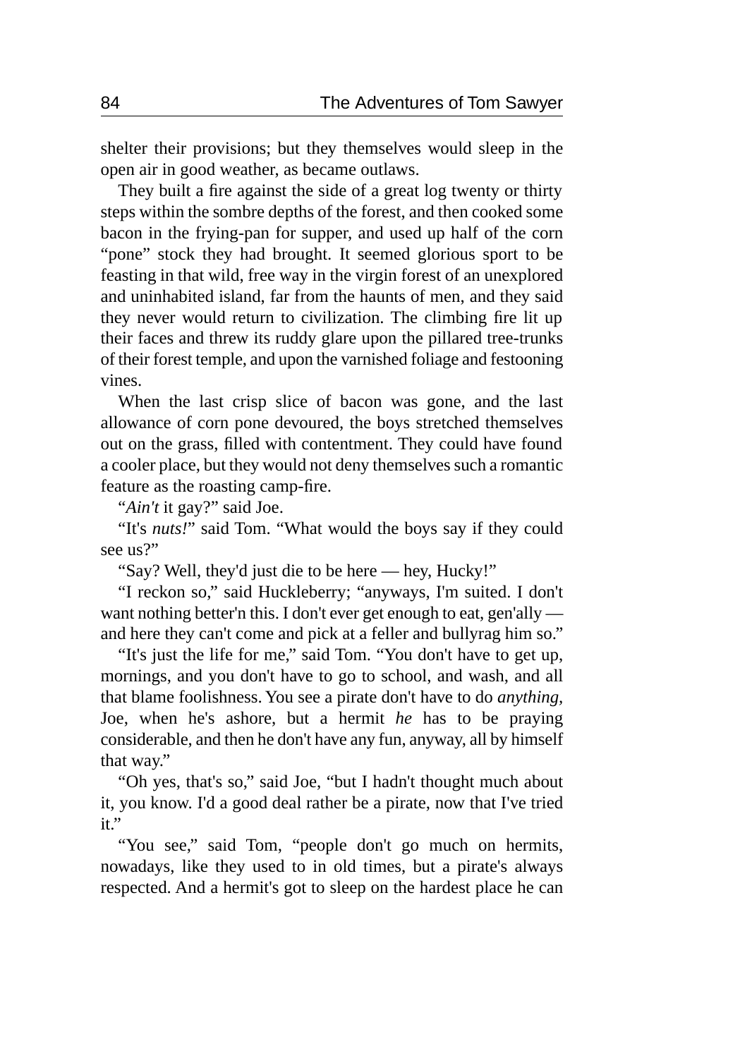shelter their provisions; but they themselves would sleep in the open air in good weather, as became outlaws.

They built a fire against the side of a great log twenty or thirty steps within the sombre depths of the forest, and then cooked some bacon in the frying-pan for supper, and used up half of the corn "pone" stock they had brought. It seemed glorious sport to be feasting in that wild, free way in the virgin forest of an unexplored and uninhabited island, far from the haunts of men, and they said they never would return to civilization. The climbing fire lit up their faces and threw its ruddy glare upon the pillared tree-trunks of their forest temple, and upon the varnished foliage and festooning vines.

When the last crisp slice of bacon was gone, and the last allowance of corn pone devoured, the boys stretched themselves out on the grass, filled with contentment. They could have found a cooler place, but they would not deny themselves such a romantic feature as the roasting camp-fire.

"*Ain't* it gay?" said Joe.

"It's *nuts!*" said Tom. "What would the boys say if they could see us?"

"Say? Well, they'd just die to be here — hey, Hucky!"

"I reckon so," said Huckleberry; "anyways, I'm suited. I don't want nothing better'n this. I don't ever get enough to eat, gen'ally — and here they can't come and pick at a feller and bullyrag him so."

"It's just the life for me," said Tom. "You don't have to get up, mornings, and you don't have to go to school, and wash, and all that blame foolishness. You see a pirate don't have to do *anything*, Joe, when he's ashore, but a hermit *he* has to be praying considerable, and then he don't have any fun, anyway, all by himself that way."

"Oh yes, that's so," said Joe, "but I hadn't thought much about it, you know. I'd a good deal rather be a pirate, now that I've tried it."

"You see," said Tom, "people don't go much on hermits, nowadays, like they used to in old times, but a pirate's always respected. And a hermit's got to sleep on the hardest place he can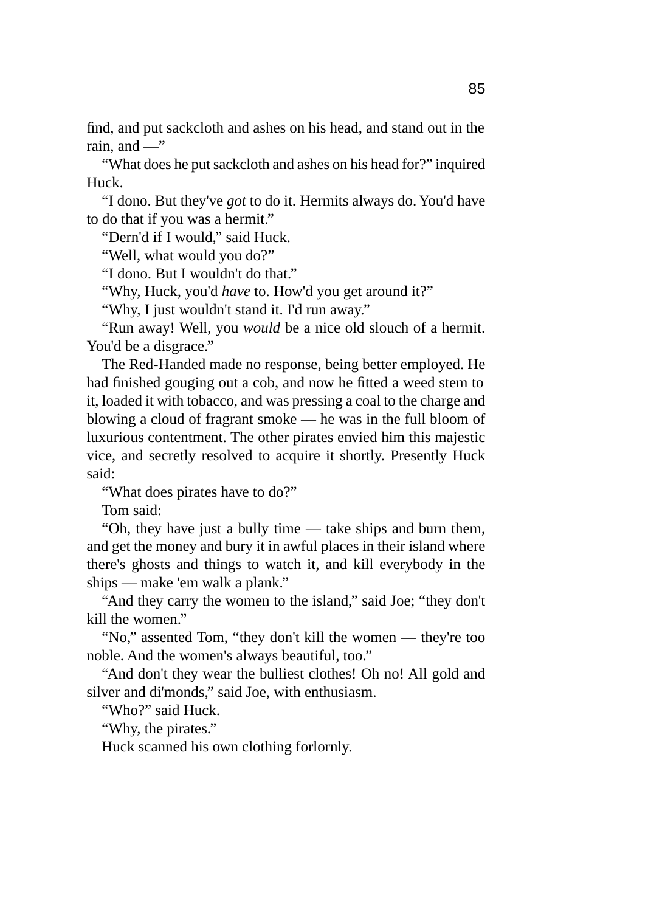find, and put sackcloth and ashes on his head, and stand out in the rain, and —"

"What does he put sackcloth and ashes on his head for?" inquired Huck.

"I dono. But they've *got* to do it. Hermits always do. You'd have to do that if you was a hermit."

"Dern'd if I would," said Huck.

"Well, what would you do?"

"I dono. But I wouldn't do that."

"Why, Huck, you'd *have* to. How'd you get around it?"

"Why, I just wouldn't stand it. I'd run away."

"Run away! Well, you *would* be a nice old slouch of a hermit. You'd be a disgrace."

The Red-Handed made no response, being better employed. He had finished gouging out a cob, and now he fitted a weed stem to it, loaded it with tobacco, and was pressing a coal to the charge and blowing a cloud of fragrant smoke — he was in the full bloom of luxurious contentment. The other pirates envied him this majestic vice, and secretly resolved to acquire it shortly. Presently Huck said:

"What does pirates have to do?"

Tom said:

"Oh, they have just a bully time — take ships and burn them, and get the money and bury it in awful places in their island where there's ghosts and things to watch it, and kill everybody in the ships — make 'em walk a plank."

"And they carry the women to the island," said Joe; "they don't kill the women."

"No," assented Tom, "they don't kill the women — they're too noble. And the women's always beautiful, too."

"And don't they wear the bulliest clothes! Oh no! All gold and silver and di'monds," said Joe, with enthusiasm.

"Who?" said Huck.

"Why, the pirates."

Huck scanned his own clothing forlornly.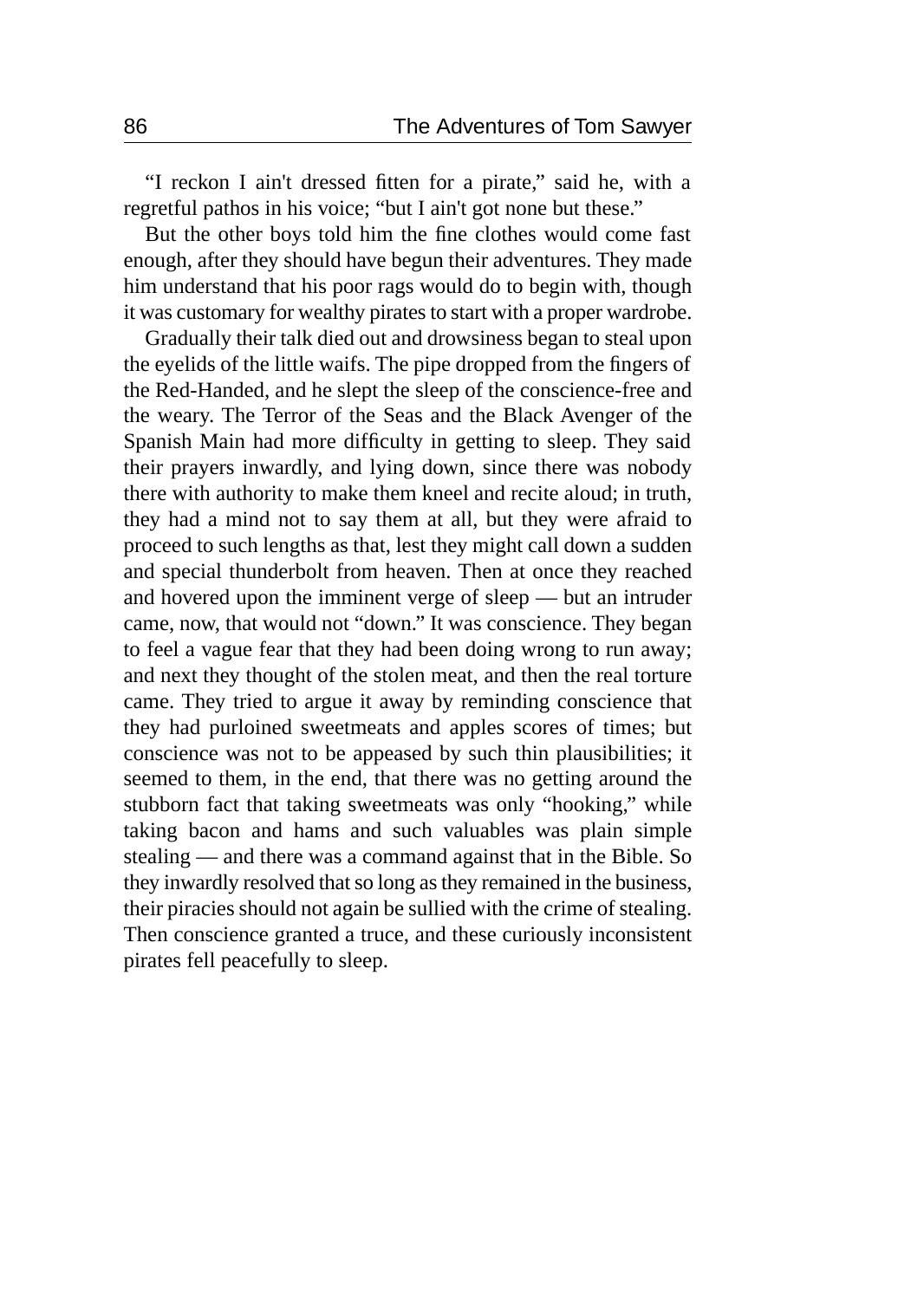"I reckon I ain't dressed fitten for a pirate," said he, with a regretful pathos in his voice; "but I ain't got none but these."

But the other boys told him the fine clothes would come fast enough, after they should have begun their adventures. They made him understand that his poor rags would do to begin with, though it was customary for wealthy pirates to start with a proper wardrobe.

Gradually their talk died out and drowsiness began to steal upon the eyelids of the little waifs. The pipe dropped from the fingers of the Red-Handed, and he slept the sleep of the conscience-free and the weary. The Terror of the Seas and the Black Avenger of the Spanish Main had more difficulty in getting to sleep. They said their prayers inwardly, and lying down, since there was nobody there with authority to make them kneel and recite aloud; in truth, they had a mind not to say them at all, but they were afraid to proceed to such lengths as that, lest they might call down a sudden and special thunderbolt from heaven. Then at once they reached and hovered upon the imminent verge of sleep — but an intruder came, now, that would not "down." It was conscience. They began to feel a vague fear that they had been doing wrong to run away; and next they thought of the stolen meat, and then the real torture came. They tried to argue it away by reminding conscience that they had purloined sweetmeats and apples scores of times; but conscience was not to be appeased by such thin plausibilities; it seemed to them, in the end, that there was no getting around the stubborn fact that taking sweetmeats was only "hooking," while taking bacon and hams and such valuables was plain simple stealing — and there was a command against that in the Bible. So they inwardly resolved that so long as they remained in the business, their piracies should not again be sullied with the crime of stealing. Then conscience granted a truce, and these curiously inconsistent pirates fell peacefully to sleep.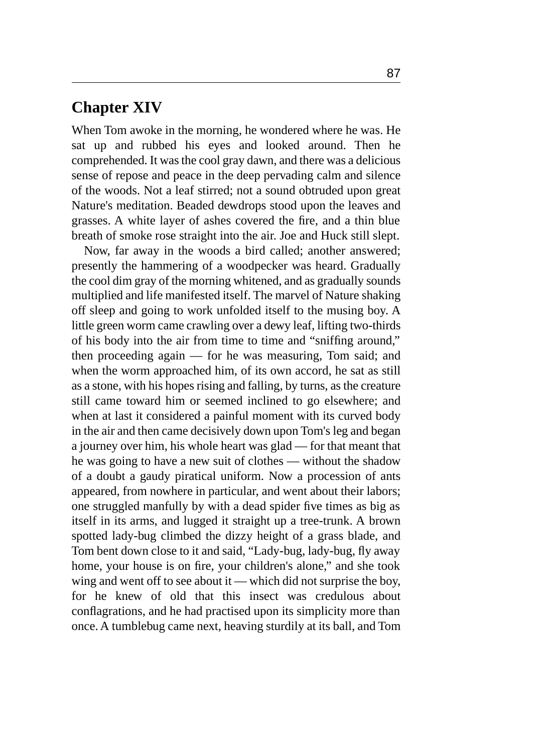# Chapter XIV

When Tom awoke in the morning, he wondered where he was. He sat up and rubbed his eyes and looked around. Then he comprehended. It was the cool gray dawn, and there was a delicious sense of repose and peace in the deep pervading calm and silence of the woods. Not a leaf stirred; not a sound obtruded upon great Nature's meditation. Beaded dewdrops stood upon the leaves and grasses. A white layer of ashes covered the fire, and a thin blue breath of smoke rose straight into the air. Joe and Huck still slept.

Now, far away in the woods a bird called; another answered; presently the hammering of a woodpecker was heard. Gradually the cool dim gray of the morning whitened, and as gradually sounds multiplied and life manifested itself. The marvel of Nature shaking off sleep and going to work unfolded itself to the musing boy. A little green worm came crawling over a dewy leaf, lifting two-thirds of his body into the air from time to time and "sniffing around," then proceeding again — for he was measuring, Tom said; and when the worm approached him, of its own accord, he sat as still as a stone, with his hopes rising and falling, by turns, as the creature still came toward him or seemed inclined to go elsewhere; and when at last it considered a painful moment with its curved body in the air and then came decisively down upon Tom's leg and began a journey over him, his whole heart was glad — for that meant that he was going to have a new suit of clothes — without the shadow of a doubt a gaudy piratical uniform. Now a procession of ants appeared, from nowhere in particular, and went about their labors; one struggled manfully by with a dead spider five times as big as itself in its arms, and lugged it straight up a tree-trunk. A brown spotted lady-bug climbed the dizzy height of a grass blade, and Tom bent down close to it and said, "Lady-bug, lady-bug, fly away home, your house is on fire, your children's alone," and she took wing and went off to see about it — which did not surprise the boy, for he knew of old that this insect was credulous about conflagrations, and he had practised upon its simplicity more than once. A tumblebug came next, heaving sturdily at its ball, and Tom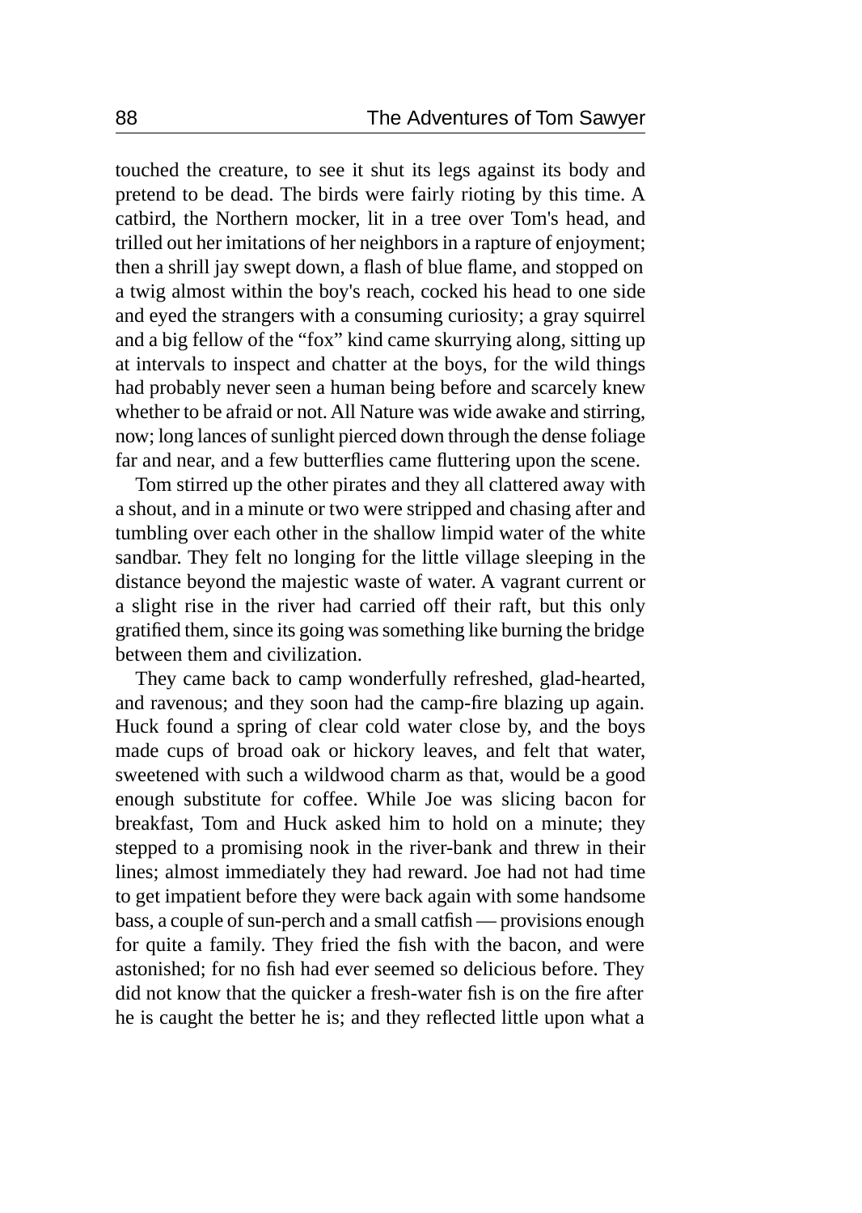touched the creature, to see it shut its legs against its body and pretend to be dead. The birds were fairly rioting by this time. A catbird, the Northern mocker, lit in a tree over Tom's head, and trilled out her imitations of her neighbors in a rapture of enjoyment; then a shrill jay swept down, a flash of blue flame, and stopped on a twig almost within the boy's reach, cocked his head to one side and eyed the strangers with a consuming curiosity; a gray squirrel and a big fellow of the "fox" kind came skurrying along, sitting up at intervals to inspect and chatter at the boys, for the wild things had probably never seen a human being before and scarcely knew whether to be afraid or not. All Nature was wide awake and stirring, now; long lances of sunlight pierced down through the dense foliage far and near, and a few butterflies came fluttering upon the scene.

Tom stirred up the other pirates and they all clattered away with a shout, and in a minute or two were stripped and chasing after and tumbling over each other in the shallow limpid water of the white sandbar. They felt no longing for the little village sleeping in the distance beyond the majestic waste of water. A vagrant current or a slight rise in the river had carried off their raft, but this only gratified them, since its going was something like burning the bridge between them and civilization.

They came back to camp wonderfully refreshed, glad-hearted, and ravenous; and they soon had the camp-fire blazing up again. Huck found a spring of clear cold water close by, and the boys made cups of broad oak or hickory leaves, and felt that water, sweetened with such a wildwood charm as that, would be a good enough substitute for coffee. While Joe was slicing bacon for breakfast, Tom and Huck asked him to hold on a minute; they stepped to a promising nook in the river-bank and threw in their lines; almost immediately they had reward. Joe had not had time to get impatient before they were back again with some handsome bass, a couple of sun-perch and a small catfish — provisions enough for quite a family. They fried the fish with the bacon, and were astonished; for no fish had ever seemed so delicious before. They did not know that the quicker a fresh-water fish is on the fire after he is caught the better he is; and they reflected little upon what a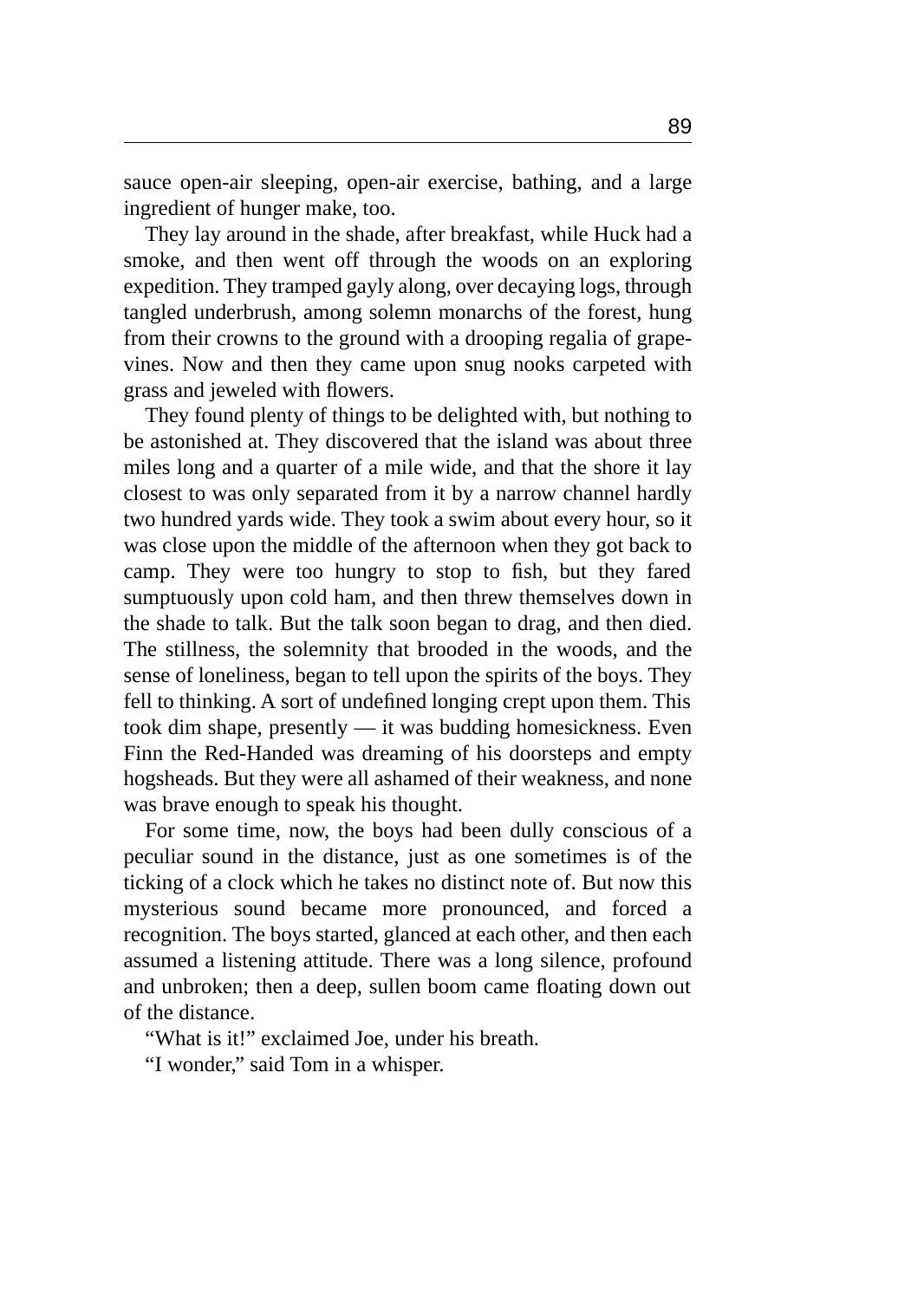sauce open-air sleeping, open-air exercise, bathing, and a large ingredient of hunger make, too.

They lay around in the shade, after breakfast, while Huck had a smoke, and then went off through the woods on an exploring expedition. They tramped gayly along, over decaying logs, through tangled underbrush, among solemn monarchs of the forest, hung from their crowns to the ground with a drooping regalia of grape-vines. Now and then they came upon snug nooks carpeted with grass and jeweled with flowers.

They found plenty of things to be delighted with, but nothing to be astonished at. They discovered that the island was about three miles long and a quarter of a mile wide, and that the shore it lay closest to was only separated from it by a narrow channel hardly two hundred yards wide. They took a swim about every hour, so it was close upon the middle of the afternoon when they got back to camp. They were too hungry to stop to fish, but they fared sumptuously upon cold ham, and then threw themselves down in the shade to talk. But the talk soon began to drag, and then died. The stillness, the solemnity that brooded in the woods, and the sense of loneliness, began to tell upon the spirits of the boys. They fell to thinking. A sort of undefined longing crept upon them. This took dim shape, presently — it was budding homesickness. Even Finn the Red-Handed was dreaming of his doorsteps and empty hogsheads. But they were all ashamed of their weakness, and none was brave enough to speak his thought.

For some time, now, the boys had been dully conscious of a peculiar sound in the distance, just as one sometimes is of the ticking of a clock which he takes no distinct note of. But now this mysterious sound became more pronounced, and forced a recognition. The boys started, glanced at each other, and then each assumed a listening attitude. There was a long silence, profound and unbroken; then a deep, sullen boom came floating down out of the distance.

"What is it!" exclaimed Joe, under his breath.

"I wonder," said Tom in a whisper.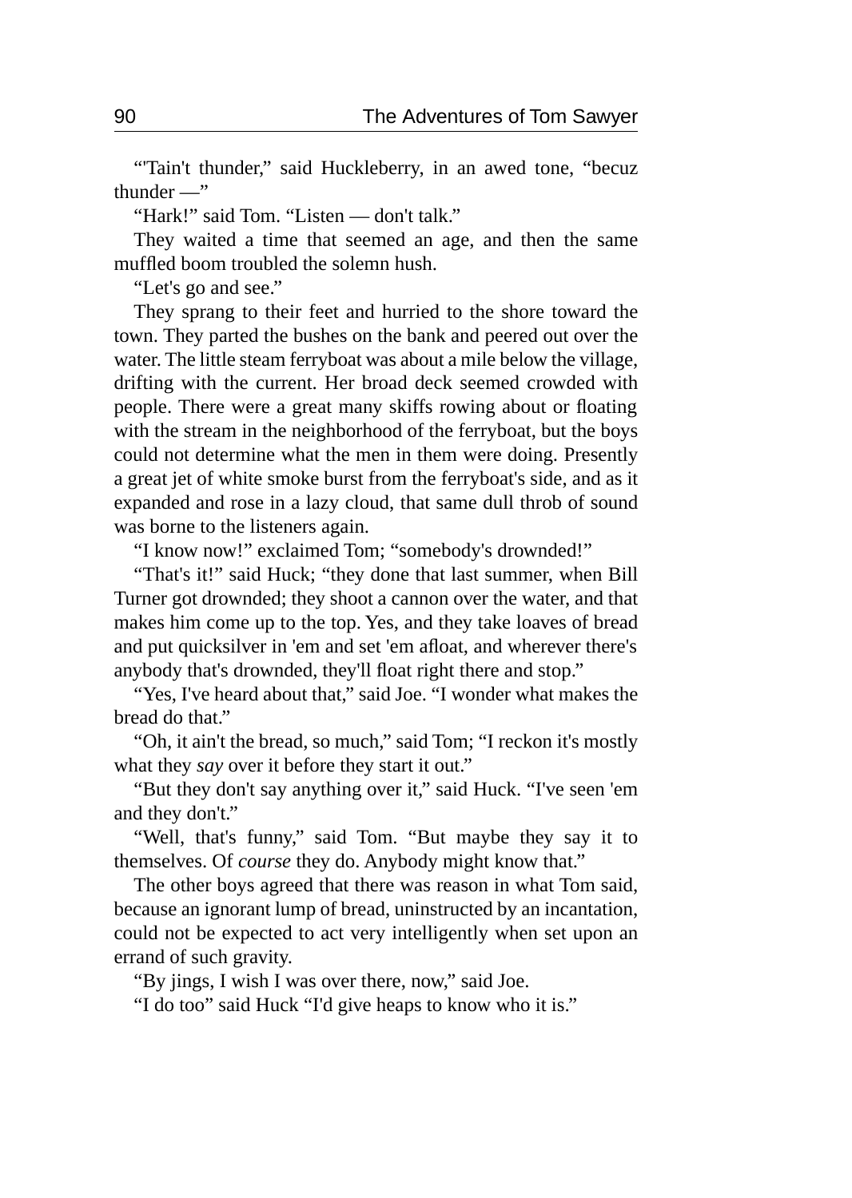“'Tain't thunder,” said Huckleberry, in an awed tone, “becuz thunder —”

“Hark!” said Tom. “Listen — don't talk.”

They waited a time that seemed an age, and then the same muffled boom troubled the solemn hush.

“Let's go and see.”

They sprang to their feet and hurried to the shore toward the town. They parted the bushes on the bank and peered out over the water. The little steam ferryboat was about a mile below the village, drifting with the current. Her broad deck seemed crowded with people. There were a great many skiffs rowing about or floating with the stream in the neighborhood of the ferryboat, but the boys could not determine what the men in them were doing. Presently a great jet of white smoke burst from the ferryboat's side, and as it expanded and rose in a lazy cloud, that same dull throb of sound was borne to the listeners again.

“I know now!” exclaimed Tom; “somebody's drownded!”

“That's it!” said Huck; “they done that last summer, when Bill Turner got drownded; they shoot a cannon over the water, and that makes him come up to the top. Yes, and they take loaves of bread and put quicksilver in 'em and set 'em afloat, and wherever there's anybody that's drownded, they'll float right there and stop.”

“Yes, I've heard about that,” said Joe. “I wonder what makes the bread do that.”

“Oh, it ain't the bread, so much,” said Tom; “I reckon it's mostly what they *say* over it before they start it out.”

“But they don't say anything over it,” said Huck. “I've seen 'em and they don't.”

“Well, that's funny,” said Tom. “But maybe they say it to themselves. Of *course* they do. Anybody might know that.”

The other boys agreed that there was reason in what Tom said, because an ignorant lump of bread, uninstructed by an incantation, could not be expected to act very intelligently when set upon an errand of such gravity.

“By jings, I wish I was over there, now,” said Joe.

“I do too” said Huck “I'd give heaps to know who it is.”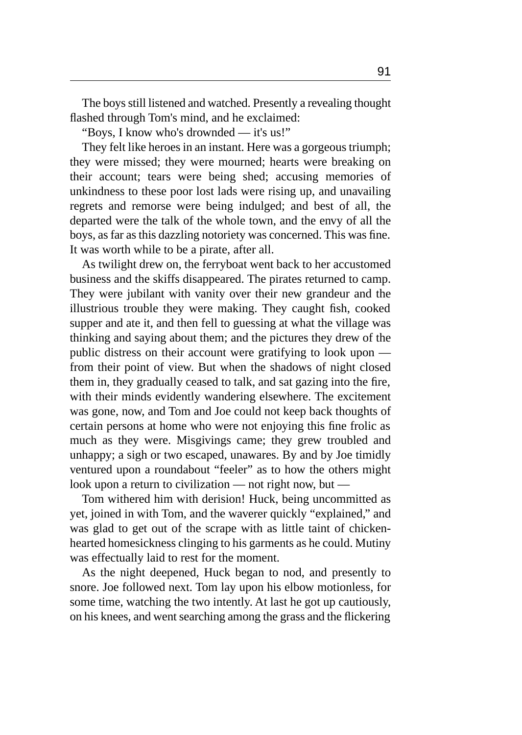The boys still listened and watched. Presently a revealing thought flashed through Tom's mind, and he exclaimed:

"Boys, I know who's drownded — it's us!"

They felt like heroes in an instant. Here was a gorgeous triumph; they were missed; they were mourned; hearts were breaking on their account; tears were being shed; accusing memories of unkindness to these poor lost lads were rising up, and unavailing regrets and remorse were being indulged; and best of all, the departed were the talk of the whole town, and the envy of all the boys, as far as this dazzling notoriety was concerned. This was fine. It was worth while to be a pirate, after all.

As twilight drew on, the ferryboat went back to her accustomed business and the skiffs disappeared. The pirates returned to camp. They were jubilant with vanity over their new grandeur and the illustrious trouble they were making. They caught fish, cooked supper and ate it, and then fell to guessing at what the village was thinking and saying about them; and the pictures they drew of the public distress on their account were gratifying to look upon — from their point of view. But when the shadows of night closed them in, they gradually ceased to talk, and sat gazing into the fire, with their minds evidently wandering elsewhere. The excitement was gone, now, and Tom and Joe could not keep back thoughts of certain persons at home who were not enjoying this fine frolic as much as they were. Misgivings came; they grew troubled and unhappy; a sigh or two escaped, unawares. By and by Joe timidly ventured upon a roundabout "feeler" as to how the others might look upon a return to civilization — not right now, but —

Tom withered him with derision! Huck, being uncommitted as yet, joined in with Tom, and the waverer quickly "explained," and was glad to get out of the scrape with as little taint of chicken-hearted homesickness clinging to his garments as he could. Mutiny was effectually laid to rest for the moment.

As the night deepened, Huck began to nod, and presently to snore. Joe followed next. Tom lay upon his elbow motionless, for some time, watching the two intently. At last he got up cautiously, on his knees, and went searching among the grass and the flickering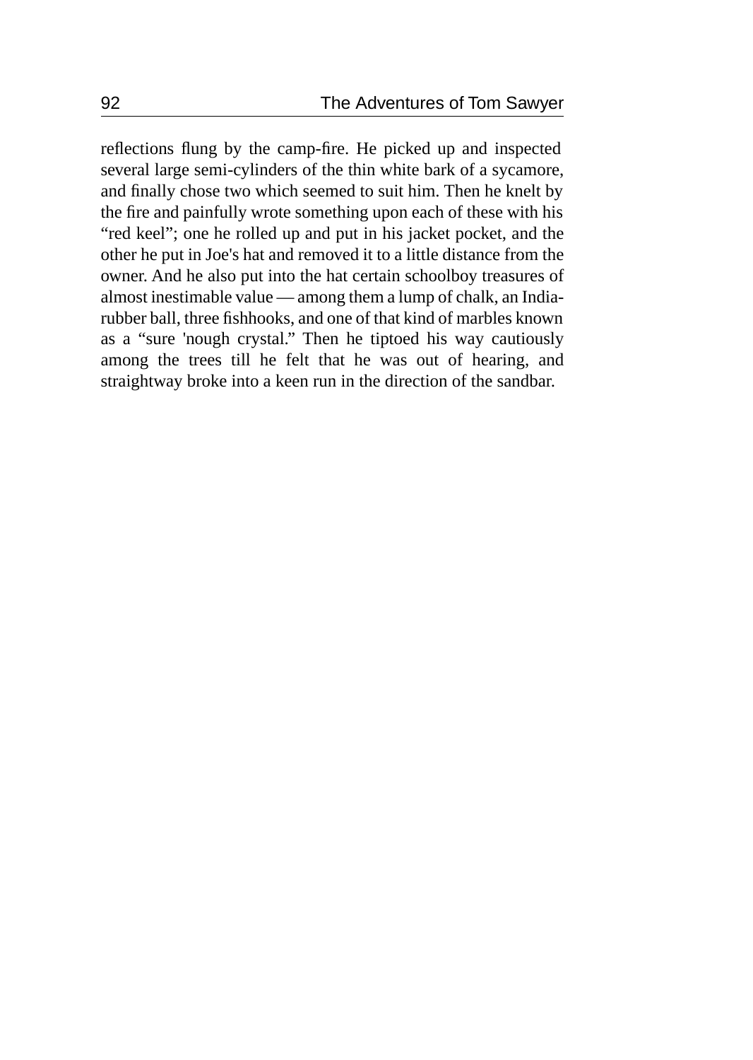reflections flung by the camp-fire. He picked up and inspected several large semi-cylinders of the thin white bark of a sycamore, and finally chose two which seemed to suit him. Then he knelt by the fire and painfully wrote something upon each of these with his “red keel”; one he rolled up and put in his jacket pocket, and the other he put in Joe's hat and removed it to a little distance from the owner. And he also put into the hat certain schoolboy treasures of almost inestimable value — among them a lump of chalk, an India-rubber ball, three fishhooks, and one of that kind of marbles known as a “sure 'nough crystal.” Then he tiptoed his way cautiously among the trees till he felt that he was out of hearing, and straightway broke into a keen run in the direction of the sandbar.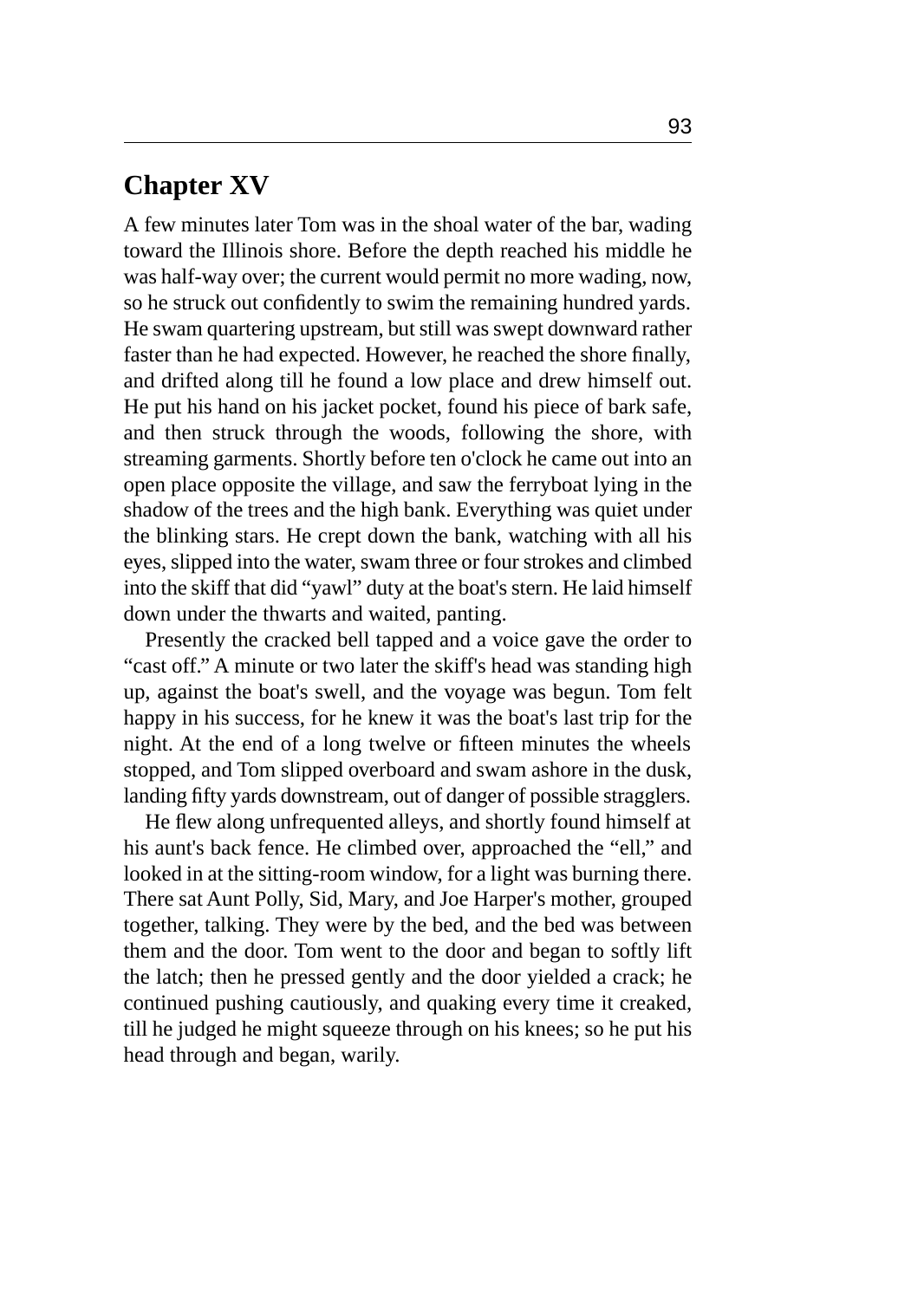## Chapter XV

A few minutes later Tom was in the shoal water of the bar, wading toward the Illinois shore. Before the depth reached his middle he was half-way over; the current would permit no more wading, now, so he struck out confidently to swim the remaining hundred yards. He swam quartering upstream, but still was swept downward rather faster than he had expected. However, he reached the shore finally, and drifted along till he found a low place and drew himself out. He put his hand on his jacket pocket, found his piece of bark safe, and then struck through the woods, following the shore, with streaming garments. Shortly before ten o'clock he came out into an open place opposite the village, and saw the ferryboat lying in the shadow of the trees and the high bank. Everything was quiet under the blinking stars. He crept down the bank, watching with all his eyes, slipped into the water, swam three or four strokes and climbed into the skiff that did “yawl” duty at the boat's stern. He laid himself down under the thwarts and waited, panting.

Presently the cracked bell tapped and a voice gave the order to “cast off.” A minute or two later the skiff's head was standing high up, against the boat's swell, and the voyage was begun. Tom felt happy in his success, for he knew it was the boat's last trip for the night. At the end of a long twelve or fifteen minutes the wheels stopped, and Tom slipped overboard and swam ashore in the dusk, landing fifty yards downstream, out of danger of possible stragglers.

He flew along unfrequented alleys, and shortly found himself at his aunt's back fence. He climbed over, approached the “ell,” and looked in at the sitting-room window, for a light was burning there. There sat Aunt Polly, Sid, Mary, and Joe Harper's mother, grouped together, talking. They were by the bed, and the bed was between them and the door. Tom went to the door and began to softly lift the latch; then he pressed gently and the door yielded a crack; he continued pushing cautiously, and quaking every time it creaked, till he judged he might squeeze through on his knees; so he put his head through and began, warily.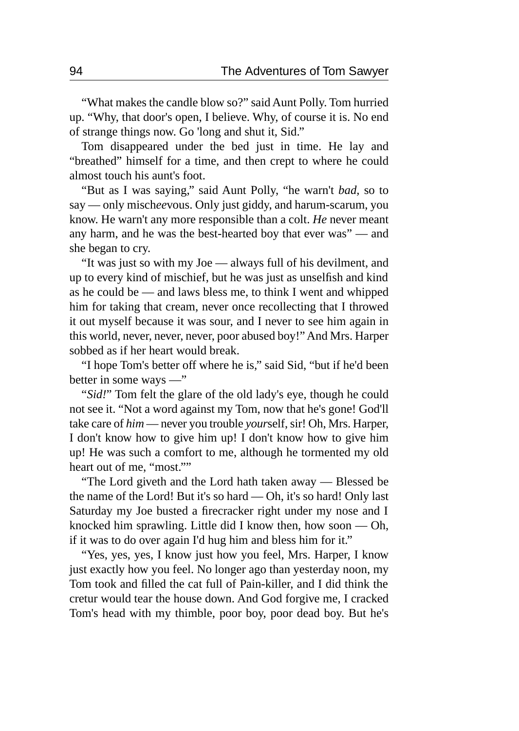"What makes the candle blow so?" said Aunt Polly. Tom hurried up. "Why, that door's open, I believe. Why, of course it is. No end of strange things now. Go 'long and shut it, Sid."

Tom disappeared under the bed just in time. He lay and "breathed" himself for a time, and then crept to where he could almost touch his aunt's foot.

"But as I was saying," said Aunt Polly, "he warn't *bad,* so to say — only misch*ee*vous. Only just giddy, and harum-scarum, you know. He warn't any more responsible than a colt. *He* never meant any harm, and he was the best-hearted boy that ever was" — and she began to cry.

"It was just so with my Joe — always full of his devilment, and up to every kind of mischief, but he was just as unselfish and kind as he could be — and laws bless me, to think I went and whipped him for taking that cream, never once recollecting that I throwed it out myself because it was sour, and I never to see him again in this world, never, never, never, poor abused boy!" And Mrs. Harper sobbed as if her heart would break.

"I hope Tom's better off where he is," said Sid, "but if he'd been better in some ways —"

"*Sid!*" Tom felt the glare of the old lady's eye, though he could not see it. "Not a word against my Tom, now that he's gone! God'll take care of *him* — never you trouble *your*self, sir! Oh, Mrs. Harper, I don't know how to give him up! I don't know how to give him up! He was such a comfort to me, although he tormented my old heart out of me, "most.""

"The Lord giveth and the Lord hath taken away — Blessed be the name of the Lord! But it's so hard — Oh, it's so hard! Only last Saturday my Joe busted a firecracker right under my nose and I knocked him sprawling. Little did I know then, how soon — Oh, if it was to do over again I'd hug him and bless him for it."

"Yes, yes, yes, I know just how you feel, Mrs. Harper, I know just exactly how you feel. No longer ago than yesterday noon, my Tom took and filled the cat full of Pain-killer, and I did think the cretur would tear the house down. And God forgive me, I cracked Tom's head with my thimble, poor boy, poor dead boy. But he's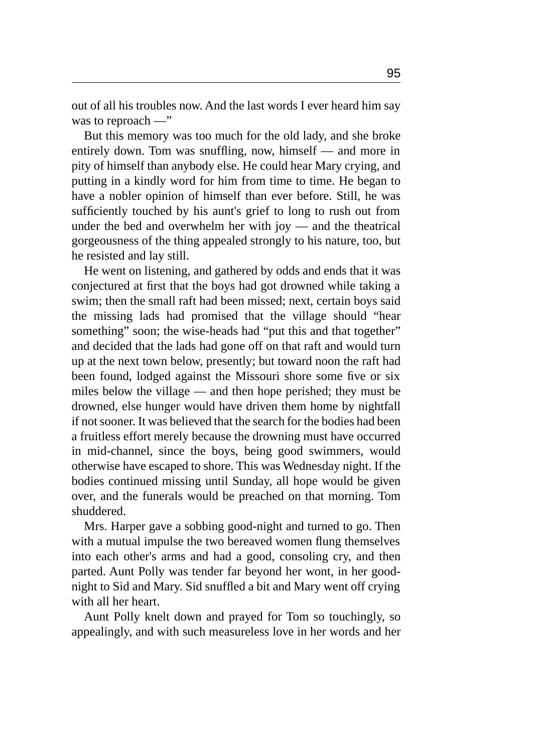out of all his troubles now. And the last words I ever heard him say was to reproach —"

But this memory was too much for the old lady, and she broke entirely down. Tom was snuffling, now, himself — and more in pity of himself than anybody else. He could hear Mary crying, and putting in a kindly word for him from time to time. He began to have a nobler opinion of himself than ever before. Still, he was sufficiently touched by his aunt's grief to long to rush out from under the bed and overwhelm her with joy — and the theatrical gorgeousness of the thing appealed strongly to his nature, too, but he resisted and lay still.

He went on listening, and gathered by odds and ends that it was conjectured at first that the boys had got drowned while taking a swim; then the small raft had been missed; next, certain boys said the missing lads had promised that the village should "hear something" soon; the wise-heads had "put this and that together" and decided that the lads had gone off on that raft and would turn up at the next town below, presently; but toward noon the raft had been found, lodged against the Missouri shore some five or six miles below the village — and then hope perished; they must be drowned, else hunger would have driven them home by nightfall if not sooner. It was believed that the search for the bodies had been a fruitless effort merely because the drowning must have occurred in mid-channel, since the boys, being good swimmers, would otherwise have escaped to shore. This was Wednesday night. If the bodies continued missing until Sunday, all hope would be given over, and the funerals would be preached on that morning. Tom shuddered.

Mrs. Harper gave a sobbing good-night and turned to go. Then with a mutual impulse the two bereaved women flung themselves into each other's arms and had a good, consoling cry, and then parted. Aunt Polly was tender far beyond her wont, in her good-night to Sid and Mary. Sid snuffled a bit and Mary went off crying with all her heart.

Aunt Polly knelt down and prayed for Tom so touchingly, so appealingly, and with such measureless love in her words and her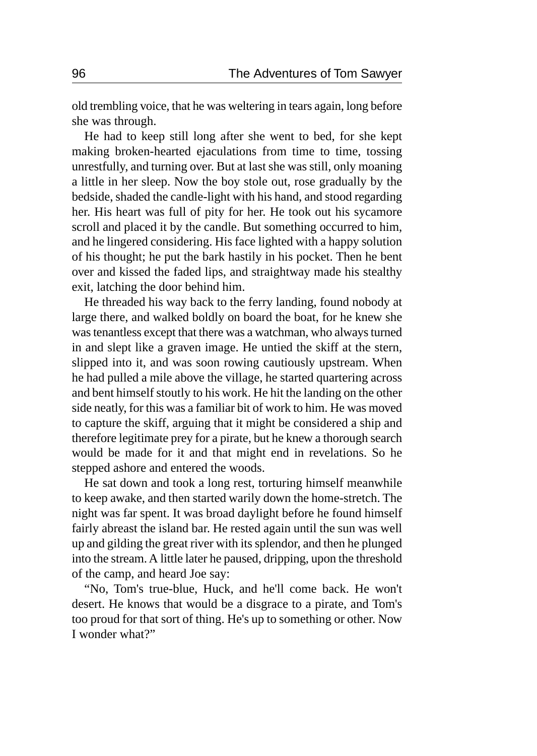old trembling voice, that he was weltering in tears again, long before she was through.

He had to keep still long after she went to bed, for she kept making broken-hearted ejaculations from time to time, tossing unrestfully, and turning over. But at last she was still, only moaning a little in her sleep. Now the boy stole out, rose gradually by the bedside, shaded the candle-light with his hand, and stood regarding her. His heart was full of pity for her. He took out his sycamore scroll and placed it by the candle. But something occurred to him, and he lingered considering. His face lighted with a happy solution of his thought; he put the bark hastily in his pocket. Then he bent over and kissed the faded lips, and straightway made his stealthy exit, latching the door behind him.

He threaded his way back to the ferry landing, found nobody at large there, and walked boldly on board the boat, for he knew she was tenantless except that there was a watchman, who always turned in and slept like a graven image. He untied the skiff at the stern, slipped into it, and was soon rowing cautiously upstream. When he had pulled a mile above the village, he started quartering across and bent himself stoutly to his work. He hit the landing on the other side neatly, for this was a familiar bit of work to him. He was moved to capture the skiff, arguing that it might be considered a ship and therefore legitimate prey for a pirate, but he knew a thorough search would be made for it and that might end in revelations. So he stepped ashore and entered the woods.

He sat down and took a long rest, torturing himself meanwhile to keep awake, and then started warily down the home-stretch. The night was far spent. It was broad daylight before he found himself fairly abreast the island bar. He rested again until the sun was well up and gilding the great river with its splendor, and then he plunged into the stream. A little later he paused, dripping, upon the threshold of the camp, and heard Joe say:

"No, Tom's true-blue, Huck, and he'll come back. He won't desert. He knows that would be a disgrace to a pirate, and Tom's too proud for that sort of thing. He's up to something or other. Now I wonder what?"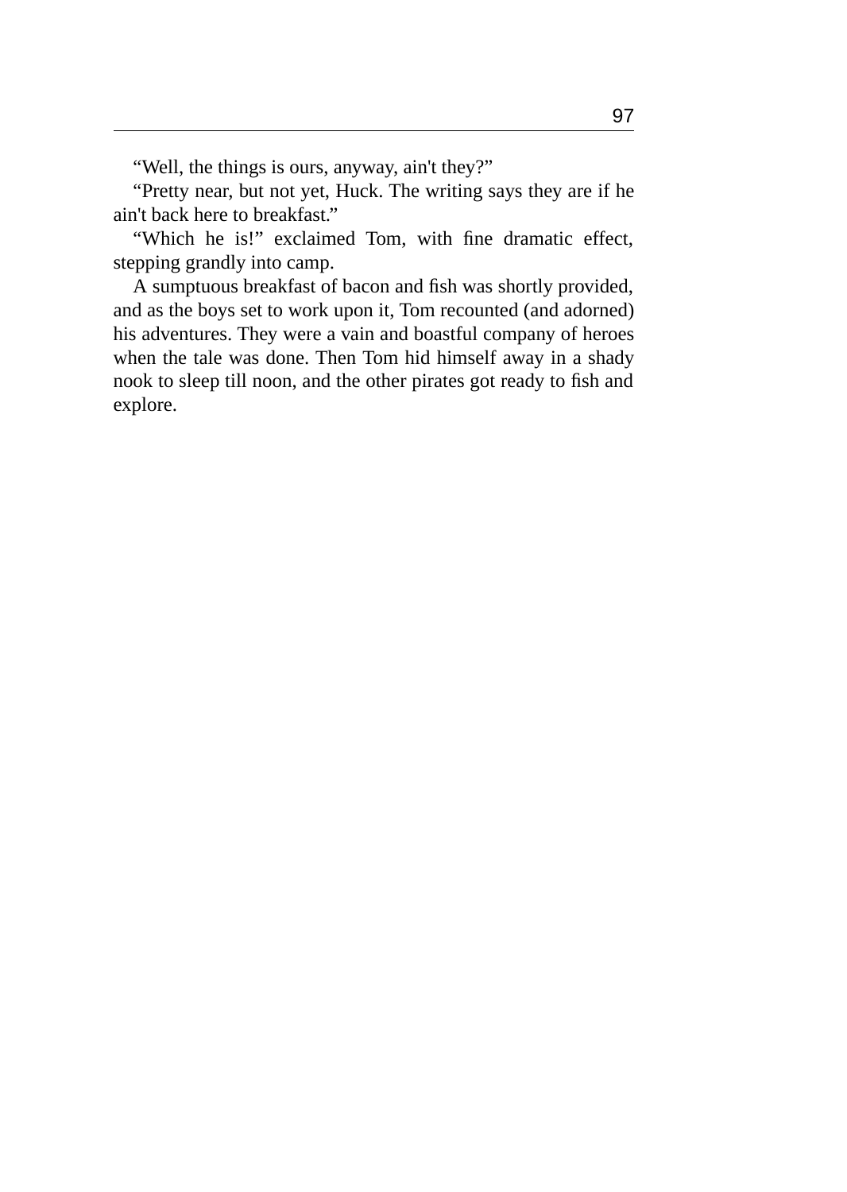“Well, the things is ours, anyway, ain't they?”

“Pretty near, but not yet, Huck. The writing says they are if he ain't back here to breakfast.”

“Which he is!” exclaimed Tom, with fine dramatic effect, stepping grandly into camp.

A sumptuous breakfast of bacon and fish was shortly provided, and as the boys set to work upon it, Tom recounted (and adorned) his adventures. They were a vain and boastful company of heroes when the tale was done. Then Tom hid himself away in a shady nook to sleep till noon, and the other pirates got ready to fish and explore.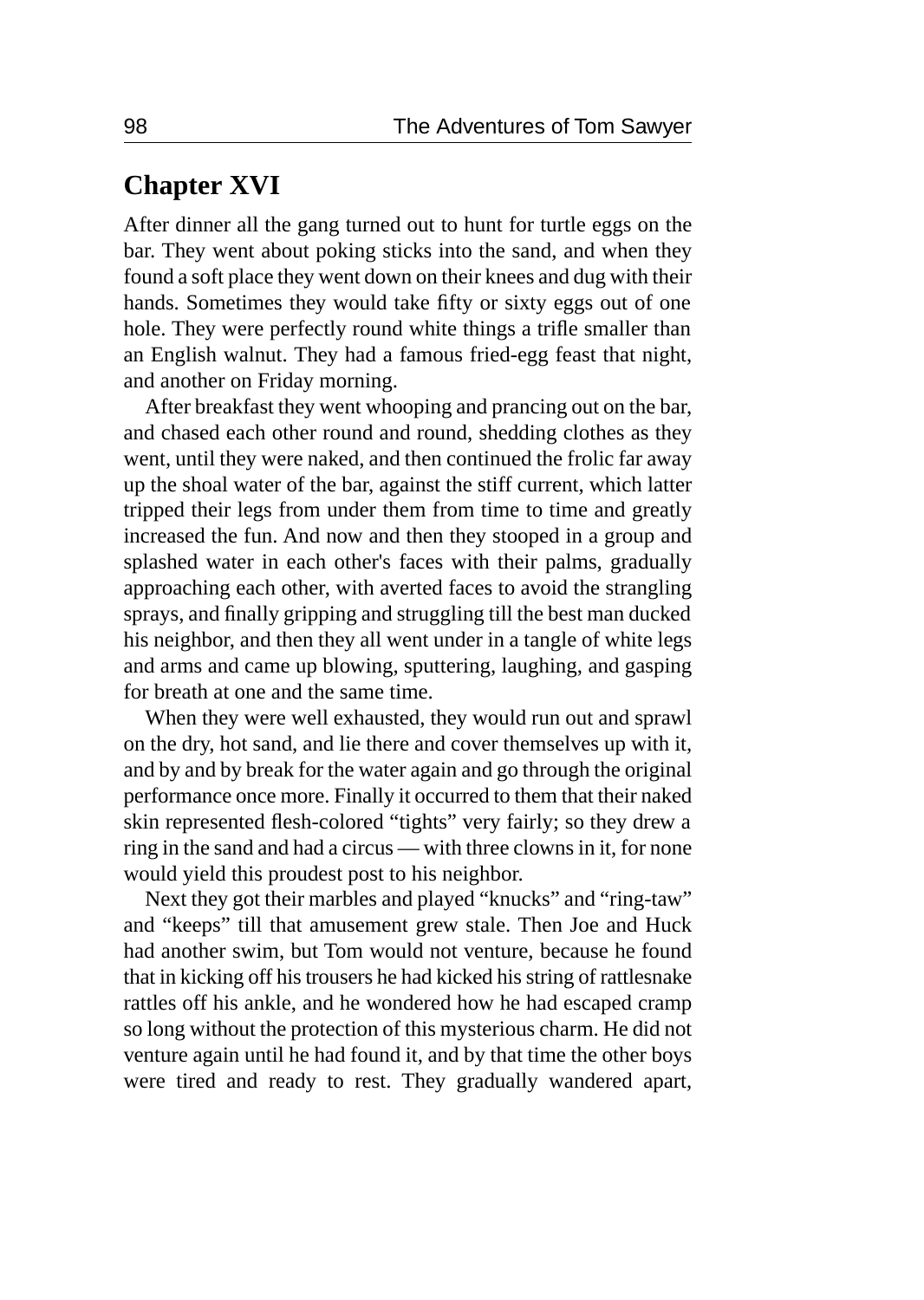## Chapter XVI

After dinner all the gang turned out to hunt for turtle eggs on the bar. They went about poking sticks into the sand, and when they found a soft place they went down on their knees and dug with their hands. Sometimes they would take fifty or sixty eggs out of one hole. They were perfectly round white things a trifle smaller than an English walnut. They had a famous fried-egg feast that night, and another on Friday morning.

After breakfast they went whooping and prancing out on the bar, and chased each other round and round, shedding clothes as they went, until they were naked, and then continued the frolic far away up the shoal water of the bar, against the stiff current, which latter tripped their legs from under them from time to time and greatly increased the fun. And now and then they stooped in a group and splashed water in each other's faces with their palms, gradually approaching each other, with averted faces to avoid the strangling sprays, and finally gripping and struggling till the best man ducked his neighbor, and then they all went under in a tangle of white legs and arms and came up blowing, sputtering, laughing, and gasping for breath at one and the same time.

When they were well exhausted, they would run out and sprawl on the dry, hot sand, and lie there and cover themselves up with it, and by and by break for the water again and go through the original performance once more. Finally it occurred to them that their naked skin represented flesh-colored "tights" very fairly; so they drew a ring in the sand and had a circus — with three clowns in it, for none would yield this proudest post to his neighbor.

Next they got their marbles and played "knucks" and "ring-taw" and "keeps" till that amusement grew stale. Then Joe and Huck had another swim, but Tom would not venture, because he found that in kicking off his trousers he had kicked his string of rattlesnake rattles off his ankle, and he wondered how he had escaped cramp so long without the protection of this mysterious charm. He did not venture again until he had found it, and by that time the other boys were tired and ready to rest. They gradually wandered apart,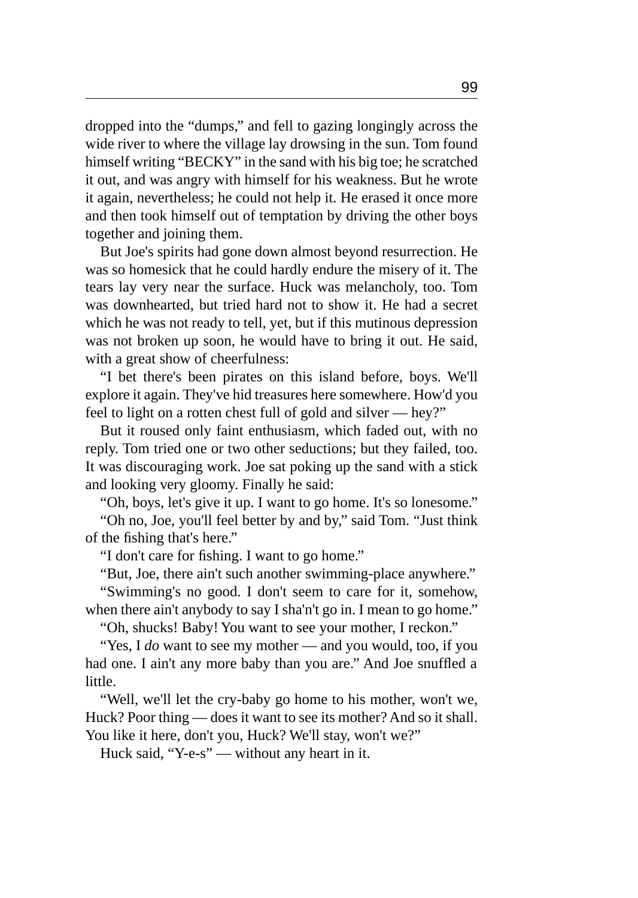dropped into the "dumps," and fell to gazing longingly across the wide river to where the village lay drowsing in the sun. Tom found himself writing "BECKY" in the sand with his big toe; he scratched it out, and was angry with himself for his weakness. But he wrote it again, nevertheless; he could not help it. He erased it once more and then took himself out of temptation by driving the other boys together and joining them.

But Joe's spirits had gone down almost beyond resurrection. He was so homesick that he could hardly endure the misery of it. The tears lay very near the surface. Huck was melancholy, too. Tom was downhearted, but tried hard not to show it. He had a secret which he was not ready to tell, yet, but if this mutinous depression was not broken up soon, he would have to bring it out. He said, with a great show of cheerfulness:

"I bet there's been pirates on this island before, boys. We'll explore it again. They've hid treasures here somewhere. How'd you feel to light on a rotten chest full of gold and silver — hey?"

But it roused only faint enthusiasm, which faded out, with no reply. Tom tried one or two other seductions; but they failed, too. It was discouraging work. Joe sat poking up the sand with a stick and looking very gloomy. Finally he said:

"Oh, boys, let's give it up. I want to go home. It's so lonesome."

"Oh no, Joe, you'll feel better by and by," said Tom. "Just think of the fishing that's here."

"I don't care for fishing. I want to go home."

"But, Joe, there ain't such another swimming-place anywhere."

"Swimming's no good. I don't seem to care for it, somehow, when there ain't anybody to say I sha'n't go in. I mean to go home."

"Oh, shucks! Baby! You want to see your mother, I reckon."

"Yes, I *do* want to see my mother — and you would, too, if you had one. I ain't any more baby than you are." And Joe snuffled a little.

"Well, we'll let the cry-baby go home to his mother, won't we, Huck? Poor thing — does it want to see its mother? And so it shall. You like it here, don't you, Huck? We'll stay, won't we?"

Huck said, "Y-e-s" — without any heart in it.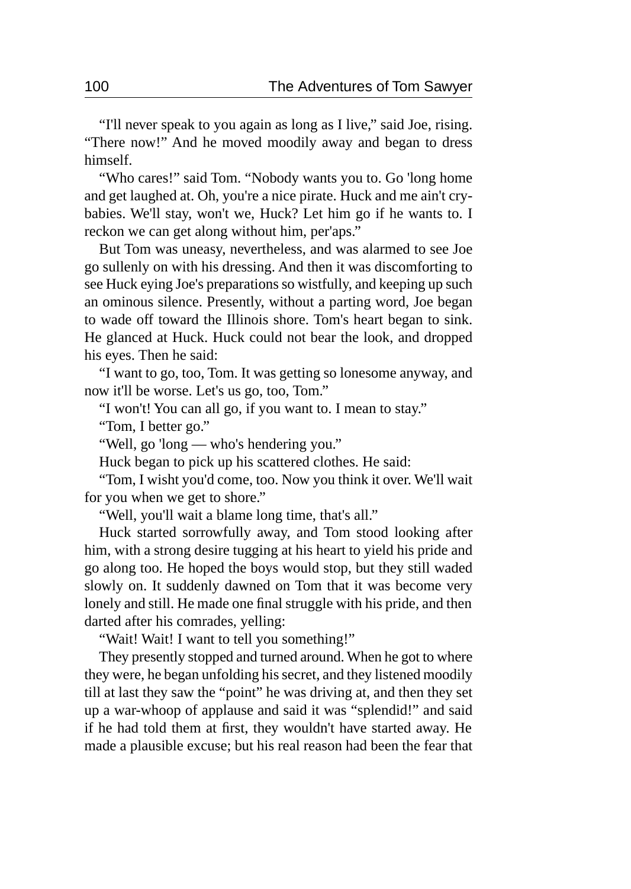"I'll never speak to you again as long as I live," said Joe, rising. "There now!" And he moved moodily away and began to dress himself.

"Who cares!" said Tom. "Nobody wants you to. Go 'long home and get laughed at. Oh, you're a nice pirate. Huck and me ain't cry-babies. We'll stay, won't we, Huck? Let him go if he wants to. I reckon we can get along without him, per'aps."

But Tom was uneasy, nevertheless, and was alarmed to see Joe go sullenly on with his dressing. And then it was discomforting to see Huck eying Joe's preparations so wistfully, and keeping up such an ominous silence. Presently, without a parting word, Joe began to wade off toward the Illinois shore. Tom's heart began to sink. He glanced at Huck. Huck could not bear the look, and dropped his eyes. Then he said:

"I want to go, too, Tom. It was getting so lonesome anyway, and now it'll be worse. Let's us go, too, Tom."

"I won't! You can all go, if you want to. I mean to stay."

"Tom, I better go."

"Well, go 'long — who's hendering you."

Huck began to pick up his scattered clothes. He said:

"Tom, I wisht you'd come, too. Now you think it over. We'll wait for you when we get to shore."

"Well, you'll wait a blame long time, that's all."

Huck started sorrowfully away, and Tom stood looking after him, with a strong desire tugging at his heart to yield his pride and go along too. He hoped the boys would stop, but they still waded slowly on. It suddenly dawned on Tom that it was become very lonely and still. He made one final struggle with his pride, and then darted after his comrades, yelling:

"Wait! Wait! I want to tell you something!"

They presently stopped and turned around. When he got to where they were, he began unfolding his secret, and they listened moodily till at last they saw the "point" he was driving at, and then they set up a war-whoop of applause and said it was "splendid!" and said if he had told them at first, they wouldn't have started away. He made a plausible excuse; but his real reason had been the fear that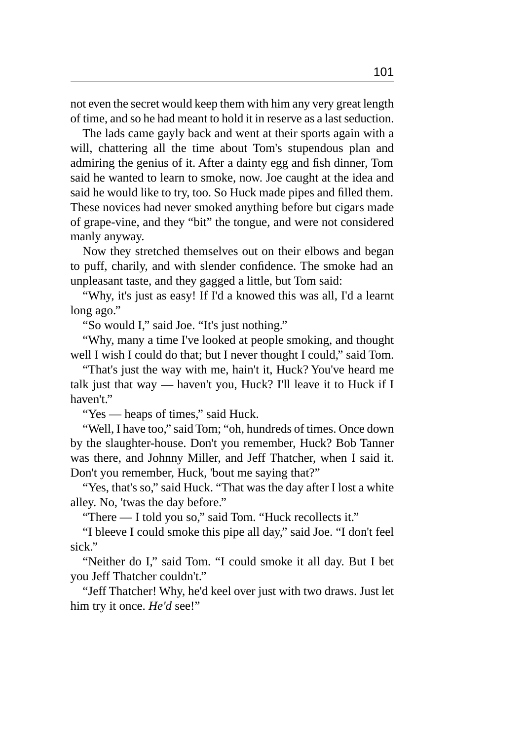not even the secret would keep them with him any very great length of time, and so he had meant to hold it in reserve as a last seduction.

The lads came gayly back and went at their sports again with a will, chattering all the time about Tom's stupendous plan and admiring the genius of it. After a dainty egg and fish dinner, Tom said he wanted to learn to smoke, now. Joe caught at the idea and said he would like to try, too. So Huck made pipes and filled them. These novices had never smoked anything before but cigars made of grape-vine, and they "bit" the tongue, and were not considered manly anyway.

Now they stretched themselves out on their elbows and began to puff, charily, and with slender confidence. The smoke had an unpleasant taste, and they gagged a little, but Tom said:

"Why, it's just as easy! If I'd a knowed this was all, I'd a learnt long ago."

"So would I," said Joe. "It's just nothing."

"Why, many a time I've looked at people smoking, and thought well I wish I could do that; but I never thought I could," said Tom.

"That's just the way with me, hain't it, Huck? You've heard me talk just that way — haven't you, Huck? I'll leave it to Huck if I haven't."

"Yes — heaps of times," said Huck.

"Well, I have too," said Tom; "oh, hundreds of times. Once down by the slaughter-house. Don't you remember, Huck? Bob Tanner was there, and Johnny Miller, and Jeff Thatcher, when I said it. Don't you remember, Huck, 'bout me saying that?"

"Yes, that's so," said Huck. "That was the day after I lost a white alley. No, 'twas the day before."

"There — I told you so," said Tom. "Huck recollects it."

"I bleeve I could smoke this pipe all day," said Joe. "I don't feel sick."

"Neither do I," said Tom. "I could smoke it all day. But I bet you Jeff Thatcher couldn't."

"Jeff Thatcher! Why, he'd keel over just with two draws. Just let him try it once. *He'd* see!"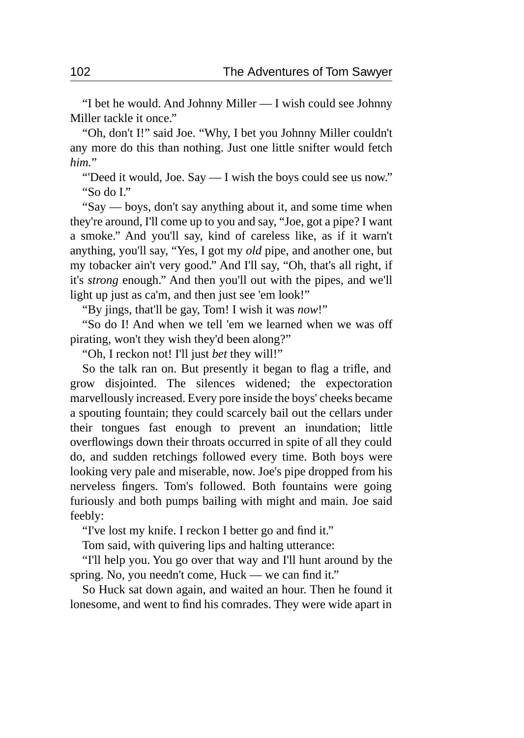“I bet he would. And Johnny Miller — I wish could see Johnny Miller tackle it once.”

“Oh, don't I!” said Joe. “Why, I bet you Johnny Miller couldn't any more do this than nothing. Just one little snifter would fetch *him.*”

“'Deed it would, Joe. Say — I wish the boys could see us now.”

“So do I.”

“Say — boys, don't say anything about it, and some time when they're around, I'll come up to you and say, “Joe, got a pipe? I want a smoke.” And you'll say, kind of careless like, as if it warn't anything, you'll say, “Yes, I got my *old* pipe, and another one, but my tobacker ain't very good.” And I'll say, “Oh, that's all right, if it's *strong* enough.” And then you'll out with the pipes, and we'll light up just as ca'm, and then just see 'em look!”

“By jings, that'll be gay, Tom! I wish it was *now*!”

“So do I! And when we tell 'em we learned when we was off pirating, won't they wish they'd been along?”

“Oh, I reckon not! I'll just *bet* they will!”

So the talk ran on. But presently it began to flag a trifle, and grow disjointed. The silences widened; the expectoration marvellously increased. Every pore inside the boys' cheeks became a spouting fountain; they could scarcely bail out the cellars under their tongues fast enough to prevent an inundation; little overflowings down their throats occurred in spite of all they could do, and sudden retchings followed every time. Both boys were looking very pale and miserable, now. Joe's pipe dropped from his nerveless fingers. Tom's followed. Both fountains were going furiously and both pumps bailing with might and main. Joe said feebly:

“I've lost my knife. I reckon I better go and find it.”

Tom said, with quivering lips and halting utterance:

“I'll help you. You go over that way and I'll hunt around by the spring. No, you needn't come, Huck — we can find it.”

So Huck sat down again, and waited an hour. Then he found it lonesome, and went to find his comrades. They were wide apart in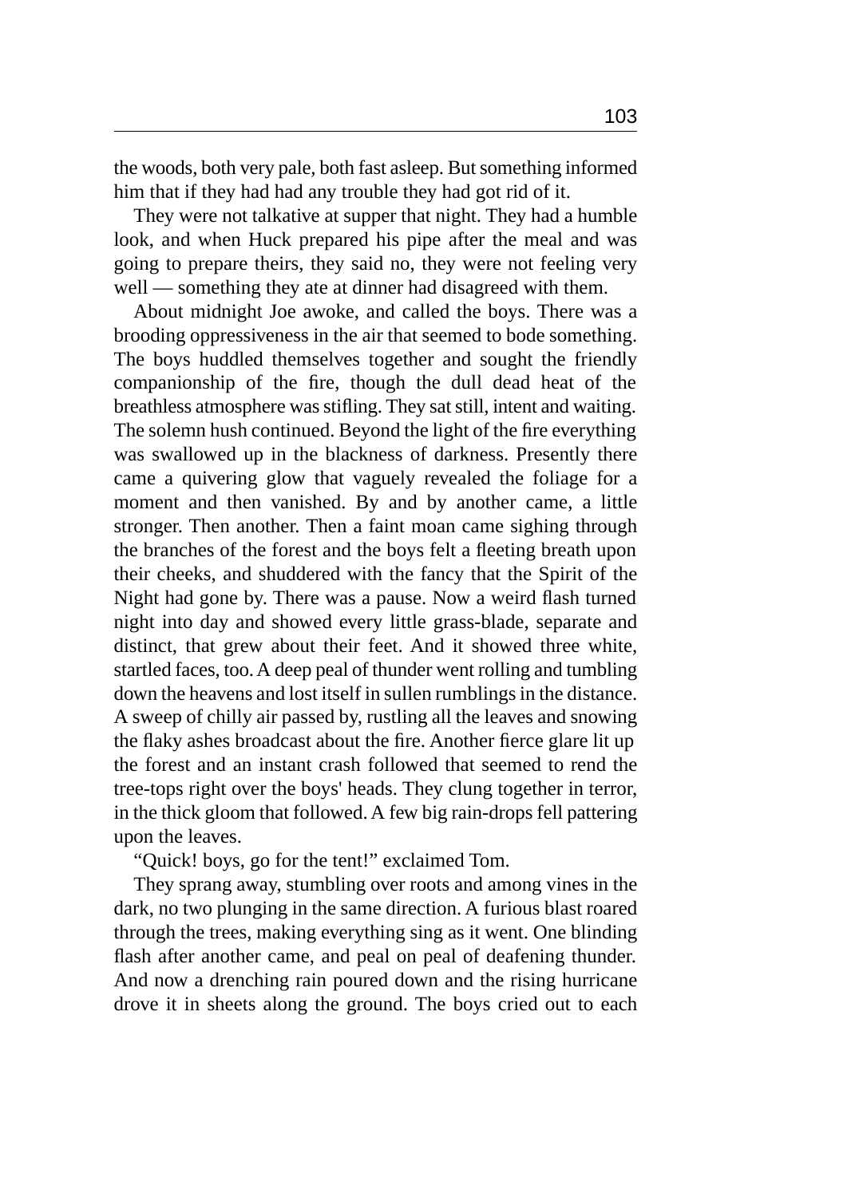the woods, both very pale, both fast asleep. But something informed him that if they had had any trouble they had got rid of it.

They were not talkative at supper that night. They had a humble look, and when Huck prepared his pipe after the meal and was going to prepare theirs, they said no, they were not feeling very well — something they ate at dinner had disagreed with them.

About midnight Joe awoke, and called the boys. There was a brooding oppressiveness in the air that seemed to bode something. The boys huddled themselves together and sought the friendly companionship of the fire, though the dull dead heat of the breathless atmosphere was stifling. They sat still, intent and waiting. The solemn hush continued. Beyond the light of the fire everything was swallowed up in the blackness of darkness. Presently there came a quivering glow that vaguely revealed the foliage for a moment and then vanished. By and by another came, a little stronger. Then another. Then a faint moan came sighing through the branches of the forest and the boys felt a fleeting breath upon their cheeks, and shuddered with the fancy that the Spirit of the Night had gone by. There was a pause. Now a weird flash turned night into day and showed every little grass-blade, separate and distinct, that grew about their feet. And it showed three white, startled faces, too. A deep peal of thunder went rolling and tumbling down the heavens and lost itself in sullen rumblings in the distance. A sweep of chilly air passed by, rustling all the leaves and snowing the flaky ashes broadcast about the fire. Another fierce glare lit up the forest and an instant crash followed that seemed to rend the tree-tops right over the boys' heads. They clung together in terror, in the thick gloom that followed. A few big rain-drops fell pattering upon the leaves.

"Quick! boys, go for the tent!" exclaimed Tom.

They sprang away, stumbling over roots and among vines in the dark, no two plunging in the same direction. A furious blast roared through the trees, making everything sing as it went. One blinding flash after another came, and peal on peal of deafening thunder. And now a drenching rain poured down and the rising hurricane drove it in sheets along the ground. The boys cried out to each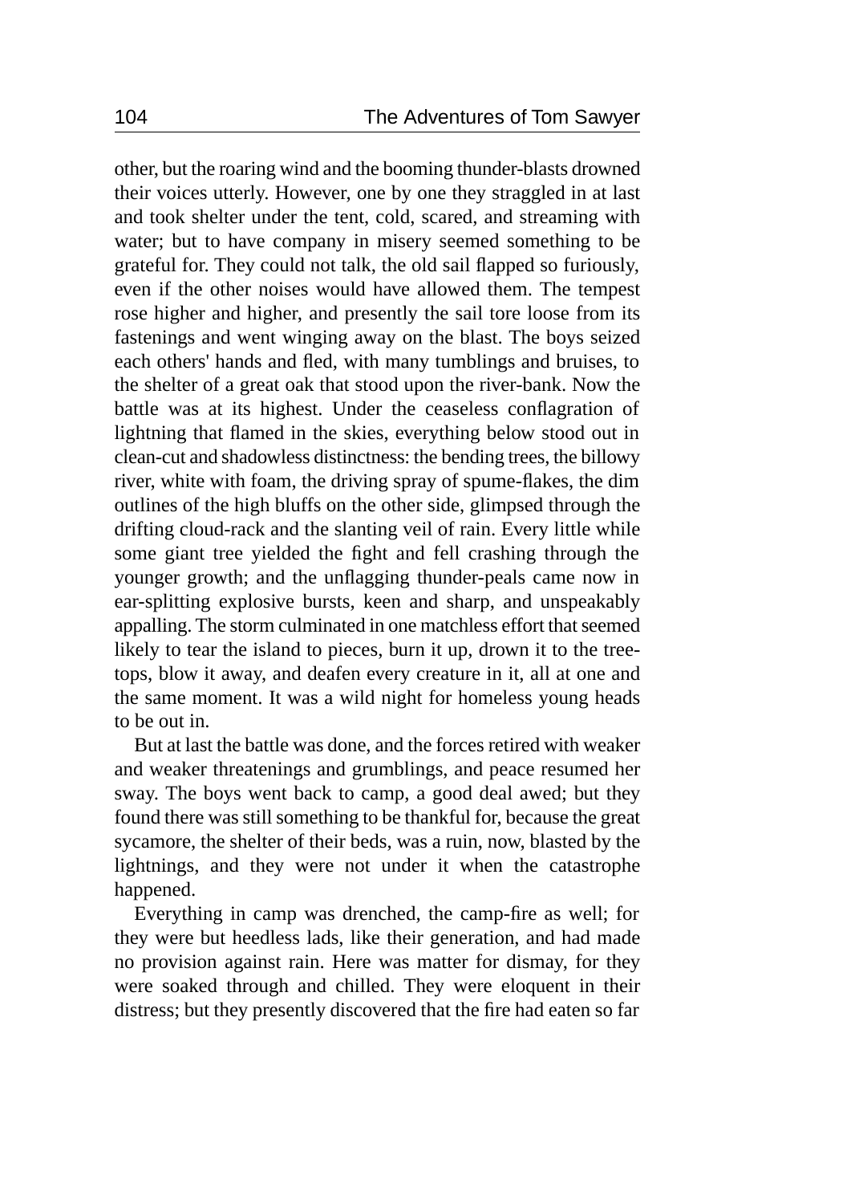other, but the roaring wind and the booming thunder-blasts drowned their voices utterly. However, one by one they straggled in at last and took shelter under the tent, cold, scared, and streaming with water; but to have company in misery seemed something to be grateful for. They could not talk, the old sail flapped so furiously, even if the other noises would have allowed them. The tempest rose higher and higher, and presently the sail tore loose from its fastenings and went winging away on the blast. The boys seized each others' hands and fled, with many tumblings and bruises, to the shelter of a great oak that stood upon the river-bank. Now the battle was at its highest. Under the ceaseless conflagration of lightning that flamed in the skies, everything below stood out in clean-cut and shadowless distinctness: the bending trees, the billowy river, white with foam, the driving spray of spume-flakes, the dim outlines of the high bluffs on the other side, glimpsed through the drifting cloud-rack and the slanting veil of rain. Every little while some giant tree yielded the fight and fell crashing through the younger growth; and the unflagging thunder-peals came now in ear-splitting explosive bursts, keen and sharp, and unspeakably appalling. The storm culminated in one matchless effort that seemed likely to tear the island to pieces, burn it up, drown it to the tree-tops, blow it away, and deafen every creature in it, all at one and the same moment. It was a wild night for homeless young heads to be out in.

But at last the battle was done, and the forces retired with weaker and weaker threatenings and grumblings, and peace resumed her sway. The boys went back to camp, a good deal awed; but they found there was still something to be thankful for, because the great sycamore, the shelter of their beds, was a ruin, now, blasted by the lightnings, and they were not under it when the catastrophe happened.

Everything in camp was drenched, the camp-fire as well; for they were but heedless lads, like their generation, and had made no provision against rain. Here was matter for dismay, for they were soaked through and chilled. They were eloquent in their distress; but they presently discovered that the fire had eaten so far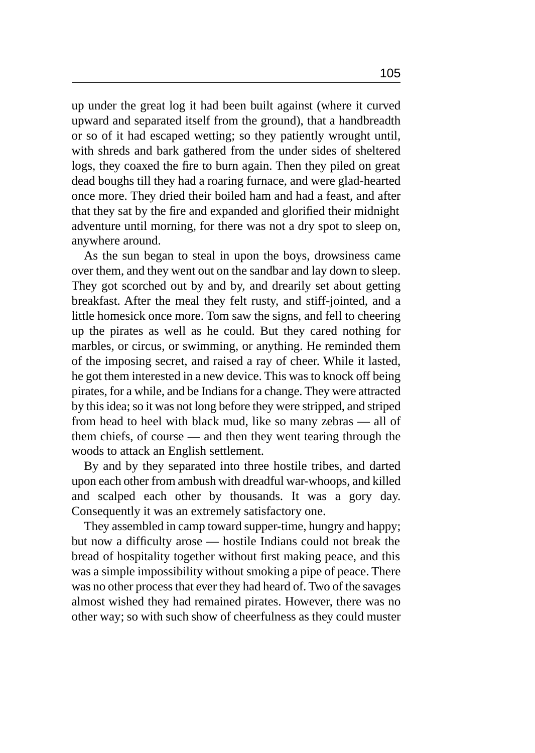up under the great log it had been built against (where it curved upward and separated itself from the ground), that a handbreadth or so of it had escaped wetting; so they patiently wrought until, with shreds and bark gathered from the under sides of sheltered logs, they coaxed the fire to burn again. Then they piled on great dead boughs till they had a roaring furnace, and were glad-hearted once more. They dried their boiled ham and had a feast, and after that they sat by the fire and expanded and glorified their midnight adventure until morning, for there was not a dry spot to sleep on, anywhere around.

As the sun began to steal in upon the boys, drowsiness came over them, and they went out on the sandbar and lay down to sleep. They got scorched out by and by, and drearily set about getting breakfast. After the meal they felt rusty, and stiff-jointed, and a little homesick once more. Tom saw the signs, and fell to cheering up the pirates as well as he could. But they cared nothing for marbles, or circus, or swimming, or anything. He reminded them of the imposing secret, and raised a ray of cheer. While it lasted, he got them interested in a new device. This was to knock off being pirates, for a while, and be Indians for a change. They were attracted by this idea; so it was not long before they were stripped, and striped from head to heel with black mud, like so many zebras — all of them chiefs, of course — and then they went tearing through the woods to attack an English settlement.

By and by they separated into three hostile tribes, and darted upon each other from ambush with dreadful war-whoops, and killed and scalped each other by thousands. It was a gory day. Consequently it was an extremely satisfactory one.

They assembled in camp toward supper-time, hungry and happy; but now a difficulty arose — hostile Indians could not break the bread of hospitality together without first making peace, and this was a simple impossibility without smoking a pipe of peace. There was no other process that ever they had heard of. Two of the savages almost wished they had remained pirates. However, there was no other way; so with such show of cheerfulness as they could muster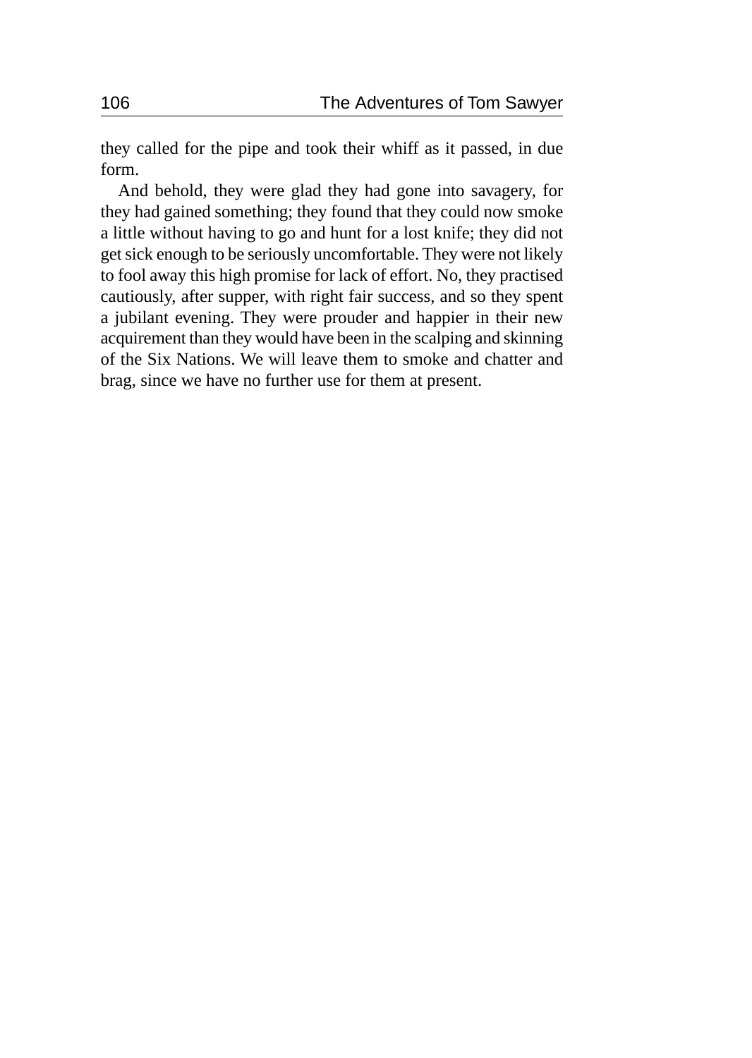they called for the pipe and took their whiff as it passed, in due form.

And behold, they were glad they had gone into savagery, for they had gained something; they found that they could now smoke a little without having to go and hunt for a lost knife; they did not get sick enough to be seriously uncomfortable. They were not likely to fool away this high promise for lack of effort. No, they practised cautiously, after supper, with right fair success, and so they spent a jubilant evening. They were prouder and happier in their new acquirement than they would have been in the scalping and skinning of the Six Nations. We will leave them to smoke and chatter and brag, since we have no further use for them at present.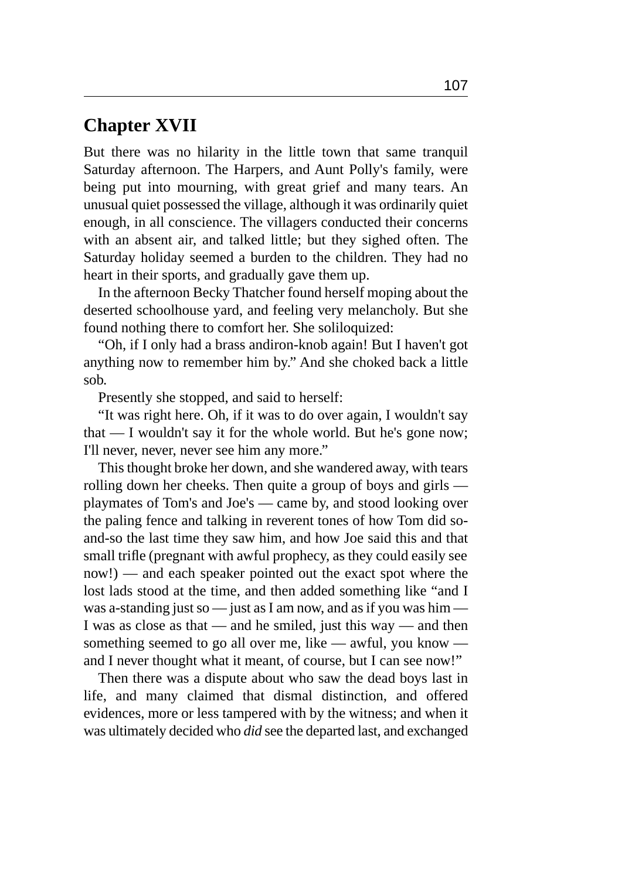## Chapter XVII

But there was no hilarity in the little town that same tranquil Saturday afternoon. The Harpers, and Aunt Polly's family, were being put into mourning, with great grief and many tears. An unusual quiet possessed the village, although it was ordinarily quiet enough, in all conscience. The villagers conducted their concerns with an absent air, and talked little; but they sighed often. The Saturday holiday seemed a burden to the children. They had no heart in their sports, and gradually gave them up.

In the afternoon Becky Thatcher found herself moping about the deserted schoolhouse yard, and feeling very melancholy. But she found nothing there to comfort her. She soliloquized:

"Oh, if I only had a brass andiron-knob again! But I haven't got anything now to remember him by." And she choked back a little sob.

Presently she stopped, and said to herself:

"It was right here. Oh, if it was to do over again, I wouldn't say that — I wouldn't say it for the whole world. But he's gone now; I'll never, never, never see him any more."

This thought broke her down, and she wandered away, with tears rolling down her cheeks. Then quite a group of boys and girls — playmates of Tom's and Joe's — came by, and stood looking over the paling fence and talking in reverent tones of how Tom did so-and-so the last time they saw him, and how Joe said this and that small trifle (pregnant with awful prophecy, as they could easily see now!) — and each speaker pointed out the exact spot where the lost lads stood at the time, and then added something like "and I was a-standing just so — just as I am now, and as if you was him — I was as close as that — and he smiled, just this way — and then something seemed to go all over me, like — awful, you know — and I never thought what it meant, of course, but I can see now!"

Then there was a dispute about who saw the dead boys last in life, and many claimed that dismal distinction, and offered evidences, more or less tampered with by the witness; and when it was ultimately decided who *did* see the departed last, and exchanged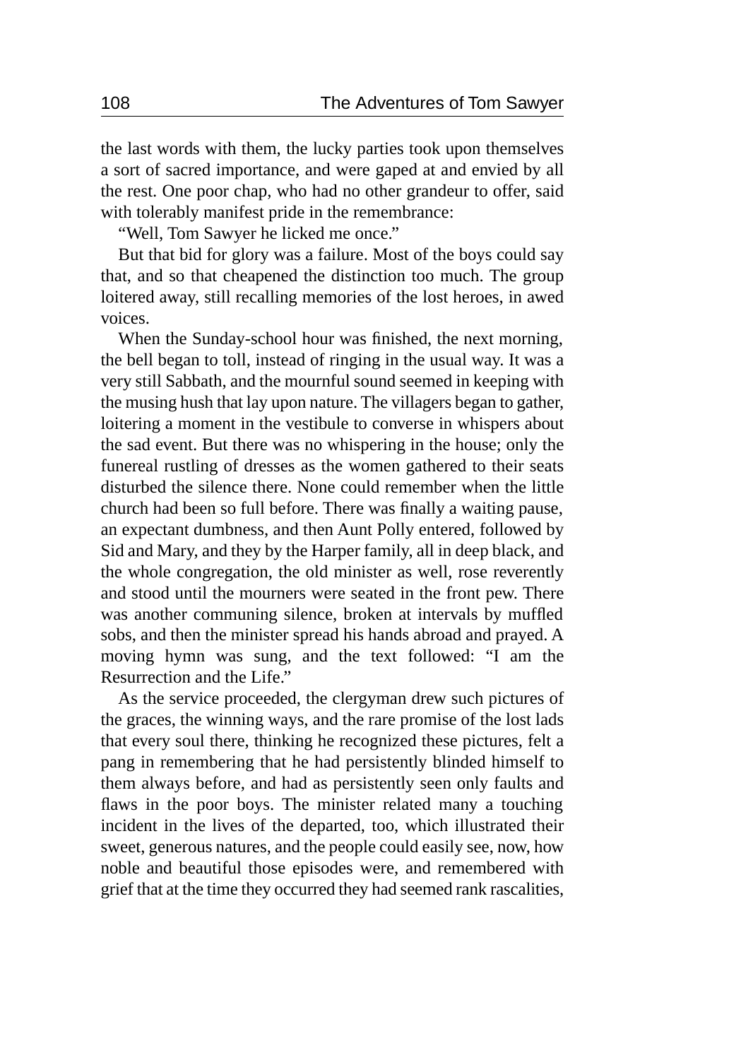the last words with them, the lucky parties took upon themselves a sort of sacred importance, and were gaped at and envied by all the rest. One poor chap, who had no other grandeur to offer, said with tolerably manifest pride in the remembrance:

"Well, Tom Sawyer he licked me once."

But that bid for glory was a failure. Most of the boys could say that, and so that cheapened the distinction too much. The group loitered away, still recalling memories of the lost heroes, in awed voices.

When the Sunday-school hour was finished, the next morning, the bell began to toll, instead of ringing in the usual way. It was a very still Sabbath, and the mournful sound seemed in keeping with the musing hush that lay upon nature. The villagers began to gather, loitering a moment in the vestibule to converse in whispers about the sad event. But there was no whispering in the house; only the funereal rustling of dresses as the women gathered to their seats disturbed the silence there. None could remember when the little church had been so full before. There was finally a waiting pause, an expectant dumbness, and then Aunt Polly entered, followed by Sid and Mary, and they by the Harper family, all in deep black, and the whole congregation, the old minister as well, rose reverently and stood until the mourners were seated in the front pew. There was another communing silence, broken at intervals by muffled sobs, and then the minister spread his hands abroad and prayed. A moving hymn was sung, and the text followed: "I am the Resurrection and the Life."

As the service proceeded, the clergyman drew such pictures of the graces, the winning ways, and the rare promise of the lost lads that every soul there, thinking he recognized these pictures, felt a pang in remembering that he had persistently blinded himself to them always before, and had as persistently seen only faults and flaws in the poor boys. The minister related many a touching incident in the lives of the departed, too, which illustrated their sweet, generous natures, and the people could easily see, now, how noble and beautiful those episodes were, and remembered with grief that at the time they occurred they had seemed rank rascalities,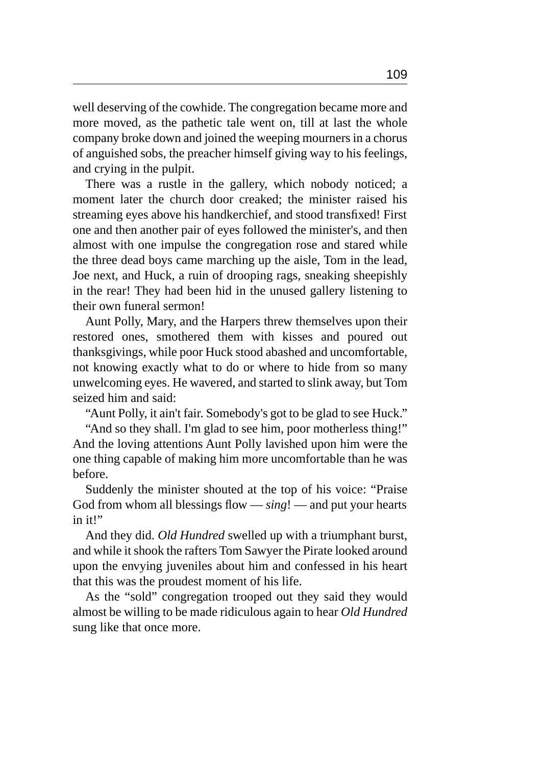well deserving of the cowhide. The congregation became more and more moved, as the pathetic tale went on, till at last the whole company broke down and joined the weeping mourners in a chorus of anguished sobs, the preacher himself giving way to his feelings, and crying in the pulpit.

There was a rustle in the gallery, which nobody noticed; a moment later the church door creaked; the minister raised his streaming eyes above his handkerchief, and stood transfixed! First one and then another pair of eyes followed the minister's, and then almost with one impulse the congregation rose and stared while the three dead boys came marching up the aisle, Tom in the lead, Joe next, and Huck, a ruin of drooping rags, sneaking sheepishly in the rear! They had been hid in the unused gallery listening to their own funeral sermon!

Aunt Polly, Mary, and the Harpers threw themselves upon their restored ones, smothered them with kisses and poured out thanksgivings, while poor Huck stood abashed and uncomfortable, not knowing exactly what to do or where to hide from so many unwelcoming eyes. He wavered, and started to slink away, but Tom seized him and said:

"Aunt Polly, it ain't fair. Somebody's got to be glad to see Huck."

"And so they shall. I'm glad to see him, poor motherless thing!" And the loving attentions Aunt Polly lavished upon him were the one thing capable of making him more uncomfortable than he was before.

Suddenly the minister shouted at the top of his voice: "Praise God from whom all blessings flow — *sing*! — and put your hearts in it!"

And they did. *Old Hundred* swelled up with a triumphant burst, and while it shook the rafters Tom Sawyer the Pirate looked around upon the envying juveniles about him and confessed in his heart that this was the proudest moment of his life.

As the "sold" congregation trooped out they said they would almost be willing to be made ridiculous again to hear *Old Hundred* sung like that once more.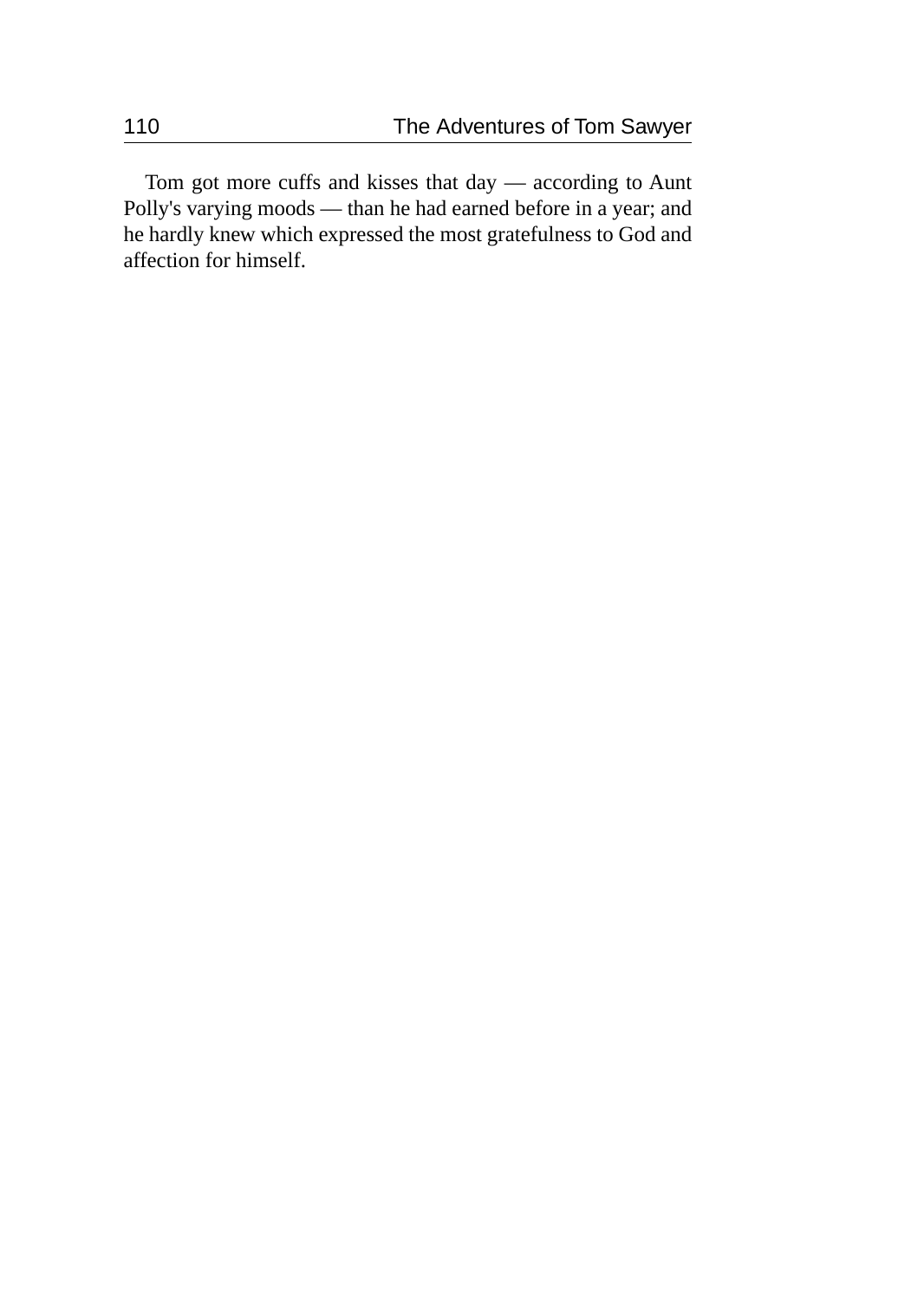Tom got more cuffs and kisses that day — according to Aunt Polly's varying moods — than he had earned before in a year; and he hardly knew which expressed the most gratefulness to God and affection for himself.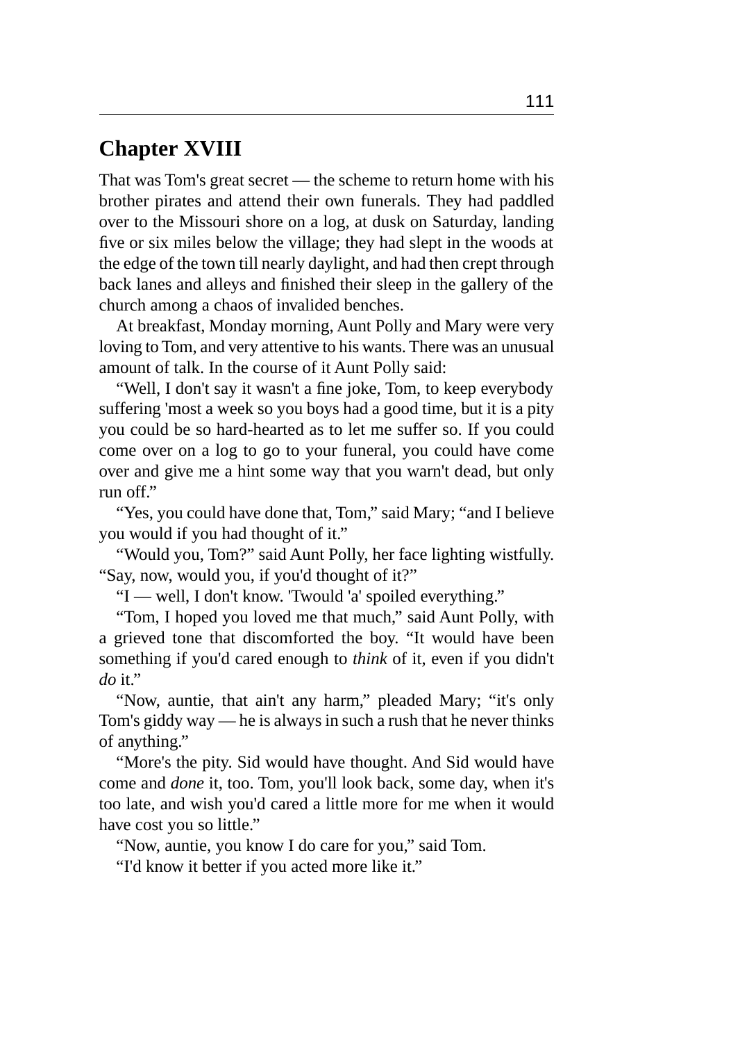## Chapter XVIII

That was Tom's great secret — the scheme to return home with his brother pirates and attend their own funerals. They had paddled over to the Missouri shore on a log, at dusk on Saturday, landing five or six miles below the village; they had slept in the woods at the edge of the town till nearly daylight, and had then crept through back lanes and alleys and finished their sleep in the gallery of the church among a chaos of invalided benches.

At breakfast, Monday morning, Aunt Polly and Mary were very loving to Tom, and very attentive to his wants. There was an unusual amount of talk. In the course of it Aunt Polly said:

"Well, I don't say it wasn't a fine joke, Tom, to keep everybody suffering 'most a week so you boys had a good time, but it is a pity you could be so hard-hearted as to let me suffer so. If you could come over on a log to go to your funeral, you could have come over and give me a hint some way that you warn't dead, but only run off."

"Yes, you could have done that, Tom," said Mary; "and I believe you would if you had thought of it."

"Would you, Tom?" said Aunt Polly, her face lighting wistfully. "Say, now, would you, if you'd thought of it?"

"I — well, I don't know. 'Twould 'a' spoiled everything."

"Tom, I hoped you loved me that much," said Aunt Polly, with a grieved tone that discomforted the boy. "It would have been something if you'd cared enough to *think* of it, even if you didn't *do* it."

"Now, auntie, that ain't any harm," pleaded Mary; "it's only Tom's giddy way — he is always in such a rush that he never thinks of anything."

"More's the pity. Sid would have thought. And Sid would have come and *done* it, too. Tom, you'll look back, some day, when it's too late, and wish you'd cared a little more for me when it would have cost you so little."

"Now, auntie, you know I do care for you," said Tom.

"I'd know it better if you acted more like it."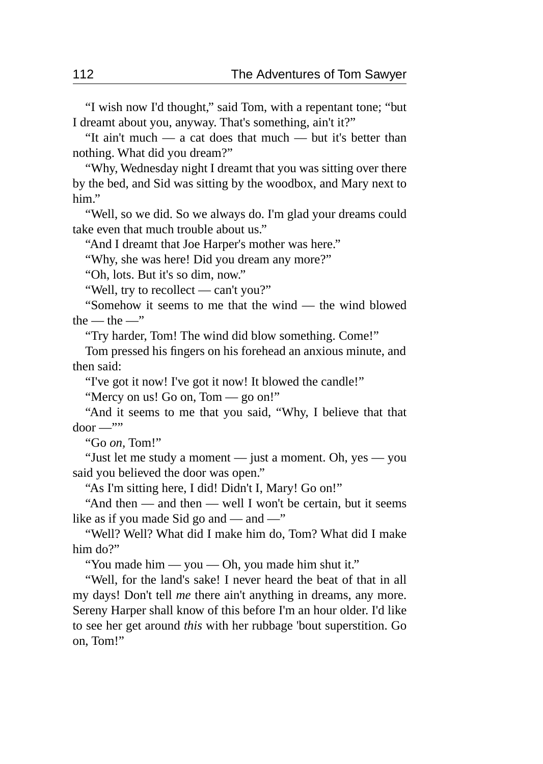“I wish now I'd thought,” said Tom, with a repentant tone; “but I dreamt about you, anyway. That's something, ain't it?”

“It ain't much — a cat does that much — but it's better than nothing. What did you dream?”

“Why, Wednesday night I dreamt that you was sitting over there by the bed, and Sid was sitting by the woodbox, and Mary next to him.”

“Well, so we did. So we always do. I'm glad your dreams could take even that much trouble about us.”

“And I dreamt that Joe Harper's mother was here.”

“Why, she was here! Did you dream any more?”

“Oh, lots. But it's so dim, now.”

“Well, try to recollect — can't you?”

“Somehow it seems to me that the wind — the wind blowed the — the —”

“Try harder, Tom! The wind did blow something. Come!”

Tom pressed his fingers on his forehead an anxious minute, and then said:

“I've got it now! I've got it now! It blowed the candle!”

“Mercy on us! Go on, Tom — go on!”

“And it seems to me that you said, “Why, I believe that that door —””

“Go *on*, Tom!”

“Just let me study a moment — just a moment. Oh, yes — you said you believed the door was open.”

“As I'm sitting here, I did! Didn't I, Mary! Go on!”

“And then — and then — well I won't be certain, but it seems like as if you made Sid go and — and —”

“Well? Well? What did I make him do, Tom? What did I make him do?”

“You made him — you — Oh, you made him shut it.”

“Well, for the land's sake! I never heard the beat of that in all my days! Don't tell *me* there ain't anything in dreams, any more. Sereny Harper shall know of this before I'm an hour older. I'd like to see her get around *this* with her rubbage 'bout superstition. Go on, Tom!”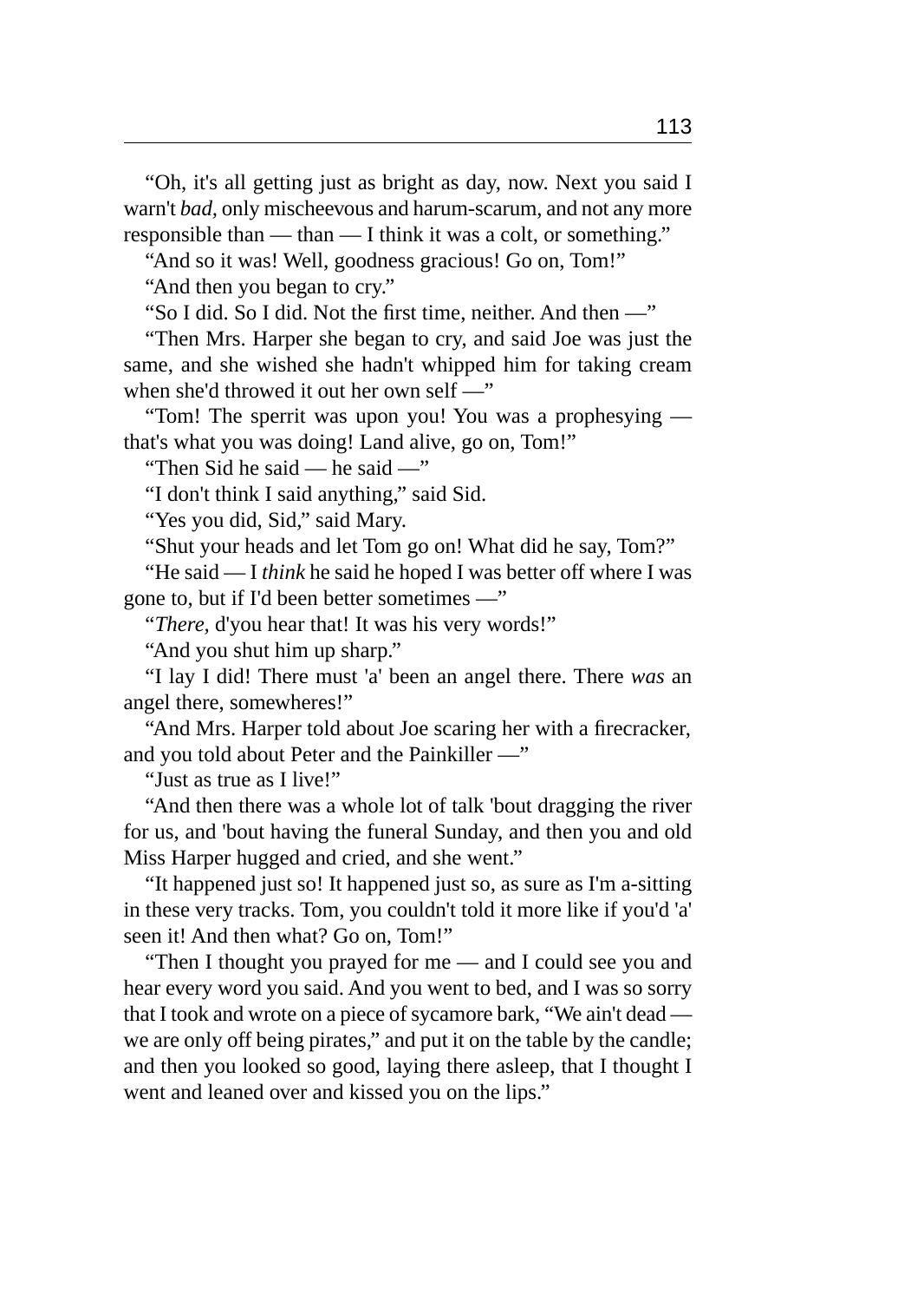"Oh, it's all getting just as bright as day, now. Next you said I warn't *bad*, only mischeevous and harum-scarum, and not any more responsible than — than — I think it was a colt, or something."

"And so it was! Well, goodness gracious! Go on, Tom!"

"And then you began to cry."

"So I did. So I did. Not the first time, neither. And then —"

"Then Mrs. Harper she began to cry, and said Joe was just the same, and she wished she hadn't whipped him for taking cream when she'd throwed it out her own self —"

"Tom! The sperrit was upon you! You was a prophesying — that's what you was doing! Land alive, go on, Tom!"

"Then Sid he said — he said —"

"I don't think I said anything," said Sid.

"Yes you did, Sid," said Mary.

"Shut your heads and let Tom go on! What did he say, Tom?"

"He said — I *think* he said he hoped I was better off where I was gone to, but if I'd been better sometimes —"

"*There,* d'you hear that! It was his very words!"

"And you shut him up sharp."

"I lay I did! There must 'a' been an angel there. There *was* an angel there, somewheres!"

"And Mrs. Harper told about Joe scaring her with a firecracker, and you told about Peter and the Painkiller —"

"Just as true as I live!"

"And then there was a whole lot of talk 'bout dragging the river for us, and 'bout having the funeral Sunday, and then you and old Miss Harper hugged and cried, and she went."

"It happened just so! It happened just so, as sure as I'm a-sitting in these very tracks. Tom, you couldn't told it more like if you'd 'a' seen it! And then what? Go on, Tom!"

"Then I thought you prayed for me — and I could see you and hear every word you said. And you went to bed, and I was so sorry that I took and wrote on a piece of sycamore bark, "We ain't dead — we are only off being pirates," and put it on the table by the candle; and then you looked so good, laying there asleep, that I thought I went and leaned over and kissed you on the lips."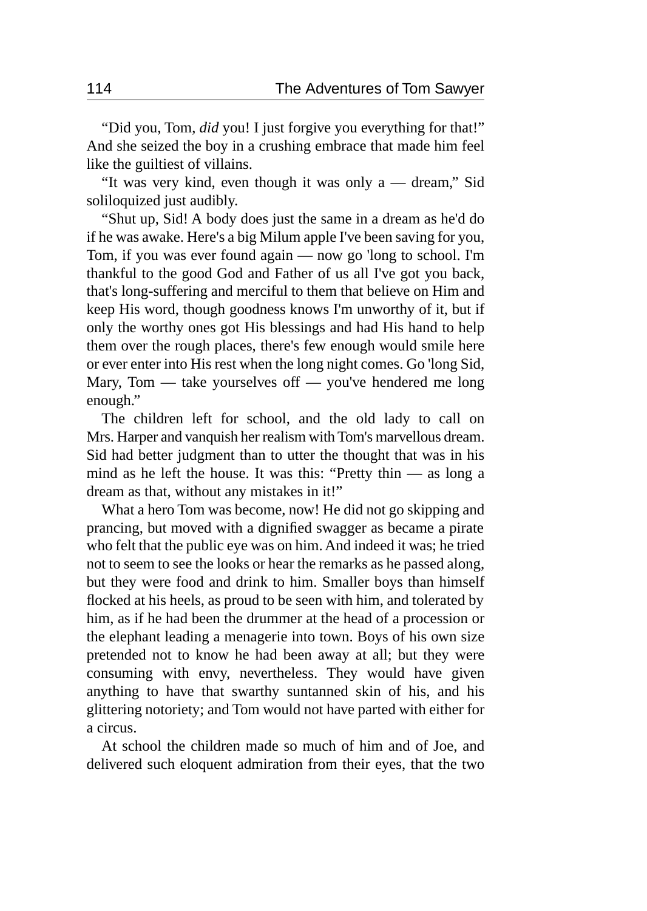"Did you, Tom, *did* you! I just forgive you everything for that!" And she seized the boy in a crushing embrace that made him feel like the guiltiest of villains.

"It was very kind, even though it was only a — dream," Sid soliloquized just audibly.

"Shut up, Sid! A body does just the same in a dream as he'd do if he was awake. Here's a big Milum apple I've been saving for you, Tom, if you was ever found again — now go 'long to school. I'm thankful to the good God and Father of us all I've got you back, that's long-suffering and merciful to them that believe on Him and keep His word, though goodness knows I'm unworthy of it, but if only the worthy ones got His blessings and had His hand to help them over the rough places, there's few enough would smile here or ever enter into His rest when the long night comes. Go 'long Sid, Mary, Tom — take yourselves off — you've hendered me long enough."

The children left for school, and the old lady to call on Mrs. Harper and vanquish her realism with Tom's marvellous dream. Sid had better judgment than to utter the thought that was in his mind as he left the house. It was this: "Pretty thin — as long a dream as that, without any mistakes in it!"

What a hero Tom was become, now! He did not go skipping and prancing, but moved with a dignified swagger as became a pirate who felt that the public eye was on him. And indeed it was; he tried not to seem to see the looks or hear the remarks as he passed along, but they were food and drink to him. Smaller boys than himself flocked at his heels, as proud to be seen with him, and tolerated by him, as if he had been the drummer at the head of a procession or the elephant leading a menagerie into town. Boys of his own size pretended not to know he had been away at all; but they were consuming with envy, nevertheless. They would have given anything to have that swarthy suntanned skin of his, and his glittering notoriety; and Tom would not have parted with either for a circus.

At school the children made so much of him and of Joe, and delivered such eloquent admiration from their eyes, that the two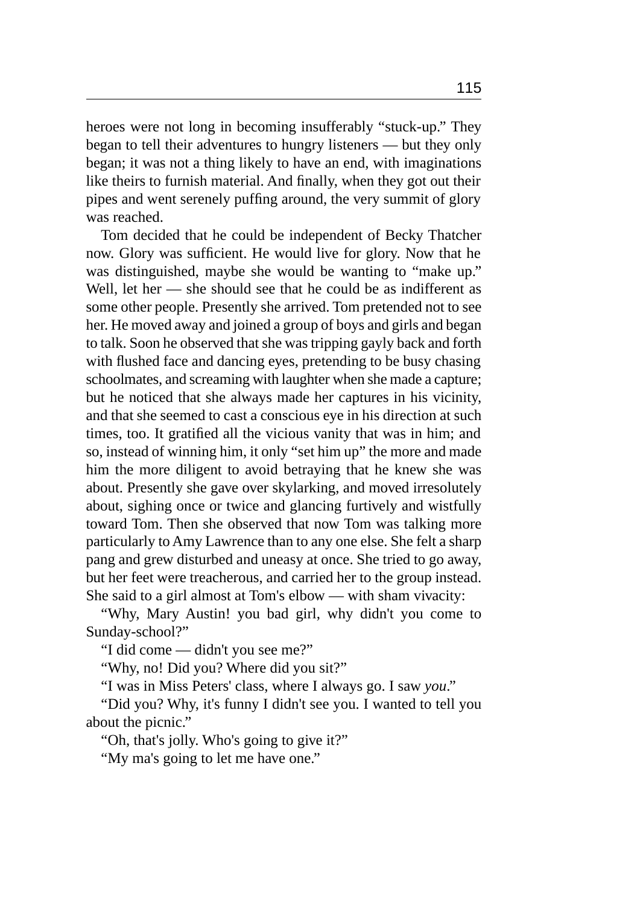heroes were not long in becoming insufferably "stuck-up." They began to tell their adventures to hungry listeners — but they only began; it was not a thing likely to have an end, with imaginations like theirs to furnish material. And finally, when they got out their pipes and went serenely puffing around, the very summit of glory was reached.

Tom decided that he could be independent of Becky Thatcher now. Glory was sufficient. He would live for glory. Now that he was distinguished, maybe she would be wanting to "make up." Well, let her — she should see that he could be as indifferent as some other people. Presently she arrived. Tom pretended not to see her. He moved away and joined a group of boys and girls and began to talk. Soon he observed that she was tripping gayly back and forth with flushed face and dancing eyes, pretending to be busy chasing schoolmates, and screaming with laughter when she made a capture; but he noticed that she always made her captures in his vicinity, and that she seemed to cast a conscious eye in his direction at such times, too. It gratified all the vicious vanity that was in him; and so, instead of winning him, it only "set him up" the more and made him the more diligent to avoid betraying that he knew she was about. Presently she gave over skylarking, and moved irresolutely about, sighing once or twice and glancing furtively and wistfully toward Tom. Then she observed that now Tom was talking more particularly to Amy Lawrence than to any one else. She felt a sharp pang and grew disturbed and uneasy at once. She tried to go away, but her feet were treacherous, and carried her to the group instead. She said to a girl almost at Tom's elbow — with sham vivacity:

"Why, Mary Austin! you bad girl, why didn't you come to Sunday-school?"

"I did come — didn't you see me?"

"Why, no! Did you? Where did you sit?"

"I was in Miss Peters' class, where I always go. I saw *you*."

"Did you? Why, it's funny I didn't see you. I wanted to tell you about the picnic."

"Oh, that's jolly. Who's going to give it?"

"My ma's going to let me have one."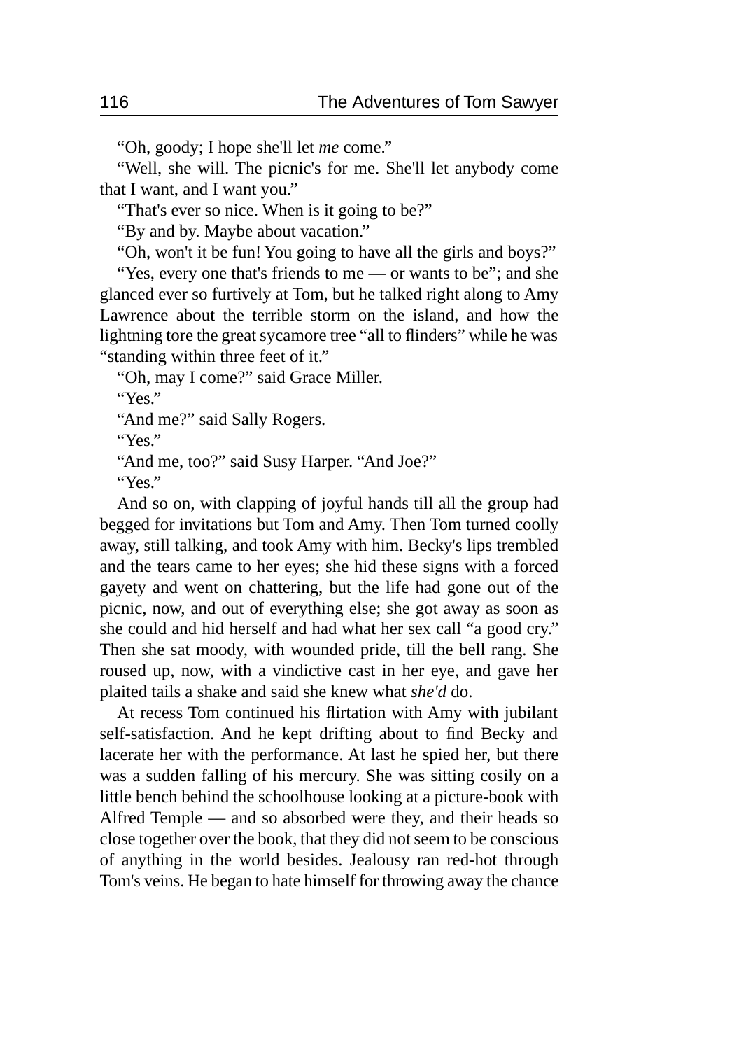“Oh, goody; I hope she'll let *me* come.”

“Well, she will. The picnic's for me. She'll let anybody come that I want, and I want you.”

“That's ever so nice. When is it going to be?”

“By and by. Maybe about vacation.”

“Oh, won't it be fun! You going to have all the girls and boys?”

“Yes, every one that's friends to me — or wants to be”; and she glanced ever so furtively at Tom, but he talked right along to Amy Lawrence about the terrible storm on the island, and how the lightning tore the great sycamore tree “all to flinders” while he was “standing within three feet of it.”

“Oh, may I come?” said Grace Miller.

“Yes.”

“And me?” said Sally Rogers.

“Yes.”

“And me, too?” said Susy Harper. “And Joe?”

“Yes.”

And so on, with clapping of joyful hands till all the group had begged for invitations but Tom and Amy. Then Tom turned coolly away, still talking, and took Amy with him. Becky's lips trembled and the tears came to her eyes; she hid these signs with a forced gayety and went on chattering, but the life had gone out of the picnic, now, and out of everything else; she got away as soon as she could and hid herself and had what her sex call “a good cry.” Then she sat moody, with wounded pride, till the bell rang. She roused up, now, with a vindictive cast in her eye, and gave her plaited tails a shake and said she knew what *she'd* do.

At recess Tom continued his flirtation with Amy with jubilant self-satisfaction. And he kept drifting about to find Becky and lacerate her with the performance. At last he spied her, but there was a sudden falling of his mercury. She was sitting cosily on a little bench behind the schoolhouse looking at a picture-book with Alfred Temple — and so absorbed were they, and their heads so close together over the book, that they did not seem to be conscious of anything in the world besides. Jealousy ran red-hot through Tom's veins. He began to hate himself for throwing away the chance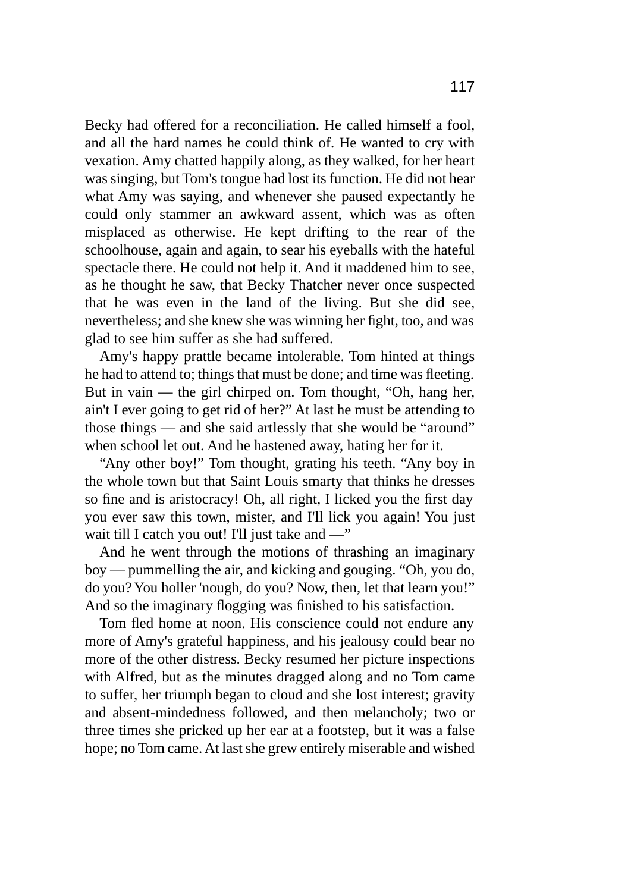Becky had offered for a reconciliation. He called himself a fool, and all the hard names he could think of. He wanted to cry with vexation. Amy chatted happily along, as they walked, for her heart was singing, but Tom's tongue had lost its function. He did not hear what Amy was saying, and whenever she paused expectantly he could only stammer an awkward assent, which was as often misplaced as otherwise. He kept drifting to the rear of the schoolhouse, again and again, to sear his eyeballs with the hateful spectacle there. He could not help it. And it maddened him to see, as he thought he saw, that Becky Thatcher never once suspected that he was even in the land of the living. But she did see, nevertheless; and she knew she was winning her fight, too, and was glad to see him suffer as she had suffered.

Amy's happy prattle became intolerable. Tom hinted at things he had to attend to; things that must be done; and time was fleeting. But in vain — the girl chirped on. Tom thought, "Oh, hang her, ain't I ever going to get rid of her?" At last he must be attending to those things — and she said artlessly that she would be "around" when school let out. And he hastened away, hating her for it.

"Any other boy!" Tom thought, grating his teeth. "Any boy in the whole town but that Saint Louis smarty that thinks he dresses so fine and is aristocracy! Oh, all right, I licked you the first day you ever saw this town, mister, and I'll lick you again! You just wait till I catch you out! I'll just take and —"

And he went through the motions of thrashing an imaginary boy — pummelling the air, and kicking and gouging. "Oh, you do, do you? You holler 'nough, do you? Now, then, let that learn you!" And so the imaginary flogging was finished to his satisfaction.

Tom fled home at noon. His conscience could not endure any more of Amy's grateful happiness, and his jealousy could bear no more of the other distress. Becky resumed her picture inspections with Alfred, but as the minutes dragged along and no Tom came to suffer, her triumph began to cloud and she lost interest; gravity and absent-mindedness followed, and then melancholy; two or three times she pricked up her ear at a footstep, but it was a false hope; no Tom came. At last she grew entirely miserable and wished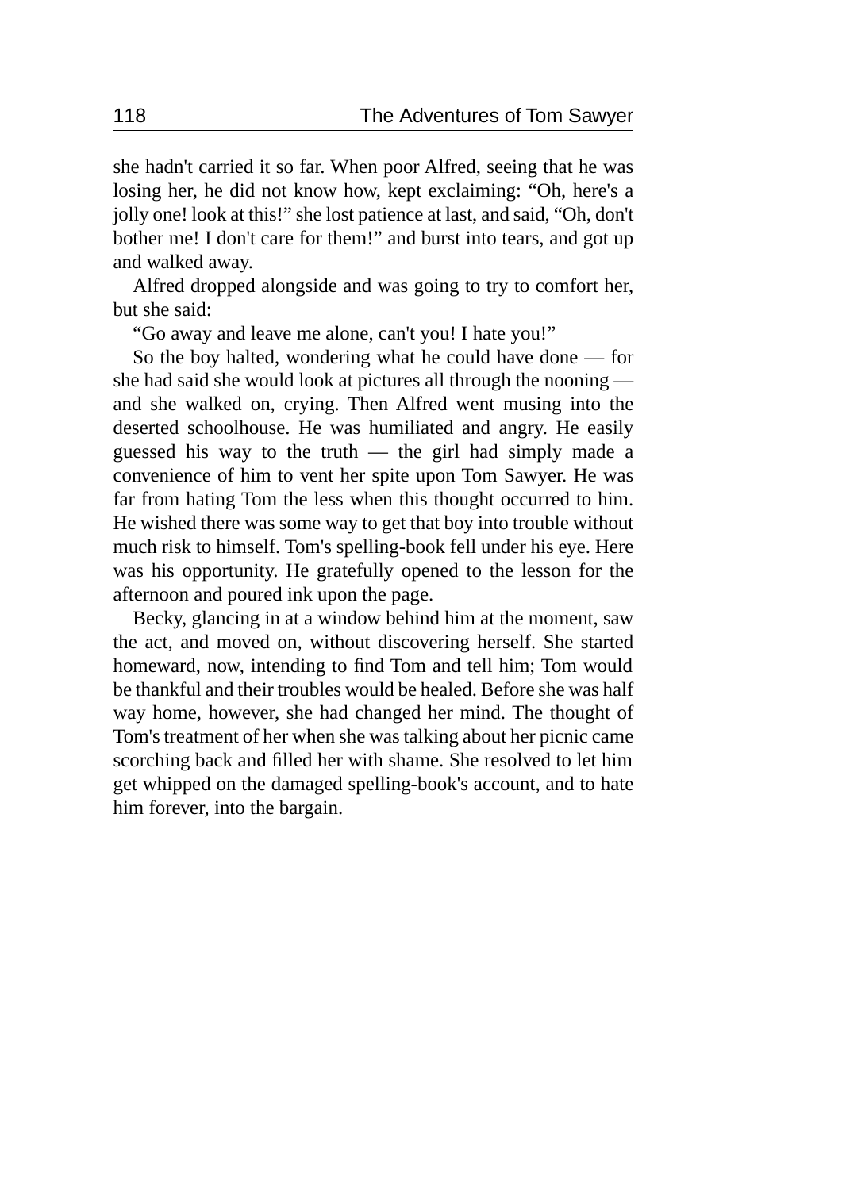she hadn't carried it so far. When poor Alfred, seeing that he was losing her, he did not know how, kept exclaiming: "Oh, here's a jolly one! look at this!" she lost patience at last, and said, "Oh, don't bother me! I don't care for them!" and burst into tears, and got up and walked away.

Alfred dropped alongside and was going to try to comfort her, but she said:

"Go away and leave me alone, can't you! I hate you!"

So the boy halted, wondering what he could have done — for she had said she would look at pictures all through the nooning — and she walked on, crying. Then Alfred went musing into the deserted schoolhouse. He was humiliated and angry. He easily guessed his way to the truth — the girl had simply made a convenience of him to vent her spite upon Tom Sawyer. He was far from hating Tom the less when this thought occurred to him. He wished there was some way to get that boy into trouble without much risk to himself. Tom's spelling-book fell under his eye. Here was his opportunity. He gratefully opened to the lesson for the afternoon and poured ink upon the page.

Becky, glancing in at a window behind him at the moment, saw the act, and moved on, without discovering herself. She started homeward, now, intending to find Tom and tell him; Tom would be thankful and their troubles would be healed. Before she was half way home, however, she had changed her mind. The thought of Tom's treatment of her when she was talking about her picnic came scorching back and filled her with shame. She resolved to let him get whipped on the damaged spelling-book's account, and to hate him forever, into the bargain.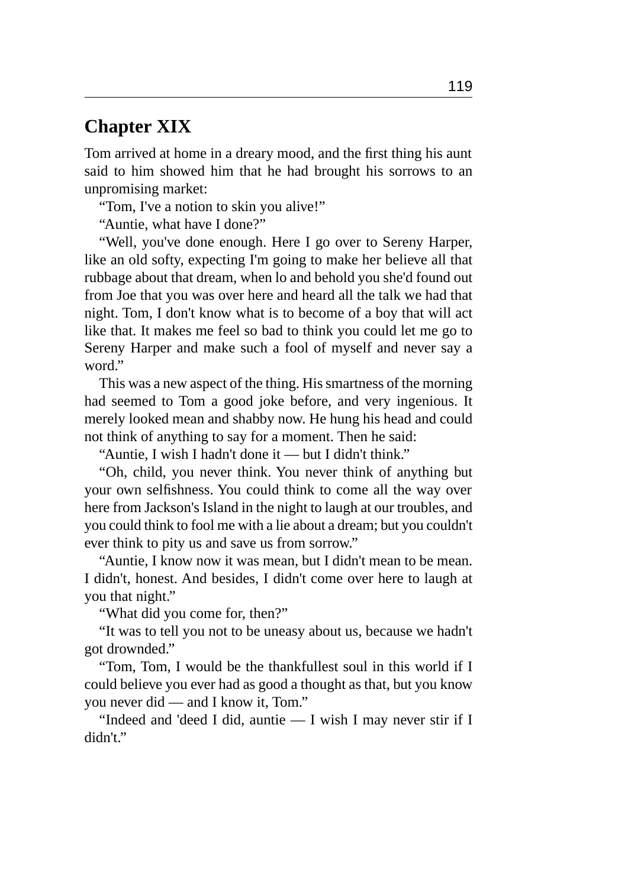## Chapter XIX

Tom arrived at home in a dreary mood, and the first thing his aunt said to him showed him that he had brought his sorrows to an unpromising market:

“Tom, I've a notion to skin you alive!”

“Auntie, what have I done?”

“Well, you've done enough. Here I go over to Sereny Harper, like an old softy, expecting I'm going to make her believe all that rubbage about that dream, when lo and behold you she'd found out from Joe that you was over here and heard all the talk we had that night. Tom, I don't know what is to become of a boy that will act like that. It makes me feel so bad to think you could let me go to Sereny Harper and make such a fool of myself and never say a word.”

This was a new aspect of the thing. His smartness of the morning had seemed to Tom a good joke before, and very ingenious. It merely looked mean and shabby now. He hung his head and could not think of anything to say for a moment. Then he said:

“Auntie, I wish I hadn't done it — but I didn't think.”

“Oh, child, you never think. You never think of anything but your own selfishness. You could think to come all the way over here from Jackson's Island in the night to laugh at our troubles, and you could think to fool me with a lie about a dream; but you couldn't ever think to pity us and save us from sorrow.”

“Auntie, I know now it was mean, but I didn't mean to be mean. I didn't, honest. And besides, I didn't come over here to laugh at you that night.”

“What did you come for, then?”

“It was to tell you not to be uneasy about us, because we hadn't got drownded.”

“Tom, Tom, I would be the thankfullest soul in this world if I could believe you ever had as good a thought as that, but you know you never did — and I know it, Tom.”

“Indeed and 'deed I did, auntie — I wish I may never stir if I didn't.”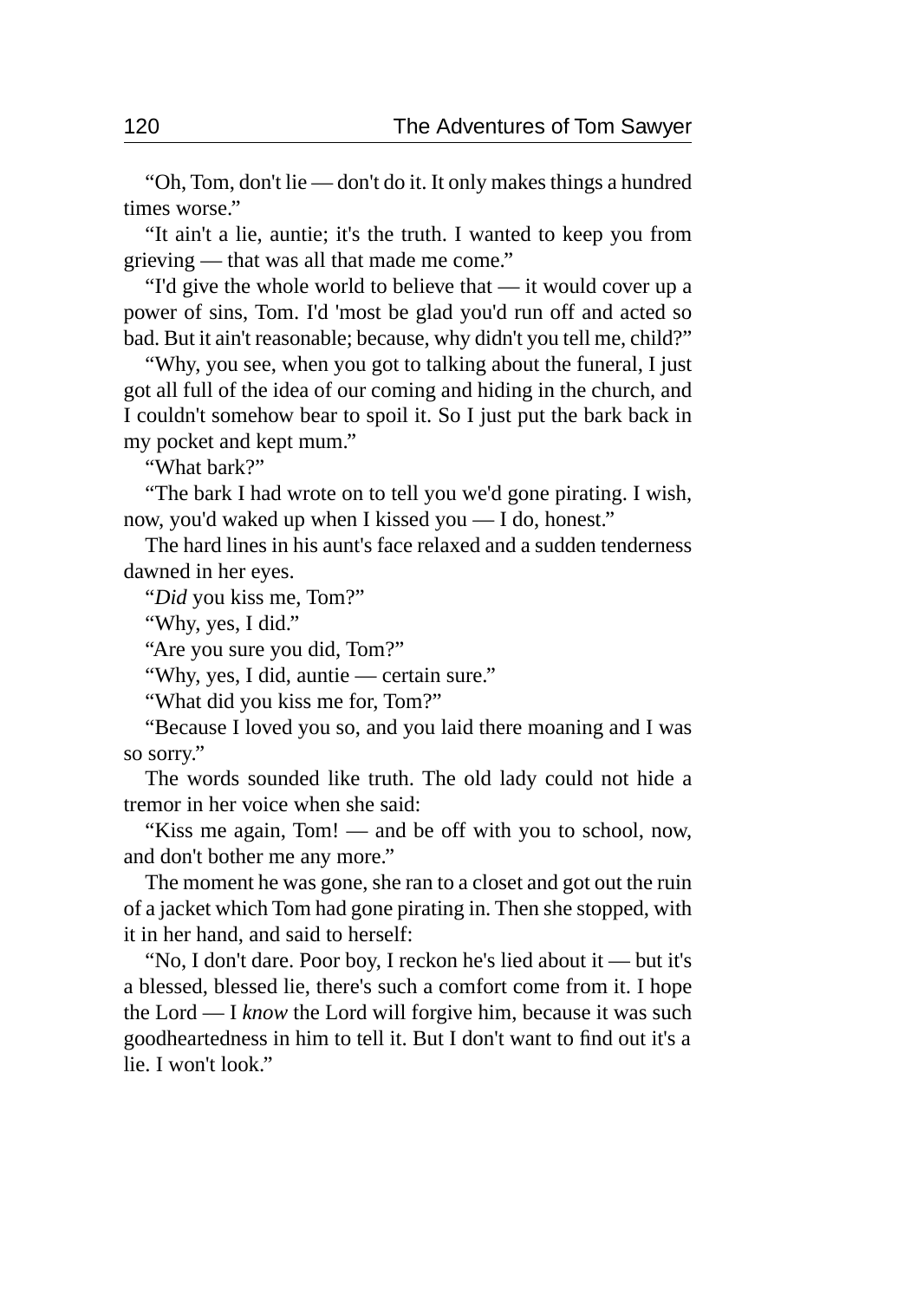"Oh, Tom, don't lie — don't do it. It only makes things a hundred times worse."

"It ain't a lie, auntie; it's the truth. I wanted to keep you from grieving — that was all that made me come."

"I'd give the whole world to believe that — it would cover up a power of sins, Tom. I'd 'most be glad you'd run off and acted so bad. But it ain't reasonable; because, why didn't you tell me, child?"

"Why, you see, when you got to talking about the funeral, I just got all full of the idea of our coming and hiding in the church, and I couldn't somehow bear to spoil it. So I just put the bark back in my pocket and kept mum."

"What bark?"

"The bark I had wrote on to tell you we'd gone pirating. I wish, now, you'd waked up when I kissed you — I do, honest."

The hard lines in his aunt's face relaxed and a sudden tenderness dawned in her eyes.

"*Did* you kiss me, Tom?"

"Why, yes, I did."

"Are you sure you did, Tom?"

"Why, yes, I did, auntie — certain sure."

"What did you kiss me for, Tom?"

"Because I loved you so, and you laid there moaning and I was so sorry."

The words sounded like truth. The old lady could not hide a tremor in her voice when she said:

"Kiss me again, Tom! — and be off with you to school, now, and don't bother me any more."

The moment he was gone, she ran to a closet and got out the ruin of a jacket which Tom had gone pirating in. Then she stopped, with it in her hand, and said to herself:

"No, I don't dare. Poor boy, I reckon he's lied about it — but it's a blessed, blessed lie, there's such a comfort come from it. I hope the Lord — I *know* the Lord will forgive him, because it was such goodheartedness in him to tell it. But I don't want to find out it's a lie. I won't look."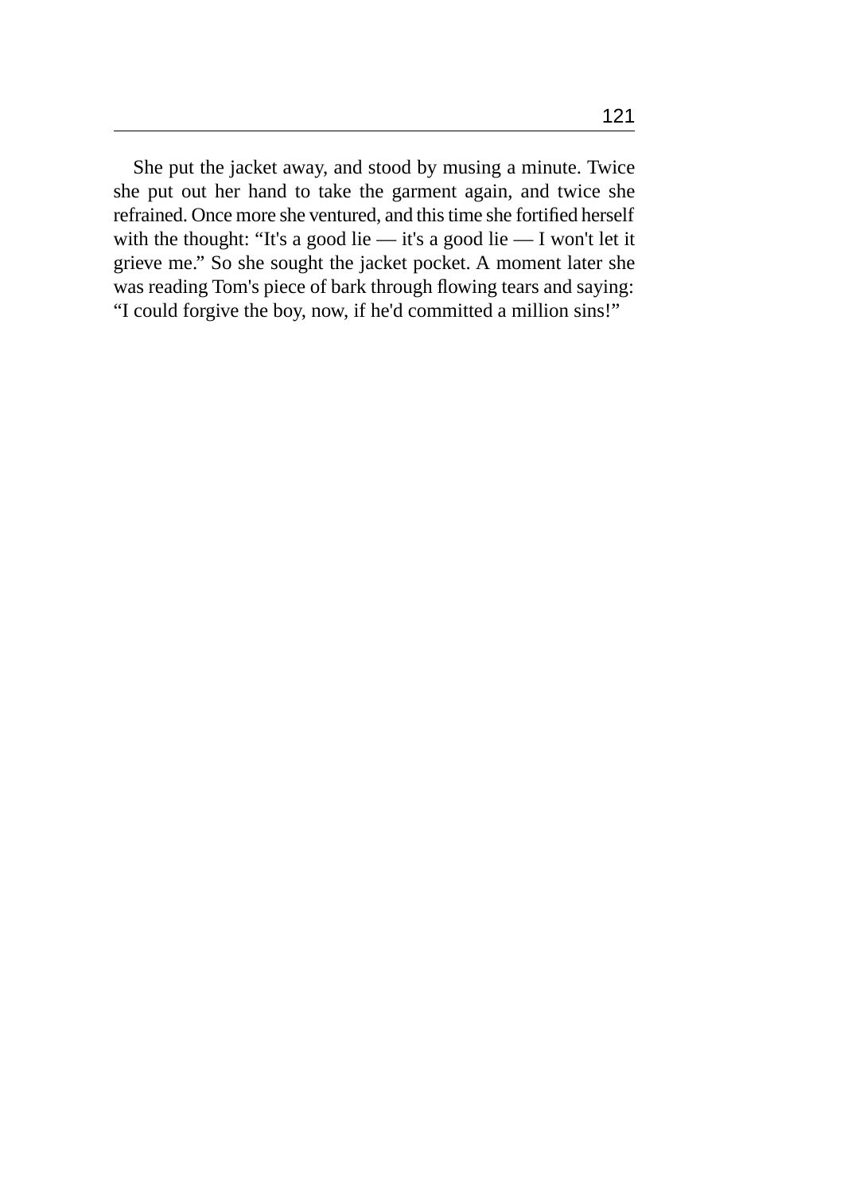She put the jacket away, and stood by musing a minute. Twice she put out her hand to take the garment again, and twice she refrained. Once more she ventured, and this time she fortified herself with the thought: “It's a good lie — it's a good lie — I won't let it grieve me.” So she sought the jacket pocket. A moment later she was reading Tom's piece of bark through flowing tears and saying: “I could forgive the boy, now, if he'd committed a million sins!”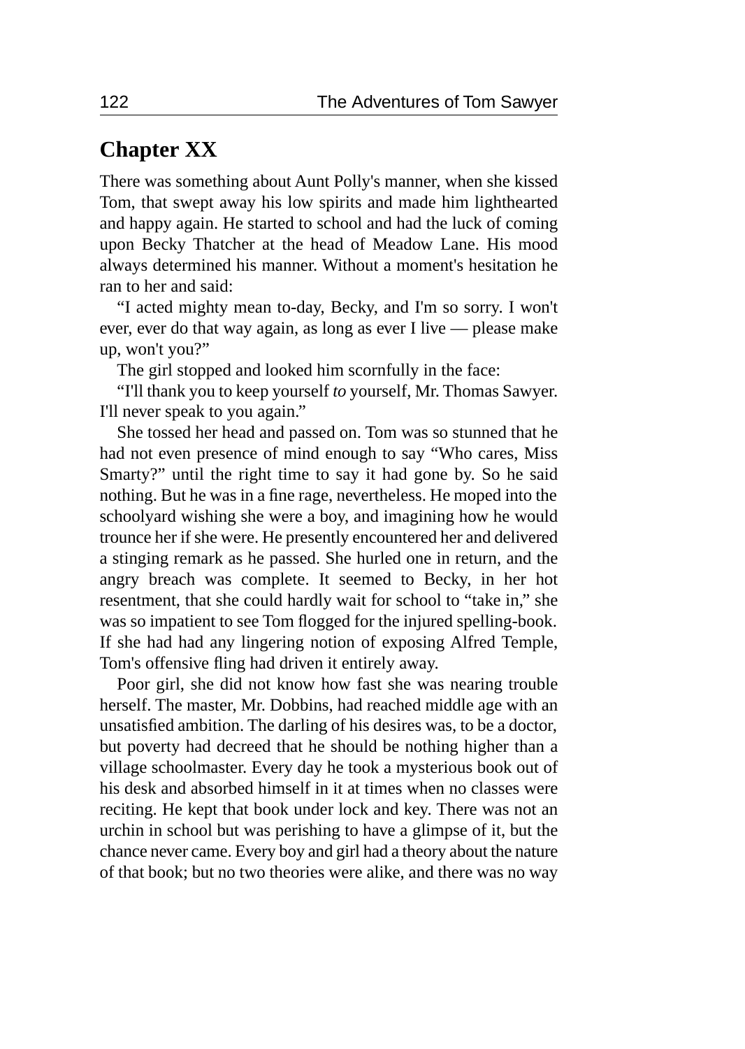## Chapter XX

There was something about Aunt Polly's manner, when she kissed Tom, that swept away his low spirits and made him lighthearted and happy again. He started to school and had the luck of coming upon Becky Thatcher at the head of Meadow Lane. His mood always determined his manner. Without a moment's hesitation he ran to her and said:

"I acted mighty mean to-day, Becky, and I'm so sorry. I won't ever, ever do that way again, as long as ever I live — please make up, won't you?"

The girl stopped and looked him scornfully in the face:

"I'll thank you to keep yourself *to* yourself, Mr. Thomas Sawyer. I'll never speak to you again."

She tossed her head and passed on. Tom was so stunned that he had not even presence of mind enough to say "Who cares, Miss Smarty?" until the right time to say it had gone by. So he said nothing. But he was in a fine rage, nevertheless. He moped into the schoolyard wishing she were a boy, and imagining how he would trounce her if she were. He presently encountered her and delivered a stinging remark as he passed. She hurled one in return, and the angry breach was complete. It seemed to Becky, in her hot resentment, that she could hardly wait for school to "take in," she was so impatient to see Tom flogged for the injured spelling-book. If she had had any lingering notion of exposing Alfred Temple, Tom's offensive fling had driven it entirely away.

Poor girl, she did not know how fast she was nearing trouble herself. The master, Mr. Dobbins, had reached middle age with an unsatisfied ambition. The darling of his desires was, to be a doctor, but poverty had decreed that he should be nothing higher than a village schoolmaster. Every day he took a mysterious book out of his desk and absorbed himself in it at times when no classes were reciting. He kept that book under lock and key. There was not an urchin in school but was perishing to have a glimpse of it, but the chance never came. Every boy and girl had a theory about the nature of that book; but no two theories were alike, and there was no way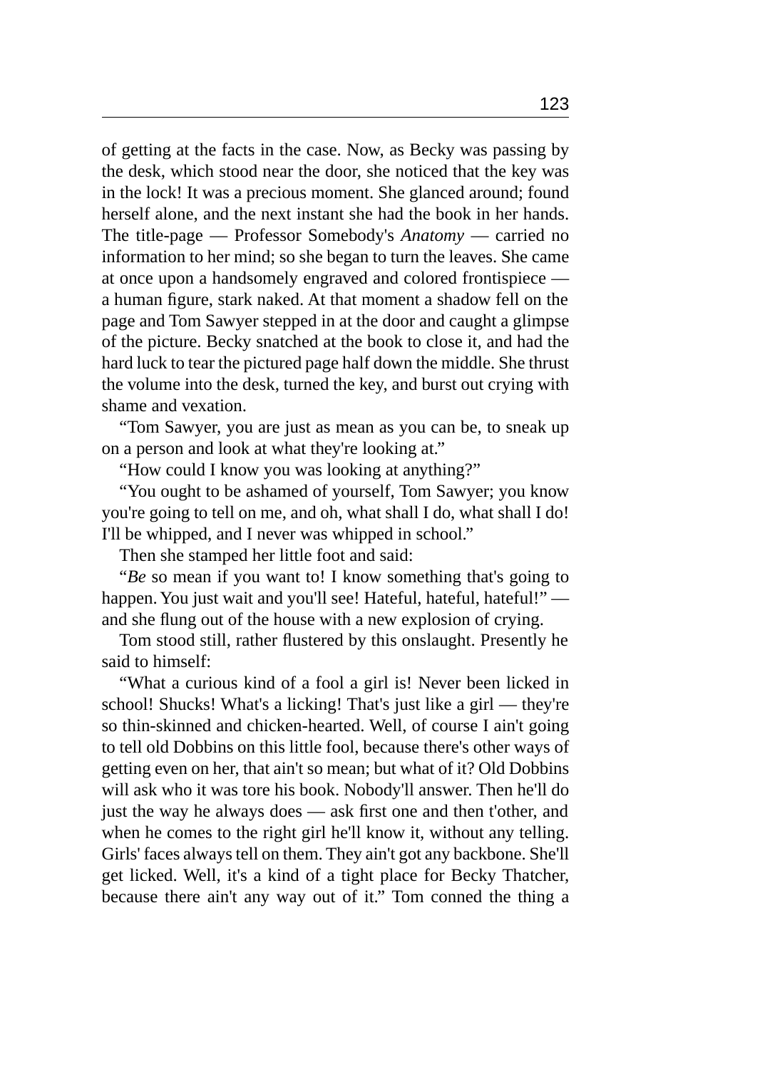of getting at the facts in the case. Now, as Becky was passing by the desk, which stood near the door, she noticed that the key was in the lock! It was a precious moment. She glanced around; found herself alone, and the next instant she had the book in her hands. The title-page — Professor Somebody's *Anatomy* — carried no information to her mind; so she began to turn the leaves. She came at once upon a handsomely engraved and colored frontispiece — a human figure, stark naked. At that moment a shadow fell on the page and Tom Sawyer stepped in at the door and caught a glimpse of the picture. Becky snatched at the book to close it, and had the hard luck to tear the pictured page half down the middle. She thrust the volume into the desk, turned the key, and burst out crying with shame and vexation.

"Tom Sawyer, you are just as mean as you can be, to sneak up on a person and look at what they're looking at."

"How could I know you was looking at anything?"

"You ought to be ashamed of yourself, Tom Sawyer; you know you're going to tell on me, and oh, what shall I do, what shall I do! I'll be whipped, and I never was whipped in school."

Then she stamped her little foot and said:

"*Be* so mean if you want to! I know something that's going to happen. You just wait and you'll see! Hateful, hateful, hateful!" — and she flung out of the house with a new explosion of crying.

Tom stood still, rather flustered by this onslaught. Presently he said to himself:

"What a curious kind of a fool a girl is! Never been licked in school! Shucks! What's a licking! That's just like a girl — they're so thin-skinned and chicken-hearted. Well, of course I ain't going to tell old Dobbins on this little fool, because there's other ways of getting even on her, that ain't so mean; but what of it? Old Dobbins will ask who it was tore his book. Nobody'll answer. Then he'll do just the way he always does — ask first one and then t'other, and when he comes to the right girl he'll know it, without any telling. Girls' faces always tell on them. They ain't got any backbone. She'll get licked. Well, it's a kind of a tight place for Becky Thatcher, because there ain't any way out of it." Tom conned the thing a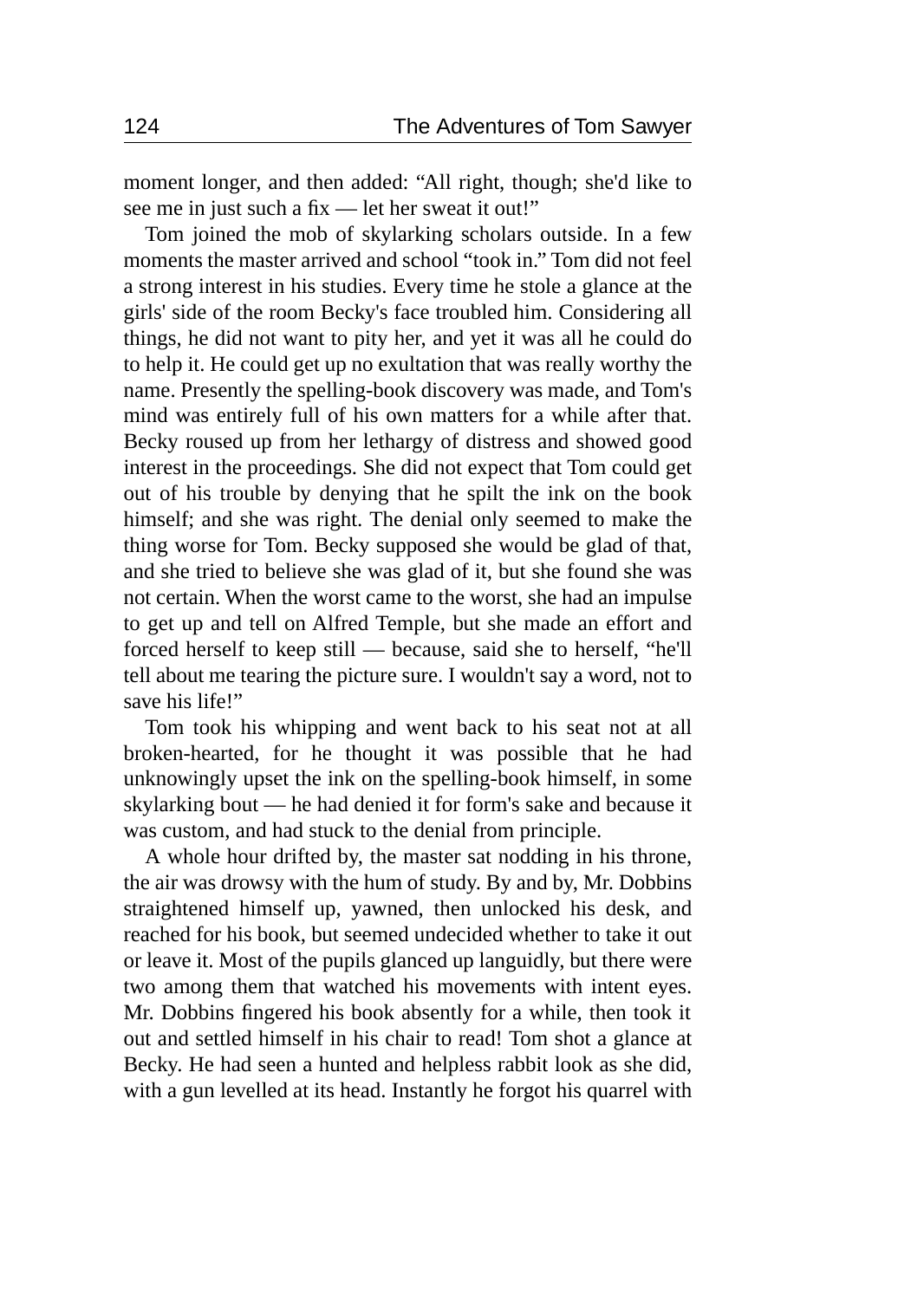moment longer, and then added: "All right, though; she'd like to see me in just such a fix — let her sweat it out!"

Tom joined the mob of skylarking scholars outside. In a few moments the master arrived and school "took in." Tom did not feel a strong interest in his studies. Every time he stole a glance at the girls' side of the room Becky's face troubled him. Considering all things, he did not want to pity her, and yet it was all he could do to help it. He could get up no exultation that was really worthy the name. Presently the spelling-book discovery was made, and Tom's mind was entirely full of his own matters for a while after that. Becky roused up from her lethargy of distress and showed good interest in the proceedings. She did not expect that Tom could get out of his trouble by denying that he spilt the ink on the book himself; and she was right. The denial only seemed to make the thing worse for Tom. Becky supposed she would be glad of that, and she tried to believe she was glad of it, but she found she was not certain. When the worst came to the worst, she had an impulse to get up and tell on Alfred Temple, but she made an effort and forced herself to keep still — because, said she to herself, "he'll tell about me tearing the picture sure. I wouldn't say a word, not to save his life!"

Tom took his whipping and went back to his seat not at all broken-hearted, for he thought it was possible that he had unknowingly upset the ink on the spelling-book himself, in some skylarking bout — he had denied it for form's sake and because it was custom, and had stuck to the denial from principle.

A whole hour drifted by, the master sat nodding in his throne, the air was drowsy with the hum of study. By and by, Mr. Dobbins straightened himself up, yawned, then unlocked his desk, and reached for his book, but seemed undecided whether to take it out or leave it. Most of the pupils glanced up languidly, but there were two among them that watched his movements with intent eyes. Mr. Dobbins fingered his book absently for a while, then took it out and settled himself in his chair to read! Tom shot a glance at Becky. He had seen a hunted and helpless rabbit look as she did, with a gun levelled at its head. Instantly he forgot his quarrel with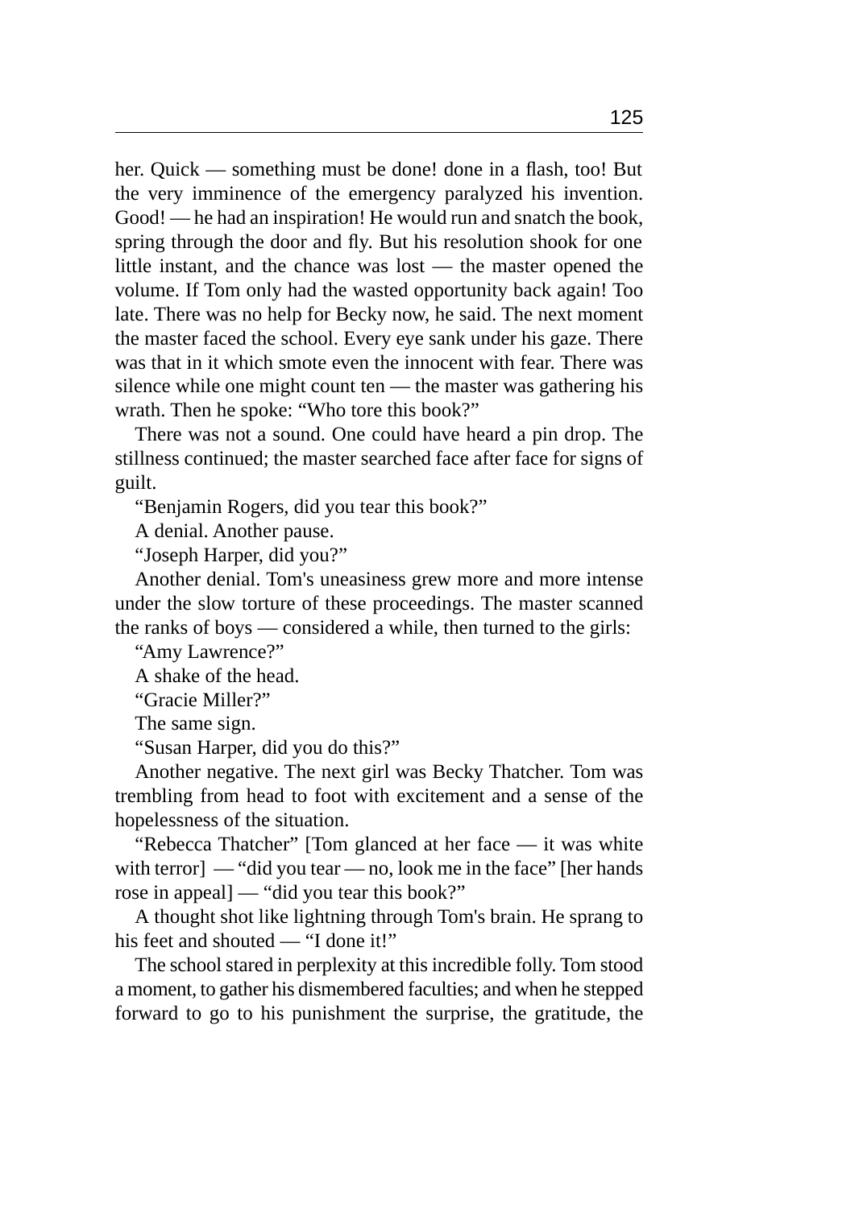her. Quick — something must be done! done in a flash, too! But the very imminence of the emergency paralyzed his invention. Good! — he had an inspiration! He would run and snatch the book, spring through the door and fly. But his resolution shook for one little instant, and the chance was lost — the master opened the volume. If Tom only had the wasted opportunity back again! Too late. There was no help for Becky now, he said. The next moment the master faced the school. Every eye sank under his gaze. There was that in it which smote even the innocent with fear. There was silence while one might count ten — the master was gathering his wrath. Then he spoke: "Who tore this book?"

There was not a sound. One could have heard a pin drop. The stillness continued; the master searched face after face for signs of guilt.

"Benjamin Rogers, did you tear this book?"

A denial. Another pause.

"Joseph Harper, did you?"

Another denial. Tom's uneasiness grew more and more intense under the slow torture of these proceedings. The master scanned the ranks of boys — considered a while, then turned to the girls:

"Amy Lawrence?"

A shake of the head.

"Gracie Miller?"

The same sign.

"Susan Harper, did you do this?"

Another negative. The next girl was Becky Thatcher. Tom was trembling from head to foot with excitement and a sense of the hopelessness of the situation.

"Rebecca Thatcher" [Tom glanced at her face — it was white with terror] — "did you tear — no, look me in the face" [her hands rose in appeal] — "did you tear this book?"

A thought shot like lightning through Tom's brain. He sprang to his feet and shouted — "I done it!"

The school stared in perplexity at this incredible folly. Tom stood a moment, to gather his dismembered faculties; and when he stepped forward to go to his punishment the surprise, the gratitude, the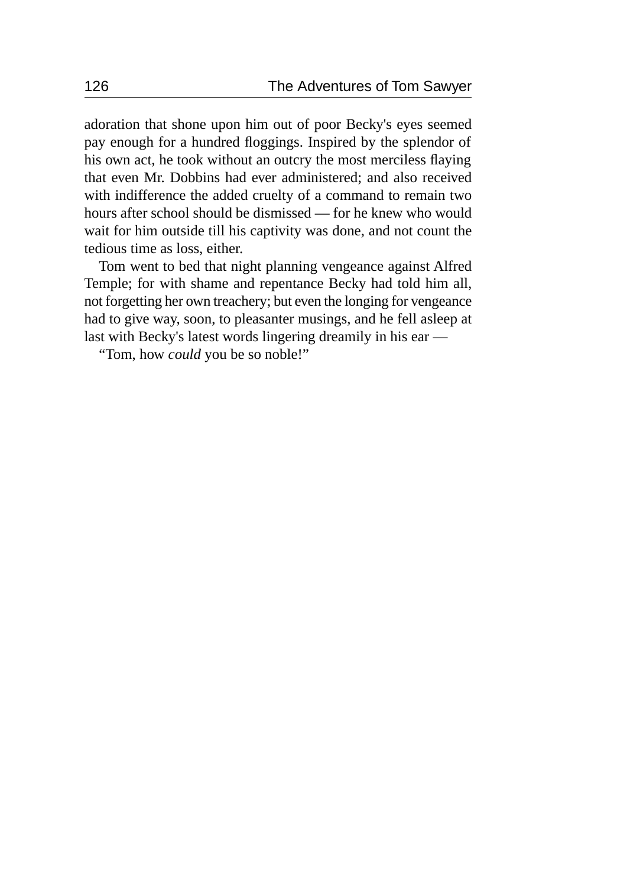adoration that shone upon him out of poor Becky's eyes seemed pay enough for a hundred floggings. Inspired by the splendor of his own act, he took without an outcry the most merciless flaying that even Mr. Dobbins had ever administered; and also received with indifference the added cruelty of a command to remain two hours after school should be dismissed — for he knew who would wait for him outside till his captivity was done, and not count the tedious time as loss, either.

Tom went to bed that night planning vengeance against Alfred Temple; for with shame and repentance Becky had told him all, not forgetting her own treachery; but even the longing for vengeance had to give way, soon, to pleasanter musings, and he fell asleep at last with Becky's latest words lingering dreamily in his ear —

"Tom, how *could* you be so noble!"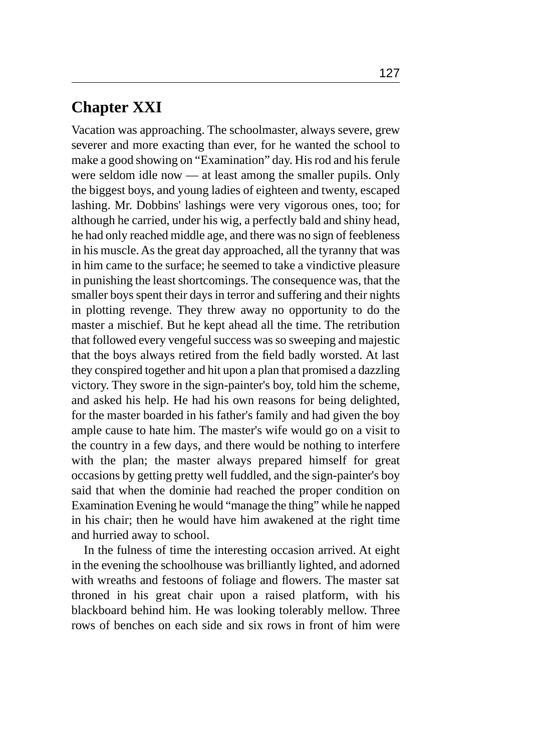## Chapter XXI

Vacation was approaching. The schoolmaster, always severe, grew severer and more exacting than ever, for he wanted the school to make a good showing on “Examination” day. His rod and his ferule were seldom idle now — at least among the smaller pupils. Only the biggest boys, and young ladies of eighteen and twenty, escaped lashing. Mr. Dobbins' lashings were very vigorous ones, too; for although he carried, under his wig, a perfectly bald and shiny head, he had only reached middle age, and there was no sign of feebleness in his muscle. As the great day approached, all the tyranny that was in him came to the surface; he seemed to take a vindictive pleasure in punishing the least shortcomings. The consequence was, that the smaller boys spent their days in terror and suffering and their nights in plotting revenge. They threw away no opportunity to do the master a mischief. But he kept ahead all the time. The retribution that followed every vengeful success was so sweeping and majestic that the boys always retired from the field badly worsted. At last they conspired together and hit upon a plan that promised a dazzling victory. They swore in the sign-painter's boy, told him the scheme, and asked his help. He had his own reasons for being delighted, for the master boarded in his father's family and had given the boy ample cause to hate him. The master's wife would go on a visit to the country in a few days, and there would be nothing to interfere with the plan; the master always prepared himself for great occasions by getting pretty well fuddled, and the sign-painter's boy said that when the dominie had reached the proper condition on Examination Evening he would “manage the thing” while he napped in his chair; then he would have him awakened at the right time and hurried away to school.

In the fulness of time the interesting occasion arrived. At eight in the evening the schoolhouse was brilliantly lighted, and adorned with wreaths and festoons of foliage and flowers. The master sat throned in his great chair upon a raised platform, with his blackboard behind him. He was looking tolerably mellow. Three rows of benches on each side and six rows in front of him were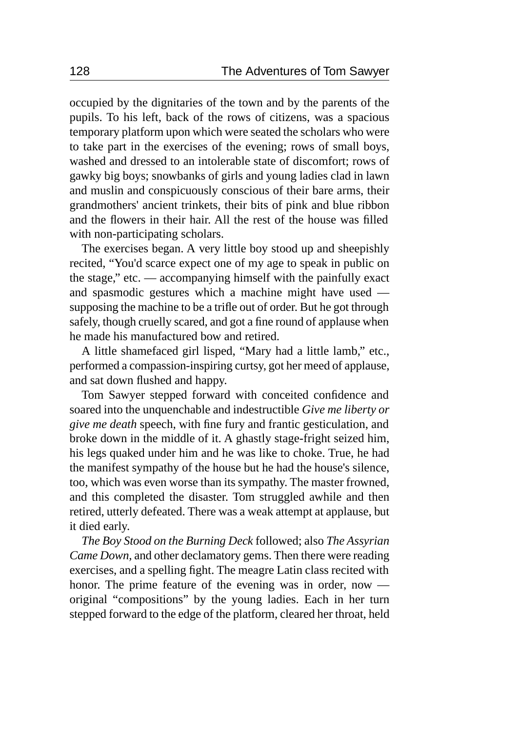occupied by the dignitaries of the town and by the parents of the pupils. To his left, back of the rows of citizens, was a spacious temporary platform upon which were seated the scholars who were to take part in the exercises of the evening; rows of small boys, washed and dressed to an intolerable state of discomfort; rows of gawky big boys; snowbanks of girls and young ladies clad in lawn and muslin and conspicuously conscious of their bare arms, their grandmothers' ancient trinkets, their bits of pink and blue ribbon and the flowers in their hair. All the rest of the house was filled with non-participating scholars.

The exercises began. A very little boy stood up and sheepishly recited, "You'd scarce expect one of my age to speak in public on the stage," etc. — accompanying himself with the painfully exact and spasmodic gestures which a machine might have used — supposing the machine to be a trifle out of order. But he got through safely, though cruelly scared, and got a fine round of applause when he made his manufactured bow and retired.

A little shamefaced girl lisped, "Mary had a little lamb," etc., performed a compassion-inspiring curtsy, got her meed of applause, and sat down flushed and happy.

Tom Sawyer stepped forward with conceited confidence and soared into the unquenchable and indestructible *Give me liberty or give me death* speech, with fine fury and frantic gesticulation, and broke down in the middle of it. A ghastly stage-fright seized him, his legs quaked under him and he was like to choke. True, he had the manifest sympathy of the house but he had the house's silence, too, which was even worse than its sympathy. The master frowned, and this completed the disaster. Tom struggled awhile and then retired, utterly defeated. There was a weak attempt at applause, but it died early.

*The Boy Stood on the Burning Deck* followed; also *The Assyrian Came Down,* and other declamatory gems. Then there were reading exercises, and a spelling fight. The meagre Latin class recited with honor. The prime feature of the evening was in order, now — original "compositions" by the young ladies. Each in her turn stepped forward to the edge of the platform, cleared her throat, held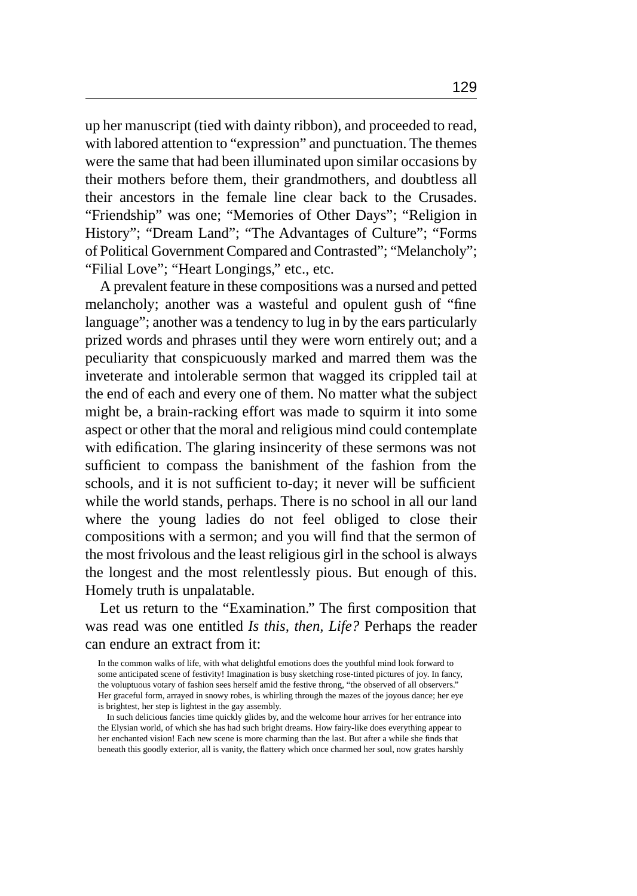up her manuscript (tied with dainty ribbon), and proceeded to read, with labored attention to "expression" and punctuation. The themes were the same that had been illuminated upon similar occasions by their mothers before them, their grandmothers, and doubtless all their ancestors in the female line clear back to the Crusades. "Friendship" was one; "Memories of Other Days"; "Religion in History"; "Dream Land"; "The Advantages of Culture"; "Forms of Political Government Compared and Contrasted"; "Melancholy"; "Filial Love"; "Heart Longings," etc., etc.

A prevalent feature in these compositions was a nursed and petted melancholy; another was a wasteful and opulent gush of "fine language"; another was a tendency to lug in by the ears particularly prized words and phrases until they were worn entirely out; and a peculiarity that conspicuously marked and marred them was the inveterate and intolerable sermon that wagged its crippled tail at the end of each and every one of them. No matter what the subject might be, a brain-racking effort was made to squirm it into some aspect or other that the moral and religious mind could contemplate with edification. The glaring insincerity of these sermons was not sufficient to compass the banishment of the fashion from the schools, and it is not sufficient to-day; it never will be sufficient while the world stands, perhaps. There is no school in all our land where the young ladies do not feel obliged to close their compositions with a sermon; and you will find that the sermon of the most frivolous and the least religious girl in the school is always the longest and the most relentlessly pious. But enough of this. Homely truth is unpalatable.

Let us return to the "Examination." The first composition that was read was one entitled *Is this, then, Life?* Perhaps the reader can endure an extract from it:

> In the common walks of life, with what delightful emotions does the youthful mind look forward to some anticipated scene of festivity! Imagination is busy sketching rose-tinted pictures of joy. In fancy, the voluptuous votary of fashion sees herself amid the festive throng, "the observed of all observers." Her graceful form, arrayed in snowy robes, is whirling through the mazes of the joyous dance; her eye is brightest, her step is lightest in the gay assembly.
>
> In such delicious fancies time quickly glides by, and the welcome hour arrives for her entrance into the Elysian world, of which she has had such bright dreams. How fairy-like does everything appear to her enchanted vision! Each new scene is more charming than the last. But after a while she finds that beneath this goodly exterior, all is vanity, the flattery which once charmed her soul, now grates harshly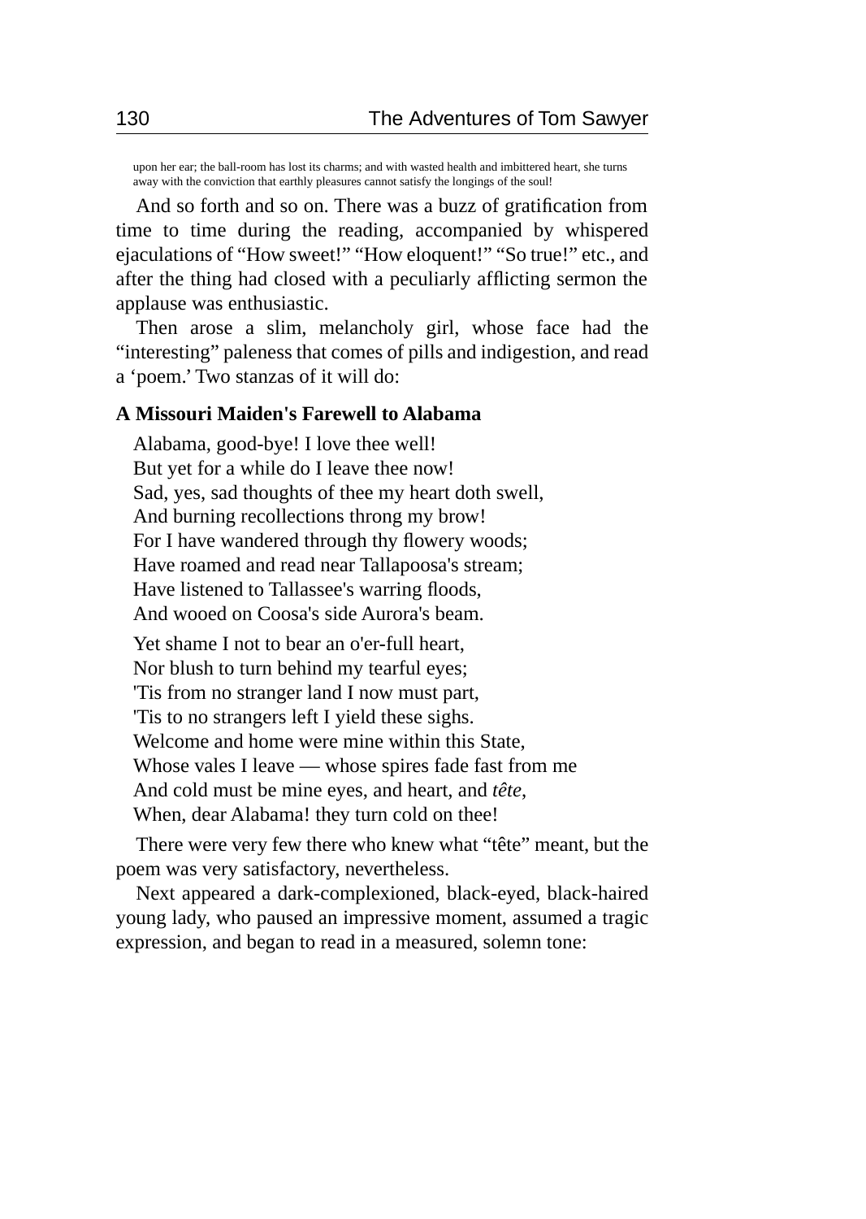upon her ear; the ball-room has lost its charms; and with wasted health and imbittered heart, she turns away with the conviction that earthly pleasures cannot satisfy the longings of the soul!

And so forth and so on. There was a buzz of gratification from time to time during the reading, accompanied by whispered ejaculations of “How sweet!” “How eloquent!” “So true!” etc., and after the thing had closed with a peculiarly afflicting sermon the applause was enthusiastic.

Then arose a slim, melancholy girl, whose face had the “interesting” paleness that comes of pills and indigestion, and read a ‘poem.’ Two stanzas of it will do:

**A Missouri Maiden's Farewell to Alabama**

Alabama, good-bye! I love thee well!  
But yet for a while do I leave thee now!  
Sad, yes, sad thoughts of thee my heart doth swell,  
And burning recollections throng my brow!  
For I have wandered through thy flowery woods;  
Have roamed and read near Tallapoosa's stream;  
Have listened to Tallassee's warring floods,  
And wooed on Coosa's side Aurora's beam.

Yet shame I not to bear an o'er-full heart,  
Nor blush to turn behind my tearful eyes;  
'Tis from no stranger land I now must part,  
'Tis to no strangers left I yield these sighs.  
Welcome and home were mine within this State,  
Whose vales I leave — whose spires fade fast from me  
And cold must be mine eyes, and heart, and *tête*,  
When, dear Alabama! they turn cold on thee!

There were very few there who knew what “tête” meant, but the poem was very satisfactory, nevertheless.

Next appeared a dark-complexioned, black-eyed, black-haired young lady, who paused an impressive moment, assumed a tragic expression, and began to read in a measured, solemn tone: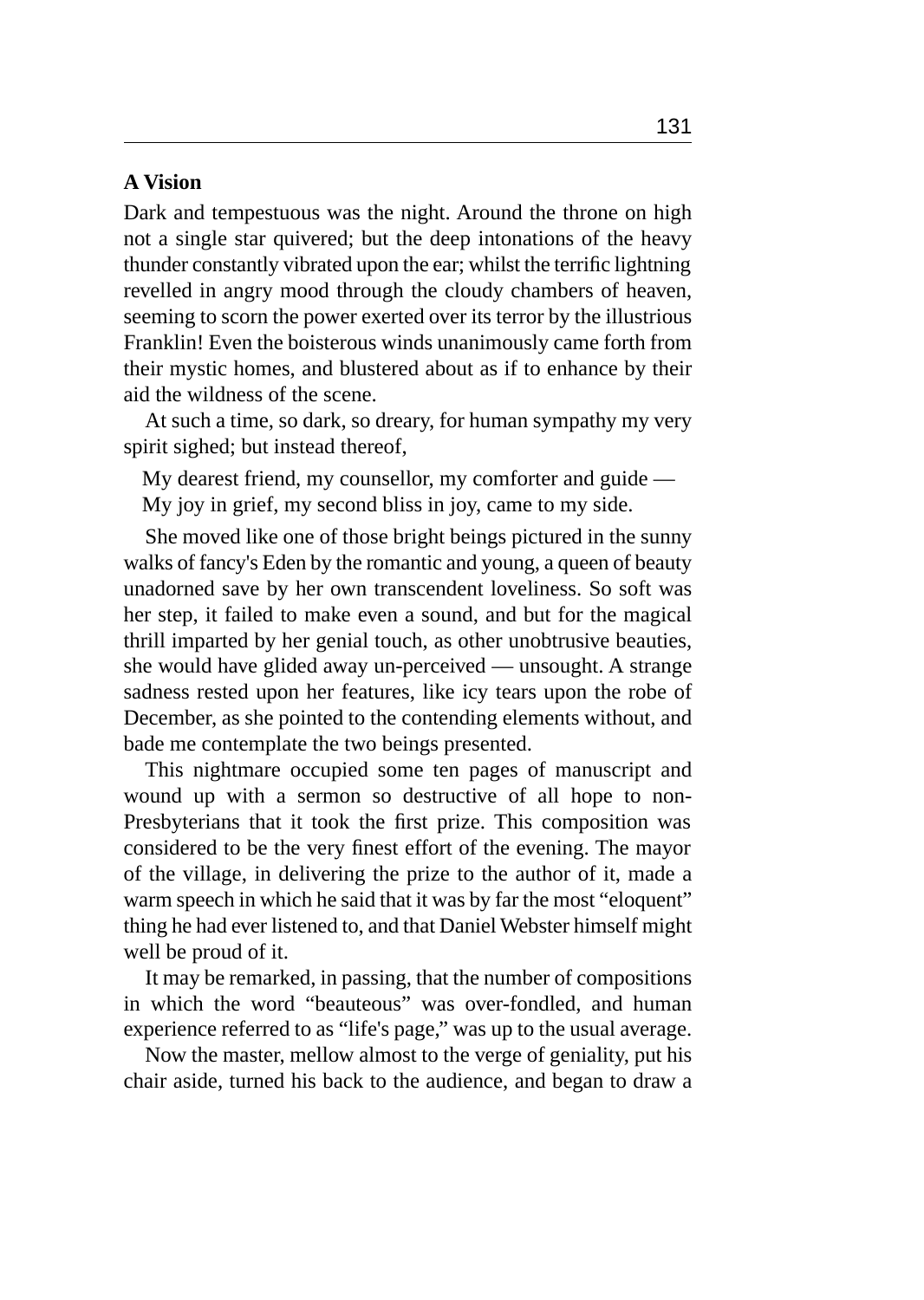**A Vision**

Dark and tempestuous was the night. Around the throne on high not a single star quivered; but the deep intonations of the heavy thunder constantly vibrated upon the ear; whilst the terrific lightning revelled in angry mood through the cloudy chambers of heaven, seeming to scorn the power exerted over its terror by the illustrious Franklin! Even the boisterous winds unanimously came forth from their mystic homes, and blustered about as if to enhance by their aid the wildness of the scene.

At such a time, so dark, so dreary, for human sympathy my very spirit sighed; but instead thereof,

My dearest friend, my counsellor, my comforter and guide —
My joy in grief, my second bliss in joy, came to my side.

She moved like one of those bright beings pictured in the sunny walks of fancy's Eden by the romantic and young, a queen of beauty unadorned save by her own transcendent loveliness. So soft was her step, it failed to make even a sound, and but for the magical thrill imparted by her genial touch, as other unobtrusive beauties, she would have glided away un-perceived — unsought. A strange sadness rested upon her features, like icy tears upon the robe of December, as she pointed to the contending elements without, and bade me contemplate the two beings presented.

This nightmare occupied some ten pages of manuscript and wound up with a sermon so destructive of all hope to non-Presbyterians that it took the first prize. This composition was considered to be the very finest effort of the evening. The mayor of the village, in delivering the prize to the author of it, made a warm speech in which he said that it was by far the most "eloquent" thing he had ever listened to, and that Daniel Webster himself might well be proud of it.

It may be remarked, in passing, that the number of compositions in which the word "beauteous" was over-fondled, and human experience referred to as "life's page," was up to the usual average.

Now the master, mellow almost to the verge of geniality, put his chair aside, turned his back to the audience, and began to draw a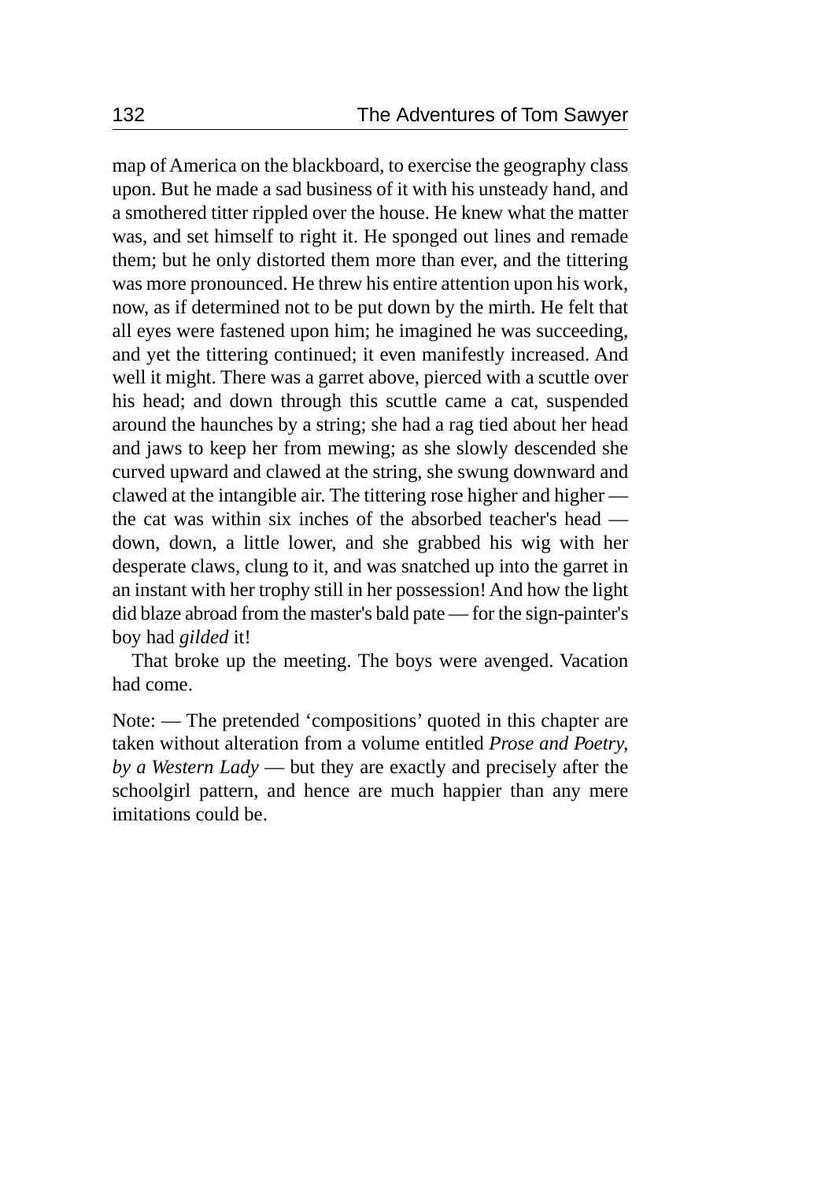map of America on the blackboard, to exercise the geography class upon. But he made a sad business of it with his unsteady hand, and a smothered titter rippled over the house. He knew what the matter was, and set himself to right it. He sponged out lines and remade them; but he only distorted them more than ever, and the tittering was more pronounced. He threw his entire attention upon his work, now, as if determined not to be put down by the mirth. He felt that all eyes were fastened upon him; he imagined he was succeeding, and yet the tittering continued; it even manifestly increased. And well it might. There was a garret above, pierced with a scuttle over his head; and down through this scuttle came a cat, suspended around the haunches by a string; she had a rag tied about her head and jaws to keep her from mewing; as she slowly descended she curved upward and clawed at the string, she swung downward and clawed at the intangible air. The tittering rose higher and higher — the cat was within six inches of the absorbed teacher's head — down, down, a little lower, and she grabbed his wig with her desperate claws, clung to it, and was snatched up into the garret in an instant with her trophy still in her possession! And how the light did blaze abroad from the master's bald pate — for the sign-painter's boy had *gilded* it!

That broke up the meeting. The boys were avenged. Vacation had come.

Note: — The pretended 'compositions' quoted in this chapter are taken without alteration from a volume entitled *Prose and Poetry, by a Western Lady* — but they are exactly and precisely after the schoolgirl pattern, and hence are much happier than any mere imitations could be.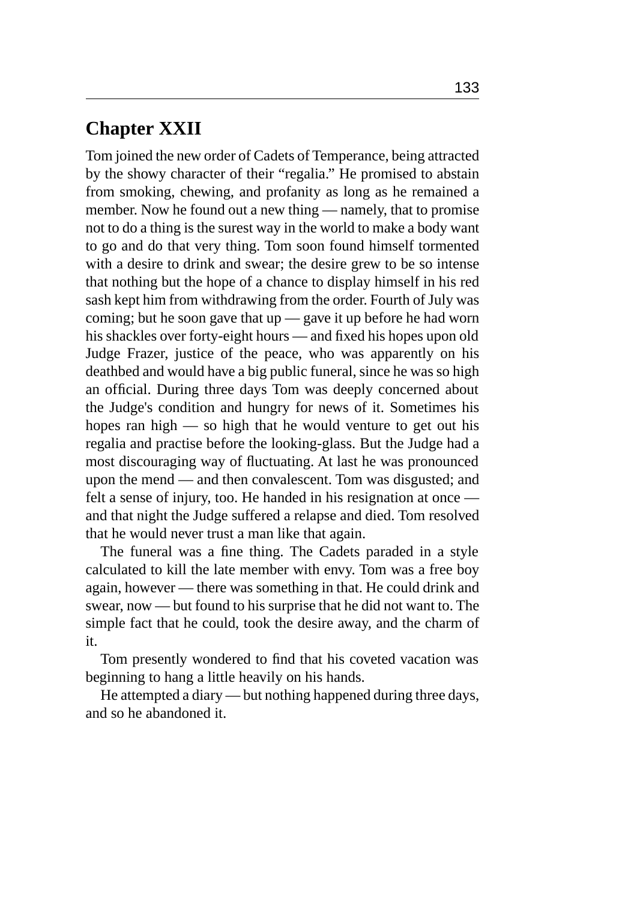## Chapter XXII

Tom joined the new order of Cadets of Temperance, being attracted by the showy character of their "regalia." He promised to abstain from smoking, chewing, and profanity as long as he remained a member. Now he found out a new thing — namely, that to promise not to do a thing is the surest way in the world to make a body want to go and do that very thing. Tom soon found himself tormented with a desire to drink and swear; the desire grew to be so intense that nothing but the hope of a chance to display himself in his red sash kept him from withdrawing from the order. Fourth of July was coming; but he soon gave that up — gave it up before he had worn his shackles over forty-eight hours — and fixed his hopes upon old Judge Frazer, justice of the peace, who was apparently on his deathbed and would have a big public funeral, since he was so high an official. During three days Tom was deeply concerned about the Judge's condition and hungry for news of it. Sometimes his hopes ran high — so high that he would venture to get out his regalia and practise before the looking-glass. But the Judge had a most discouraging way of fluctuating. At last he was pronounced upon the mend — and then convalescent. Tom was disgusted; and felt a sense of injury, too. He handed in his resignation at once — and that night the Judge suffered a relapse and died. Tom resolved that he would never trust a man like that again.

The funeral was a fine thing. The Cadets paraded in a style calculated to kill the late member with envy. Tom was a free boy again, however — there was something in that. He could drink and swear, now — but found to his surprise that he did not want to. The simple fact that he could, took the desire away, and the charm of it.

Tom presently wondered to find that his coveted vacation was beginning to hang a little heavily on his hands.

He attempted a diary — but nothing happened during three days, and so he abandoned it.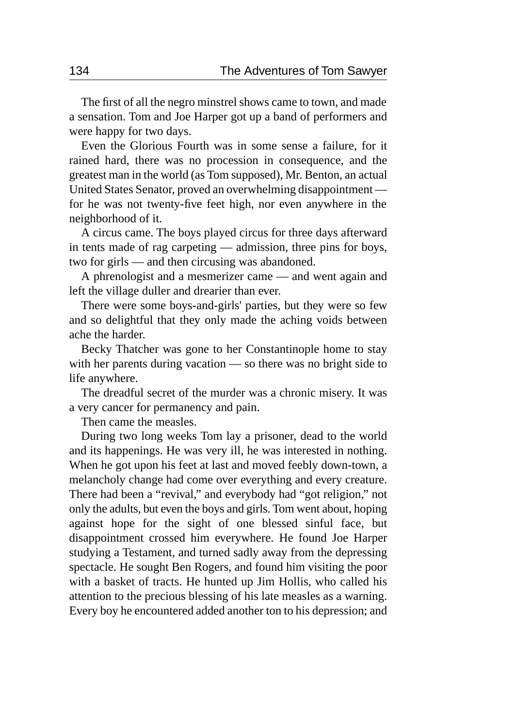The first of all the negro minstrel shows came to town, and made a sensation. Tom and Joe Harper got up a band of performers and were happy for two days.

Even the Glorious Fourth was in some sense a failure, for it rained hard, there was no procession in consequence, and the greatest man in the world (as Tom supposed), Mr. Benton, an actual United States Senator, proved an overwhelming disappointment — for he was not twenty-five feet high, nor even anywhere in the neighborhood of it.

A circus came. The boys played circus for three days afterward in tents made of rag carpeting — admission, three pins for boys, two for girls — and then circusing was abandoned.

A phrenologist and a mesmerizer came — and went again and left the village duller and drearier than ever.

There were some boys-and-girls' parties, but they were so few and so delightful that they only made the aching voids between ache the harder.

Becky Thatcher was gone to her Constantinople home to stay with her parents during vacation — so there was no bright side to life anywhere.

The dreadful secret of the murder was a chronic misery. It was a very cancer for permanency and pain.

Then came the measles.

During two long weeks Tom lay a prisoner, dead to the world and its happenings. He was very ill, he was interested in nothing. When he got upon his feet at last and moved feebly down-town, a melancholy change had come over everything and every creature. There had been a "revival," and everybody had "got religion," not only the adults, but even the boys and girls. Tom went about, hoping against hope for the sight of one blessed sinful face, but disappointment crossed him everywhere. He found Joe Harper studying a Testament, and turned sadly away from the depressing spectacle. He sought Ben Rogers, and found him visiting the poor with a basket of tracts. He hunted up Jim Hollis, who called his attention to the precious blessing of his late measles as a warning. Every boy he encountered added another ton to his depression; and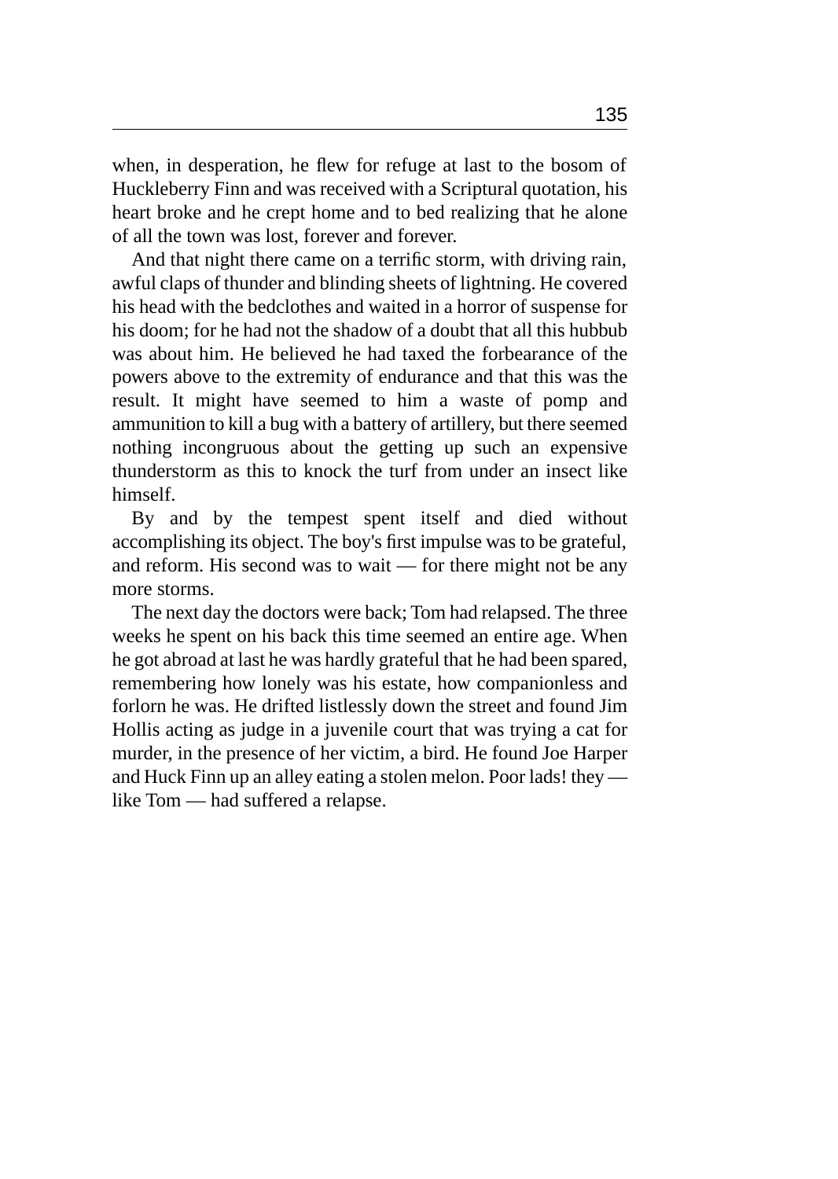when, in desperation, he flew for refuge at last to the bosom of Huckleberry Finn and was received with a Scriptural quotation, his heart broke and he crept home and to bed realizing that he alone of all the town was lost, forever and forever.

And that night there came on a terrific storm, with driving rain, awful claps of thunder and blinding sheets of lightning. He covered his head with the bedclothes and waited in a horror of suspense for his doom; for he had not the shadow of a doubt that all this hubbub was about him. He believed he had taxed the forbearance of the powers above to the extremity of endurance and that this was the result. It might have seemed to him a waste of pomp and ammunition to kill a bug with a battery of artillery, but there seemed nothing incongruous about the getting up such an expensive thunderstorm as this to knock the turf from under an insect like himself.

By and by the tempest spent itself and died without accomplishing its object. The boy's first impulse was to be grateful, and reform. His second was to wait — for there might not be any more storms.

The next day the doctors were back; Tom had relapsed. The three weeks he spent on his back this time seemed an entire age. When he got abroad at last he was hardly grateful that he had been spared, remembering how lonely was his estate, how companionless and forlorn he was. He drifted listlessly down the street and found Jim Hollis acting as judge in a juvenile court that was trying a cat for murder, in the presence of her victim, a bird. He found Joe Harper and Huck Finn up an alley eating a stolen melon. Poor lads! they — like Tom — had suffered a relapse.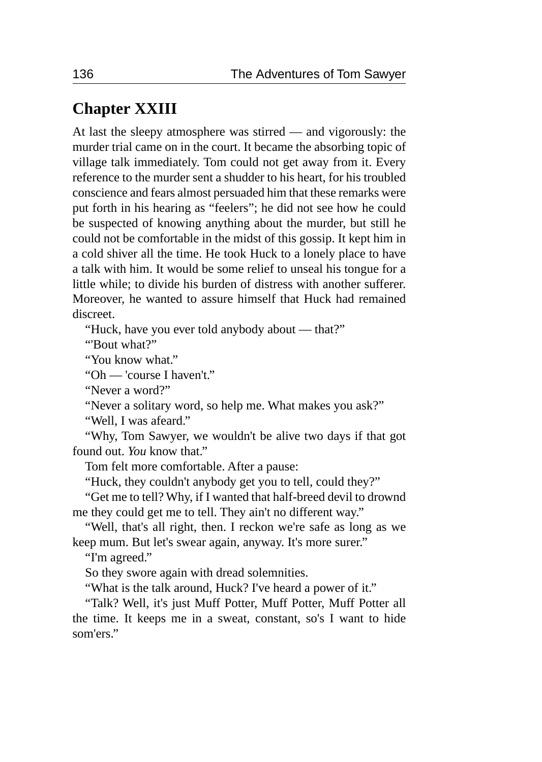## Chapter XXIII

At last the sleepy atmosphere was stirred — and vigorously: the murder trial came on in the court. It became the absorbing topic of village talk immediately. Tom could not get away from it. Every reference to the murder sent a shudder to his heart, for his troubled conscience and fears almost persuaded him that these remarks were put forth in his hearing as "feelers"; he did not see how he could be suspected of knowing anything about the murder, but still he could not be comfortable in the midst of this gossip. It kept him in a cold shiver all the time. He took Huck to a lonely place to have a talk with him. It would be some relief to unseal his tongue for a little while; to divide his burden of distress with another sufferer. Moreover, he wanted to assure himself that Huck had remained discreet.

"Huck, have you ever told anybody about — that?"

"'Bout what?"

"You know what."

"Oh — 'course I haven't."

"Never a word?"

"Never a solitary word, so help me. What makes you ask?"

"Well, I was afeard."

"Why, Tom Sawyer, we wouldn't be alive two days if that got found out. *You* know that."

Tom felt more comfortable. After a pause:

"Huck, they couldn't anybody get you to tell, could they?"

"Get me to tell? Why, if I wanted that half-breed devil to drownd me they could get me to tell. They ain't no different way."

"Well, that's all right, then. I reckon we're safe as long as we keep mum. But let's swear again, anyway. It's more surer."

"I'm agreed."

So they swore again with dread solemnities.

"What is the talk around, Huck? I've heard a power of it."

"Talk? Well, it's just Muff Potter, Muff Potter, Muff Potter all the time. It keeps me in a sweat, constant, so's I want to hide som'ers."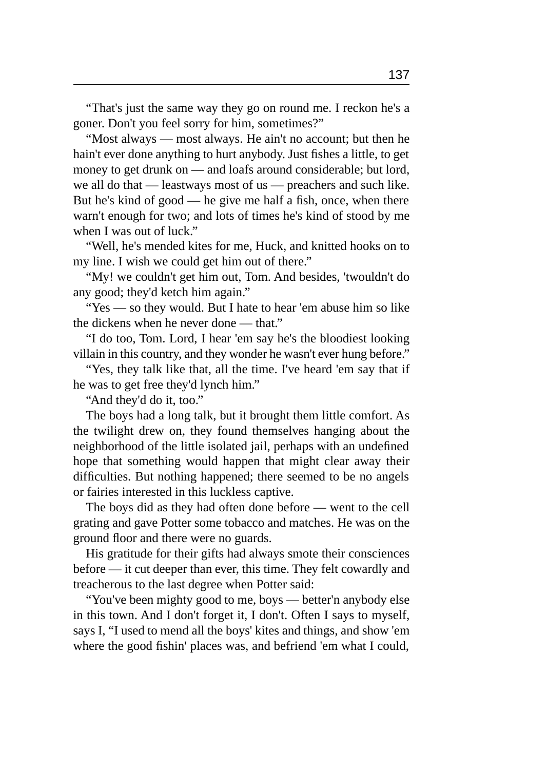“That's just the same way they go on round me. I reckon he's a goner. Don't you feel sorry for him, sometimes?”

“Most always — most always. He ain't no account; but then he hain't ever done anything to hurt anybody. Just fishes a little, to get money to get drunk on — and loafs around considerable; but lord, we all do that — leastways most of us — preachers and such like. But he's kind of good — he give me half a fish, once, when there warn't enough for two; and lots of times he's kind of stood by me when I was out of luck.”

“Well, he's mended kites for me, Huck, and knitted hooks on to my line. I wish we could get him out of there.”

“My! we couldn't get him out, Tom. And besides, 'twouldn't do any good; they'd ketch him again.”

“Yes — so they would. But I hate to hear 'em abuse him so like the dickens when he never done — that.”

“I do too, Tom. Lord, I hear 'em say he's the bloodiest looking villain in this country, and they wonder he wasn't ever hung before.”

“Yes, they talk like that, all the time. I've heard 'em say that if he was to get free they'd lynch him.”

“And they'd do it, too.”

The boys had a long talk, but it brought them little comfort. As the twilight drew on, they found themselves hanging about the neighborhood of the little isolated jail, perhaps with an undefined hope that something would happen that might clear away their difficulties. But nothing happened; there seemed to be no angels or fairies interested in this luckless captive.

The boys did as they had often done before — went to the cell grating and gave Potter some tobacco and matches. He was on the ground floor and there were no guards.

His gratitude for their gifts had always smote their consciences before — it cut deeper than ever, this time. They felt cowardly and treacherous to the last degree when Potter said:

“You've been mighty good to me, boys — better'n anybody else in this town. And I don't forget it, I don't. Often I says to myself, says I, “I used to mend all the boys' kites and things, and show 'em where the good fishin' places was, and befriend 'em what I could,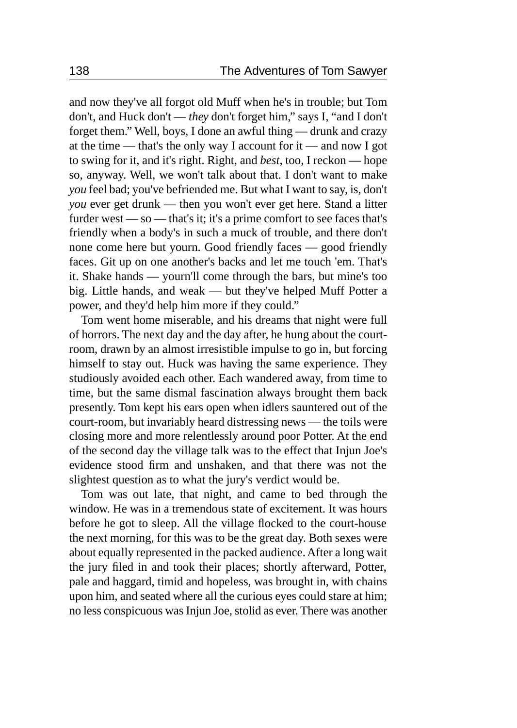and now they've all forgot old Muff when he's in trouble; but Tom don't, and Huck don't — *they* don't forget him," says I, "and I don't forget them." Well, boys, I done an awful thing — drunk and crazy at the time — that's the only way I account for it — and now I got to swing for it, and it's right. Right, and *best,* too, I reckon — hope so, anyway. Well, we won't talk about that. I don't want to make *you* feel bad; you've befriended me. But what I want to say, is, don't *you* ever get drunk — then you won't ever get here. Stand a litter furder west — so — that's it; it's a prime comfort to see faces that's friendly when a body's in such a muck of trouble, and there don't none come here but yourn. Good friendly faces — good friendly faces. Git up on one another's backs and let me touch 'em. That's it. Shake hands — yourn'll come through the bars, but mine's too big. Little hands, and weak — but they've helped Muff Potter a power, and they'd help him more if they could."

Tom went home miserable, and his dreams that night were full of horrors. The next day and the day after, he hung about the court-room, drawn by an almost irresistible impulse to go in, but forcing himself to stay out. Huck was having the same experience. They studiously avoided each other. Each wandered away, from time to time, but the same dismal fascination always brought them back presently. Tom kept his ears open when idlers sauntered out of the court-room, but invariably heard distressing news — the toils were closing more and more relentlessly around poor Potter. At the end of the second day the village talk was to the effect that Injun Joe's evidence stood firm and unshaken, and that there was not the slightest question as to what the jury's verdict would be.

Tom was out late, that night, and came to bed through the window. He was in a tremendous state of excitement. It was hours before he got to sleep. All the village flocked to the court-house the next morning, for this was to be the great day. Both sexes were about equally represented in the packed audience. After a long wait the jury filed in and took their places; shortly afterward, Potter, pale and haggard, timid and hopeless, was brought in, with chains upon him, and seated where all the curious eyes could stare at him; no less conspicuous was Injun Joe, stolid as ever. There was another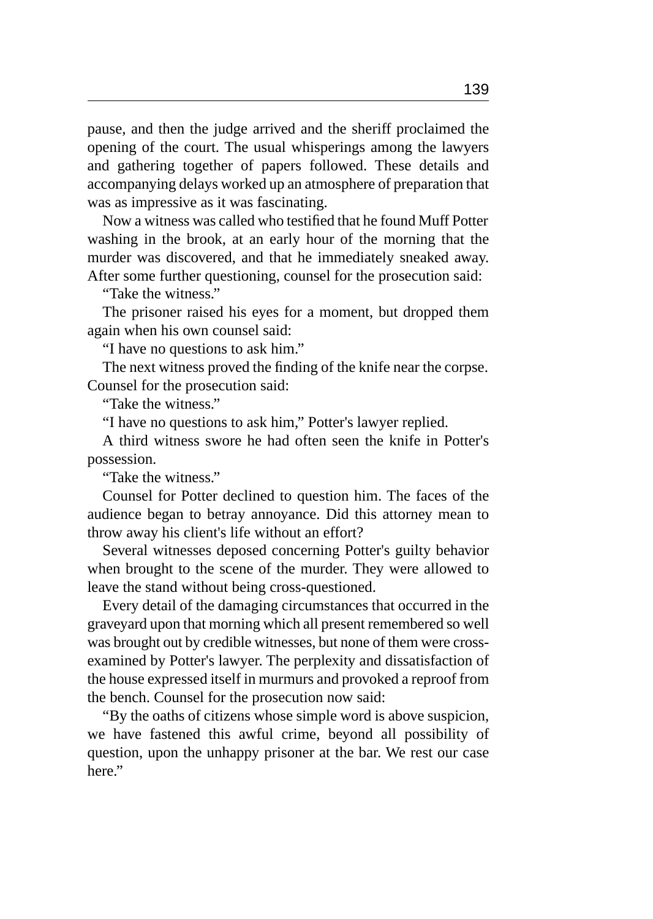pause, and then the judge arrived and the sheriff proclaimed the opening of the court. The usual whisperings among the lawyers and gathering together of papers followed. These details and accompanying delays worked up an atmosphere of preparation that was as impressive as it was fascinating.

Now a witness was called who testified that he found Muff Potter washing in the brook, at an early hour of the morning that the murder was discovered, and that he immediately sneaked away. After some further questioning, counsel for the prosecution said:

"Take the witness."

The prisoner raised his eyes for a moment, but dropped them again when his own counsel said:

"I have no questions to ask him."

The next witness proved the finding of the knife near the corpse. Counsel for the prosecution said:

"Take the witness."

"I have no questions to ask him," Potter's lawyer replied.

A third witness swore he had often seen the knife in Potter's possession.

"Take the witness."

Counsel for Potter declined to question him. The faces of the audience began to betray annoyance. Did this attorney mean to throw away his client's life without an effort?

Several witnesses deposed concerning Potter's guilty behavior when brought to the scene of the murder. They were allowed to leave the stand without being cross-questioned.

Every detail of the damaging circumstances that occurred in the graveyard upon that morning which all present remembered so well was brought out by credible witnesses, but none of them were cross-examined by Potter's lawyer. The perplexity and dissatisfaction of the house expressed itself in murmurs and provoked a reproof from the bench. Counsel for the prosecution now said:

"By the oaths of citizens whose simple word is above suspicion, we have fastened this awful crime, beyond all possibility of question, upon the unhappy prisoner at the bar. We rest our case here."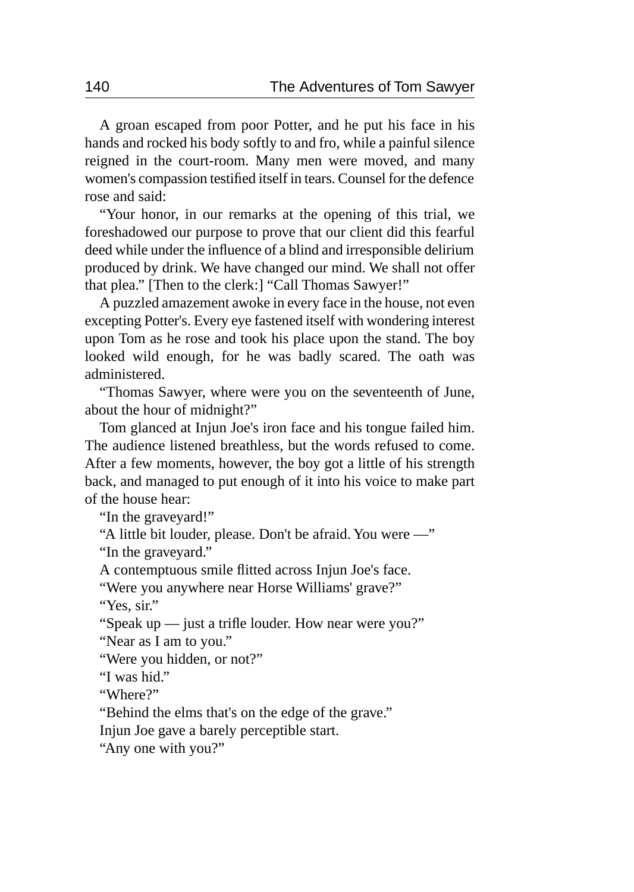A groan escaped from poor Potter, and he put his face in his hands and rocked his body softly to and fro, while a painful silence reigned in the court-room. Many men were moved, and many women's compassion testified itself in tears. Counsel for the defence rose and said:

"Your honor, in our remarks at the opening of this trial, we foreshadowed our purpose to prove that our client did this fearful deed while under the influence of a blind and irresponsible delirium produced by drink. We have changed our mind. We shall not offer that plea." [Then to the clerk:] "Call Thomas Sawyer!"

A puzzled amazement awoke in every face in the house, not even excepting Potter's. Every eye fastened itself with wondering interest upon Tom as he rose and took his place upon the stand. The boy looked wild enough, for he was badly scared. The oath was administered.

"Thomas Sawyer, where were you on the seventeenth of June, about the hour of midnight?"

Tom glanced at Injun Joe's iron face and his tongue failed him. The audience listened breathless, but the words refused to come. After a few moments, however, the boy got a little of his strength back, and managed to put enough of it into his voice to make part of the house hear:

"In the graveyard!"

"A little bit louder, please. Don't be afraid. You were —"

"In the graveyard."

A contemptuous smile flitted across Injun Joe's face.

"Were you anywhere near Horse Williams' grave?"

"Yes, sir."

"Speak up — just a trifle louder. How near were you?"

"Near as I am to you."

"Were you hidden, or not?"

"I was hid."

"Where?"

"Behind the elms that's on the edge of the grave."

Injun Joe gave a barely perceptible start.

"Any one with you?"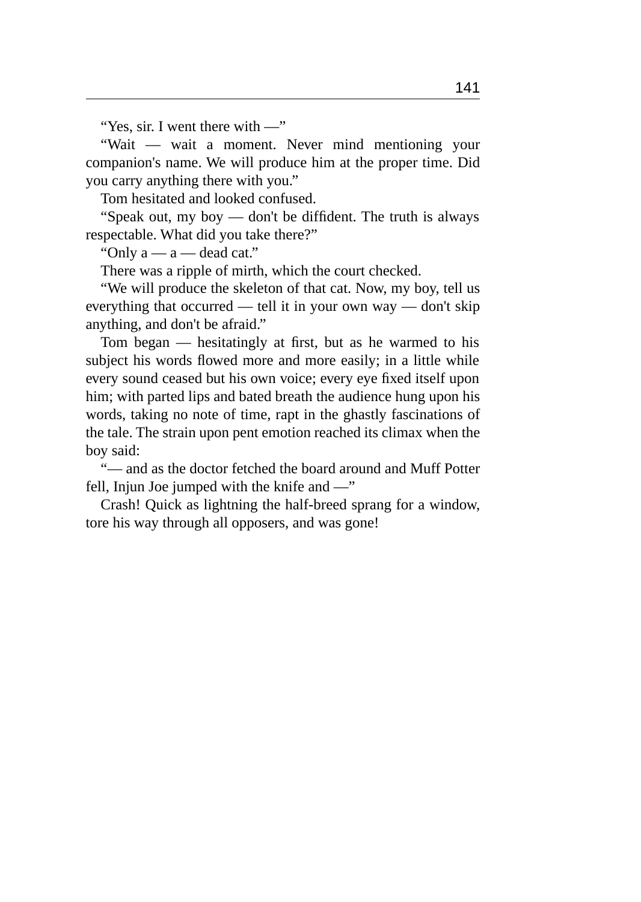“Yes, sir. I went there with —”

“Wait — wait a moment. Never mind mentioning your companion's name. We will produce him at the proper time. Did you carry anything there with you.”

Tom hesitated and looked confused.

“Speak out, my boy — don't be diffident. The truth is always respectable. What did you take there?”

“Only a — a — dead cat.”

There was a ripple of mirth, which the court checked.

“We will produce the skeleton of that cat. Now, my boy, tell us everything that occurred — tell it in your own way — don't skip anything, and don't be afraid.”

Tom began — hesitatingly at first, but as he warmed to his subject his words flowed more and more easily; in a little while every sound ceased but his own voice; every eye fixed itself upon him; with parted lips and bated breath the audience hung upon his words, taking no note of time, rapt in the ghastly fascinations of the tale. The strain upon pent emotion reached its climax when the boy said:

“— and as the doctor fetched the board around and Muff Potter fell, Injun Joe jumped with the knife and —”

Crash! Quick as lightning the half-breed sprang for a window, tore his way through all opposers, and was gone!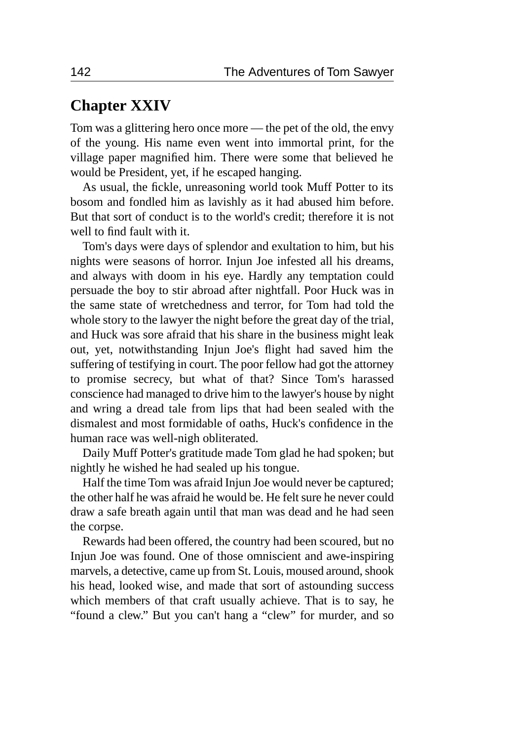## Chapter XXIV

Tom was a glittering hero once more — the pet of the old, the envy of the young. His name even went into immortal print, for the village paper magnified him. There were some that believed he would be President, yet, if he escaped hanging.

As usual, the fickle, unreasoning world took Muff Potter to its bosom and fondled him as lavishly as it had abused him before. But that sort of conduct is to the world's credit; therefore it is not well to find fault with it.

Tom's days were days of splendor and exultation to him, but his nights were seasons of horror. Injun Joe infested all his dreams, and always with doom in his eye. Hardly any temptation could persuade the boy to stir abroad after nightfall. Poor Huck was in the same state of wretchedness and terror, for Tom had told the whole story to the lawyer the night before the great day of the trial, and Huck was sore afraid that his share in the business might leak out, yet, notwithstanding Injun Joe's flight had saved him the suffering of testifying in court. The poor fellow had got the attorney to promise secrecy, but what of that? Since Tom's harassed conscience had managed to drive him to the lawyer's house by night and wring a dread tale from lips that had been sealed with the dismalest and most formidable of oaths, Huck's confidence in the human race was well-nigh obliterated.

Daily Muff Potter's gratitude made Tom glad he had spoken; but nightly he wished he had sealed up his tongue.

Half the time Tom was afraid Injun Joe would never be captured; the other half he was afraid he would be. He felt sure he never could draw a safe breath again until that man was dead and he had seen the corpse.

Rewards had been offered, the country had been scoured, but no Injun Joe was found. One of those omniscient and awe-inspiring marvels, a detective, came up from St. Louis, moused around, shook his head, looked wise, and made that sort of astounding success which members of that craft usually achieve. That is to say, he "found a clew." But you can't hang a "clew" for murder, and so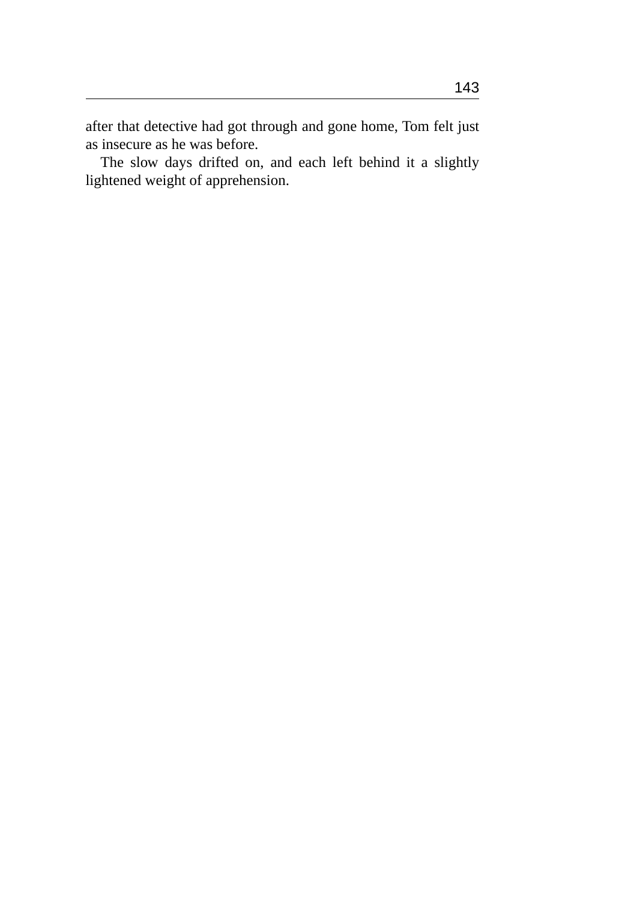after that detective had got through and gone home, Tom felt just as insecure as he was before.

The slow days drifted on, and each left behind it a slightly lightened weight of apprehension.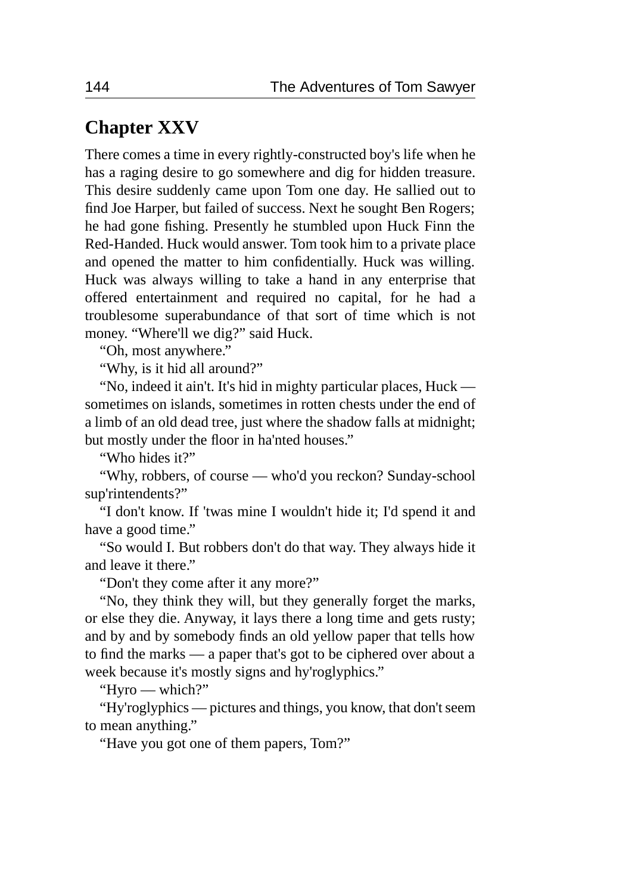## Chapter XXV

There comes a time in every rightly-constructed boy's life when he has a raging desire to go somewhere and dig for hidden treasure. This desire suddenly came upon Tom one day. He sallied out to find Joe Harper, but failed of success. Next he sought Ben Rogers; he had gone fishing. Presently he stumbled upon Huck Finn the Red-Handed. Huck would answer. Tom took him to a private place and opened the matter to him confidentially. Huck was willing. Huck was always willing to take a hand in any enterprise that offered entertainment and required no capital, for he had a troublesome superabundance of that sort of time which is not money. "Where'll we dig?" said Huck.

"Oh, most anywhere."

"Why, is it hid all around?"

"No, indeed it ain't. It's hid in mighty particular places, Huck — sometimes on islands, sometimes in rotten chests under the end of a limb of an old dead tree, just where the shadow falls at midnight; but mostly under the floor in ha'nted houses."

"Who hides it?"

"Why, robbers, of course — who'd you reckon? Sunday-school sup'rintendents?"

"I don't know. If 'twas mine I wouldn't hide it; I'd spend it and have a good time."

"So would I. But robbers don't do that way. They always hide it and leave it there."

"Don't they come after it any more?"

"No, they think they will, but they generally forget the marks, or else they die. Anyway, it lays there a long time and gets rusty; and by and by somebody finds an old yellow paper that tells how to find the marks — a paper that's got to be ciphered over about a week because it's mostly signs and hy'roglyphics."

"Hyro — which?"

"Hy'roglyphics — pictures and things, you know, that don't seem to mean anything."

"Have you got one of them papers, Tom?"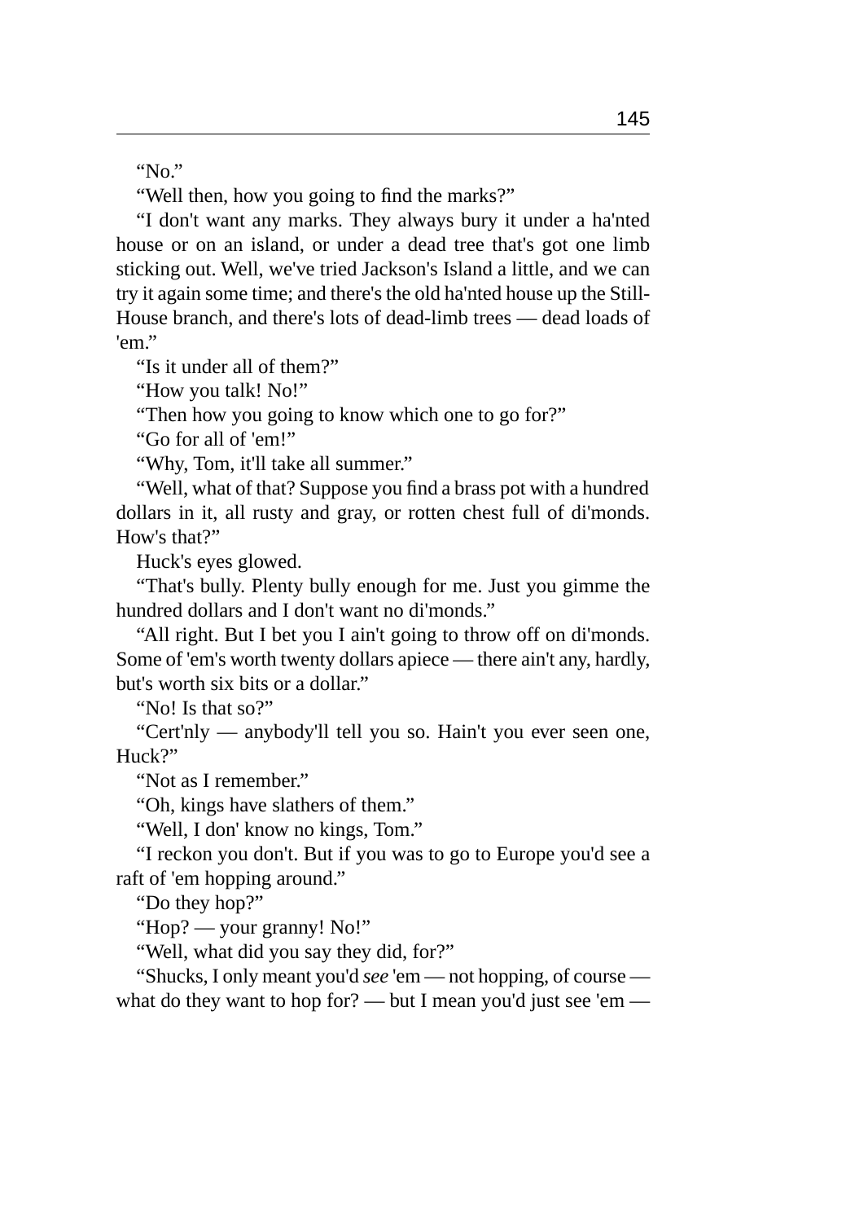"No."

"Well then, how you going to find the marks?"

"I don't want any marks. They always bury it under a ha'nted house or on an island, or under a dead tree that's got one limb sticking out. Well, we've tried Jackson's Island a little, and we can try it again some time; and there's the old ha'nted house up the Still-House branch, and there's lots of dead-limb trees — dead loads of 'em."

"Is it under all of them?"

"How you talk! No!"

"Then how you going to know which one to go for?"

"Go for all of 'em!"

"Why, Tom, it'll take all summer."

"Well, what of that? Suppose you find a brass pot with a hundred dollars in it, all rusty and gray, or rotten chest full of di'monds. How's that?"

Huck's eyes glowed.

"That's bully. Plenty bully enough for me. Just you gimme the hundred dollars and I don't want no di'monds."

"All right. But I bet you I ain't going to throw off on di'monds. Some of 'em's worth twenty dollars apiece — there ain't any, hardly, but's worth six bits or a dollar."

"No! Is that so?"

"Cert'nly — anybody'll tell you so. Hain't you ever seen one, Huck?"

"Not as I remember."

"Oh, kings have slathers of them."

"Well, I don' know no kings, Tom."

"I reckon you don't. But if you was to go to Europe you'd see a raft of 'em hopping around."

"Do they hop?"

"Hop? — your granny! No!"

"Well, what did you say they did, for?"

"Shucks, I only meant you'd *see* 'em — not hopping, of course — what do they want to hop for? — but I mean you'd just see 'em —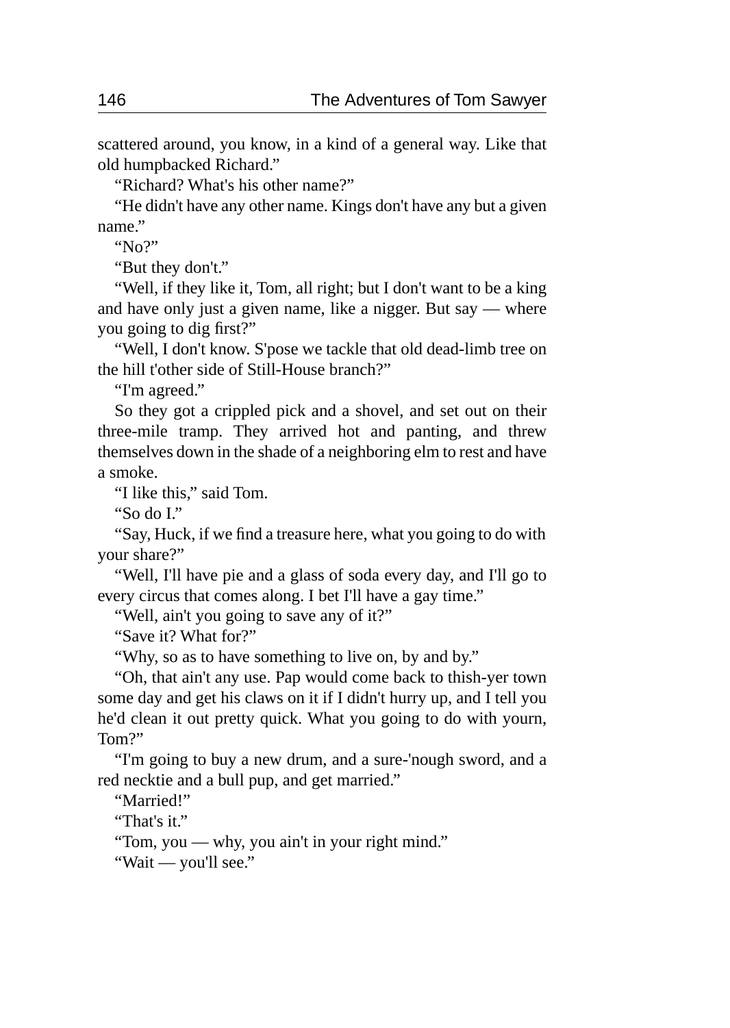scattered around, you know, in a kind of a general way. Like that old humpbacked Richard."

"Richard? What's his other name?"

"He didn't have any other name. Kings don't have any but a given name."

"No?"

"But they don't."

"Well, if they like it, Tom, all right; but I don't want to be a king and have only just a given name, like a nigger. But say — where you going to dig first?"

"Well, I don't know. S'pose we tackle that old dead-limb tree on the hill t'other side of Still-House branch?"

"I'm agreed."

So they got a crippled pick and a shovel, and set out on their three-mile tramp. They arrived hot and panting, and threw themselves down in the shade of a neighboring elm to rest and have a smoke.

"I like this," said Tom.

"So do I."

"Say, Huck, if we find a treasure here, what you going to do with your share?"

"Well, I'll have pie and a glass of soda every day, and I'll go to every circus that comes along. I bet I'll have a gay time."

"Well, ain't you going to save any of it?"

"Save it? What for?"

"Why, so as to have something to live on, by and by."

"Oh, that ain't any use. Pap would come back to thish-yer town some day and get his claws on it if I didn't hurry up, and I tell you he'd clean it out pretty quick. What you going to do with yourn, Tom?"

"I'm going to buy a new drum, and a sure-'nough sword, and a red necktie and a bull pup, and get married."

"Married!"

"That's it."

"Tom, you — why, you ain't in your right mind."

"Wait — you'll see."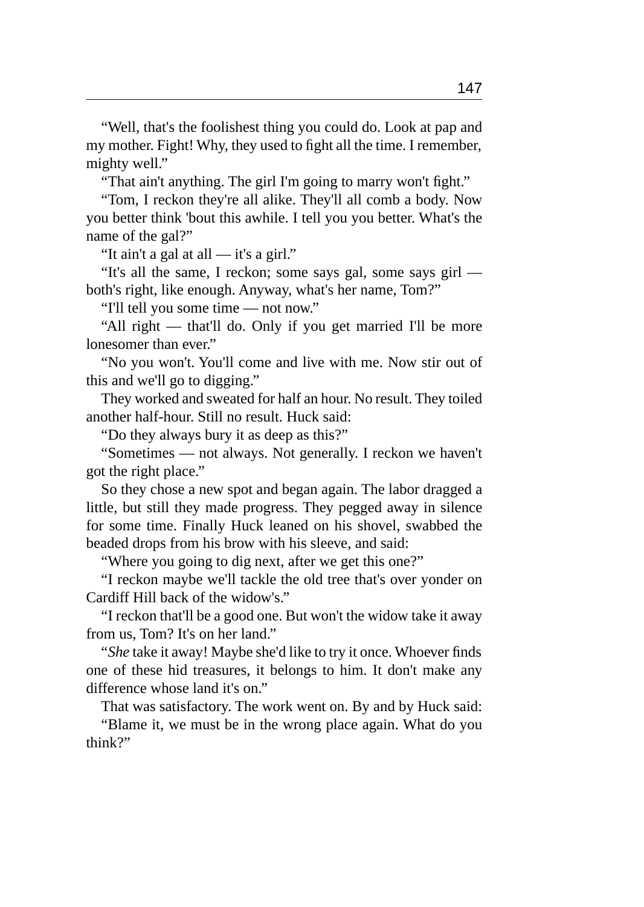"Well, that's the foolishest thing you could do. Look at pap and my mother. Fight! Why, they used to fight all the time. I remember, mighty well."

"That ain't anything. The girl I'm going to marry won't fight."

"Tom, I reckon they're all alike. They'll all comb a body. Now you better think 'bout this awhile. I tell you you better. What's the name of the gal?"

"It ain't a gal at all — it's a girl."

"It's all the same, I reckon; some says gal, some says girl — both's right, like enough. Anyway, what's her name, Tom?"

"I'll tell you some time — not now."

"All right — that'll do. Only if you get married I'll be more lonesomer than ever."

"No you won't. You'll come and live with me. Now stir out of this and we'll go to digging."

They worked and sweated for half an hour. No result. They toiled another half-hour. Still no result. Huck said:

"Do they always bury it as deep as this?"

"Sometimes — not always. Not generally. I reckon we haven't got the right place."

So they chose a new spot and began again. The labor dragged a little, but still they made progress. They pegged away in silence for some time. Finally Huck leaned on his shovel, swabbed the beaded drops from his brow with his sleeve, and said:

"Where you going to dig next, after we get this one?"

"I reckon maybe we'll tackle the old tree that's over yonder on Cardiff Hill back of the widow's."

"I reckon that'll be a good one. But won't the widow take it away from us, Tom? It's on her land."

"*She* take it away! Maybe she'd like to try it once. Whoever finds one of these hid treasures, it belongs to him. It don't make any difference whose land it's on."

That was satisfactory. The work went on. By and by Huck said:

"Blame it, we must be in the wrong place again. What do you think?"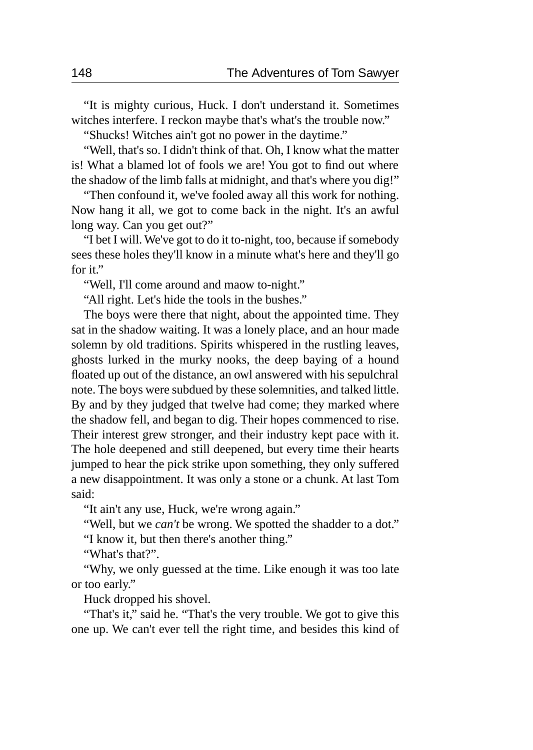"It is mighty curious, Huck. I don't understand it. Sometimes witches interfere. I reckon maybe that's what's the trouble now."

"Shucks! Witches ain't got no power in the daytime."

"Well, that's so. I didn't think of that. Oh, I know what the matter is! What a blamed lot of fools we are! You got to find out where the shadow of the limb falls at midnight, and that's where you dig!"

"Then confound it, we've fooled away all this work for nothing. Now hang it all, we got to come back in the night. It's an awful long way. Can you get out?"

"I bet I will. We've got to do it to-night, too, because if somebody sees these holes they'll know in a minute what's here and they'll go for it."

"Well, I'll come around and maow to-night."

"All right. Let's hide the tools in the bushes."

The boys were there that night, about the appointed time. They sat in the shadow waiting. It was a lonely place, and an hour made solemn by old traditions. Spirits whispered in the rustling leaves, ghosts lurked in the murky nooks, the deep baying of a hound floated up out of the distance, an owl answered with his sepulchral note. The boys were subdued by these solemnities, and talked little. By and by they judged that twelve had come; they marked where the shadow fell, and began to dig. Their hopes commenced to rise. Their interest grew stronger, and their industry kept pace with it. The hole deepened and still deepened, but every time their hearts jumped to hear the pick strike upon something, they only suffered a new disappointment. It was only a stone or a chunk. At last Tom said:

"It ain't any use, Huck, we're wrong again."

"Well, but we *can't* be wrong. We spotted the shadder to a dot."

"I know it, but then there's another thing."

"What's that?".

"Why, we only guessed at the time. Like enough it was too late or too early."

Huck dropped his shovel.

"That's it," said he. "That's the very trouble. We got to give this one up. We can't ever tell the right time, and besides this kind of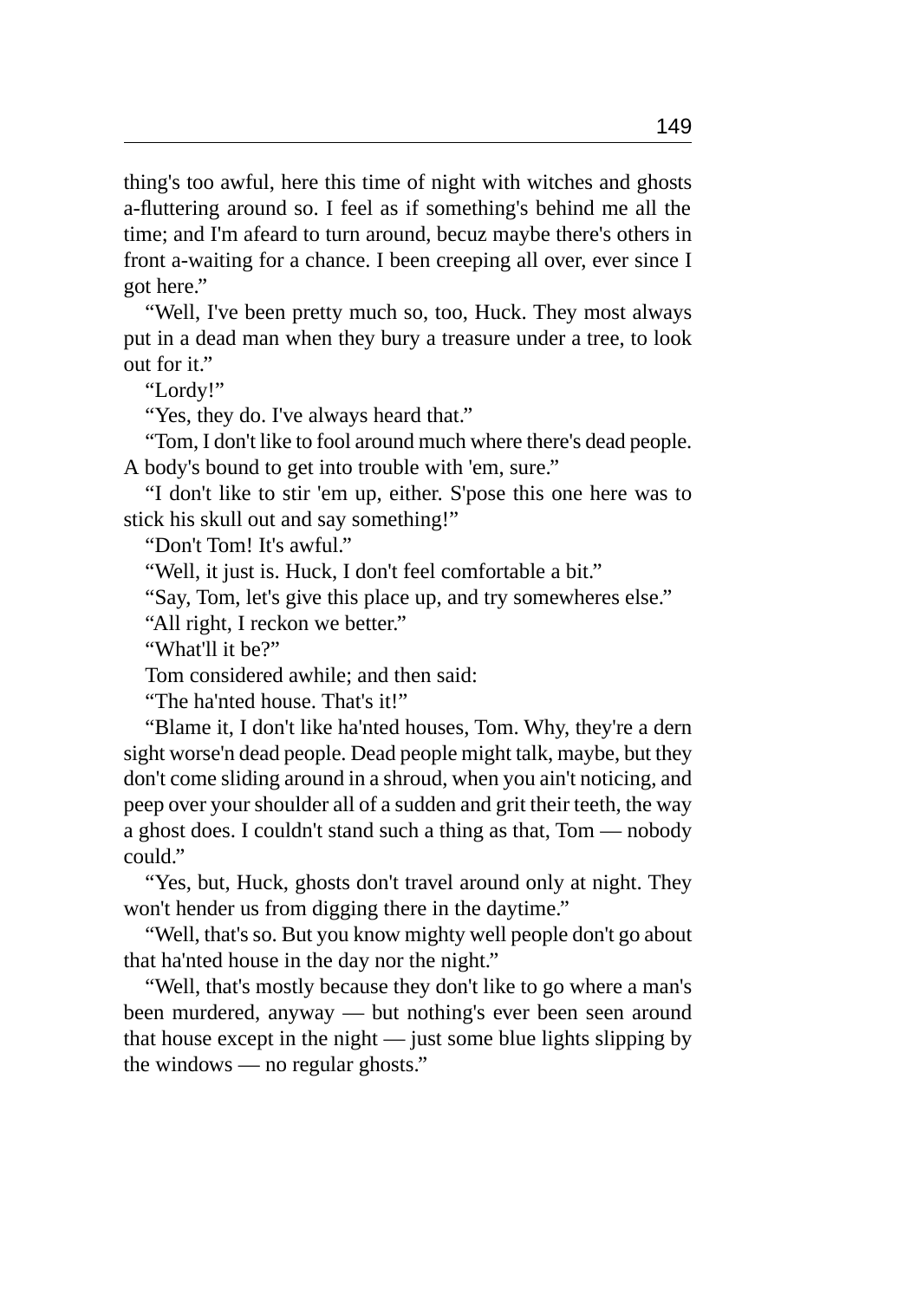thing's too awful, here this time of night with witches and ghosts a-fluttering around so. I feel as if something's behind me all the time; and I'm afeard to turn around, becuz maybe there's others in front a-waiting for a chance. I been creeping all over, ever since I got here."

"Well, I've been pretty much so, too, Huck. They most always put in a dead man when they bury a treasure under a tree, to look out for it."

"Lordy!"

"Yes, they do. I've always heard that."

"Tom, I don't like to fool around much where there's dead people. A body's bound to get into trouble with 'em, sure."

"I don't like to stir 'em up, either. S'pose this one here was to stick his skull out and say something!"

"Don't Tom! It's awful."

"Well, it just is. Huck, I don't feel comfortable a bit."

"Say, Tom, let's give this place up, and try somewheres else."

"All right, I reckon we better."

"What'll it be?"

Tom considered awhile; and then said:

"The ha'nted house. That's it!"

"Blame it, I don't like ha'nted houses, Tom. Why, they're a dern sight worse'n dead people. Dead people might talk, maybe, but they don't come sliding around in a shroud, when you ain't noticing, and peep over your shoulder all of a sudden and grit their teeth, the way a ghost does. I couldn't stand such a thing as that, Tom — nobody could."

"Yes, but, Huck, ghosts don't travel around only at night. They won't hender us from digging there in the daytime."

"Well, that's so. But you know mighty well people don't go about that ha'nted house in the day nor the night."

"Well, that's mostly because they don't like to go where a man's been murdered, anyway — but nothing's ever been seen around that house except in the night — just some blue lights slipping by the windows — no regular ghosts."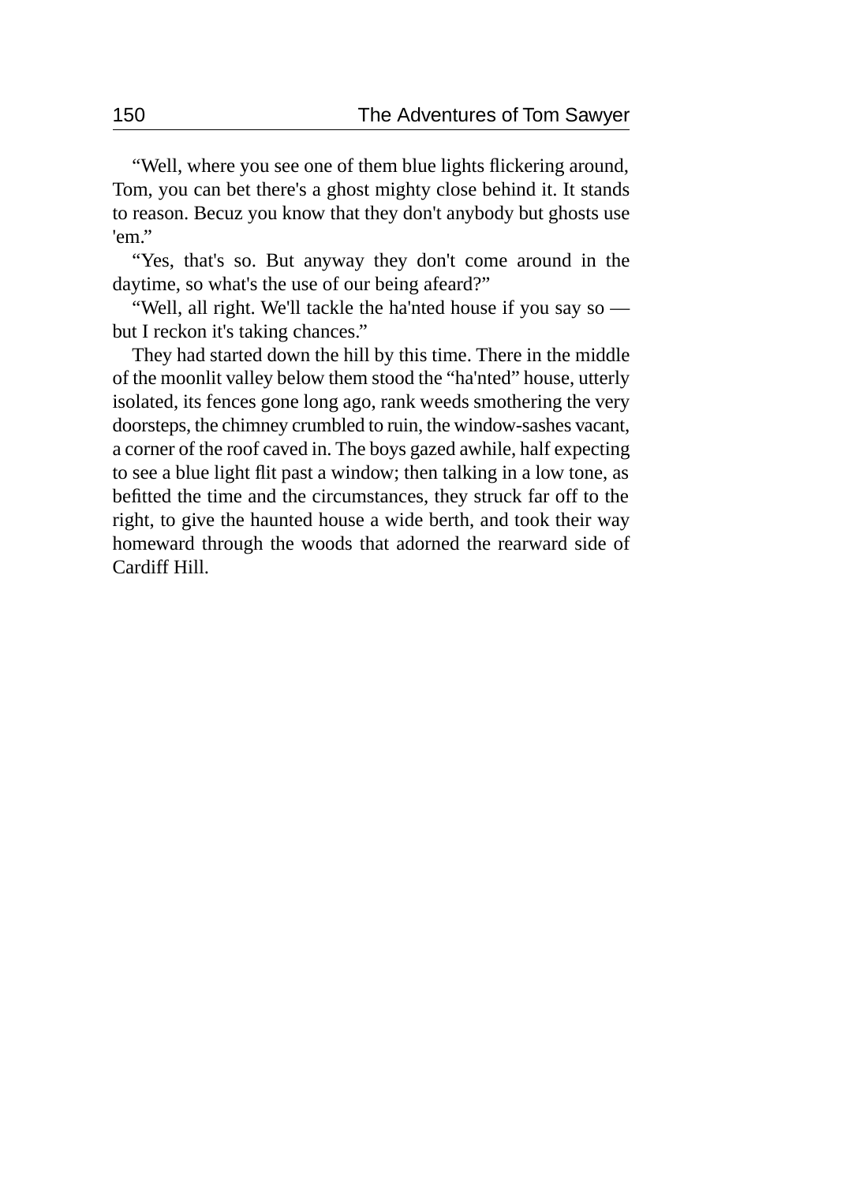“Well, where you see one of them blue lights flickering around, Tom, you can bet there's a ghost mighty close behind it. It stands to reason. Becuz you know that they don't anybody but ghosts use 'em.”

“Yes, that's so. But anyway they don't come around in the daytime, so what's the use of our being afeard?”

“Well, all right. We'll tackle the ha'nted house if you say so — but I reckon it's taking chances.”

They had started down the hill by this time. There in the middle of the moonlit valley below them stood the “ha'nted” house, utterly isolated, its fences gone long ago, rank weeds smothering the very doorsteps, the chimney crumbled to ruin, the window-sashes vacant, a corner of the roof caved in. The boys gazed awhile, half expecting to see a blue light flit past a window; then talking in a low tone, as befitted the time and the circumstances, they struck far off to the right, to give the haunted house a wide berth, and took their way homeward through the woods that adorned the rearward side of Cardiff Hill.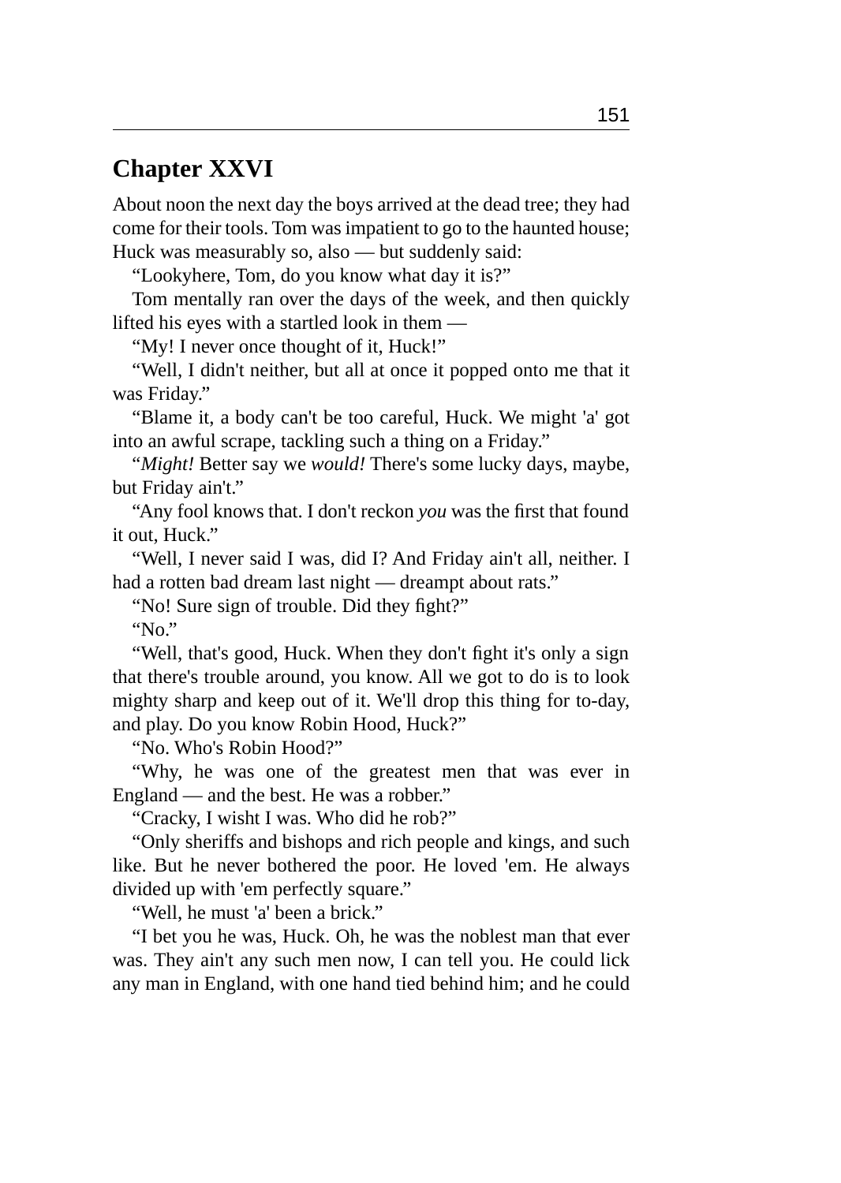# Chapter XXVI

About noon the next day the boys arrived at the dead tree; they had come for their tools. Tom was impatient to go to the haunted house; Huck was measurably so, also — but suddenly said:

"Lookyhere, Tom, do you know what day it is?"

Tom mentally ran over the days of the week, and then quickly lifted his eyes with a startled look in them —

"My! I never once thought of it, Huck!"

"Well, I didn't neither, but all at once it popped onto me that it was Friday."

"Blame it, a body can't be too careful, Huck. We might 'a' got into an awful scrape, tackling such a thing on a Friday."

"*Might!* Better say we *would!* There's some lucky days, maybe, but Friday ain't."

"Any fool knows that. I don't reckon *you* was the first that found it out, Huck."

"Well, I never said I was, did I? And Friday ain't all, neither. I had a rotten bad dream last night — dreampt about rats."

"No! Sure sign of trouble. Did they fight?"

"No."

"Well, that's good, Huck. When they don't fight it's only a sign that there's trouble around, you know. All we got to do is to look mighty sharp and keep out of it. We'll drop this thing for to-day, and play. Do you know Robin Hood, Huck?"

"No. Who's Robin Hood?"

"Why, he was one of the greatest men that was ever in England — and the best. He was a robber."

"Cracky, I wisht I was. Who did he rob?"

"Only sheriffs and bishops and rich people and kings, and such like. But he never bothered the poor. He loved 'em. He always divided up with 'em perfectly square."

"Well, he must 'a' been a brick."

"I bet you he was, Huck. Oh, he was the noblest man that ever was. They ain't any such men now, I can tell you. He could lick any man in England, with one hand tied behind him; and he could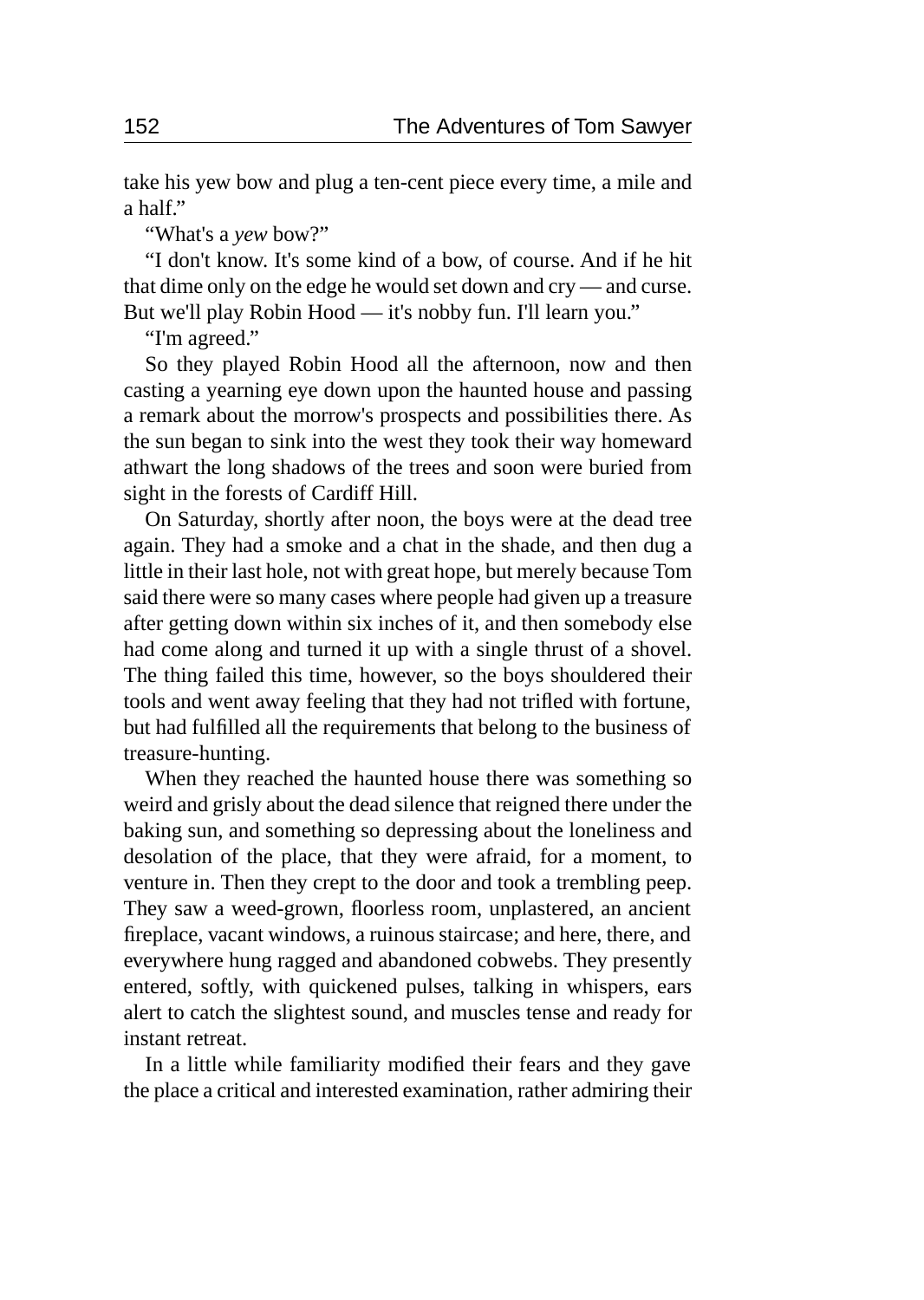take his yew bow and plug a ten-cent piece every time, a mile and a half."

"What's a *yew* bow?"

"I don't know. It's some kind of a bow, of course. And if he hit that dime only on the edge he would set down and cry — and curse. But we'll play Robin Hood — it's nobby fun. I'll learn you."

"I'm agreed."

So they played Robin Hood all the afternoon, now and then casting a yearning eye down upon the haunted house and passing a remark about the morrow's prospects and possibilities there. As the sun began to sink into the west they took their way homeward athwart the long shadows of the trees and soon were buried from sight in the forests of Cardiff Hill.

On Saturday, shortly after noon, the boys were at the dead tree again. They had a smoke and a chat in the shade, and then dug a little in their last hole, not with great hope, but merely because Tom said there were so many cases where people had given up a treasure after getting down within six inches of it, and then somebody else had come along and turned it up with a single thrust of a shovel. The thing failed this time, however, so the boys shouldered their tools and went away feeling that they had not trifled with fortune, but had fulfilled all the requirements that belong to the business of treasure-hunting.

When they reached the haunted house there was something so weird and grisly about the dead silence that reigned there under the baking sun, and something so depressing about the loneliness and desolation of the place, that they were afraid, for a moment, to venture in. Then they crept to the door and took a trembling peep. They saw a weed-grown, floorless room, unplastered, an ancient fireplace, vacant windows, a ruinous staircase; and here, there, and everywhere hung ragged and abandoned cobwebs. They presently entered, softly, with quickened pulses, talking in whispers, ears alert to catch the slightest sound, and muscles tense and ready for instant retreat.

In a little while familiarity modified their fears and they gave the place a critical and interested examination, rather admiring their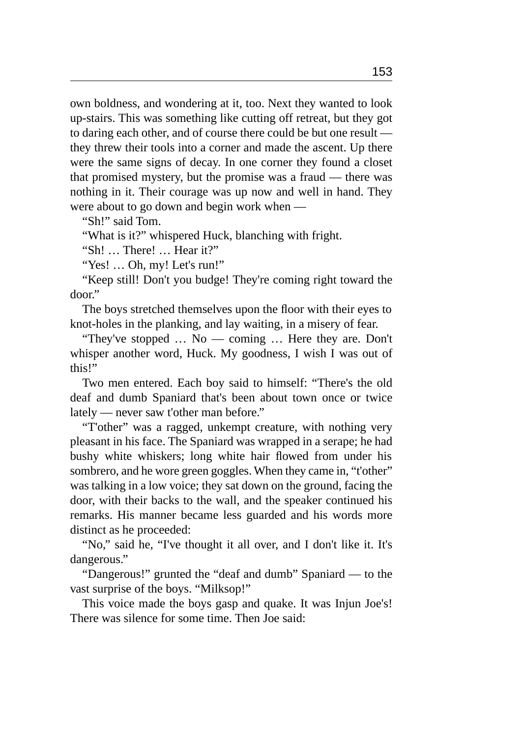own boldness, and wondering at it, too. Next they wanted to look up-stairs. This was something like cutting off retreat, but they got to daring each other, and of course there could be but one result — they threw their tools into a corner and made the ascent. Up there were the same signs of decay. In one corner they found a closet that promised mystery, but the promise was a fraud — there was nothing in it. Their courage was up now and well in hand. They were about to go down and begin work when —

"Sh!" said Tom.

"What is it?" whispered Huck, blanching with fright.

"Sh! … There! … Hear it?"

"Yes! … Oh, my! Let's run!"

"Keep still! Don't you budge! They're coming right toward the door."

The boys stretched themselves upon the floor with their eyes to knot-holes in the planking, and lay waiting, in a misery of fear.

"They've stopped … No — coming … Here they are. Don't whisper another word, Huck. My goodness, I wish I was out of this!"

Two men entered. Each boy said to himself: "There's the old deaf and dumb Spaniard that's been about town once or twice lately — never saw t'other man before."

"T'other" was a ragged, unkempt creature, with nothing very pleasant in his face. The Spaniard was wrapped in a serape; he had bushy white whiskers; long white hair flowed from under his sombrero, and he wore green goggles. When they came in, "t'other" was talking in a low voice; they sat down on the ground, facing the door, with their backs to the wall, and the speaker continued his remarks. His manner became less guarded and his words more distinct as he proceeded:

"No," said he, "I've thought it all over, and I don't like it. It's dangerous."

"Dangerous!" grunted the "deaf and dumb" Spaniard — to the vast surprise of the boys. "Milksop!"

This voice made the boys gasp and quake. It was Injun Joe's! There was silence for some time. Then Joe said: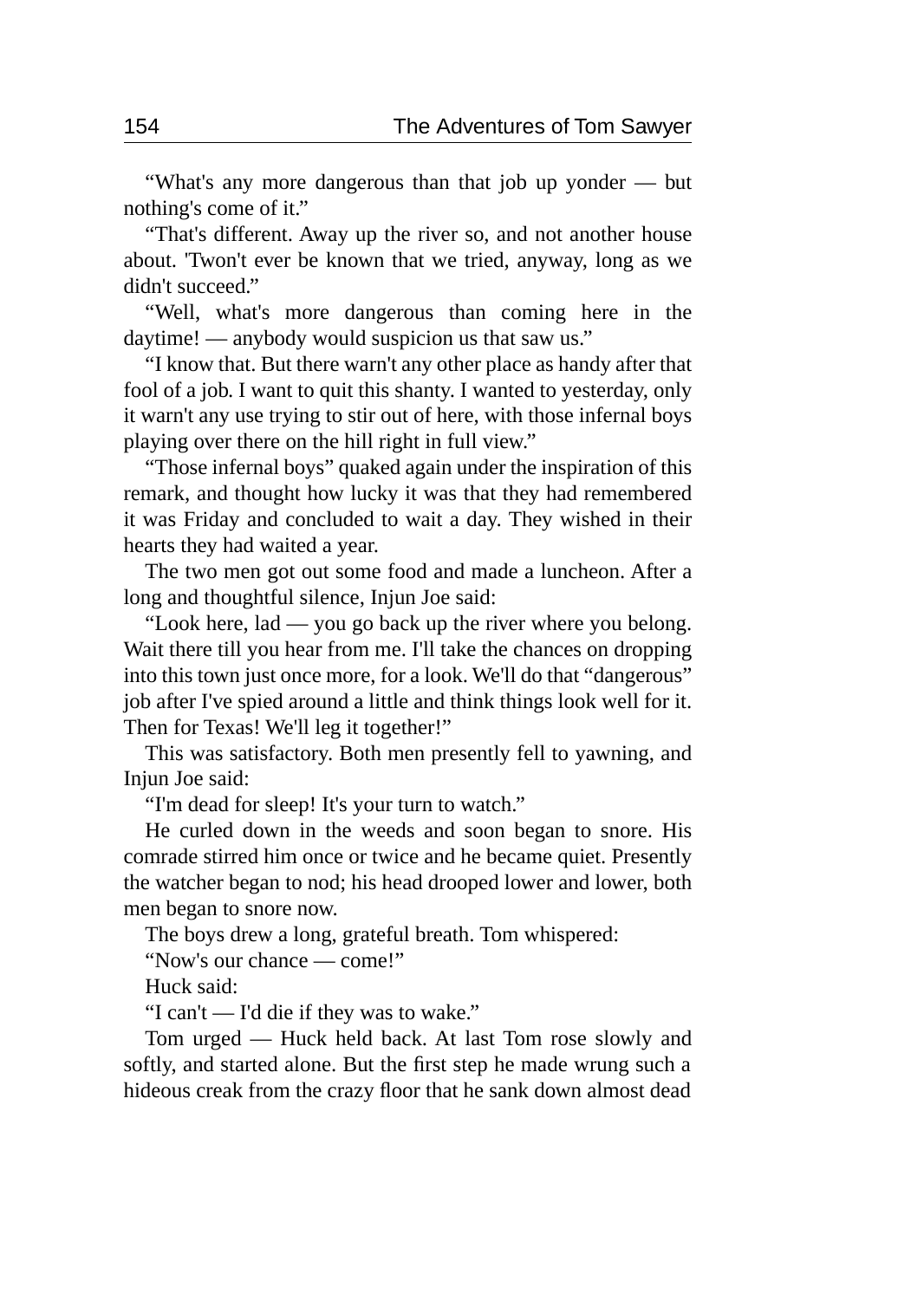“What's any more dangerous than that job up yonder — but nothing's come of it.”

“That's different. Away up the river so, and not another house about. 'Twon't ever be known that we tried, anyway, long as we didn't succeed.”

“Well, what's more dangerous than coming here in the daytime! — anybody would suspicion us that saw us.”

“I know that. But there warn't any other place as handy after that fool of a job. I want to quit this shanty. I wanted to yesterday, only it warn't any use trying to stir out of here, with those infernal boys playing over there on the hill right in full view.”

“Those infernal boys” quaked again under the inspiration of this remark, and thought how lucky it was that they had remembered it was Friday and concluded to wait a day. They wished in their hearts they had waited a year.

The two men got out some food and made a luncheon. After a long and thoughtful silence, Injun Joe said:

“Look here, lad — you go back up the river where you belong. Wait there till you hear from me. I'll take the chances on dropping into this town just once more, for a look. We'll do that “dangerous” job after I've spied around a little and think things look well for it. Then for Texas! We'll leg it together!”

This was satisfactory. Both men presently fell to yawning, and Injun Joe said:

“I'm dead for sleep! It's your turn to watch.”

He curled down in the weeds and soon began to snore. His comrade stirred him once or twice and he became quiet. Presently the watcher began to nod; his head drooped lower and lower, both men began to snore now.

The boys drew a long, grateful breath. Tom whispered:

“Now's our chance — come!”

Huck said:

“I can't — I'd die if they was to wake.”

Tom urged — Huck held back. At last Tom rose slowly and softly, and started alone. But the first step he made wrung such a hideous creak from the crazy floor that he sank down almost dead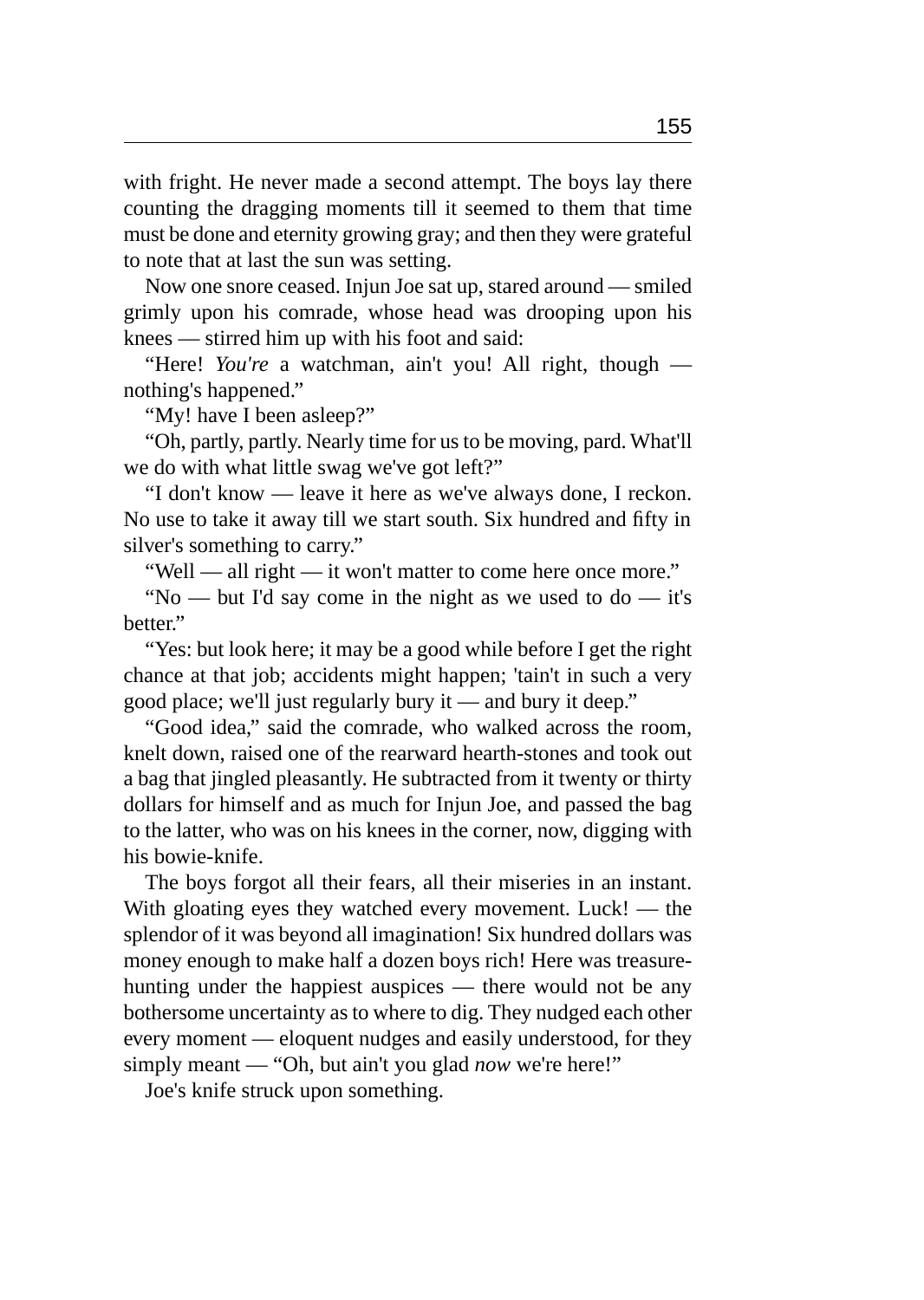with fright. He never made a second attempt. The boys lay there counting the dragging moments till it seemed to them that time must be done and eternity growing gray; and then they were grateful to note that at last the sun was setting.

Now one snore ceased. Injun Joe sat up, stared around — smiled grimly upon his comrade, whose head was drooping upon his knees — stirred him up with his foot and said:

"Here! *You're* a watchman, ain't you! All right, though — nothing's happened."

"My! have I been asleep?"

"Oh, partly, partly. Nearly time for us to be moving, pard. What'll we do with what little swag we've got left?"

"I don't know — leave it here as we've always done, I reckon. No use to take it away till we start south. Six hundred and fifty in silver's something to carry."

"Well — all right — it won't matter to come here once more."

"No — but I'd say come in the night as we used to do — it's better."

"Yes: but look here; it may be a good while before I get the right chance at that job; accidents might happen; 'tain't in such a very good place; we'll just regularly bury it — and bury it deep."

"Good idea," said the comrade, who walked across the room, knelt down, raised one of the rearward hearth-stones and took out a bag that jingled pleasantly. He subtracted from it twenty or thirty dollars for himself and as much for Injun Joe, and passed the bag to the latter, who was on his knees in the corner, now, digging with his bowie-knife.

The boys forgot all their fears, all their miseries in an instant. With gloating eyes they watched every movement. Luck! — the splendor of it was beyond all imagination! Six hundred dollars was money enough to make half a dozen boys rich! Here was treasure-hunting under the happiest auspices — there would not be any bothersome uncertainty as to where to dig. They nudged each other every moment — eloquent nudges and easily understood, for they simply meant — "Oh, but ain't you glad *now* we're here!"

Joe's knife struck upon something.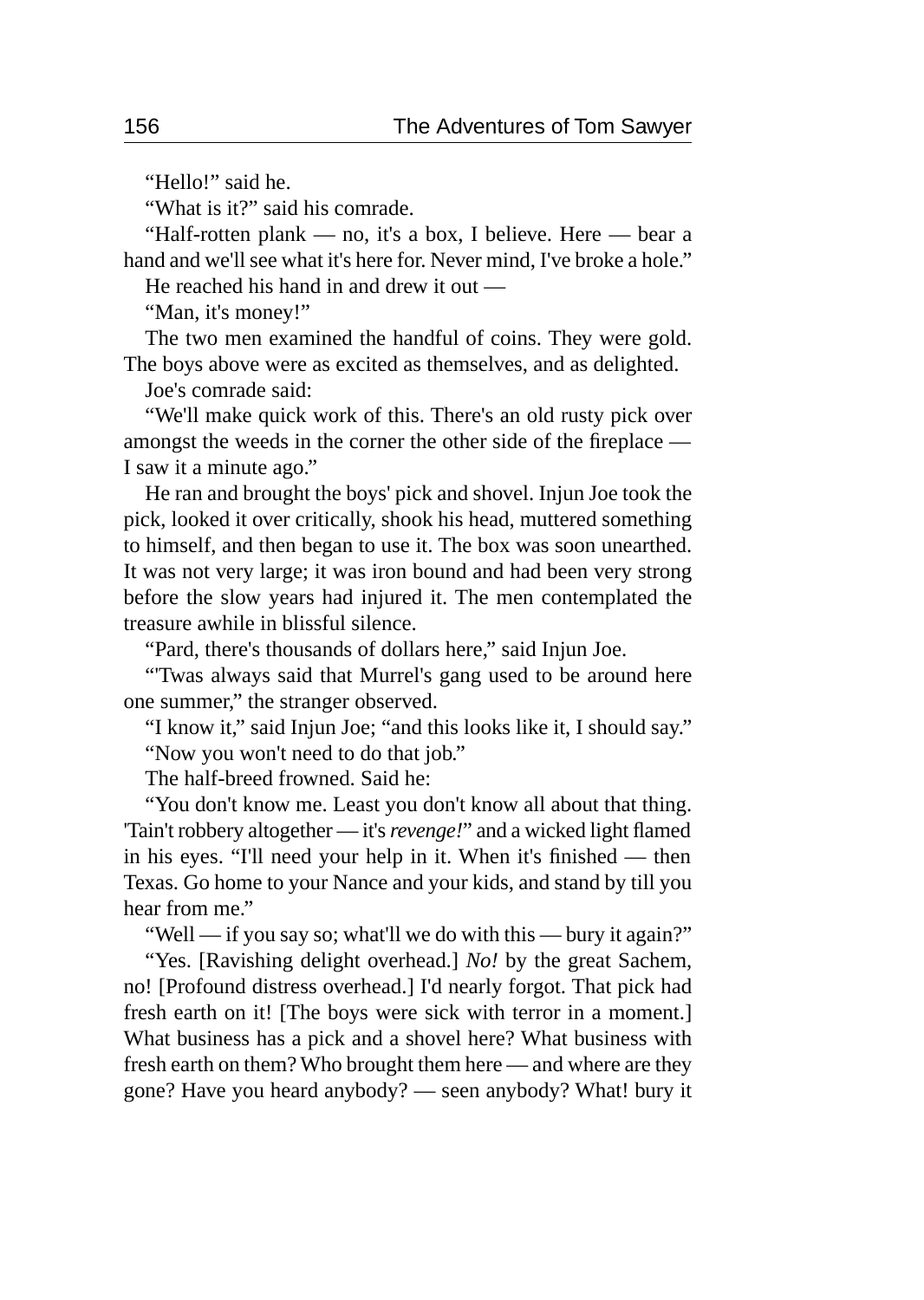"Hello!" said he.

"What is it?" said his comrade.

"Half-rotten plank — no, it's a box, I believe. Here — bear a hand and we'll see what it's here for. Never mind, I've broke a hole."

He reached his hand in and drew it out —

"Man, it's money!"

The two men examined the handful of coins. They were gold. The boys above were as excited as themselves, and as delighted.

Joe's comrade said:

"We'll make quick work of this. There's an old rusty pick over amongst the weeds in the corner the other side of the fireplace — I saw it a minute ago."

He ran and brought the boys' pick and shovel. Injun Joe took the pick, looked it over critically, shook his head, muttered something to himself, and then began to use it. The box was soon unearthed. It was not very large; it was iron bound and had been very strong before the slow years had injured it. The men contemplated the treasure awhile in blissful silence.

"Pard, there's thousands of dollars here," said Injun Joe.

"'Twas always said that Murrel's gang used to be around here one summer," the stranger observed.

"I know it," said Injun Joe; "and this looks like it, I should say."

"Now you won't need to do that job."

The half-breed frowned. Said he:

"You don't know me. Least you don't know all about that thing. 'Tain't robbery altogether — it's *revenge!*" and a wicked light flamed in his eyes. "I'll need your help in it. When it's finished — then Texas. Go home to your Nance and your kids, and stand by till you hear from me."

"Well — if you say so; what'll we do with this — bury it again?"

"Yes. [Ravishing delight overhead.] *No!* by the great Sachem, no! [Profound distress overhead.] I'd nearly forgot. That pick had fresh earth on it! [The boys were sick with terror in a moment.] What business has a pick and a shovel here? What business with fresh earth on them? Who brought them here — and where are they gone? Have you heard anybody? — seen anybody? What! bury it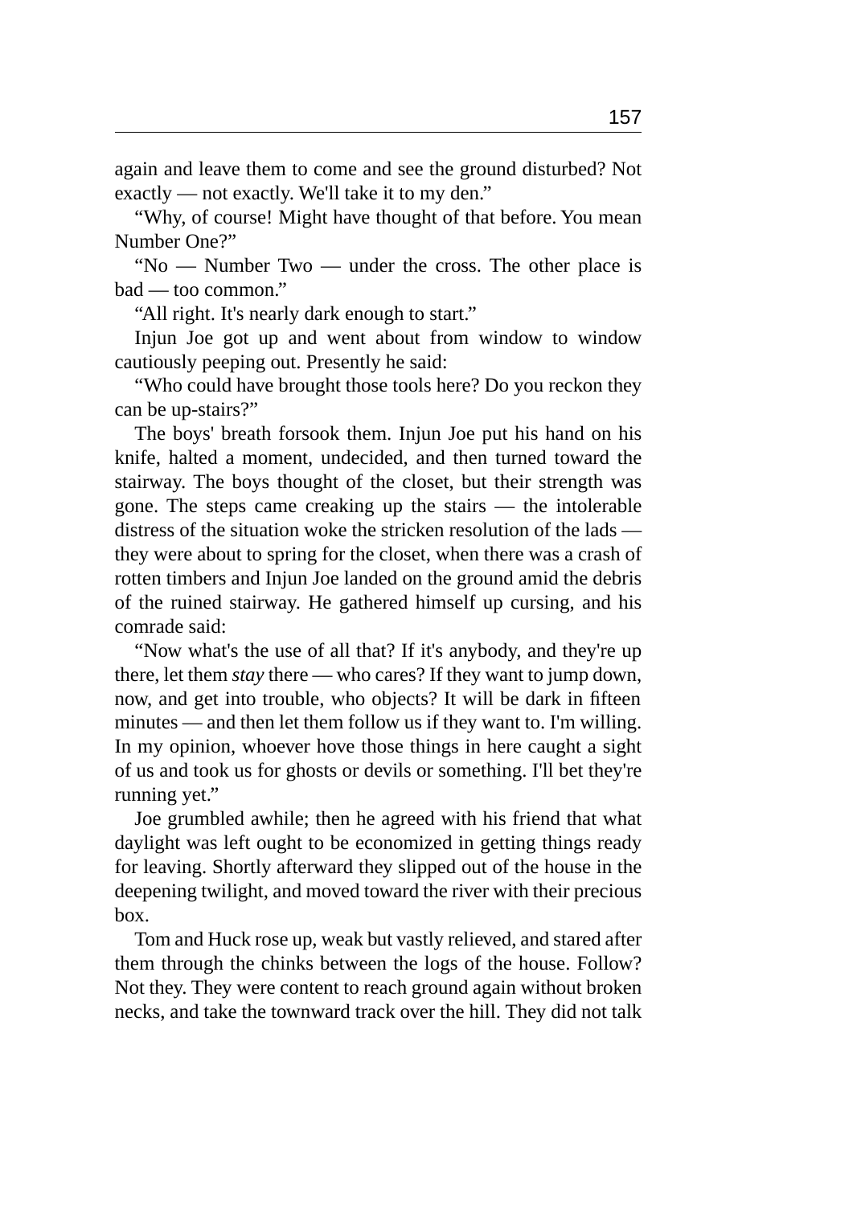again and leave them to come and see the ground disturbed? Not exactly — not exactly. We'll take it to my den."

"Why, of course! Might have thought of that before. You mean Number One?"

"No — Number Two — under the cross. The other place is bad — too common."

"All right. It's nearly dark enough to start."

Injun Joe got up and went about from window to window cautiously peeping out. Presently he said:

"Who could have brought those tools here? Do you reckon they can be up-stairs?"

The boys' breath forsook them. Injun Joe put his hand on his knife, halted a moment, undecided, and then turned toward the stairway. The boys thought of the closet, but their strength was gone. The steps came creaking up the stairs — the intolerable distress of the situation woke the stricken resolution of the lads — they were about to spring for the closet, when there was a crash of rotten timbers and Injun Joe landed on the ground amid the debris of the ruined stairway. He gathered himself up cursing, and his comrade said:

"Now what's the use of all that? If it's anybody, and they're up there, let them *stay* there — who cares? If they want to jump down, now, and get into trouble, who objects? It will be dark in fifteen minutes — and then let them follow us if they want to. I'm willing. In my opinion, whoever hove those things in here caught a sight of us and took us for ghosts or devils or something. I'll bet they're running yet."

Joe grumbled awhile; then he agreed with his friend that what daylight was left ought to be economized in getting things ready for leaving. Shortly afterward they slipped out of the house in the deepening twilight, and moved toward the river with their precious box.

Tom and Huck rose up, weak but vastly relieved, and stared after them through the chinks between the logs of the house. Follow? Not they. They were content to reach ground again without broken necks, and take the townward track over the hill. They did not talk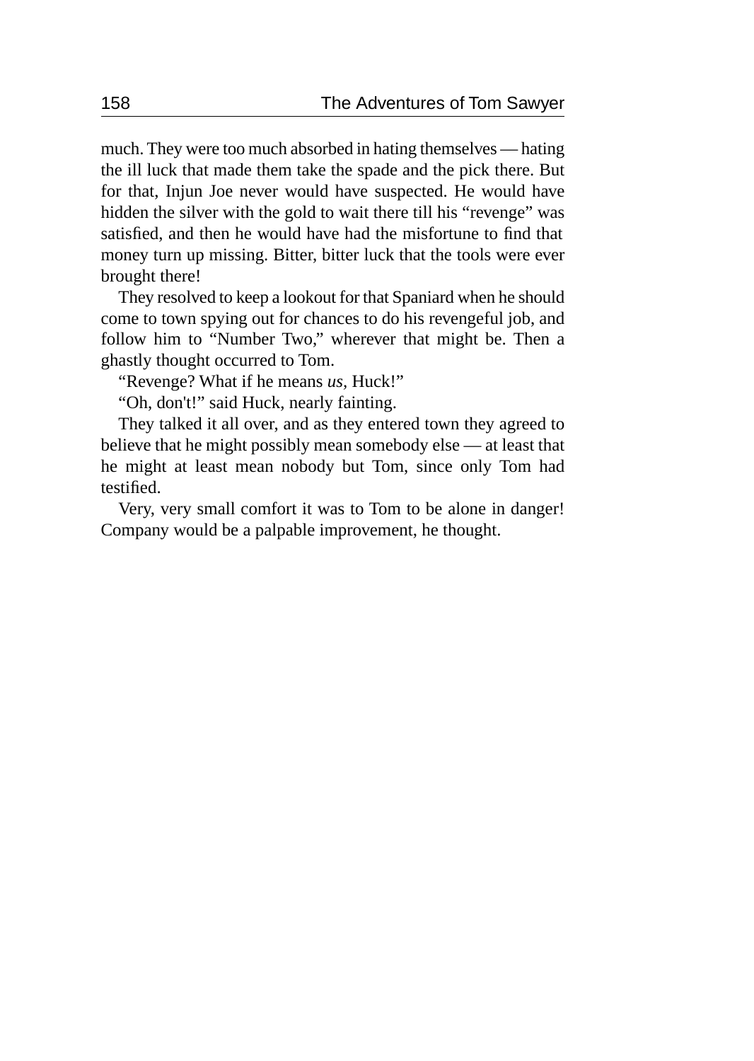much. They were too much absorbed in hating themselves — hating the ill luck that made them take the spade and the pick there. But for that, Injun Joe never would have suspected. He would have hidden the silver with the gold to wait there till his “revenge” was satisfied, and then he would have had the misfortune to find that money turn up missing. Bitter, bitter luck that the tools were ever brought there!

They resolved to keep a lookout for that Spaniard when he should come to town spying out for chances to do his revengeful job, and follow him to “Number Two,” wherever that might be. Then a ghastly thought occurred to Tom.

“Revenge? What if he means *us*, Huck!”

“Oh, don't!” said Huck, nearly fainting.

They talked it all over, and as they entered town they agreed to believe that he might possibly mean somebody else — at least that he might at least mean nobody but Tom, since only Tom had testified.

Very, very small comfort it was to Tom to be alone in danger! Company would be a palpable improvement, he thought.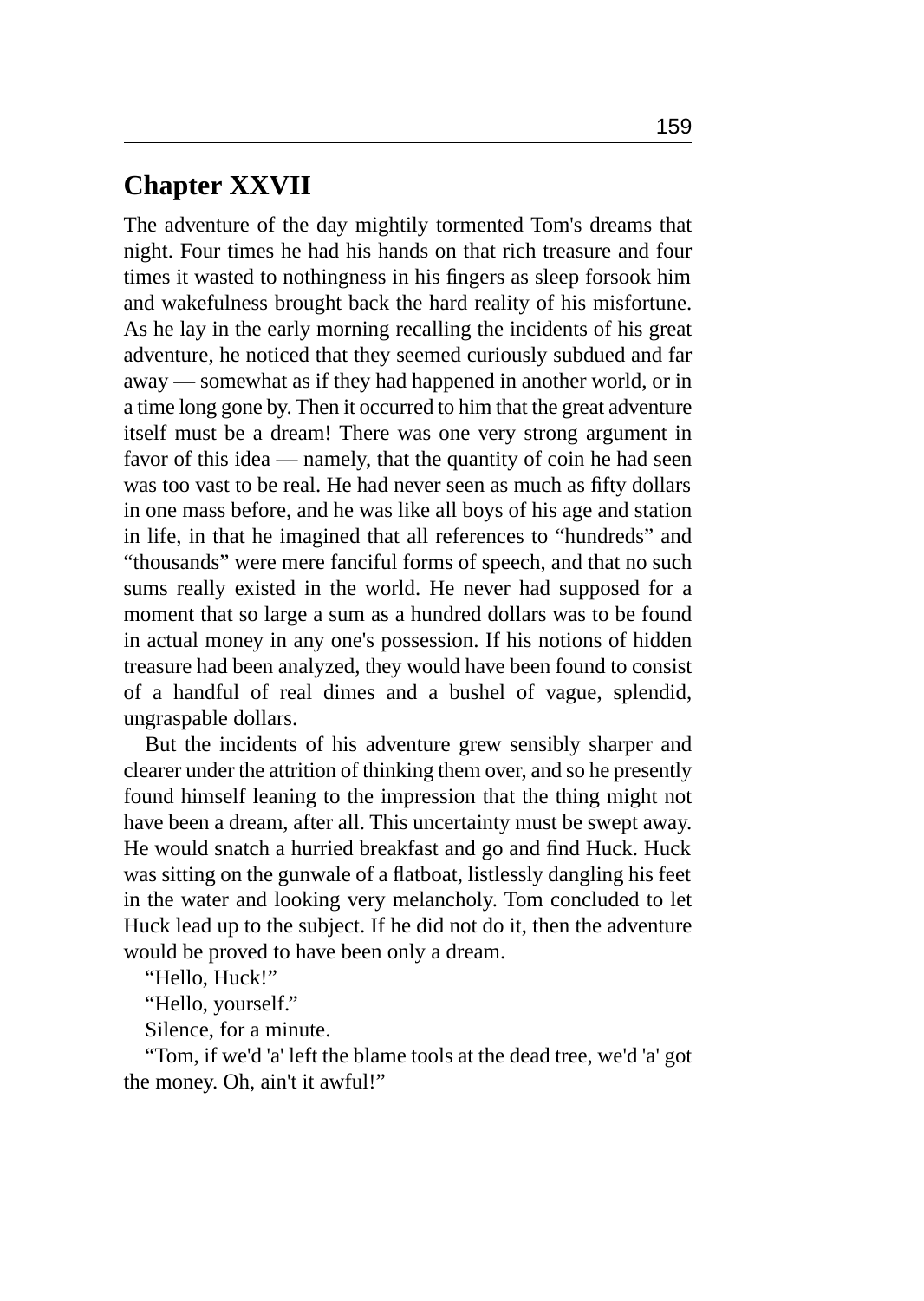## Chapter XXVII

The adventure of the day mightily tormented Tom's dreams that night. Four times he had his hands on that rich treasure and four times it wasted to nothingness in his fingers as sleep forsook him and wakefulness brought back the hard reality of his misfortune. As he lay in the early morning recalling the incidents of his great adventure, he noticed that they seemed curiously subdued and far away — somewhat as if they had happened in another world, or in a time long gone by. Then it occurred to him that the great adventure itself must be a dream! There was one very strong argument in favor of this idea — namely, that the quantity of coin he had seen was too vast to be real. He had never seen as much as fifty dollars in one mass before, and he was like all boys of his age and station in life, in that he imagined that all references to "hundreds" and "thousands" were mere fanciful forms of speech, and that no such sums really existed in the world. He never had supposed for a moment that so large a sum as a hundred dollars was to be found in actual money in any one's possession. If his notions of hidden treasure had been analyzed, they would have been found to consist of a handful of real dimes and a bushel of vague, splendid, ungraspable dollars.

But the incidents of his adventure grew sensibly sharper and clearer under the attrition of thinking them over, and so he presently found himself leaning to the impression that the thing might not have been a dream, after all. This uncertainty must be swept away. He would snatch a hurried breakfast and go and find Huck. Huck was sitting on the gunwale of a flatboat, listlessly dangling his feet in the water and looking very melancholy. Tom concluded to let Huck lead up to the subject. If he did not do it, then the adventure would be proved to have been only a dream.

"Hello, Huck!"

"Hello, yourself."

Silence, for a minute.

"Tom, if we'd 'a' left the blame tools at the dead tree, we'd 'a' got the money. Oh, ain't it awful!"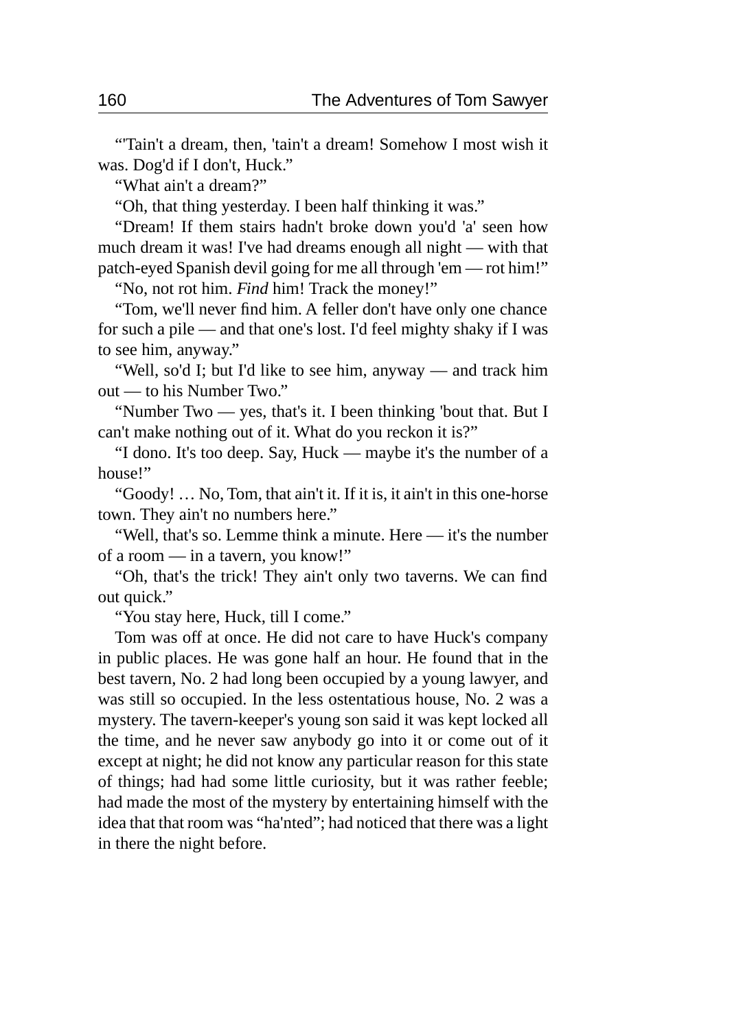"'Tain't a dream, then, 'tain't a dream! Somehow I most wish it was. Dog'd if I don't, Huck."

"What ain't a dream?"

"Oh, that thing yesterday. I been half thinking it was."

"Dream! If them stairs hadn't broke down you'd 'a' seen how much dream it was! I've had dreams enough all night — with that patch-eyed Spanish devil going for me all through 'em — rot him!"

"No, not rot him. *Find* him! Track the money!"

"Tom, we'll never find him. A feller don't have only one chance for such a pile — and that one's lost. I'd feel mighty shaky if I was to see him, anyway."

"Well, so'd I; but I'd like to see him, anyway — and track him out — to his Number Two."

"Number Two — yes, that's it. I been thinking 'bout that. But I can't make nothing out of it. What do you reckon it is?"

"I dono. It's too deep. Say, Huck — maybe it's the number of a house!"

"Goody! … No, Tom, that ain't it. If it is, it ain't in this one-horse town. They ain't no numbers here."

"Well, that's so. Lemme think a minute. Here — it's the number of a room — in a tavern, you know!"

"Oh, that's the trick! They ain't only two taverns. We can find out quick."

"You stay here, Huck, till I come."

Tom was off at once. He did not care to have Huck's company in public places. He was gone half an hour. He found that in the best tavern, No. 2 had long been occupied by a young lawyer, and was still so occupied. In the less ostentatious house, No. 2 was a mystery. The tavern-keeper's young son said it was kept locked all the time, and he never saw anybody go into it or come out of it except at night; he did not know any particular reason for this state of things; had had some little curiosity, but it was rather feeble; had made the most of the mystery by entertaining himself with the idea that that room was "ha'nted"; had noticed that there was a light in there the night before.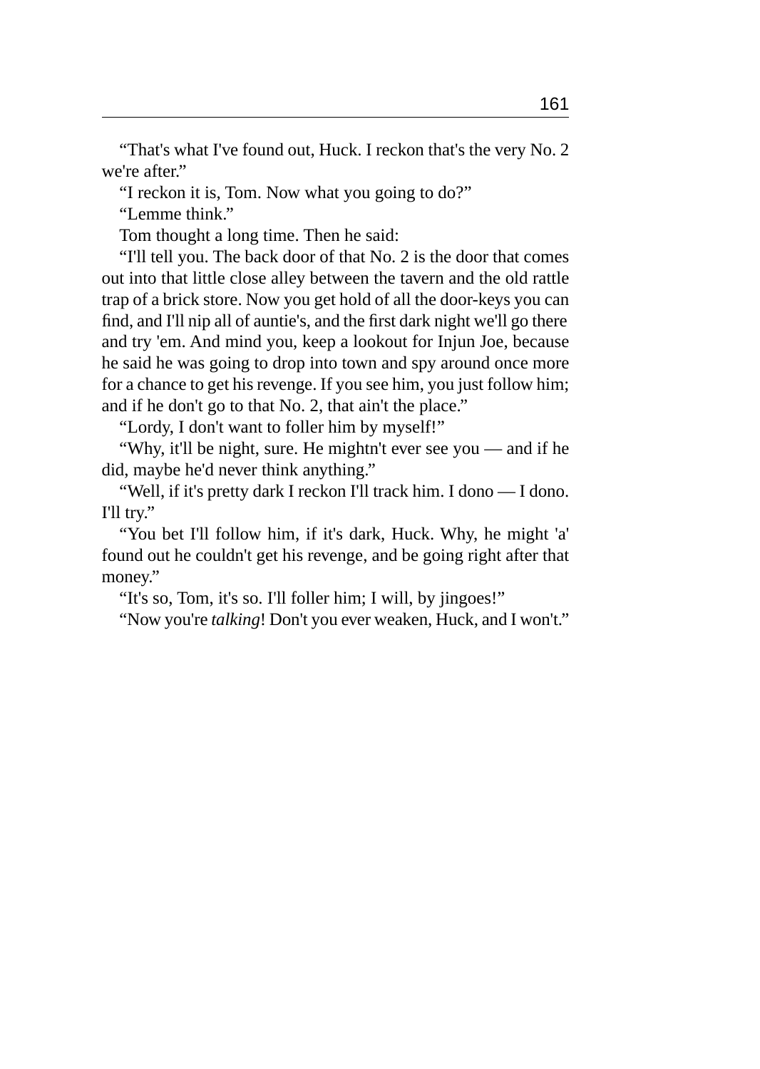"That's what I've found out, Huck. I reckon that's the very No. 2 we're after."

"I reckon it is, Tom. Now what you going to do?"

"Lemme think."

Tom thought a long time. Then he said:

"I'll tell you. The back door of that No. 2 is the door that comes out into that little close alley between the tavern and the old rattle trap of a brick store. Now you get hold of all the door-keys you can find, and I'll nip all of auntie's, and the first dark night we'll go there and try 'em. And mind you, keep a lookout for Injun Joe, because he said he was going to drop into town and spy around once more for a chance to get his revenge. If you see him, you just follow him; and if he don't go to that No. 2, that ain't the place."

"Lordy, I don't want to foller him by myself!"

"Why, it'll be night, sure. He mightn't ever see you — and if he did, maybe he'd never think anything."

"Well, if it's pretty dark I reckon I'll track him. I dono — I dono. I'll try."

"You bet I'll follow him, if it's dark, Huck. Why, he might 'a' found out he couldn't get his revenge, and be going right after that money."

"It's so, Tom, it's so. I'll foller him; I will, by jingoes!"

"Now you're *talking*! Don't you ever weaken, Huck, and I won't."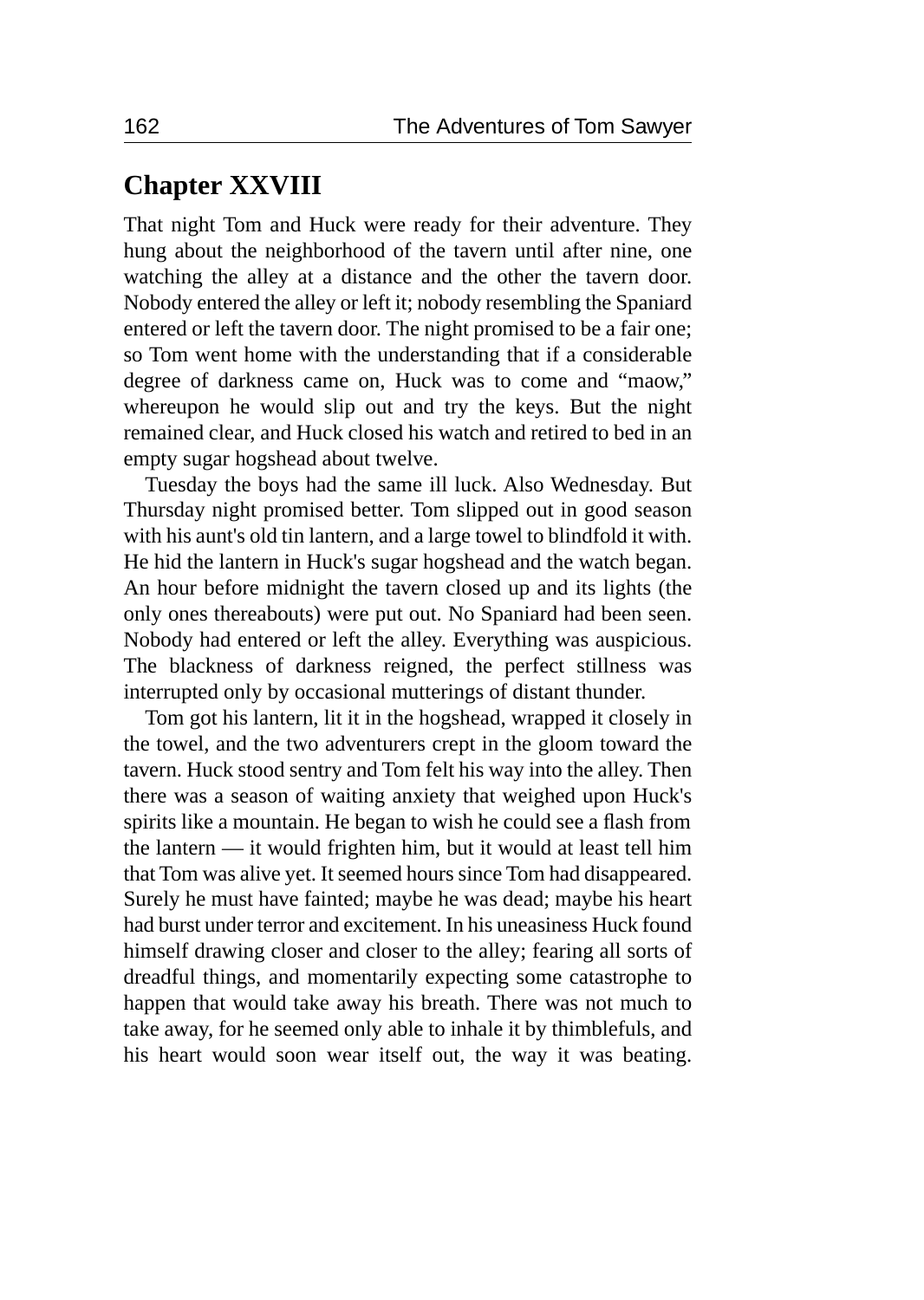## Chapter XXVIII

That night Tom and Huck were ready for their adventure. They hung about the neighborhood of the tavern until after nine, one watching the alley at a distance and the other the tavern door. Nobody entered the alley or left it; nobody resembling the Spaniard entered or left the tavern door. The night promised to be a fair one; so Tom went home with the understanding that if a considerable degree of darkness came on, Huck was to come and "maow," whereupon he would slip out and try the keys. But the night remained clear, and Huck closed his watch and retired to bed in an empty sugar hogshead about twelve.

Tuesday the boys had the same ill luck. Also Wednesday. But Thursday night promised better. Tom slipped out in good season with his aunt's old tin lantern, and a large towel to blindfold it with. He hid the lantern in Huck's sugar hogshead and the watch began. An hour before midnight the tavern closed up and its lights (the only ones thereabouts) were put out. No Spaniard had been seen. Nobody had entered or left the alley. Everything was auspicious. The blackness of darkness reigned, the perfect stillness was interrupted only by occasional mutterings of distant thunder.

Tom got his lantern, lit it in the hogshead, wrapped it closely in the towel, and the two adventurers crept in the gloom toward the tavern. Huck stood sentry and Tom felt his way into the alley. Then there was a season of waiting anxiety that weighed upon Huck's spirits like a mountain. He began to wish he could see a flash from the lantern — it would frighten him, but it would at least tell him that Tom was alive yet. It seemed hours since Tom had disappeared. Surely he must have fainted; maybe he was dead; maybe his heart had burst under terror and excitement. In his uneasiness Huck found himself drawing closer and closer to the alley; fearing all sorts of dreadful things, and momentarily expecting some catastrophe to happen that would take away his breath. There was not much to take away, for he seemed only able to inhale it by thimblefuls, and his heart would soon wear itself out, the way it was beating.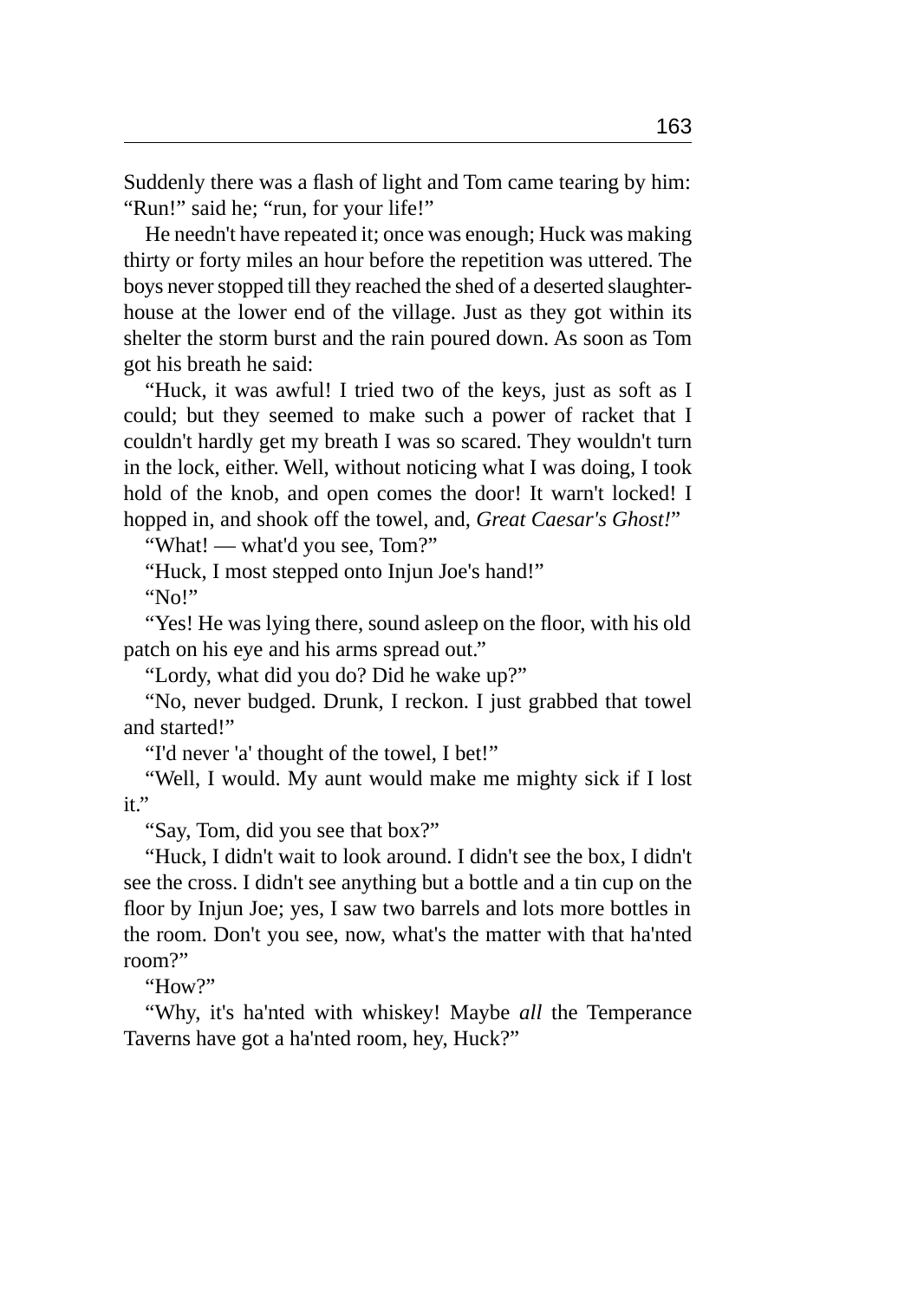Suddenly there was a flash of light and Tom came tearing by him: “Run!” said he; “run, for your life!”

He needn't have repeated it; once was enough; Huck was making thirty or forty miles an hour before the repetition was uttered. The boys never stopped till they reached the shed of a deserted slaughter-house at the lower end of the village. Just as they got within its shelter the storm burst and the rain poured down. As soon as Tom got his breath he said:

“Huck, it was awful! I tried two of the keys, just as soft as I could; but they seemed to make such a power of racket that I couldn't hardly get my breath I was so scared. They wouldn't turn in the lock, either. Well, without noticing what I was doing, I took hold of the knob, and open comes the door! It warn't locked! I hopped in, and shook off the towel, and, *Great Caesar's Ghost!*”

“What! — what'd you see, Tom?”

“Huck, I most stepped onto Injun Joe's hand!”

“No!”

“Yes! He was lying there, sound asleep on the floor, with his old patch on his eye and his arms spread out.”

“Lordy, what did you do? Did he wake up?”

“No, never budged. Drunk, I reckon. I just grabbed that towel and started!”

“I'd never 'a' thought of the towel, I bet!”

“Well, I would. My aunt would make me mighty sick if I lost it.”

“Say, Tom, did you see that box?”

“Huck, I didn't wait to look around. I didn't see the box, I didn't see the cross. I didn't see anything but a bottle and a tin cup on the floor by Injun Joe; yes, I saw two barrels and lots more bottles in the room. Don't you see, now, what's the matter with that ha'nted room?”

“How?”

“Why, it's ha'nted with whiskey! Maybe *all* the Temperance Taverns have got a ha'nted room, hey, Huck?”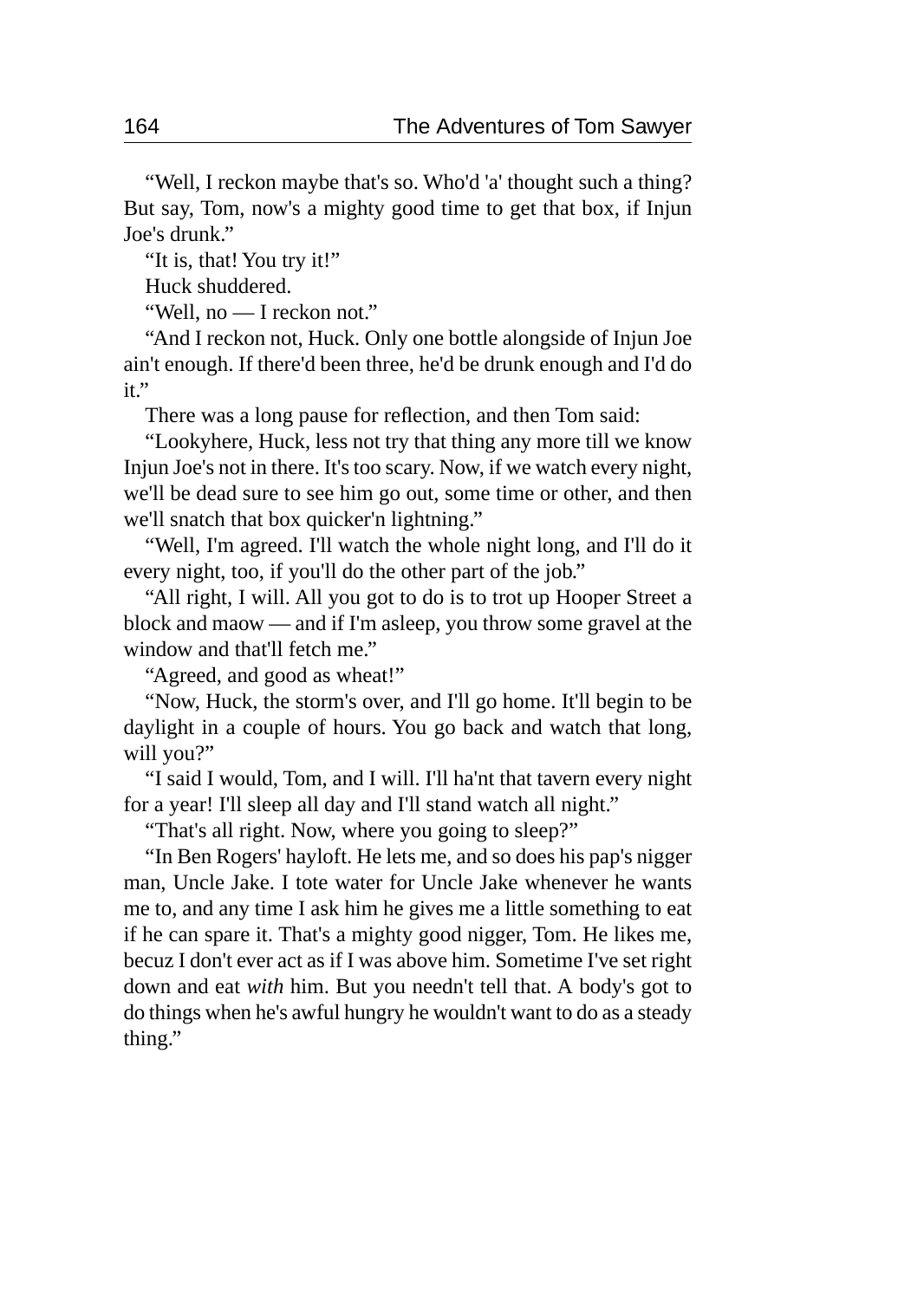"Well, I reckon maybe that's so. Who'd 'a' thought such a thing? But say, Tom, now's a mighty good time to get that box, if Injun Joe's drunk."

"It is, that! You try it!"

Huck shuddered.

"Well, no — I reckon not."

"And I reckon not, Huck. Only one bottle alongside of Injun Joe ain't enough. If there'd been three, he'd be drunk enough and I'd do it."

There was a long pause for reflection, and then Tom said:

"Lookyhere, Huck, less not try that thing any more till we know Injun Joe's not in there. It's too scary. Now, if we watch every night, we'll be dead sure to see him go out, some time or other, and then we'll snatch that box quicker'n lightning."

"Well, I'm agreed. I'll watch the whole night long, and I'll do it every night, too, if you'll do the other part of the job."

"All right, I will. All you got to do is to trot up Hooper Street a block and maow — and if I'm asleep, you throw some gravel at the window and that'll fetch me."

"Agreed, and good as wheat!"

"Now, Huck, the storm's over, and I'll go home. It'll begin to be daylight in a couple of hours. You go back and watch that long, will you?"

"I said I would, Tom, and I will. I'll ha'nt that tavern every night for a year! I'll sleep all day and I'll stand watch all night."

"That's all right. Now, where you going to sleep?"

"In Ben Rogers' hayloft. He lets me, and so does his pap's nigger man, Uncle Jake. I tote water for Uncle Jake whenever he wants me to, and any time I ask him he gives me a little something to eat if he can spare it. That's a mighty good nigger, Tom. He likes me, becuz I don't ever act as if I was above him. Sometime I've set right down and eat *with* him. But you needn't tell that. A body's got to do things when he's awful hungry he wouldn't want to do as a steady thing."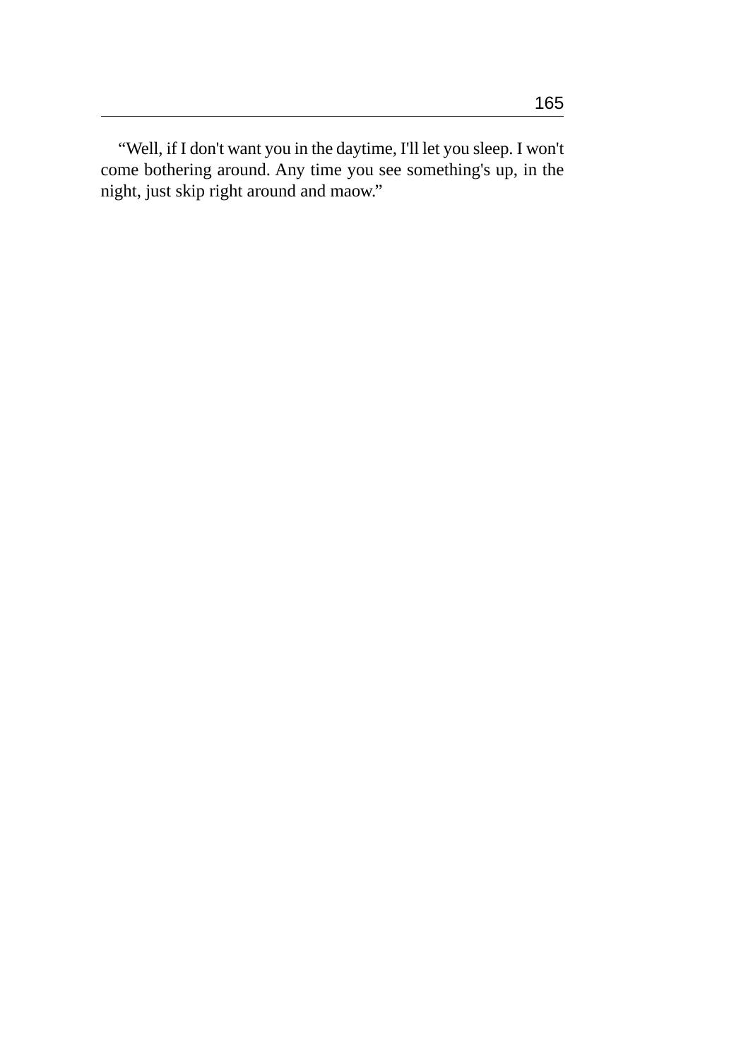“Well, if I don't want you in the daytime, I'll let you sleep. I won't come bothering around. Any time you see something's up, in the night, just skip right around and maow.”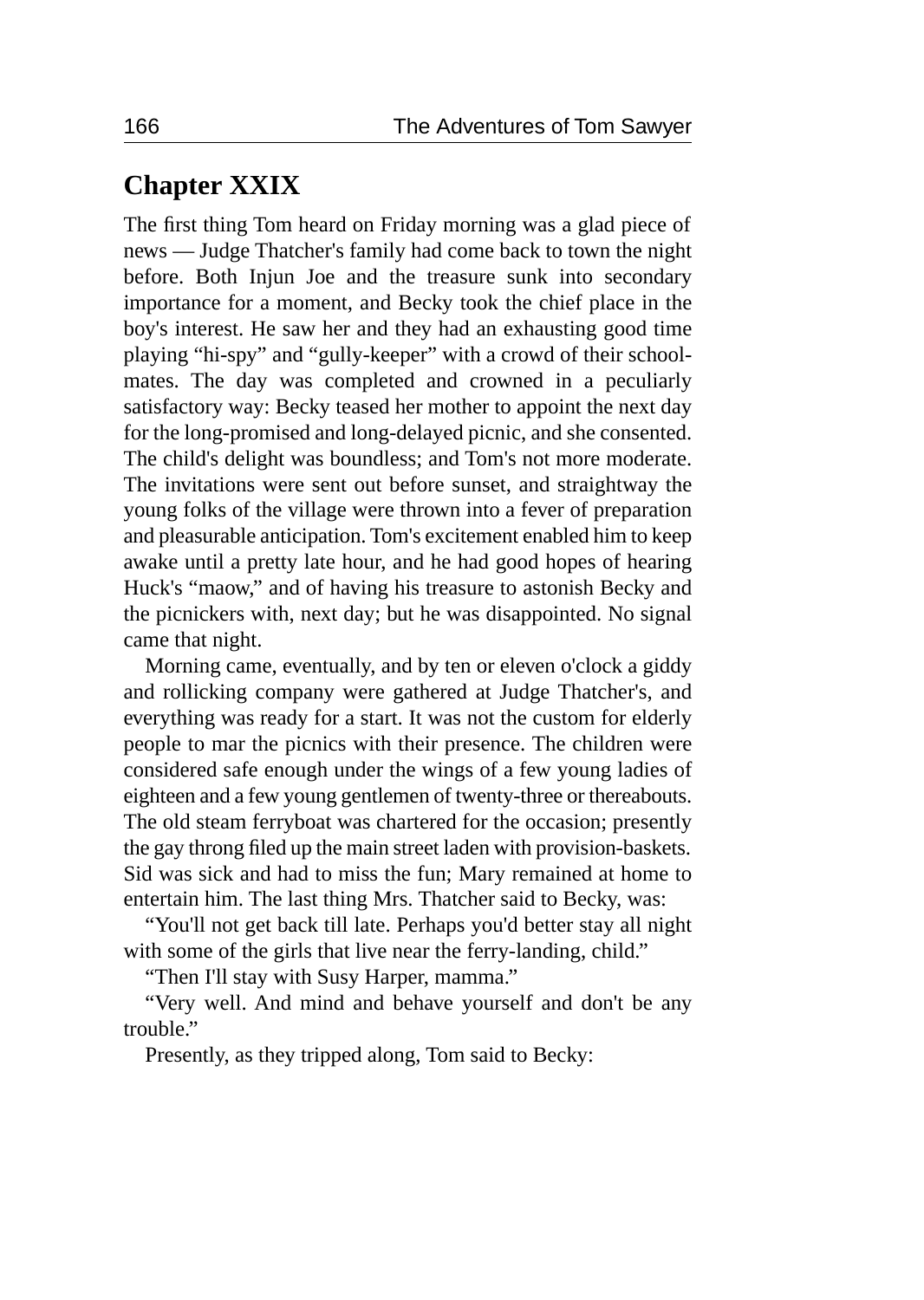## Chapter XXIX

The first thing Tom heard on Friday morning was a glad piece of news — Judge Thatcher's family had come back to town the night before. Both Injun Joe and the treasure sunk into secondary importance for a moment, and Becky took the chief place in the boy's interest. He saw her and they had an exhausting good time playing "hi-spy" and "gully-keeper" with a crowd of their school-mates. The day was completed and crowned in a peculiarly satisfactory way: Becky teased her mother to appoint the next day for the long-promised and long-delayed picnic, and she consented. The child's delight was boundless; and Tom's not more moderate. The invitations were sent out before sunset, and straightway the young folks of the village were thrown into a fever of preparation and pleasurable anticipation. Tom's excitement enabled him to keep awake until a pretty late hour, and he had good hopes of hearing Huck's "maow," and of having his treasure to astonish Becky and the picnickers with, next day; but he was disappointed. No signal came that night.

Morning came, eventually, and by ten or eleven o'clock a giddy and rollicking company were gathered at Judge Thatcher's, and everything was ready for a start. It was not the custom for elderly people to mar the picnics with their presence. The children were considered safe enough under the wings of a few young ladies of eighteen and a few young gentlemen of twenty-three or thereabouts. The old steam ferryboat was chartered for the occasion; presently the gay throng filed up the main street laden with provision-baskets. Sid was sick and had to miss the fun; Mary remained at home to entertain him. The last thing Mrs. Thatcher said to Becky, was:

"You'll not get back till late. Perhaps you'd better stay all night with some of the girls that live near the ferry-landing, child."

"Then I'll stay with Susy Harper, mamma."

"Very well. And mind and behave yourself and don't be any trouble."

Presently, as they tripped along, Tom said to Becky: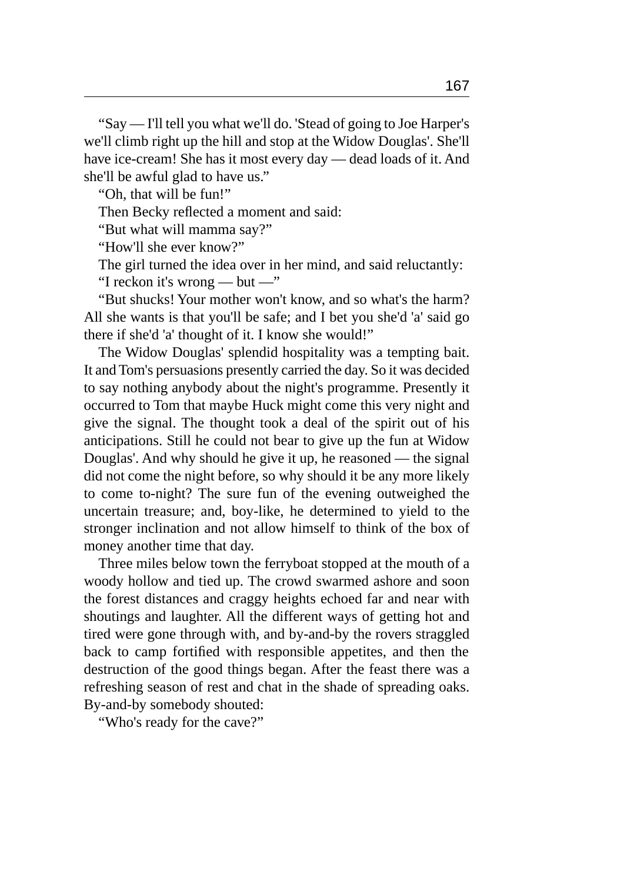"Say — I'll tell you what we'll do. 'Stead of going to Joe Harper's we'll climb right up the hill and stop at the Widow Douglas'. She'll have ice-cream! She has it most every day — dead loads of it. And she'll be awful glad to have us."

"Oh, that will be fun!"

Then Becky reflected a moment and said:

"But what will mamma say?"

"How'll she ever know?"

The girl turned the idea over in her mind, and said reluctantly:

"I reckon it's wrong — but —"

"But shucks! Your mother won't know, and so what's the harm? All she wants is that you'll be safe; and I bet you she'd 'a' said go there if she'd 'a' thought of it. I know she would!"

The Widow Douglas' splendid hospitality was a tempting bait. It and Tom's persuasions presently carried the day. So it was decided to say nothing anybody about the night's programme. Presently it occurred to Tom that maybe Huck might come this very night and give the signal. The thought took a deal of the spirit out of his anticipations. Still he could not bear to give up the fun at Widow Douglas'. And why should he give it up, he reasoned — the signal did not come the night before, so why should it be any more likely to come to-night? The sure fun of the evening outweighed the uncertain treasure; and, boy-like, he determined to yield to the stronger inclination and not allow himself to think of the box of money another time that day.

Three miles below town the ferryboat stopped at the mouth of a woody hollow and tied up. The crowd swarmed ashore and soon the forest distances and craggy heights echoed far and near with shoutings and laughter. All the different ways of getting hot and tired were gone through with, and by-and-by the rovers straggled back to camp fortified with responsible appetites, and then the destruction of the good things began. After the feast there was a refreshing season of rest and chat in the shade of spreading oaks. By-and-by somebody shouted:

"Who's ready for the cave?"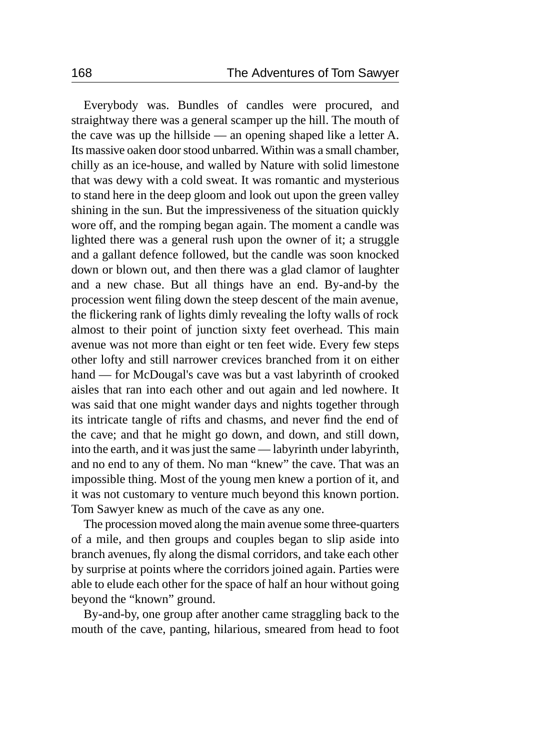Everybody was. Bundles of candles were procured, and straightway there was a general scamper up the hill. The mouth of the cave was up the hillside — an opening shaped like a letter A. Its massive oaken door stood unbarred. Within was a small chamber, chilly as an ice-house, and walled by Nature with solid limestone that was dewy with a cold sweat. It was romantic and mysterious to stand here in the deep gloom and look out upon the green valley shining in the sun. But the impressiveness of the situation quickly wore off, and the romping began again. The moment a candle was lighted there was a general rush upon the owner of it; a struggle and a gallant defence followed, but the candle was soon knocked down or blown out, and then there was a glad clamor of laughter and a new chase. But all things have an end. By-and-by the procession went filing down the steep descent of the main avenue, the flickering rank of lights dimly revealing the lofty walls of rock almost to their point of junction sixty feet overhead. This main avenue was not more than eight or ten feet wide. Every few steps other lofty and still narrower crevices branched from it on either hand — for McDougal's cave was but a vast labyrinth of crooked aisles that ran into each other and out again and led nowhere. It was said that one might wander days and nights together through its intricate tangle of rifts and chasms, and never find the end of the cave; and that he might go down, and down, and still down, into the earth, and it was just the same — labyrinth under labyrinth, and no end to any of them. No man "knew" the cave. That was an impossible thing. Most of the young men knew a portion of it, and it was not customary to venture much beyond this known portion. Tom Sawyer knew as much of the cave as any one.

The procession moved along the main avenue some three-quarters of a mile, and then groups and couples began to slip aside into branch avenues, fly along the dismal corridors, and take each other by surprise at points where the corridors joined again. Parties were able to elude each other for the space of half an hour without going beyond the "known" ground.

By-and-by, one group after another came straggling back to the mouth of the cave, panting, hilarious, smeared from head to foot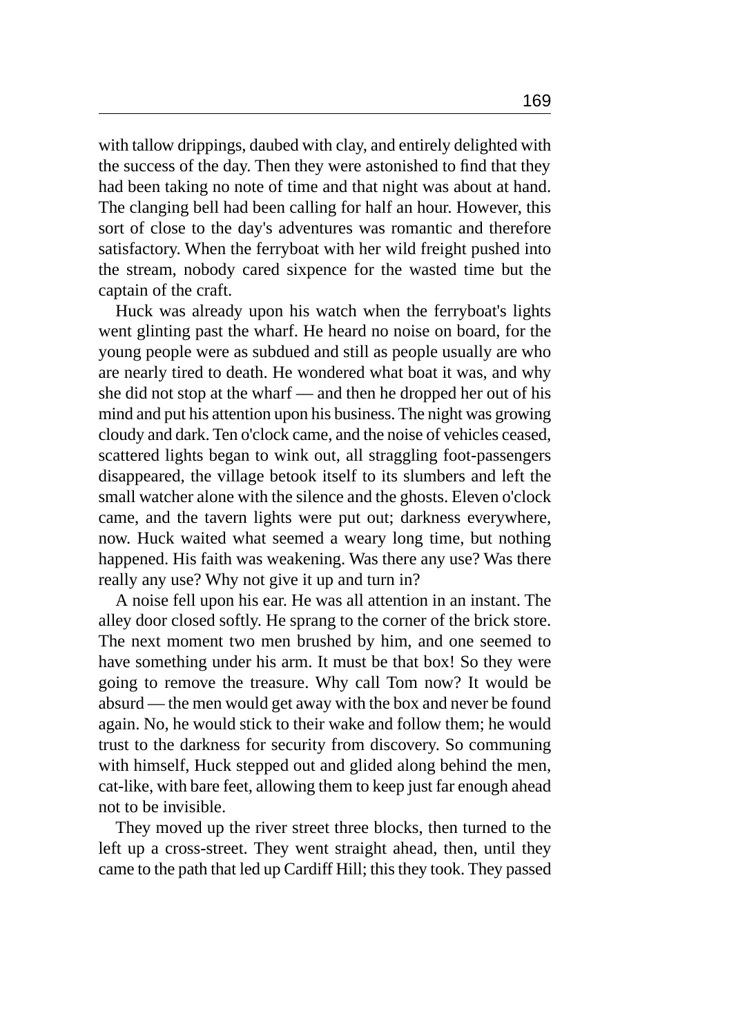with tallow drippings, daubed with clay, and entirely delighted with the success of the day. Then they were astonished to find that they had been taking no note of time and that night was about at hand. The clanging bell had been calling for half an hour. However, this sort of close to the day's adventures was romantic and therefore satisfactory. When the ferryboat with her wild freight pushed into the stream, nobody cared sixpence for the wasted time but the captain of the craft.

Huck was already upon his watch when the ferryboat's lights went glinting past the wharf. He heard no noise on board, for the young people were as subdued and still as people usually are who are nearly tired to death. He wondered what boat it was, and why she did not stop at the wharf — and then he dropped her out of his mind and put his attention upon his business. The night was growing cloudy and dark. Ten o'clock came, and the noise of vehicles ceased, scattered lights began to wink out, all straggling foot-passengers disappeared, the village betook itself to its slumbers and left the small watcher alone with the silence and the ghosts. Eleven o'clock came, and the tavern lights were put out; darkness everywhere, now. Huck waited what seemed a weary long time, but nothing happened. His faith was weakening. Was there any use? Was there really any use? Why not give it up and turn in?

A noise fell upon his ear. He was all attention in an instant. The alley door closed softly. He sprang to the corner of the brick store. The next moment two men brushed by him, and one seemed to have something under his arm. It must be that box! So they were going to remove the treasure. Why call Tom now? It would be absurd — the men would get away with the box and never be found again. No, he would stick to their wake and follow them; he would trust to the darkness for security from discovery. So communing with himself, Huck stepped out and glided along behind the men, cat-like, with bare feet, allowing them to keep just far enough ahead not to be invisible.

They moved up the river street three blocks, then turned to the left up a cross-street. They went straight ahead, then, until they came to the path that led up Cardiff Hill; this they took. They passed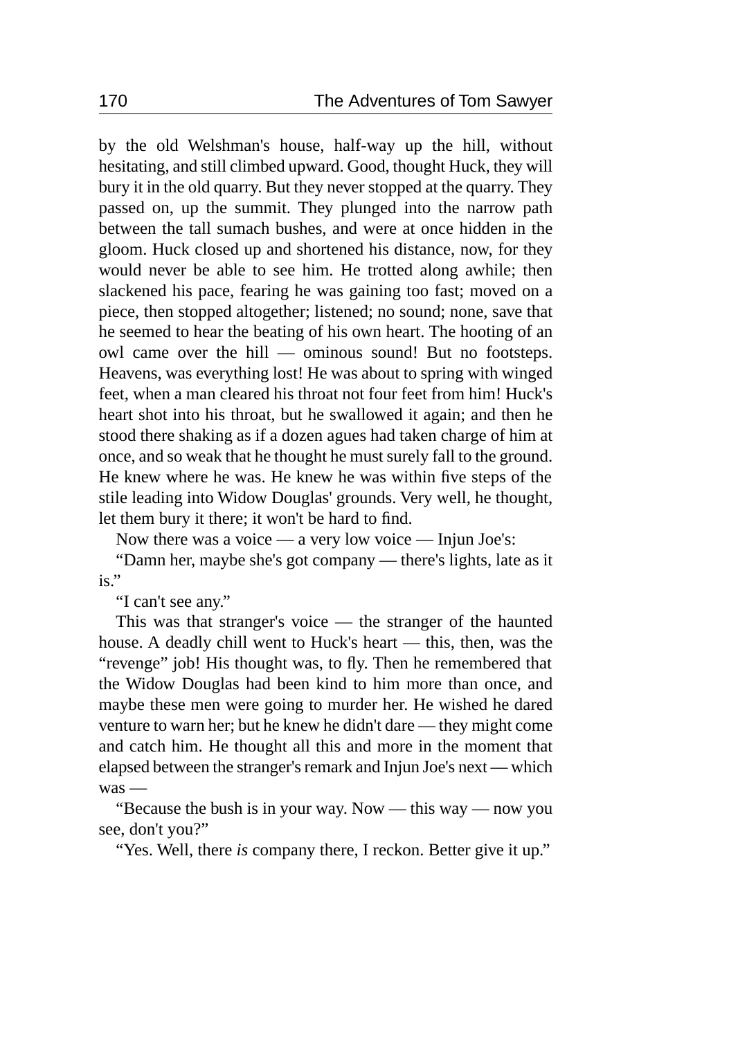by the old Welshman's house, half-way up the hill, without hesitating, and still climbed upward. Good, thought Huck, they will bury it in the old quarry. But they never stopped at the quarry. They passed on, up the summit. They plunged into the narrow path between the tall sumach bushes, and were at once hidden in the gloom. Huck closed up and shortened his distance, now, for they would never be able to see him. He trotted along awhile; then slackened his pace, fearing he was gaining too fast; moved on a piece, then stopped altogether; listened; no sound; none, save that he seemed to hear the beating of his own heart. The hooting of an owl came over the hill — ominous sound! But no footsteps. Heavens, was everything lost! He was about to spring with winged feet, when a man cleared his throat not four feet from him! Huck's heart shot into his throat, but he swallowed it again; and then he stood there shaking as if a dozen agues had taken charge of him at once, and so weak that he thought he must surely fall to the ground. He knew where he was. He knew he was within five steps of the stile leading into Widow Douglas' grounds. Very well, he thought, let them bury it there; it won't be hard to find.

Now there was a voice — a very low voice — Injun Joe's:

"Damn her, maybe she's got company — there's lights, late as it is."

"I can't see any."

This was that stranger's voice — the stranger of the haunted house. A deadly chill went to Huck's heart — this, then, was the "revenge" job! His thought was, to fly. Then he remembered that the Widow Douglas had been kind to him more than once, and maybe these men were going to murder her. He wished he dared venture to warn her; but he knew he didn't dare — they might come and catch him. He thought all this and more in the moment that elapsed between the stranger's remark and Injun Joe's next — which was —

"Because the bush is in your way. Now — this way — now you see, don't you?"

"Yes. Well, there *is* company there, I reckon. Better give it up."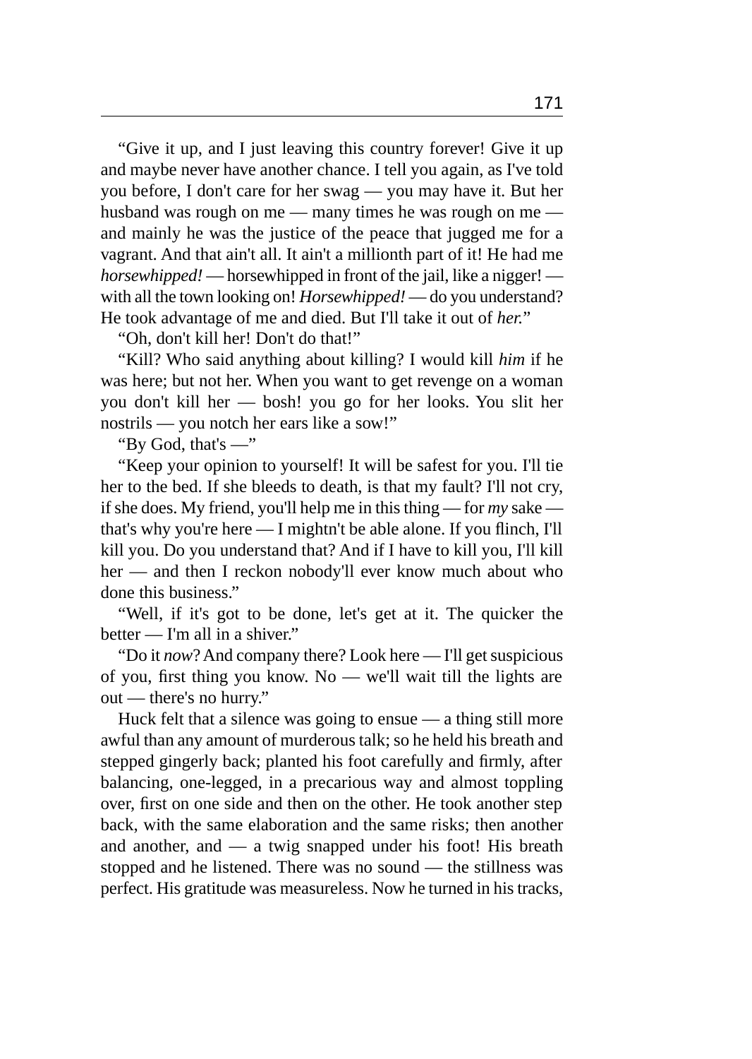"Give it up, and I just leaving this country forever! Give it up and maybe never have another chance. I tell you again, as I've told you before, I don't care for her swag — you may have it. But her husband was rough on me — many times he was rough on me — and mainly he was the justice of the peace that jugged me for a vagrant. And that ain't all. It ain't a millionth part of it! He had me *horsewhipped!* — horsewhipped in front of the jail, like a nigger! — with all the town looking on! *Horsewhipped!* — do you understand? He took advantage of me and died. But I'll take it out of *her*."

"Oh, don't kill her! Don't do that!"

"Kill? Who said anything about killing? I would kill *him* if he was here; but not her. When you want to get revenge on a woman you don't kill her — bosh! you go for her looks. You slit her nostrils — you notch her ears like a sow!"

"By God, that's —"

"Keep your opinion to yourself! It will be safest for you. I'll tie her to the bed. If she bleeds to death, is that my fault? I'll not cry, if she does. My friend, you'll help me in this thing — for *my* sake — that's why you're here — I mightn't be able alone. If you flinch, I'll kill you. Do you understand that? And if I have to kill you, I'll kill her — and then I reckon nobody'll ever know much about who done this business."

"Well, if it's got to be done, let's get at it. The quicker the better — I'm all in a shiver."

"Do it *now*? And company there? Look here — I'll get suspicious of you, first thing you know. No — we'll wait till the lights are out — there's no hurry."

Huck felt that a silence was going to ensue — a thing still more awful than any amount of murderous talk; so he held his breath and stepped gingerly back; planted his foot carefully and firmly, after balancing, one-legged, in a precarious way and almost toppling over, first on one side and then on the other. He took another step back, with the same elaboration and the same risks; then another and another, and — a twig snapped under his foot! His breath stopped and he listened. There was no sound — the stillness was perfect. His gratitude was measureless. Now he turned in his tracks,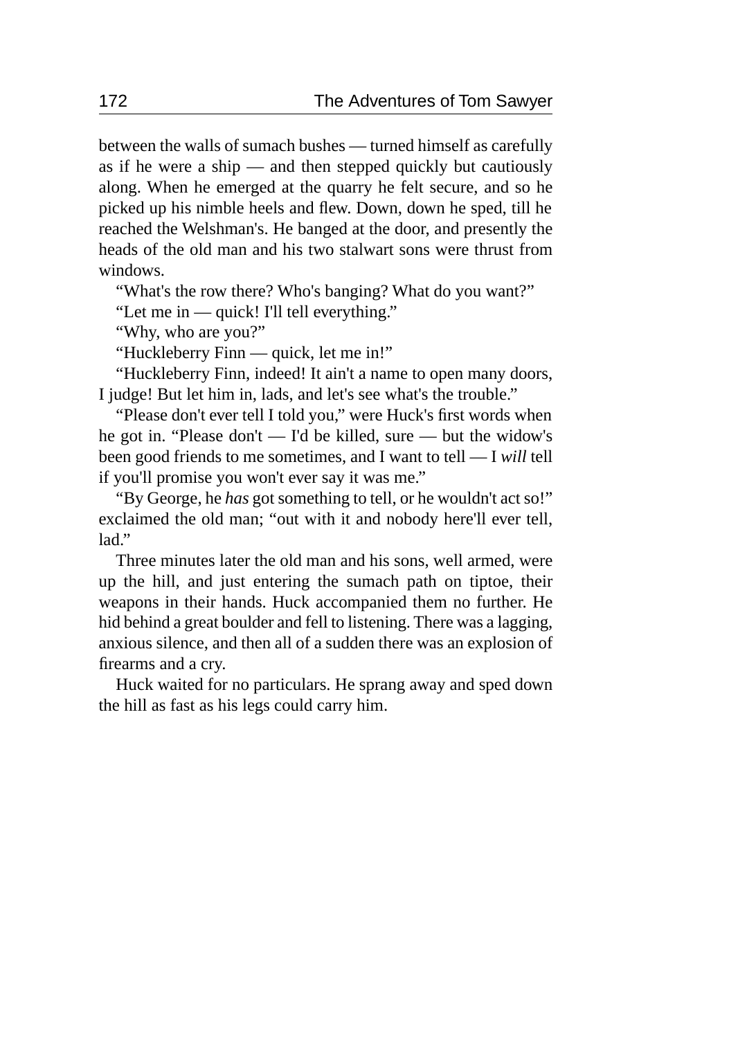between the walls of sumach bushes — turned himself as carefully as if he were a ship — and then stepped quickly but cautiously along. When he emerged at the quarry he felt secure, and so he picked up his nimble heels and flew. Down, down he sped, till he reached the Welshman's. He banged at the door, and presently the heads of the old man and his two stalwart sons were thrust from windows.

"What's the row there? Who's banging? What do you want?"

"Let me in — quick! I'll tell everything."

"Why, who are you?"

"Huckleberry Finn — quick, let me in!"

"Huckleberry Finn, indeed! It ain't a name to open many doors, I judge! But let him in, lads, and let's see what's the trouble."

"Please don't ever tell I told you," were Huck's first words when he got in. "Please don't — I'd be killed, sure — but the widow's been good friends to me sometimes, and I want to tell — I *will* tell if you'll promise you won't ever say it was me."

"By George, he *has* got something to tell, or he wouldn't act so!" exclaimed the old man; "out with it and nobody here'll ever tell, lad."

Three minutes later the old man and his sons, well armed, were up the hill, and just entering the sumach path on tiptoe, their weapons in their hands. Huck accompanied them no further. He hid behind a great boulder and fell to listening. There was a lagging, anxious silence, and then all of a sudden there was an explosion of firearms and a cry.

Huck waited for no particulars. He sprang away and sped down the hill as fast as his legs could carry him.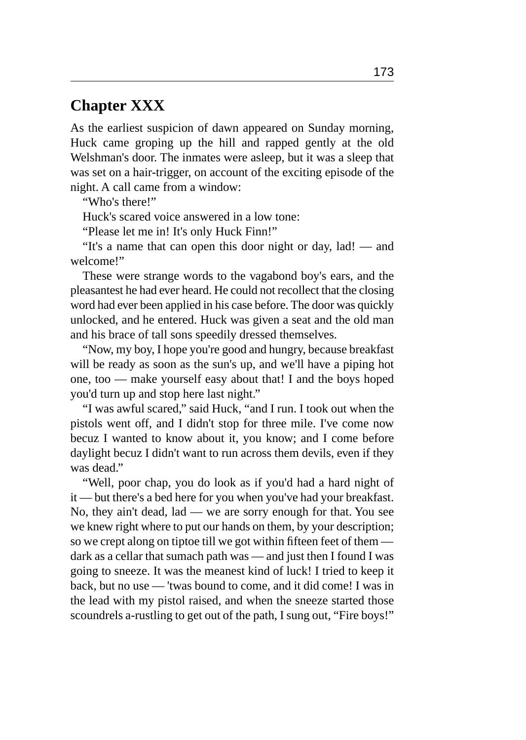## Chapter XXX

As the earliest suspicion of dawn appeared on Sunday morning, Huck came groping up the hill and rapped gently at the old Welshman's door. The inmates were asleep, but it was a sleep that was set on a hair-trigger, on account of the exciting episode of the night. A call came from a window:

"Who's there!"

Huck's scared voice answered in a low tone:

"Please let me in! It's only Huck Finn!"

"It's a name that can open this door night or day, lad! — and welcome!"

These were strange words to the vagabond boy's ears, and the pleasantest he had ever heard. He could not recollect that the closing word had ever been applied in his case before. The door was quickly unlocked, and he entered. Huck was given a seat and the old man and his brace of tall sons speedily dressed themselves.

"Now, my boy, I hope you're good and hungry, because breakfast will be ready as soon as the sun's up, and we'll have a piping hot one, too — make yourself easy about that! I and the boys hoped you'd turn up and stop here last night."

"I was awful scared," said Huck, "and I run. I took out when the pistols went off, and I didn't stop for three mile. I've come now becuz I wanted to know about it, you know; and I come before daylight becuz I didn't want to run across them devils, even if they was dead."

"Well, poor chap, you do look as if you'd had a hard night of it — but there's a bed here for you when you've had your breakfast. No, they ain't dead, lad — we are sorry enough for that. You see we knew right where to put our hands on them, by your description; so we crept along on tiptoe till we got within fifteen feet of them — dark as a cellar that sumach path was — and just then I found I was going to sneeze. It was the meanest kind of luck! I tried to keep it back, but no use — 'twas bound to come, and it did come! I was in the lead with my pistol raised, and when the sneeze started those scoundrels a-rustling to get out of the path, I sung out, "Fire boys!"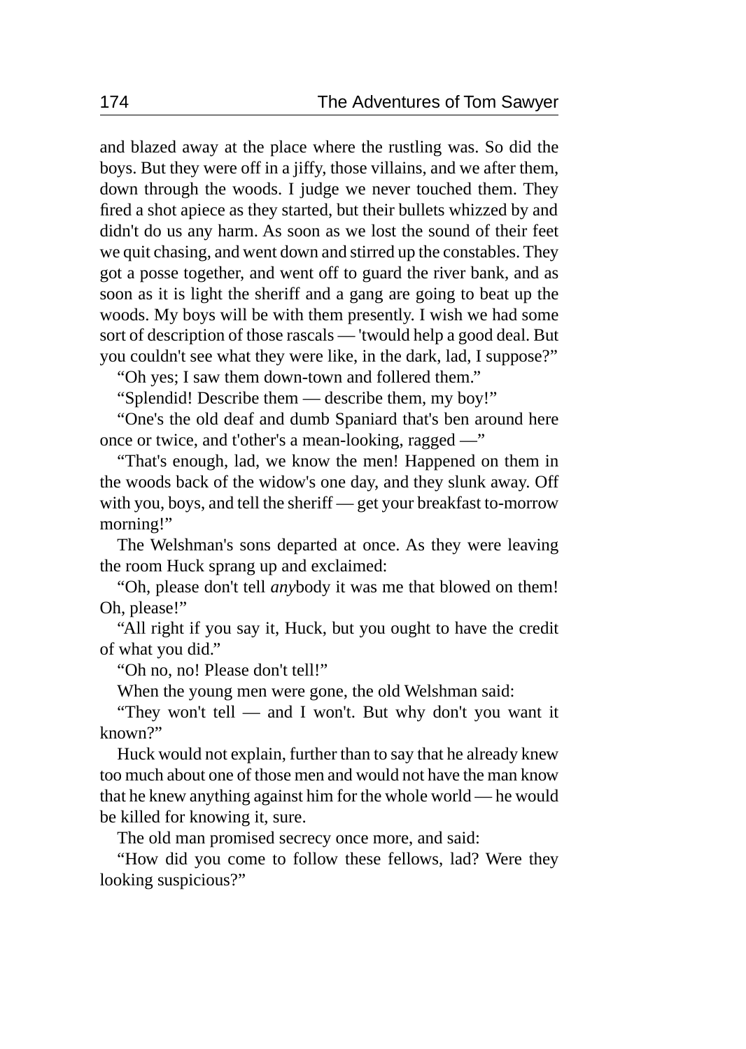and blazed away at the place where the rustling was. So did the boys. But they were off in a jiffy, those villains, and we after them, down through the woods. I judge we never touched them. They fired a shot apiece as they started, but their bullets whizzed by and didn't do us any harm. As soon as we lost the sound of their feet we quit chasing, and went down and stirred up the constables. They got a posse together, and went off to guard the river bank, and as soon as it is light the sheriff and a gang are going to beat up the woods. My boys will be with them presently. I wish we had some sort of description of those rascals — 'twould help a good deal. But you couldn't see what they were like, in the dark, lad, I suppose?"

"Oh yes; I saw them down-town and follered them."

"Splendid! Describe them — describe them, my boy!"

"One's the old deaf and dumb Spaniard that's ben around here once or twice, and t'other's a mean-looking, ragged —"

"That's enough, lad, we know the men! Happened on them in the woods back of the widow's one day, and they slunk away. Off with you, boys, and tell the sheriff — get your breakfast to-morrow morning!"

The Welshman's sons departed at once. As they were leaving the room Huck sprang up and exclaimed:

"Oh, please don't tell *any*body it was me that blowed on them! Oh, please!"

"All right if you say it, Huck, but you ought to have the credit of what you did."

"Oh no, no! Please don't tell!"

When the young men were gone, the old Welshman said:

"They won't tell — and I won't. But why don't you want it known?"

Huck would not explain, further than to say that he already knew too much about one of those men and would not have the man know that he knew anything against him for the whole world — he would be killed for knowing it, sure.

The old man promised secrecy once more, and said:

"How did you come to follow these fellows, lad? Were they looking suspicious?"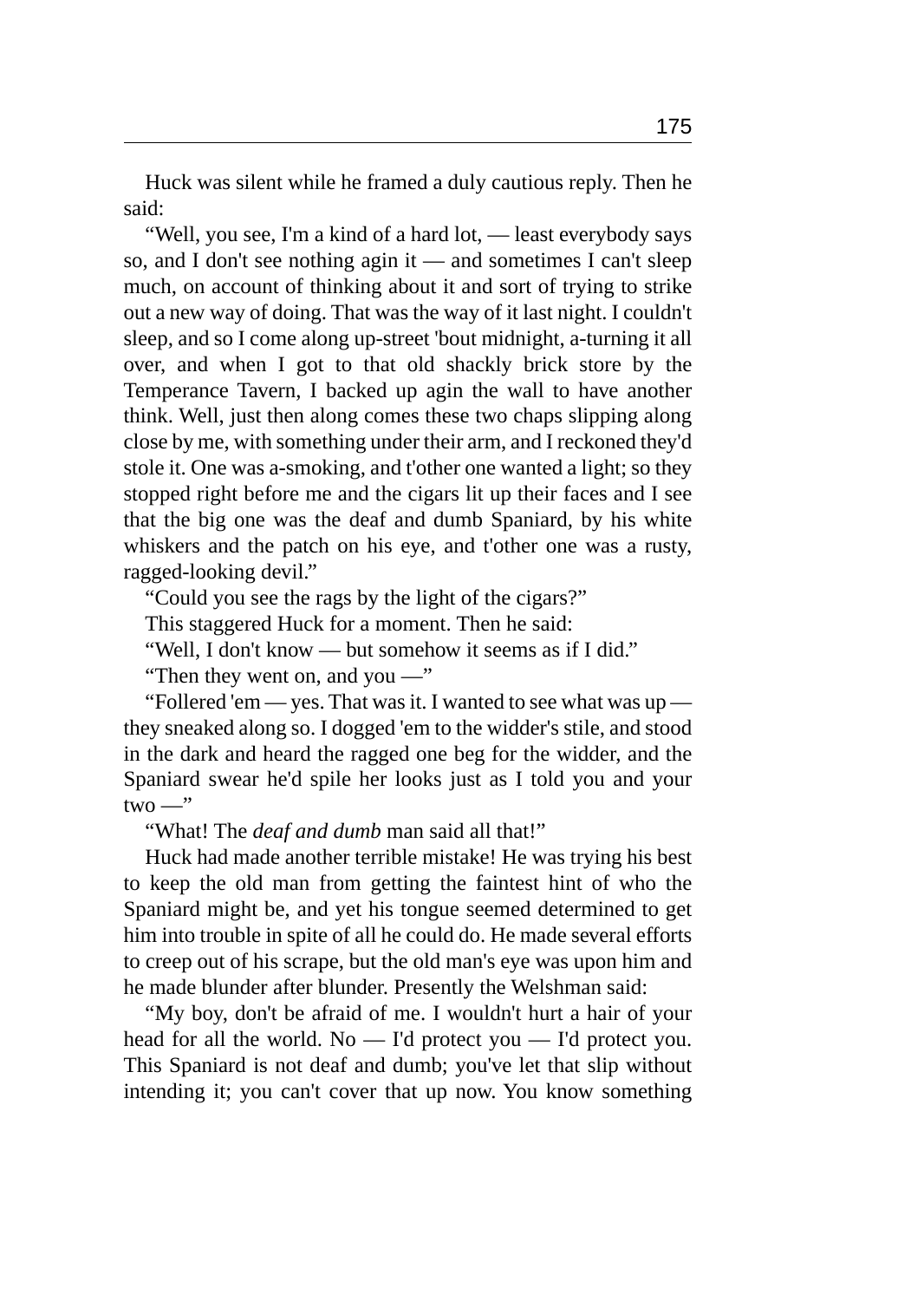Huck was silent while he framed a duly cautious reply. Then he said:

"Well, you see, I'm a kind of a hard lot, — least everybody says so, and I don't see nothing agin it — and sometimes I can't sleep much, on account of thinking about it and sort of trying to strike out a new way of doing. That was the way of it last night. I couldn't sleep, and so I come along up-street 'bout midnight, a-turning it all over, and when I got to that old shackly brick store by the Temperance Tavern, I backed up agin the wall to have another think. Well, just then along comes these two chaps slipping along close by me, with something under their arm, and I reckoned they'd stole it. One was a-smoking, and t'other one wanted a light; so they stopped right before me and the cigars lit up their faces and I see that the big one was the deaf and dumb Spaniard, by his white whiskers and the patch on his eye, and t'other one was a rusty, ragged-looking devil."

"Could you see the rags by the light of the cigars?"

This staggered Huck for a moment. Then he said:

"Well, I don't know — but somehow it seems as if I did."

"Then they went on, and you —"

"Follered 'em — yes. That was it. I wanted to see what was up — they sneaked along so. I dogged 'em to the widder's stile, and stood in the dark and heard the ragged one beg for the widder, and the Spaniard swear he'd spile her looks just as I told you and your two —"

"What! The *deaf and dumb* man said all that!"

Huck had made another terrible mistake! He was trying his best to keep the old man from getting the faintest hint of who the Spaniard might be, and yet his tongue seemed determined to get him into trouble in spite of all he could do. He made several efforts to creep out of his scrape, but the old man's eye was upon him and he made blunder after blunder. Presently the Welshman said:

"My boy, don't be afraid of me. I wouldn't hurt a hair of your head for all the world. No — I'd protect you — I'd protect you. This Spaniard is not deaf and dumb; you've let that slip without intending it; you can't cover that up now. You know something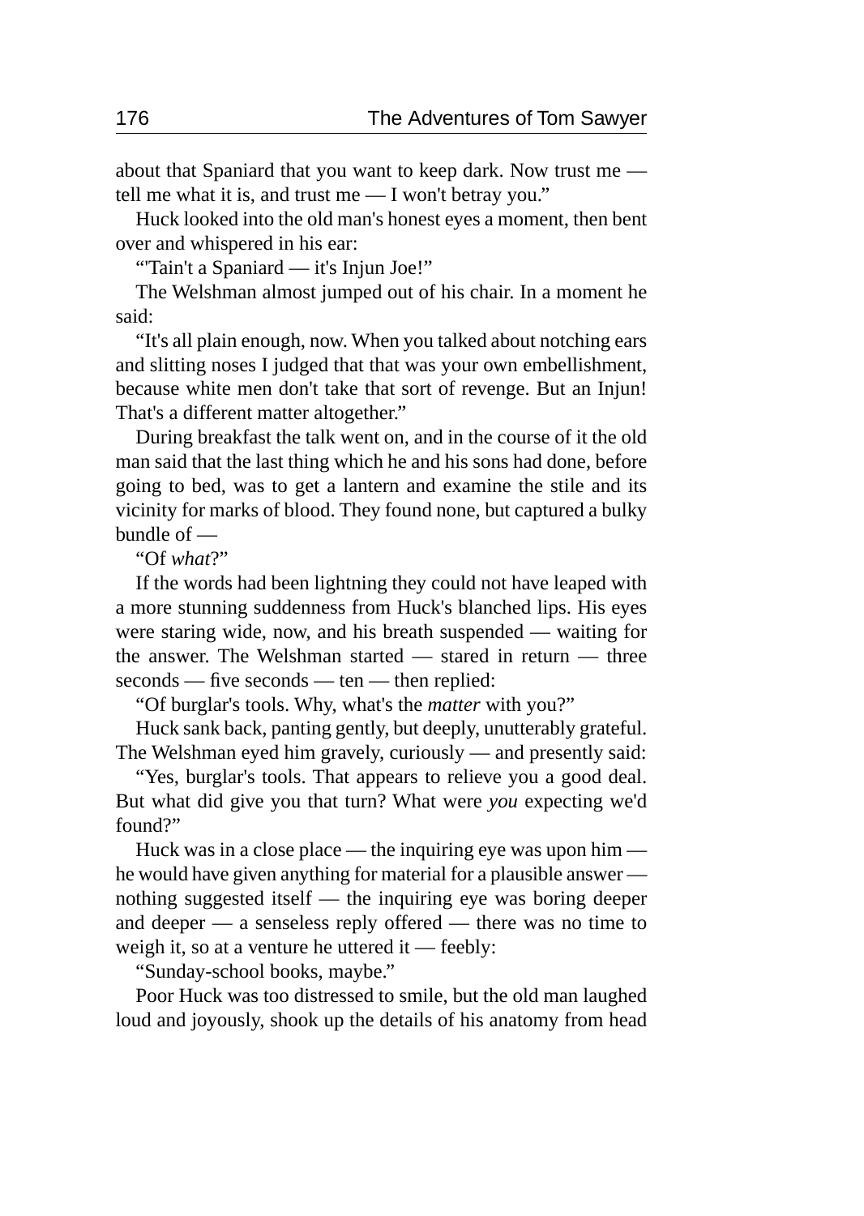about that Spaniard that you want to keep dark. Now trust me — tell me what it is, and trust me — I won't betray you."

Huck looked into the old man's honest eyes a moment, then bent over and whispered in his ear:

"'Tain't a Spaniard — it's Injun Joe!"

The Welshman almost jumped out of his chair. In a moment he said:

"It's all plain enough, now. When you talked about notching ears and slitting noses I judged that that was your own embellishment, because white men don't take that sort of revenge. But an Injun! That's a different matter altogether."

During breakfast the talk went on, and in the course of it the old man said that the last thing which he and his sons had done, before going to bed, was to get a lantern and examine the stile and its vicinity for marks of blood. They found none, but captured a bulky bundle of —

"Of *what*?"

If the words had been lightning they could not have leaped with a more stunning suddenness from Huck's blanched lips. His eyes were staring wide, now, and his breath suspended — waiting for the answer. The Welshman started — stared in return — three seconds — five seconds — ten — then replied:

"Of burglar's tools. Why, what's the *matter* with you?"

Huck sank back, panting gently, but deeply, unutterably grateful. The Welshman eyed him gravely, curiously — and presently said:

"Yes, burglar's tools. That appears to relieve you a good deal. But what did give you that turn? What were *you* expecting we'd found?"

Huck was in a close place — the inquiring eye was upon him — he would have given anything for material for a plausible answer — nothing suggested itself — the inquiring eye was boring deeper and deeper — a senseless reply offered — there was no time to weigh it, so at a venture he uttered it — feebly:

"Sunday-school books, maybe."

Poor Huck was too distressed to smile, but the old man laughed loud and joyously, shook up the details of his anatomy from head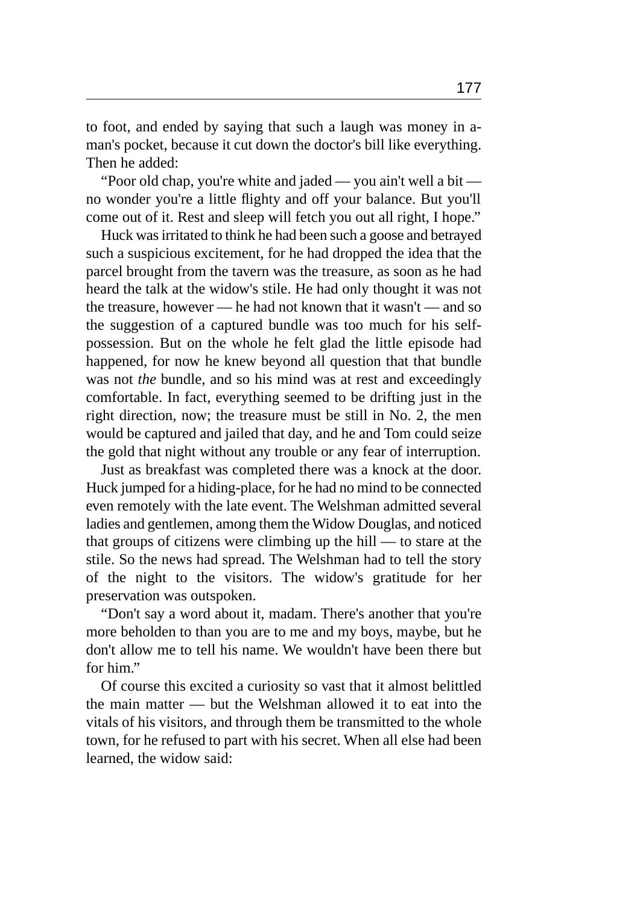to foot, and ended by saying that such a laugh was money in a-man's pocket, because it cut down the doctor's bill like everything. Then he added:

"Poor old chap, you're white and jaded — you ain't well a bit — no wonder you're a little flighty and off your balance. But you'll come out of it. Rest and sleep will fetch you out all right, I hope."

Huck was irritated to think he had been such a goose and betrayed such a suspicious excitement, for he had dropped the idea that the parcel brought from the tavern was the treasure, as soon as he had heard the talk at the widow's stile. He had only thought it was not the treasure, however — he had not known that it wasn't — and so the suggestion of a captured bundle was too much for his self-possession. But on the whole he felt glad the little episode had happened, for now he knew beyond all question that that bundle was not *the* bundle, and so his mind was at rest and exceedingly comfortable. In fact, everything seemed to be drifting just in the right direction, now; the treasure must be still in No. 2, the men would be captured and jailed that day, and he and Tom could seize the gold that night without any trouble or any fear of interruption.

Just as breakfast was completed there was a knock at the door. Huck jumped for a hiding-place, for he had no mind to be connected even remotely with the late event. The Welshman admitted several ladies and gentlemen, among them the Widow Douglas, and noticed that groups of citizens were climbing up the hill — to stare at the stile. So the news had spread. The Welshman had to tell the story of the night to the visitors. The widow's gratitude for her preservation was outspoken.

"Don't say a word about it, madam. There's another that you're more beholden to than you are to me and my boys, maybe, but he don't allow me to tell his name. We wouldn't have been there but for him."

Of course this excited a curiosity so vast that it almost belittled the main matter — but the Welshman allowed it to eat into the vitals of his visitors, and through them be transmitted to the whole town, for he refused to part with his secret. When all else had been learned, the widow said: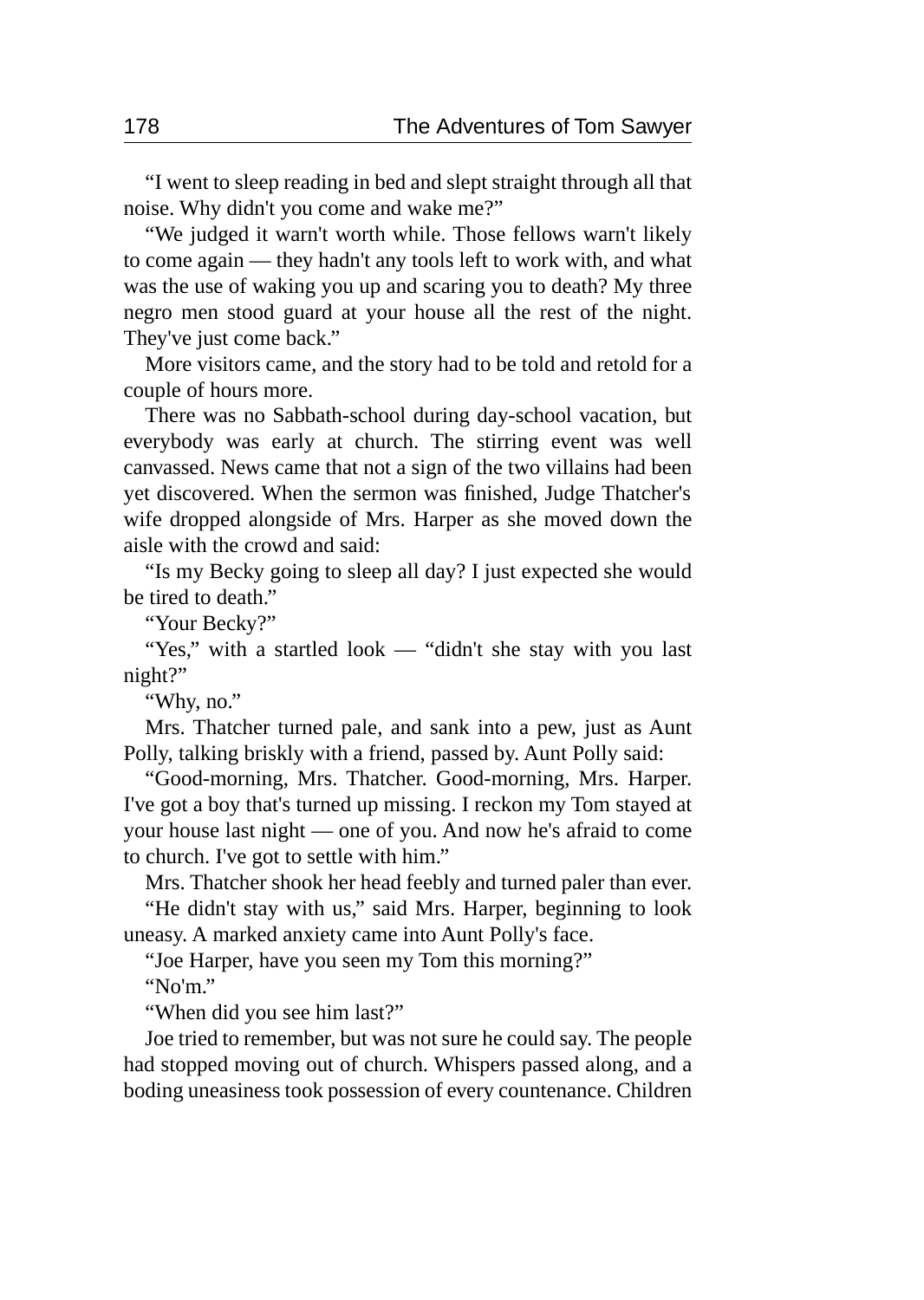"I went to sleep reading in bed and slept straight through all that noise. Why didn't you come and wake me?"

"We judged it warn't worth while. Those fellows warn't likely to come again — they hadn't any tools left to work with, and what was the use of waking you up and scaring you to death? My three negro men stood guard at your house all the rest of the night. They've just come back."

More visitors came, and the story had to be told and retold for a couple of hours more.

There was no Sabbath-school during day-school vacation, but everybody was early at church. The stirring event was well canvassed. News came that not a sign of the two villains had been yet discovered. When the sermon was finished, Judge Thatcher's wife dropped alongside of Mrs. Harper as she moved down the aisle with the crowd and said:

"Is my Becky going to sleep all day? I just expected she would be tired to death."

"Your Becky?"

"Yes," with a startled look — "didn't she stay with you last night?"

"Why, no."

Mrs. Thatcher turned pale, and sank into a pew, just as Aunt Polly, talking briskly with a friend, passed by. Aunt Polly said:

"Good-morning, Mrs. Thatcher. Good-morning, Mrs. Harper. I've got a boy that's turned up missing. I reckon my Tom stayed at your house last night — one of you. And now he's afraid to come to church. I've got to settle with him."

Mrs. Thatcher shook her head feebly and turned paler than ever.

"He didn't stay with us," said Mrs. Harper, beginning to look uneasy. A marked anxiety came into Aunt Polly's face.

"Joe Harper, have you seen my Tom this morning?"

"No'm."

"When did you see him last?"

Joe tried to remember, but was not sure he could say. The people had stopped moving out of church. Whispers passed along, and a boding uneasiness took possession of every countenance. Children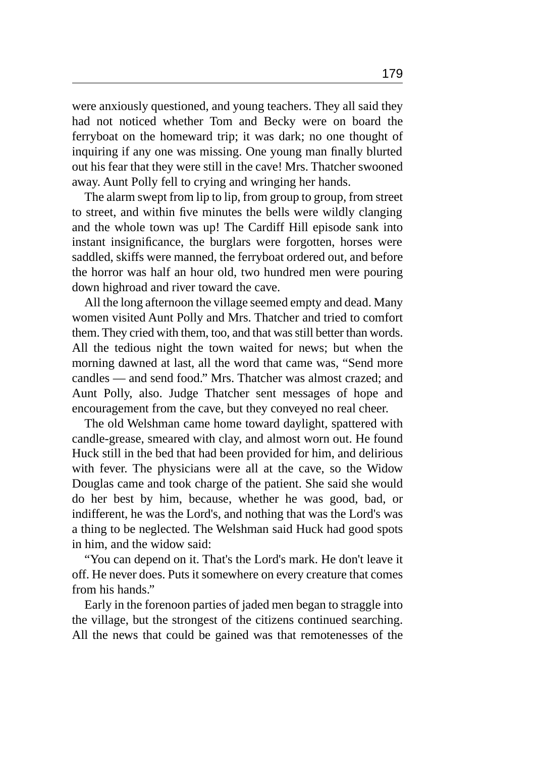were anxiously questioned, and young teachers. They all said they had not noticed whether Tom and Becky were on board the ferryboat on the homeward trip; it was dark; no one thought of inquiring if any one was missing. One young man finally blurted out his fear that they were still in the cave! Mrs. Thatcher swooned away. Aunt Polly fell to crying and wringing her hands.

The alarm swept from lip to lip, from group to group, from street to street, and within five minutes the bells were wildly clanging and the whole town was up! The Cardiff Hill episode sank into instant insignificance, the burglars were forgotten, horses were saddled, skiffs were manned, the ferryboat ordered out, and before the horror was half an hour old, two hundred men were pouring down highroad and river toward the cave.

All the long afternoon the village seemed empty and dead. Many women visited Aunt Polly and Mrs. Thatcher and tried to comfort them. They cried with them, too, and that was still better than words. All the tedious night the town waited for news; but when the morning dawned at last, all the word that came was, “Send more candles — and send food.” Mrs. Thatcher was almost crazed; and Aunt Polly, also. Judge Thatcher sent messages of hope and encouragement from the cave, but they conveyed no real cheer.

The old Welshman came home toward daylight, spattered with candle-grease, smeared with clay, and almost worn out. He found Huck still in the bed that had been provided for him, and delirious with fever. The physicians were all at the cave, so the Widow Douglas came and took charge of the patient. She said she would do her best by him, because, whether he was good, bad, or indifferent, he was the Lord's, and nothing that was the Lord's was a thing to be neglected. The Welshman said Huck had good spots in him, and the widow said:

“You can depend on it. That's the Lord's mark. He don't leave it off. He never does. Puts it somewhere on every creature that comes from his hands.”

Early in the forenoon parties of jaded men began to straggle into the village, but the strongest of the citizens continued searching. All the news that could be gained was that remotenesses of the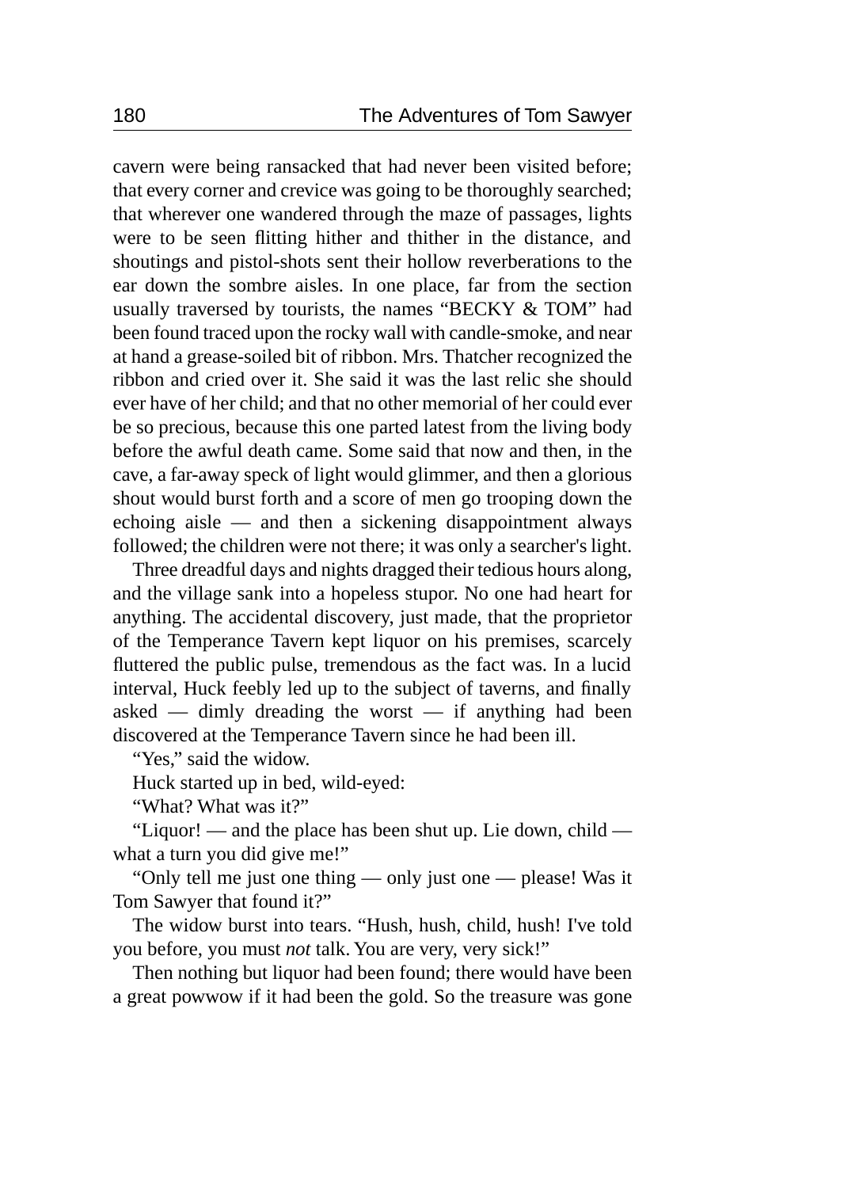cavern were being ransacked that had never been visited before; that every corner and crevice was going to be thoroughly searched; that wherever one wandered through the maze of passages, lights were to be seen flitting hither and thither in the distance, and shoutings and pistol-shots sent their hollow reverberations to the ear down the sombre aisles. In one place, far from the section usually traversed by tourists, the names "BECKY & TOM" had been found traced upon the rocky wall with candle-smoke, and near at hand a grease-soiled bit of ribbon. Mrs. Thatcher recognized the ribbon and cried over it. She said it was the last relic she should ever have of her child; and that no other memorial of her could ever be so precious, because this one parted latest from the living body before the awful death came. Some said that now and then, in the cave, a far-away speck of light would glimmer, and then a glorious shout would burst forth and a score of men go trooping down the echoing aisle — and then a sickening disappointment always followed; the children were not there; it was only a searcher's light.

Three dreadful days and nights dragged their tedious hours along, and the village sank into a hopeless stupor. No one had heart for anything. The accidental discovery, just made, that the proprietor of the Temperance Tavern kept liquor on his premises, scarcely fluttered the public pulse, tremendous as the fact was. In a lucid interval, Huck feebly led up to the subject of taverns, and finally asked — dimly dreading the worst — if anything had been discovered at the Temperance Tavern since he had been ill.

"Yes," said the widow.

Huck started up in bed, wild-eyed:

"What? What was it?"

"Liquor! — and the place has been shut up. Lie down, child — what a turn you did give me!"

"Only tell me just one thing — only just one — please! Was it Tom Sawyer that found it?"

The widow burst into tears. "Hush, hush, child, hush! I've told you before, you must *not* talk. You are very, very sick!"

Then nothing but liquor had been found; there would have been a great powwow if it had been the gold. So the treasure was gone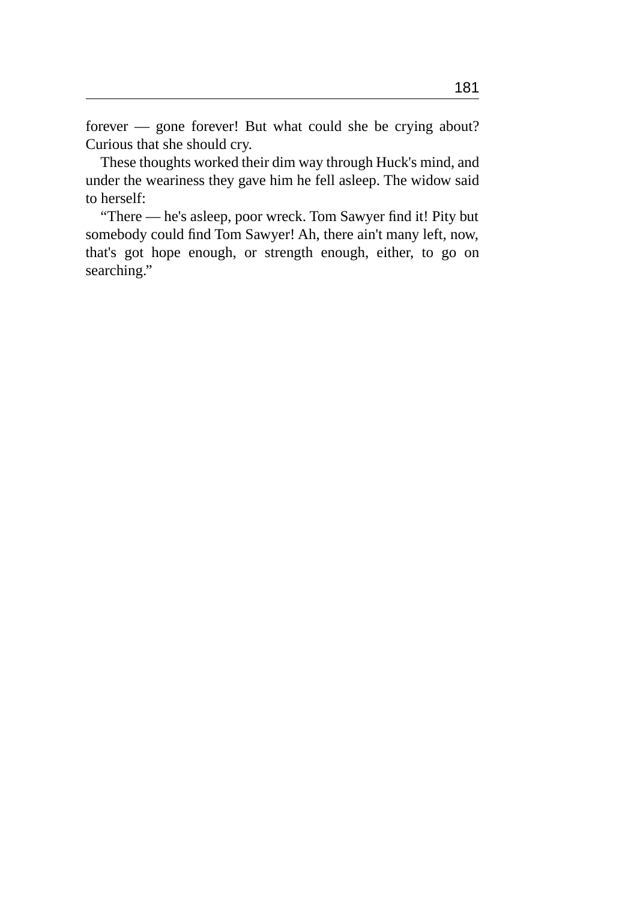forever — gone forever! But what could she be crying about? Curious that she should cry.

These thoughts worked their dim way through Huck's mind, and under the weariness they gave him he fell asleep. The widow said to herself:

“There — he's asleep, poor wreck. Tom Sawyer find it! Pity but somebody could find Tom Sawyer! Ah, there ain't many left, now, that's got hope enough, or strength enough, either, to go on searching.”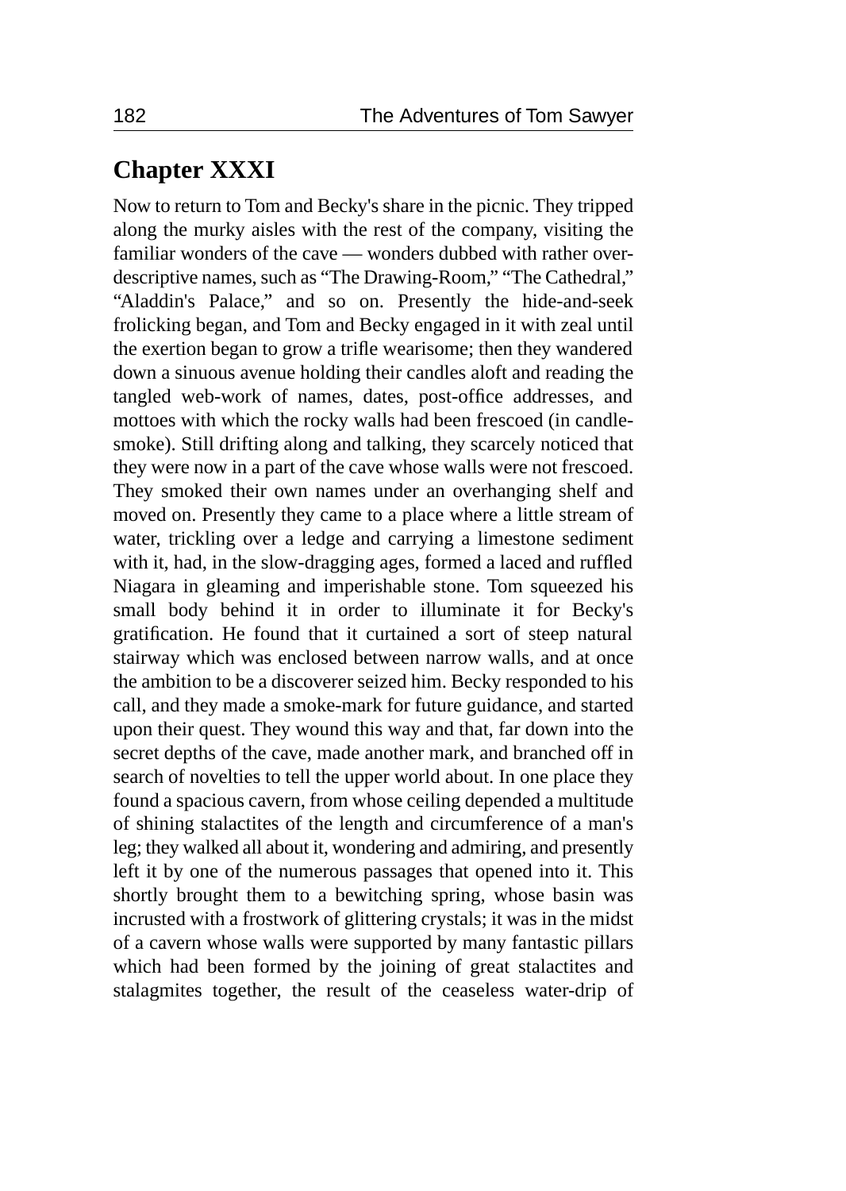## Chapter XXXI

Now to return to Tom and Becky's share in the picnic. They tripped along the murky aisles with the rest of the company, visiting the familiar wonders of the cave — wonders dubbed with rather over-descriptive names, such as "The Drawing-Room," "The Cathedral," "Aladdin's Palace," and so on. Presently the hide-and-seek frolicking began, and Tom and Becky engaged in it with zeal until the exertion began to grow a trifle wearisome; then they wandered down a sinuous avenue holding their candles aloft and reading the tangled web-work of names, dates, post-office addresses, and mottoes with which the rocky walls had been frescoed (in candle-smoke). Still drifting along and talking, they scarcely noticed that they were now in a part of the cave whose walls were not frescoed. They smoked their own names under an overhanging shelf and moved on. Presently they came to a place where a little stream of water, trickling over a ledge and carrying a limestone sediment with it, had, in the slow-dragging ages, formed a laced and ruffled Niagara in gleaming and imperishable stone. Tom squeezed his small body behind it in order to illuminate it for Becky's gratification. He found that it curtained a sort of steep natural stairway which was enclosed between narrow walls, and at once the ambition to be a discoverer seized him. Becky responded to his call, and they made a smoke-mark for future guidance, and started upon their quest. They wound this way and that, far down into the secret depths of the cave, made another mark, and branched off in search of novelties to tell the upper world about. In one place they found a spacious cavern, from whose ceiling depended a multitude of shining stalactites of the length and circumference of a man's leg; they walked all about it, wondering and admiring, and presently left it by one of the numerous passages that opened into it. This shortly brought them to a bewitching spring, whose basin was incrusted with a frostwork of glittering crystals; it was in the midst of a cavern whose walls were supported by many fantastic pillars which had been formed by the joining of great stalactites and stalagmites together, the result of the ceaseless water-drip of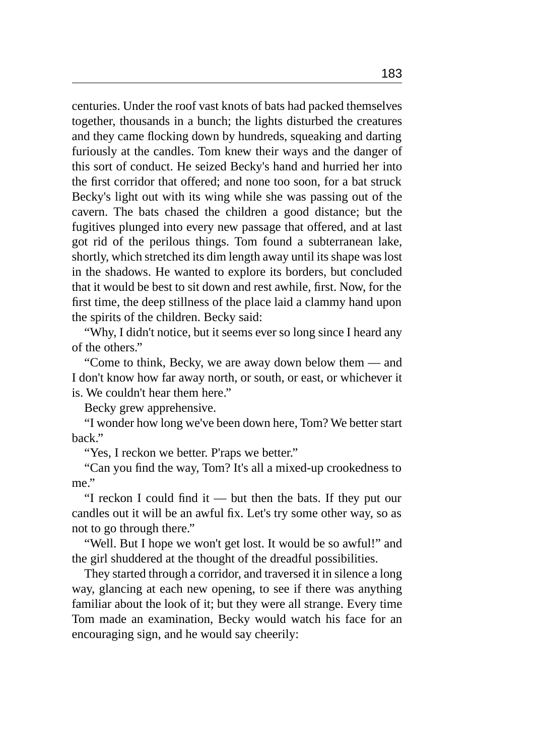centuries. Under the roof vast knots of bats had packed themselves together, thousands in a bunch; the lights disturbed the creatures and they came flocking down by hundreds, squeaking and darting furiously at the candles. Tom knew their ways and the danger of this sort of conduct. He seized Becky's hand and hurried her into the first corridor that offered; and none too soon, for a bat struck Becky's light out with its wing while she was passing out of the cavern. The bats chased the children a good distance; but the fugitives plunged into every new passage that offered, and at last got rid of the perilous things. Tom found a subterranean lake, shortly, which stretched its dim length away until its shape was lost in the shadows. He wanted to explore its borders, but concluded that it would be best to sit down and rest awhile, first. Now, for the first time, the deep stillness of the place laid a clammy hand upon the spirits of the children. Becky said:

"Why, I didn't notice, but it seems ever so long since I heard any of the others."

"Come to think, Becky, we are away down below them — and I don't know how far away north, or south, or east, or whichever it is. We couldn't hear them here."

Becky grew apprehensive.

"I wonder how long we've been down here, Tom? We better start back."

"Yes, I reckon we better. P'raps we better."

"Can you find the way, Tom? It's all a mixed-up crookedness to me."

"I reckon I could find it — but then the bats. If they put our candles out it will be an awful fix. Let's try some other way, so as not to go through there."

"Well. But I hope we won't get lost. It would be so awful!" and the girl shuddered at the thought of the dreadful possibilities.

They started through a corridor, and traversed it in silence a long way, glancing at each new opening, to see if there was anything familiar about the look of it; but they were all strange. Every time Tom made an examination, Becky would watch his face for an encouraging sign, and he would say cheerily: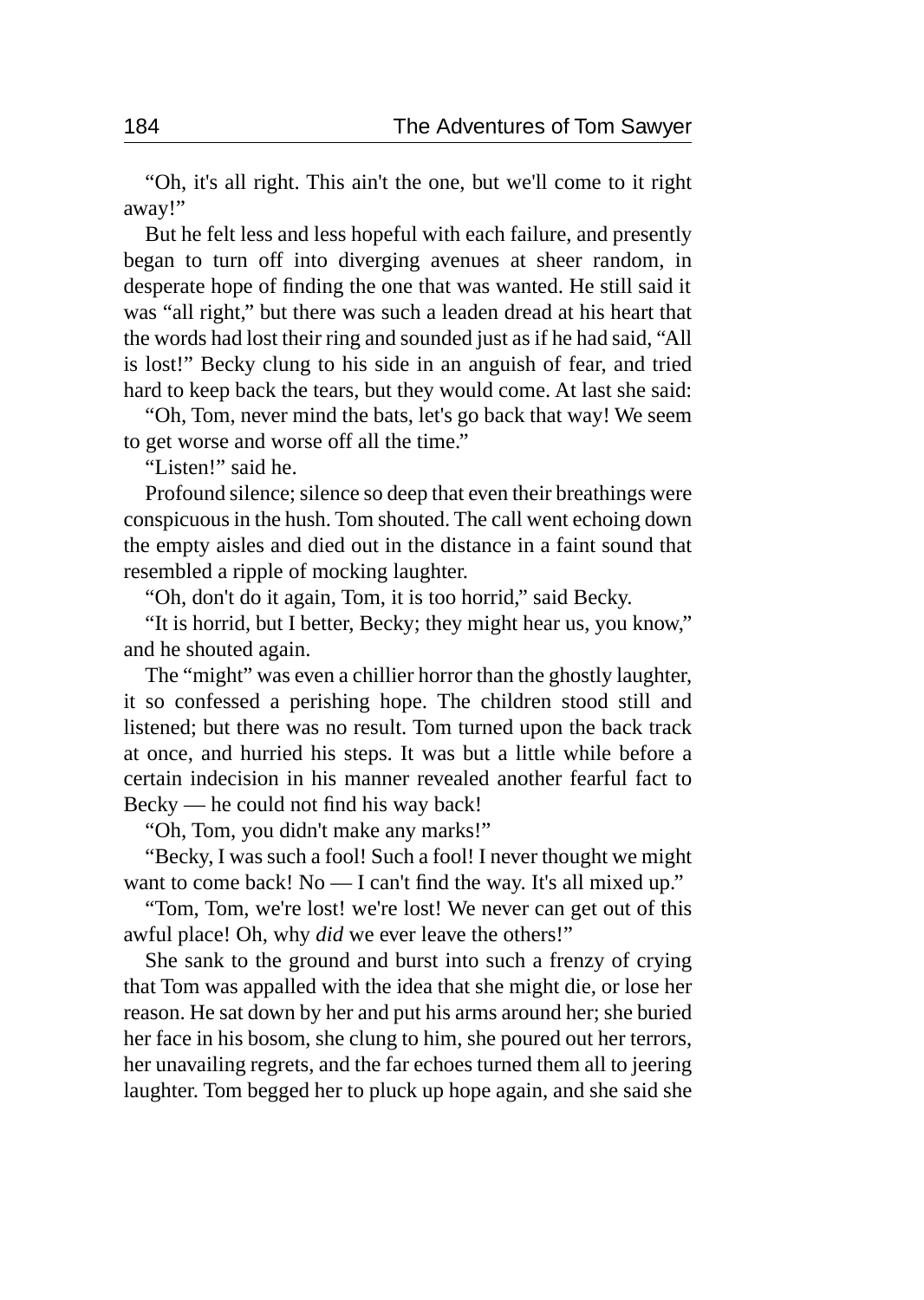"Oh, it's all right. This ain't the one, but we'll come to it right away!"

But he felt less and less hopeful with each failure, and presently began to turn off into diverging avenues at sheer random, in desperate hope of finding the one that was wanted. He still said it was "all right," but there was such a leaden dread at his heart that the words had lost their ring and sounded just as if he had said, "All is lost!" Becky clung to his side in an anguish of fear, and tried hard to keep back the tears, but they would come. At last she said:

"Oh, Tom, never mind the bats, let's go back that way! We seem to get worse and worse off all the time."

"Listen!" said he.

Profound silence; silence so deep that even their breathings were conspicuous in the hush. Tom shouted. The call went echoing down the empty aisles and died out in the distance in a faint sound that resembled a ripple of mocking laughter.

"Oh, don't do it again, Tom, it is too horrid," said Becky.

"It is horrid, but I better, Becky; they might hear us, you know," and he shouted again.

The "might" was even a chillier horror than the ghostly laughter, it so confessed a perishing hope. The children stood still and listened; but there was no result. Tom turned upon the back track at once, and hurried his steps. It was but a little while before a certain indecision in his manner revealed another fearful fact to Becky — he could not find his way back!

"Oh, Tom, you didn't make any marks!"

"Becky, I was such a fool! Such a fool! I never thought we might want to come back! No — I can't find the way. It's all mixed up."

"Tom, Tom, we're lost! we're lost! We never can get out of this awful place! Oh, why *did* we ever leave the others!"

She sank to the ground and burst into such a frenzy of crying that Tom was appalled with the idea that she might die, or lose her reason. He sat down by her and put his arms around her; she buried her face in his bosom, she clung to him, she poured out her terrors, her unavailing regrets, and the far echoes turned them all to jeering laughter. Tom begged her to pluck up hope again, and she said she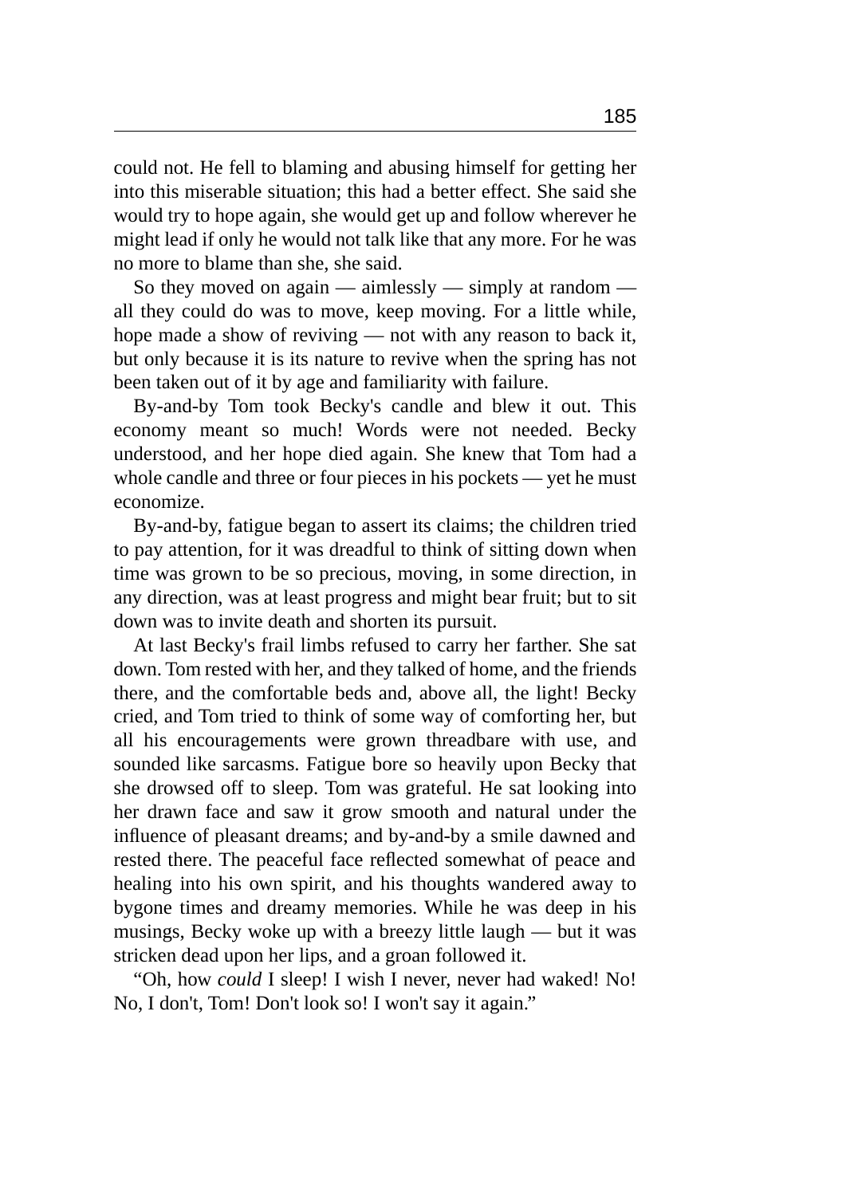could not. He fell to blaming and abusing himself for getting her into this miserable situation; this had a better effect. She said she would try to hope again, she would get up and follow wherever he might lead if only he would not talk like that any more. For he was no more to blame than she, she said.

So they moved on again — aimlessly — simply at random — all they could do was to move, keep moving. For a little while, hope made a show of reviving — not with any reason to back it, but only because it is its nature to revive when the spring has not been taken out of it by age and familiarity with failure.

By-and-by Tom took Becky's candle and blew it out. This economy meant so much! Words were not needed. Becky understood, and her hope died again. She knew that Tom had a whole candle and three or four pieces in his pockets — yet he must economize.

By-and-by, fatigue began to assert its claims; the children tried to pay attention, for it was dreadful to think of sitting down when time was grown to be so precious, moving, in some direction, in any direction, was at least progress and might bear fruit; but to sit down was to invite death and shorten its pursuit.

At last Becky's frail limbs refused to carry her farther. She sat down. Tom rested with her, and they talked of home, and the friends there, and the comfortable beds and, above all, the light! Becky cried, and Tom tried to think of some way of comforting her, but all his encouragements were grown threadbare with use, and sounded like sarcasms. Fatigue bore so heavily upon Becky that she drowsed off to sleep. Tom was grateful. He sat looking into her drawn face and saw it grow smooth and natural under the influence of pleasant dreams; and by-and-by a smile dawned and rested there. The peaceful face reflected somewhat of peace and healing into his own spirit, and his thoughts wandered away to bygone times and dreamy memories. While he was deep in his musings, Becky woke up with a breezy little laugh — but it was stricken dead upon her lips, and a groan followed it.

"Oh, how *could* I sleep! I wish I never, never had waked! No! No, I don't, Tom! Don't look so! I won't say it again."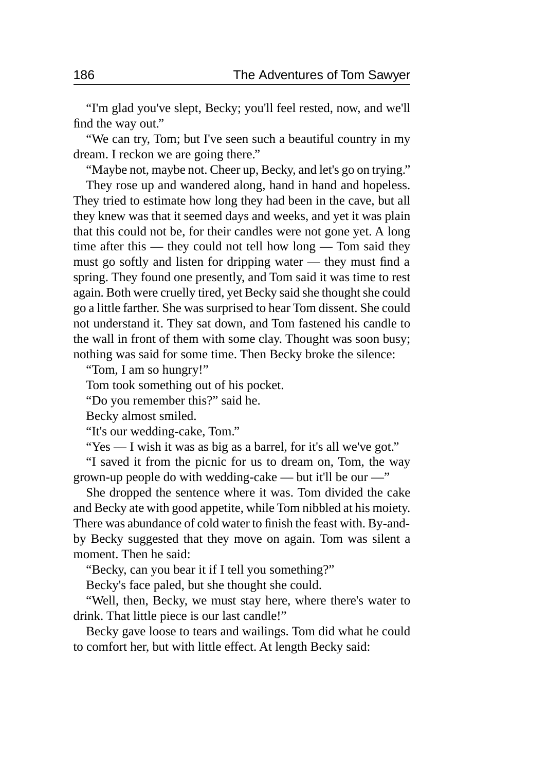"I'm glad you've slept, Becky; you'll feel rested, now, and we'll find the way out."

"We can try, Tom; but I've seen such a beautiful country in my dream. I reckon we are going there."

"Maybe not, maybe not. Cheer up, Becky, and let's go on trying."

They rose up and wandered along, hand in hand and hopeless. They tried to estimate how long they had been in the cave, but all they knew was that it seemed days and weeks, and yet it was plain that this could not be, for their candles were not gone yet. A long time after this — they could not tell how long — Tom said they must go softly and listen for dripping water — they must find a spring. They found one presently, and Tom said it was time to rest again. Both were cruelly tired, yet Becky said she thought she could go a little farther. She was surprised to hear Tom dissent. She could not understand it. They sat down, and Tom fastened his candle to the wall in front of them with some clay. Thought was soon busy; nothing was said for some time. Then Becky broke the silence:

"Tom, I am so hungry!"

Tom took something out of his pocket.

"Do you remember this?" said he.

Becky almost smiled.

"It's our wedding-cake, Tom."

"Yes — I wish it was as big as a barrel, for it's all we've got."

"I saved it from the picnic for us to dream on, Tom, the way grown-up people do with wedding-cake — but it'll be our —"

She dropped the sentence where it was. Tom divided the cake and Becky ate with good appetite, while Tom nibbled at his moiety. There was abundance of cold water to finish the feast with. By-and-by Becky suggested that they move on again. Tom was silent a moment. Then he said:

"Becky, can you bear it if I tell you something?"

Becky's face paled, but she thought she could.

"Well, then, Becky, we must stay here, where there's water to drink. That little piece is our last candle!"

Becky gave loose to tears and wailings. Tom did what he could to comfort her, but with little effect. At length Becky said: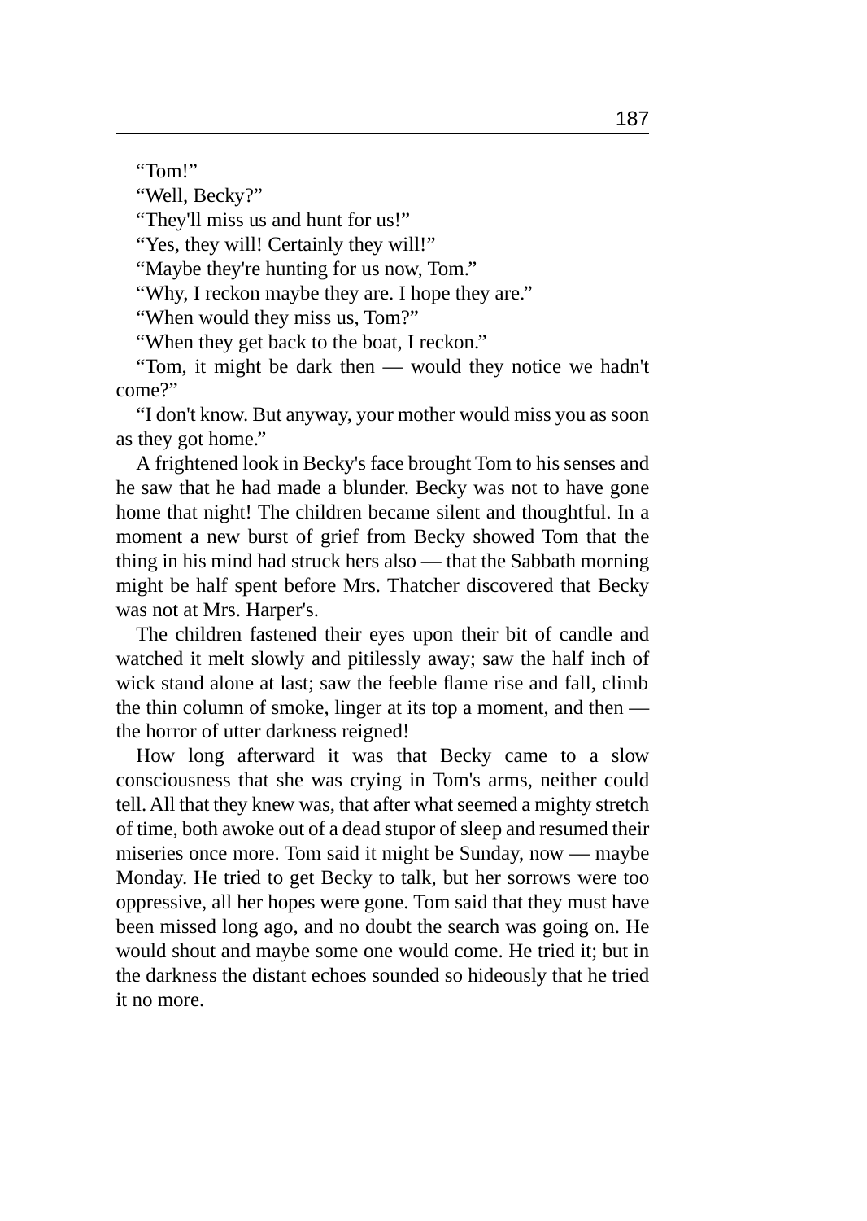"Tom!"

"Well, Becky?"

"They'll miss us and hunt for us!"

"Yes, they will! Certainly they will!"

"Maybe they're hunting for us now, Tom."

"Why, I reckon maybe they are. I hope they are."

"When would they miss us, Tom?"

"When they get back to the boat, I reckon."

"Tom, it might be dark then — would they notice we hadn't come?"

"I don't know. But anyway, your mother would miss you as soon as they got home."

A frightened look in Becky's face brought Tom to his senses and he saw that he had made a blunder. Becky was not to have gone home that night! The children became silent and thoughtful. In a moment a new burst of grief from Becky showed Tom that the thing in his mind had struck hers also — that the Sabbath morning might be half spent before Mrs. Thatcher discovered that Becky was not at Mrs. Harper's.

The children fastened their eyes upon their bit of candle and watched it melt slowly and pitilessly away; saw the half inch of wick stand alone at last; saw the feeble flame rise and fall, climb the thin column of smoke, linger at its top a moment, and then — the horror of utter darkness reigned!

How long afterward it was that Becky came to a slow consciousness that she was crying in Tom's arms, neither could tell. All that they knew was, that after what seemed a mighty stretch of time, both awoke out of a dead stupor of sleep and resumed their miseries once more. Tom said it might be Sunday, now — maybe Monday. He tried to get Becky to talk, but her sorrows were too oppressive, all her hopes were gone. Tom said that they must have been missed long ago, and no doubt the search was going on. He would shout and maybe some one would come. He tried it; but in the darkness the distant echoes sounded so hideously that he tried it no more.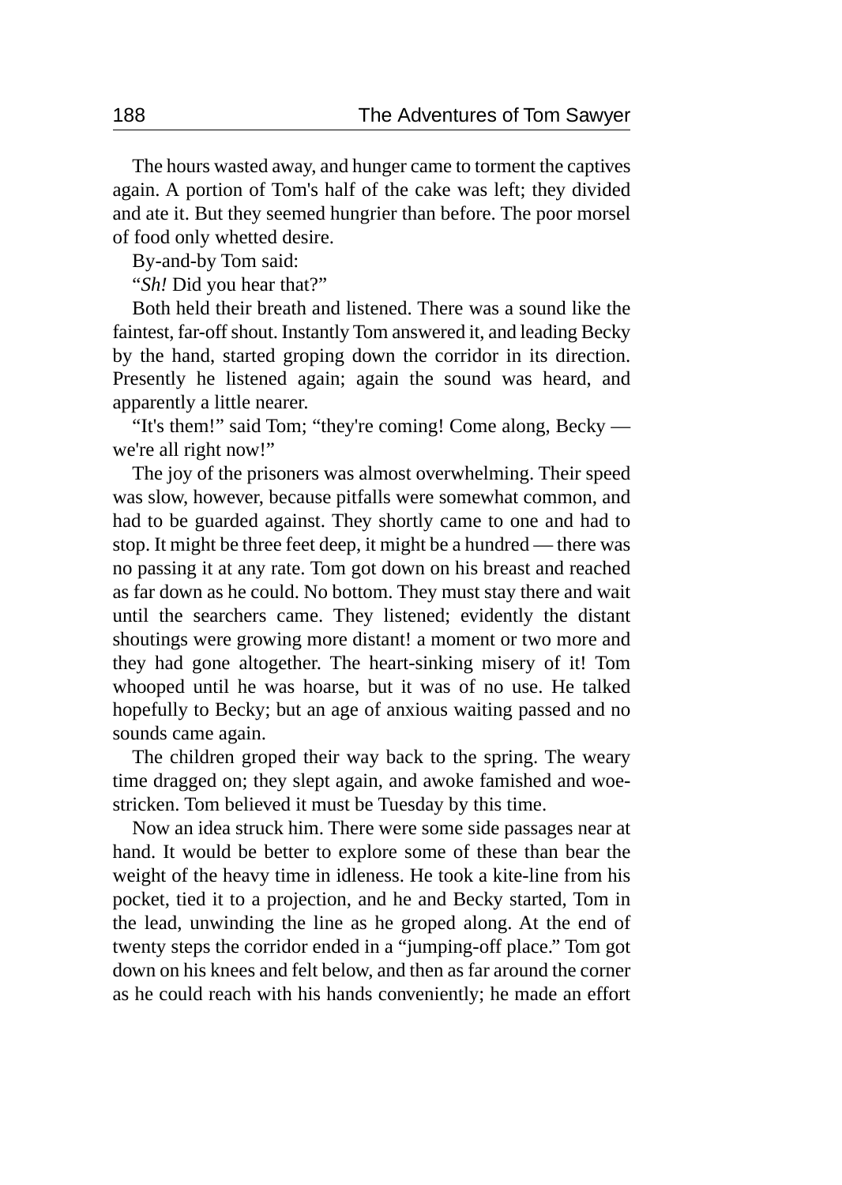The hours wasted away, and hunger came to torment the captives again. A portion of Tom's half of the cake was left; they divided and ate it. But they seemed hungrier than before. The poor morsel of food only whetted desire.

By-and-by Tom said:

"*Sh!* Did you hear that?"

Both held their breath and listened. There was a sound like the faintest, far-off shout. Instantly Tom answered it, and leading Becky by the hand, started groping down the corridor in its direction. Presently he listened again; again the sound was heard, and apparently a little nearer.

"It's them!" said Tom; "they're coming! Come along, Becky — we're all right now!"

The joy of the prisoners was almost overwhelming. Their speed was slow, however, because pitfalls were somewhat common, and had to be guarded against. They shortly came to one and had to stop. It might be three feet deep, it might be a hundred — there was no passing it at any rate. Tom got down on his breast and reached as far down as he could. No bottom. They must stay there and wait until the searchers came. They listened; evidently the distant shoutings were growing more distant! a moment or two more and they had gone altogether. The heart-sinking misery of it! Tom whooped until he was hoarse, but it was of no use. He talked hopefully to Becky; but an age of anxious waiting passed and no sounds came again.

The children groped their way back to the spring. The weary time dragged on; they slept again, and awoke famished and woe-stricken. Tom believed it must be Tuesday by this time.

Now an idea struck him. There were some side passages near at hand. It would be better to explore some of these than bear the weight of the heavy time in idleness. He took a kite-line from his pocket, tied it to a projection, and he and Becky started, Tom in the lead, unwinding the line as he groped along. At the end of twenty steps the corridor ended in a "jumping-off place." Tom got down on his knees and felt below, and then as far around the corner as he could reach with his hands conveniently; he made an effort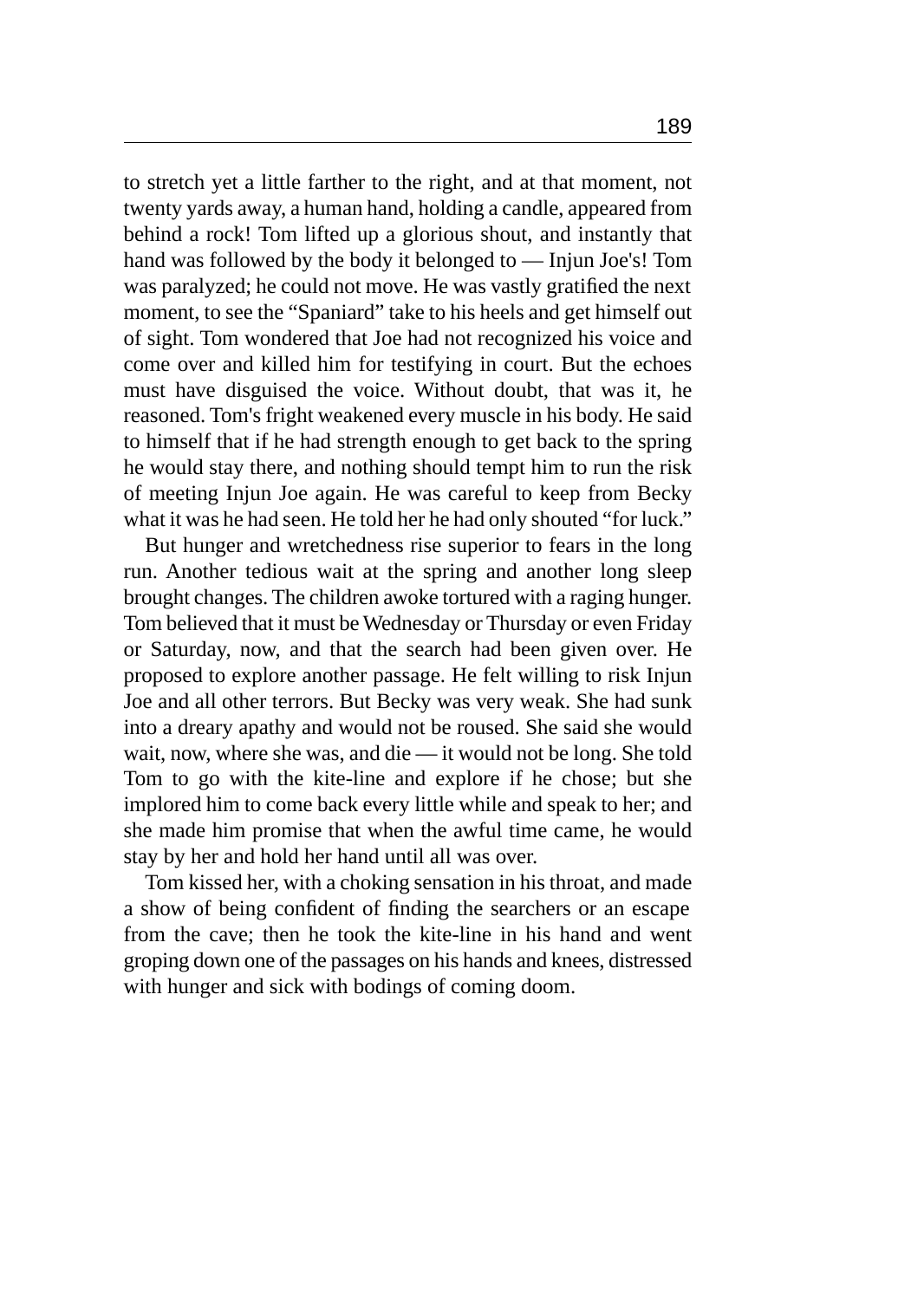to stretch yet a little farther to the right, and at that moment, not twenty yards away, a human hand, holding a candle, appeared from behind a rock! Tom lifted up a glorious shout, and instantly that hand was followed by the body it belonged to — Injun Joe's! Tom was paralyzed; he could not move. He was vastly gratified the next moment, to see the "Spaniard" take to his heels and get himself out of sight. Tom wondered that Joe had not recognized his voice and come over and killed him for testifying in court. But the echoes must have disguised the voice. Without doubt, that was it, he reasoned. Tom's fright weakened every muscle in his body. He said to himself that if he had strength enough to get back to the spring he would stay there, and nothing should tempt him to run the risk of meeting Injun Joe again. He was careful to keep from Becky what it was he had seen. He told her he had only shouted "for luck."

But hunger and wretchedness rise superior to fears in the long run. Another tedious wait at the spring and another long sleep brought changes. The children awoke tortured with a raging hunger. Tom believed that it must be Wednesday or Thursday or even Friday or Saturday, now, and that the search had been given over. He proposed to explore another passage. He felt willing to risk Injun Joe and all other terrors. But Becky was very weak. She had sunk into a dreary apathy and would not be roused. She said she would wait, now, where she was, and die — it would not be long. She told Tom to go with the kite-line and explore if he chose; but she implored him to come back every little while and speak to her; and she made him promise that when the awful time came, he would stay by her and hold her hand until all was over.

Tom kissed her, with a choking sensation in his throat, and made a show of being confident of finding the searchers or an escape from the cave; then he took the kite-line in his hand and went groping down one of the passages on his hands and knees, distressed with hunger and sick with bodings of coming doom.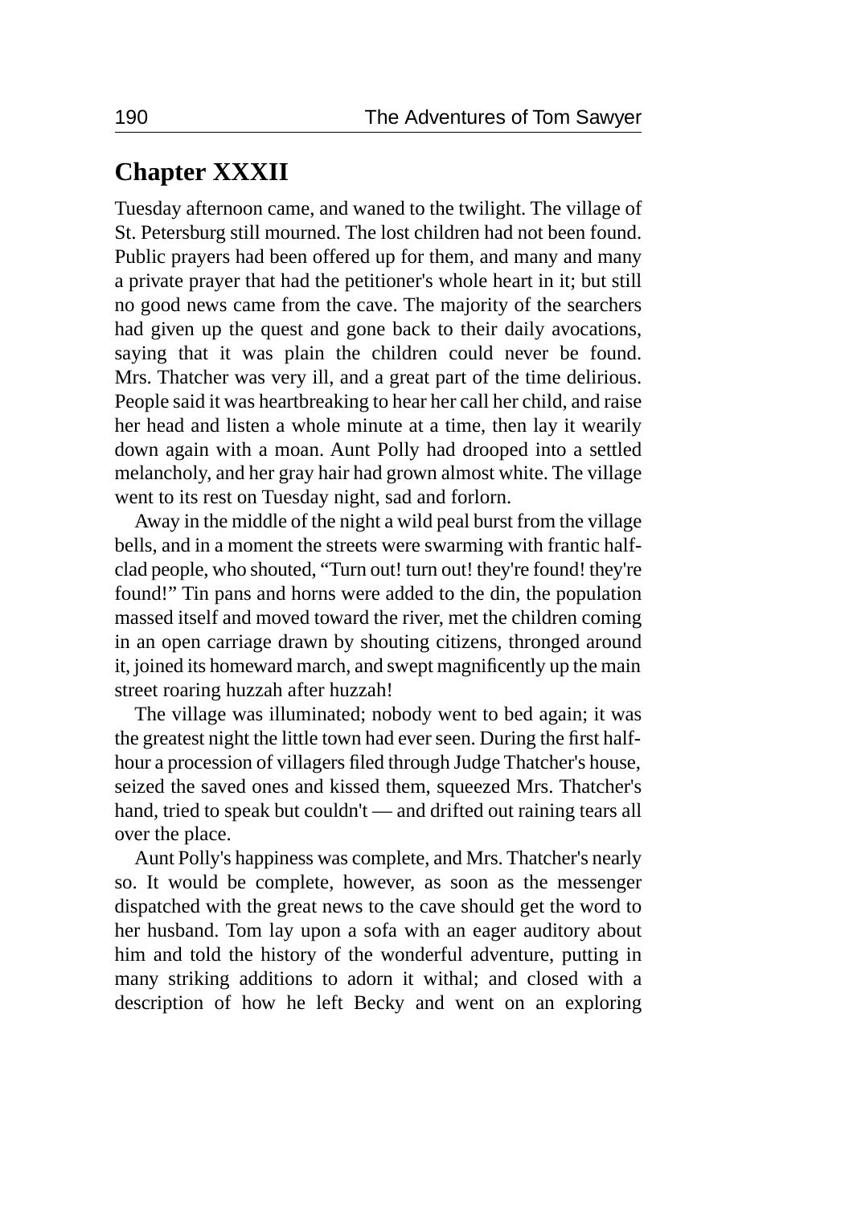## Chapter XXXII

Tuesday afternoon came, and waned to the twilight. The village of St. Petersburg still mourned. The lost children had not been found. Public prayers had been offered up for them, and many and many a private prayer that had the petitioner's whole heart in it; but still no good news came from the cave. The majority of the searchers had given up the quest and gone back to their daily avocations, saying that it was plain the children could never be found. Mrs. Thatcher was very ill, and a great part of the time delirious. People said it was heartbreaking to hear her call her child, and raise her head and listen a whole minute at a time, then lay it wearily down again with a moan. Aunt Polly had drooped into a settled melancholy, and her gray hair had grown almost white. The village went to its rest on Tuesday night, sad and forlorn.

Away in the middle of the night a wild peal burst from the village bells, and in a moment the streets were swarming with frantic half-clad people, who shouted, “Turn out! turn out! they're found! they're found!” Tin pans and horns were added to the din, the population massed itself and moved toward the river, met the children coming in an open carriage drawn by shouting citizens, thronged around it, joined its homeward march, and swept magnificently up the main street roaring huzzah after huzzah!

The village was illuminated; nobody went to bed again; it was the greatest night the little town had ever seen. During the first half-hour a procession of villagers filed through Judge Thatcher's house, seized the saved ones and kissed them, squeezed Mrs. Thatcher's hand, tried to speak but couldn't — and drifted out raining tears all over the place.

Aunt Polly's happiness was complete, and Mrs. Thatcher's nearly so. It would be complete, however, as soon as the messenger dispatched with the great news to the cave should get the word to her husband. Tom lay upon a sofa with an eager auditory about him and told the history of the wonderful adventure, putting in many striking additions to adorn it withal; and closed with a description of how he left Becky and went on an exploring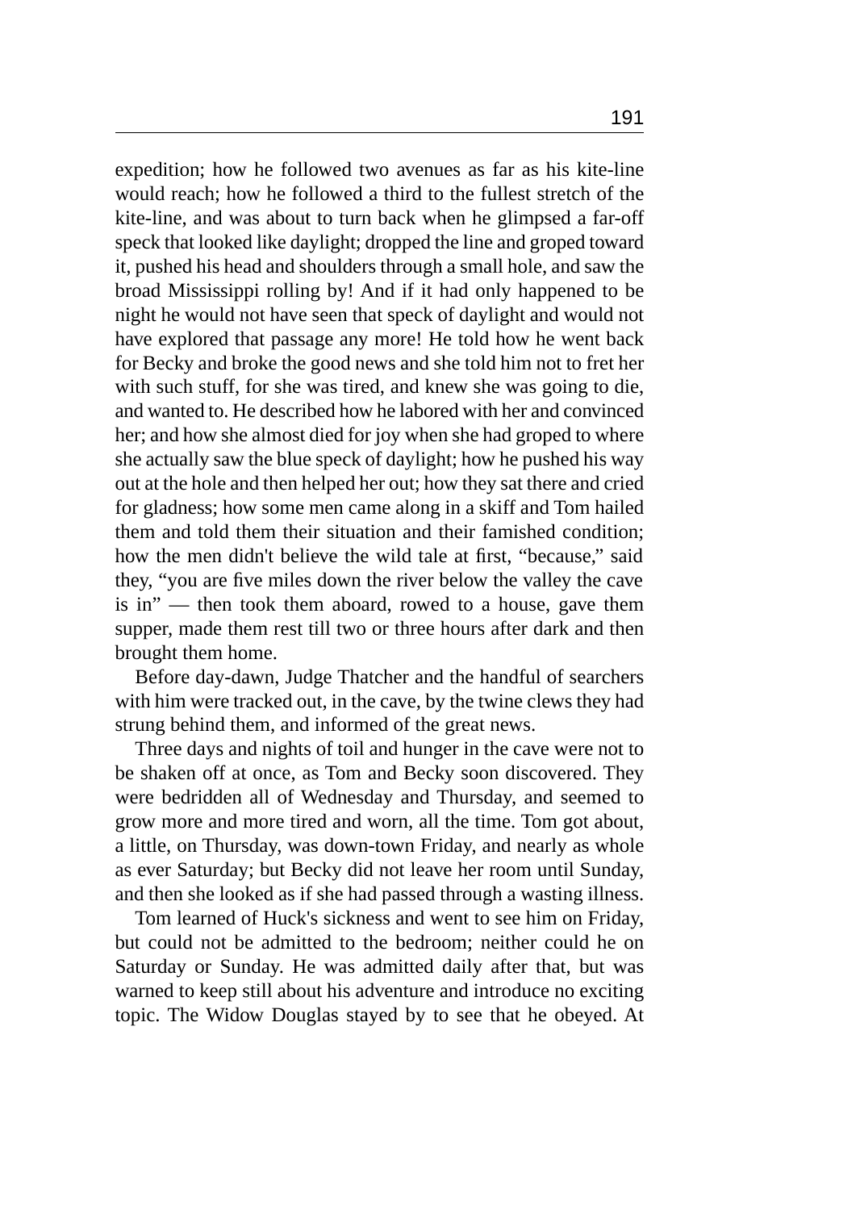expedition; how he followed two avenues as far as his kite-line would reach; how he followed a third to the fullest stretch of the kite-line, and was about to turn back when he glimpsed a far-off speck that looked like daylight; dropped the line and groped toward it, pushed his head and shoulders through a small hole, and saw the broad Mississippi rolling by! And if it had only happened to be night he would not have seen that speck of daylight and would not have explored that passage any more! He told how he went back for Becky and broke the good news and she told him not to fret her with such stuff, for she was tired, and knew she was going to die, and wanted to. He described how he labored with her and convinced her; and how she almost died for joy when she had groped to where she actually saw the blue speck of daylight; how he pushed his way out at the hole and then helped her out; how they sat there and cried for gladness; how some men came along in a skiff and Tom hailed them and told them their situation and their famished condition; how the men didn't believe the wild tale at first, "because," said they, "you are five miles down the river below the valley the cave is in" — then took them aboard, rowed to a house, gave them supper, made them rest till two or three hours after dark and then brought them home.

Before day-dawn, Judge Thatcher and the handful of searchers with him were tracked out, in the cave, by the twine clews they had strung behind them, and informed of the great news.

Three days and nights of toil and hunger in the cave were not to be shaken off at once, as Tom and Becky soon discovered. They were bedridden all of Wednesday and Thursday, and seemed to grow more and more tired and worn, all the time. Tom got about, a little, on Thursday, was down-town Friday, and nearly as whole as ever Saturday; but Becky did not leave her room until Sunday, and then she looked as if she had passed through a wasting illness.

Tom learned of Huck's sickness and went to see him on Friday, but could not be admitted to the bedroom; neither could he on Saturday or Sunday. He was admitted daily after that, but was warned to keep still about his adventure and introduce no exciting topic. The Widow Douglas stayed by to see that he obeyed. At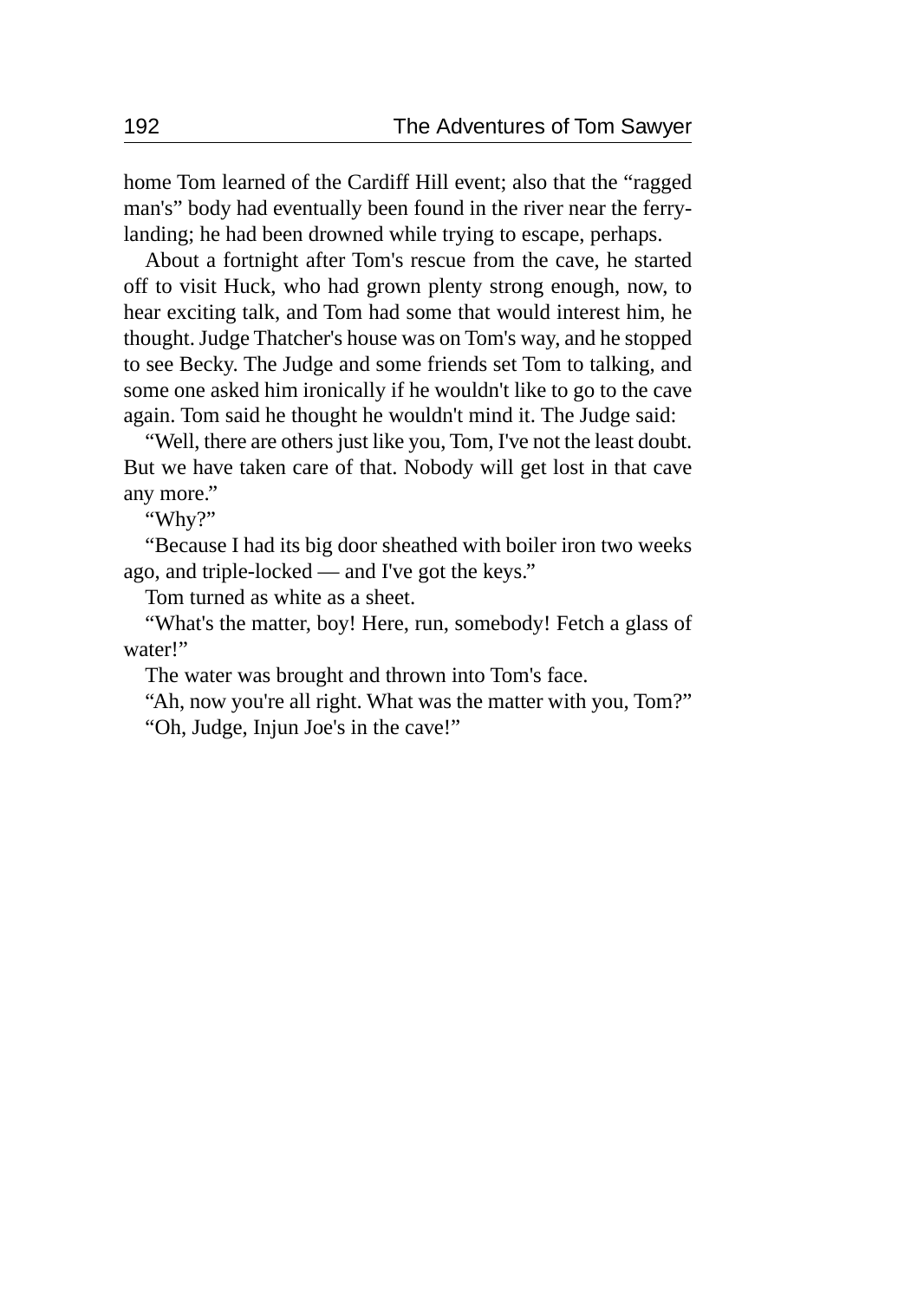home Tom learned of the Cardiff Hill event; also that the "ragged man's" body had eventually been found in the river near the ferry-landing; he had been drowned while trying to escape, perhaps.

About a fortnight after Tom's rescue from the cave, he started off to visit Huck, who had grown plenty strong enough, now, to hear exciting talk, and Tom had some that would interest him, he thought. Judge Thatcher's house was on Tom's way, and he stopped to see Becky. The Judge and some friends set Tom to talking, and some one asked him ironically if he wouldn't like to go to the cave again. Tom said he thought he wouldn't mind it. The Judge said:

"Well, there are others just like you, Tom, I've not the least doubt. But we have taken care of that. Nobody will get lost in that cave any more."

"Why?"

"Because I had its big door sheathed with boiler iron two weeks ago, and triple-locked — and I've got the keys."

Tom turned as white as a sheet.

"What's the matter, boy! Here, run, somebody! Fetch a glass of water!"

The water was brought and thrown into Tom's face.

"Ah, now you're all right. What was the matter with you, Tom?"

"Oh, Judge, Injun Joe's in the cave!"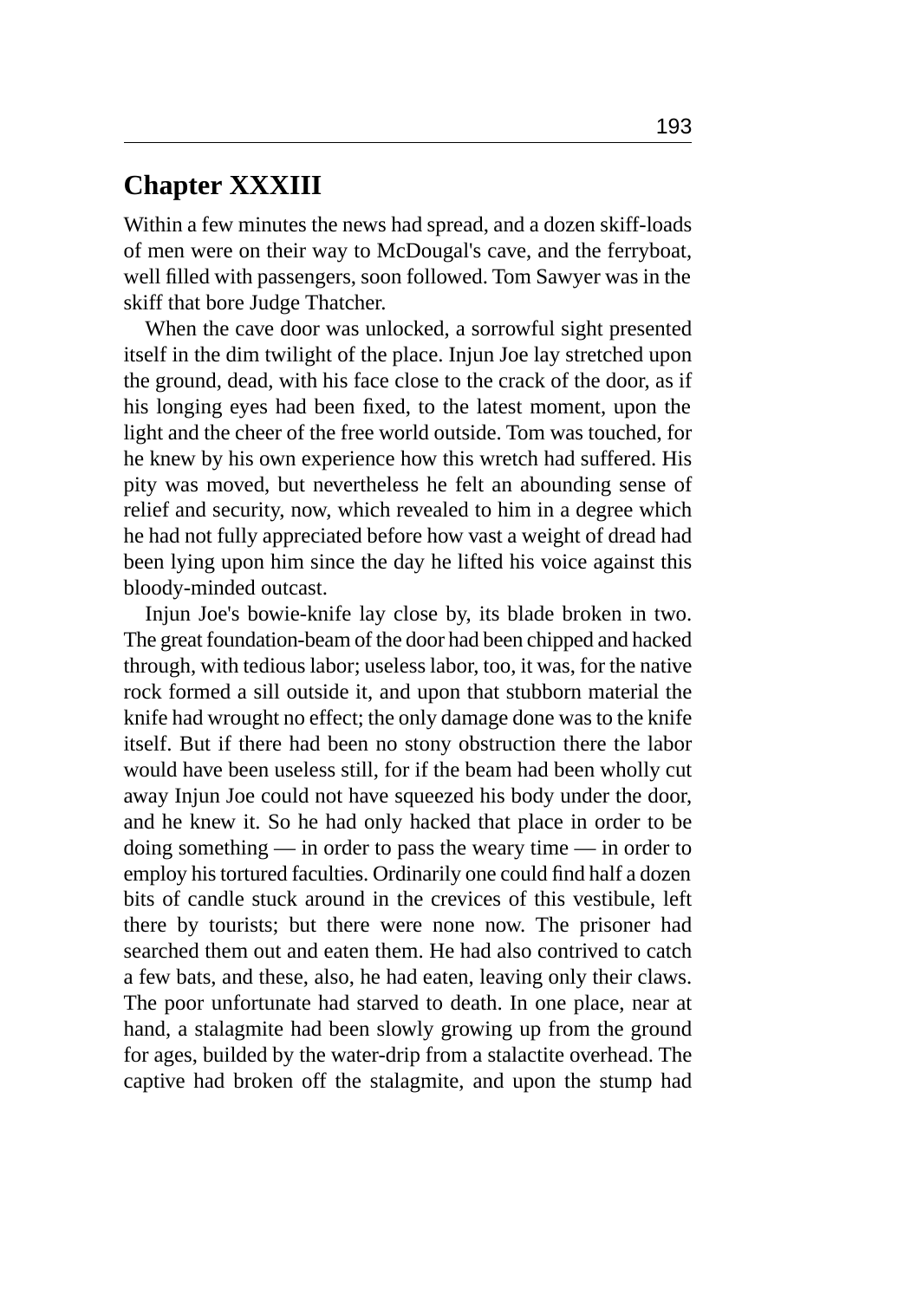# Chapter XXXIII

Within a few minutes the news had spread, and a dozen skiff-loads of men were on their way to McDougal's cave, and the ferryboat, well filled with passengers, soon followed. Tom Sawyer was in the skiff that bore Judge Thatcher.

When the cave door was unlocked, a sorrowful sight presented itself in the dim twilight of the place. Injun Joe lay stretched upon the ground, dead, with his face close to the crack of the door, as if his longing eyes had been fixed, to the latest moment, upon the light and the cheer of the free world outside. Tom was touched, for he knew by his own experience how this wretch had suffered. His pity was moved, but nevertheless he felt an abounding sense of relief and security, now, which revealed to him in a degree which he had not fully appreciated before how vast a weight of dread had been lying upon him since the day he lifted his voice against this bloody-minded outcast.

Injun Joe's bowie-knife lay close by, its blade broken in two. The great foundation-beam of the door had been chipped and hacked through, with tedious labor; useless labor, too, it was, for the native rock formed a sill outside it, and upon that stubborn material the knife had wrought no effect; the only damage done was to the knife itself. But if there had been no stony obstruction there the labor would have been useless still, for if the beam had been wholly cut away Injun Joe could not have squeezed his body under the door, and he knew it. So he had only hacked that place in order to be doing something — in order to pass the weary time — in order to employ his tortured faculties. Ordinarily one could find half a dozen bits of candle stuck around in the crevices of this vestibule, left there by tourists; but there were none now. The prisoner had searched them out and eaten them. He had also contrived to catch a few bats, and these, also, he had eaten, leaving only their claws. The poor unfortunate had starved to death. In one place, near at hand, a stalagmite had been slowly growing up from the ground for ages, builded by the water-drip from a stalactite overhead. The captive had broken off the stalagmite, and upon the stump had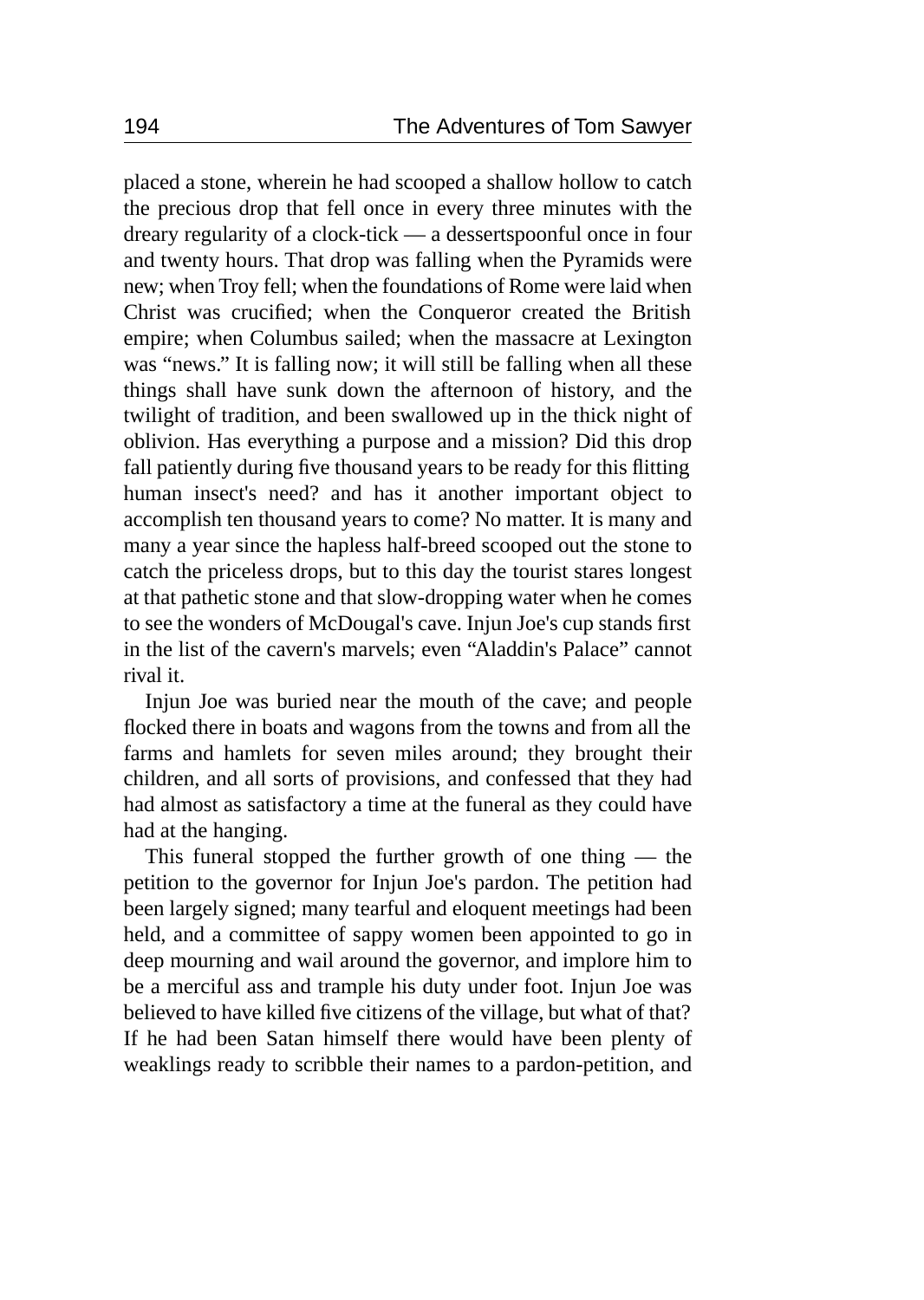placed a stone, wherein he had scooped a shallow hollow to catch the precious drop that fell once in every three minutes with the dreary regularity of a clock-tick — a dessertspoonful once in four and twenty hours. That drop was falling when the Pyramids were new; when Troy fell; when the foundations of Rome were laid when Christ was crucified; when the Conqueror created the British empire; when Columbus sailed; when the massacre at Lexington was "news." It is falling now; it will still be falling when all these things shall have sunk down the afternoon of history, and the twilight of tradition, and been swallowed up in the thick night of oblivion. Has everything a purpose and a mission? Did this drop fall patiently during five thousand years to be ready for this flitting human insect's need? and has it another important object to accomplish ten thousand years to come? No matter. It is many and many a year since the hapless half-breed scooped out the stone to catch the priceless drops, but to this day the tourist stares longest at that pathetic stone and that slow-dropping water when he comes to see the wonders of McDougal's cave. Injun Joe's cup stands first in the list of the cavern's marvels; even "Aladdin's Palace" cannot rival it.

Injun Joe was buried near the mouth of the cave; and people flocked there in boats and wagons from the towns and from all the farms and hamlets for seven miles around; they brought their children, and all sorts of provisions, and confessed that they had had almost as satisfactory a time at the funeral as they could have had at the hanging.

This funeral stopped the further growth of one thing — the petition to the governor for Injun Joe's pardon. The petition had been largely signed; many tearful and eloquent meetings had been held, and a committee of sappy women been appointed to go in deep mourning and wail around the governor, and implore him to be a merciful ass and trample his duty under foot. Injun Joe was believed to have killed five citizens of the village, but what of that? If he had been Satan himself there would have been plenty of weaklings ready to scribble their names to a pardon-petition, and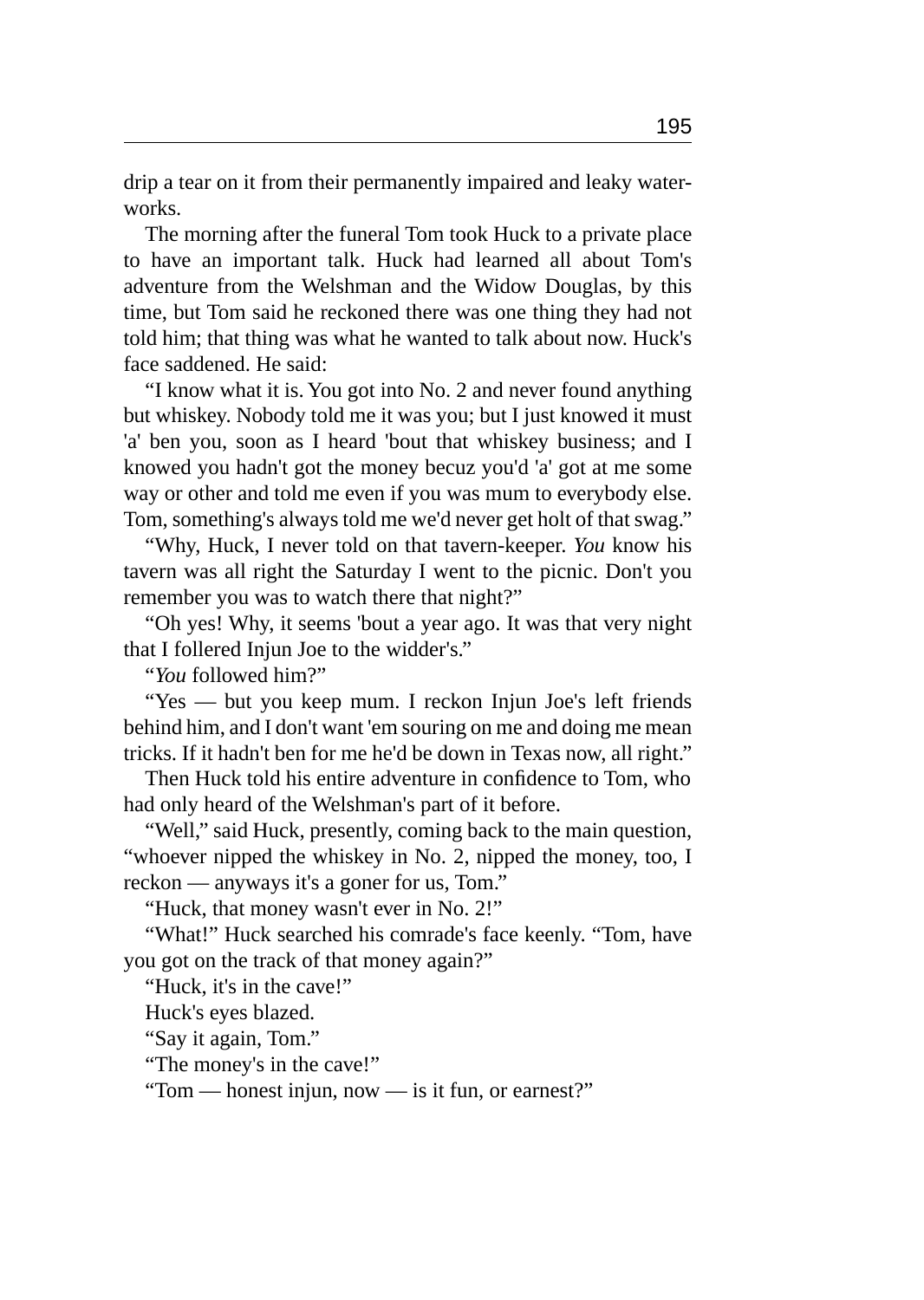drip a tear on it from their permanently impaired and leaky water-works.

The morning after the funeral Tom took Huck to a private place to have an important talk. Huck had learned all about Tom's adventure from the Welshman and the Widow Douglas, by this time, but Tom said he reckoned there was one thing they had not told him; that thing was what he wanted to talk about now. Huck's face saddened. He said:

“I know what it is. You got into No. 2 and never found anything but whiskey. Nobody told me it was you; but I just knowed it must 'a' ben you, soon as I heard 'bout that whiskey business; and I knowed you hadn't got the money becuz you'd 'a' got at me some way or other and told me even if you was mum to everybody else. Tom, something's always told me we'd never get holt of that swag.”

“Why, Huck, I never told on that tavern-keeper. *You* know his tavern was all right the Saturday I went to the picnic. Don't you remember you was to watch there that night?”

“Oh yes! Why, it seems 'bout a year ago. It was that very night that I follered Injun Joe to the widder's.”

“*You* followed him?”

“Yes — but you keep mum. I reckon Injun Joe's left friends behind him, and I don't want 'em souring on me and doing me mean tricks. If it hadn't ben for me he'd be down in Texas now, all right.”

Then Huck told his entire adventure in confidence to Tom, who had only heard of the Welshman's part of it before.

“Well,” said Huck, presently, coming back to the main question, “whoever nipped the whiskey in No. 2, nipped the money, too, I reckon — anyways it's a goner for us, Tom.”

“Huck, that money wasn't ever in No. 2!”

“What!” Huck searched his comrade's face keenly. “Tom, have you got on the track of that money again?”

“Huck, it's in the cave!”

Huck's eyes blazed.

“Say it again, Tom.”

“The money's in the cave!”

“Tom — honest injun, now — is it fun, or earnest?”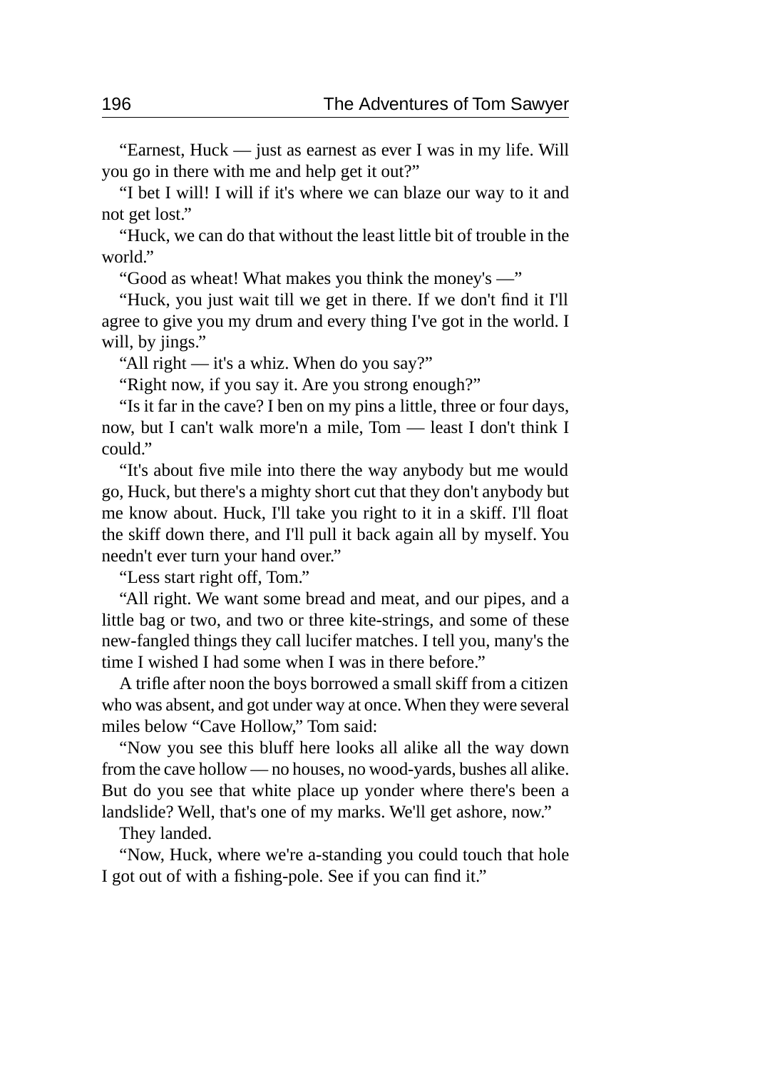"Earnest, Huck — just as earnest as ever I was in my life. Will you go in there with me and help get it out?"

"I bet I will! I will if it's where we can blaze our way to it and not get lost."

"Huck, we can do that without the least little bit of trouble in the world."

"Good as wheat! What makes you think the money's —"

"Huck, you just wait till we get in there. If we don't find it I'll agree to give you my drum and every thing I've got in the world. I will, by jings."

"All right — it's a whiz. When do you say?"

"Right now, if you say it. Are you strong enough?"

"Is it far in the cave? I ben on my pins a little, three or four days, now, but I can't walk more'n a mile, Tom — least I don't think I could."

"It's about five mile into there the way anybody but me would go, Huck, but there's a mighty short cut that they don't anybody but me know about. Huck, I'll take you right to it in a skiff. I'll float the skiff down there, and I'll pull it back again all by myself. You needn't ever turn your hand over."

"Less start right off, Tom."

"All right. We want some bread and meat, and our pipes, and a little bag or two, and two or three kite-strings, and some of these new-fangled things they call lucifer matches. I tell you, many's the time I wished I had some when I was in there before."

A trifle after noon the boys borrowed a small skiff from a citizen who was absent, and got under way at once. When they were several miles below "Cave Hollow," Tom said:

"Now you see this bluff here looks all alike all the way down from the cave hollow — no houses, no wood-yards, bushes all alike. But do you see that white place up yonder where there's been a landslide? Well, that's one of my marks. We'll get ashore, now."

They landed.

"Now, Huck, where we're a-standing you could touch that hole I got out of with a fishing-pole. See if you can find it."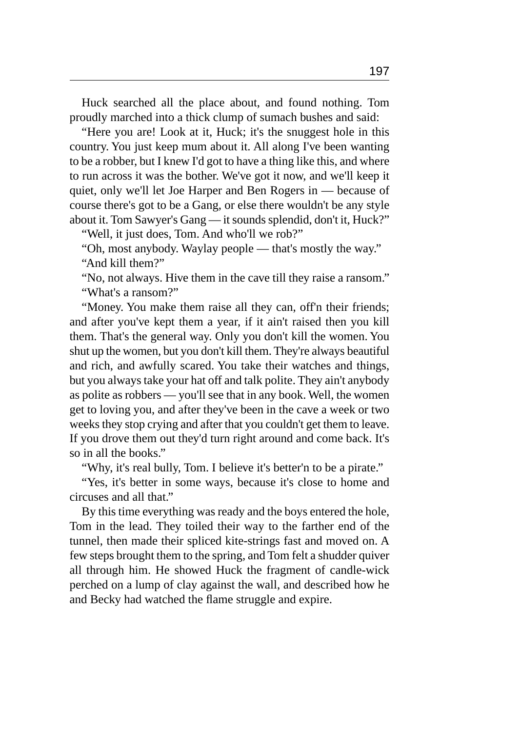Huck searched all the place about, and found nothing. Tom proudly marched into a thick clump of sumach bushes and said:

"Here you are! Look at it, Huck; it's the snuggest hole in this country. You just keep mum about it. All along I've been wanting to be a robber, but I knew I'd got to have a thing like this, and where to run across it was the bother. We've got it now, and we'll keep it quiet, only we'll let Joe Harper and Ben Rogers in — because of course there's got to be a Gang, or else there wouldn't be any style about it. Tom Sawyer's Gang — it sounds splendid, don't it, Huck?"

"Well, it just does, Tom. And who'll we rob?"

"Oh, most anybody. Waylay people — that's mostly the way."

"And kill them?"

"No, not always. Hive them in the cave till they raise a ransom."

"What's a ransom?"

"Money. You make them raise all they can, off'n their friends; and after you've kept them a year, if it ain't raised then you kill them. That's the general way. Only you don't kill the women. You shut up the women, but you don't kill them. They're always beautiful and rich, and awfully scared. You take their watches and things, but you always take your hat off and talk polite. They ain't anybody as polite as robbers — you'll see that in any book. Well, the women get to loving you, and after they've been in the cave a week or two weeks they stop crying and after that you couldn't get them to leave. If you drove them out they'd turn right around and come back. It's so in all the books."

"Why, it's real bully, Tom. I believe it's better'n to be a pirate."

"Yes, it's better in some ways, because it's close to home and circuses and all that."

By this time everything was ready and the boys entered the hole, Tom in the lead. They toiled their way to the farther end of the tunnel, then made their spliced kite-strings fast and moved on. A few steps brought them to the spring, and Tom felt a shudder quiver all through him. He showed Huck the fragment of candle-wick perched on a lump of clay against the wall, and described how he and Becky had watched the flame struggle and expire.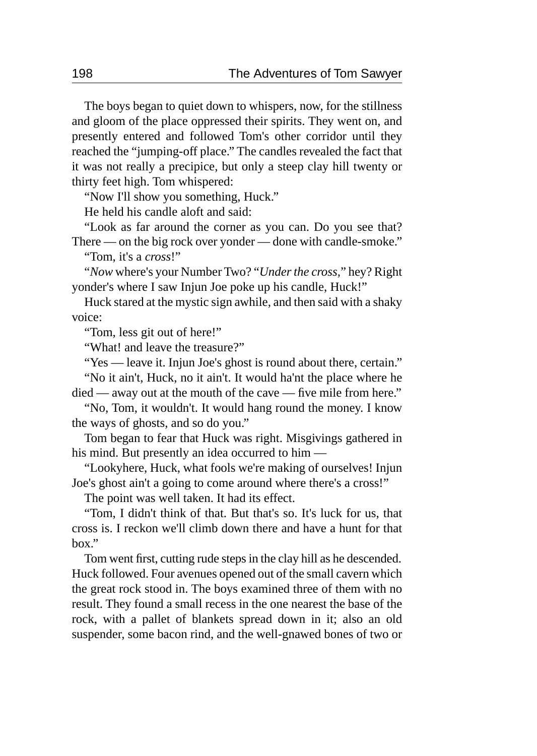The boys began to quiet down to whispers, now, for the stillness and gloom of the place oppressed their spirits. They went on, and presently entered and followed Tom's other corridor until they reached the "jumping-off place." The candles revealed the fact that it was not really a precipice, but only a steep clay hill twenty or thirty feet high. Tom whispered:

"Now I'll show you something, Huck."

He held his candle aloft and said:

"Look as far around the corner as you can. Do you see that? There — on the big rock over yonder — done with candle-smoke."

"Tom, it's a *cross*!"

"*Now* where's your Number Two? "*Under the cross,*" hey? Right yonder's where I saw Injun Joe poke up his candle, Huck!"

Huck stared at the mystic sign awhile, and then said with a shaky voice:

"Tom, less git out of here!"

"What! and leave the treasure?"

"Yes — leave it. Injun Joe's ghost is round about there, certain."

"No it ain't, Huck, no it ain't. It would ha'nt the place where he died — away out at the mouth of the cave — five mile from here."

"No, Tom, it wouldn't. It would hang round the money. I know the ways of ghosts, and so do you."

Tom began to fear that Huck was right. Misgivings gathered in his mind. But presently an idea occurred to him —

"Lookyhere, Huck, what fools we're making of ourselves! Injun Joe's ghost ain't a going to come around where there's a cross!"

The point was well taken. It had its effect.

"Tom, I didn't think of that. But that's so. It's luck for us, that cross is. I reckon we'll climb down there and have a hunt for that box."

Tom went first, cutting rude steps in the clay hill as he descended. Huck followed. Four avenues opened out of the small cavern which the great rock stood in. The boys examined three of them with no result. They found a small recess in the one nearest the base of the rock, with a pallet of blankets spread down in it; also an old suspender, some bacon rind, and the well-gnawed bones of two or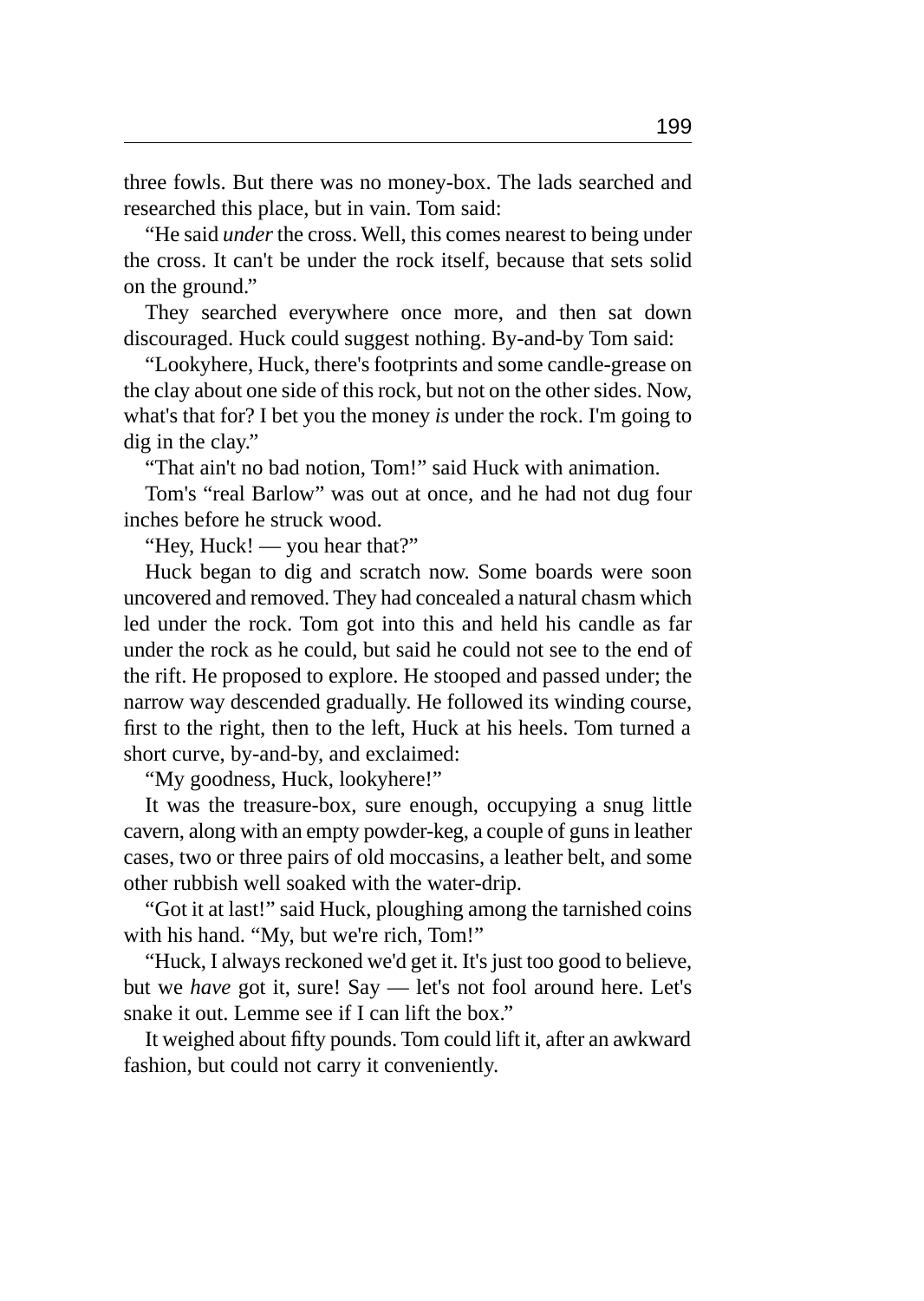three fowls. But there was no money-box. The lads searched and researched this place, but in vain. Tom said:

“He said *under* the cross. Well, this comes nearest to being under the cross. It can't be under the rock itself, because that sets solid on the ground.”

They searched everywhere once more, and then sat down discouraged. Huck could suggest nothing. By-and-by Tom said:

“Lookyhere, Huck, there's footprints and some candle-grease on the clay about one side of this rock, but not on the other sides. Now, what's that for? I bet you the money *is* under the rock. I'm going to dig in the clay.”

“That ain't no bad notion, Tom!” said Huck with animation.

Tom's “real Barlow” was out at once, and he had not dug four inches before he struck wood.

“Hey, Huck! — you hear that?”

Huck began to dig and scratch now. Some boards were soon uncovered and removed. They had concealed a natural chasm which led under the rock. Tom got into this and held his candle as far under the rock as he could, but said he could not see to the end of the rift. He proposed to explore. He stooped and passed under; the narrow way descended gradually. He followed its winding course, first to the right, then to the left, Huck at his heels. Tom turned a short curve, by-and-by, and exclaimed:

“My goodness, Huck, lookyhere!”

It was the treasure-box, sure enough, occupying a snug little cavern, along with an empty powder-keg, a couple of guns in leather cases, two or three pairs of old moccasins, a leather belt, and some other rubbish well soaked with the water-drip.

“Got it at last!” said Huck, ploughing among the tarnished coins with his hand. “My, but we're rich, Tom!”

“Huck, I always reckoned we'd get it. It's just too good to believe, but we *have* got it, sure! Say — let's not fool around here. Let's snake it out. Lemme see if I can lift the box.”

It weighed about fifty pounds. Tom could lift it, after an awkward fashion, but could not carry it conveniently.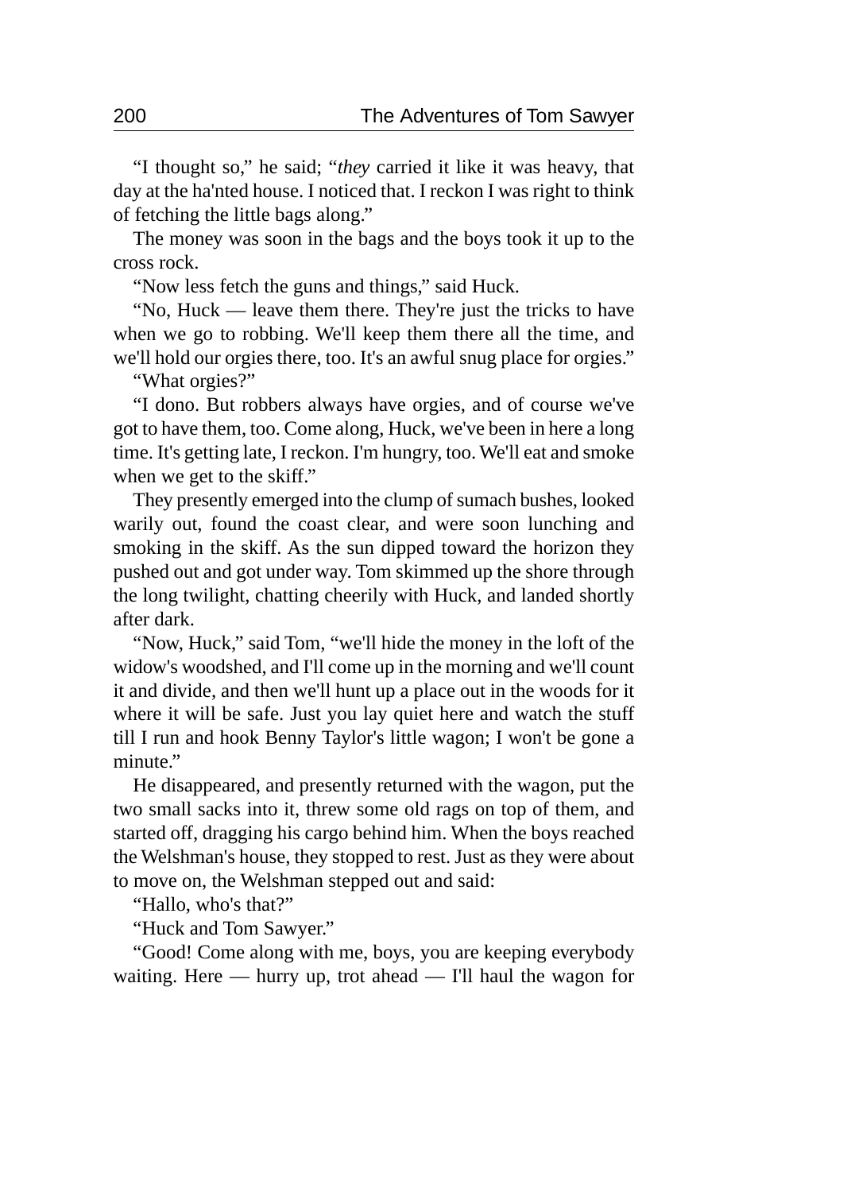"I thought so," he said; "*they* carried it like it was heavy, that day at the ha'nted house. I noticed that. I reckon I was right to think of fetching the little bags along."

The money was soon in the bags and the boys took it up to the cross rock.

"Now less fetch the guns and things," said Huck.

"No, Huck — leave them there. They're just the tricks to have when we go to robbing. We'll keep them there all the time, and we'll hold our orgies there, too. It's an awful snug place for orgies."

"What orgies?"

"I dono. But robbers always have orgies, and of course we've got to have them, too. Come along, Huck, we've been in here a long time. It's getting late, I reckon. I'm hungry, too. We'll eat and smoke when we get to the skiff."

They presently emerged into the clump of sumach bushes, looked warily out, found the coast clear, and were soon lunching and smoking in the skiff. As the sun dipped toward the horizon they pushed out and got under way. Tom skimmed up the shore through the long twilight, chatting cheerily with Huck, and landed shortly after dark.

"Now, Huck," said Tom, "we'll hide the money in the loft of the widow's woodshed, and I'll come up in the morning and we'll count it and divide, and then we'll hunt up a place out in the woods for it where it will be safe. Just you lay quiet here and watch the stuff till I run and hook Benny Taylor's little wagon; I won't be gone a minute."

He disappeared, and presently returned with the wagon, put the two small sacks into it, threw some old rags on top of them, and started off, dragging his cargo behind him. When the boys reached the Welshman's house, they stopped to rest. Just as they were about to move on, the Welshman stepped out and said:

"Hallo, who's that?"

"Huck and Tom Sawyer."

"Good! Come along with me, boys, you are keeping everybody waiting. Here — hurry up, trot ahead — I'll haul the wagon for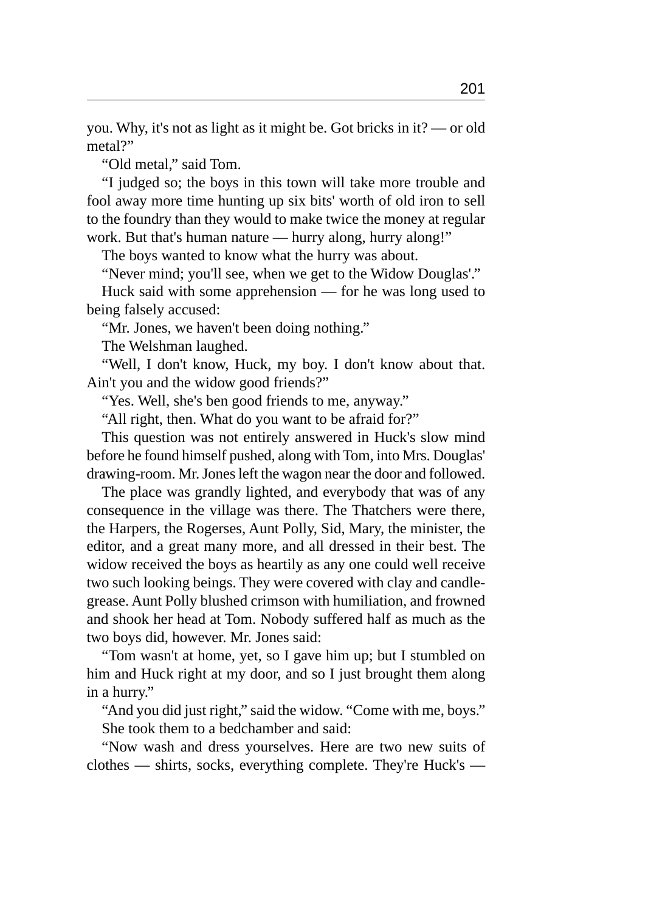you. Why, it's not as light as it might be. Got bricks in it? — or old metal?"

"Old metal," said Tom.

"I judged so; the boys in this town will take more trouble and fool away more time hunting up six bits' worth of old iron to sell to the foundry than they would to make twice the money at regular work. But that's human nature — hurry along, hurry along!"

The boys wanted to know what the hurry was about.

"Never mind; you'll see, when we get to the Widow Douglas'."

Huck said with some apprehension — for he was long used to being falsely accused:

"Mr. Jones, we haven't been doing nothing."

The Welshman laughed.

"Well, I don't know, Huck, my boy. I don't know about that. Ain't you and the widow good friends?"

"Yes. Well, she's ben good friends to me, anyway."

"All right, then. What do you want to be afraid for?"

This question was not entirely answered in Huck's slow mind before he found himself pushed, along with Tom, into Mrs. Douglas' drawing-room. Mr. Jones left the wagon near the door and followed.

The place was grandly lighted, and everybody that was of any consequence in the village was there. The Thatchers were there, the Harpers, the Rogerses, Aunt Polly, Sid, Mary, the minister, the editor, and a great many more, and all dressed in their best. The widow received the boys as heartily as any one could well receive two such looking beings. They were covered with clay and candle-grease. Aunt Polly blushed crimson with humiliation, and frowned and shook her head at Tom. Nobody suffered half as much as the two boys did, however. Mr. Jones said:

"Tom wasn't at home, yet, so I gave him up; but I stumbled on him and Huck right at my door, and so I just brought them along in a hurry."

"And you did just right," said the widow. "Come with me, boys."

She took them to a bedchamber and said:

"Now wash and dress yourselves. Here are two new suits of clothes — shirts, socks, everything complete. They're Huck's —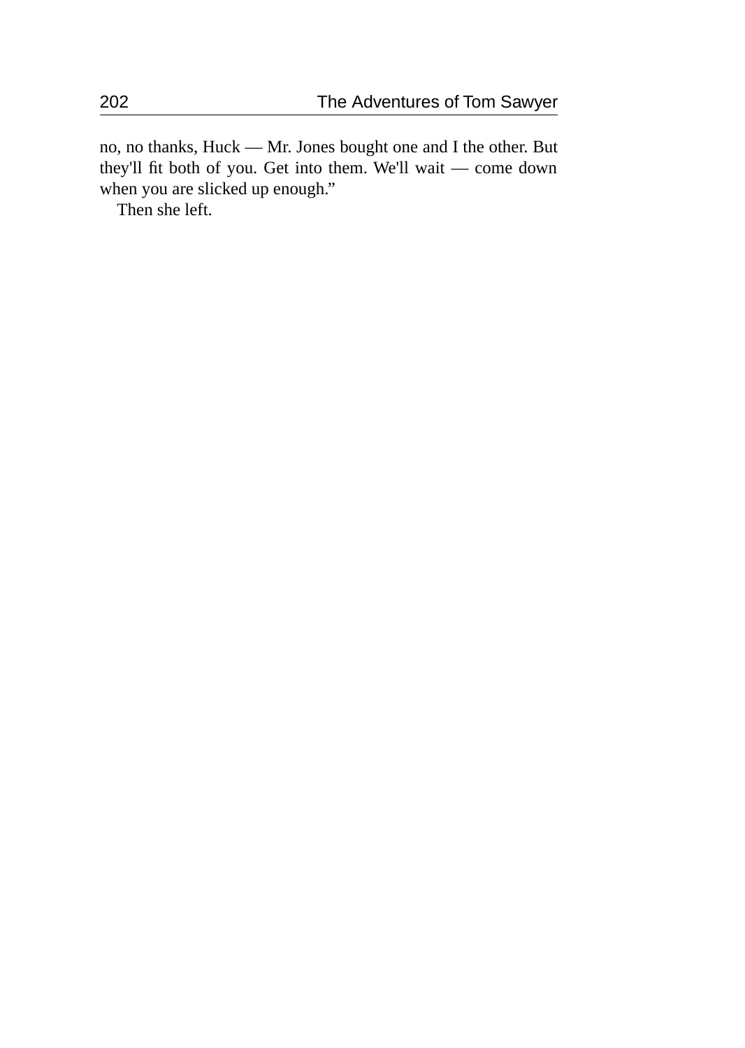no, no thanks, Huck — Mr. Jones bought one and I the other. But they'll fit both of you. Get into them. We'll wait — come down when you are slicked up enough."

Then she left.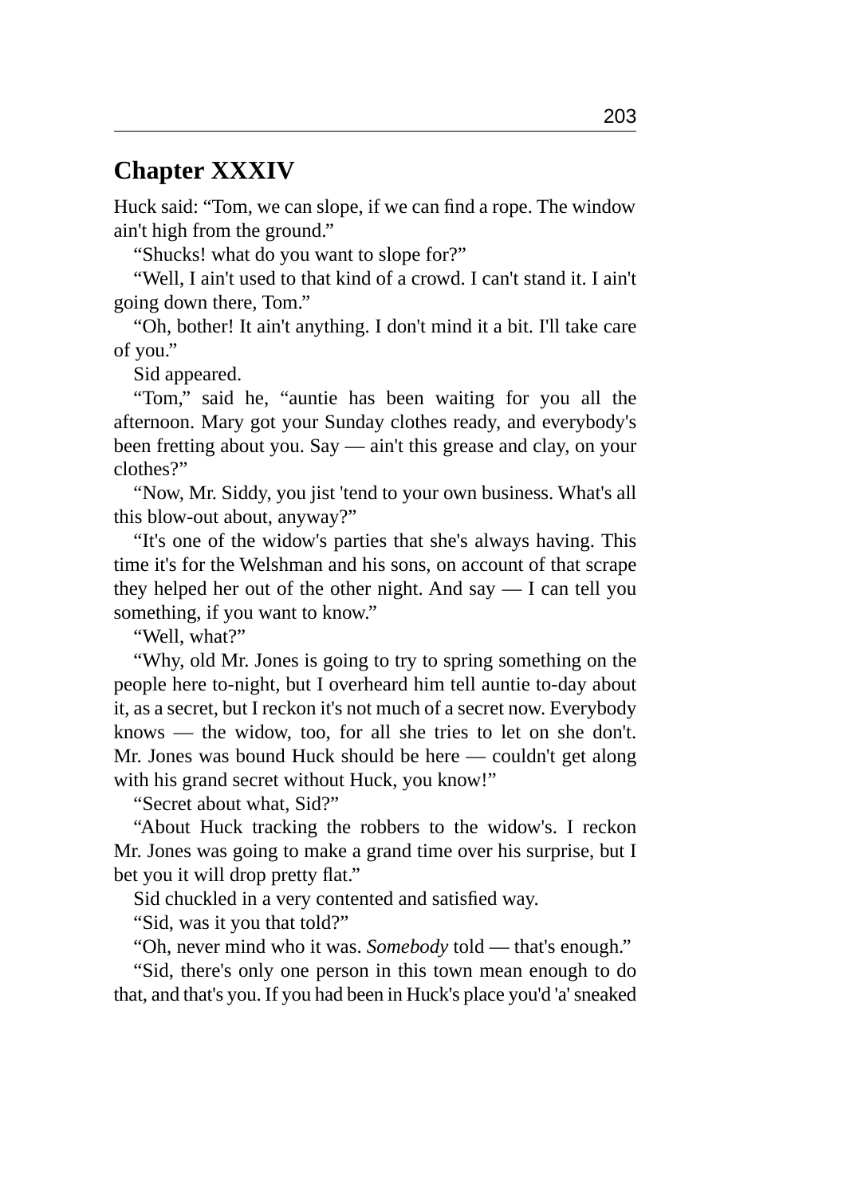## Chapter XXXIV

Huck said: “Tom, we can slope, if we can find a rope. The window ain't high from the ground.”

“Shucks! what do you want to slope for?”

“Well, I ain't used to that kind of a crowd. I can't stand it. I ain't going down there, Tom.”

“Oh, bother! It ain't anything. I don't mind it a bit. I'll take care of you.”

Sid appeared.

“Tom,” said he, “auntie has been waiting for you all the afternoon. Mary got your Sunday clothes ready, and everybody's been fretting about you. Say — ain't this grease and clay, on your clothes?”

“Now, Mr. Siddy, you jist 'tend to your own business. What's all this blow-out about, anyway?”

“It's one of the widow's parties that she's always having. This time it's for the Welshman and his sons, on account of that scrape they helped her out of the other night. And say — I can tell you something, if you want to know.”

“Well, what?”

“Why, old Mr. Jones is going to try to spring something on the people here to-night, but I overheard him tell auntie to-day about it, as a secret, but I reckon it's not much of a secret now. Everybody knows — the widow, too, for all she tries to let on she don't. Mr. Jones was bound Huck should be here — couldn't get along with his grand secret without Huck, you know!”

“Secret about what, Sid?”

“About Huck tracking the robbers to the widow's. I reckon Mr. Jones was going to make a grand time over his surprise, but I bet you it will drop pretty flat.”

Sid chuckled in a very contented and satisfied way.

“Sid, was it you that told?”

“Oh, never mind who it was. *Somebody* told — that's enough.”

“Sid, there's only one person in this town mean enough to do that, and that's you. If you had been in Huck's place you'd 'a' sneaked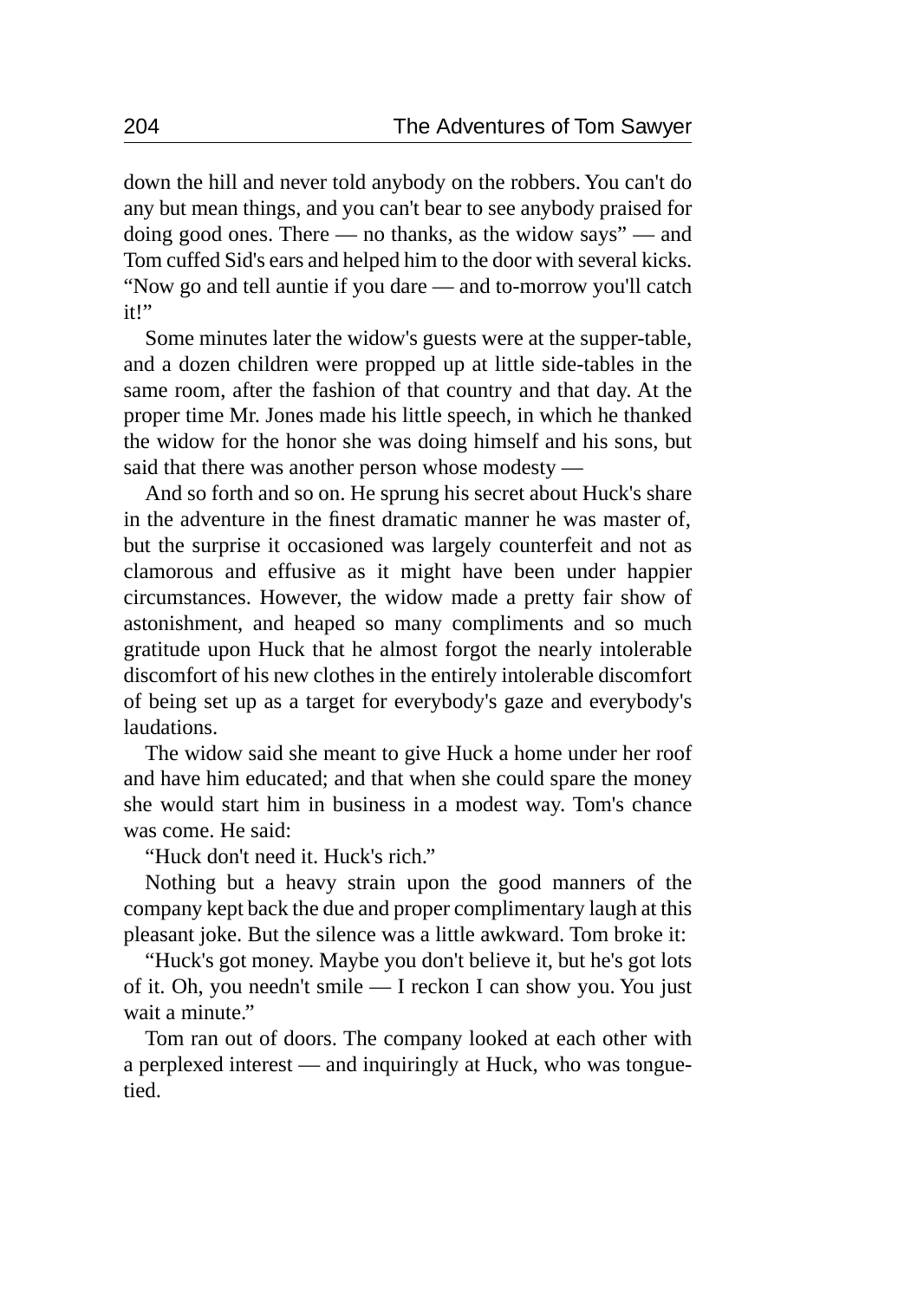down the hill and never told anybody on the robbers. You can't do any but mean things, and you can't bear to see anybody praised for doing good ones. There — no thanks, as the widow says" — and Tom cuffed Sid's ears and helped him to the door with several kicks. "Now go and tell auntie if you dare — and to-morrow you'll catch it!"

Some minutes later the widow's guests were at the supper-table, and a dozen children were propped up at little side-tables in the same room, after the fashion of that country and that day. At the proper time Mr. Jones made his little speech, in which he thanked the widow for the honor she was doing himself and his sons, but said that there was another person whose modesty —

And so forth and so on. He sprung his secret about Huck's share in the adventure in the finest dramatic manner he was master of, but the surprise it occasioned was largely counterfeit and not as clamorous and effusive as it might have been under happier circumstances. However, the widow made a pretty fair show of astonishment, and heaped so many compliments and so much gratitude upon Huck that he almost forgot the nearly intolerable discomfort of his new clothes in the entirely intolerable discomfort of being set up as a target for everybody's gaze and everybody's laudations.

The widow said she meant to give Huck a home under her roof and have him educated; and that when she could spare the money she would start him in business in a modest way. Tom's chance was come. He said:

"Huck don't need it. Huck's rich."

Nothing but a heavy strain upon the good manners of the company kept back the due and proper complimentary laugh at this pleasant joke. But the silence was a little awkward. Tom broke it:

"Huck's got money. Maybe you don't believe it, but he's got lots of it. Oh, you needn't smile — I reckon I can show you. You just wait a minute."

Tom ran out of doors. The company looked at each other with a perplexed interest — and inquiringly at Huck, who was tongue-tied.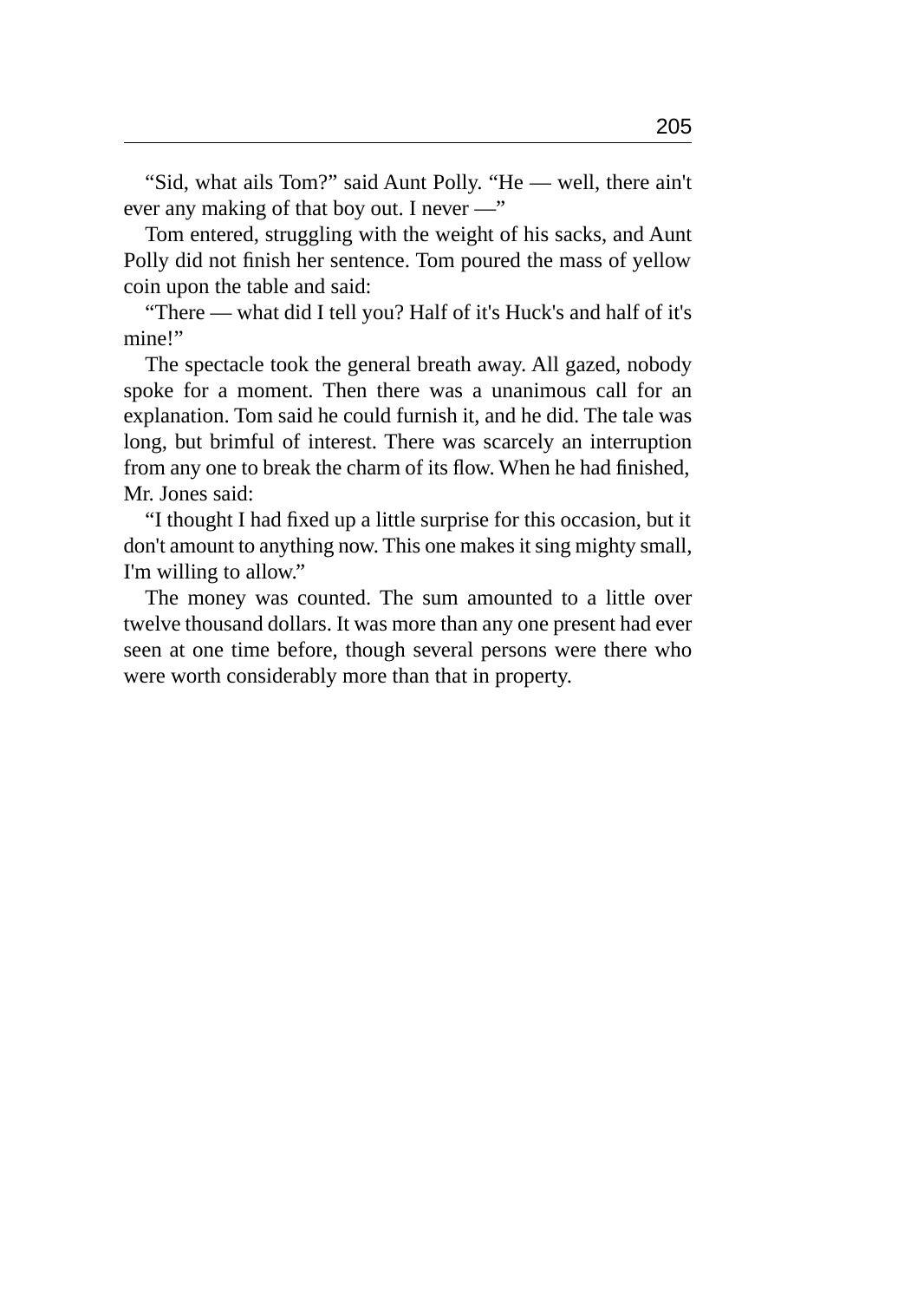“Sid, what ails Tom?” said Aunt Polly. “He — well, there ain't ever any making of that boy out. I never —”

Tom entered, struggling with the weight of his sacks, and Aunt Polly did not finish her sentence. Tom poured the mass of yellow coin upon the table and said:

“There — what did I tell you? Half of it's Huck's and half of it's mine!”

The spectacle took the general breath away. All gazed, nobody spoke for a moment. Then there was a unanimous call for an explanation. Tom said he could furnish it, and he did. The tale was long, but brimful of interest. There was scarcely an interruption from any one to break the charm of its flow. When he had finished, Mr. Jones said:

“I thought I had fixed up a little surprise for this occasion, but it don't amount to anything now. This one makes it sing mighty small, I'm willing to allow.”

The money was counted. The sum amounted to a little over twelve thousand dollars. It was more than any one present had ever seen at one time before, though several persons were there who were worth considerably more than that in property.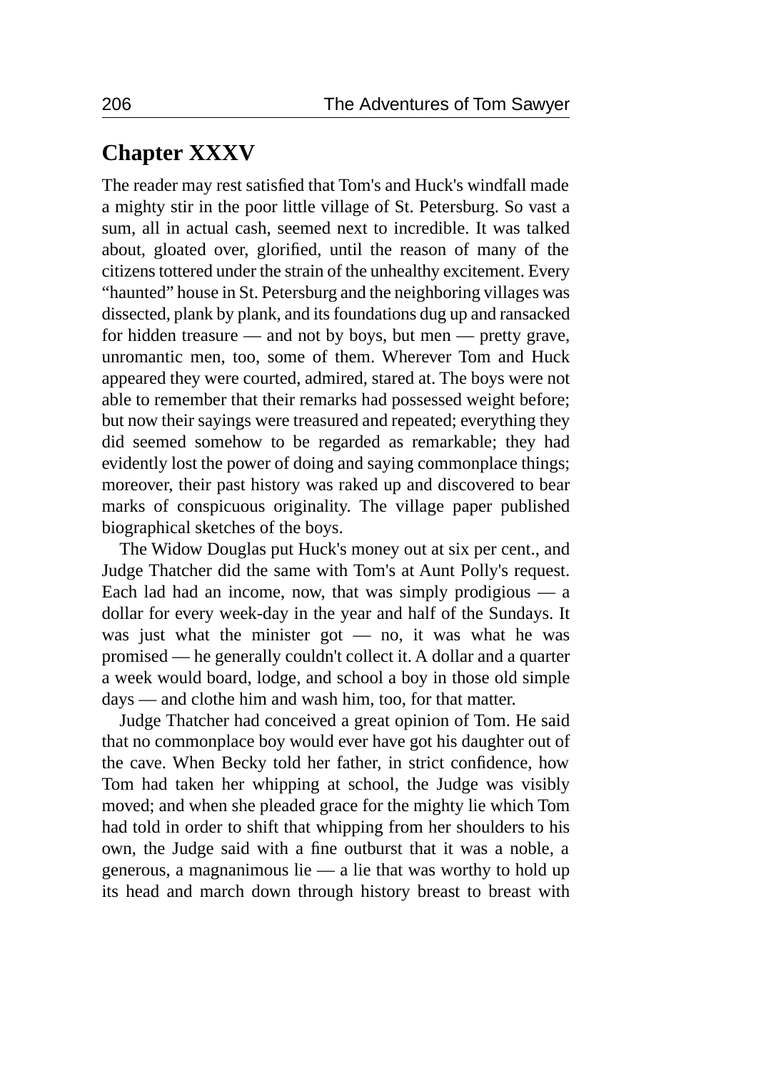## Chapter XXXV

The reader may rest satisfied that Tom's and Huck's windfall made a mighty stir in the poor little village of St. Petersburg. So vast a sum, all in actual cash, seemed next to incredible. It was talked about, gloated over, glorified, until the reason of many of the citizens tottered under the strain of the unhealthy excitement. Every "haunted" house in St. Petersburg and the neighboring villages was dissected, plank by plank, and its foundations dug up and ransacked for hidden treasure — and not by boys, but men — pretty grave, unromantic men, too, some of them. Wherever Tom and Huck appeared they were courted, admired, stared at. The boys were not able to remember that their remarks had possessed weight before; but now their sayings were treasured and repeated; everything they did seemed somehow to be regarded as remarkable; they had evidently lost the power of doing and saying commonplace things; moreover, their past history was raked up and discovered to bear marks of conspicuous originality. The village paper published biographical sketches of the boys.

The Widow Douglas put Huck's money out at six per cent., and Judge Thatcher did the same with Tom's at Aunt Polly's request. Each lad had an income, now, that was simply prodigious — a dollar for every week-day in the year and half of the Sundays. It was just what the minister got — no, it was what he was promised — he generally couldn't collect it. A dollar and a quarter a week would board, lodge, and school a boy in those old simple days — and clothe him and wash him, too, for that matter.

Judge Thatcher had conceived a great opinion of Tom. He said that no commonplace boy would ever have got his daughter out of the cave. When Becky told her father, in strict confidence, how Tom had taken her whipping at school, the Judge was visibly moved; and when she pleaded grace for the mighty lie which Tom had told in order to shift that whipping from her shoulders to his own, the Judge said with a fine outburst that it was a noble, a generous, a magnanimous lie — a lie that was worthy to hold up its head and march down through history breast to breast with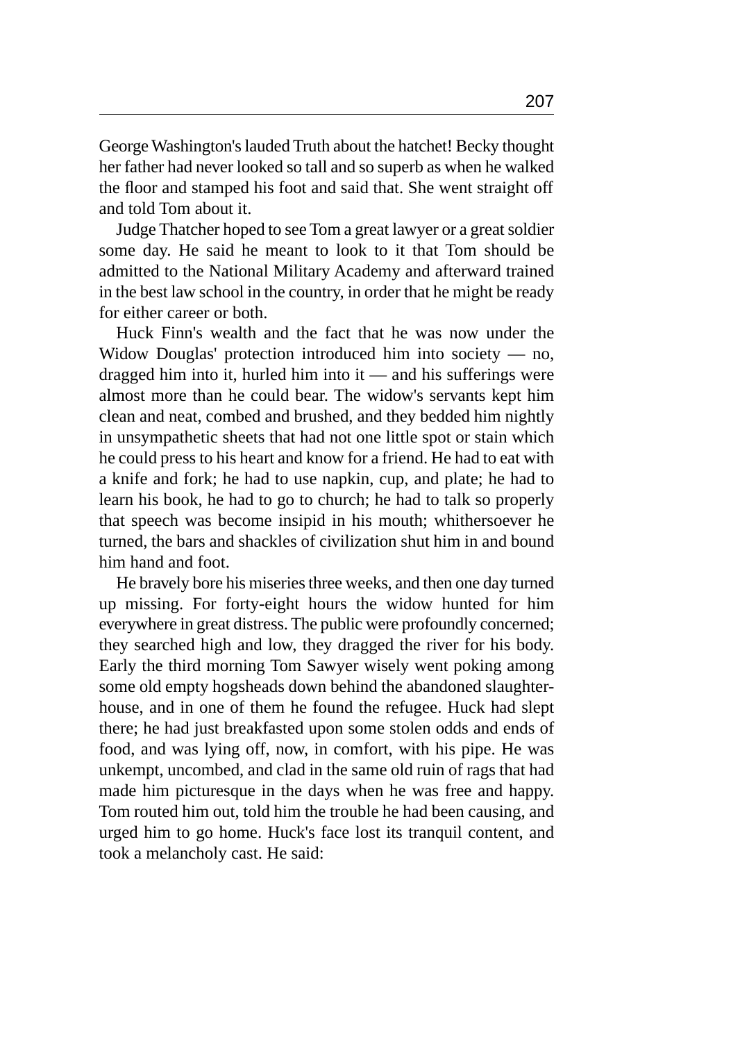George Washington's lauded Truth about the hatchet! Becky thought her father had never looked so tall and so superb as when he walked the floor and stamped his foot and said that. She went straight off and told Tom about it.

Judge Thatcher hoped to see Tom a great lawyer or a great soldier some day. He said he meant to look to it that Tom should be admitted to the National Military Academy and afterward trained in the best law school in the country, in order that he might be ready for either career or both.

Huck Finn's wealth and the fact that he was now under the Widow Douglas' protection introduced him into society — no, dragged him into it, hurled him into it — and his sufferings were almost more than he could bear. The widow's servants kept him clean and neat, combed and brushed, and they bedded him nightly in unsympathetic sheets that had not one little spot or stain which he could press to his heart and know for a friend. He had to eat with a knife and fork; he had to use napkin, cup, and plate; he had to learn his book, he had to go to church; he had to talk so properly that speech was become insipid in his mouth; whithersoever he turned, the bars and shackles of civilization shut him in and bound him hand and foot.

He bravely bore his miseries three weeks, and then one day turned up missing. For forty-eight hours the widow hunted for him everywhere in great distress. The public were profoundly concerned; they searched high and low, they dragged the river for his body. Early the third morning Tom Sawyer wisely went poking among some old empty hogsheads down behind the abandoned slaughter-house, and in one of them he found the refugee. Huck had slept there; he had just breakfasted upon some stolen odds and ends of food, and was lying off, now, in comfort, with his pipe. He was unkempt, uncombed, and clad in the same old ruin of rags that had made him picturesque in the days when he was free and happy. Tom routed him out, told him the trouble he had been causing, and urged him to go home. Huck's face lost its tranquil content, and took a melancholy cast. He said: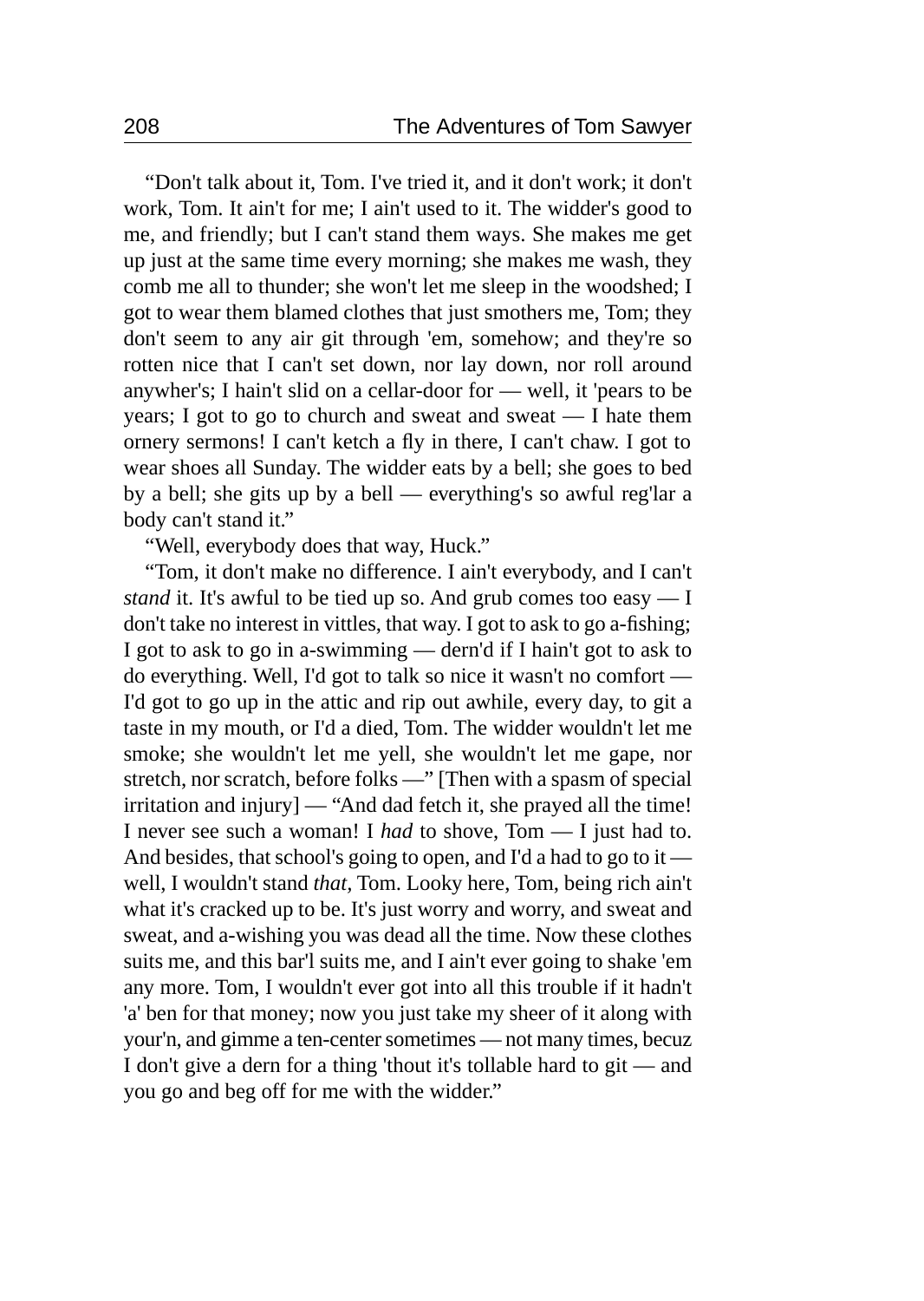"Don't talk about it, Tom. I've tried it, and it don't work; it don't work, Tom. It ain't for me; I ain't used to it. The widder's good to me, and friendly; but I can't stand them ways. She makes me get up just at the same time every morning; she makes me wash, they comb me all to thunder; she won't let me sleep in the woodshed; I got to wear them blamed clothes that just smothers me, Tom; they don't seem to any air git through 'em, somehow; and they're so rotten nice that I can't set down, nor lay down, nor roll around anywher's; I hain't slid on a cellar-door for — well, it 'pears to be years; I got to go to church and sweat and sweat — I hate them ornery sermons! I can't ketch a fly in there, I can't chaw. I got to wear shoes all Sunday. The widder eats by a bell; she goes to bed by a bell; she gits up by a bell — everything's so awful reg'lar a body can't stand it."

"Well, everybody does that way, Huck."

"Tom, it don't make no difference. I ain't everybody, and I can't *stand* it. It's awful to be tied up so. And grub comes too easy — I don't take no interest in vittles, that way. I got to ask to go a-fishing; I got to ask to go in a-swimming — dern'd if I hain't got to ask to do everything. Well, I'd got to talk so nice it wasn't no comfort — I'd got to go up in the attic and rip out awhile, every day, to git a taste in my mouth, or I'd a died, Tom. The widder wouldn't let me smoke; she wouldn't let me yell, she wouldn't let me gape, nor stretch, nor scratch, before folks —" [Then with a spasm of special irritation and injury] — "And dad fetch it, she prayed all the time! I never see such a woman! I *had* to shove, Tom — I just had to. And besides, that school's going to open, and I'd a had to go to it — well, I wouldn't stand *that*, Tom. Looky here, Tom, being rich ain't what it's cracked up to be. It's just worry and worry, and sweat and sweat, and a-wishing you was dead all the time. Now these clothes suits me, and this bar'l suits me, and I ain't ever going to shake 'em any more. Tom, I wouldn't ever got into all this trouble if it hadn't 'a' ben for that money; now you just take my sheer of it along with your'n, and gimme a ten-center sometimes — not many times, becuz I don't give a dern for a thing 'thout it's tollable hard to git — and you go and beg off for me with the widder."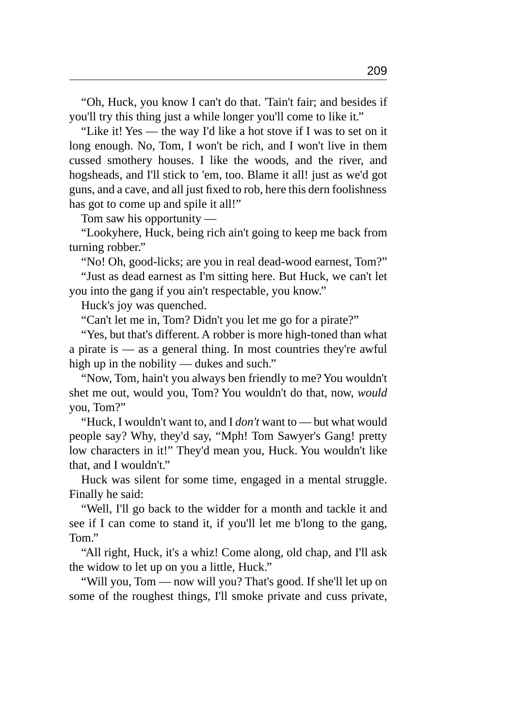“Oh, Huck, you know I can't do that. 'Tain't fair; and besides if you'll try this thing just a while longer you'll come to like it.”

“Like it! Yes — the way I'd like a hot stove if I was to set on it long enough. No, Tom, I won't be rich, and I won't live in them cussed smothery houses. I like the woods, and the river, and hogsheads, and I'll stick to 'em, too. Blame it all! just as we'd got guns, and a cave, and all just fixed to rob, here this dern foolishness has got to come up and spile it all!”

Tom saw his opportunity —

“Lookyhere, Huck, being rich ain't going to keep me back from turning robber.”

“No! Oh, good-licks; are you in real dead-wood earnest, Tom?”

“Just as dead earnest as I'm sitting here. But Huck, we can't let you into the gang if you ain't respectable, you know.”

Huck's joy was quenched.

“Can't let me in, Tom? Didn't you let me go for a pirate?”

“Yes, but that's different. A robber is more high-toned than what a pirate is — as a general thing. In most countries they're awful high up in the nobility — dukes and such.”

“Now, Tom, hain't you always ben friendly to me? You wouldn't shet me out, would you, Tom? You wouldn't do that, now, *would* you, Tom?”

“Huck, I wouldn't want to, and I *don't* want to — but what would people say? Why, they'd say, “Mph! Tom Sawyer's Gang! pretty low characters in it!” They'd mean you, Huck. You wouldn't like that, and I wouldn't.”

Huck was silent for some time, engaged in a mental struggle. Finally he said:

“Well, I'll go back to the widder for a month and tackle it and see if I can come to stand it, if you'll let me b'long to the gang, Tom.”

“All right, Huck, it's a whiz! Come along, old chap, and I'll ask the widow to let up on you a little, Huck.”

“Will you, Tom — now will you? That's good. If she'll let up on some of the roughest things, I'll smoke private and cuss private,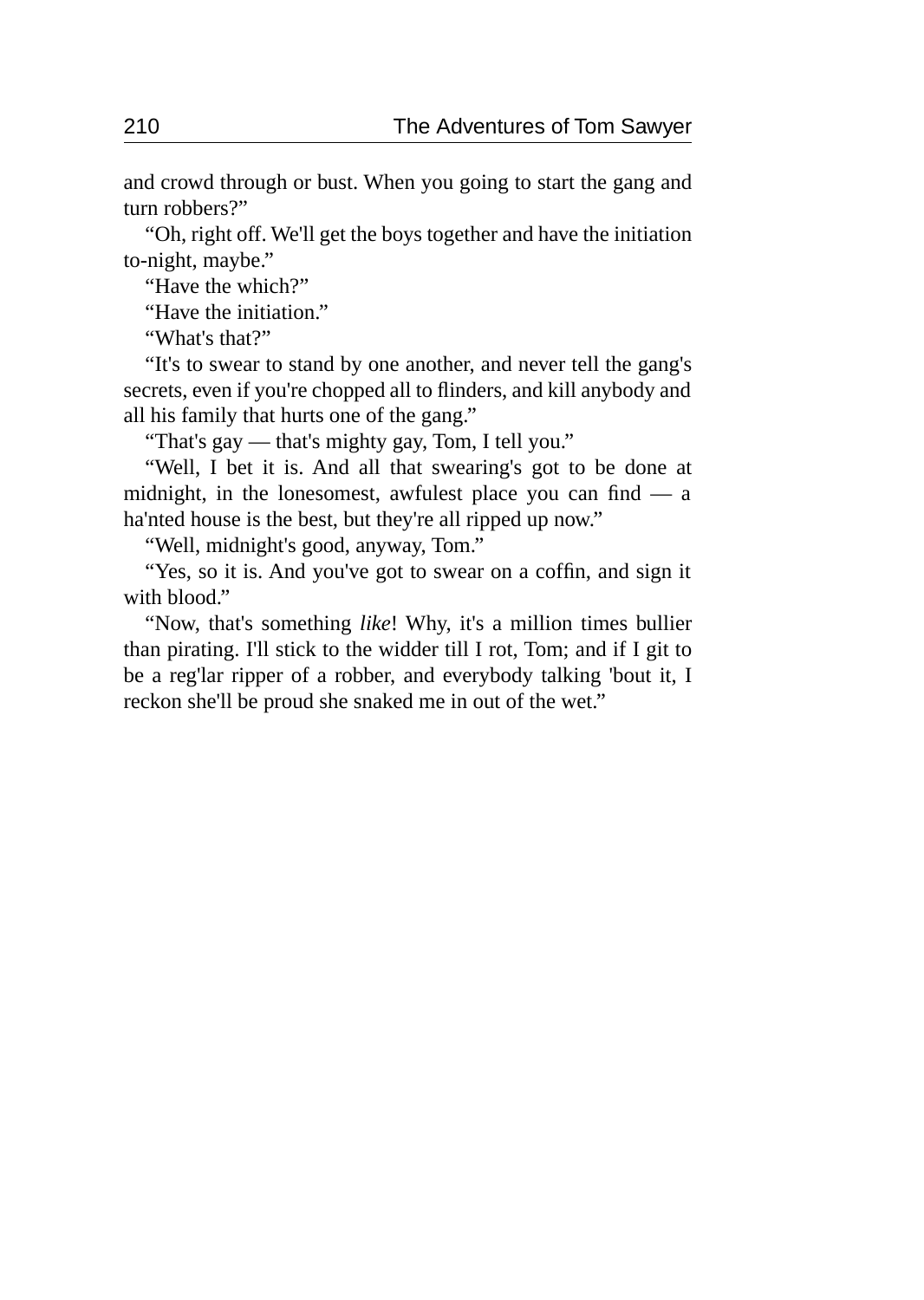and crowd through or bust. When you going to start the gang and turn robbers?"

"Oh, right off. We'll get the boys together and have the initiation to-night, maybe."

"Have the which?"

"Have the initiation."

"What's that?"

"It's to swear to stand by one another, and never tell the gang's secrets, even if you're chopped all to flinders, and kill anybody and all his family that hurts one of the gang."

"That's gay — that's mighty gay, Tom, I tell you."

"Well, I bet it is. And all that swearing's got to be done at midnight, in the lonesomest, awfulest place you can find — a ha'nted house is the best, but they're all ripped up now."

"Well, midnight's good, anyway, Tom."

"Yes, so it is. And you've got to swear on a coffin, and sign it with blood."

"Now, that's something *like*! Why, it's a million times bullier than pirating. I'll stick to the widder till I rot, Tom; and if I git to be a reg'lar ripper of a robber, and everybody talking 'bout it, I reckon she'll be proud she snaked me in out of the wet."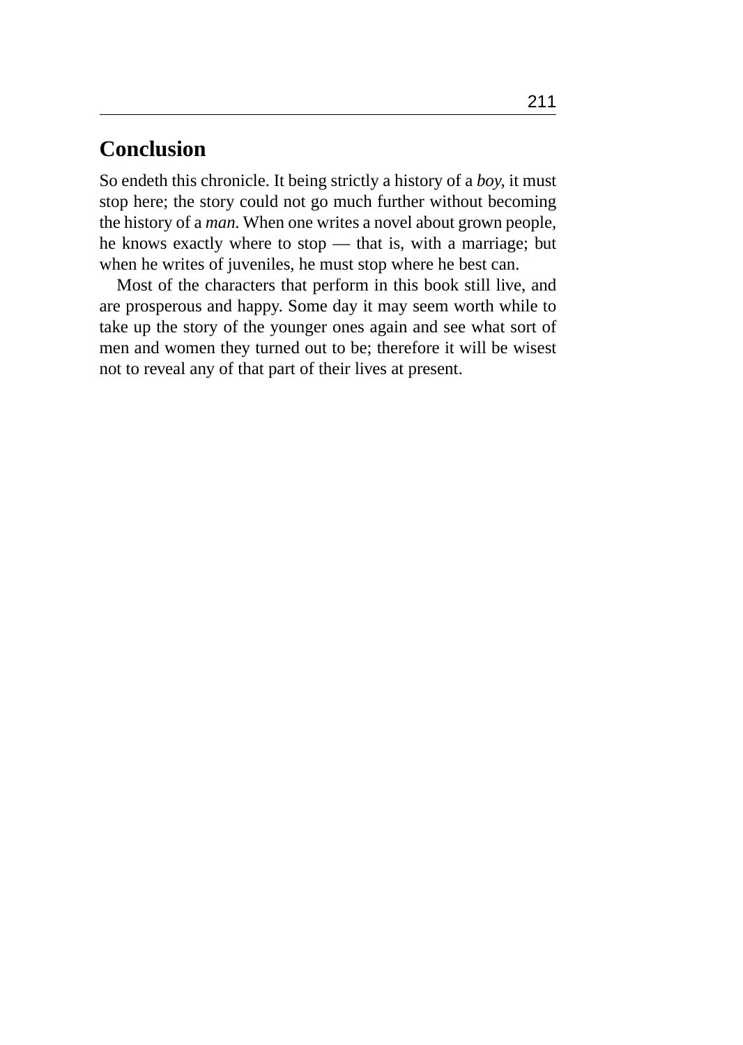## Conclusion

So endeth this chronicle. It being strictly a history of a *boy,* it must stop here; the story could not go much further without becoming the history of a *man.* When one writes a novel about grown people, he knows exactly where to stop — that is, with a marriage; but when he writes of juveniles, he must stop where he best can.

Most of the characters that perform in this book still live, and are prosperous and happy. Some day it may seem worth while to take up the story of the younger ones again and see what sort of men and women they turned out to be; therefore it will be wisest not to reveal any of that part of their lives at present.